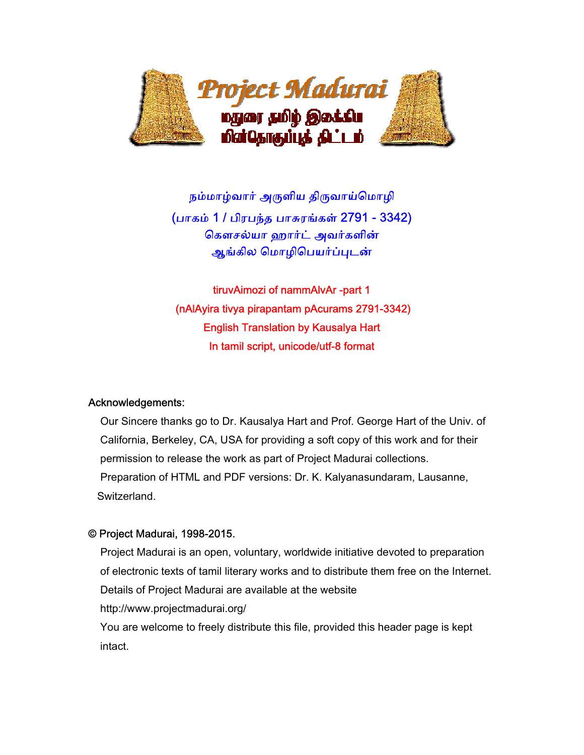நம்மாழ்வார் அருளிய திருவாய்மொழி
(பாகம் 1 / பிரபந்த பாசுரங்கள் 2791 - 3342)
கௌசல்யா ஹார்ட் அவர்களின்
ஆங்கில மொழிபெயர்ப்புடன்

tiruvAimozi of nammAlvAr -part 1
(nAlAyira tivya pirapantam pAcurams 2791-3342)
English Translation by Kausalya Hart
In tamil script, unicode/utf-8 format

Acknowledgements:

Our Sincere thanks go to Dr. Kausalya Hart and Prof. George Hart of the Univ. of California, Berkeley, CA, USA for providing a soft copy of this work and for their permission to release the work as part of Project Madurai collections.
Preparation of HTML and PDF versions: Dr. K. Kalyanasundaram, Lausanne, Switzerland.

© Project Madurai, 1998-2015.

Project Madurai is an open, voluntary, worldwide initiative devoted to preparation of electronic texts of tamil literary works and to distribute them free on the Internet.
Details of Project Madurai are available at the website
http://www.projectmadurai.org/
You are welcome to freely distribute this file, provided this header page is kept intact.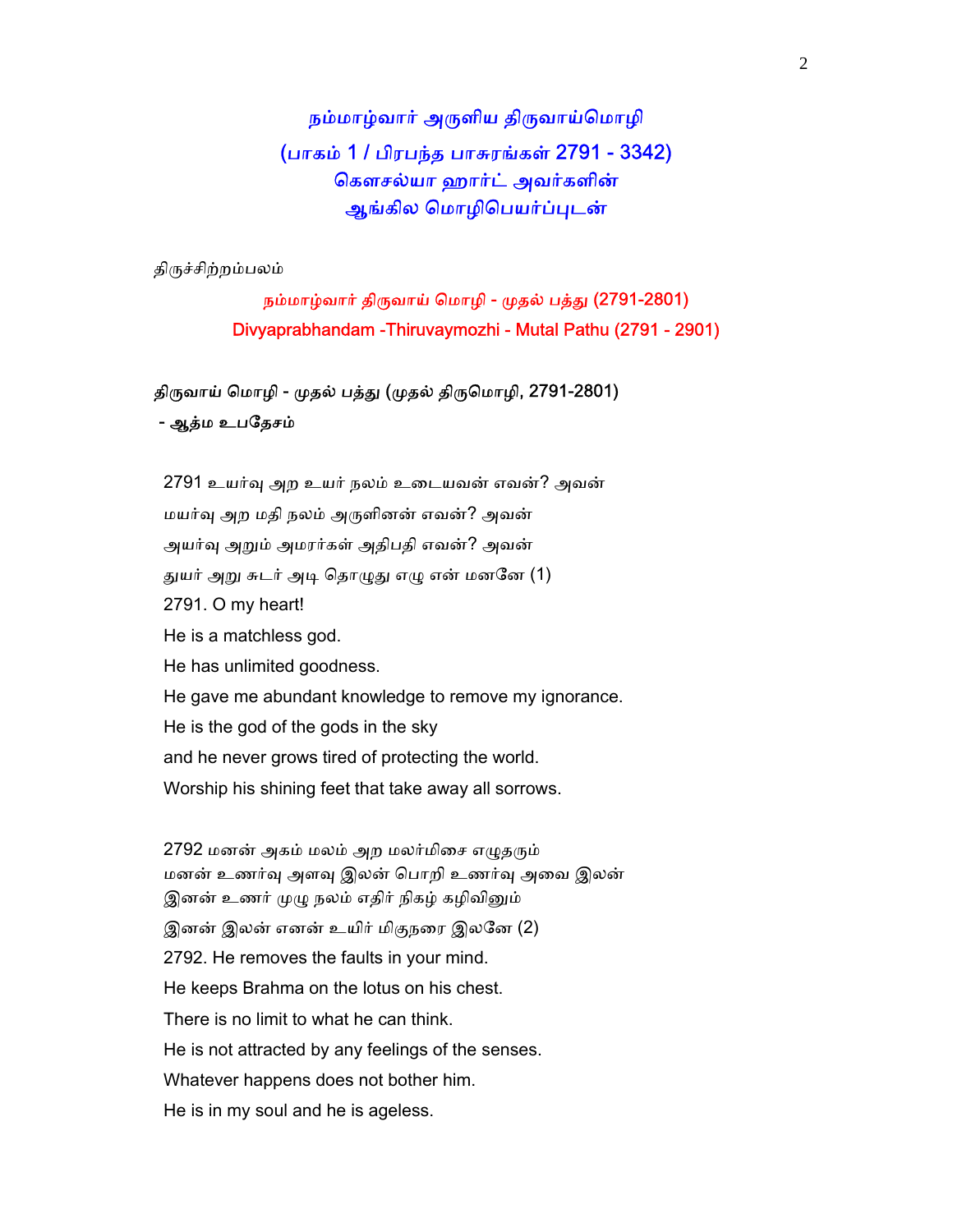# நம்மாழ்வார் அருளிய திருவாய்மொழி
# (பாகம் 1 / பிரபந்த பாசுரங்கள் 2791 - 3342)
# கௌசல்யா ஹார்ட் அவர்களின்
# ஆங்கில மொழிபெயர்ப்புடன்

திருச்சிற்றம்பலம்

## நம்மாழ்வார் திருவாய் மொழி - முதல் பத்து (2791-2801)
## Divyaprabhandam -Thiruvaymozhi - Mutal Pathu (2791 - 2901)

### திருவாய் மொழி - முதல் பத்து (முதல் திருமொழி, 2791-2801)
**- ஆத்ம உபதேசம்**

2791 உயர்வு அற உயர் நலம் உடையவன் எவன்? அவன்
மயர்வு அற மதி நலம் அருளினன் எவன்? அவன்
அயர்வு அறும் அமரர்கள் அதிபதி எவன்? அவன்
துயர் அறு சுடர் அடி தொழுது எழு என் மனனே (1)

2791. O my heart!
He is a matchless god.
He has unlimited goodness.
He gave me abundant knowledge to remove my ignorance.
He is the god of the gods in the sky
and he never grows tired of protecting the world.
Worship his shining feet that take away all sorrows.

2792 மனன் அகம் மலம் அற மலர்மிசை எழுதரும்
மனன் உணர்வு அளவு இலன் பொறி உணர்வு அவை இலன்
இனன் உணர் முழு நலம் எதிர் நிகழ் கழிவினும்
இனன் இலன் எனன் உயிர் மிகுநரை இலனே (2)

2792. He removes the faults in your mind.
He keeps Brahma on the lotus on his chest.
There is no limit to what he can think.
He is not attracted by any feelings of the senses.
Whatever happens does not bother him.
He is in my soul and he is ageless.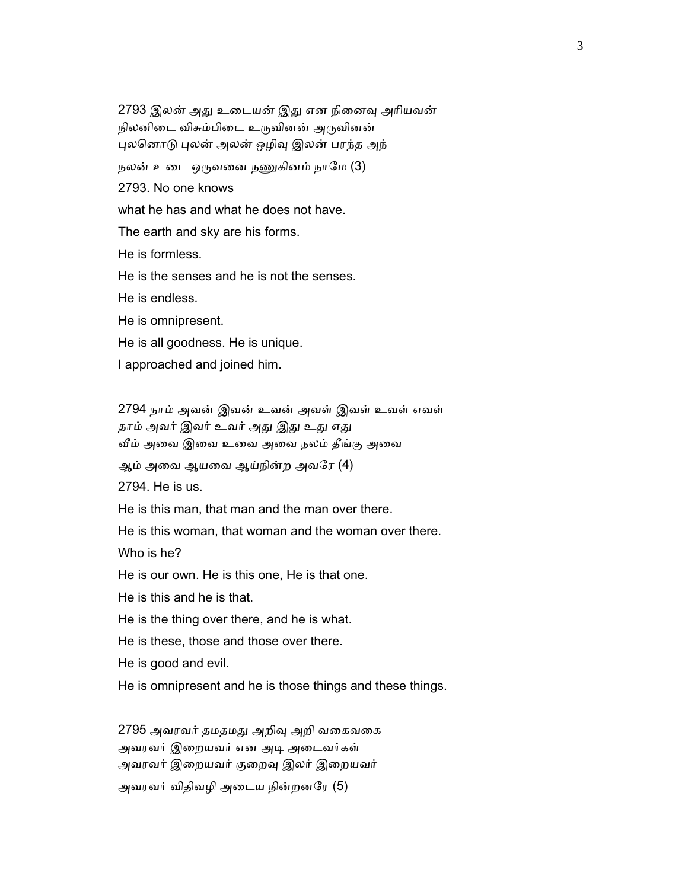2793 இலன் அது உடையன் இது என நினைவு அரியவன்
நிலனிடை விசும்பிடை உருவினன் அருவினன்
புலனொடு புலன் அலன் ஒழிவு இலன் பரந்த அந்
நலன் உடை ஒருவனை நணுகினம் நாமே (3)

2793. No one knows

what he has and what he does not have.

The earth and sky are his forms.

He is formless.

He is the senses and he is not the senses.

He is endless.

He is omnipresent.

He is all goodness. He is unique.

I approached and joined him.

2794 நாம் அவன் இவன் உவன் அவள் இவள் உவள் எவள்
தாம் அவர் இவர் உவர் அது இது உது எது
வீம் அவை இவை உவை அவை நலம் தீங்கு அவை
ஆம் அவை ஆயவை ஆய்நின்ற அவரே (4)

2794. He is us.

He is this man, that man and the man over there.

He is this woman, that woman and the woman over there.

Who is he?

He is our own. He is this one, He is that one.

He is this and he is that.

He is the thing over there, and he is what.

He is these, those and those over there.

He is good and evil.

He is omnipresent and he is those things and these things.

2795 அவரவர் தமதமது அறிவு அறி வகைவகை
அவரவர் இறையவர் என அடி அடைவர்கள்
அவரவர் இறையவர் குறைவு இலர் இறையவர்
அவரவர் விதிவழி அடைய நின்றனரே (5)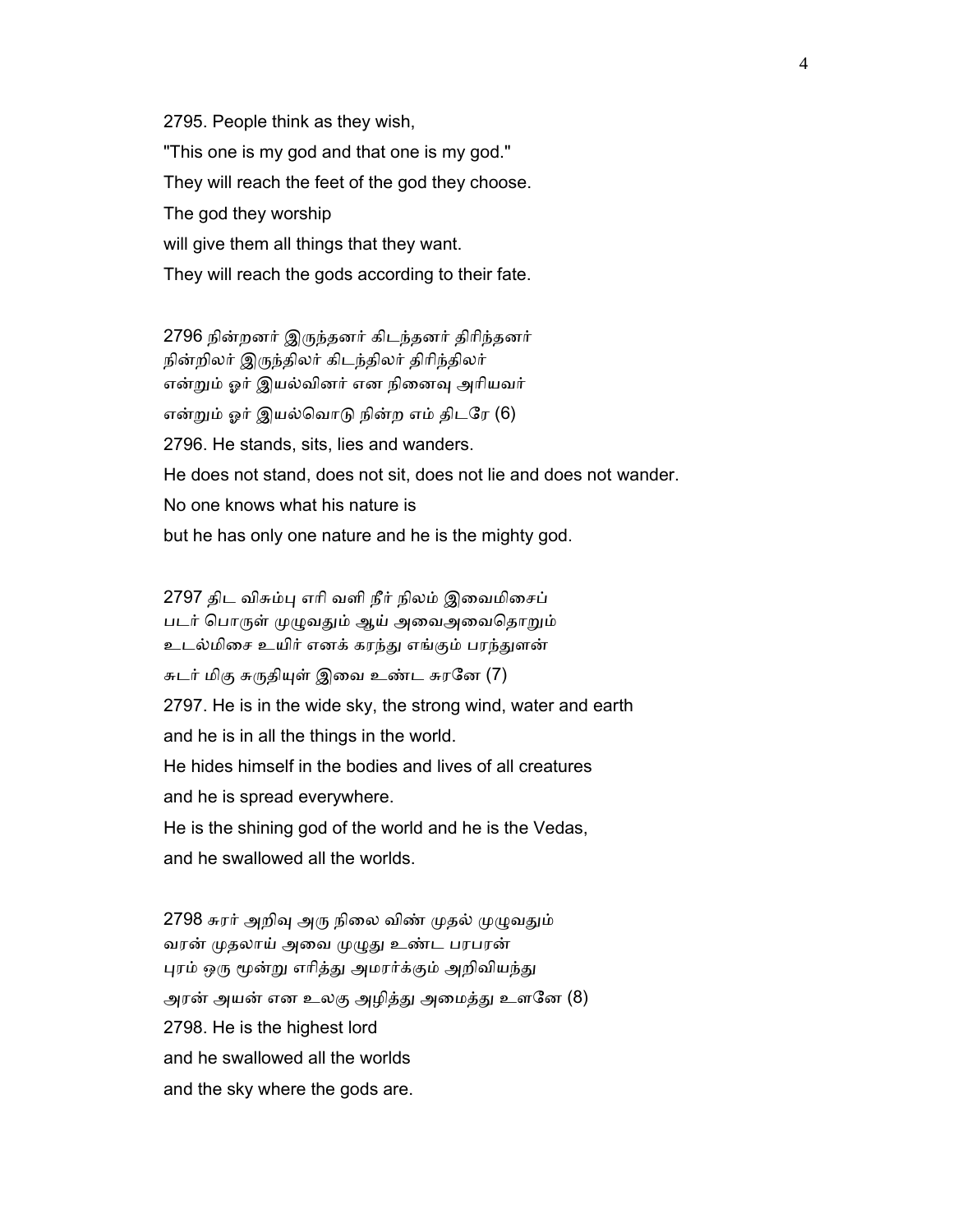2795. People think as they wish,

"This one is my god and that one is my god."

They will reach the feet of the god they choose.

The god they worship

will give them all things that they want.

They will reach the gods according to their fate.

2796 நின்றனர் இருந்தனர் கிடந்தனர் திரிந்தனர்
நின்றிலர் இருந்திலர் கிடந்திலர் திரிந்திலர்
என்றும் ஓர் இயல்வினர் என நினைவு அரியவர்
என்றும் ஓர் இயல்வொடு நின்ற எம் திடரே (6)

2796. He stands, sits, lies and wanders.

He does not stand, does not sit, does not lie and does not wander.

No one knows what his nature is

but he has only one nature and he is the mighty god.

2797 திட விசும்பு எரி வளி நீர் நிலம் இவைமிசைப்
படர் பொருள் முழுவதும் ஆய் அவைஅவைதொறும்
உடல்மிசை உயிர் எனக் கரந்து எங்கும் பரந்துளன்
சுடர் மிகு சுருதியுள் இவை உண்ட சுரனே (7)

2797. He is in the wide sky, the strong wind, water and earth

and he is in all the things in the world.

He hides himself in the bodies and lives of all creatures

and he is spread everywhere.

He is the shining god of the world and he is the Vedas,

and he swallowed all the worlds.

2798 சுரர் அறிவு அரு நிலை விண் முதல் முழுவதும்
வரன் முதலாய் அவை முழுது உண்ட பரபரன்
புரம் ஒரு மூன்று எரித்து அமரர்க்கும் அறிவியந்து
அரன் அயன் என உலகு அழித்து அமைத்து உளனே (8)

2798. He is the highest lord

and he swallowed all the worlds

and the sky where the gods are.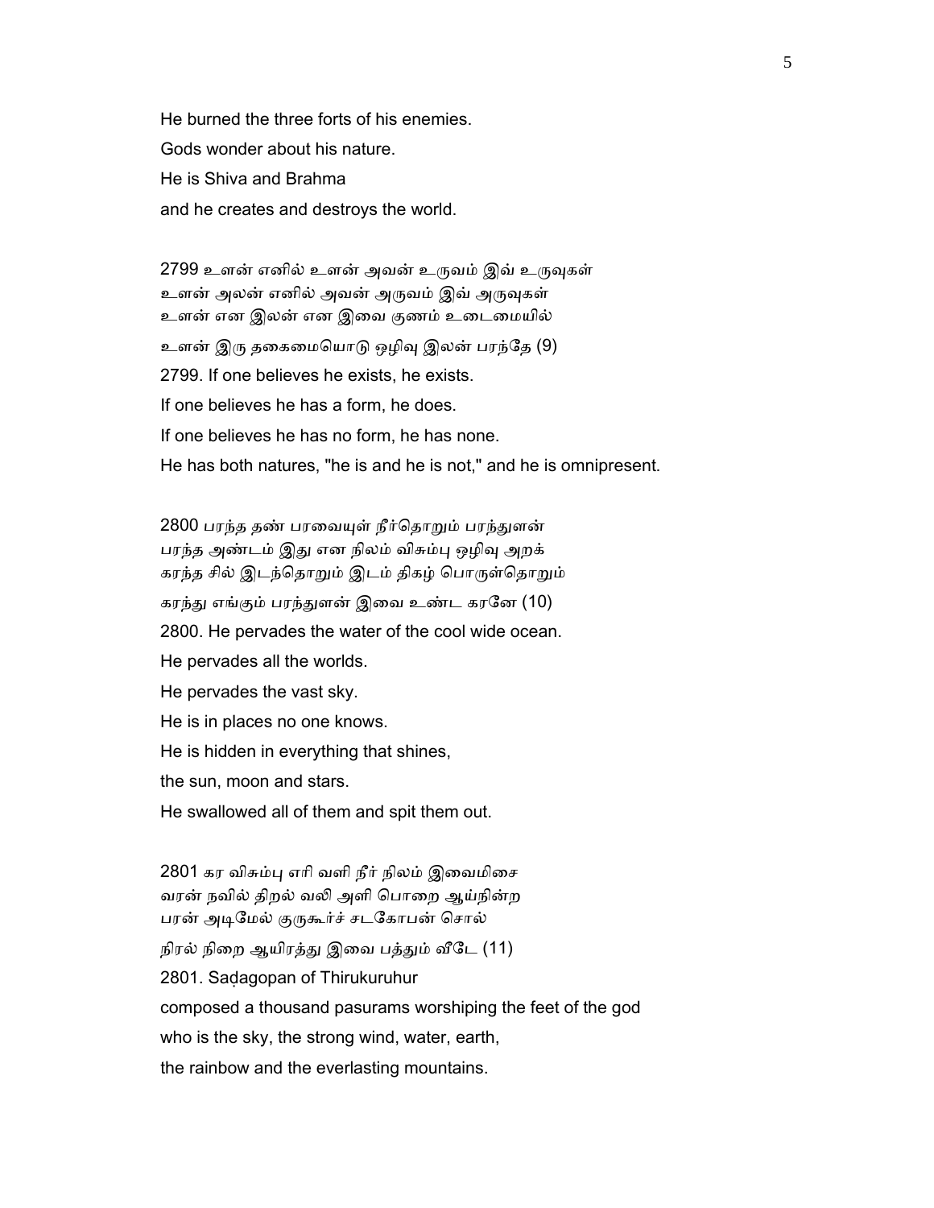He burned the three forts of his enemies.

Gods wonder about his nature.

He is Shiva and Brahma

and he creates and destroys the world.

2799 உளன் எனில் உளன் அவன் உருவம் இவ் உருவுகள்
உளன் அலன் எனில் அவன் அருவம் இவ் அருவுகள்
உளன் என இலன் என இவை குணம் உடைமையில்
உளன் இரு தகைமையொடு ஒழிவு இலன் பரந்தே (9)

2799. If one believes he exists, he exists.

If one believes he has a form, he does.

If one believes he has no form, he has none.

He has both natures, "he is and he is not," and he is omnipresent.

2800 பரந்த தண் பரவையுள் நீர்தொறும் பரந்துளன்
பரந்த அண்டம் இது என நிலம் விசும்பு ஒழிவு அறக்
கரந்த சில் இடந்தொறும் இடம் திகழ் பொருள்தொறும்
கரந்து எங்கும் பரந்துளன் இவை உண்ட கரனே (10)

2800. He pervades the water of the cool wide ocean.

He pervades all the worlds.

He pervades the vast sky.

He is in places no one knows.

He is hidden in everything that shines,

the sun, moon and stars.

He swallowed all of them and spit them out.

2801 கர விசும்பு எரி வளி நீர் நிலம் இவைமிசை
வரன் நவில் திறல் வலி அளி பொறை ஆய்நின்ற
பரன் அடிமேல் குருகூர்ச் சடகோபன் சொல்
நிரல் நிறை ஆயிரத்து இவை பத்தும் வீடே (11)

2801. Saḍagopan of Thirukuruhur

composed a thousand pasurams worshiping the feet of the god

who is the sky, the strong wind, water, earth,

the rainbow and the everlasting mountains.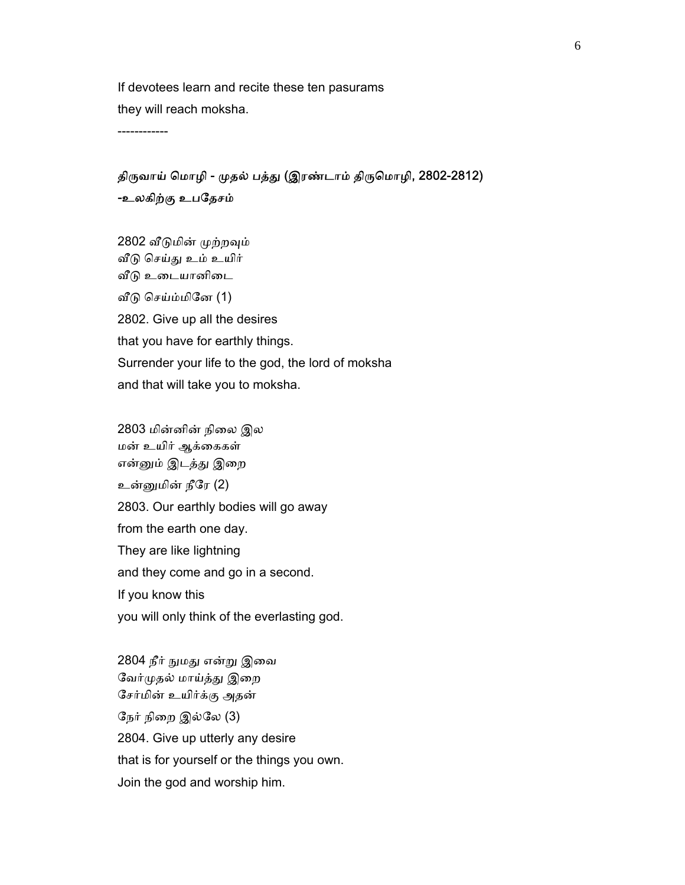If devotees learn and recite these ten pasurams
they will reach moksha.

------------

**திருவாய் மொழி - முதல் பத்து (இரண்டாம் திருமொழி, 2802-2812)**
**-உலகிற்கு உபதேசம்**

2802 வீடுமின் முற்றவும்
வீடு செய்து உம் உயிர்
வீடு உடையானிடை
வீடு செய்ம்மினே (1)
2802. Give up all the desires
that you have for earthly things.
Surrender your life to the god, the lord of moksha
and that will take you to moksha.

2803 மின்னின் நிலை இல
மன் உயிர் ஆக்கைகள்
என்னும் இடத்து இறை
உன்னுமின் நீரே (2)
2803. Our earthly bodies will go away
from the earth one day.
They are like lightning
and they come and go in a second.
If you know this
you will only think of the everlasting god.

2804 நீர் நுமது என்று இவை
வேர்முதல் மாய்த்து இறை
சேர்மின் உயிர்க்கு அதன்
நேர் நிறை இல்லே (3)
2804. Give up utterly any desire
that is for yourself or the things you own.
Join the god and worship him.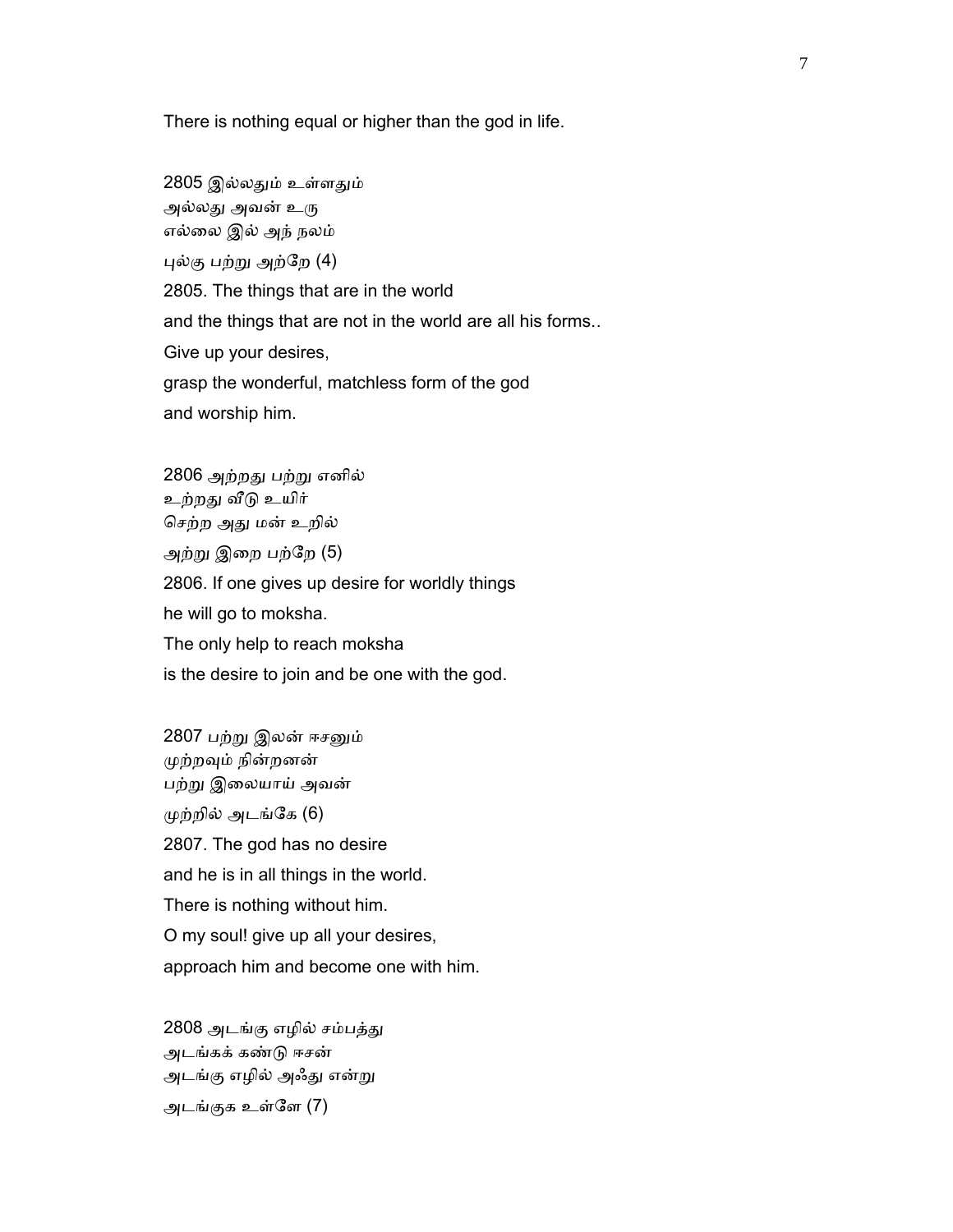There is nothing equal or higher than the god in life.

2805 இல்லதும் உள்ளதும்
அல்லது அவன் உரு
எல்லை இல் அந் நலம்
புல்கு பற்று அற்றே (4)
2805. The things that are in the world
and the things that are not in the world are all his forms..
Give up your desires,
grasp the wonderful, matchless form of the god
and worship him.

2806 அற்றது பற்று எனில்
உற்றது வீடு உயிர்
செற்ற அது மன் உறில்
அற்று இறை பற்றே (5)
2806. If one gives up desire for worldly things
he will go to moksha.
The only help to reach moksha
is the desire to join and be one with the god.

2807 பற்று இலன் ஈசனும்
முற்றவும் நின்றனன்
பற்று இலையாய் அவன்
முற்றில் அடங்கே (6)
2807. The god has no desire
and he is in all things in the world.
There is nothing without him.
O my soul! give up all your desires,
approach him and become one with him.

2808 அடங்கு எழில் சம்பத்து
அடங்கக் கண்டு ஈசன்
அடங்கு எழில் அஃது என்று
அடங்குக உள்ளே (7)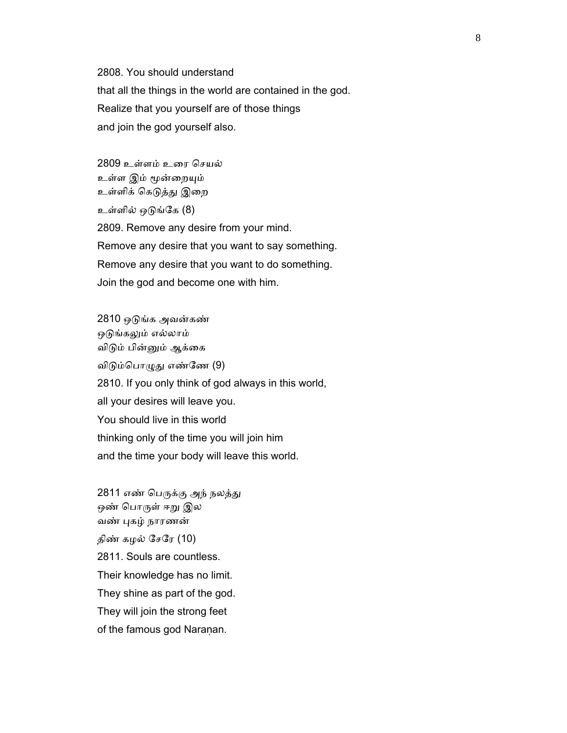2808. You should understand
that all the things in the world are contained in the god.
Realize that you yourself are of those things
and join the god yourself also.

2809 உள்ளம் உரை செயல்
உள்ள இம் மூன்றையும்
உள்ளிக் கெடுத்து இறை
உள்ளில் ஒடுங்கே (8)

2809. Remove any desire from your mind.
Remove any desire that you want to say something.
Remove any desire that you want to do something.
Join the god and become one with him.

2810 ஒடுங்க அவன்கண்
ஒடுங்கலும் எல்லாம்
விடும் பின்னும் ஆக்கை
விடும்பொழுது எண்ணே (9)

2810. If you only think of god always in this world,
all your desires will leave you.
You should live in this world
thinking only of the time you will join him
and the time your body will leave this world.

2811 எண் பெருக்கு அந் நலத்து
ஒண் பொருள் ஈறு இல
வண் புகழ் நாரணன்
திண் கழல் சேரே (10)

2811. Souls are countless.
Their knowledge has no limit.
They shine as part of the god.
They will join the strong feet
of the famous god Naraṇan.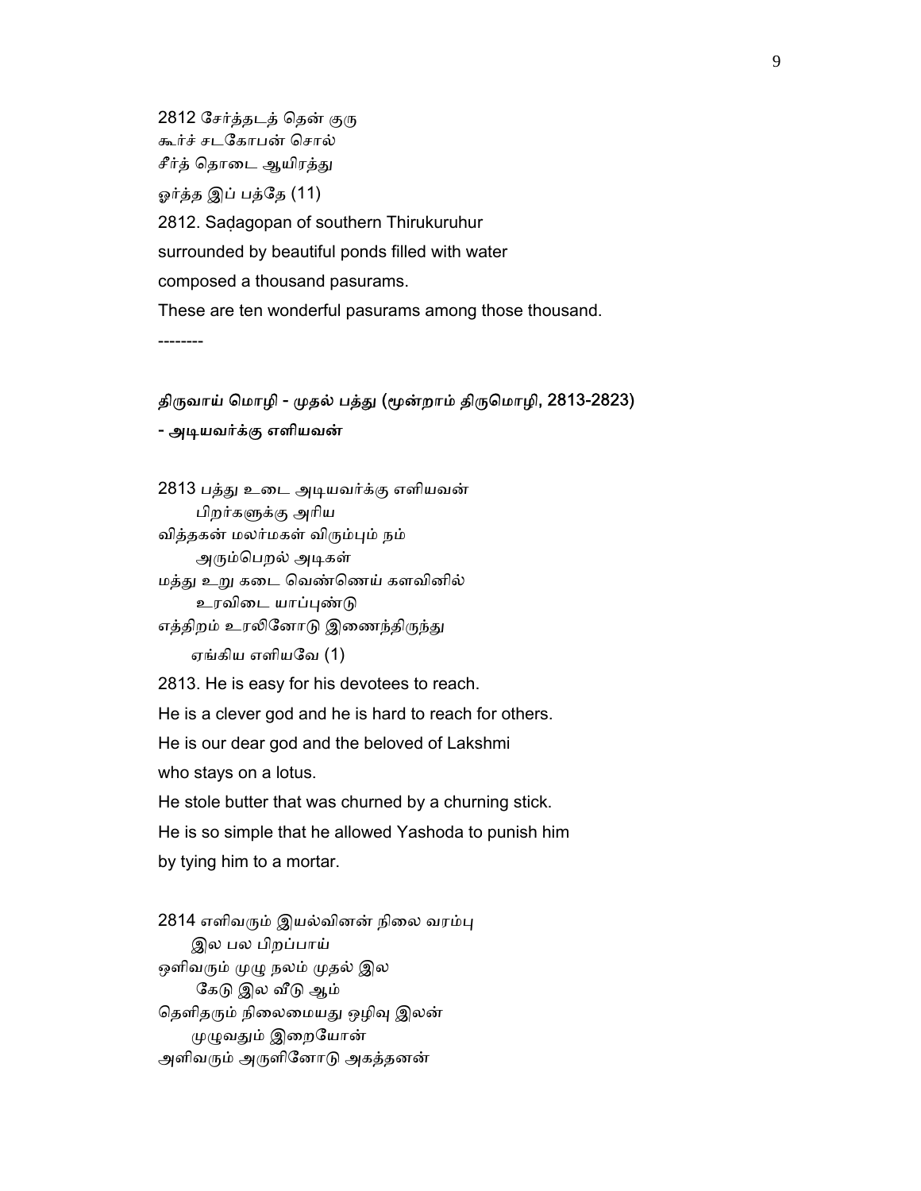2812 சேர்த்தடத் தென் குரு
கூர்ச் சடகோபன் சொல்
சீர்த் தொடை ஆயிரத்து
ஓர்த்த இப் பத்தே (11)

2812. Saḍagopan of southern Thirukuruhur
surrounded by beautiful ponds filled with water
composed a thousand pasurams.
These are ten wonderful pasurams among those thousand.

--------

**திருவாய் மொழி - முதல் பத்து (மூன்றாம் திருமொழி, 2813-2823)**
**- அடியவர்க்கு எளியவன்**

2813 பத்து உடை அடியவர்க்கு எளியவன்
பிறர்களுக்கு அரிய
வித்தகன் மலர்மகள் விரும்பும் நம்
அரும்பெறல் அடிகள்
மத்து உறு கடை வெண்ணெய் களவினில்
உரவிடை யாப்புண்டு
எத்திறம் உரலினோடு இணைந்திருந்து
ஏங்கிய எளியவே (1)

2813. He is easy for his devotees to reach.
He is a clever god and he is hard to reach for others.
He is our dear god and the beloved of Lakshmi
who stays on a lotus.
He stole butter that was churned by a churning stick.
He is so simple that he allowed Yashoda to punish him
by tying him to a mortar.

2814 எளிவரும் இயல்வினன் நிலை வரம்பு
இல பல பிறப்பாய்
ஒளிவரும் முழு நலம் முதல் இல
கேடு இல வீடு ஆம்
தெளிதரும் நிலைமையது ஒழிவு இலன்
முழுவதும் இறையோன்
அளிவரும் அருளினோடு அகத்தனன்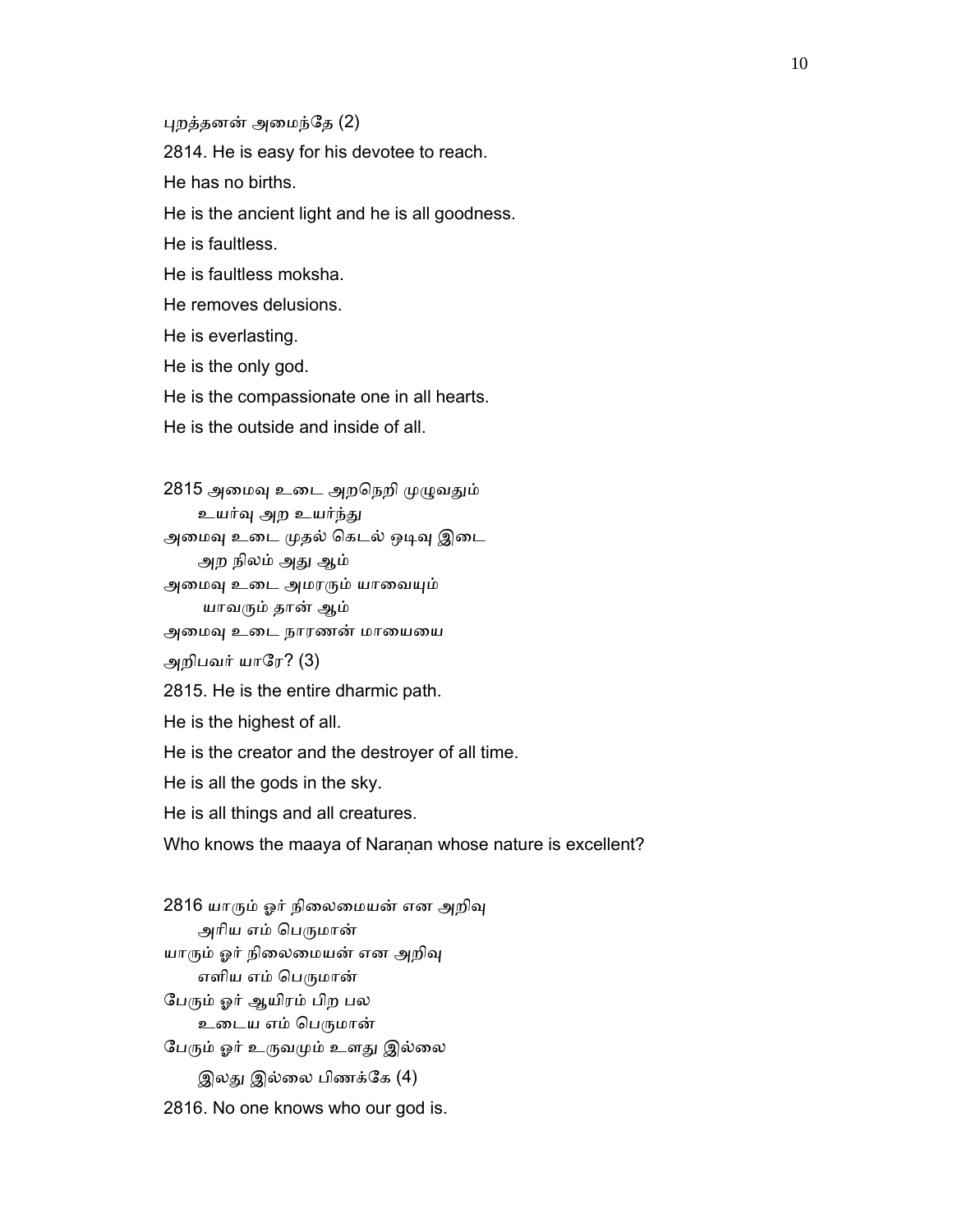புறத்தனன் அமைந்தே (2)

2814. He is easy for his devotee to reach.

He has no births.

He is the ancient light and he is all goodness.

He is faultless.

He is faultless moksha.

He removes delusions.

He is everlasting.

He is the only god.

He is the compassionate one in all hearts.

He is the outside and inside of all.

2815 அமைவு உடை அறநெறி முழுவதும்
    உயர்வு அற உயர்ந்து
அமைவு உடை முதல் கெடல் ஒடிவு இடை
    அற நிலம் அது ஆம்
அமைவு உடை அமரரும் யாவையும்
    யாவரும் தான் ஆம்
அமைவு உடை நாரணன் மாயையை
அறிபவர் யாரே? (3)

2815. He is the entire dharmic path.

He is the highest of all.

He is the creator and the destroyer of all time.

He is all the gods in the sky.

He is all things and all creatures.

Who knows the maaya of Naraṇan whose nature is excellent?

2816 யாரும் ஓர் நிலைமையன் என அறிவு
    அரிய எம் பெருமான்
யாரும் ஓர் நிலைமையன் என அறிவு
    எளிய எம் பெருமான்
பேரும் ஓர் ஆயிரம் பிற பல
    உடைய எம் பெருமான்
பேரும் ஓர் உருவமும் உளது இல்லை
    இலது இல்லை பிணக்கே (4)

2816. No one knows who our god is.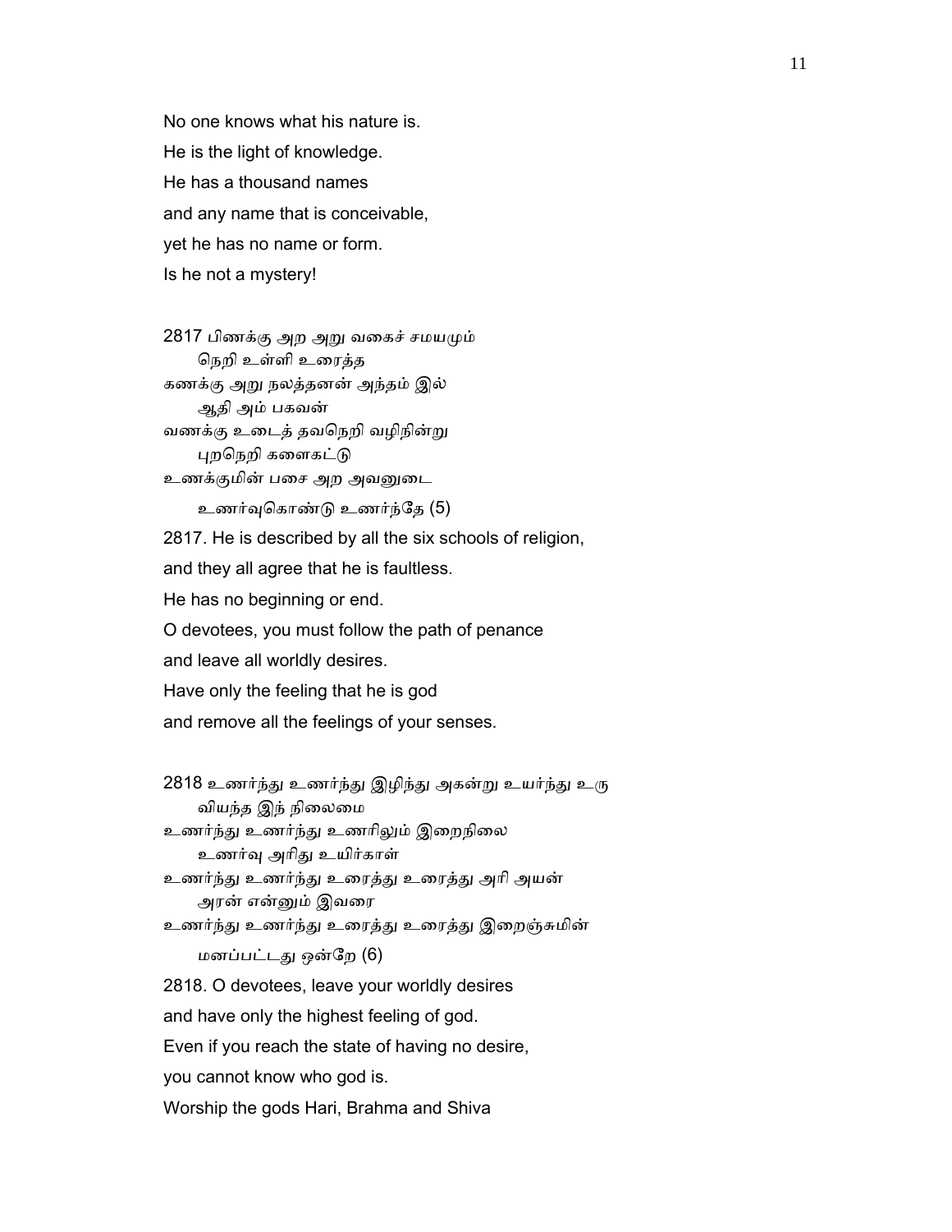No one knows what his nature is.
He is the light of knowledge.
He has a thousand names
and any name that is conceivable,
yet he has no name or form.
Is he not a mystery!

2817 பிணக்கு அற அறு வகைச் சமயமும்
    நெறி உள்ளி உரைத்த
கணக்கு அறு நலத்தனன் அந்தம் இல்
    ஆதி அம் பகவன்
வணக்கு உடைத் தவநெறி வழிநின்று
    புறநெறி களைகட்டு
உணக்குமின் பசை அற அவனுடை
    உணர்வுகொண்டு உணர்ந்தே (5)

2817. He is described by all the six schools of religion,
and they all agree that he is faultless.
He has no beginning or end.
O devotees, you must follow the path of penance
and leave all worldly desires.
Have only the feeling that he is god
and remove all the feelings of your senses.

2818 உணர்ந்து உணர்ந்து இழிந்து அகன்று உயர்ந்து உரு
    வியந்த இந் நிலைமை
உணர்ந்து உணர்ந்து உணரிலும் இறைநிலை
    உணர்வு அரிது உயிர்காள்
உணர்ந்து உணர்ந்து உரைத்து உரைத்து அரி அயன்
    அரன் என்னும் இவரை
உணர்ந்து உணர்ந்து உரைத்து உரைத்து இறைஞ்சுமின்
    மனப்பட்டது ஒன்றே (6)

2818. O devotees, leave your worldly desires
and have only the highest feeling of god.
Even if you reach the state of having no desire,
you cannot know who god is.
Worship the gods Hari, Brahma and Shiva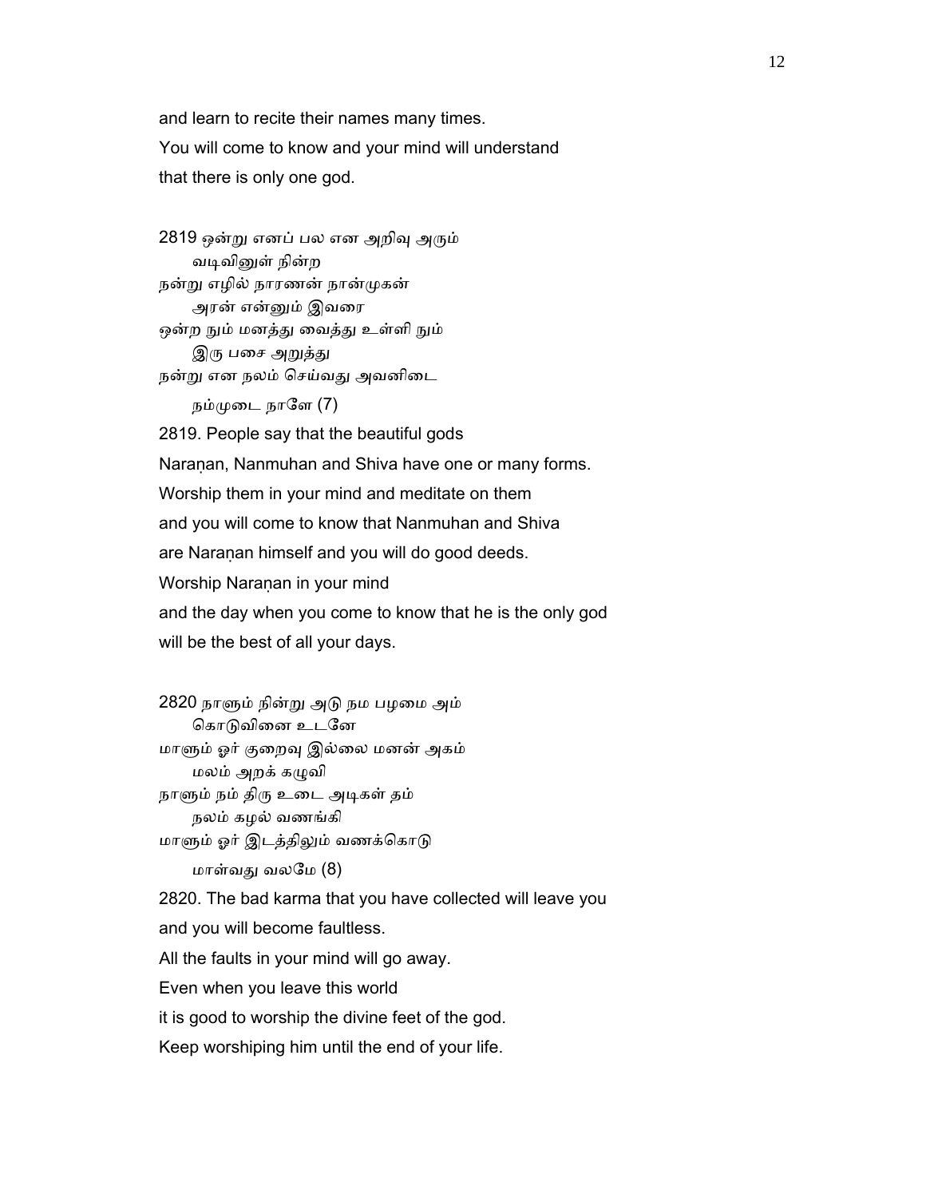and learn to recite their names many times.
You will come to know and your mind will understand
that there is only one god.

2819 ஒன்று எனப் பல என அறிவு அரும்
 வடிவினுள் நின்ற
நன்று எழில் நாரணன் நான்முகன்
 அரன் என்னும் இவரை
ஒன்ற நும் மனத்து வைத்து உள்ளி நும்
 இரு பசை அறுத்து
நன்று என நலம் செய்வது அவனிடை
 நம்முடை நாளே (7)

2819. People say that the beautiful gods
Naraṇan, Nanmuhan and Shiva have one or many forms.
Worship them in your mind and meditate on them
and you will come to know that Nanmuhan and Shiva
are Naraṇan himself and you will do good deeds.
Worship Naraṇan in your mind
and the day when you come to know that he is the only god
will be the best of all your days.

2820 நாளும் நின்று அடு நம பழமை அம்
 கொடுவினை உடனே
மாளும் ஓர் குறைவு இல்லை மனன் அகம்
 மலம் அறக் கழுவி
நாளும் நம் திரு உடை அடிகள் தம்
 நலம் கழல் வணங்கி
மாளும் ஓர் இடத்திலும் வணக்கொடு
 மாள்வது வலமே (8)

2820. The bad karma that you have collected will leave you
and you will become faultless.
All the faults in your mind will go away.
Even when you leave this world
it is good to worship the divine feet of the god.
Keep worshiping him until the end of your life.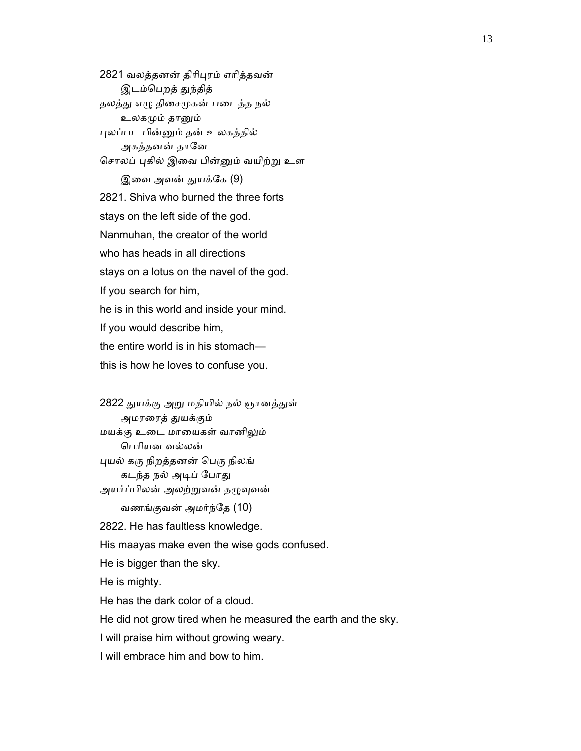2821 வலத்தனன் திரிபுரம் எரித்தவன்
 இடம்பெறத் துந்தித்
தலத்து எழு திசைமுகன் படைத்த நல்
 உலகமும் தானும்
புலப்பட பின்னும் தன் உலகத்தில்
 அகத்தனன் தானே
சொலப் புகில் இவை பின்னும் வயிற்று உள
 இவை அவன் துயக்கே (9)

2821. Shiva who burned the three forts

stays on the left side of the god.

Nanmuhan, the creator of the world

who has heads in all directions

stays on a lotus on the navel of the god.

If you search for him,

he is in this world and inside your mind.

If you would describe him,

the entire world is in his stomach—

this is how he loves to confuse you.

2822 துயக்கு அறு மதியில் நல் ஞானத்துள்
 அமரரைத் துயக்கும்
மயக்கு உடை மாயைகள் வானிலும்
 பெரியன வல்லன்
புயல் கரு நிறத்தனன் பெரு நிலங்
 கடந்த நல் அடிப் போது
அயர்ப்பிலன் அலற்றுவன் தழுவுவன்
 வணங்குவன் அமர்ந்தே (10)

2822. He has faultless knowledge.

His maayas make even the wise gods confused.

He is bigger than the sky.

He is mighty.

He has the dark color of a cloud.

He did not grow tired when he measured the earth and the sky.

I will praise him without growing weary.

I will embrace him and bow to him.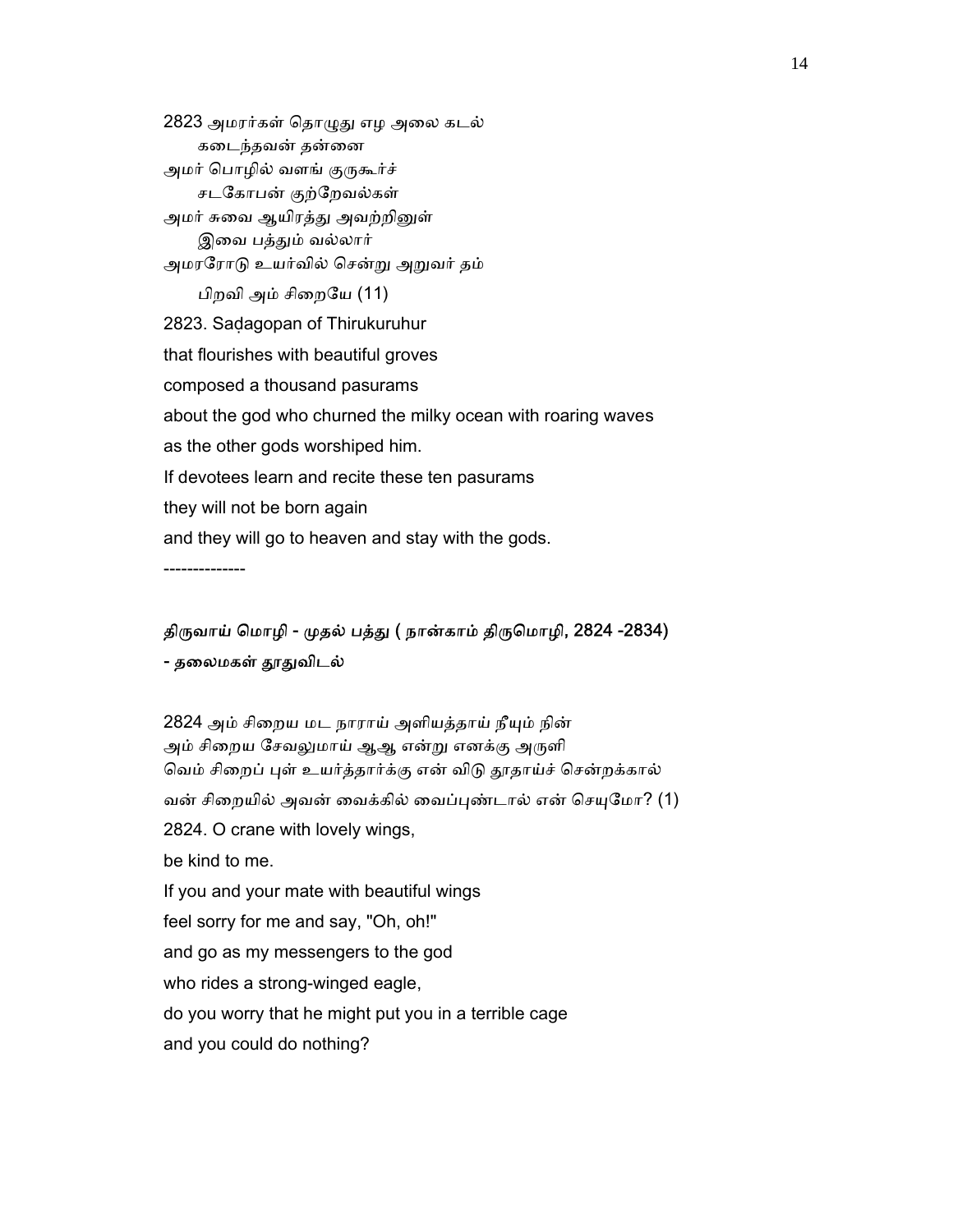2823 அமரர்கள் தொழுது எழ அலை கடல்
கடைந்தவன் தன்னை
அமர் பொழில் வளங் குருகூர்ச்
சடகோபன் குற்றேவல்கள்
அமர் சுவை ஆயிரத்து அவற்றினுள்
இவை பத்தும் வல்லார்
அமரரோடு உயர்வில் சென்று அறுவர் தம்
பிறவி அம் சிறையே (11)

2823. Saḍagopan of Thirukuruhur
that flourishes with beautiful groves
composed a thousand pasurams
about the god who churned the milky ocean with roaring waves
as the other gods worshiped him.
If devotees learn and recite these ten pasurams
they will not be born again
and they will go to heaven and stay with the gods.

--------------

**திருவாய் மொழி - முதல் பத்து ( நான்காம் திருமொழி, 2824 -2834)**
**- தலைமகள் தூதுவிடல்**

2824 அம் சிறைய மட நாராய் அளியத்தாய் நீயும் நின்
அம் சிறைய சேவலுமாய் ஆஆ என்று எனக்கு அருளி
வெம் சிறைப் புள் உயர்த்தார்க்கு என் விடு தூதாய்ச் சென்றக்கால்
வன் சிறையில் அவன் வைக்கில் வைப்புண்டால் என் செயுமோ? (1)

2824. O crane with lovely wings,
be kind to me.
If you and your mate with beautiful wings
feel sorry for me and say, "Oh, oh!"
and go as my messengers to the god
who rides a strong-winged eagle,
do you worry that he might put you in a terrible cage
and you could do nothing?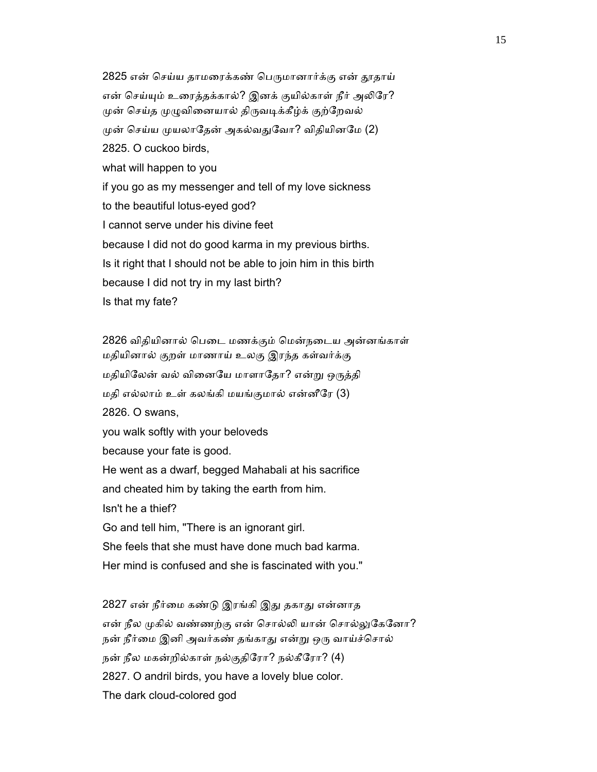2825 என் செய்ய தாமரைக்கண் பெருமானார்க்கு என் தூதாய்
என் செய்யும் உரைத்தக்கால்? இனக் குயில்காள் நீர் அலிரே?
முன் செய்த முழுவினையால் திருவடிக்கீழ்க் குற்றேவல்
முன் செய்ய முயலாதேன் அகல்வதுவோ? விதியினமே (2)

2825. O cuckoo birds,
what will happen to you
if you go as my messenger and tell of my love sickness
to the beautiful lotus-eyed god?
I cannot serve under his divine feet
because I did not do good karma in my previous births.
Is it right that I should not be able to join him in this birth
because I did not try in my last birth?
Is that my fate?

2826 விதியினால் பெடை மணக்கும் மென்நடைய அன்னங்காள்
மதியினால் குறள் மாணாய் உலகு இரந்த கள்வர்க்கு
மதியிலேன் வல் வினையே மாளாதோ? என்று ஒருத்தி
மதி எல்லாம் உள் கலங்கி மயங்குமால் என்னீரே (3)

2826. O swans,
you walk softly with your beloveds
because your fate is good.
He went as a dwarf, begged Mahabali at his sacrifice
and cheated him by taking the earth from him.
Isn't he a thief?
Go and tell him, "There is an ignorant girl.
She feels that she must have done much bad karma.
Her mind is confused and she is fascinated with you."

2827 என் நீர்மை கண்டு இரங்கி இது தகாது என்னாத
என் நீல முகில் வண்ணற்கு என் சொல்லி யான் சொல்லுகேனோ?
நன் நீர்மை இனி அவர்கண் தங்காது என்று ஒரு வாய்ச்சொல்
நன் நீல மகன்றில்காள் நல்குதிரோ? நல்கீரோ? (4)

2827. O andril birds, you have a lovely blue color.
The dark cloud-colored god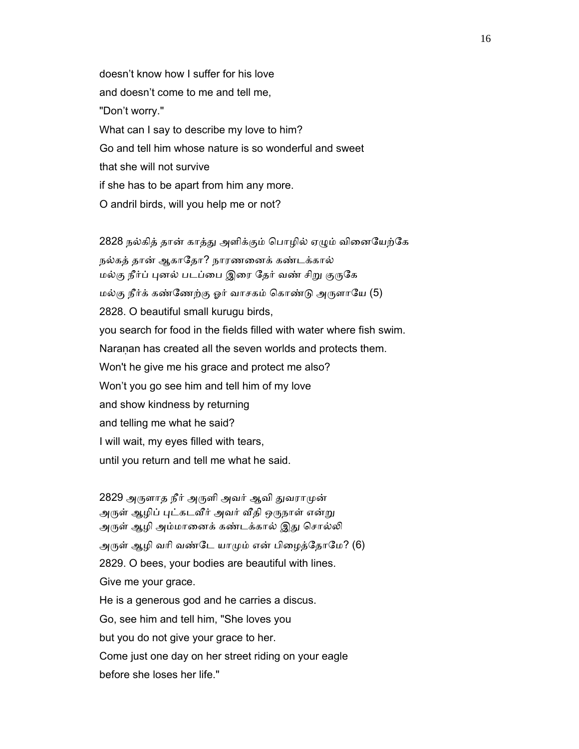doesn’t know how I suffer for his love

and doesn’t come to me and tell me,

"Don’t worry."

What can I say to describe my love to him?

Go and tell him whose nature is so wonderful and sweet

that she will not survive

if she has to be apart from him any more.

O andril birds, will you help me or not?

2828 நல்கித் தான் காத்து அளிக்கும் பொழில் ஏழும் வினையேற்கே
நல்கத் தான் ஆகாதோ? நாரணனைக் கண்டக்கால்
மல்கு நீர்ப் புனல் படப்பை இரை தேர் வண் சிறு குருகே
மல்கு நீர்க் கண்ணேற்கு ஓர் வாசகம் கொண்டு அருளாயே (5)

2828. O beautiful small kurugu birds,

you search for food in the fields filled with water where fish swim.

Naraṇan has created all the seven worlds and protects them.

Won't he give me his grace and protect me also?

Won’t you go see him and tell him of my love

and show kindness by returning

and telling me what he said?

I will wait, my eyes filled with tears,

until you return and tell me what he said.

2829 அருளாத நீர் அருளி அவர் ஆவி துவராமுன்
அருள் ஆழிப் புட்கடவீர் அவர் வீதி ஒருநாள் என்று
அருள் ஆழி அம்மானைக் கண்டக்கால் இது சொல்லி
அருள் ஆழி வரி வண்டே யாமும் என் பிழைத்தோமே? (6)

2829. O bees, your bodies are beautiful with lines.

Give me your grace.

He is a generous god and he carries a discus.

Go, see him and tell him, "She loves you

but you do not give your grace to her.

Come just one day on her street riding on your eagle

before she loses her life."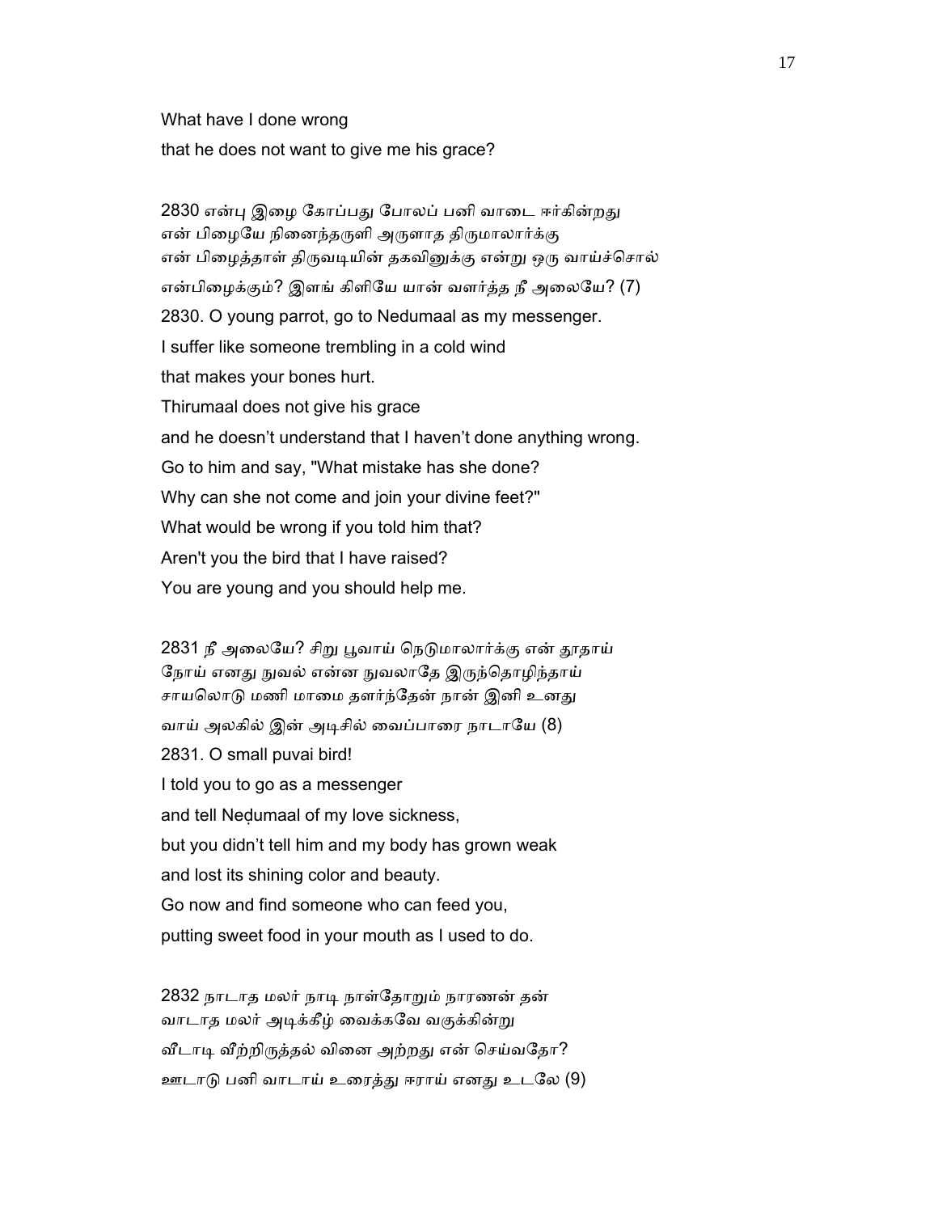What have I done wrong

that he does not want to give me his grace?

2830 என்பு இழை கோப்பது போலப் பனி வாடை ஈர்கின்றது
என் பிழையே நினைந்தருளி அருளாத திருமாலார்க்கு
என் பிழைத்தாள் திருவடியின் தகவினுக்கு என்று ஒரு வாய்ச்சொல்
என்பிழைக்கும்? இளங் கிளியே யான் வளர்த்த நீ அலையே? (7)

2830. O young parrot, go to Nedumaal as my messenger.

I suffer like someone trembling in a cold wind

that makes your bones hurt.

Thirumaal does not give his grace

and he doesn't understand that I haven't done anything wrong.

Go to him and say, "What mistake has she done?

Why can she not come and join your divine feet?"

What would be wrong if you told him that?

Aren't you the bird that I have raised?

You are young and you should help me.

2831 நீ அலையே? சிறு பூவாய் நெடுமாலார்க்கு என் தூதாய்
நோய் எனது நுவல் என்ன நுவலாதே இருந்தொழிந்தாய்
சாயலொடு மணி மாமை தளர்ந்தேன் நான் இனி உனது
வாய் அலகில் இன் அடிசில் வைப்பாரை நாடாயே (8)

2831. O small puvai bird!

I told you to go as a messenger

and tell Neḍumaal of my love sickness,

but you didn't tell him and my body has grown weak

and lost its shining color and beauty.

Go now and find someone who can feed you,

putting sweet food in your mouth as I used to do.

2832 நாடாத மலர் நாடி நாள்தோறும் நாரணன் தன்
வாடாத மலர் அடிக்கீழ் வைக்கவே வகுக்கின்று
வீடாடி வீற்றிருத்தல் வினை அற்றது என் செய்வதோ?
ஊடாடு பனி வாடாய் உரைத்து ஈராய் எனது உடலே (9)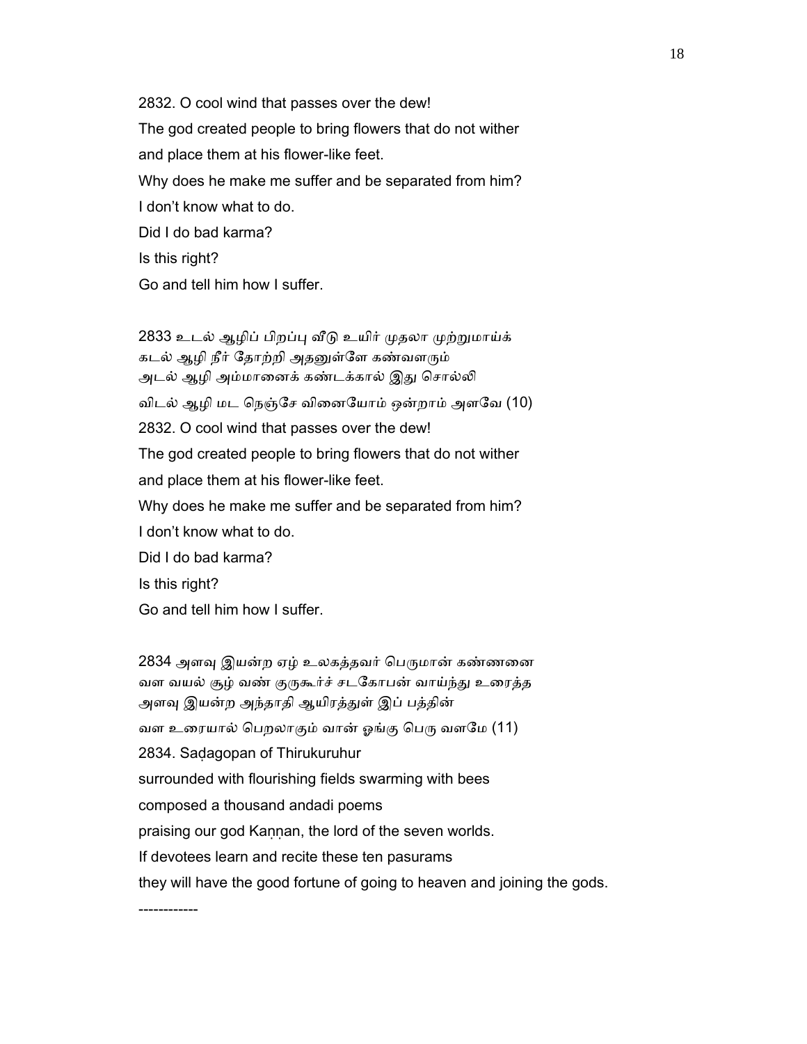2832. O cool wind that passes over the dew!

The god created people to bring flowers that do not wither

and place them at his flower-like feet.

Why does he make me suffer and be separated from him?

I don't know what to do.

Did I do bad karma?

Is this right?

Go and tell him how I suffer.

2833 உடல் ஆழிப் பிறப்பு வீடு உயிர் முதலா முற்றுமாய்க்
கடல் ஆழி நீர் தோற்றி அதனுள்ளே கண்வளரும்
அடல் ஆழி அம்மானைக் கண்டக்கால் இது சொல்லி
விடல் ஆழி மட நெஞ்சே வினையோம் ஒன்றாம் அளவே (10)

2832. O cool wind that passes over the dew!

The god created people to bring flowers that do not wither

and place them at his flower-like feet.

Why does he make me suffer and be separated from him?

I don't know what to do.

Did I do bad karma?

Is this right?

Go and tell him how I suffer.

2834 அளவு இயன்ற ஏழ் உலகத்தவர் பெருமான் கண்ணனை
வள வயல் சூழ் வண் குருகூர்ச் சடகோபன் வாய்ந்து உரைத்த
அளவு இயன்ற அந்தாதி ஆயிரத்துள் இப் பத்தின்
வள உரையால் பெறலாகும் வான் ஓங்கு பெரு வளமே (11)

2834. Saḍagopan of Thirukuruhur

surrounded with flourishing fields swarming with bees

composed a thousand andadi poems

praising our god Kaṇṇan, the lord of the seven worlds.

If devotees learn and recite these ten pasurams

they will have the good fortune of going to heaven and joining the gods.

------------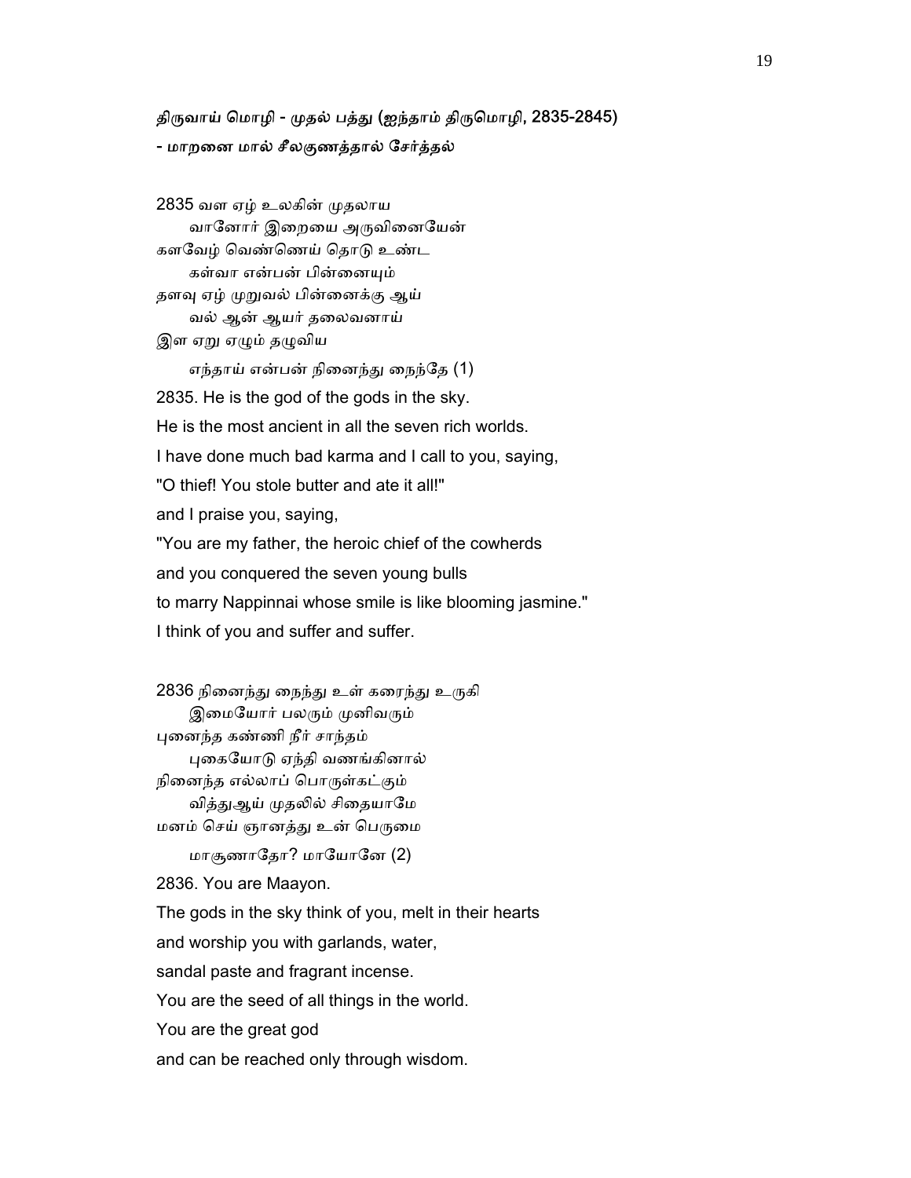**திருவாய் மொழி - முதல் பத்து (ஐந்தாம் திருமொழி, 2835-2845)**
**- மாறனை மால் சீலகுணத்தால் சேர்த்தல்**

2835 வள ஏழ் உலகின் முதலாய
 வானோர் இறையை அருவினையேன்
களவேழ் வெண்ணெய் தொடு உண்ட
 கள்வா என்பன் பின்னையும்
தளவு ஏழ் முறுவல் பின்னைக்கு ஆய்
 வல் ஆன் ஆயர் தலைவனாய்
இள ஏறு ஏழும் தழுவிய
 எந்தாய் என்பன் நினைந்து நைந்தே (1)

2835. He is the god of the gods in the sky.
He is the most ancient in all the seven rich worlds.
I have done much bad karma and I call to you, saying,
"O thief! You stole butter and ate it all!"
and I praise you, saying,
"You are my father, the heroic chief of the cowherds
and you conquered the seven young bulls
to marry Nappinnai whose smile is like blooming jasmine."
I think of you and suffer and suffer.

2836 நினைந்து நைந்து உள் கரைந்து உருகி
 இமையோர் பலரும் முனிவரும்
புனைந்த கண்ணி நீர் சாந்தம்
 புகையோடு ஏந்தி வணங்கினால்
நினைந்த எல்லாப் பொருள்கட்கும்
 வித்துஆய் முதலில் சிதையாமே
மனம் செய் ஞானத்து உன் பெருமை
 மாசூணாதோ? மாயோனே (2)

2836. You are Maayon.
The gods in the sky think of you, melt in their hearts
and worship you with garlands, water,
sandal paste and fragrant incense.
You are the seed of all things in the world.
You are the great god
and can be reached only through wisdom.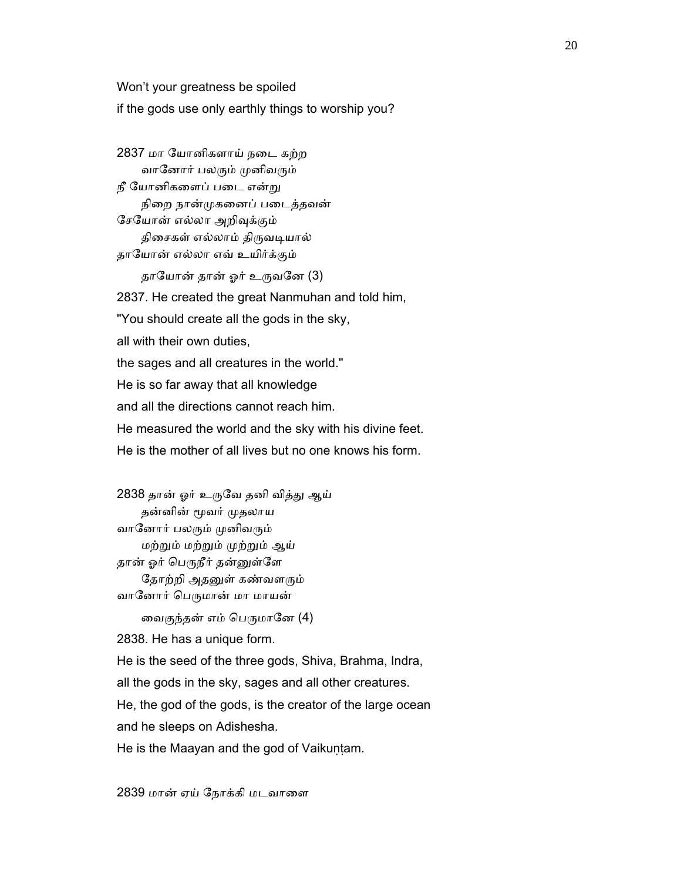Won't your greatness be spoiled
if the gods use only earthly things to worship you?

2837 மா யோனிகளாய் நடை கற்ற
வானோர் பலரும் முனிவரும்
நீ யோனிகளைப் படை என்று
நிறை நான்முகனைப் படைத்தவன்
சேயோன் எல்லா அறிவுக்கும்
திசைகள் எல்லாம் திருவடியால்
தாயோன் எல்லா எவ் உயிர்க்கும்
தாயோன் தான் ஓர் உருவனே (3)

2837. He created the great Nanmuhan and told him,
"You should create all the gods in the sky,
all with their own duties,
the sages and all creatures in the world."
He is so far away that all knowledge
and all the directions cannot reach him.
He measured the world and the sky with his divine feet.
He is the mother of all lives but no one knows his form.

2838 தான் ஓர் உருவே தனி வித்து ஆய்
தன்னின் மூவர் முதலாய
வானோர் பலரும் முனிவரும்
மற்றும் மற்றும் முற்றும் ஆய்
தான் ஓர் பெருநீர் தன்னுள்ளே
தோற்றி அதனுள் கண்வளரும்
வானோர் பெருமான் மா மாயன்
வைகுந்தன் எம் பெருமானே (4)

2838. He has a unique form.
He is the seed of the three gods, Shiva, Brahma, Indra,
all the gods in the sky, sages and all other creatures.
He, the god of the gods, is the creator of the large ocean
and he sleeps on Adishesha.
He is the Maayan and the god of Vaikuṇṭam.

2839 மான் ஏய் நோக்கி மடவாளை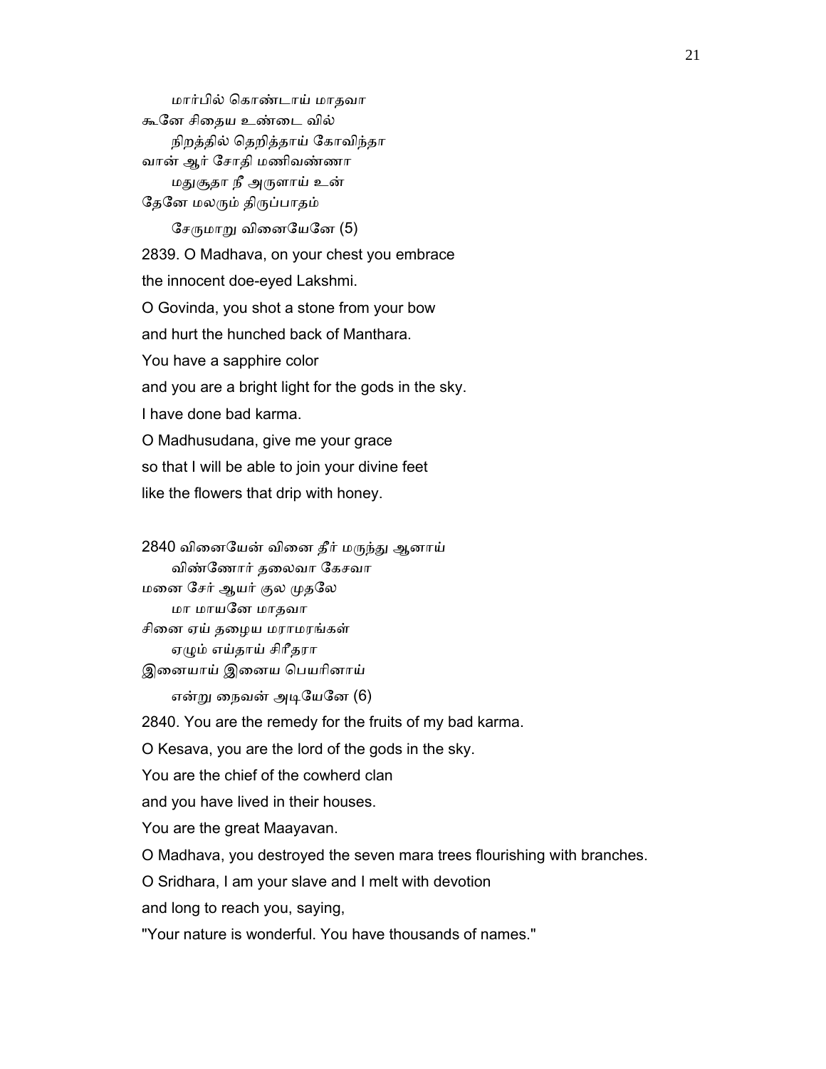மார்பில் கொண்டாய் மாதவா
கூனே சிதைய உண்டை வில்
நிறத்தில் தெறித்தாய் கோவிந்தா
வான் ஆர் சோதி மணிவண்ணா
மதுசூதா நீ அருளாய் உன்
தேனே மலரும் திருப்பாதம்
சேருமாறு வினையேனே (5)

2839. O Madhava, on your chest you embrace
the innocent doe-eyed Lakshmi.
O Govinda, you shot a stone from your bow
and hurt the hunched back of Manthara.
You have a sapphire color
and you are a bright light for the gods in the sky.
I have done bad karma.
O Madhusudana, give me your grace
so that I will be able to join your divine feet
like the flowers that drip with honey.

2840 வினையேன் வினை தீர் மருந்து ஆனாய்
விண்ணோர் தலைவா கேசவா
மனை சேர் ஆயர் குல முதலே
மா மாயனே மாதவா
சினை ஏய் தழைய மராமரங்கள்
ஏழும் எய்தாய் சிரீதரா
இனையாய் இனைய பெயரினாய்
என்று நைவன் அடியேனே (6)

2840. You are the remedy for the fruits of my bad karma.
O Kesava, you are the lord of the gods in the sky.
You are the chief of the cowherd clan
and you have lived in their houses.
You are the great Maayavan.
O Madhava, you destroyed the seven mara trees flourishing with branches.
O Sridhara, I am your slave and I melt with devotion
and long to reach you, saying,
"Your nature is wonderful. You have thousands of names."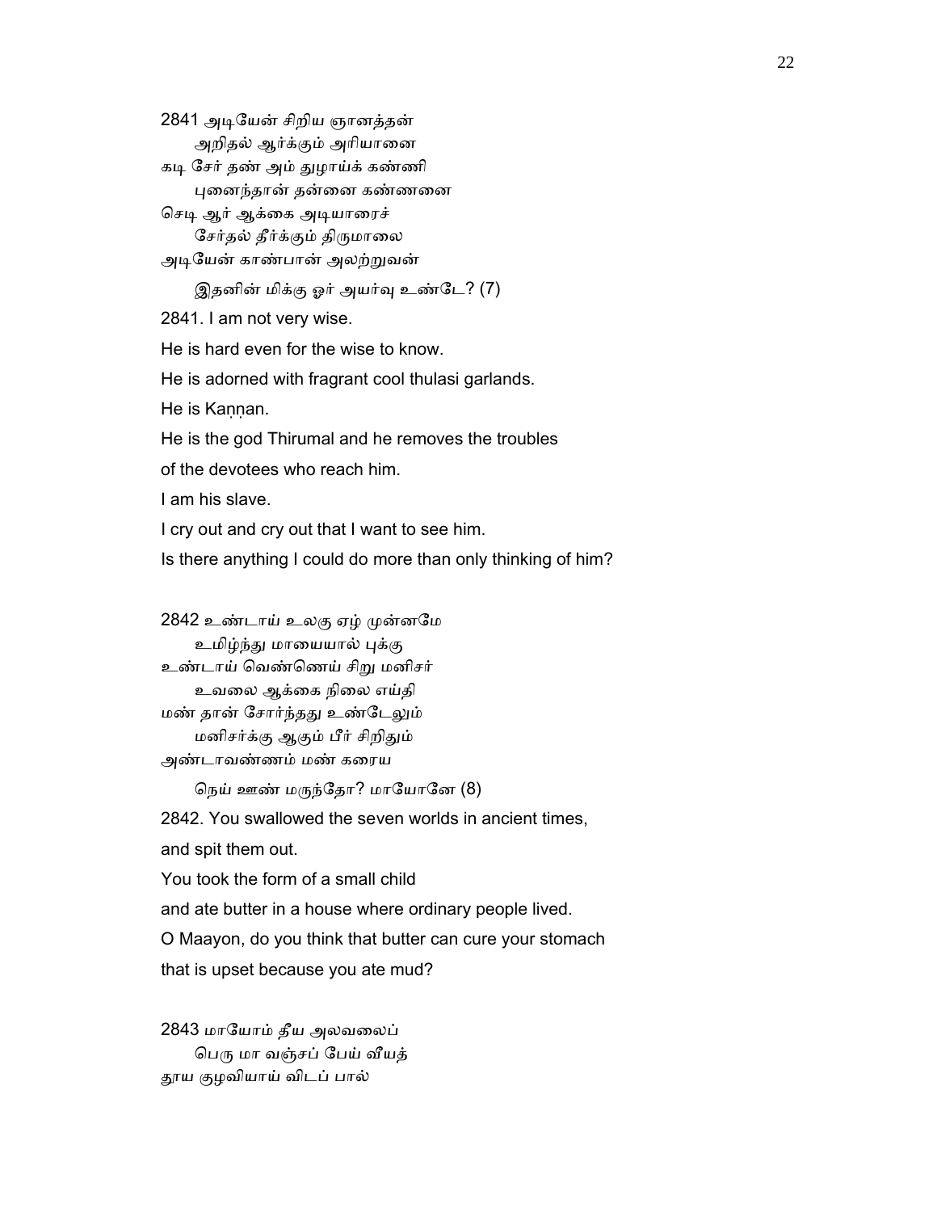2841 அடியேன் சிறிய ஞானத்தன்
அறிதல் ஆர்க்கும் அரியானை
கடி சேர் தண் அம் துழாய்க் கண்ணி
புனைந்தான் தன்னை கண்ணனை
செடி ஆர் ஆக்கை அடியாரைச்
சேர்தல் தீர்க்கும் திருமாலை
அடியேன் காண்பான் அலற்றுவன்
இதனின் மிக்கு ஓர் அயர்வு உண்டே? (7)

2841. I am not very wise.

He is hard even for the wise to know.

He is adorned with fragrant cool thulasi garlands.

He is Kaṇṇan.

He is the god Thirumal and he removes the troubles

of the devotees who reach him.

I am his slave.

I cry out and cry out that I want to see him.

Is there anything I could do more than only thinking of him?

2842 உண்டாய் உலகு ஏழ் முன்னமே
உமிழ்ந்து மாயையால் புக்கு
உண்டாய் வெண்ணெய் சிறு மனிசர்
உவலை ஆக்கை நிலை எய்தி
மண் தான் சோர்ந்தது உண்டேலும்
மனிசர்க்கு ஆகும் பீர் சிறிதும்
அண்டாவண்ணம் மண் கரைய
நெய் ஊண் மருந்தோ? மாயோனே (8)

2842. You swallowed the seven worlds in ancient times,

and spit them out.

You took the form of a small child

and ate butter in a house where ordinary people lived.

O Maayon, do you think that butter can cure your stomach

that is upset because you ate mud?

2843 மாயோம் தீய அலவலைப்
பெரு மா வஞ்சப் பேய் வீயத்
தூய குழவியாய் விடப் பால்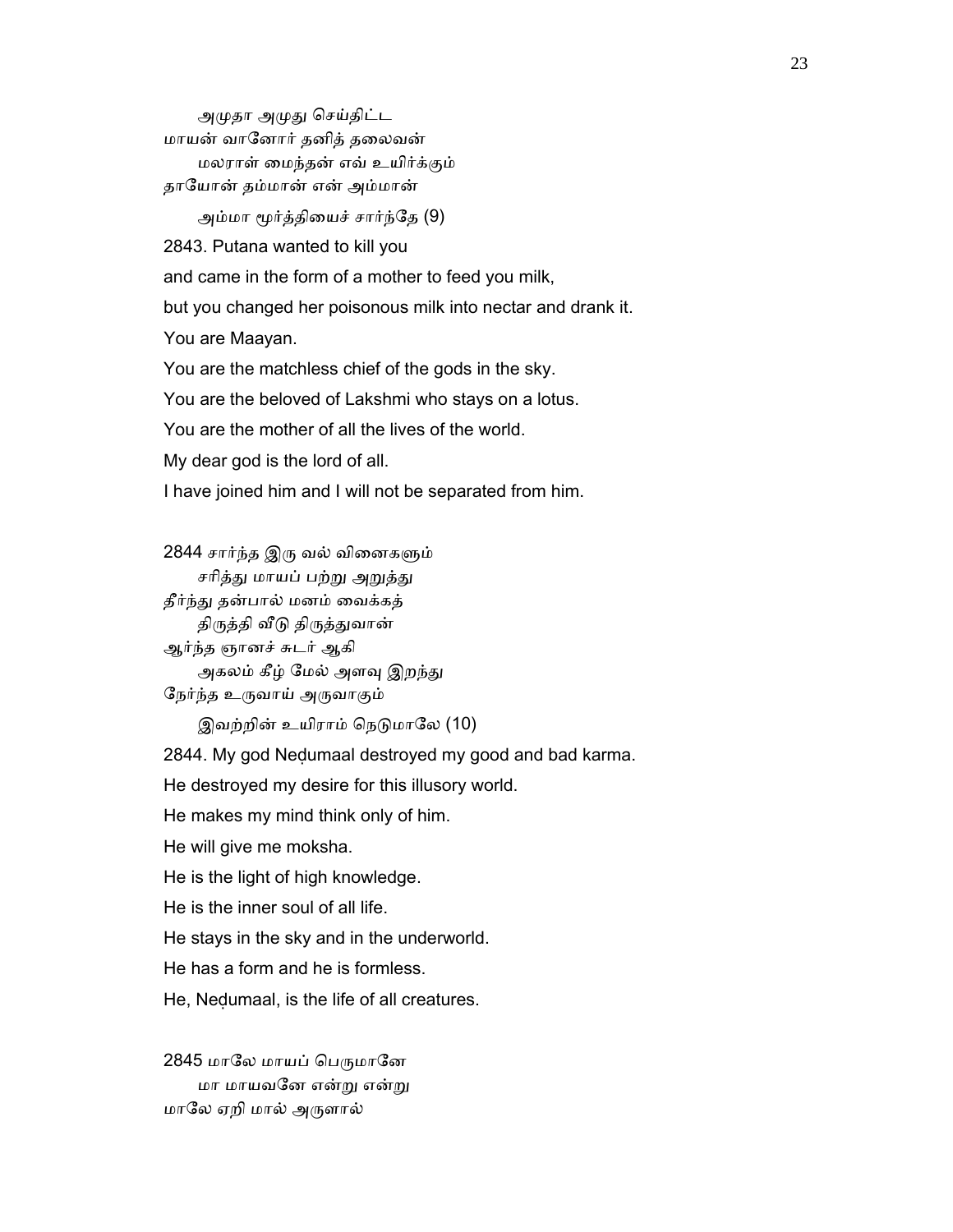அமுதா அமுது செய்திட்ட
மாயன் வானோர் தனித் தலைவன்
மலராள் மைந்தன் எவ் உயிர்க்கும்
தாயோன் தம்மான் என் அம்மான்
அம்மா மூர்த்தியைச் சார்ந்தே (9)

2843. Putana wanted to kill you
and came in the form of a mother to feed you milk,
but you changed her poisonous milk into nectar and drank it.
You are Maayan.
You are the matchless chief of the gods in the sky.
You are the beloved of Lakshmi who stays on a lotus.
You are the mother of all the lives of the world.
My dear god is the lord of all.
I have joined him and I will not be separated from him.

2844 சார்ந்த இரு வல் வினைகளும்
சரித்து மாயப் பற்று அறுத்து
தீர்ந்து தன்பால் மனம் வைக்கத்
திருத்தி வீடு திருத்துவான்
ஆர்ந்த ஞானச் சுடர் ஆகி
அகலம் கீழ் மேல் அளவு இறந்து
நேர்ந்த உருவாய் அருவாகும்
இவற்றின் உயிராம் நெடுமாலே (10)

2844. My god Neḍumaal destroyed my good and bad karma.
He destroyed my desire for this illusory world.
He makes my mind think only of him.
He will give me moksha.
He is the light of high knowledge.
He is the inner soul of all life.
He stays in the sky and in the underworld.
He has a form and he is formless.
He, Neḍumaal, is the life of all creatures.

2845 மாலே மாயப் பெருமானே
மா மாயவனே என்று என்று
மாலே ஏறி மால் அருளால்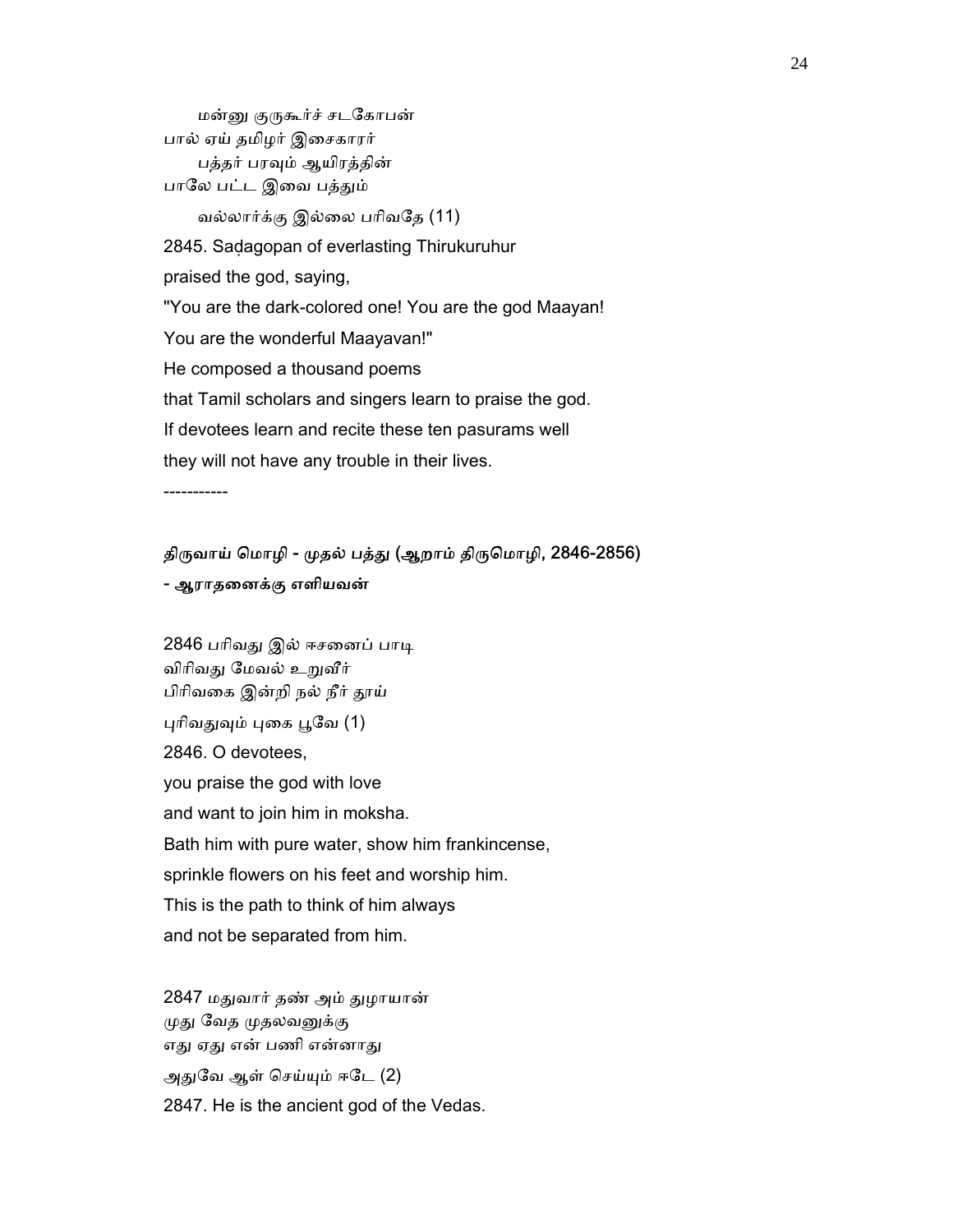மன்னு குருகூர்ச் சடகோபன்
பால் ஏய் தமிழர் இசைகாரர்
பத்தர் பரவும் ஆயிரத்தின்
பாலே பட்ட இவை பத்தும்
வல்லார்க்கு இல்லை பரிவதே (11)

2845. Saḍagopan of everlasting Thirukuruhur
praised the god, saying,
"You are the dark-colored one! You are the god Maayan!
You are the wonderful Maayavan!"
He composed a thousand poems
that Tamil scholars and singers learn to praise the god.
If devotees learn and recite these ten pasurams well
they will not have any trouble in their lives.

-----------

### திருவாய் மொழி - முதல் பத்து (ஆறாம் திருமொழி, 2846-2856)
### - ஆராதனைக்கு எளியவன்

2846 பரிவது இல் ஈசனைப் பாடி
விரிவது மேவல் உறுவீர்
பிரிவகை இன்றி நல் நீர் தூய்
புரிவதுவும் புகை பூவே (1)

2846. O devotees,
you praise the god with love
and want to join him in moksha.
Bath him with pure water, show him frankincense,
sprinkle flowers on his feet and worship him.
This is the path to think of him always
and not be separated from him.

2847 மதுவார் தண் அம் துழாயான்
முது வேத முதலவனுக்கு
எது ஏது என் பணி என்னாது
அதுவே ஆள் செய்யும் ஈடே (2)

2847. He is the ancient god of the Vedas.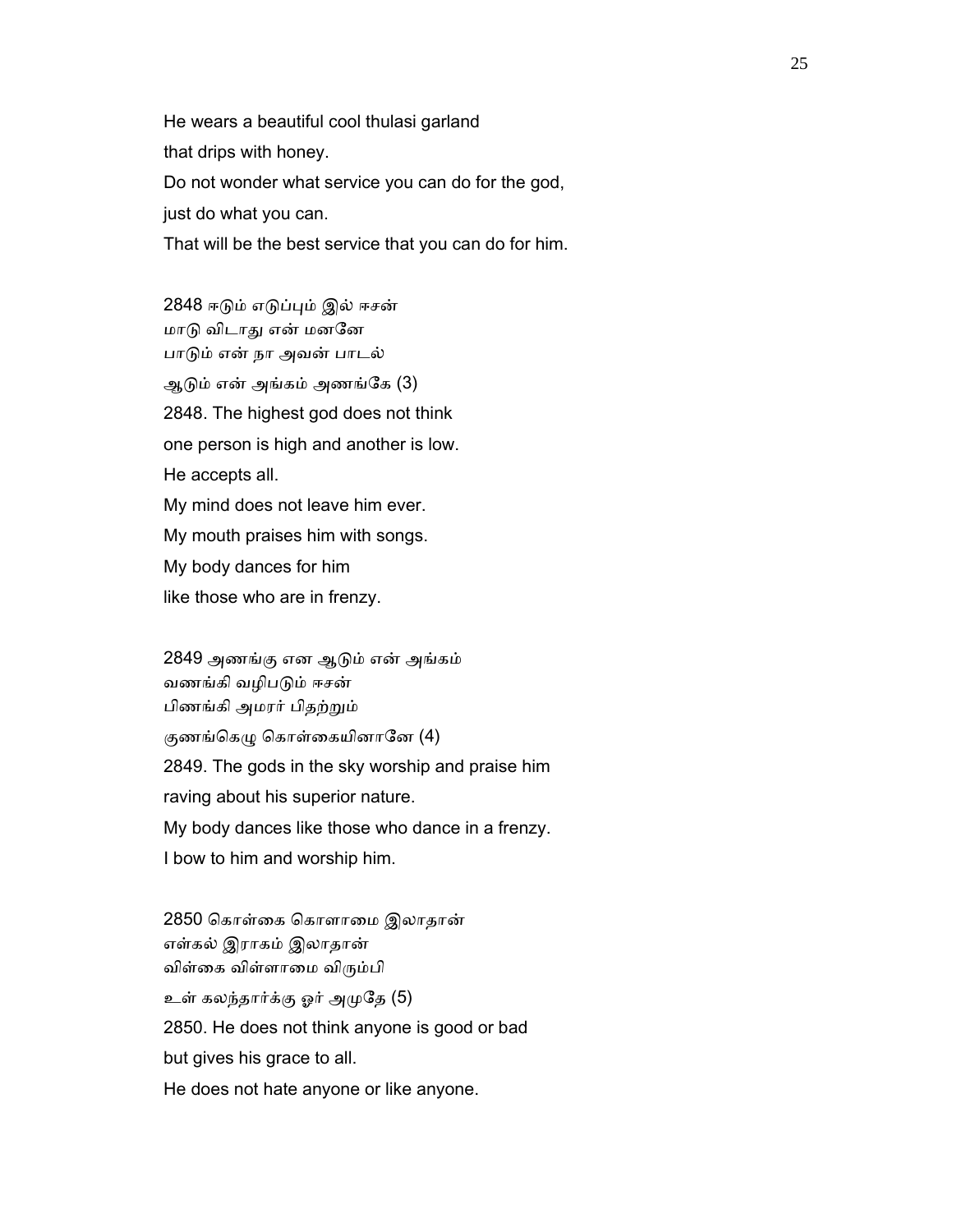He wears a beautiful cool thulasi garland
that drips with honey.
Do not wonder what service you can do for the god,
just do what you can.
That will be the best service that you can do for him.

2848 ஈடும் எடுப்பும் இல் ஈசன்
மாடு விடாது என் மனனே
பாடும் என் நா அவன் பாடல்
ஆடும் என் அங்கம் அணங்கே (3)
2848. The highest god does not think
one person is high and another is low.
He accepts all.
My mind does not leave him ever.
My mouth praises him with songs.
My body dances for him
like those who are in frenzy.

2849 அணங்கு என ஆடும் என் அங்கம்
வணங்கி வழிபடும் ஈசன்
பிணங்கி அமரர் பிதற்றும்
குணங்கெழு கொள்கையினானே (4)
2849. The gods in the sky worship and praise him
raving about his superior nature.
My body dances like those who dance in a frenzy.
I bow to him and worship him.

2850 கொள்கை கொளாமை இலாதான்
எள்கல் இராகம் இலாதான்
விள்கை விள்ளாமை விரும்பி
உள் கலந்தார்க்கு ஓர் அமுதே (5)
2850. He does not think anyone is good or bad
but gives his grace to all.
He does not hate anyone or like anyone.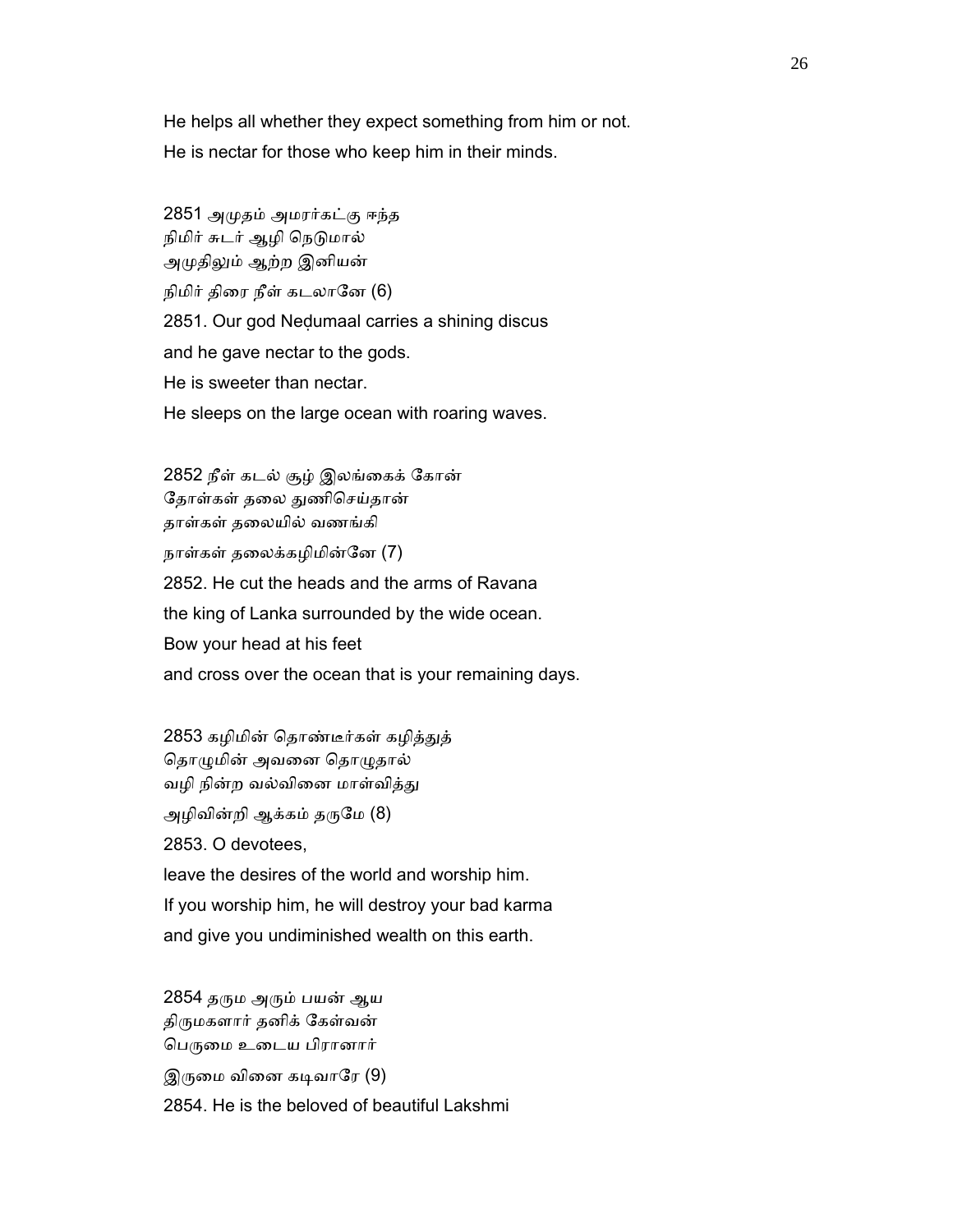He helps all whether they expect something from him or not.
He is nectar for those who keep him in their minds.

2851 அமுதம் அமரர்கட்கு ஈந்த
நிமிர் சுடர் ஆழி நெடுமால்
அமுதிலும் ஆற்ற இனியன்
நிமிர் திரை நீள் கடலானே (6)

2851. Our god Neḍumaal carries a shining discus
and he gave nectar to the gods.
He is sweeter than nectar.
He sleeps on the large ocean with roaring waves.

2852 நீள் கடல் சூழ் இலங்கைக் கோன்
தோள்கள் தலை துணிசெய்தான்
தாள்கள் தலையில் வணங்கி
நாள்கள் தலைக்கழிமின்னே (7)

2852. He cut the heads and the arms of Ravana
the king of Lanka surrounded by the wide ocean.
Bow your head at his feet
and cross over the ocean that is your remaining days.

2853 கழிமின் தொண்டீர்கள் கழித்துத்
தொழுமின் அவனை தொழுதால்
வழி நின்ற வல்வினை மாள்வித்து
அழிவின்றி ஆக்கம் தருமே (8)

2853. O devotees,
leave the desires of the world and worship him.
If you worship him, he will destroy your bad karma
and give you undiminished wealth on this earth.

2854 தரும அரும் பயன் ஆய
திருமகளார் தனிக் கேள்வன்
பெருமை உடைய பிரானார்
இருமை வினை கடிவாரே (9)

2854. He is the beloved of beautiful Lakshmi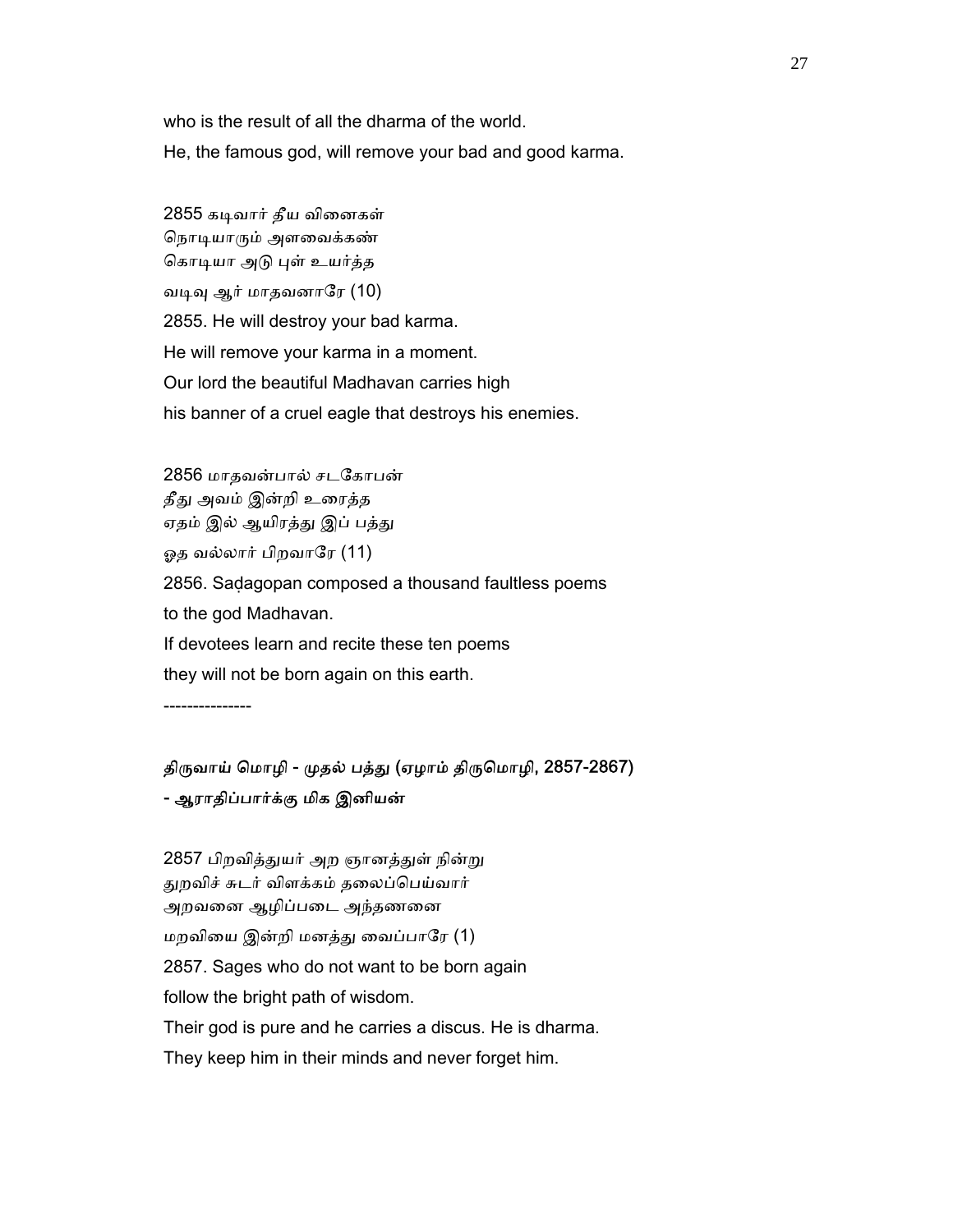who is the result of all the dharma of the world.

He, the famous god, will remove your bad and good karma.

2855 கடிவார் தீய வினைகள்
நொடியாரும் அளவைக்கண்
கொடியா அடு புள் உயர்த்த
வடிவு ஆர் மாதவனாரே (10)

2855. He will destroy your bad karma.
He will remove your karma in a moment.
Our lord the beautiful Madhavan carries high
his banner of a cruel eagle that destroys his enemies.

2856 மாதவன்பால் சடகோபன்
தீது அவம் இன்றி உரைத்த
ஏதம் இல் ஆயிரத்து இப் பத்து
ஓத வல்லார் பிறவாரே (11)

2856. Saḍagopan composed a thousand faultless poems
to the god Madhavan.
If devotees learn and recite these ten poems
they will not be born again on this earth.

---------------

**திருவாய் மொழி - முதல் பத்து (ஏழாம் திருமொழி, 2857-2867)**

**- ஆராதிப்பார்க்கு மிக இனியன்**

2857 பிறவித்துயர் அற ஞானத்துள் நின்று
துறவிச் சுடர் விளக்கம் தலைப்பெய்வார்
அறவனை ஆழிப்படை அந்தணனை
மறவியை இன்றி மனத்து வைப்பாரே (1)

2857. Sages who do not want to be born again
follow the bright path of wisdom.
Their god is pure and he carries a discus. He is dharma.
They keep him in their minds and never forget him.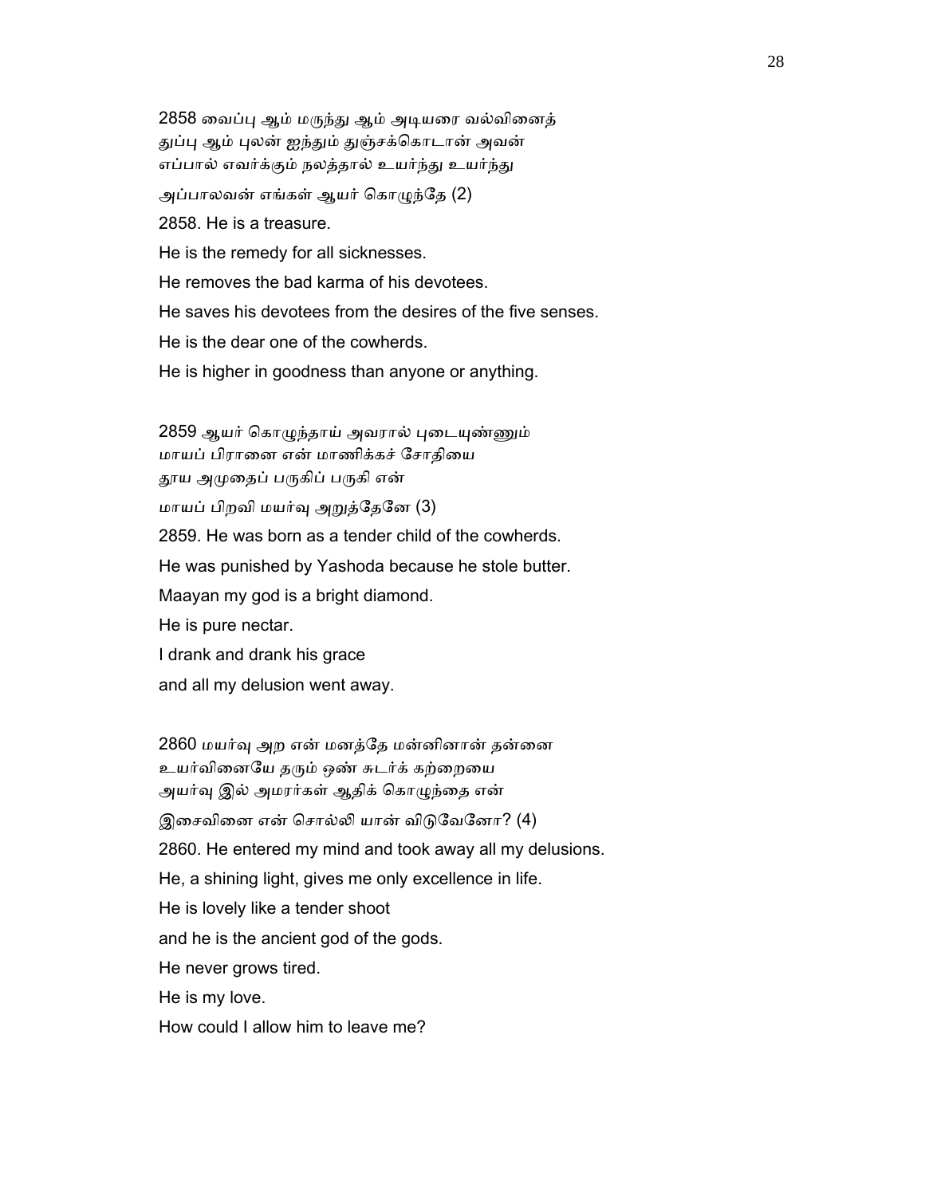2858 வைப்பு ஆம் மருந்து ஆம் அடியரை வல்வினைத்
துப்பு ஆம் புலன் ஐந்தும் துஞ்சக்கொடான் அவன்
எப்பால் எவர்க்கும் நலத்தால் உயர்ந்து உயர்ந்து
அப்பாலவன் எங்கள் ஆயர் கொழுந்தே (2)

2858. He is a treasure.
He is the remedy for all sicknesses.
He removes the bad karma of his devotees.
He saves his devotees from the desires of the five senses.
He is the dear one of the cowherds.
He is higher in goodness than anyone or anything.

2859 ஆயர் கொழுந்தாய் அவரால் புடையுண்ணும்
மாயப் பிரானை என் மாணிக்கச் சோதியை
தூய அமுதைப் பருகிப் பருகி என்
மாயப் பிறவி மயர்வு அறுத்தேனே (3)

2859. He was born as a tender child of the cowherds.
He was punished by Yashoda because he stole butter.
Maayan my god is a bright diamond.
He is pure nectar.
I drank and drank his grace
and all my delusion went away.

2860 மயர்வு அற என் மனத்தே மன்னினான் தன்னை
உயர்வினையே தரும் ஒண் சுடர்க் கற்றையை
அயர்வு இல் அமரர்கள் ஆதிக் கொழுந்தை என்
இசைவினை என் சொல்லி யான் விடுவேனோ? (4)

2860. He entered my mind and took away all my delusions.
He, a shining light, gives me only excellence in life.
He is lovely like a tender shoot
and he is the ancient god of the gods.
He never grows tired.
He is my love.
How could I allow him to leave me?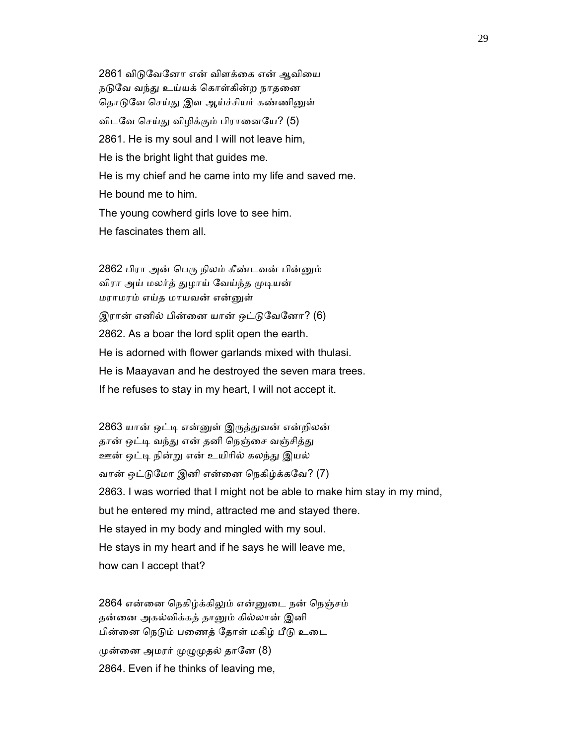2861 விடுவேனோ என் விளக்கை என் ஆவியை
நடுவே வந்து உய்யக் கொள்கின்ற நாதனை
தொடுவே செய்து இள ஆய்ச்சியர் கண்ணினுள்
விடவே செய்து விழிக்கும் பிரானையே? (5)

2861. He is my soul and I will not leave him,
He is the bright light that guides me.
He is my chief and he came into my life and saved me.
He bound me to him.
The young cowherd girls love to see him.
He fascinates them all.

2862 பிரா அன் பெரு நிலம் கீண்டவன் பின்னும்
விரா அய் மலர்த் துழாய் வேய்ந்த முடியன்
மராமரம் எய்த மாயவன் என்னுள்
இரான் எனில் பின்னை யான் ஒட்டுவேனோ? (6)

2862. As a boar the lord split open the earth.
He is adorned with flower garlands mixed with thulasi.
He is Maayavan and he destroyed the seven mara trees.
If he refuses to stay in my heart, I will not accept it.

2863 யான் ஒட்டி என்னுள் இருத்துவன் என்றிலன்
தான் ஒட்டி வந்து என் தனி நெஞ்சை வஞ்சித்து
ஊன் ஒட்டி நின்று என் உயிரில் கலந்து இயல்
வான் ஒட்டுமோ இனி என்னை நெகிழ்க்கவே? (7)

2863. I was worried that I might not be able to make him stay in my mind,
but he entered my mind, attracted me and stayed there.
He stayed in my body and mingled with my soul.
He stays in my heart and if he says he will leave me,
how can I accept that?

2864 என்னை நெகிழ்க்கிலும் என்னுடை நன் நெஞ்சம்
தன்னை அகல்விக்கத் தானும் கில்லான் இனி
பின்னை நெடும் பணைத் தோள் மகிழ் பீடு உடை
முன்னை அமரர் முழுமுதல் தானே (8)

2864. Even if he thinks of leaving me,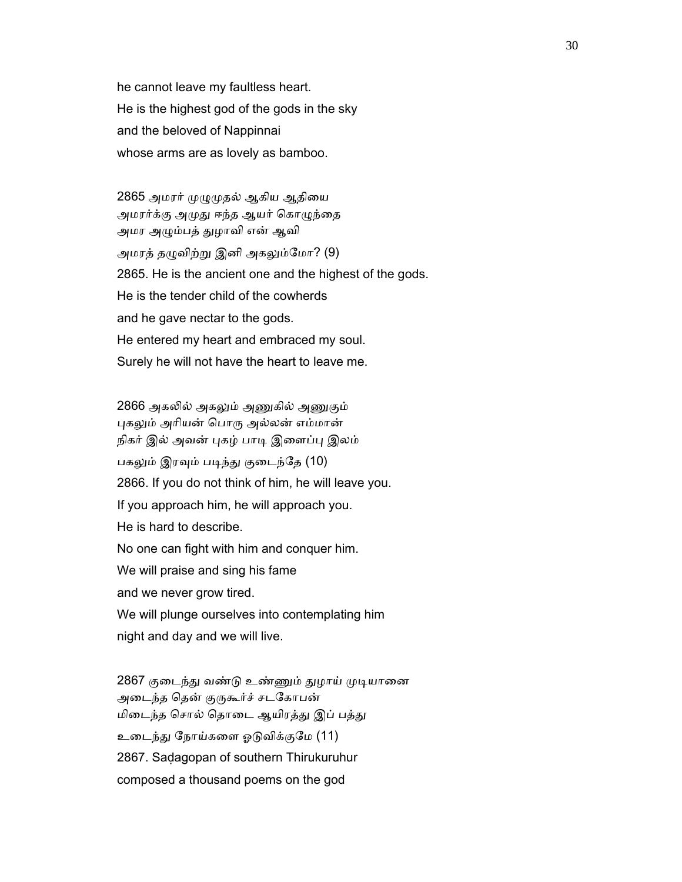he cannot leave my faultless heart.
He is the highest god of the gods in the sky
and the beloved of Nappinnai
whose arms are as lovely as bamboo.

2865 அமரர் முழுமுதல் ஆகிய ஆதியை
அமரர்க்கு அமுது ஈந்த ஆயர் கொழுந்தை
அமர அழும்பத் துழாவி என் ஆவி
அமரத் தழுவிற்று இனி அகலும்மோ? (9)
2865. He is the ancient one and the highest of the gods.
He is the tender child of the cowherds
and he gave nectar to the gods.
He entered my heart and embraced my soul.
Surely he will not have the heart to leave me.

2866 அகலில் அகலும் அணுகில் அணுகும்
புகலும் அரியன் பொரு அல்லன் எம்மான்
நிகர் இல் அவன் புகழ் பாடி இளைப்பு இலம்
பகலும் இரவும் படிந்து குடைந்தே (10)
2866. If you do not think of him, he will leave you.
If you approach him, he will approach you.
He is hard to describe.
No one can fight with him and conquer him.
We will praise and sing his fame
and we never grow tired.
We will plunge ourselves into contemplating him
night and day and we will live.

2867 குடைந்து வண்டு உண்ணும் துழாய் முடியானை
அடைந்த தென் குருகூர்ச் சடகோபன்
மிடைந்த சொல் தொடை ஆயிரத்து இப் பத்து
உடைந்து நோய்களை ஓடுவிக்குமே (11)
2867. Saḍagopan of southern Thirukuruhur
composed a thousand poems on the god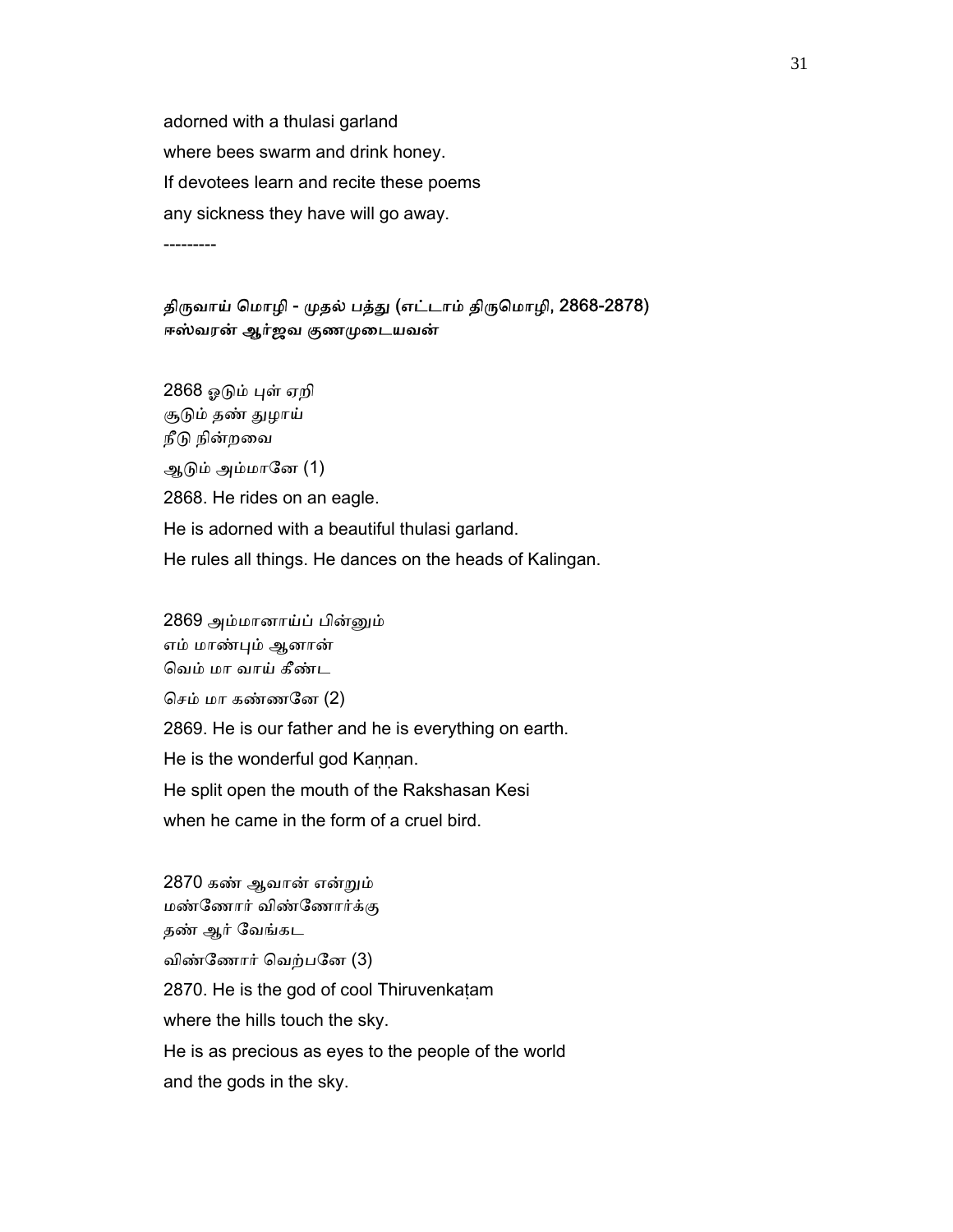adorned with a thulasi garland

where bees swarm and drink honey.

If devotees learn and recite these poems

any sickness they have will go away.

---------

**திருவாய் மொழி - முதல் பத்து (எட்டாம் திருமொழி, 2868-2878)**
**ஈஸ்வரன் ஆர்ஜவ குணமுடையவன்**

2868 ஓடும் புள் ஏறி
சூடும் தண் துழாய்
நீடு நின்றவை
ஆடும் அம்மானே (1)

2868. He rides on an eagle.
He is adorned with a beautiful thulasi garland.
He rules all things. He dances on the heads of Kalingan.

2869 அம்மானாய்ப் பின்னும்
எம் மாண்பும் ஆனான்
வெம் மா வாய் கீண்ட
செம் மா கண்ணனே (2)

2869. He is our father and he is everything on earth.
He is the wonderful god Kaṇṇan.
He split open the mouth of the Rakshasan Kesi
when he came in the form of a cruel bird.

2870 கண் ஆவான் என்றும்
மண்ணோர் விண்ணோர்க்கு
தண் ஆர் வேங்கட
விண்ணோர் வெற்பனே (3)

2870. He is the god of cool Thiruvenkaṭam
where the hills touch the sky.
He is as precious as eyes to the people of the world
and the gods in the sky.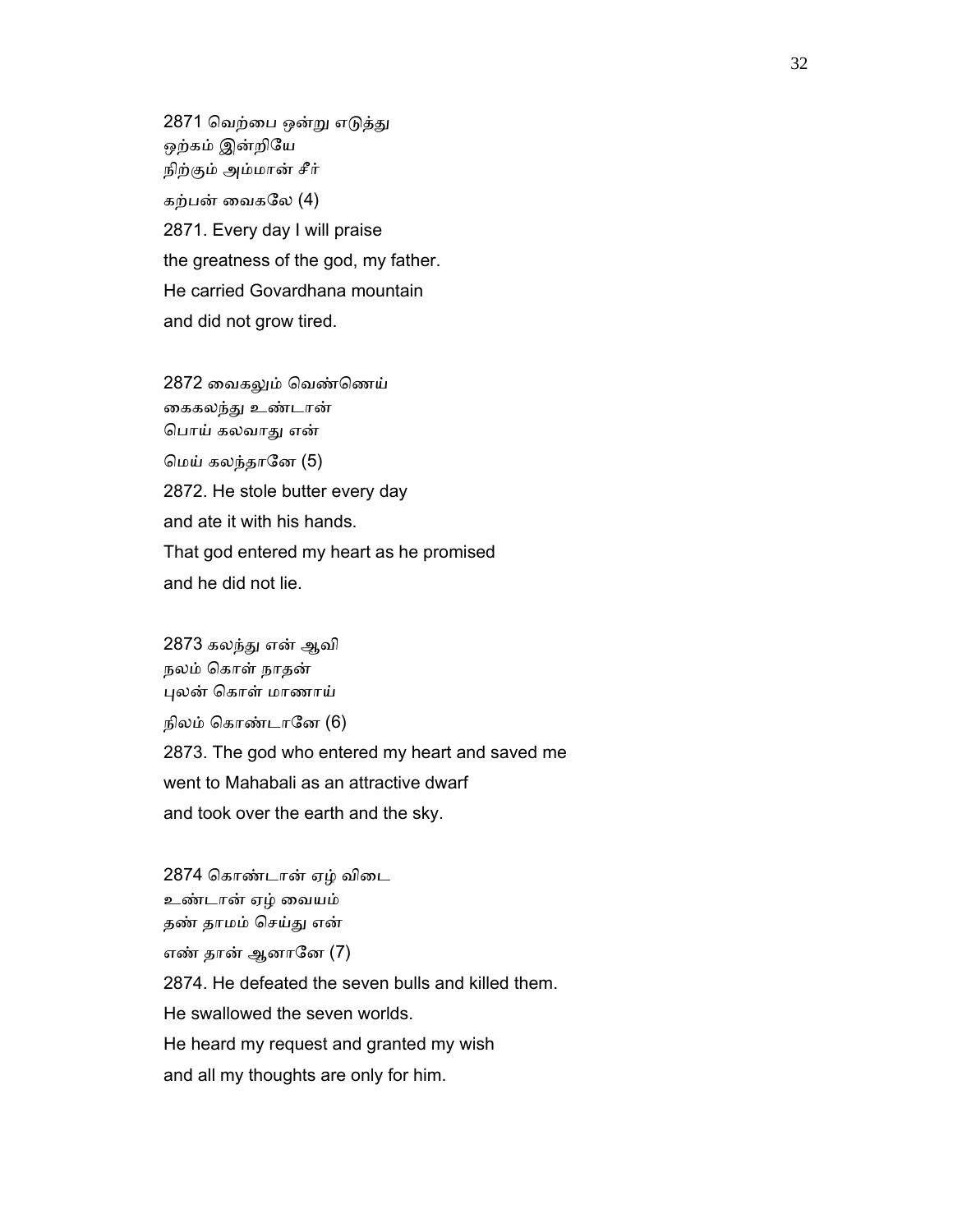2871 வெற்பை ஒன்று எடுத்து
ஒற்கம் இன்றியே
நிற்கும் அம்மான் சீர்
கற்பன் வைகலே (4)

2871. Every day I will praise
the greatness of the god, my father.
He carried Govardhana mountain
and did not grow tired.

2872 வைகலும் வெண்ணெய்
கைகலந்து உண்டான்
பொய் கலவாது என்
மெய் கலந்தானே (5)

2872. He stole butter every day
and ate it with his hands.
That god entered my heart as he promised
and he did not lie.

2873 கலந்து என் ஆவி
நலம் கொள் நாதன்
புலன் கொள் மாணாய்
நிலம் கொண்டானே (6)

2873. The god who entered my heart and saved me
went to Mahabali as an attractive dwarf
and took over the earth and the sky.

2874 கொண்டான் ஏழ் விடை
உண்டான் ஏழ் வையம்
தண் தாமம் செய்து என்
எண் தான் ஆனானே (7)

2874. He defeated the seven bulls and killed them.
He swallowed the seven worlds.
He heard my request and granted my wish
and all my thoughts are only for him.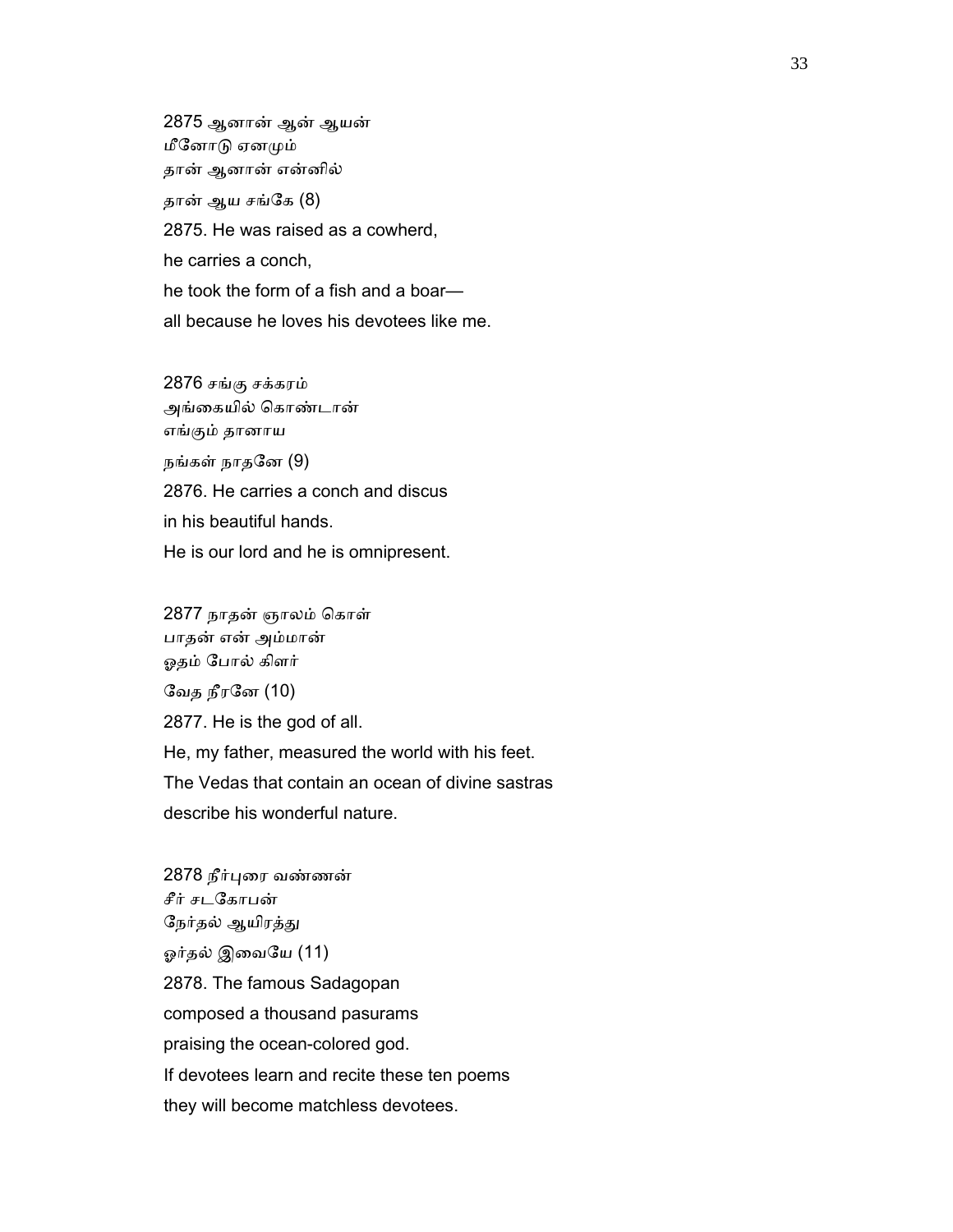2875 ஆனான் ஆன் ஆயன்
மீனோடு ஏனமும்
தான் ஆனான் என்னில்
தான் ஆய சங்கே (8)

2875. He was raised as a cowherd,
he carries a conch,
he took the form of a fish and a boar—
all because he loves his devotees like me.

2876 சங்கு சக்கரம்
அங்கையில் கொண்டான்
எங்கும் தானாய
நங்கள் நாதனே (9)

2876. He carries a conch and discus
in his beautiful hands.
He is our lord and he is omnipresent.

2877 நாதன் ஞாலம் கொள்
பாதன் என் அம்மான்
ஓதம் போல் கிளர்
வேத நீரனே (10)

2877. He is the god of all.
He, my father, measured the world with his feet.
The Vedas that contain an ocean of divine sastras
describe his wonderful nature.

2878 நீர்புரை வண்ணன்
சீர் சடகோபன்
நேர்தல் ஆயிரத்து
ஓர்தல் இவையே (11)

2878. The famous Sadagopan
composed a thousand pasurams
praising the ocean-colored god.
If devotees learn and recite these ten poems
they will become matchless devotees.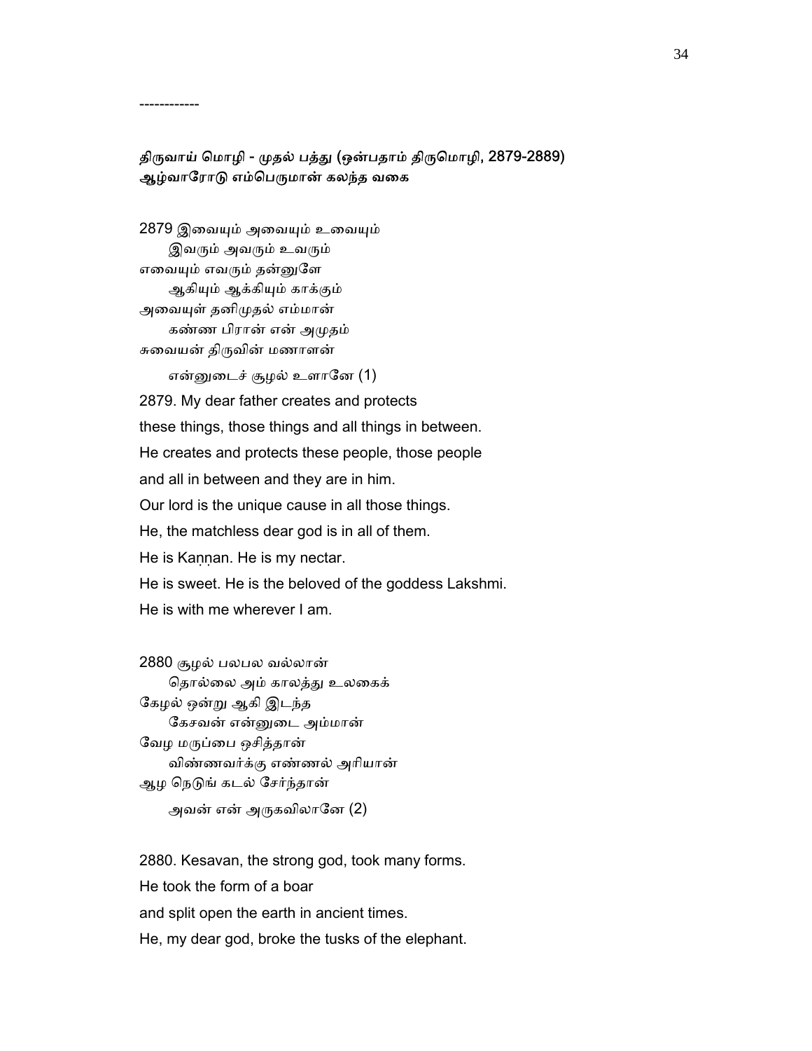------------

**திருவாய் மொழி - முதல் பத்து (ஒன்பதாம் திருமொழி, 2879-2889)**
**ஆழ்வாரோடு எம்பெருமான் கலந்த வகை**

2879 இவையும் அவையும் உவையும்
இவரும் அவரும் உவரும்
எவையும் எவரும் தன்னுளே
ஆகியும் ஆக்கியும் காக்கும்
அவையுள் தனிமுதல் எம்மான்
கண்ண பிரான் என் அமுதம்
சுவையன் திருவின் மணாளன்
என்னுடைச் சூழல் உளானே (1)

2879. My dear father creates and protects
these things, those things and all things in between.
He creates and protects these people, those people
and all in between and they are in him.
Our lord is the unique cause in all those things.
He, the matchless dear god is in all of them.
He is Kaṇṇan. He is my nectar.
He is sweet. He is the beloved of the goddess Lakshmi.
He is with me wherever I am.

2880 சூழல் பலபல வல்லான்
தொல்லை அம் காலத்து உலகைக்
கேழல் ஒன்று ஆகி இடந்த
கேசவன் என்னுடை அம்மான்
வேழ மருப்பை ஒசித்தான்
விண்ணவர்க்கு எண்ணல் அரியான்
ஆழ நெடுங் கடல் சேர்ந்தான்
அவன் என் அருகவிலானே (2)

2880. Kesavan, the strong god, took many forms.
He took the form of a boar
and split open the earth in ancient times.
He, my dear god, broke the tusks of the elephant.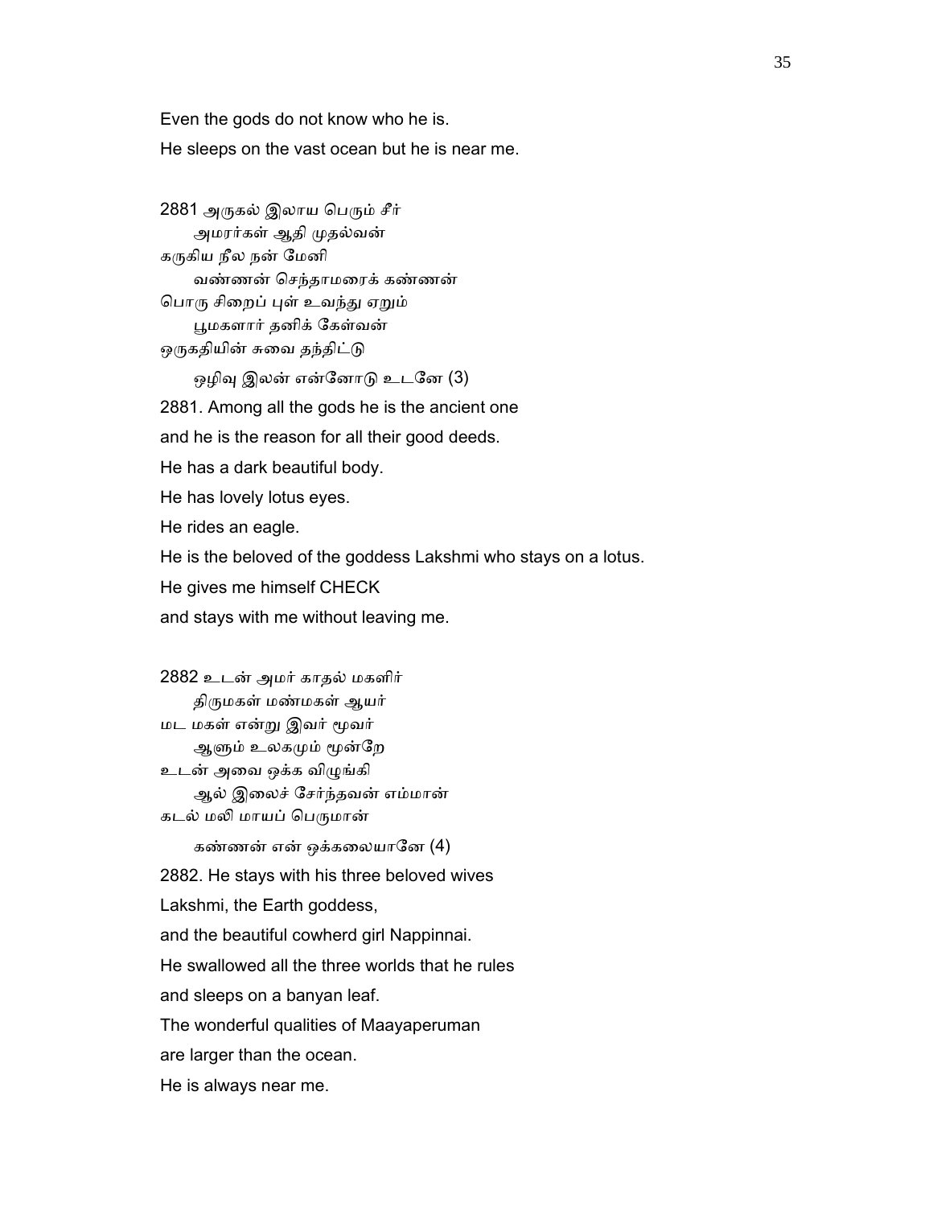Even the gods do not know who he is.

He sleeps on the vast ocean but he is near me.

2881 அருகல் இலாய பெரும் சீர்
    அமரர்கள் ஆதி முதல்வன்
கருகிய நீல நன் மேனி
    வண்ணன் செந்தாமரைக் கண்ணன்
பொரு சிறைப் புள் உவந்து ஏறும்
    பூமகளார் தனிக் கேள்வன்
ஒருகதியின் சுவை தந்திட்டு
    ஒழிவு இலன் என்னோடு உடனே (3)

2881. Among all the gods he is the ancient one

and he is the reason for all their good deeds.

He has a dark beautiful body.

He has lovely lotus eyes.

He rides an eagle.

He is the beloved of the goddess Lakshmi who stays on a lotus.

He gives me himself CHECK

and stays with me without leaving me.

2882 உடன் அமர் காதல் மகளிர்
    திருமகள் மண்மகள் ஆயர்
மட மகள் என்று இவர் மூவர்
    ஆளும் உலகமும் மூன்றே
உடன் அவை ஒக்க விழுங்கி
    ஆல் இலைச் சேர்ந்தவன் எம்மான்
கடல் மலி மாயப் பெருமான்
    கண்ணன் என் ஒக்கலையானே (4)

2882. He stays with his three beloved wives

Lakshmi, the Earth goddess,

and the beautiful cowherd girl Nappinnai.

He swallowed all the three worlds that he rules

and sleeps on a banyan leaf.

The wonderful qualities of Maayaperuman

are larger than the ocean.

He is always near me.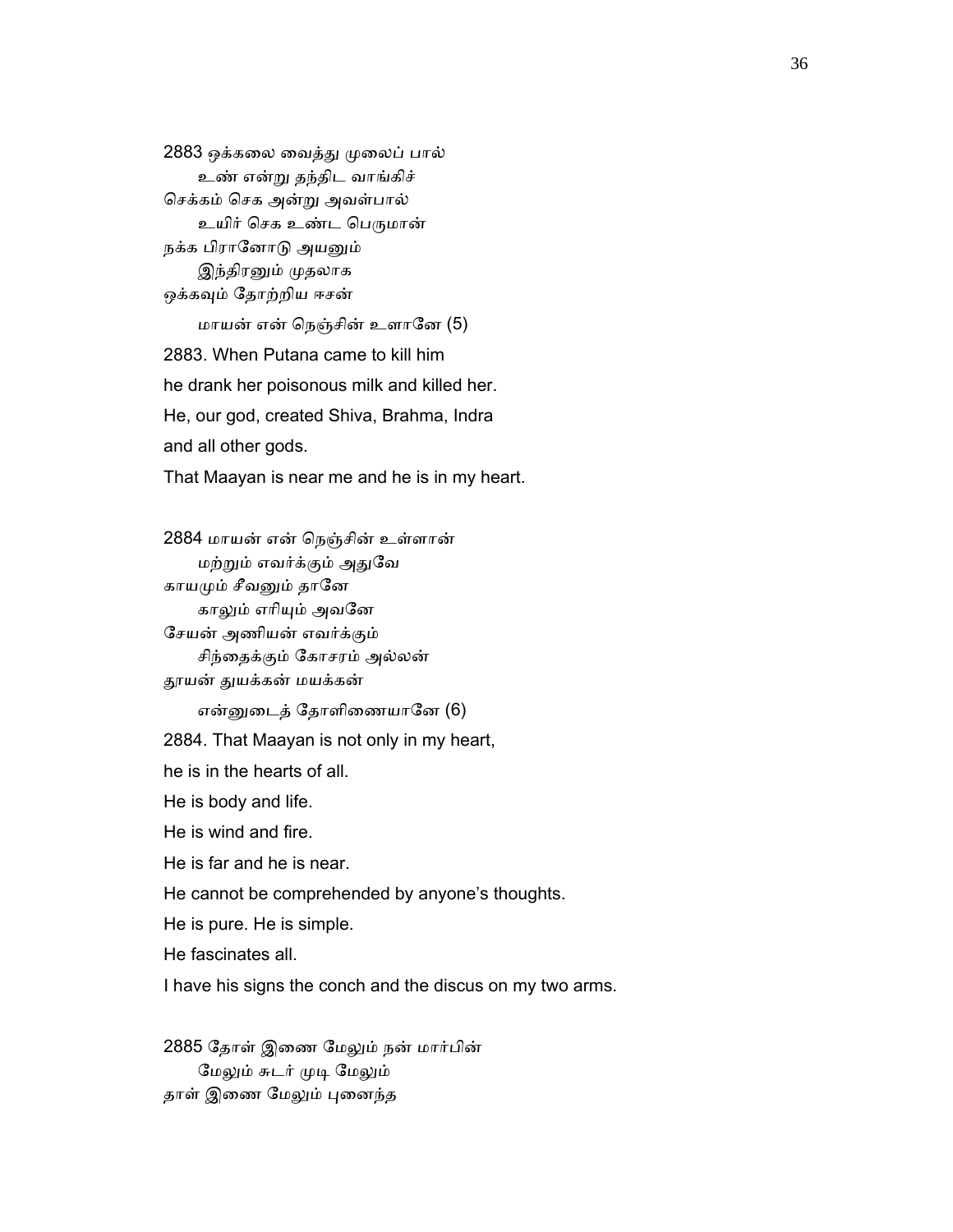2883 ஒக்கலை வைத்து முலைப் பால்
    உண் என்று தந்திட வாங்கிச்
செக்கம் செக அன்று அவள்பால்
    உயிர் செக உண்ட பெருமான்
நக்க பிரானோடு அயனும்
    இந்திரனும் முதலாக
ஒக்கவும் தோற்றிய ஈசன்
    மாயன் என் நெஞ்சின் உளானே (5)

2883. When Putana came to kill him
he drank her poisonous milk and killed her.
He, our god, created Shiva, Brahma, Indra
and all other gods.
That Maayan is near me and he is in my heart.

2884 மாயன் என் நெஞ்சின் உள்ளான்
    மற்றும் எவர்க்கும் அதுவே
காயமும் சீவனும் தானே
    காலும் எரியும் அவனே
சேயன் அணியன் எவர்க்கும்
    சிந்தைக்கும் கோசரம் அல்லன்
தூயன் துயக்கன் மயக்கன்
    என்னுடைத் தோளிணையானே (6)

2884. That Maayan is not only in my heart,
he is in the hearts of all.
He is body and life.
He is wind and fire.
He is far and he is near.
He cannot be comprehended by anyone's thoughts.
He is pure. He is simple.
He fascinates all.
I have his signs the conch and the discus on my two arms.

2885 தோள் இணை மேலும் நன் மார்பின்
    மேலும் சுடர் முடி மேலும்
தாள் இணை மேலும் புனைந்த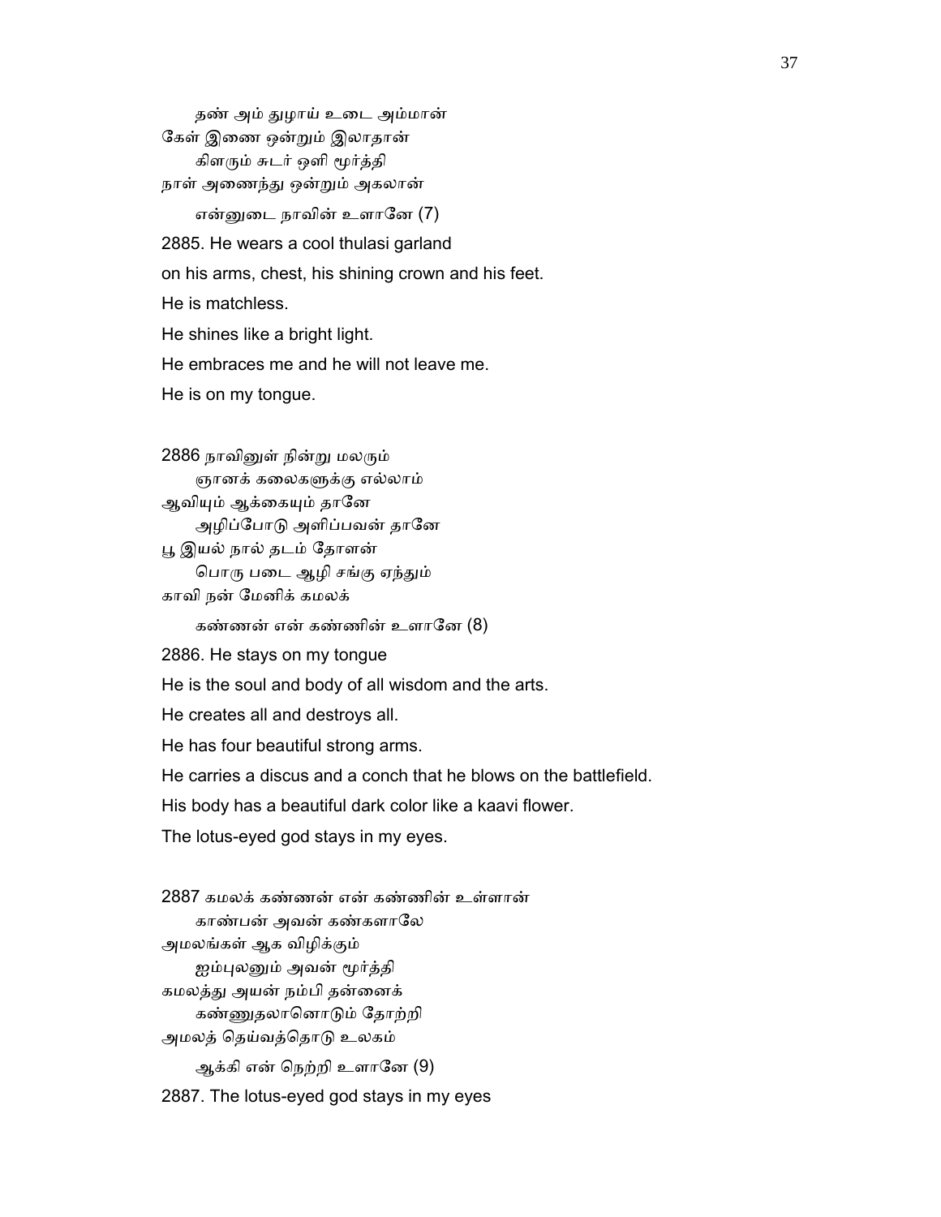தண் அம் துழாய் உடை அம்மான்
கேள் இணை ஒன்றும் இலாதான்
கிளரும் சுடர் ஒளி மூர்த்தி
நாள் அணைந்து ஒன்றும் அகலான்
என்னுடை நாவின் உளானே (7)

2885. He wears a cool thulasi garland
on his arms, chest, his shining crown and his feet.
He is matchless.
He shines like a bright light.
He embraces me and he will not leave me.
He is on my tongue.

2886 நாவினுள் நின்று மலரும்
ஞானக் கலைகளுக்கு எல்லாம்
ஆவியும் ஆக்கையும் தானே
அழிப்போடு அளிப்பவன் தானே
பூ இயல் நால் தடம் தோளன்
பொரு படை ஆழி சங்கு ஏந்தும்
காவி நன் மேனிக் கமலக்
கண்ணன் என் கண்ணின் உளானே (8)

2886. He stays on my tongue
He is the soul and body of all wisdom and the arts.
He creates all and destroys all.
He has four beautiful strong arms.
He carries a discus and a conch that he blows on the battlefield.
His body has a beautiful dark color like a kaavi flower.
The lotus-eyed god stays in my eyes.

2887 கமலக் கண்ணன் என் கண்ணின் உள்ளான்
காண்பன் அவன் கண்களாலே
அமலங்கள் ஆக விழிக்கும்
ஐம்புலனும் அவன் மூர்த்தி
கமலத்து அயன் நம்பி தன்னைக்
கண்ணுதலானொடும் தோற்றி
அமலத் தெய்வத்தொடு உலகம்
ஆக்கி என் நெற்றி உளானே (9)

2887. The lotus-eyed god stays in my eyes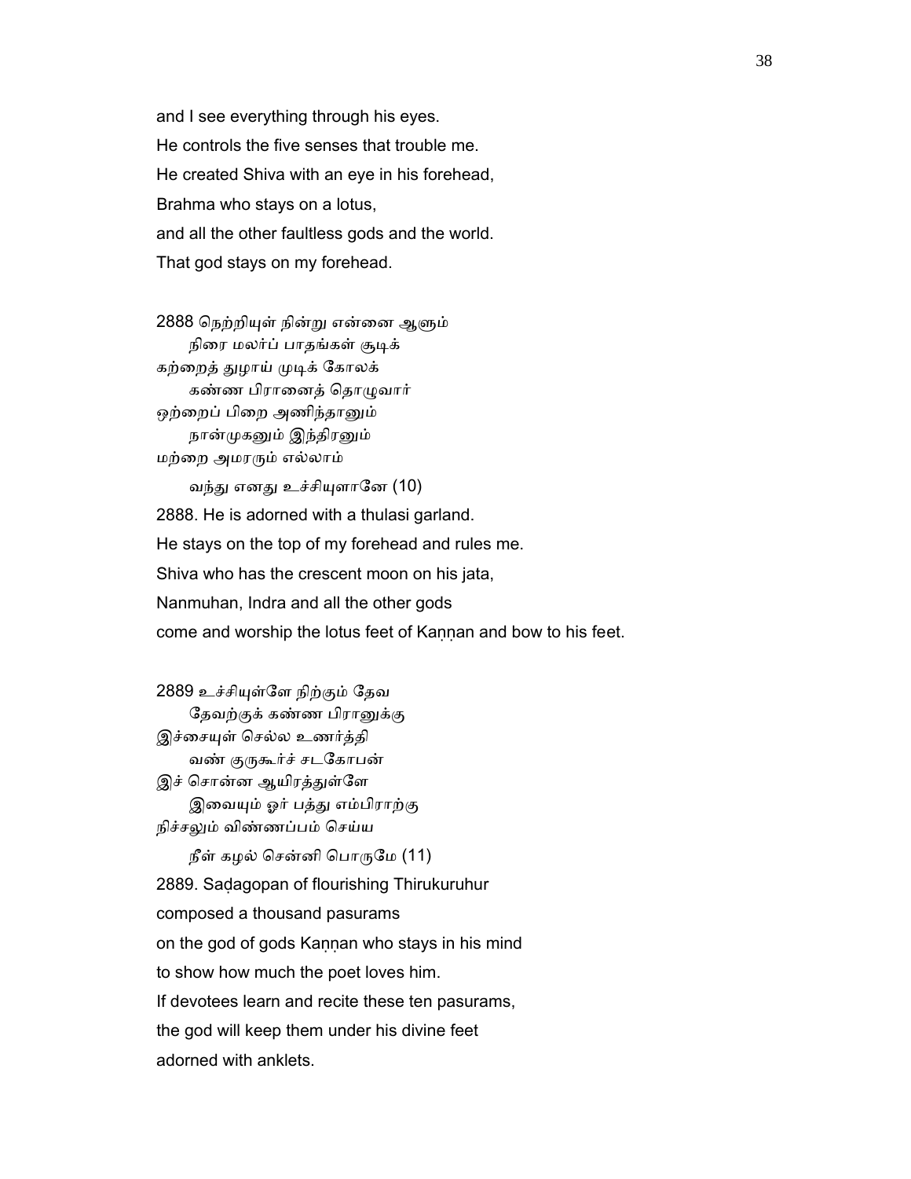and I see everything through his eyes.
He controls the five senses that trouble me.
He created Shiva with an eye in his forehead,
Brahma who stays on a lotus,
and all the other faultless gods and the world.
That god stays on my forehead.

2888 நெற்றியுள் நின்று என்னை ஆளும்
      நிரை மலர்ப் பாதங்கள் சூடிக்
கற்றைத் துழாய் முடிக் கோலக்
      கண்ண பிரானைத் தொழுவார்
ஒற்றைப் பிறை அணிந்தானும்
      நான்முகனும் இந்திரனும்
மற்றை அமரரும் எல்லாம்
      வந்து எனது உச்சியுளானே (10)

2888. He is adorned with a thulasi garland.
He stays on the top of my forehead and rules me.
Shiva who has the crescent moon on his jata,
Nanmuhan, Indra and all the other gods
come and worship the lotus feet of Kaṇṇan and bow to his feet.

2889 உச்சியுள்ளே நிற்கும் தேவ
      தேவற்குக் கண்ண பிரானுக்கு
இச்சையுள் செல்ல உணர்த்தி
      வண் குருகூர்ச் சடகோபன்
இச் சொன்ன ஆயிரத்துள்ளே
      இவையும் ஓர் பத்து எம்பிராற்கு
நிச்சலும் விண்ணப்பம் செய்ய
      நீள் கழல் சென்னி பொருமே (11)

2889. Saḍagopan of flourishing Thirukuruhur
composed a thousand pasurams
on the god of gods Kaṇṇan who stays in his mind
to show how much the poet loves him.
If devotees learn and recite these ten pasurams,
the god will keep them under his divine feet
adorned with anklets.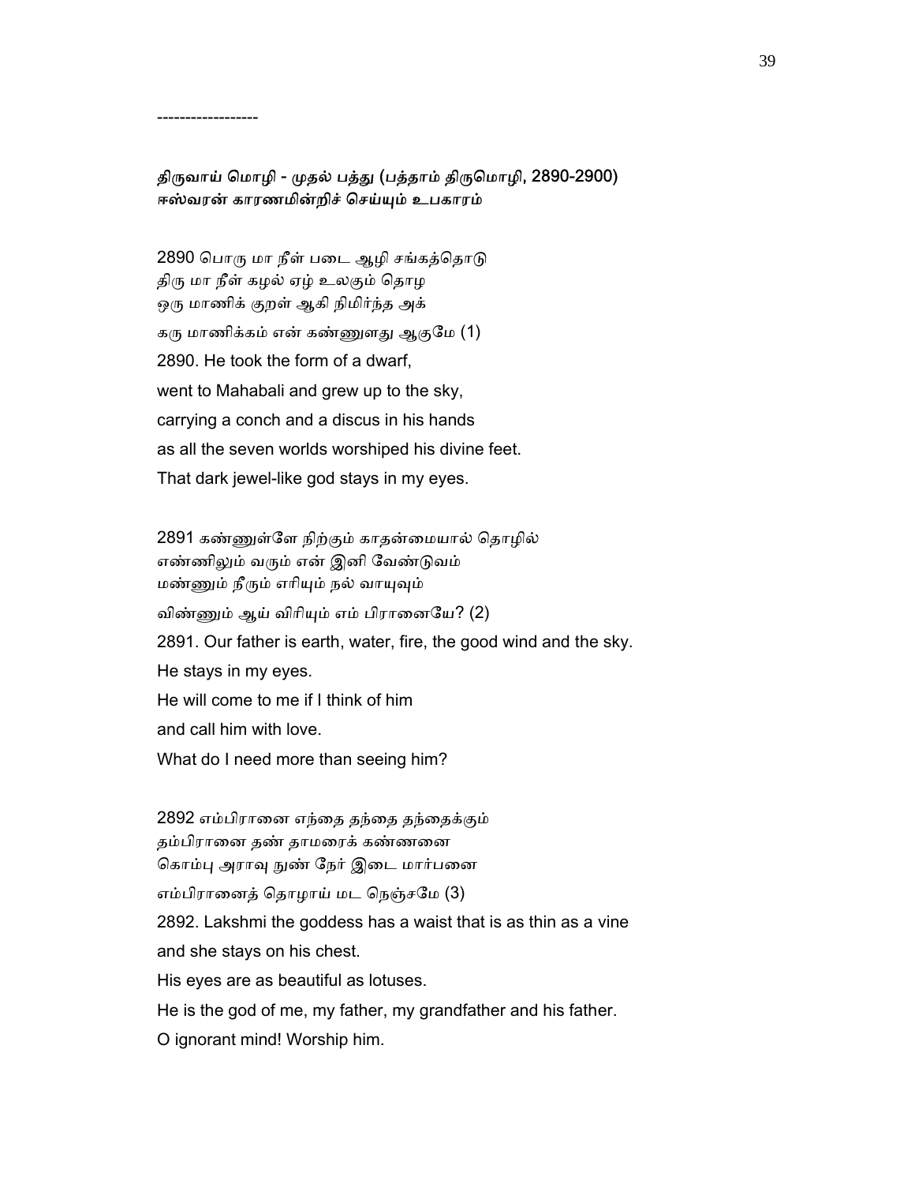------------------

**திருவாய் மொழி - முதல் பத்து (பத்தாம் திருமொழி, 2890-2900)**
**ஈஸ்வரன் காரணமின்றிச் செய்யும் உபகாரம்**

2890 பொரு மா நீள் படை ஆழி சங்கத்தொடு
திரு மா நீள் கழல் ஏழ் உலகும் தொழ
ஒரு மாணிக் குறள் ஆகி நிமிர்ந்த அக்
கரு மாணிக்கம் என் கண்ணுளது ஆகுமே (1)

2890. He took the form of a dwarf,
went to Mahabali and grew up to the sky,
carrying a conch and a discus in his hands
as all the seven worlds worshiped his divine feet.
That dark jewel-like god stays in my eyes.

2891 கண்ணுள்ளே நிற்கும் காதன்மையால் தொழில்
எண்ணிலும் வரும் என் இனி வேண்டுவம்
மண்ணும் நீரும் எரியும் நல் வாயுவும்
விண்ணும் ஆய் விரியும் எம் பிரானையே? (2)

2891. Our father is earth, water, fire, the good wind and the sky.
He stays in my eyes.
He will come to me if I think of him
and call him with love.
What do I need more than seeing him?

2892 எம்பிரானை எந்தை தந்தை தந்தைக்கும்
தம்பிரானை தண் தாமரைக் கண்ணனை
கொம்பு அராவு நுண் நேர் இடை மார்பனை
எம்பிரானைத் தொழாய் மட நெஞ்சமே (3)

2892. Lakshmi the goddess has a waist that is as thin as a vine
and she stays on his chest.
His eyes are as beautiful as lotuses.
He is the god of me, my father, my grandfather and his father.
O ignorant mind! Worship him.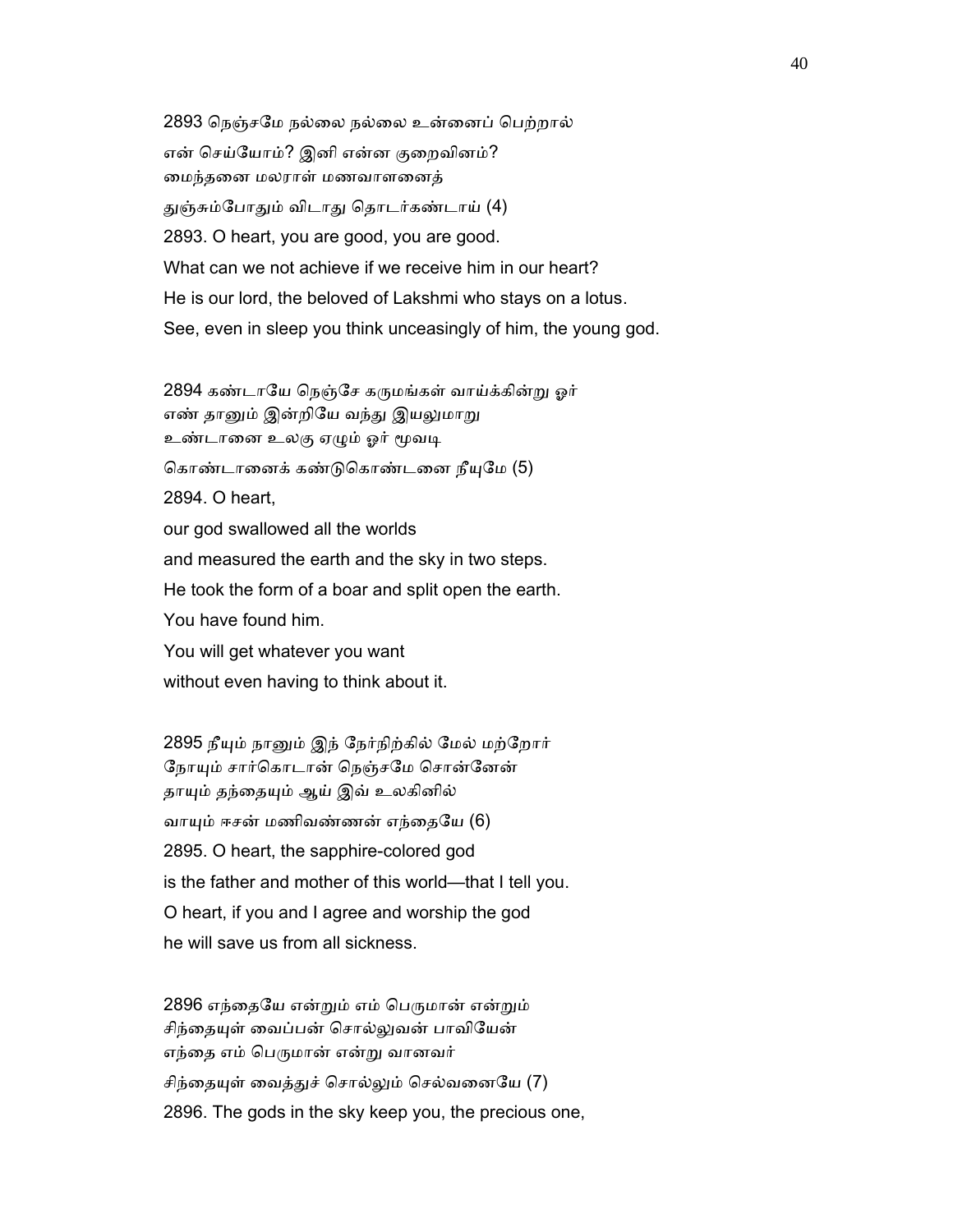2893 நெஞ்சமே நல்லை நல்லை உன்னைப் பெற்றால்
என் செய்யோம்? இனி என்ன குறைவினம்?
மைந்தனை மலராள் மணவாளனைத்
துஞ்சும்போதும் விடாது தொடர்கண்டாய் (4)

2893. O heart, you are good, you are good.
What can we not achieve if we receive him in our heart?
He is our lord, the beloved of Lakshmi who stays on a lotus.
See, even in sleep you think unceasingly of him, the young god.

2894 கண்டாயே நெஞ்சே கருமங்கள் வாய்க்கின்று ஓர்
எண் தானும் இன்றியே வந்து இயலுமாறு
உண்டானை உலகு ஏழும் ஓர் மூவடி
கொண்டானைக் கண்டுகொண்டனை நீயுமே (5)

2894. O heart,
our god swallowed all the worlds
and measured the earth and the sky in two steps.
He took the form of a boar and split open the earth.
You have found him.
You will get whatever you want
without even having to think about it.

2895 நீயும் நானும் இந் நேர்நிற்கில் மேல் மற்றோர்
நோயும் சார்கொடான் நெஞ்சமே சொன்னேன்
தாயும் தந்தையும் ஆய் இவ் உலகினில்
வாயும் ஈசன் மணிவண்ணன் எந்தையே (6)

2895. O heart, the sapphire-colored god
is the father and mother of this world—that I tell you.
O heart, if you and I agree and worship the god
he will save us from all sickness.

2896 எந்தையே என்றும் எம் பெருமான் என்றும்
சிந்தையுள் வைப்பன் சொல்லுவன் பாவியேன்
எந்தை எம் பெருமான் என்று வானவர்
சிந்தையுள் வைத்துச் சொல்லும் செல்வனையே (7)

2896. The gods in the sky keep you, the precious one,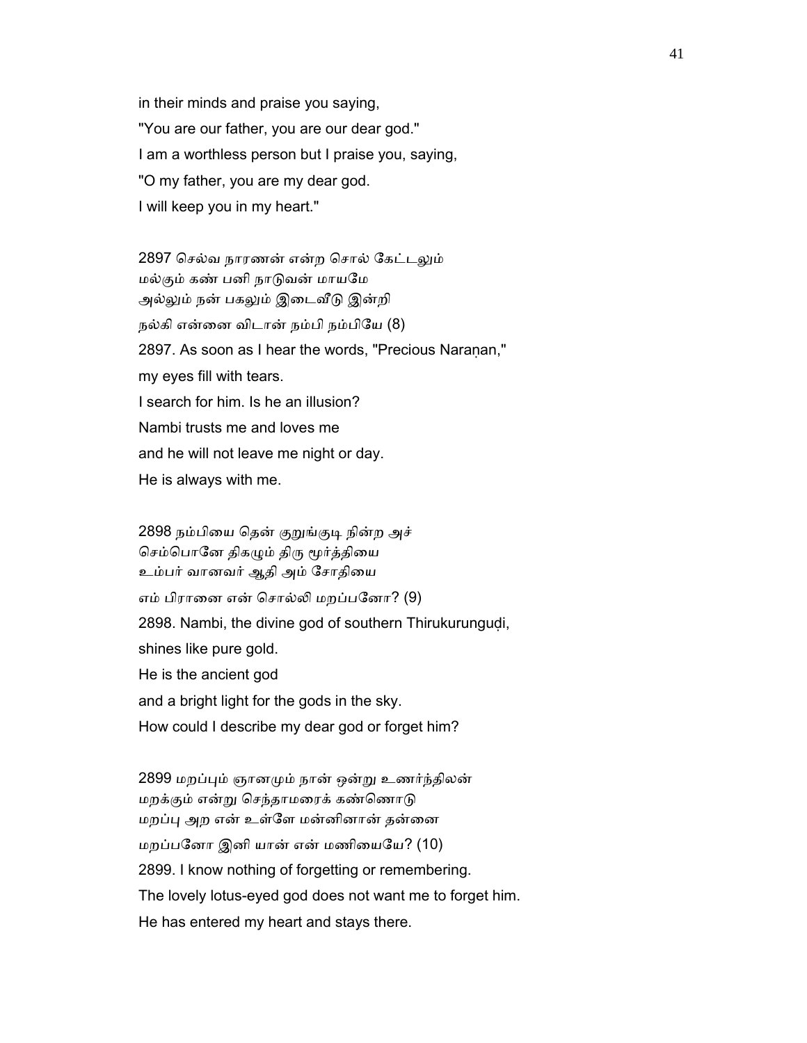in their minds and praise you saying,
"You are our father, you are our dear god."
I am a worthless person but I praise you, saying,
"O my father, you are my dear god.
I will keep you in my heart."

2897 செல்வ நாரணன் என்ற சொல் கேட்டலும்
மல்கும் கண் பனி நாடுவன் மாயமே
அல்லும் நன் பகலும் இடைவீடு இன்றி
நல்கி என்னை விடான் நம்பி நம்பியே (8)
2897. As soon as I hear the words, "Precious Naraṇan,"
my eyes fill with tears.
I search for him. Is he an illusion?
Nambi trusts me and loves me
and he will not leave me night or day.
He is always with me.

2898 நம்பியை தென் குறுங்குடி நின்ற அச்
செம்பொனே திகழும் திரு மூர்த்தியை
உம்பர் வானவர் ஆதி அம் சோதியை
எம் பிரானை என் சொல்லி மறப்பனோ? (9)
2898. Nambi, the divine god of southern Thirukurunguḍi,
shines like pure gold.
He is the ancient god
and a bright light for the gods in the sky.
How could I describe my dear god or forget him?

2899 மறப்பும் ஞானமும் நான் ஒன்று உணர்ந்திலன்
மறக்கும் என்று செந்தாமரைக் கண்ணொடு
மறப்பு அற என் உள்ளே மன்னினான் தன்னை
மறப்பனோ இனி யான் என் மணியையே? (10)
2899. I know nothing of forgetting or remembering.
The lovely lotus-eyed god does not want me to forget him.
He has entered my heart and stays there.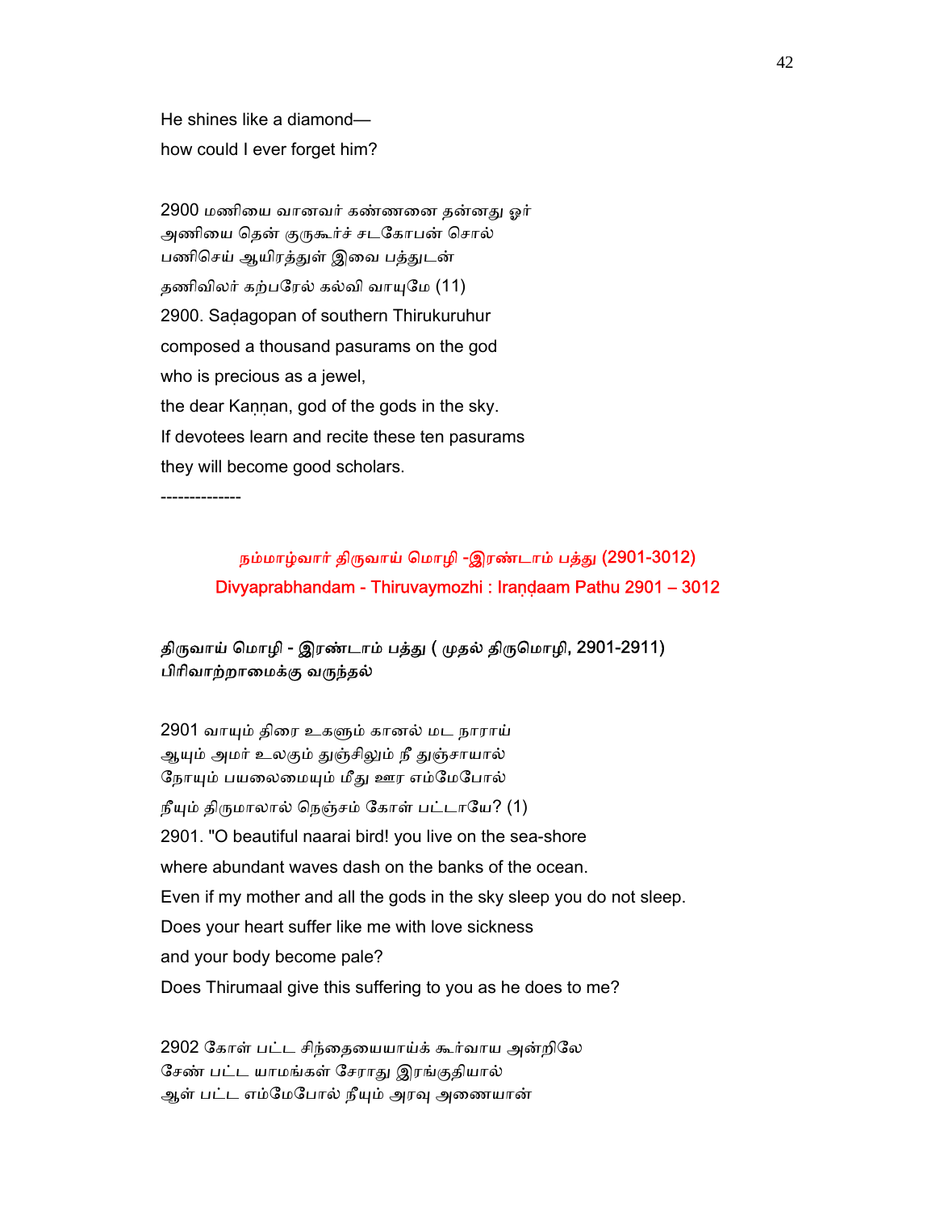He shines like a diamond—
how could I ever forget him?

2900 மணியை வானவர் கண்ணனை தன்னது ஓர்
அணியை தென் குருகூர்ச் சடகோபன் சொல்
பணிசெய் ஆயிரத்துள் இவை பத்துடன்
தணிவிலர் கற்பரேல் கல்வி வாயுமே (11)
2900. Saḍagopan of southern Thirukuruhur
composed a thousand pasurams on the god
who is precious as a jewel,
the dear Kaṇṇan, god of the gods in the sky.
If devotees learn and recite these ten pasurams
they will become good scholars.

--------------

## நம்மாழ்வார் திருவாய் மொழி -இரண்டாம் பத்து (2901-3012)
## Divyaprabhandam - Thiruvaymozhi : Iraṇḍaam Pathu 2901 – 3012

### திருவாய் மொழி - இரண்டாம் பத்து ( முதல் திருமொழி, 2901-2911)
### பிரிவாற்றாமைக்கு வருந்தல்

2901 வாயும் திரை உகளும் கானல் மட நாராய்
ஆயும் அமர் உலகும் துஞ்சிலும் நீ துஞ்சாயால்
நோயும் பயலைமையும் மீது ஊர எம்மேபோல்
நீயும் திருமாலால் நெஞ்சம் கோள் பட்டாயே? (1)
2901. "O beautiful naarai bird! you live on the sea-shore
where abundant waves dash on the banks of the ocean.
Even if my mother and all the gods in the sky sleep you do not sleep.
Does your heart suffer like me with love sickness
and your body become pale?
Does Thirumaal give this suffering to you as he does to me?

2902 கோள் பட்ட சிந்தையையாய்க் கூர்வாய அன்றிலே
சேண் பட்ட யாமங்கள் சேராது இரங்குதியால்
ஆள் பட்ட எம்மேபோல் நீயும் அரவு அணையான்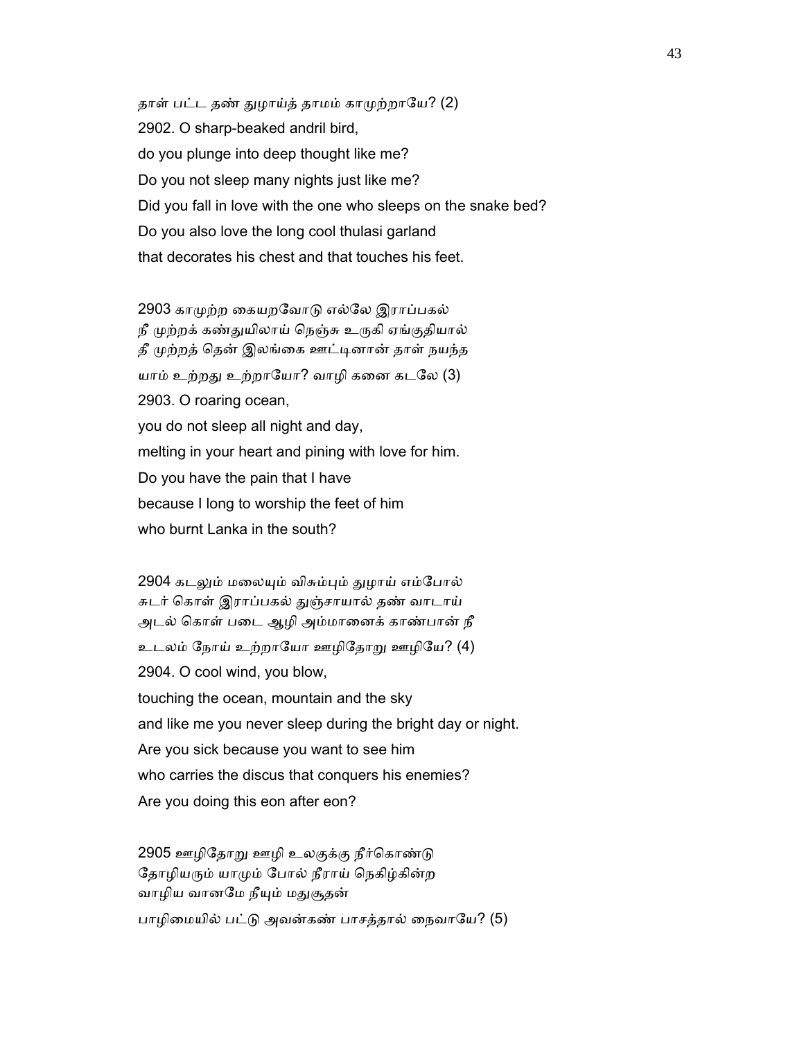தாள் பட்ட தண் துழாய்த் தாமம் காமுற்றாயே? (2)

2902. O sharp-beaked andril bird,
do you plunge into deep thought like me?
Do you not sleep many nights just like me?
Did you fall in love with the one who sleeps on the snake bed?
Do you also love the long cool thulasi garland
that decorates his chest and that touches his feet.

2903 காமுற்ற கையறவோடு எல்லே இராப்பகல்
நீ முற்றக் கண்துயிலாய் நெஞ்சு உருகி ஏங்குதியால்
தீ முற்றத் தென் இலங்கை ஊட்டினான் தாள் நயந்த
யாம் உற்றது உற்றாயோ? வாழி கனை கடலே (3)

2903. O roaring ocean,
you do not sleep all night and day,
melting in your heart and pining with love for him.
Do you have the pain that I have
because I long to worship the feet of him
who burnt Lanka in the south?

2904 கடலும் மலையும் விசும்பும் துழாய் எம்போல்
சுடர் கொள் இராப்பகல் துஞ்சாயால் தண் வாடாய்
அடல் கொள் படை ஆழி அம்மானைக் காண்பான் நீ
உடலம் நோய் உற்றாயோ ஊழிதோறு ஊழியே? (4)

2904. O cool wind, you blow,
touching the ocean, mountain and the sky
and like me you never sleep during the bright day or night.
Are you sick because you want to see him
who carries the discus that conquers his enemies?
Are you doing this eon after eon?

2905 ஊழிதோறு ஊழி உலகுக்கு நீர்கொண்டு
தோழியரும் யாமும் போல் நீராய் நெகிழ்கின்ற
வாழிய வானமே நீயும் மதுசூதன்
பாழிமையில் பட்டு அவன்கண் பாசத்தால் நைவாயே? (5)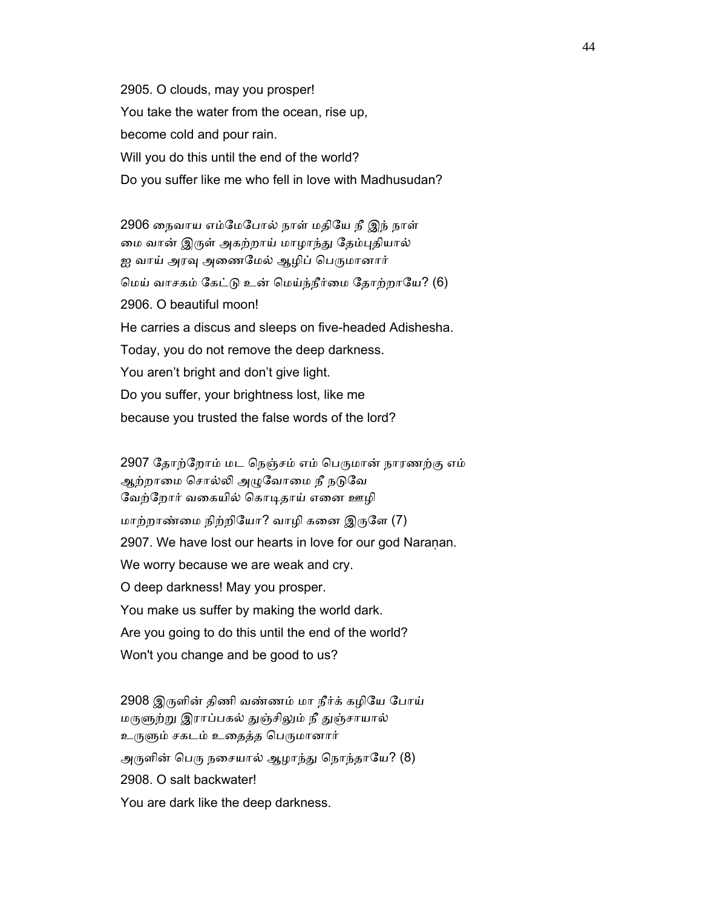2905. O clouds, may you prosper!

You take the water from the ocean, rise up,

become cold and pour rain.

Will you do this until the end of the world?

Do you suffer like me who fell in love with Madhusudan?

2906 நைவாய எம்மேபோல் நாள் மதியே நீ இந் நாள்
மை வான் இருள் அகற்றாய் மாழாந்து தேம்புதியால்
ஐ வாய் அரவு அணைமேல் ஆழிப் பெருமானார்
மெய் வாசகம் கேட்டு உன் மெய்ந்நீர்மை தோற்றாயே? (6)

2906. O beautiful moon!

He carries a discus and sleeps on five-headed Adishesha.

Today, you do not remove the deep darkness.

You aren't bright and don't give light.

Do you suffer, your brightness lost, like me

because you trusted the false words of the lord?

2907 தோற்றோம் மட நெஞ்சம் எம் பெருமான் நாரணற்கு எம்
ஆற்றாமை சொல்லி அழுவோமை நீ நடுவே
வேற்றோர் வகையில் கொடிதாய் எனை ஊழி
மாற்றாண்மை நிற்றியோ? வாழி கனை இருளே (7)

2907. We have lost our hearts in love for our god Naraṇan.

We worry because we are weak and cry.

O deep darkness! May you prosper.

You make us suffer by making the world dark.

Are you going to do this until the end of the world?

Won't you change and be good to us?

2908 இருளின் திணி வண்ணம் மா நீர்க் கழியே போய்
மருளுற்று இராப்பகல் துஞ்சிலும் நீ துஞ்சாயால்
உருளும் சகடம் உதைத்த பெருமானார்
அருளின் பெரு நசையால் ஆழாந்து நொந்தாயே? (8)

2908. O salt backwater!

You are dark like the deep darkness.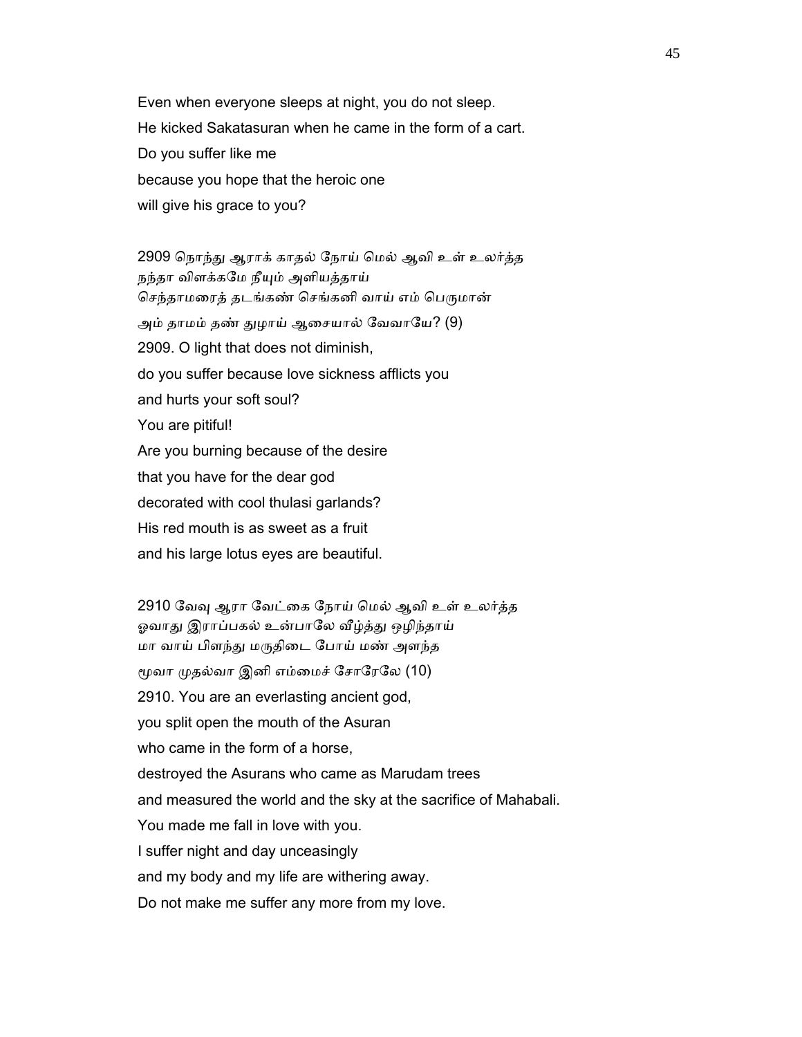Even when everyone sleeps at night, you do not sleep.
He kicked Sakatasuran when he came in the form of a cart.
Do you suffer like me
because you hope that the heroic one
will give his grace to you?

2909 நொந்து ஆராக் காதல் நோய் மெல் ஆவி உள் உலர்த்த
நந்தா விளக்கமே நீயும் அளியத்தாய்
செந்தாமரைத் தடங்கண் செங்கனி வாய் எம் பெருமான்
அம் தாமம் தண் துழாய் ஆசையால் வேவாயே? (9)

2909. O light that does not diminish,
do you suffer because love sickness afflicts you
and hurts your soft soul?
You are pitiful!
Are you burning because of the desire
that you have for the dear god
decorated with cool thulasi garlands?
His red mouth is as sweet as a fruit
and his large lotus eyes are beautiful.

2910 வேவு ஆரா வேட்கை நோய் மெல் ஆவி உள் உலர்த்த
ஓவாது இராப்பகல் உன்பாலே வீழ்த்து ஒழிந்தாய்
மா வாய் பிளந்து மருதிடை போய் மண் அளந்த
மூவா முதல்வா இனி எம்மைச் சோரேலே (10)

2910. You are an everlasting ancient god,
you split open the mouth of the Asuran
who came in the form of a horse,
destroyed the Asurans who came as Marudam trees
and measured the world and the sky at the sacrifice of Mahabali.
You made me fall in love with you.
I suffer night and day unceasingly
and my body and my life are withering away.
Do not make me suffer any more from my love.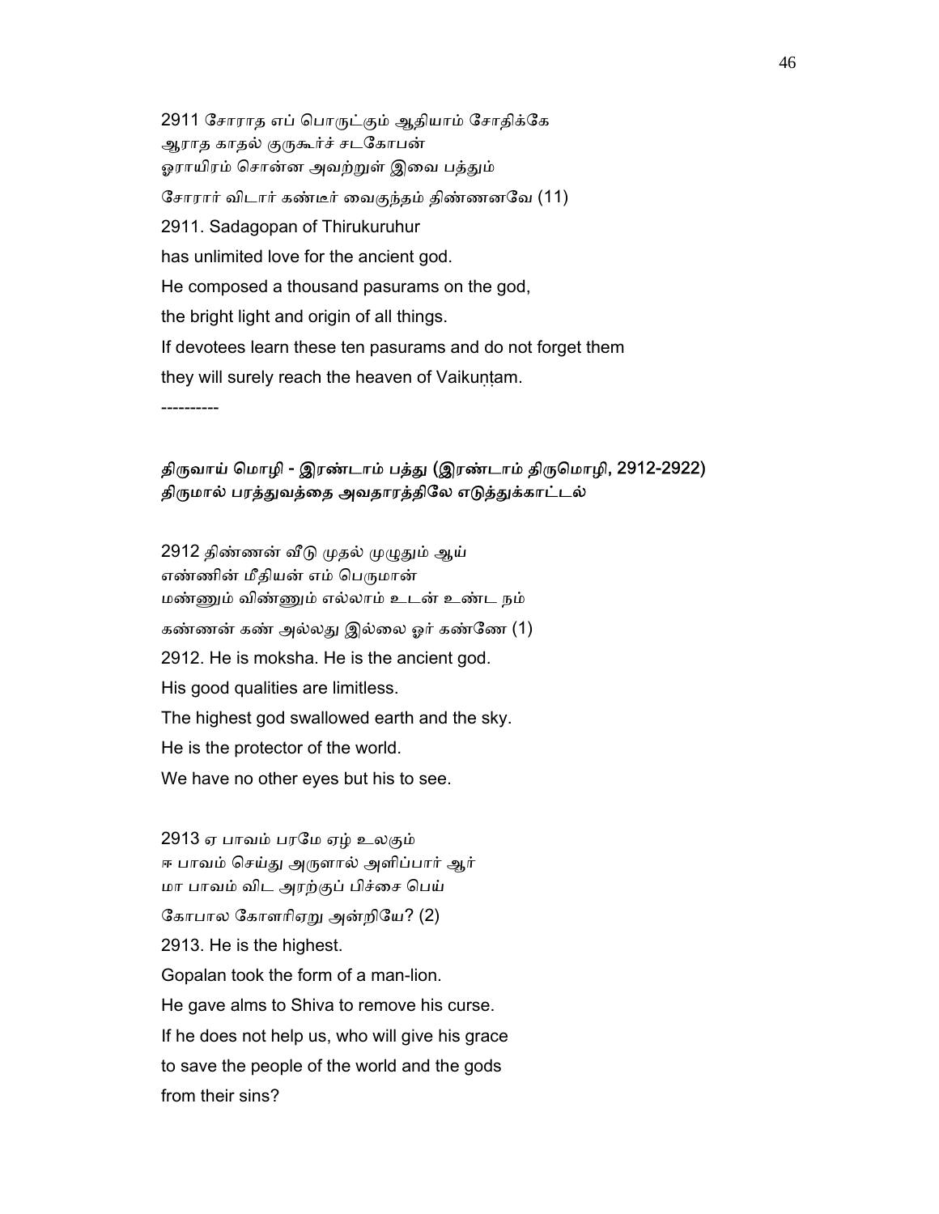2911 சோராத எப் பொருட்கும் ஆதியாம் சோதிக்கே
ஆராத காதல் குருகூர்ச் சடகோபன்
ஓராயிரம் சொன்ன அவற்றுள் இவை பத்தும்
சோரார் விடார் கண்டீர் வைகுந்தம் திண்ணனவே (11)

2911. Sadagopan of Thirukuruhur
has unlimited love for the ancient god.
He composed a thousand pasurams on the god,
the bright light and origin of all things.
If devotees learn these ten pasurams and do not forget them
they will surely reach the heaven of Vaikuṇṭam.

----------

**திருவாய் மொழி - இரண்டாம் பத்து (இரண்டாம் திருமொழி, 2912-2922)**
**திருமால் பரத்துவத்தை அவதாரத்திலே எடுத்துக்காட்டல்**

2912 திண்ணன் வீடு முதல் முழுதும் ஆய்
எண்ணின் மீதியன் எம் பெருமான்
மண்ணும் விண்ணும் எல்லாம் உடன் உண்ட நம்
கண்ணன் கண் அல்லது இல்லை ஓர் கண்ணே (1)

2912. He is moksha. He is the ancient god.
His good qualities are limitless.
The highest god swallowed earth and the sky.
He is the protector of the world.
We have no other eyes but his to see.

2913 ஏ பாவம் பரமே ஏழ் உலகும்
ஈ பாவம் செய்து அருளால் அளிப்பார் ஆர்
மா பாவம் விட அரற்குப் பிச்சை பெய்
கோபால கோளரிஏறு அன்றியே? (2)

2913. He is the highest.
Gopalan took the form of a man-lion.
He gave alms to Shiva to remove his curse.
If he does not help us, who will give his grace
to save the people of the world and the gods
from their sins?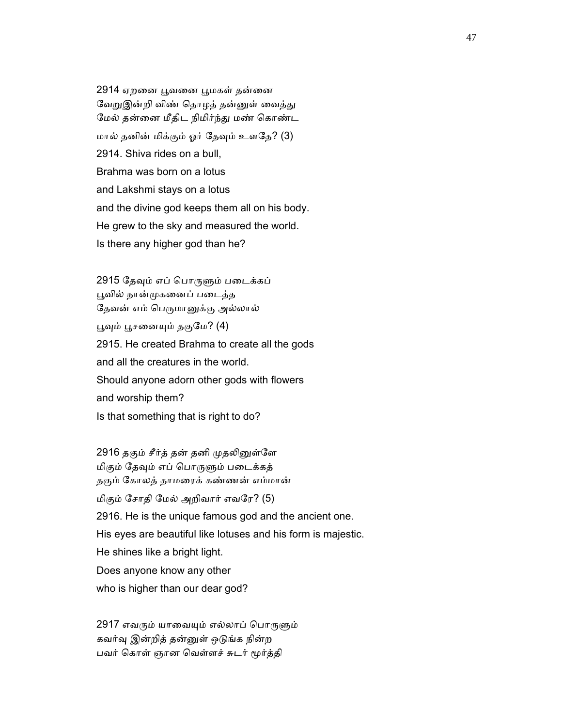2914 ஏறனை பூவனை பூமகள் தன்னை
வேறுஇன்றி விண் தொழத் தன்னுள் வைத்து
மேல் தன்னை மீதிட நிமிர்ந்து மண் கொண்ட
மால் தனின் மிக்கும் ஓர் தேவும் உளதே? (3)

2914. Shiva rides on a bull,
Brahma was born on a lotus
and Lakshmi stays on a lotus
and the divine god keeps them all on his body.
He grew to the sky and measured the world.
Is there any higher god than he?

2915 தேவும் எப் பொருளும் படைக்கப்
பூவில் நான்முகனைப் படைத்த
தேவன் எம் பெருமானுக்கு அல்லால்
பூவும் பூசனையும் தகுமே? (4)

2915. He created Brahma to create all the gods
and all the creatures in the world.
Should anyone adorn other gods with flowers
and worship them?
Is that something that is right to do?

2916 தகும் சீர்த் தன் தனி முதலினுள்ளே
மிகும் தேவும் எப் பொருளும் படைக்கத்
தகும் கோலத் தாமரைக் கண்ணன் எம்மான்
மிகும் சோதி மேல் அறிவார் எவரே? (5)

2916. He is the unique famous god and the ancient one.
His eyes are beautiful like lotuses and his form is majestic.
He shines like a bright light.
Does anyone know any other
who is higher than our dear god?

2917 எவரும் யாவையும் எல்லாப் பொருளும்
கவர்வு இன்றித் தன்னுள் ஒடுங்க நின்ற
பவர் கொள் ஞான வெள்ளச் சுடர் மூர்த்தி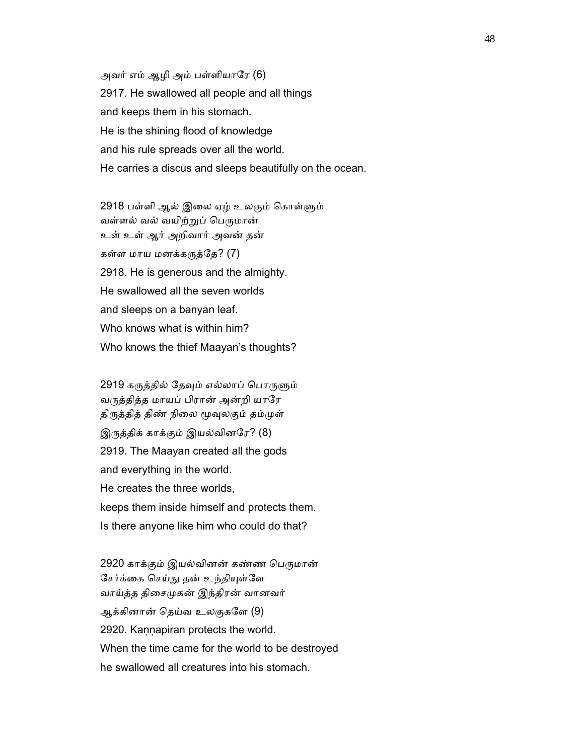அவர் எம் ஆழி அம் பள்ளியாரே (6)

2917. He swallowed all people and all things
and keeps them in his stomach.
He is the shining flood of knowledge
and his rule spreads over all the world.
He carries a discus and sleeps beautifully on the ocean.

2918 பள்ளி ஆல் இலை ஏழ் உலகும் கொள்ளும்
வள்ளல் வல் வயிற்றுப் பெருமான்
உள் உள் ஆர் அறிவார் அவன் தன்
கள்ள மாய மனக்கருத்தே? (7)

2918. He is generous and the almighty.
He swallowed all the seven worlds
and sleeps on a banyan leaf.
Who knows what is within him?
Who knows the thief Maayan's thoughts?

2919 கருத்தில் தேவும் எல்லாப் பொருளும்
வருத்தித்த மாயப் பிரான் அன்றி யாரே
திருத்தித் திண் நிலை மூவுலகும் தம்முள்
இருத்திக் காக்கும் இயல்வினரே? (8)

2919. The Maayan created all the gods
and everything in the world.
He creates the three worlds,
keeps them inside himself and protects them.
Is there anyone like him who could do that?

2920 காக்கும் இயல்வினன் கண்ண பெருமான்
சேர்க்கை செய்து தன் உந்தியுள்ளே
வாய்த்த திசைமுகன் இந்திரன் வானவர்
ஆக்கினான் தெய்வ உலகுகளே (9)

2920. Kaṇṇapiran protects the world.
When the time came for the world to be destroyed
he swallowed all creatures into his stomach.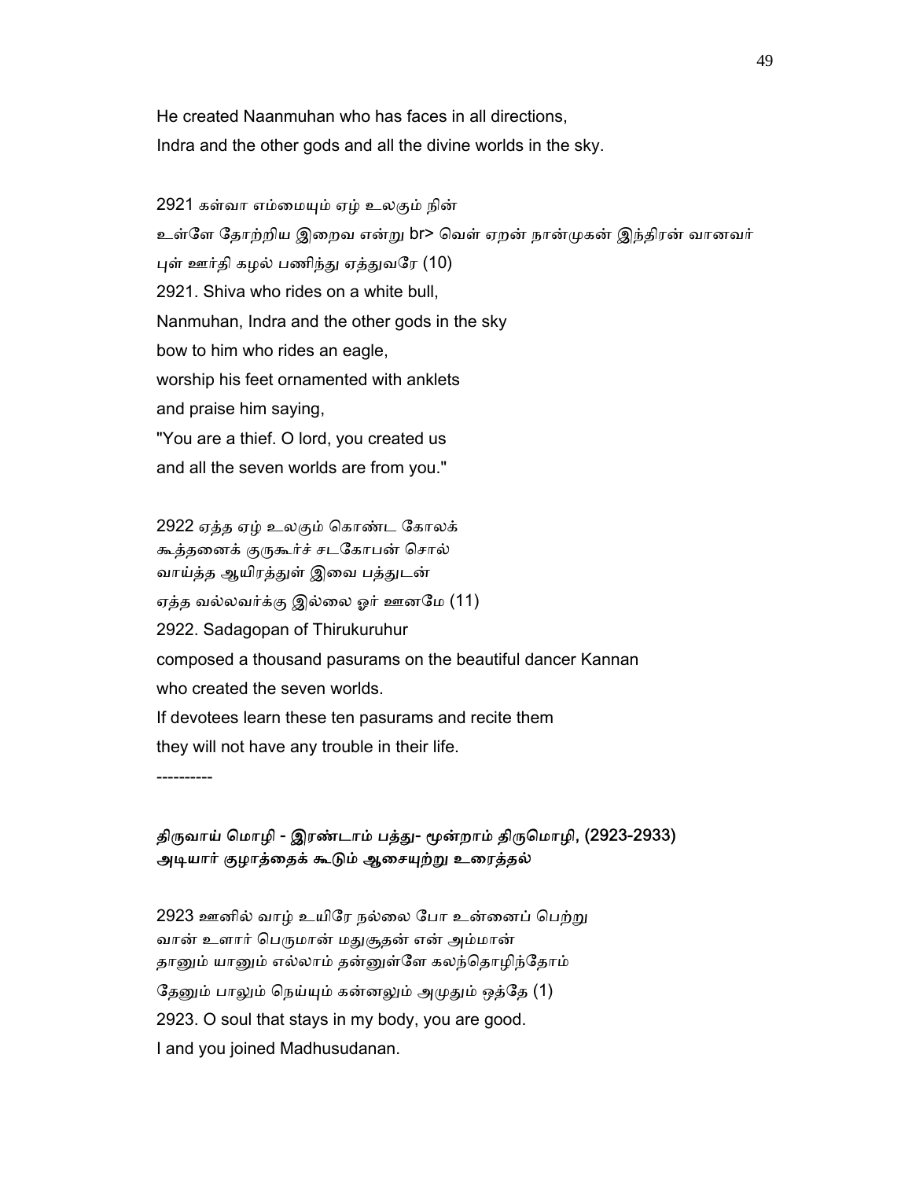He created Naanmuhan who has faces in all directions,
Indra and the other gods and all the divine worlds in the sky.

2921 கள்வா எம்மையும் ஏழ் உலகும் நின்
உள்ளே தோற்றிய இறைவ என்று br> வெள் ஏறன் நான்முகன் இந்திரன் வானவர்
புள் ஊர்தி கழல் பணிந்து ஏத்துவரே (10)
2921. Shiva who rides on a white bull,
Nanmuhan, Indra and the other gods in the sky
bow to him who rides an eagle,
worship his feet ornamented with anklets
and praise him saying,
"You are a thief. O lord, you created us
and all the seven worlds are from you."

2922 ஏத்த ஏழ் உலகும் கொண்ட கோலக்
கூத்தனைக் குருகூர்ச் சடகோபன் சொல்
வாய்த்த ஆயிரத்துள் இவை பத்துடன்
ஏத்த வல்லவர்க்கு இல்லை ஓர் ஊனமே (11)
2922. Sadagopan of Thirukuruhur
composed a thousand pasurams on the beautiful dancer Kannan
who created the seven worlds.
If devotees learn these ten pasurams and recite them
they will not have any trouble in their life.

----------

**திருவாய் மொழி - இரண்டாம் பத்து- மூன்றாம் திருமொழி, (2923-2933)**
**அடியார் குழாத்தைக் கூடும் ஆசையுற்று உரைத்தல்**

2923 ஊனில் வாழ் உயிரே நல்லை போ உன்னைப் பெற்று
வான் உளார் பெருமான் மதுசூதன் என் அம்மான்
தானும் யானும் எல்லாம் தன்னுள்ளே கலந்தொழிந்தோம்
தேனும் பாலும் நெய்யும் கன்னலும் அமுதும் ஒத்தே (1)
2923. O soul that stays in my body, you are good.
I and you joined Madhusudanan.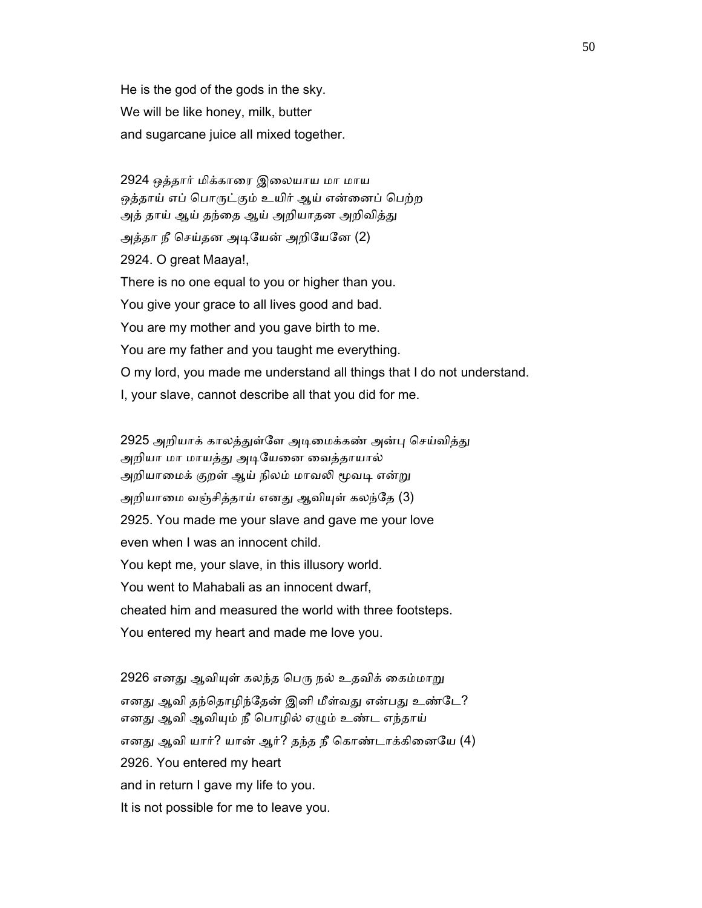He is the god of the gods in the sky.
We will be like honey, milk, butter
and sugarcane juice all mixed together.

2924 ஒத்தார் மிக்காரை இலையாய மா மாய
ஒத்தாய் எப் பொருட்கும் உயிர் ஆய் என்னைப் பெற்ற
அத் தாய் ஆய் தந்தை ஆய் அறியாதன அறிவித்து
அத்தா நீ செய்தன அடியேன் அறியேனே (2)

2924. O great Maaya!,
There is no one equal to you or higher than you.
You give your grace to all lives good and bad.
You are my mother and you gave birth to me.
You are my father and you taught me everything.
O my lord, you made me understand all things that I do not understand.
I, your slave, cannot describe all that you did for me.

2925 அறியாக் காலத்துள்ளே அடிமைக்கண் அன்பு செய்வித்து
அறியா மா மாயத்து அடியேனை வைத்தாயால்
அறியாமைக் குறள் ஆய் நிலம் மாவலி மூவடி என்று
அறியாமை வஞ்சித்தாய் எனது ஆவியுள் கலந்தே (3)

2925. You made me your slave and gave me your love
even when I was an innocent child.
You kept me, your slave, in this illusory world.
You went to Mahabali as an innocent dwarf,
cheated him and measured the world with three footsteps.
You entered my heart and made me love you.

2926 எனது ஆவியுள் கலந்த பெரு நல் உதவிக் கைம்மாறு
எனது ஆவி தந்தொழிந்தேன் இனி மீள்வது என்பது உண்டே?
எனது ஆவி ஆவியும் நீ பொழில் ஏழும் உண்ட எந்தாய்
எனது ஆவி யார்? யான் ஆர்? தந்த நீ கொண்டாக்கினையே (4)

2926. You entered my heart
and in return I gave my life to you.
It is not possible for me to leave you.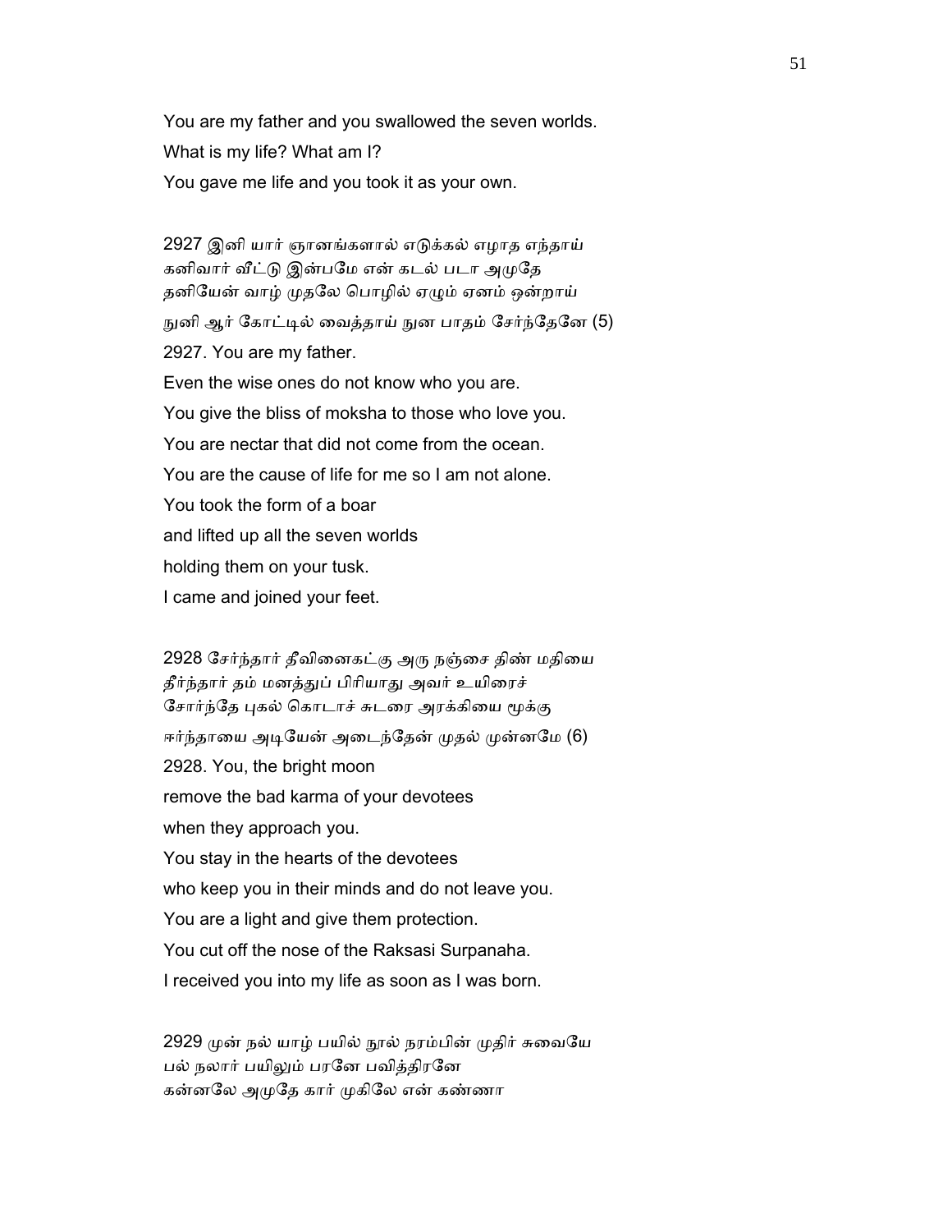You are my father and you swallowed the seven worlds.
What is my life? What am I?
You gave me life and you took it as your own.

2927 இனி யார் ஞானங்களால் எடுக்கல் எழாத எந்தாய்
கனிவார் வீட்டு இன்பமே என் கடல் படா அமுதே
தனியேன் வாழ் முதலே பொழில் ஏழும் ஏனம் ஒன்றாய்
நுனி ஆர் கோட்டில் வைத்தாய் நுன பாதம் சேர்ந்தேனே (5)

2927. You are my father.
Even the wise ones do not know who you are.
You give the bliss of moksha to those who love you.
You are nectar that did not come from the ocean.
You are the cause of life for me so I am not alone.
You took the form of a boar
and lifted up all the seven worlds
holding them on your tusk.
I came and joined your feet.

2928 சேர்ந்தார் தீவினைகட்கு அரு நஞ்சை திண் மதியை
தீர்ந்தார் தம் மனத்துப் பிரியாது அவர் உயிரைச்
சோர்ந்தே புகல் கொடாச் சுடரை அரக்கியை மூக்கு
ஈர்ந்தாயை அடியேன் அடைந்தேன் முதல் முன்னமே (6)

2928. You, the bright moon
remove the bad karma of your devotees
when they approach you.
You stay in the hearts of the devotees
who keep you in their minds and do not leave you.
You are a light and give them protection.
You cut off the nose of the Raksasi Surpanaha.
I received you into my life as soon as I was born.

2929 முன் நல் யாழ் பயில் நூல் நரம்பின் முதிர் சுவையே
பல் நலார் பயிலும் பரனே பவித்திரனே
கன்னலே அமுதே கார் முகிலே என் கண்ணா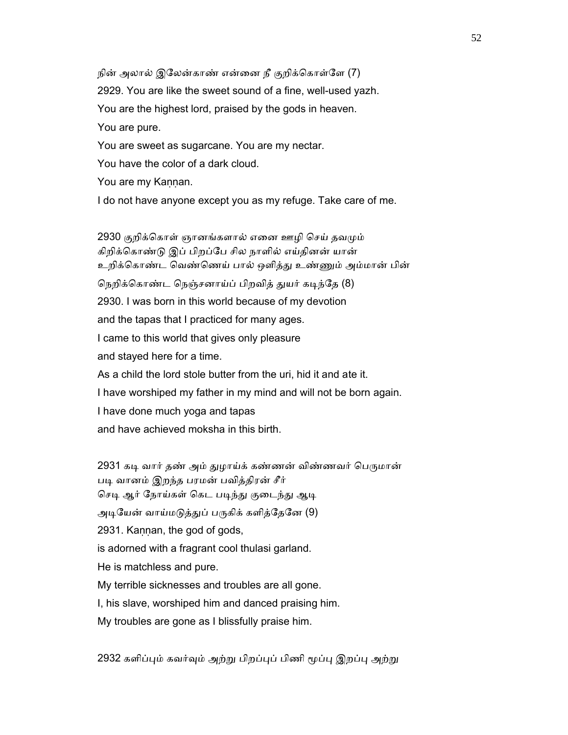நின் அலால் இலேன்காண் என்னை நீ குறிக்கொள்ளே (7)

2929. You are like the sweet sound of a fine, well-used yazh.

You are the highest lord, praised by the gods in heaven.

You are pure.

You are sweet as sugarcane. You are my nectar.

You have the color of a dark cloud.

You are my Kaṇṇan.

I do not have anyone except you as my refuge. Take care of me.

2930 குறிக்கொள் ஞானங்களால் எனை ஊழி செய் தவமும்
கிறிக்கொண்டு இப் பிறப்பே சில நாளில் எய்தினன் யான்
உறிக்கொண்ட வெண்ணெய் பால் ஒளித்து உண்ணும் அம்மான் பின்
நெறிக்கொண்ட நெஞ்சனாய்ப் பிறவித் துயர் கடிந்தே (8)

2930. I was born in this world because of my devotion

and the tapas that I practiced for many ages.

I came to this world that gives only pleasure

and stayed here for a time.

As a child the lord stole butter from the uri, hid it and ate it.

I have worshiped my father in my mind and will not be born again.

I have done much yoga and tapas

and have achieved moksha in this birth.

2931 கடி வார் தண் அம் துழாய்க் கண்ணன் விண்ணவர் பெருமான்
படி வானம் இறந்த பரமன் பவித்திரன் சீர்
செடி ஆர் நோய்கள் கெட படிந்து குடைந்து ஆடி
அடியேன் வாய்மடுத்துப் பருகிக் களித்தேனே (9)

2931. Kaṇṇan, the god of gods,

is adorned with a fragrant cool thulasi garland.

He is matchless and pure.

My terrible sicknesses and troubles are all gone.

I, his slave, worshiped him and danced praising him.

My troubles are gone as I blissfully praise him.

2932 களிப்பும் கவர்வும் அற்று பிறப்புப் பிணி மூப்பு இறப்பு அற்று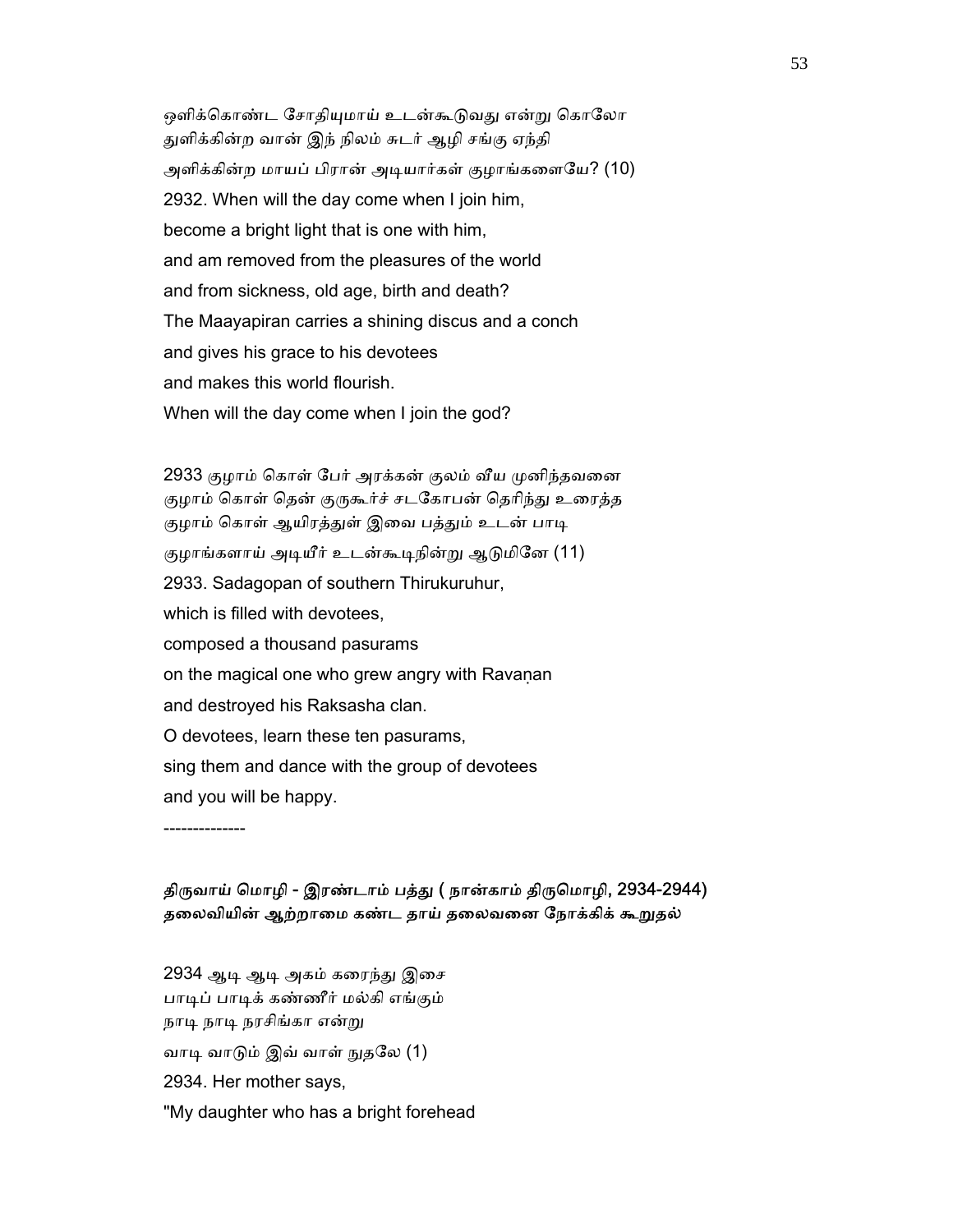ஒளிக்கொண்ட சோதியுமாய் உடன்கூடுவது என்று கொலோ
துளிக்கின்ற வான் இந் நிலம் சுடர் ஆழி சங்கு ஏந்தி
அளிக்கின்ற மாயப் பிரான் அடியார்கள் குழாங்களையே? (10)

2932. When will the day come when I join him,
become a bright light that is one with him,
and am removed from the pleasures of the world
and from sickness, old age, birth and death?
The Maayapiran carries a shining discus and a conch
and gives his grace to his devotees
and makes this world flourish.
When will the day come when I join the god?

2933 குழாம் கொள் பேர் அரக்கன் குலம் வீய முனிந்தவனை
குழாம் கொள் தென் குருகூர்ச் சடகோபன் தெரிந்து உரைத்த
குழாம் கொள் ஆயிரத்துள் இவை பத்தும் உடன் பாடி
குழாங்களாய் அடியீர் உடன்கூடிநின்று ஆடுமினே (11)

2933. Sadagopan of southern Thirukuruhur,
which is filled with devotees,
composed a thousand pasurams
on the magical one who grew angry with Ravaṇan
and destroyed his Raksasha clan.
O devotees, learn these ten pasurams,
sing them and dance with the group of devotees
and you will be happy.

--------------

**திருவாய் மொழி - இரண்டாம் பத்து ( நான்காம் திருமொழி, 2934-2944)**
**தலைவியின் ஆற்றாமை கண்ட தாய் தலைவனை நோக்கிக் கூறுதல்**

2934 ஆடி ஆடி அகம் கரைந்து இசை
பாடிப் பாடிக் கண்ணீர் மல்கி எங்கும்
நாடி நாடி நரசிங்கா என்று
வாடி வாடும் இவ் வாள் நுதலே (1)

2934. Her mother says,
"My daughter who has a bright forehead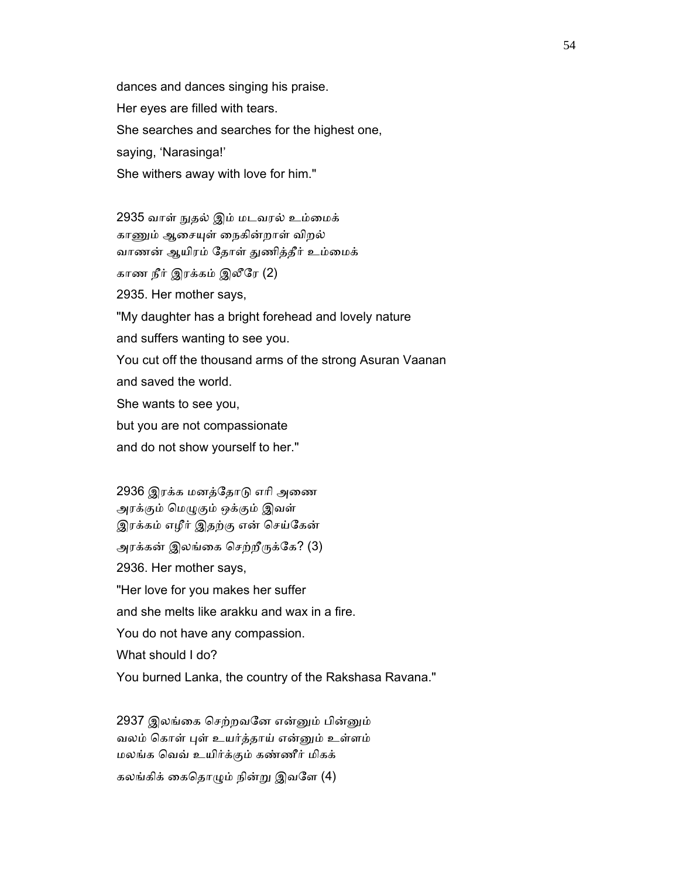dances and dances singing his praise.
Her eyes are filled with tears.
She searches and searches for the highest one,
saying, 'Narasinga!'
She withers away with love for him."

2935 வாள் நுதல் இம் மடவரல் உம்மைக்
காணும் ஆசையுள் நைகின்றாள் விறல்
வாணன் ஆயிரம் தோள் துணித்தீர் உம்மைக்
காண நீர் இரக்கம் இலீரே (2)
2935. Her mother says,
"My daughter has a bright forehead and lovely nature
and suffers wanting to see you.
You cut off the thousand arms of the strong Asuran Vaanan
and saved the world.
She wants to see you,
but you are not compassionate
and do not show yourself to her."

2936 இரக்க மனத்தோடு எரி அணை
அரக்கும் மெழுகும் ஒக்கும் இவள்
இரக்கம் எழீர் இதற்கு என் செய்கேன்
அரக்கன் இலங்கை செற்றீருக்கே? (3)
2936. Her mother says,
"Her love for you makes her suffer
and she melts like arakku and wax in a fire.
You do not have any compassion.
What should I do?
You burned Lanka, the country of the Rakshasa Ravana."

2937 இலங்கை செற்றவனே என்னும் பின்னும்
வலம் கொள் புள் உயர்த்தாய் என்னும் உள்ளம்
மலங்க வெவ் உயிர்க்கும் கண்ணீர் மிகக்
கலங்கிக் கைதொழும் நின்று இவளே (4)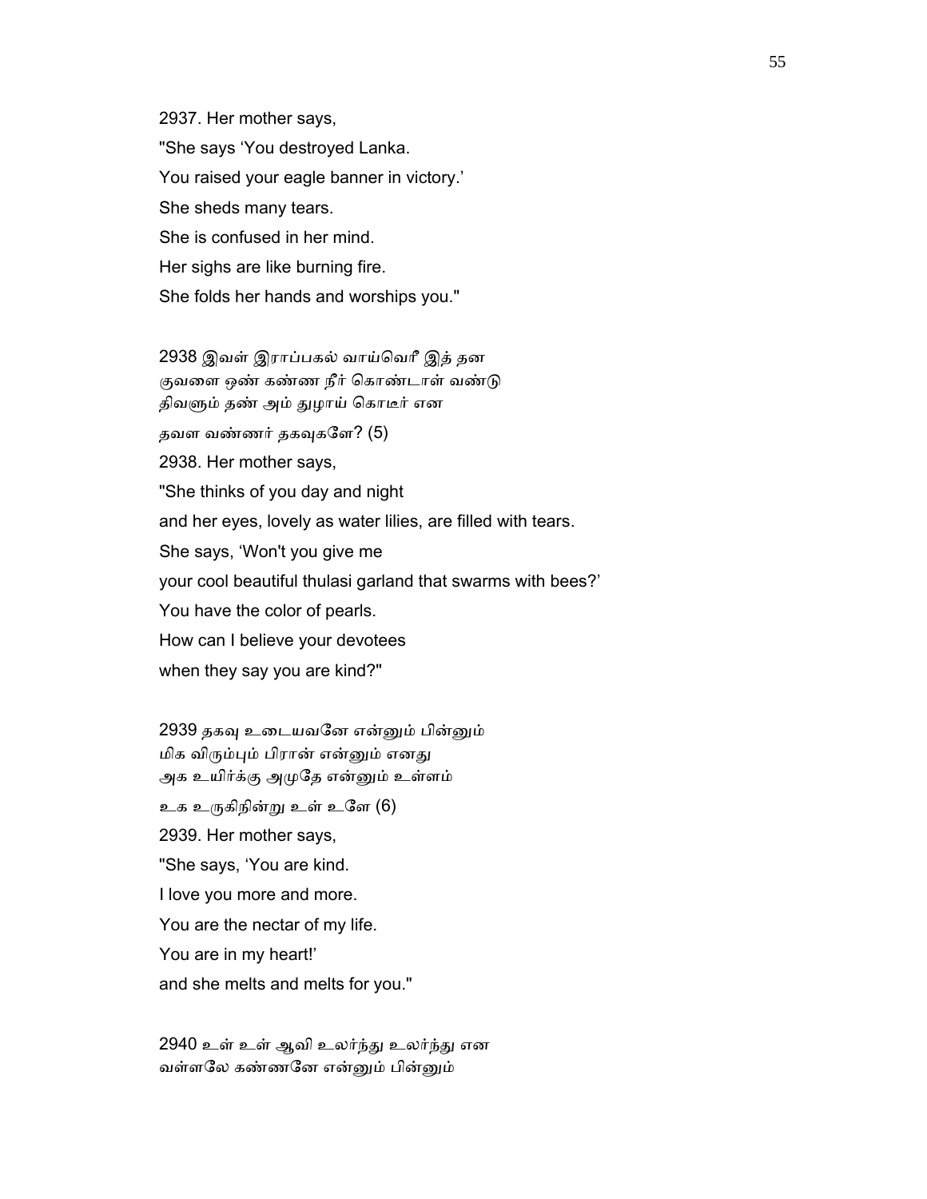2937. Her mother says,
"She says ‘You destroyed Lanka.
You raised your eagle banner in victory.’
She sheds many tears.
She is confused in her mind.
Her sighs are like burning fire.
She folds her hands and worships you."

2938 இவள் இராப்பகல் வாய்வெரீ இத் தன
குவளை ஒண் கண்ண நீர் கொண்டாள் வண்டு
திவளும் தண் அம் துழாய் கொடீர் என
தவள வண்ணர் தகவுகளே? (5)

2938. Her mother says,
"She thinks of you day and night
and her eyes, lovely as water lilies, are filled with tears.
She says, ‘Won't you give me
your cool beautiful thulasi garland that swarms with bees?’
You have the color of pearls.
How can I believe your devotees
when they say you are kind?"

2939 தகவு உடையவனே என்னும் பின்னும்
மிக விரும்பும் பிரான் என்னும் எனது
அக உயிர்க்கு அமுதே என்னும் உள்ளம்
உக உருகிநின்று உள் உளே (6)

2939. Her mother says,
"She says, ‘You are kind.
I love you more and more.
You are the nectar of my life.
You are in my heart!’
and she melts and melts for you."

2940 உள் உள் ஆவி உலர்ந்து உலர்ந்து என
வள்ளலே கண்ணனே என்னும் பின்னும்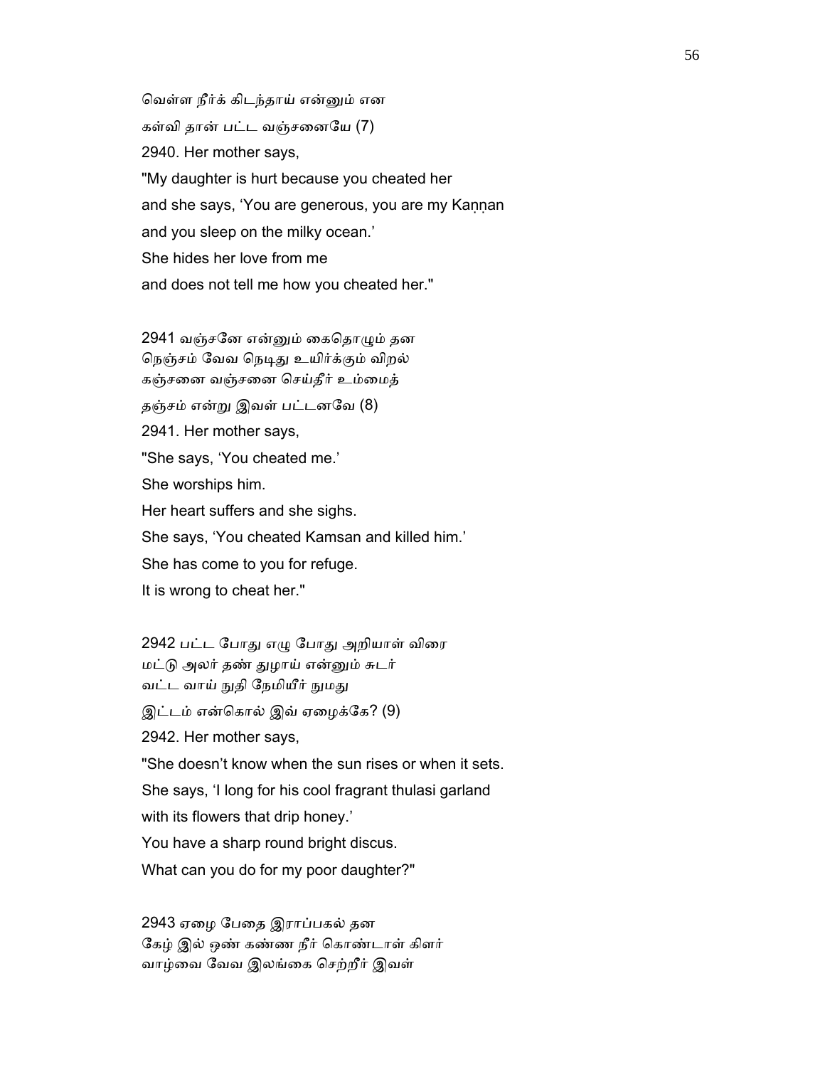வெள்ள நீர்க் கிடந்தாய் என்னும் என
கள்வி தான் பட்ட வஞ்சனையே (7)

2940. Her mother says,
"My daughter is hurt because you cheated her
and she says, 'You are generous, you are my Kaṇṇan
and you sleep on the milky ocean.'
She hides her love from me
and does not tell me how you cheated her."

2941 வஞ்சனே என்னும் கைதொழும் தன
நெஞ்சம் வேவ நெடிது உயிர்க்கும் விறல்
கஞ்சனை வஞ்சனை செய்தீர் உம்மைத்
தஞ்சம் என்று இவள் பட்டனவே (8)

2941. Her mother says,
"She says, 'You cheated me.'
She worships him.
Her heart suffers and she sighs.
She says, 'You cheated Kamsan and killed him.'
She has come to you for refuge.
It is wrong to cheat her."

2942 பட்ட போது எழு போது அறியாள் விரை
மட்டு அலர் தண் துழாய் என்னும் சுடர்
வட்ட வாய் நுதி நேமியீர் நுமது
இட்டம் என்கொல் இவ் ஏழைக்கே? (9)

2942. Her mother says,
"She doesn't know when the sun rises or when it sets.
She says, 'I long for his cool fragrant thulasi garland
with its flowers that drip honey.'
You have a sharp round bright discus.
What can you do for my poor daughter?"

2943 ஏழை பேதை இராப்பகல் தன
கேழ் இல் ஒண் கண்ண நீர் கொண்டாள் கிளர்
வாழ்வை வேவ இலங்கை செற்றீர் இவள்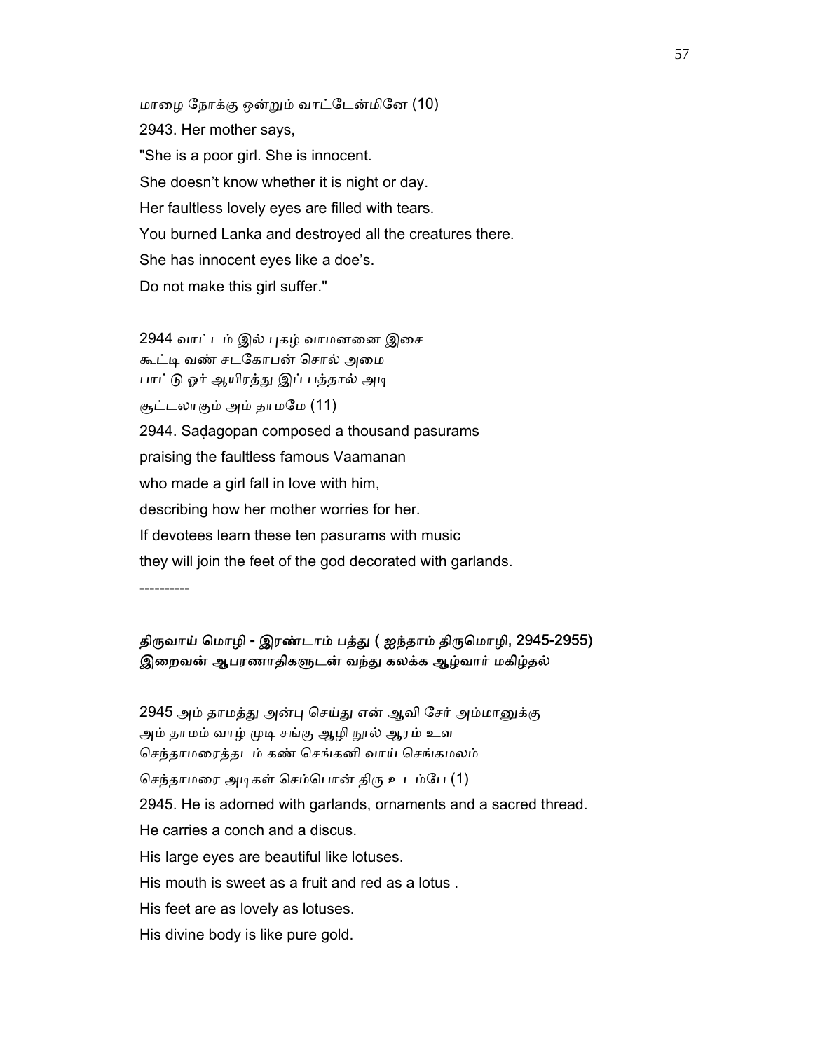மாழை நோக்கு ஒன்றும் வாட்டேன்மினே (10)

2943. Her mother says,

"She is a poor girl. She is innocent.

She doesn't know whether it is night or day.

Her faultless lovely eyes are filled with tears.

You burned Lanka and destroyed all the creatures there.

She has innocent eyes like a doe's.

Do not make this girl suffer."

2944 வாட்டம் இல் புகழ் வாமனனை இசை
கூட்டி வண் சடகோபன் சொல் அமை
பாட்டு ஓர் ஆயிரத்து இப் பத்தால் அடி
சூட்டலாகும் அம் தாமமே (11)

2944. Saḍagopan composed a thousand pasurams

praising the faultless famous Vaamanan

who made a girl fall in love with him,

describing how her mother worries for her.

If devotees learn these ten pasurams with music

they will join the feet of the god decorated with garlands.

----------

**திருவாய் மொழி - இரண்டாம் பத்து ( ஐந்தாம் திருமொழி, 2945-2955)**
**இறைவன் ஆபரணாதிகளுடன் வந்து கலக்க ஆழ்வார் மகிழ்தல்**

2945 அம் தாமத்து அன்பு செய்து என் ஆவி சேர் அம்மானுக்கு
அம் தாமம் வாழ் முடி சங்கு ஆழி நூல் ஆரம் உள
செந்தாமரைத்தடம் கண் செங்கனி வாய் செங்கமலம்
செந்தாமரை அடிகள் செம்பொன் திரு உடம்பே (1)

2945. He is adorned with garlands, ornaments and a sacred thread.

He carries a conch and a discus.

His large eyes are beautiful like lotuses.

His mouth is sweet as a fruit and red as a lotus .

His feet are as lovely as lotuses.

His divine body is like pure gold.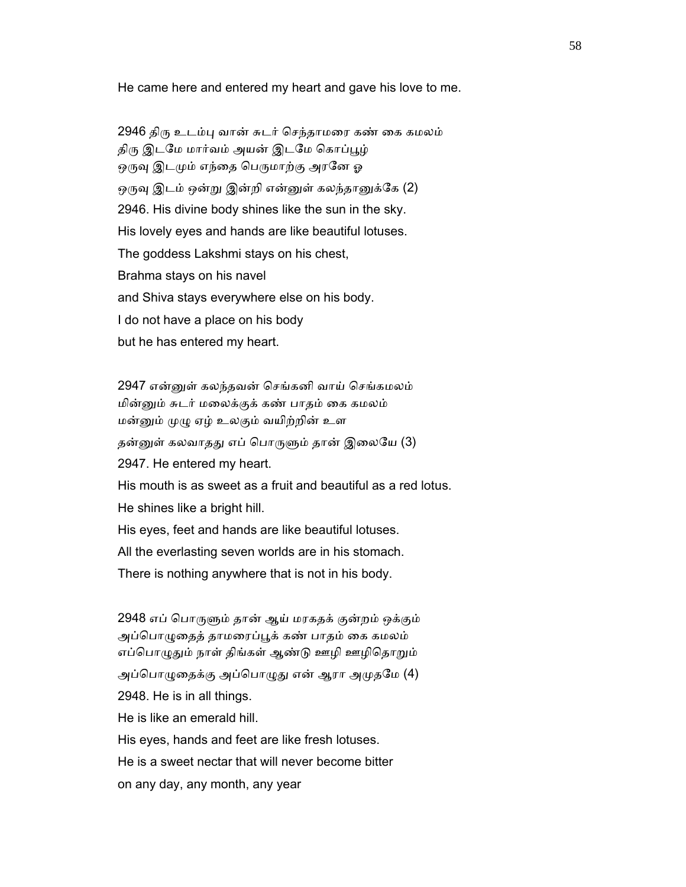He came here and entered my heart and gave his love to me.

2946 திரு உடம்பு வான் சுடர் செந்தாமரை கண் கை கமலம்
திரு இடமே மார்வம் அயன் இடமே கொப்பூழ்
ஒருவு இடமும் எந்தை பெருமாற்கு அரனே ஓ
ஒருவு இடம் ஒன்று இன்றி என்னுள் கலந்தானுக்கே (2)

2946. His divine body shines like the sun in the sky.
His lovely eyes and hands are like beautiful lotuses.
The goddess Lakshmi stays on his chest,
Brahma stays on his navel
and Shiva stays everywhere else on his body.
I do not have a place on his body
but he has entered my heart.

2947 என்னுள் கலந்தவன் செங்கனி வாய் செங்கமலம்
மின்னும் சுடர் மலைக்குக் கண் பாதம் கை கமலம்
மன்னும் முழு ஏழ் உலகும் வயிற்றின் உள
தன்னுள் கலவாதது எப் பொருளும் தான் இலையே (3)

2947. He entered my heart.
His mouth is as sweet as a fruit and beautiful as a red lotus.
He shines like a bright hill.
His eyes, feet and hands are like beautiful lotuses.
All the everlasting seven worlds are in his stomach.
There is nothing anywhere that is not in his body.

2948 எப் பொருளும் தான் ஆய் மரகதக் குன்றம் ஒக்கும்
அப்பொழுதைத் தாமரைப்பூக் கண் பாதம் கை கமலம்
எப்பொழுதும் நாள் திங்கள் ஆண்டு ஊழி ஊழிதொறும்
அப்பொழுதைக்கு அப்பொழுது என் ஆரா அமுதமே (4)

2948. He is in all things.
He is like an emerald hill.
His eyes, hands and feet are like fresh lotuses.
He is a sweet nectar that will never become bitter
on any day, any month, any year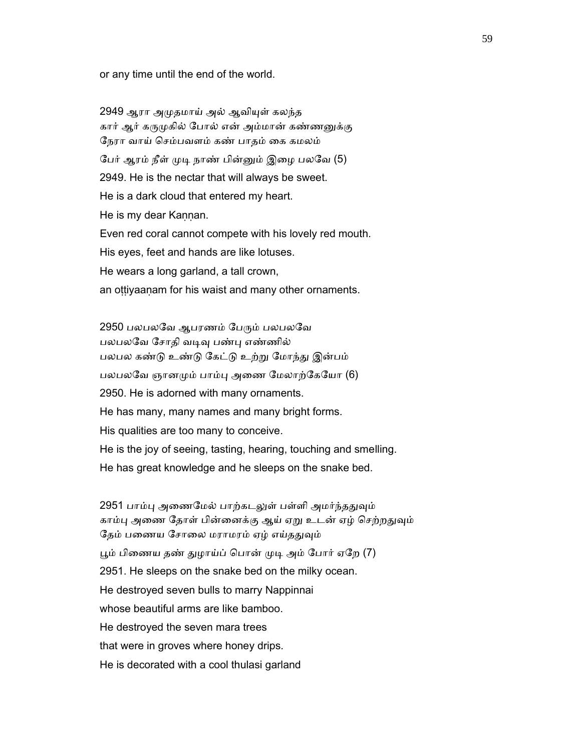or any time until the end of the world.

2949 ஆரா அமுதமாய் அல் ஆவியுள் கலந்த
கார் ஆர் கருமுகில் போல் என் அம்மான் கண்ணனுக்கு
நேரா வாய் செம்பவளம் கண் பாதம் கை கமலம்
பேர் ஆரம் நீள் முடி நாண் பின்னும் இழை பலவே (5)

2949. He is the nectar that will always be sweet.
He is a dark cloud that entered my heart.
He is my dear Kaṇṇan.
Even red coral cannot compete with his lovely red mouth.
His eyes, feet and hands are like lotuses.
He wears a long garland, a tall crown,
an oṭṭiyaaṇam for his waist and many other ornaments.

2950 பலபலவே ஆபரணம் பேரும் பலபலவே
பலபலவே சோதி வடிவு பண்பு எண்ணில்
பலபல கண்டு உண்டு கேட்டு உற்று மோந்து இன்பம்
பலபலவே ஞானமும் பாம்பு அணை மேலாற்கேயோ (6)

2950. He is adorned with many ornaments.
He has many, many names and many bright forms.
His qualities are too many to conceive.
He is the joy of seeing, tasting, hearing, touching and smelling.
He has great knowledge and he sleeps on the snake bed.

2951 பாம்பு அணைமேல் பாற்கடலுள் பள்ளி அமர்ந்ததுவும்
காம்பு அணை தோள் பின்னைக்கு ஆய் ஏறு உடன் ஏழ் செற்றதுவும்
தேம் பணைய சோலை மராமரம் ஏழ் எய்ததுவும்
பூம் பிணைய தண் துழாய்ப் பொன் முடி அம் போர் ஏறே (7)

2951. He sleeps on the snake bed on the milky ocean.
He destroyed seven bulls to marry Nappinnai
whose beautiful arms are like bamboo.
He destroyed the seven mara trees
that were in groves where honey drips.
He is decorated with a cool thulasi garland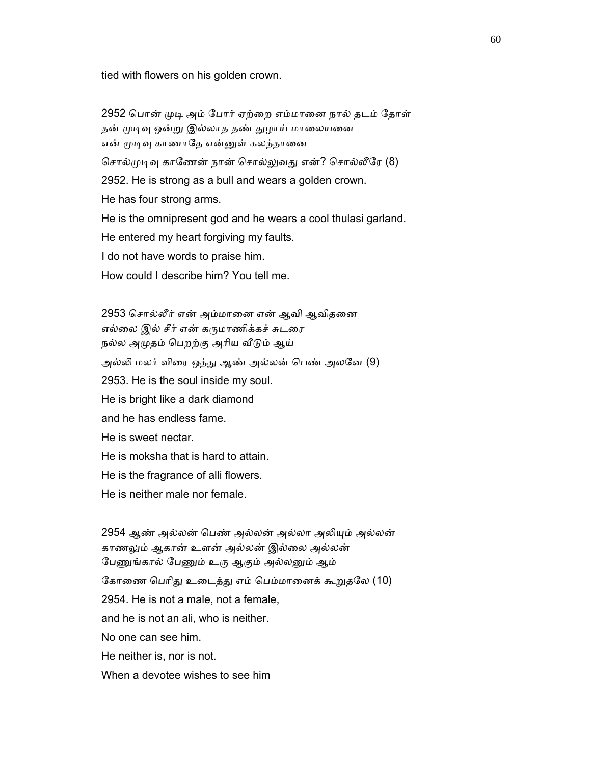tied with flowers on his golden crown.

2952 பொன் முடி அம் போர் ஏற்றை எம்மானை நால் தடம் தோள்
தன் முடிவு ஒன்று இல்லாத தண் துழாய் மாலையனை
என் முடிவு காணாதே என்னுள் கலந்தானை
சொல்முடிவு காணேன் நான் சொல்லுவது என்? சொல்லீரே (8)

2952. He is strong as a bull and wears a golden crown.

He has four strong arms.

He is the omnipresent god and he wears a cool thulasi garland.

He entered my heart forgiving my faults.

I do not have words to praise him.

How could I describe him? You tell me.

2953 சொல்லீர் என் அம்மானை என் ஆவி ஆவிதனை
எல்லை இல் சீர் என் கருமாணிக்கச் சுடரை
நல்ல அமுதம் பெறற்கு அரிய வீடும் ஆய்
அல்லி மலர் விரை ஒத்து ஆண் அல்லன் பெண் அலனே (9)

2953. He is the soul inside my soul.

He is bright like a dark diamond

and he has endless fame.

He is sweet nectar.

He is moksha that is hard to attain.

He is the fragrance of alli flowers.

He is neither male nor female.

2954 ஆண் அல்லன் பெண் அல்லன் அல்லா அலியும் அல்லன்
காணலும் ஆகான் உளன் அல்லன் இல்லை அல்லன்
பேணுங்கால் பேணும் உரு ஆகும் அல்லனும் ஆம்
கோணை பெரிது உடைத்து எம் பெம்மானைக் கூறுதலே (10)

2954. He is not a male, not a female,

and he is not an ali, who is neither.

No one can see him.

He neither is, nor is not.

When a devotee wishes to see him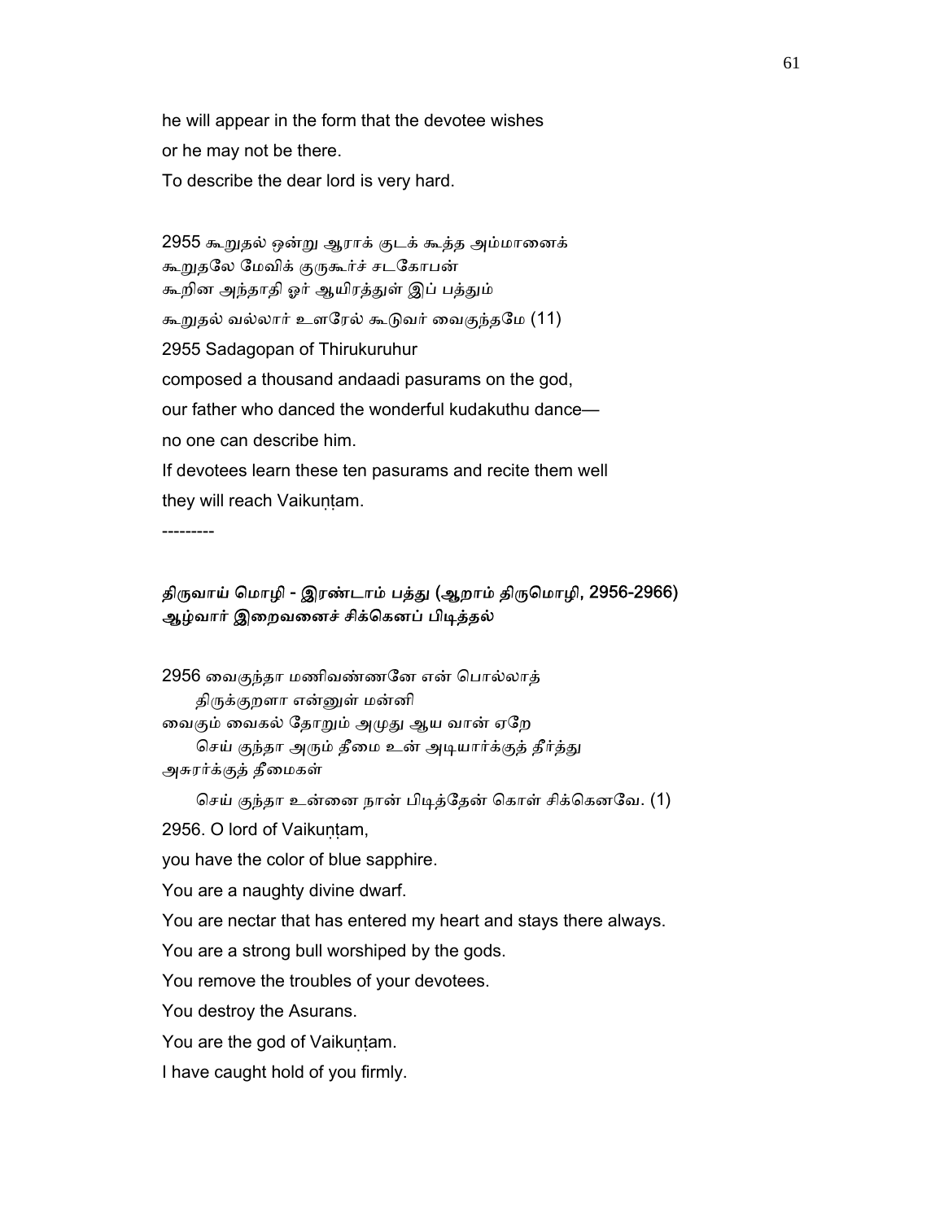he will appear in the form that the devotee wishes
or he may not be there.
To describe the dear lord is very hard.

2955 கூறுதல் ஒன்று ஆராக் குடக் கூத்த அம்மானைக்
கூறுதலே மேவிக் குருகூர்ச் சடகோபன்
கூறின அந்தாதி ஓர் ஆயிரத்துள் இப் பத்தும்
கூறுதல் வல்லார் உளரேல் கூடுவர் வைகுந்தமே (11)

2955 Sadagopan of Thirukuruhur
composed a thousand andaadi pasurams on the god,
our father who danced the wonderful kudakuthu dance—
no one can describe him.
If devotees learn these ten pasurams and recite them well
they will reach Vaikuṇṭam.

---------

### திருவாய் மொழி - இரண்டாம் பத்து (ஆறாம் திருமொழி, 2956-2966)
### ஆழ்வார் இறைவனைச் சிக்கெனப் பிடித்தல்

2956 வைகுந்தா மணிவண்ணனே என் பொல்லாத்
  திருக்குறளா என்னுள் மன்னி
வைகும் வைகல் தோறும் அமுது ஆய வான் ஏறே
  செய் குந்தா அரும் தீமை உன் அடியார்க்குத் தீர்த்து
அசுரர்க்குத் தீமைகள்
  செய் குந்தா உன்னை நான் பிடித்தேன் கொள் சிக்கெனவே. (1)

2956. O lord of Vaikuṇṭam,
you have the color of blue sapphire.
You are a naughty divine dwarf.
You are nectar that has entered my heart and stays there always.
You are a strong bull worshiped by the gods.
You remove the troubles of your devotees.
You destroy the Asurans.
You are the god of Vaikuṇṭam.
I have caught hold of you firmly.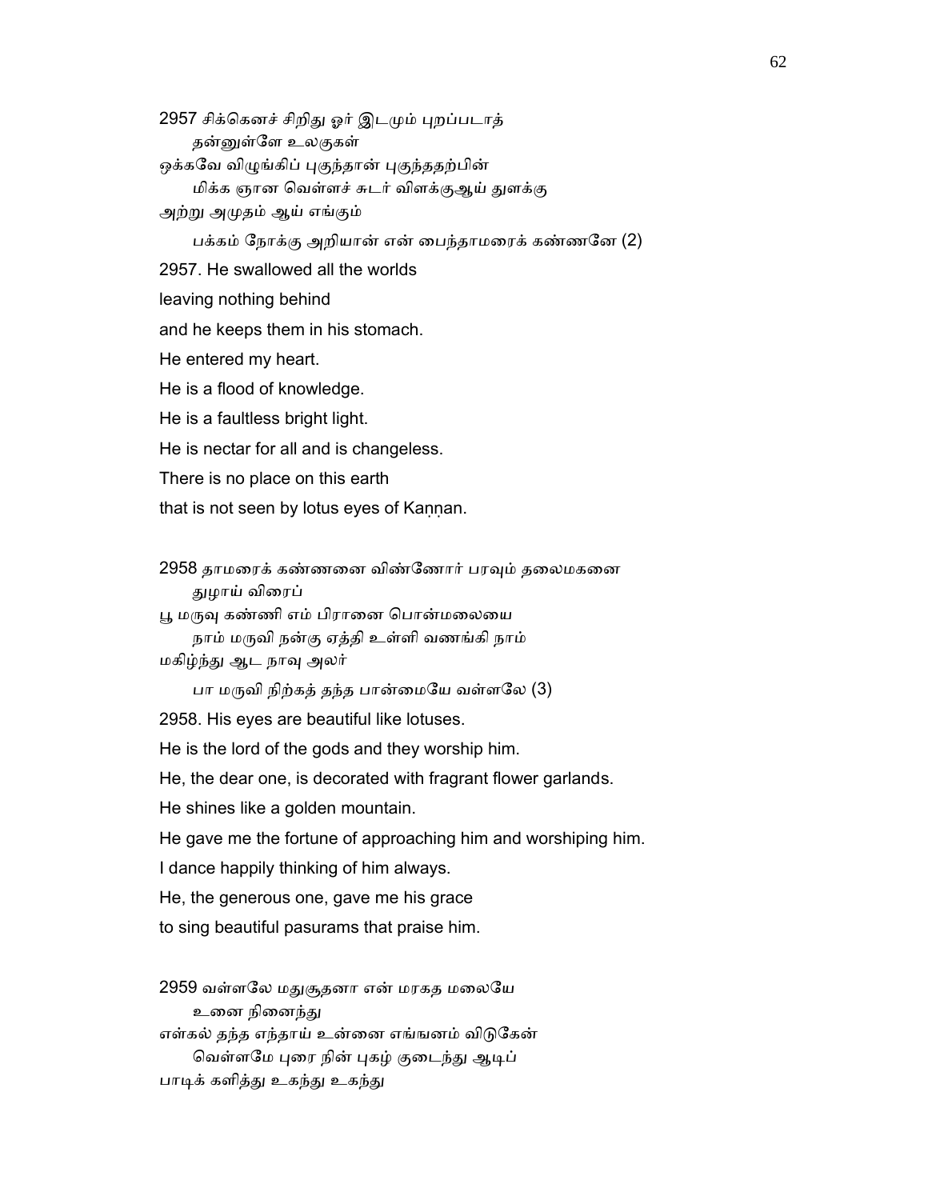2957 சிக்கெனச் சிறிது ஓர் இடமும் புறப்படாத்
 தன்னுள்ளே உலகுகள்
ஒக்கவே விழுங்கிப் புகுந்தான் புகுந்ததற்பின்
 மிக்க ஞான வெள்ளச் சுடர் விளக்குஆய் துளக்கு
அற்று அமுதம் ஆய் எங்கும்
 பக்கம் நோக்கு அறியான் என் பைந்தாமரைக் கண்ணனே (2)

2957. He swallowed all the worlds
leaving nothing behind
and he keeps them in his stomach.
He entered my heart.
He is a flood of knowledge.
He is a faultless bright light.
He is nectar for all and is changeless.
There is no place on this earth
that is not seen by lotus eyes of Kaṇṇan.

2958 தாமரைக் கண்ணனை விண்ணோர் பரவும் தலைமகனை
 துழாய் விரைப்
பூ மருவு கண்ணி எம் பிரானை பொன்மலையை
 நாம் மருவி நன்கு ஏத்தி உள்ளி வணங்கி நாம்
மகிழ்ந்து ஆட நாவு அலர்
 பா மருவி நிற்கத் தந்த பான்மையே வள்ளலே (3)

2958. His eyes are beautiful like lotuses.
He is the lord of the gods and they worship him.
He, the dear one, is decorated with fragrant flower garlands.
He shines like a golden mountain.
He gave me the fortune of approaching him and worshiping him.
I dance happily thinking of him always.
He, the generous one, gave me his grace
to sing beautiful pasurams that praise him.

2959 வள்ளலே மதுசூதனா என் மரகத மலையே
 உனை நினைந்து
எள்கல் தந்த எந்தாய் உன்னை எங்ஙனம் விடுகேன்
 வெள்ளமே புரை நின் புகழ் குடைந்து ஆடிப்
பாடிக் களித்து உகந்து உகந்து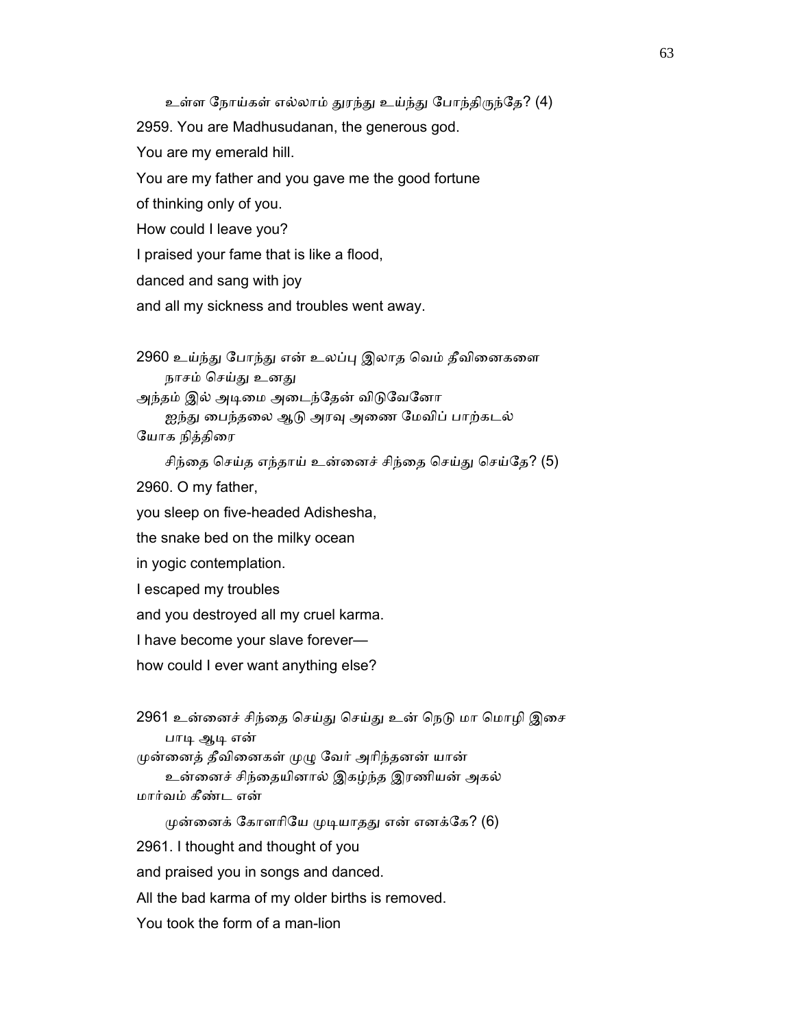உள்ள நோய்கள் எல்லாம் துரந்து உய்ந்து போந்திருந்தே? (4)

2959. You are Madhusudanan, the generous god.

You are my emerald hill.

You are my father and you gave me the good fortune

of thinking only of you.

How could I leave you?

I praised your fame that is like a flood,

danced and sang with joy

and all my sickness and troubles went away.

2960 உய்ந்து போந்து என் உலப்பு இலாத வெம் தீவினைகளை
நாசம் செய்து உனது
அந்தம் இல் அடிமை அடைந்தேன் விடுவேனோ
ஐந்து பைந்தலை ஆடு அரவு அணை மேவிப் பாற்கடல்
யோக நித்திரை
சிந்தை செய்த எந்தாய் உன்னைச் சிந்தை செய்து செய்தே? (5)

2960. O my father,

you sleep on five-headed Adishesha,

the snake bed on the milky ocean

in yogic contemplation.

I escaped my troubles

and you destroyed all my cruel karma.

I have become your slave forever—

how could I ever want anything else?

2961 உன்னைச் சிந்தை செய்து செய்து உன் நெடு மா மொழி இசை
பாடி ஆடி என்
முன்னைத் தீவினைகள் முழு வேர் அரிந்தனன் யான்
உன்னைச் சிந்தையினால் இகழ்ந்த இரணியன் அகல்
மார்வம் கீண்ட என்
முன்னைக் கோளரியே முடியாதது என் எனக்கே? (6)

2961. I thought and thought of you

and praised you in songs and danced.

All the bad karma of my older births is removed.

You took the form of a man-lion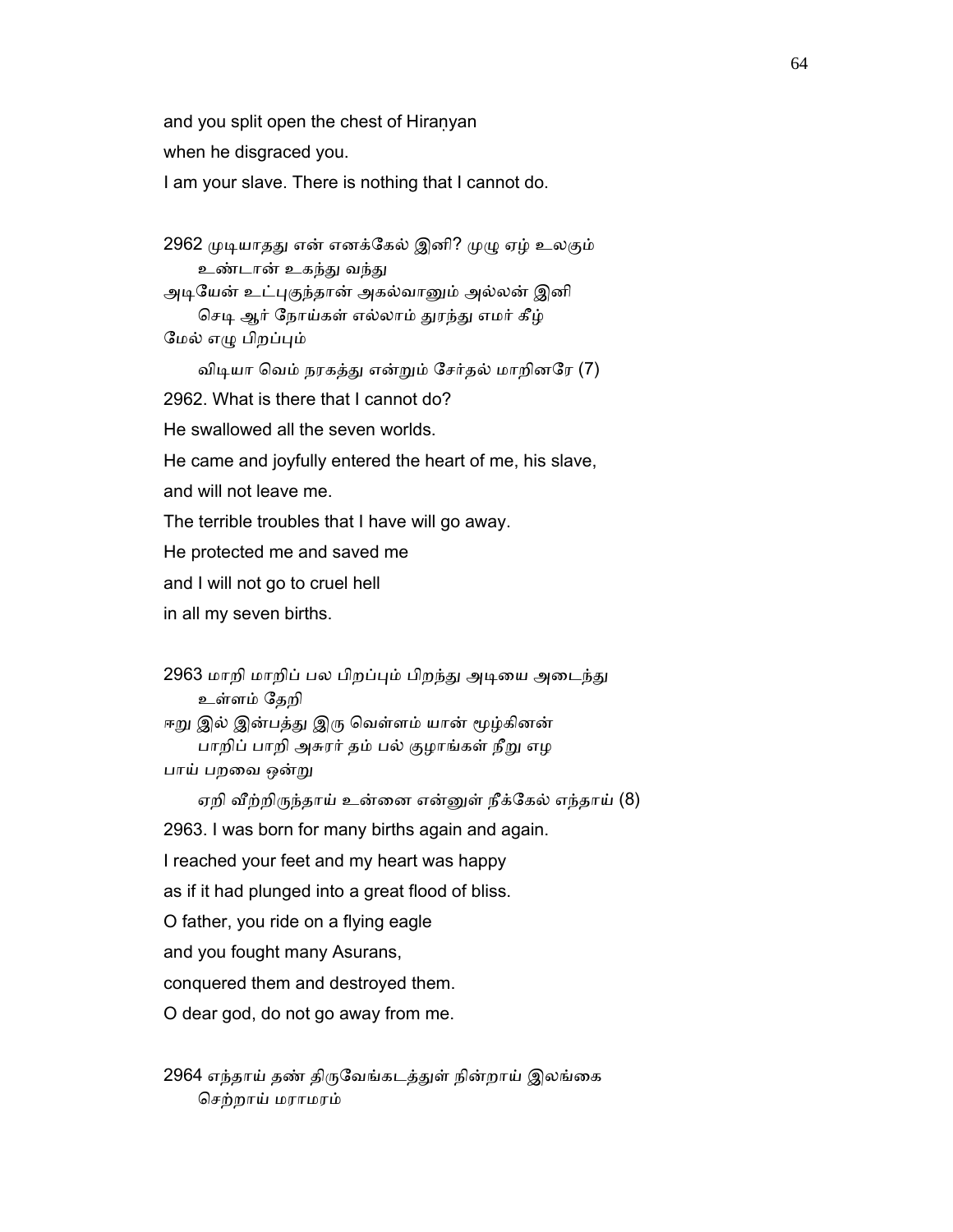and you split open the chest of Hiraṇyan

when he disgraced you.

I am your slave. There is nothing that I cannot do.

2962 முடியாதது என் எனக்கேல் இனி? முழு ஏழ் உலகும் உண்டான் உகந்து வந்து
அடியேன் உட்புகுந்தான் அகல்வானும் அல்லன் இனி செடி ஆர் நோய்கள் எல்லாம் துரந்து எமர் கீழ் மேல் எழு பிறப்பும்
விடியா வெம் நரகத்து என்றும் சேர்தல் மாறினரே (7)

2962. What is there that I cannot do?

He swallowed all the seven worlds.

He came and joyfully entered the heart of me, his slave,

and will not leave me.

The terrible troubles that I have will go away.

He protected me and saved me

and I will not go to cruel hell

in all my seven births.

2963 மாறி மாறிப் பல பிறப்பும் பிறந்து அடியை அடைந்து உள்ளம் தேறி
ஈறு இல் இன்பத்து இரு வெள்ளம் யான் மூழ்கினன் பாறிப் பாறி அசுரர் தம் பல் குழாங்கள் நீறு எழ பாய் பறவை ஒன்று
ஏறி வீற்றிருந்தாய் உன்னை என்னுள் நீக்கேல் எந்தாய் (8)

2963. I was born for many births again and again.

I reached your feet and my heart was happy

as if it had plunged into a great flood of bliss.

O father, you ride on a flying eagle

and you fought many Asurans,

conquered them and destroyed them.

O dear god, do not go away from me.

2964 எந்தாய் தண் திருவேங்கடத்துள் நின்றாய் இலங்கை செற்றாய் மராமரம்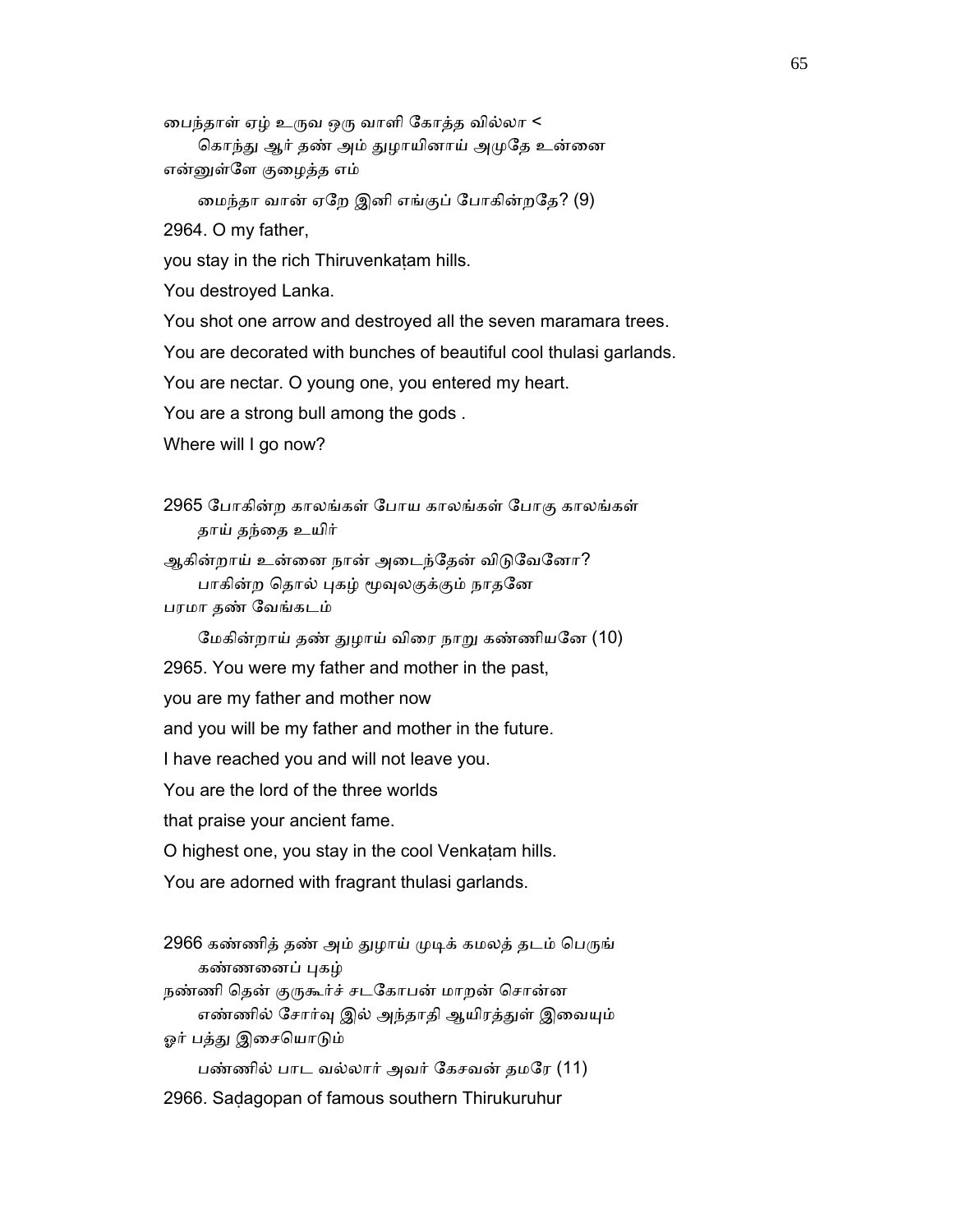பைந்தாள் ஏழ் உருவ ஒரு வாளி கோத்த வில்லா <
கொந்து ஆர் தண் அம் துழாயினாய் அமுதே உன்னை
என்னுள்ளே குழைத்த எம்
மைந்தா வான் ஏறே இனி எங்குப் போகின்றதே? (9)

2964. O my father,

you stay in the rich Thiruvenkaṭam hills.

You destroyed Lanka.

You shot one arrow and destroyed all the seven maramara trees.

You are decorated with bunches of beautiful cool thulasi garlands.

You are nectar. O young one, you entered my heart.

You are a strong bull among the gods .

Where will I go now?

2965 போகின்ற காலங்கள் போய காலங்கள் போகு காலங்கள்
தாய் தந்தை உயிர்
ஆகின்றாய் உன்னை நான் அடைந்தேன் விடுவேனோ?
பாகின்ற தொல் புகழ் மூவுலகுக்கும் நாதனே
பரமா தண் வேங்கடம்
மேகின்றாய் தண் துழாய் விரை நாறு கண்ணியனே (10)

2965. You were my father and mother in the past,

you are my father and mother now

and you will be my father and mother in the future.

I have reached you and will not leave you.

You are the lord of the three worlds

that praise your ancient fame.

O highest one, you stay in the cool Venkaṭam hills.

You are adorned with fragrant thulasi garlands.

2966 கண்ணித் தண் அம் துழாய் முடிக் கமலத் தடம் பெருங்
கண்ணனைப் புகழ்
நண்ணி தென் குருகூர்ச் சடகோபன் மாறன் சொன்ன
எண்ணில் சோர்வு இல் அந்தாதி ஆயிரத்துள் இவையும்
ஓர் பத்து இசையொடும்
பண்ணில் பாட வல்லார் அவர் கேசவன் தமரே (11)

2966. Saḍagopan of famous southern Thirukuruhur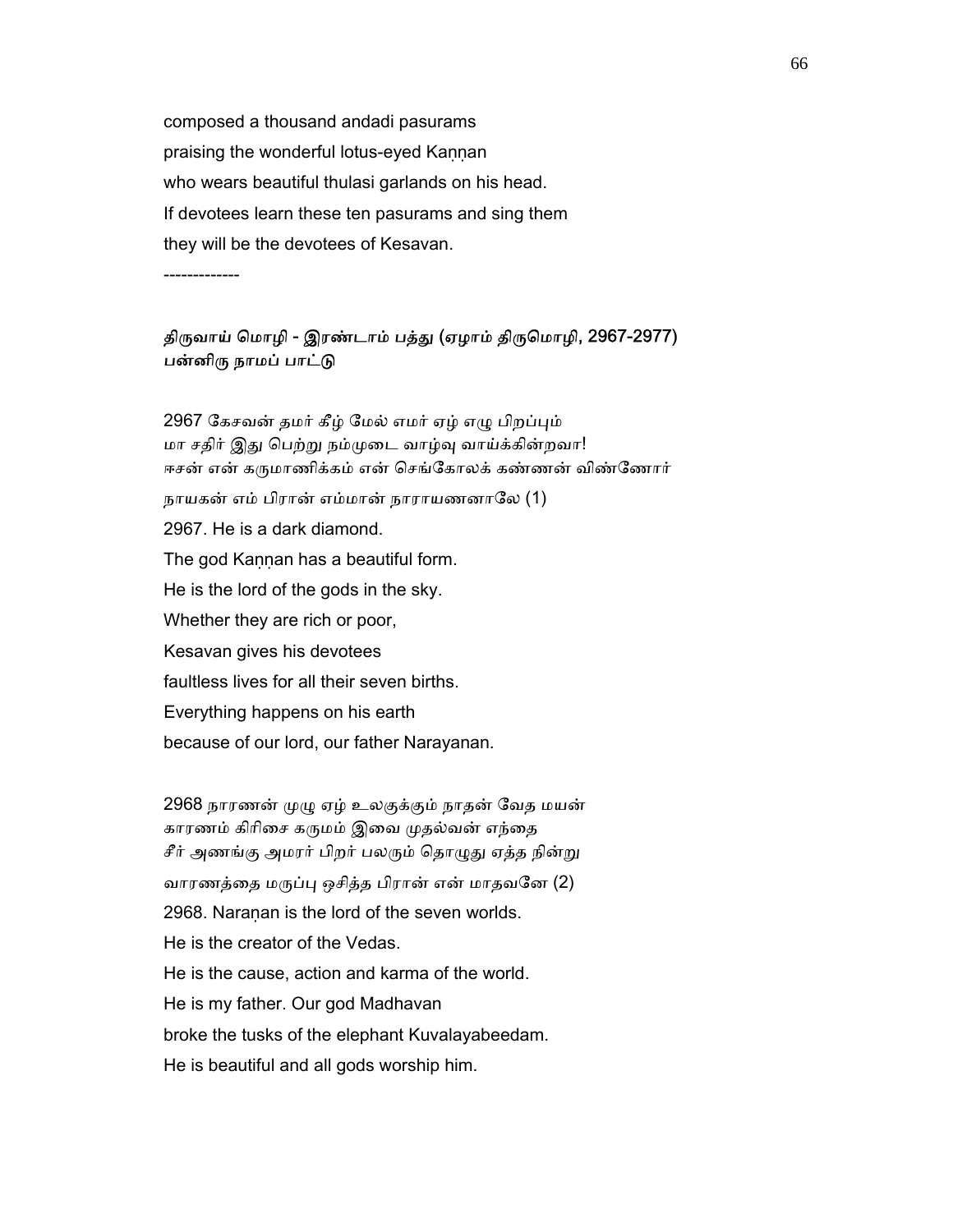composed a thousand andadi pasurams
praising the wonderful lotus-eyed Kaṇṇan
who wears beautiful thulasi garlands on his head.
If devotees learn these ten pasurams and sing them
they will be the devotees of Kesavan.

-------------

**திருவாய் மொழி - இரண்டாம் பத்து (ஏழாம் திருமொழி, 2967-2977)**
**பன்னிரு நாமப் பாட்டு**

2967 கேசவன் தமர் கீழ் மேல் எமர் ஏழ் எழு பிறப்பும்
மா சதிர் இது பெற்று நம்முடை வாழ்வு வாய்க்கின்றவா!
ஈசன் என் கருமாணிக்கம் என் செங்கோலக் கண்ணன் விண்ணோர்
நாயகன் எம் பிரான் எம்மான் நாராயணனாலே (1)

2967. He is a dark diamond.
The god Kaṇṇan has a beautiful form.
He is the lord of the gods in the sky.
Whether they are rich or poor,
Kesavan gives his devotees
faultless lives for all their seven births.
Everything happens on his earth
because of our lord, our father Narayanan.

2968 நாரணன் முழு ஏழ் உலகுக்கும் நாதன் வேத மயன்
காரணம் கிரிசை கருமம் இவை முதல்வன் எந்தை
சீர் அணங்கு அமரர் பிறர் பலரும் தொழுது ஏத்த நின்று
வாரணத்தை மருப்பு ஒசித்த பிரான் என் மாதவனே (2)

2968. Naraṇan is the lord of the seven worlds.
He is the creator of the Vedas.
He is the cause, action and karma of the world.
He is my father. Our god Madhavan
broke the tusks of the elephant Kuvalayabeedam.
He is beautiful and all gods worship him.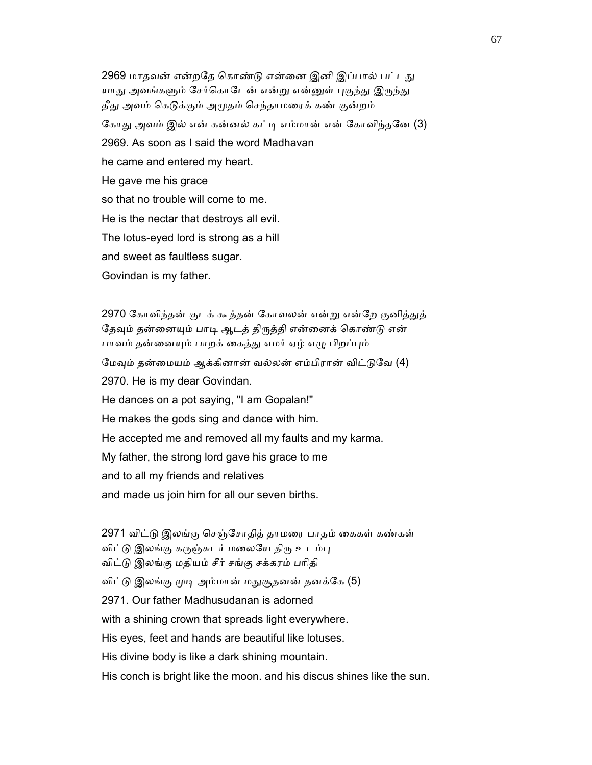2969 மாதவன் என்றதே கொண்டு என்னை இனி இப்பால் பட்டது
யாது அவங்களும் சேர்கொடேன் என்று என்னுள் புகுந்து இருந்து
தீது அவம் கெடுக்கும் அமுதம் செந்தாமரைக் கண் குன்றம்
கோது அவம் இல் என் கன்னல் கட்டி எம்மான் என் கோவிந்தனே (3)

2969. As soon as I said the word Madhavan
he came and entered my heart.
He gave me his grace
so that no trouble will come to me.
He is the nectar that destroys all evil.
The lotus-eyed lord is strong as a hill
and sweet as faultless sugar.
Govindan is my father.

2970 கோவிந்தன் குடக் கூத்தன் கோவலன் என்று என்றே குனித்துத்
தேவும் தன்னையும் பாடி ஆடத் திருத்தி என்னைக் கொண்டு என்
பாவம் தன்னையும் பாறக் கைத்து எமர் ஏழ் எழு பிறப்பும்
மேவும் தன்மையம் ஆக்கினான் வல்லன் எம்பிரான் விட்டுவே (4)

2970. He is my dear Govindan.
He dances on a pot saying, "I am Gopalan!"
He makes the gods sing and dance with him.
He accepted me and removed all my faults and my karma.
My father, the strong lord gave his grace to me
and to all my friends and relatives
and made us join him for all our seven births.

2971 விட்டு இலங்கு செஞ்சோதித் தாமரை பாதம் கைகள் கண்கள்
விட்டு இலங்கு கருஞ்சுடர் மலையே திரு உடம்பு
விட்டு இலங்கு மதியம் சீர் சங்கு சக்கரம் பரிதி
விட்டு இலங்கு முடி அம்மான் மதுசூதனன் தனக்கே (5)

2971. Our father Madhusudanan is adorned
with a shining crown that spreads light everywhere.
His eyes, feet and hands are beautiful like lotuses.
His divine body is like a dark shining mountain.
His conch is bright like the moon. and his discus shines like the sun.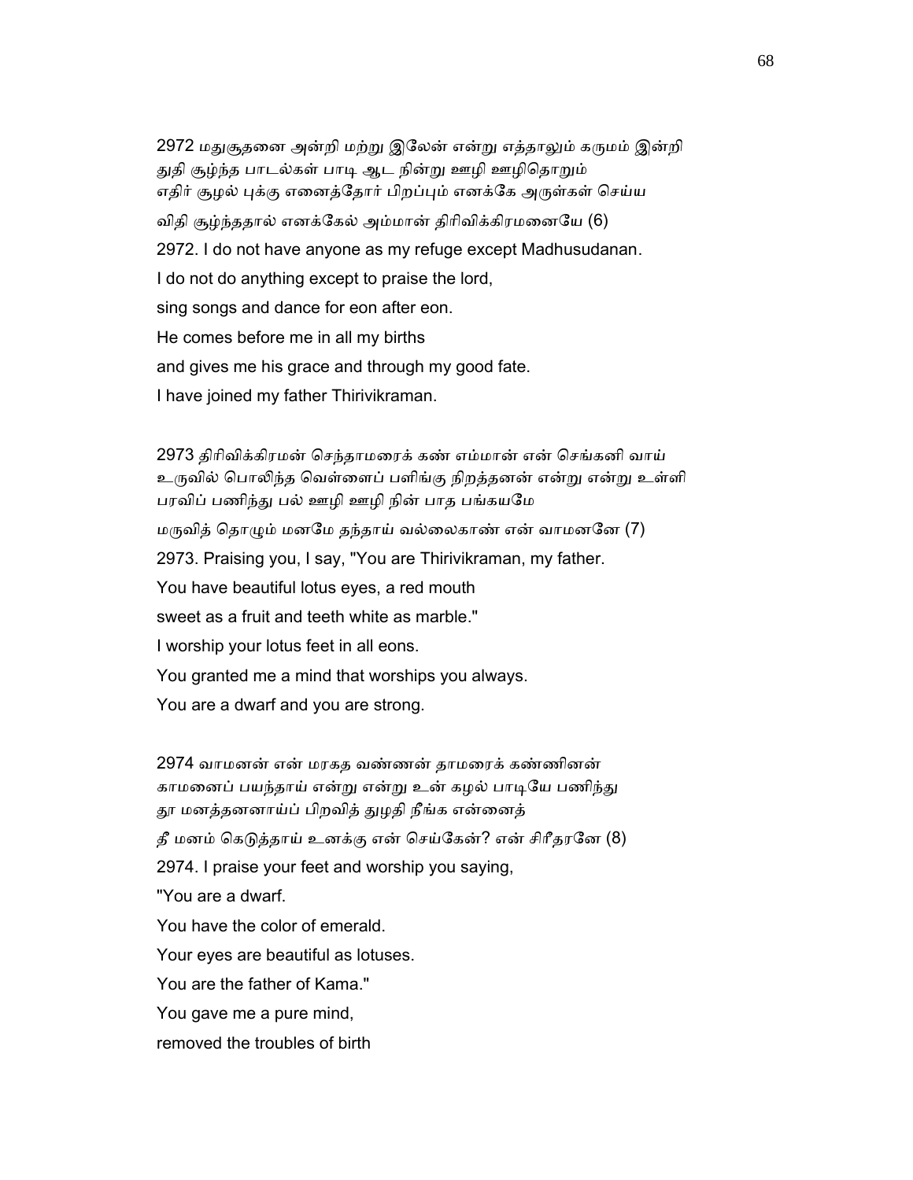2972 மதுசூதனை அன்றி மற்று இலேன் என்று எத்தாலும் கருமம் இன்றி
துதி சூழ்ந்த பாடல்கள் பாடி ஆட நின்று ஊழி ஊழிதொறும்
எதிர் சூழல் புக்கு எனைத்தோர் பிறப்பும் எனக்கே அருள்கள் செய்ய
விதி சூழ்ந்ததால் எனக்கேல் அம்மான் திரிவிக்கிரமனையே (6)

2972. I do not have anyone as my refuge except Madhusudanan.
I do not do anything except to praise the lord,
sing songs and dance for eon after eon.
He comes before me in all my births
and gives me his grace and through my good fate.
I have joined my father Thirivikraman.

2973 திரிவிக்கிரமன் செந்தாமரைக் கண் எம்மான் என் செங்கனி வாய்
உருவில் பொலிந்த வெள்ளைப் பளிங்கு நிறத்தனன் என்று என்று உள்ளி
பரவிப் பணிந்து பல் ஊழி ஊழி நின் பாத பங்கயமே
மருவித் தொழும் மனமே தந்தாய் வல்லைகாண் என் வாமனனே (7)

2973. Praising you, I say, "You are Thirivikraman, my father.
You have beautiful lotus eyes, a red mouth
sweet as a fruit and teeth white as marble."
I worship your lotus feet in all eons.
You granted me a mind that worships you always.
You are a dwarf and you are strong.

2974 வாமனன் என் மரகத வண்ணன் தாமரைக் கண்ணினன்
காமனைப் பயந்தாய் என்று என்று உன் கழல் பாடியே பணிந்து
தூ மனத்தனனாய்ப் பிறவித் துழதி நீங்க என்னைத்
தீ மனம் கெடுத்தாய் உனக்கு என் செய்கேன்? என் சிரீதரனே (8)

2974. I praise your feet and worship you saying,
"You are a dwarf.
You have the color of emerald.
Your eyes are beautiful as lotuses.
You are the father of Kama."
You gave me a pure mind,
removed the troubles of birth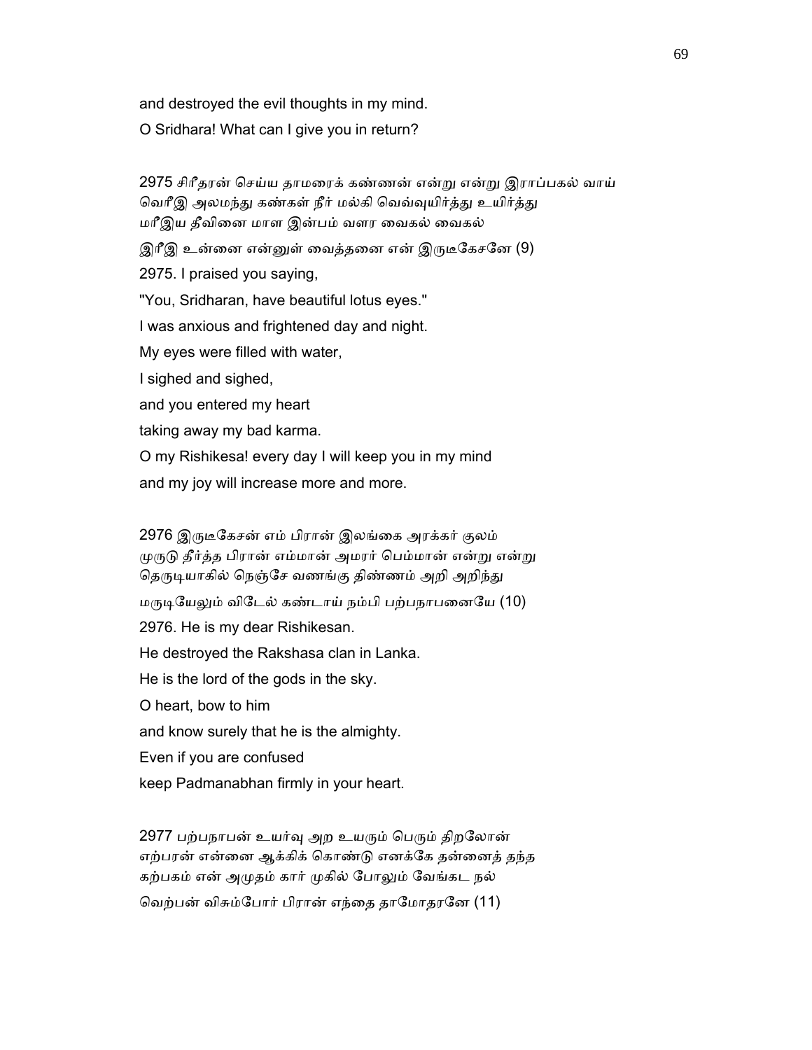and destroyed the evil thoughts in my mind.

O Sridhara! What can I give you in return?

2975 சிரீதரன் செய்ய தாமரைக் கண்ணன் என்று என்று இராப்பகல் வாய்
வெரீஇ அலமந்து கண்கள் நீர் மல்கி வெவ்வுயிர்த்து உயிர்த்து
மரீஇய தீவினை மாள இன்பம் வளர வைகல் வைகல்
இரீஇ உன்னை என்னுள் வைத்தனை என் இருடீகேசனே (9)

2975. I praised you saying,

"You, Sridharan, have beautiful lotus eyes."

I was anxious and frightened day and night.

My eyes were filled with water,

I sighed and sighed,

and you entered my heart

taking away my bad karma.

O my Rishikesa! every day I will keep you in my mind

and my joy will increase more and more.

2976 இருடீகேசன் எம் பிரான் இலங்கை அரக்கர் குலம்
முருடு தீர்த்த பிரான் எம்மான் அமரர் பெம்மான் என்று என்று
தெருடியாகில் நெஞ்சே வணங்கு திண்ணம் அறி அறிந்து
மருடியேலும் விடேல் கண்டாய் நம்பி பற்பநாபனையே (10)

2976. He is my dear Rishikesan.

He destroyed the Rakshasa clan in Lanka.

He is the lord of the gods in the sky.

O heart, bow to him

and know surely that he is the almighty.

Even if you are confused

keep Padmanabhan firmly in your heart.

2977 பற்பநாபன் உயர்வு அற உயரும் பெரும் திறலோன்
எற்பரன் என்னை ஆக்கிக் கொண்டு எனக்கே தன்னைத் தந்த
கற்பகம் என் அமுதம் கார் முகில் போலும் வேங்கட நல்
வெற்பன் விசும்போர் பிரான் எந்தை தாமோதரனே (11)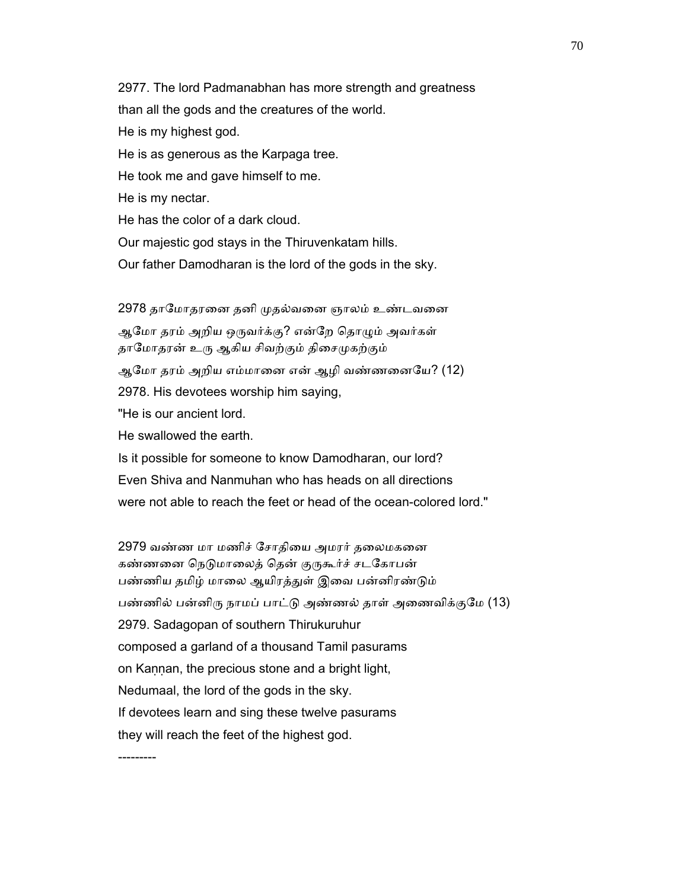2977. The lord Padmanabhan has more strength and greatness
than all the gods and the creatures of the world.
He is my highest god.
He is as generous as the Karpaga tree.
He took me and gave himself to me.
He is my nectar.
He has the color of a dark cloud.
Our majestic god stays in the Thiruvenkatam hills.
Our father Damodharan is the lord of the gods in the sky.

2978 தாமோதரனை தனி முதல்வனை ஞாலம் உண்டவனை
ஆமோ தரம் அறிய ஒருவர்க்கு? என்றே தொழும் அவர்கள்
தாமோதரன் உரு ஆகிய சிவற்கும் திசைமுகற்கும்
ஆமோ தரம் அறிய எம்மானை என் ஆழி வண்ணனையே? (12)
2978. His devotees worship him saying,
"He is our ancient lord.
He swallowed the earth.
Is it possible for someone to know Damodharan, our lord?
Even Shiva and Nanmuhan who has heads on all directions
were not able to reach the feet or head of the ocean-colored lord."

2979 வண்ண மா மணிச் சோதியை அமரர் தலைமகனை
கண்ணனை நெடுமாலைத் தென் குருகூர்ச் சடகோபன்
பண்ணிய தமிழ் மாலை ஆயிரத்துள் இவை பன்னிரண்டும்
பண்ணில் பன்னிரு நாமப் பாட்டு அண்ணல் தாள் அணைவிக்குமே (13)
2979. Sadagopan of southern Thirukuruhur
composed a garland of a thousand Tamil pasurams
on Kaṇṇan, the precious stone and a bright light,
Nedumaal, the lord of the gods in the sky.
If devotees learn and sing these twelve pasurams
they will reach the feet of the highest god.

---------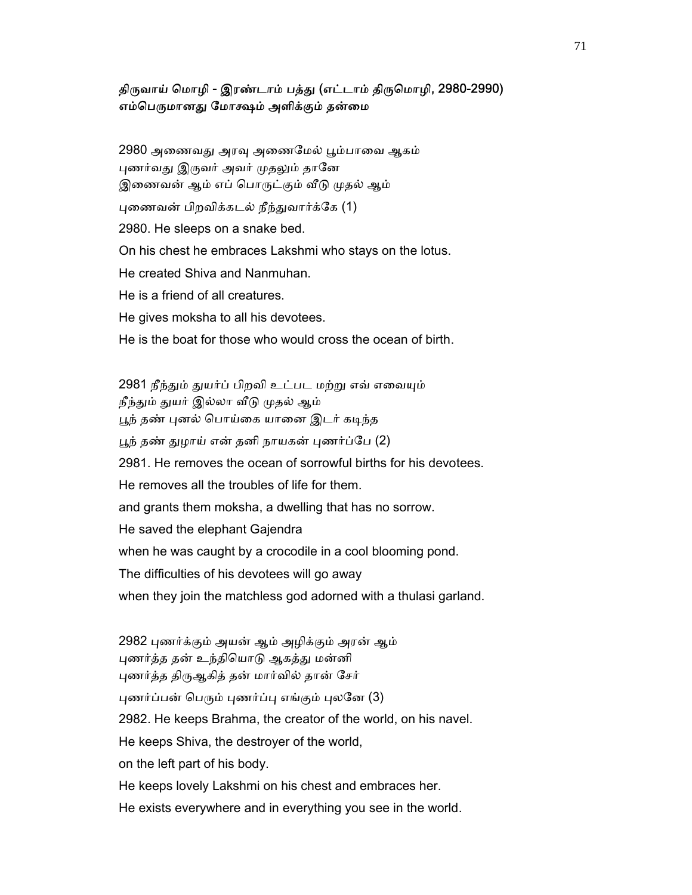**திருவாய் மொழி - இரண்டாம் பத்து (எட்டாம் திருமொழி, 2980-2990)**
**எம்பெருமானது மோக்ஷம் அளிக்கும் தன்மை**

2980 அணைவது அரவு அணைமேல் பூம்பாவை ஆகம்
புணர்வது இருவர் அவர் முதலும் தானே
இணைவன் ஆம் எப் பொருட்கும் வீடு முதல் ஆம்
புணைவன் பிறவிக்கடல் நீந்துவார்க்கே (1)

2980. He sleeps on a snake bed.
On his chest he embraces Lakshmi who stays on the lotus.
He created Shiva and Nanmuhan.
He is a friend of all creatures.
He gives moksha to all his devotees.
He is the boat for those who would cross the ocean of birth.

2981 நீந்தும் துயர்ப் பிறவி உட்பட மற்று எவ் எவையும்
நீந்தும் துயர் இல்லா வீடு முதல் ஆம்
பூந் தண் புனல் பொய்கை யானை இடர் கடிந்த
பூந் தண் துழாய் என் தனி நாயகன் புணர்ப்பே (2)

2981. He removes the ocean of sorrowful births for his devotees.
He removes all the troubles of life for them.
and grants them moksha, a dwelling that has no sorrow.
He saved the elephant Gajendra
when he was caught by a crocodile in a cool blooming pond.
The difficulties of his devotees will go away
when they join the matchless god adorned with a thulasi garland.

2982 புணர்க்கும் அயன் ஆம் அழிக்கும் அரன் ஆம்
புணர்த்த தன் உந்தியொடு ஆகத்து மன்னி
புணர்த்த திருஆகித் தன் மார்வில் தான் சேர்
புணர்ப்பன் பெரும் புணர்ப்பு எங்கும் புலனே (3)

2982. He keeps Brahma, the creator of the world, on his navel.
He keeps Shiva, the destroyer of the world,
on the left part of his body.
He keeps lovely Lakshmi on his chest and embraces her.
He exists everywhere and in everything you see in the world.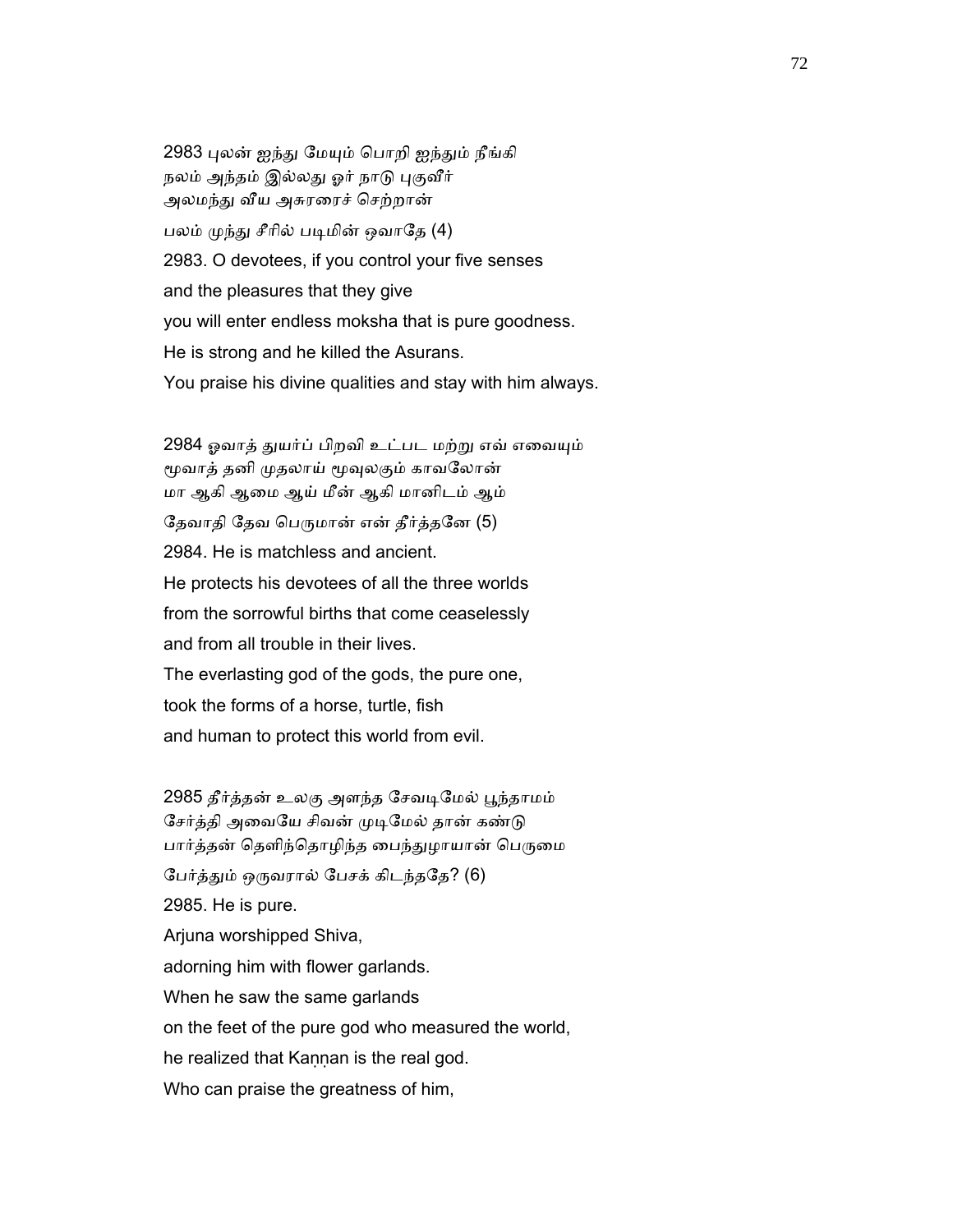2983 புலன் ஐந்து மேயும் பொறி ஐந்தும் நீங்கி
நலம் அந்தம் இல்லது ஓர் நாடு புகுவீர்
அலமந்து வீய அசுரரைச் செற்றான்
பலம் முந்து சீரில் படிமின் ஒவாதே (4)

2983. O devotees, if you control your five senses
and the pleasures that they give
you will enter endless moksha that is pure goodness.
He is strong and he killed the Asurans.
You praise his divine qualities and stay with him always.

2984 ஓவாத் துயர்ப் பிறவி உட்பட மற்று எவ் எவையும்
மூவாத் தனி முதலாய் மூவுலகும் காவலோன்
மா ஆகி ஆமை ஆய் மீன் ஆகி மானிடம் ஆம்
தேவாதி தேவ பெருமான் என் தீர்த்தனே (5)

2984. He is matchless and ancient.
He protects his devotees of all the three worlds
from the sorrowful births that come ceaselessly
and from all trouble in their lives.
The everlasting god of the gods, the pure one,
took the forms of a horse, turtle, fish
and human to protect this world from evil.

2985 தீர்த்தன் உலகு அளந்த சேவடிமேல் பூந்தாமம்
சேர்த்தி அவையே சிவன் முடிமேல் தான் கண்டு
பார்த்தன் தெளிந்தொழிந்த பைந்துழாயான் பெருமை
பேர்த்தும் ஒருவரால் பேசக் கிடந்ததே? (6)

2985. He is pure.
Arjuna worshipped Shiva,
adorning him with flower garlands.
When he saw the same garlands
on the feet of the pure god who measured the world,
he realized that Kaṇṇan is the real god.
Who can praise the greatness of him,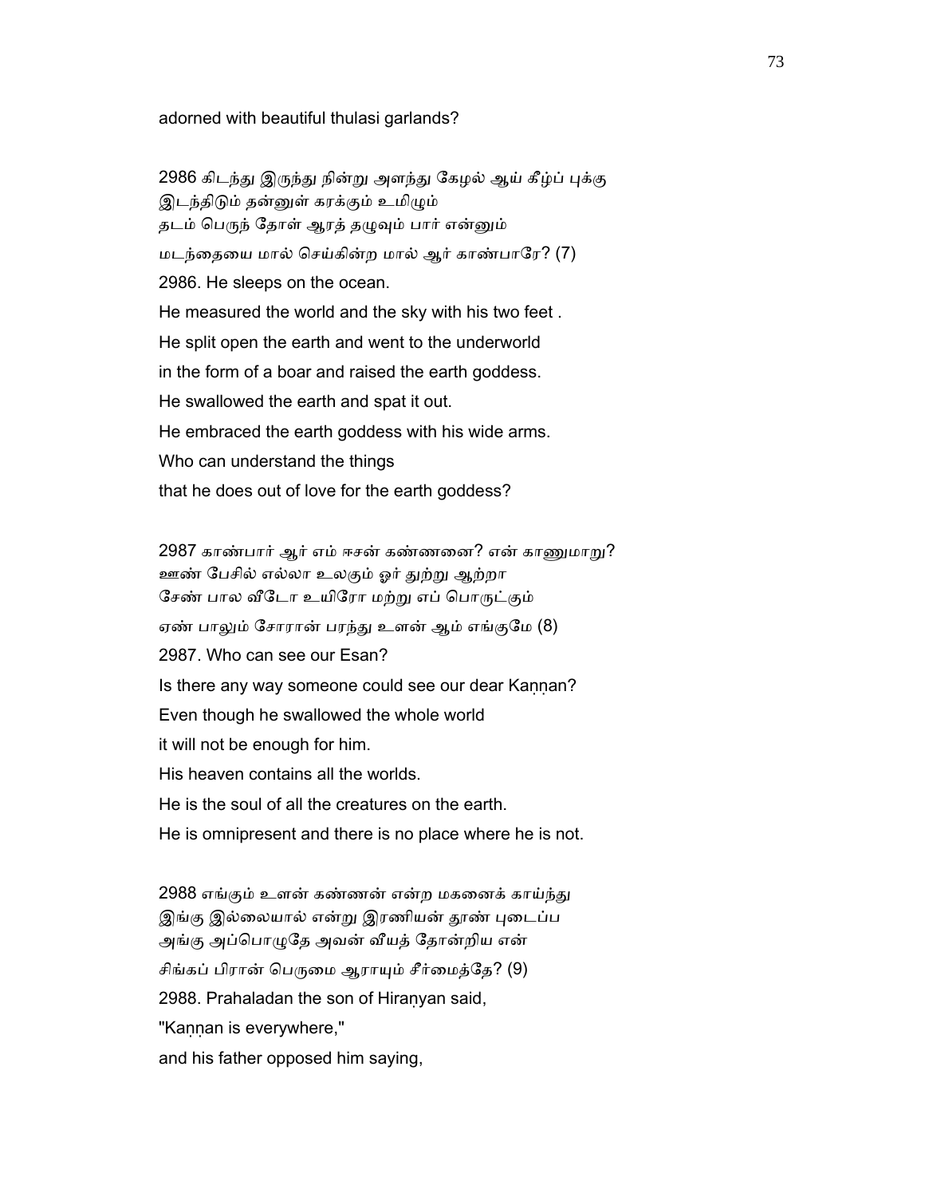adorned with beautiful thulasi garlands?

2986 கிடந்து இருந்து நின்று அளந்து கேழல் ஆய் கீழ்ப் புக்கு
இடந்திடும் தன்னுள் கரக்கும் உமிழும்
தடம் பெருந் தோள் ஆரத் தழுவும் பார் என்னும்
மடந்தையை மால் செய்கின்ற மால் ஆர் காண்பாரே? (7)

2986. He sleeps on the ocean.
He measured the world and the sky with his two feet .
He split open the earth and went to the underworld
in the form of a boar and raised the earth goddess.
He swallowed the earth and spat it out.
He embraced the earth goddess with his wide arms.
Who can understand the things
that he does out of love for the earth goddess?

2987 காண்பார் ஆர் எம் ஈசன் கண்ணனை? என் காணுமாறு?
ஊண் பேசில் எல்லா உலகும் ஓர் துற்று ஆற்றா
சேண் பால வீடோ உயிரோ மற்று எப் பொருட்கும்
ஏண் பாலும் சோரான் பரந்து உளன் ஆம் எங்குமே (8)

2987. Who can see our Esan?
Is there any way someone could see our dear Kaṇṇan?
Even though he swallowed the whole world
it will not be enough for him.
His heaven contains all the worlds.
He is the soul of all the creatures on the earth.
He is omnipresent and there is no place where he is not.

2988 எங்கும் உளன் கண்ணன் என்ற மகனைக் காய்ந்து
இங்கு இல்லையால் என்று இரணியன் தூண் புடைப்ப
அங்கு அப்பொழுதே அவன் வீயத் தோன்றிய என்
சிங்கப் பிரான் பெருமை ஆராயும் சீர்மைத்தே? (9)

2988. Prahaladan the son of Hiraṇyan said,
"Kaṇṇan is everywhere,"
and his father opposed him saying,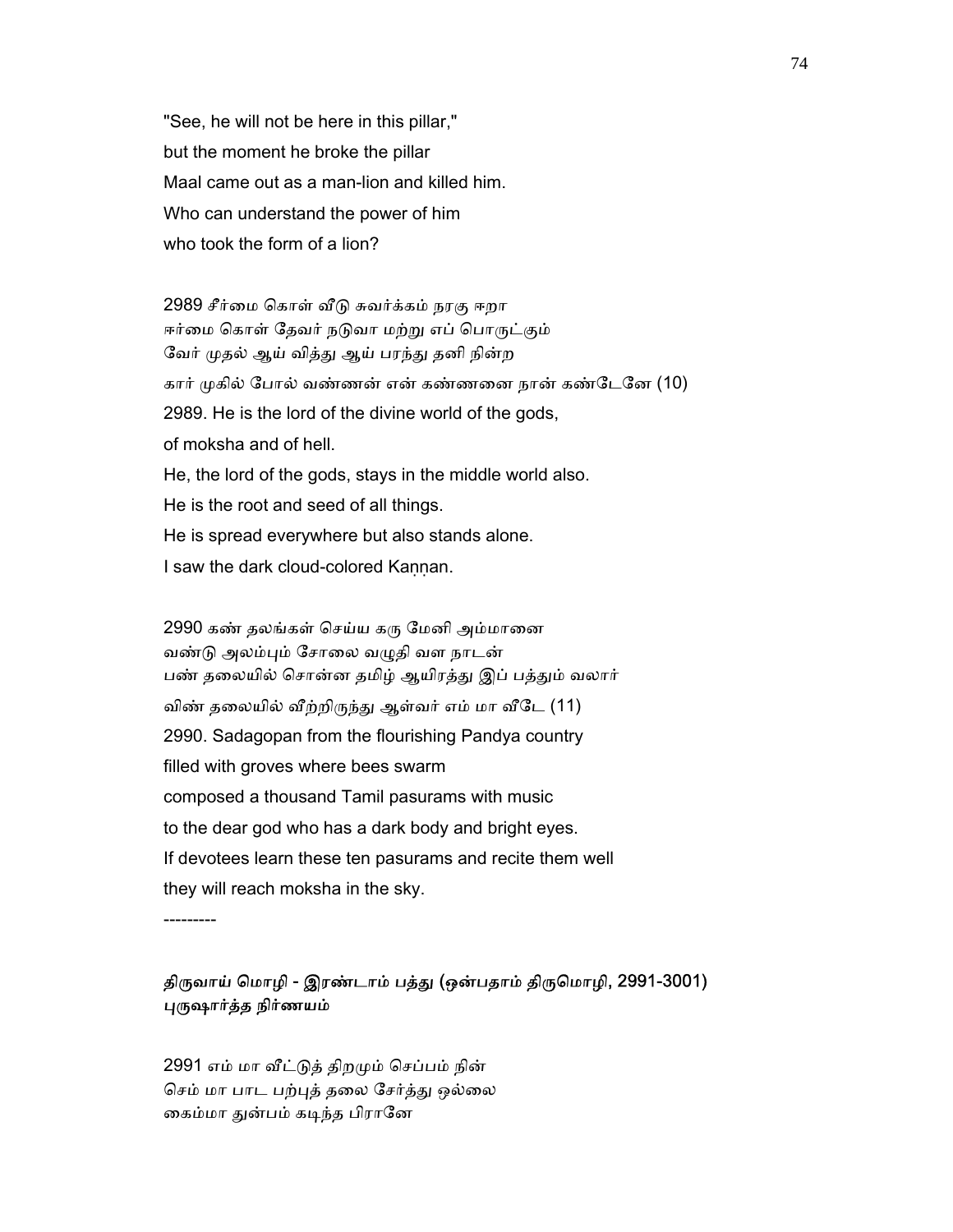"See, he will not be here in this pillar,"
but the moment he broke the pillar
Maal came out as a man-lion and killed him.
Who can understand the power of him
who took the form of a lion?

2989 சீர்மை கொள் வீடு சுவர்க்கம் நரகு ஈறா
ஈர்மை கொள் தேவர் நடுவா மற்று எப் பொருட்கும்
வேர் முதல் ஆய் வித்து ஆய் பரந்து தனி நின்ற
கார் முகில் போல் வண்ணன் என் கண்ணனை நான் கண்டேனே (10)

2989. He is the lord of the divine world of the gods,
of moksha and of hell.
He, the lord of the gods, stays in the middle world also.
He is the root and seed of all things.
He is spread everywhere but also stands alone.
I saw the dark cloud-colored Kaṇṇan.

2990 கண் தலங்கள் செய்ய கரு மேனி அம்மானை
வண்டு அலம்பும் சோலை வழுதி வள நாடன்
பண் தலையில் சொன்ன தமிழ் ஆயிரத்து இப் பத்தும் வலார்
விண் தலையில் வீற்றிருந்து ஆள்வர் எம் மா வீடே (11)

2990. Sadagopan from the flourishing Pandya country
filled with groves where bees swarm
composed a thousand Tamil pasurams with music
to the dear god who has a dark body and bright eyes.
If devotees learn these ten pasurams and recite them well
they will reach moksha in the sky.

---------

**திருவாய் மொழி - இரண்டாம் பத்து (ஒன்பதாம் திருமொழி, 2991-3001)**
**புருஷார்த்த நிர்ணயம்**

2991 எம் மா வீட்டுத் திறமும் செப்பம் நின்
செம் மா பாட பற்புத் தலை சேர்த்து ஒல்லை
கைம்மா துன்பம் கடிந்த பிரானே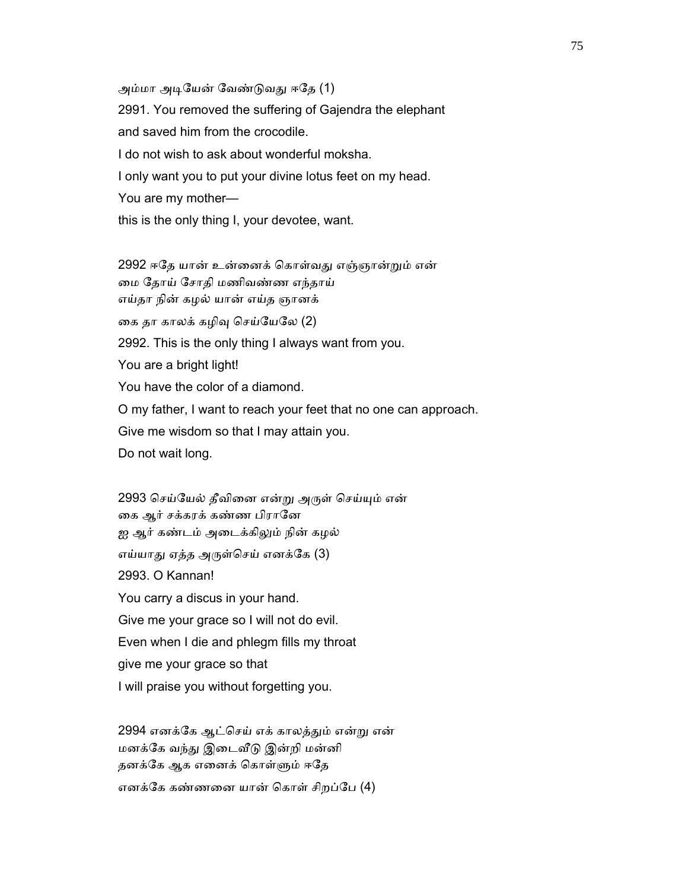அம்மா அடியேன் வேண்டுவது ஈதே (1)

2991. You removed the suffering of Gajendra the elephant
and saved him from the crocodile.
I do not wish to ask about wonderful moksha.
I only want you to put your divine lotus feet on my head.
You are my mother—
this is the only thing I, your devotee, want.

2992 ஈதே யான் உன்னைக் கொள்வது எஞ்ஞான்றும் என்
மை தோய் சோதி மணிவண்ண எந்தாய்
எய்தா நின் கழல் யான் எய்த ஞானக்
கை தா காலக் கழிவு செய்யேலே (2)

2992. This is the only thing I always want from you.
You are a bright light!
You have the color of a diamond.
O my father, I want to reach your feet that no one can approach.
Give me wisdom so that I may attain you.
Do not wait long.

2993 செய்யேல் தீவினை என்று அருள் செய்யும் என்
கை ஆர் சக்கரக் கண்ண பிரானே
ஐ ஆர் கண்டம் அடைக்கிலும் நின் கழல்
எய்யாது ஏத்த அருள்செய் எனக்கே (3)

2993. O Kannan!
You carry a discus in your hand.
Give me your grace so I will not do evil.
Even when I die and phlegm fills my throat
give me your grace so that
I will praise you without forgetting you.

2994 எனக்கே ஆட்செய் எக் காலத்தும் என்று என்
மனக்கே வந்து இடைவீடு இன்றி மன்னி
தனக்கே ஆக எனைக் கொள்ளும் ஈதே
எனக்கே கண்ணனை யான் கொள் சிறப்பே (4)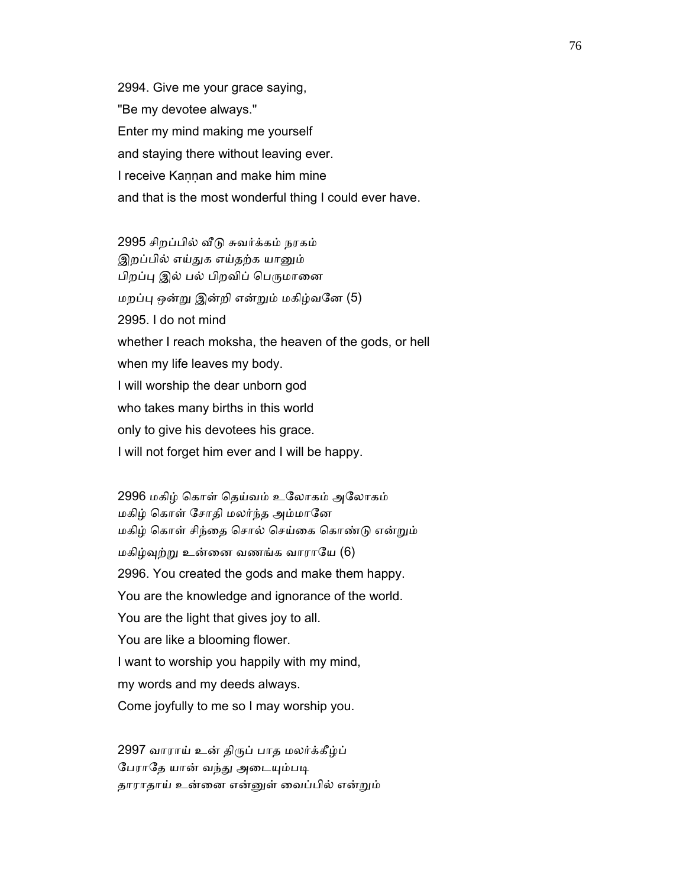2994. Give me your grace saying,
"Be my devotee always."
Enter my mind making me yourself
and staying there without leaving ever.
I receive Kaṇṇan and make him mine
and that is the most wonderful thing I could ever have.

2995 சிறப்பில் வீடு சுவர்க்கம் நரகம்
இறப்பில் எய்துக எய்தற்க யானும்
பிறப்பு இல் பல் பிறவிப் பெருமானை
மறப்பு ஒன்று இன்றி என்றும் மகிழ்வனே (5)

2995. I do not mind
whether I reach moksha, the heaven of the gods, or hell
when my life leaves my body.
I will worship the dear unborn god
who takes many births in this world
only to give his devotees his grace.
I will not forget him ever and I will be happy.

2996 மகிழ் கொள் தெய்வம் உலோகம் அலோகம்
மகிழ் கொள் சோதி மலர்ந்த அம்மானே
மகிழ் கொள் சிந்தை சொல் செய்கை கொண்டு என்றும்
மகிழ்வுற்று உன்னை வணங்க வாராயே (6)

2996. You created the gods and make them happy.
You are the knowledge and ignorance of the world.
You are the light that gives joy to all.
You are like a blooming flower.
I want to worship you happily with my mind,
my words and my deeds always.
Come joyfully to me so I may worship you.

2997 வாராய் உன் திருப் பாத மலர்க்கீழ்ப்
பேராதே யான் வந்து அடையும்படி
தாராதாய் உன்னை என்னுள் வைப்பில் என்றும்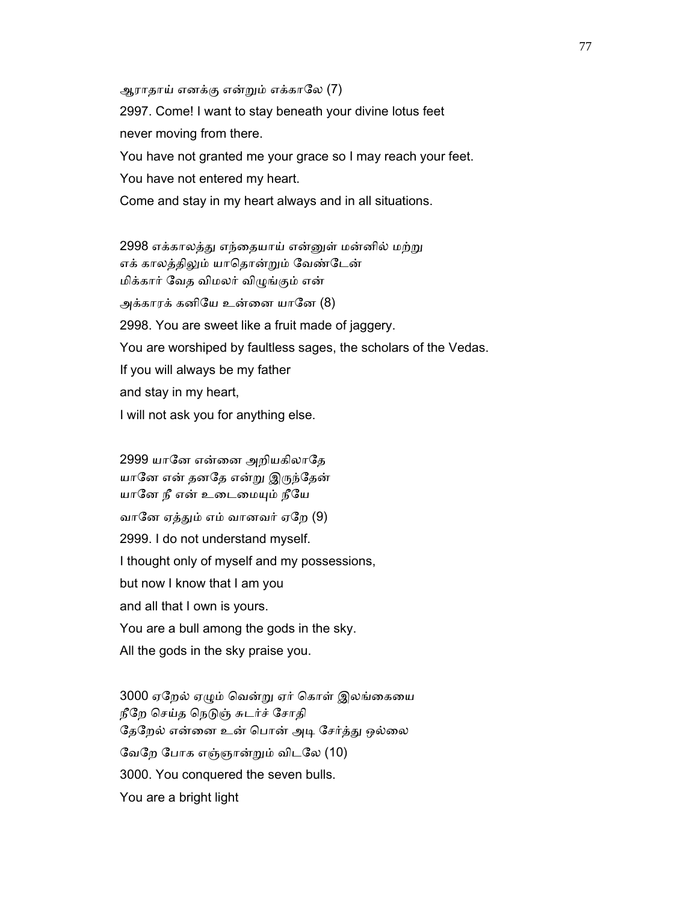ஆராதாய் எனக்கு என்றும் எக்காலே (7)

2997. Come! I want to stay beneath your divine lotus feet
never moving from there.
You have not granted me your grace so I may reach your feet.
You have not entered my heart.
Come and stay in my heart always and in all situations.

2998 எக்காலத்து எந்தையாய் என்னுள் மன்னில் மற்று
எக் காலத்திலும் யாதொன்றும் வேண்டேன்
மிக்கார் வேத விமலர் விழுங்கும் என்
அக்காரக் கனியே உன்னை யானே (8)

2998. You are sweet like a fruit made of jaggery.
You are worshiped by faultless sages, the scholars of the Vedas.
If you will always be my father
and stay in my heart,
I will not ask you for anything else.

2999 யானே என்னை அறியகிலாதே
யானே என் தனதே என்று இருந்தேன்
யானே நீ என் உடைமையும் நீயே
வானே ஏத்தும் எம் வானவர் ஏறே (9)

2999. I do not understand myself.
I thought only of myself and my possessions,
but now I know that I am you
and all that I own is yours.
You are a bull among the gods in the sky.
All the gods in the sky praise you.

3000 ஏறேல் ஏழும் வென்று ஏர் கொள் இலங்கையை
நீறே செய்த நெடுஞ் சுடர்ச் சோதி
தேறேல் என்னை உன் பொன் அடி சேர்த்து ஒல்லை
வேறே போக எஞ்ஞான்றும் விடலே (10)

3000. You conquered the seven bulls.
You are a bright light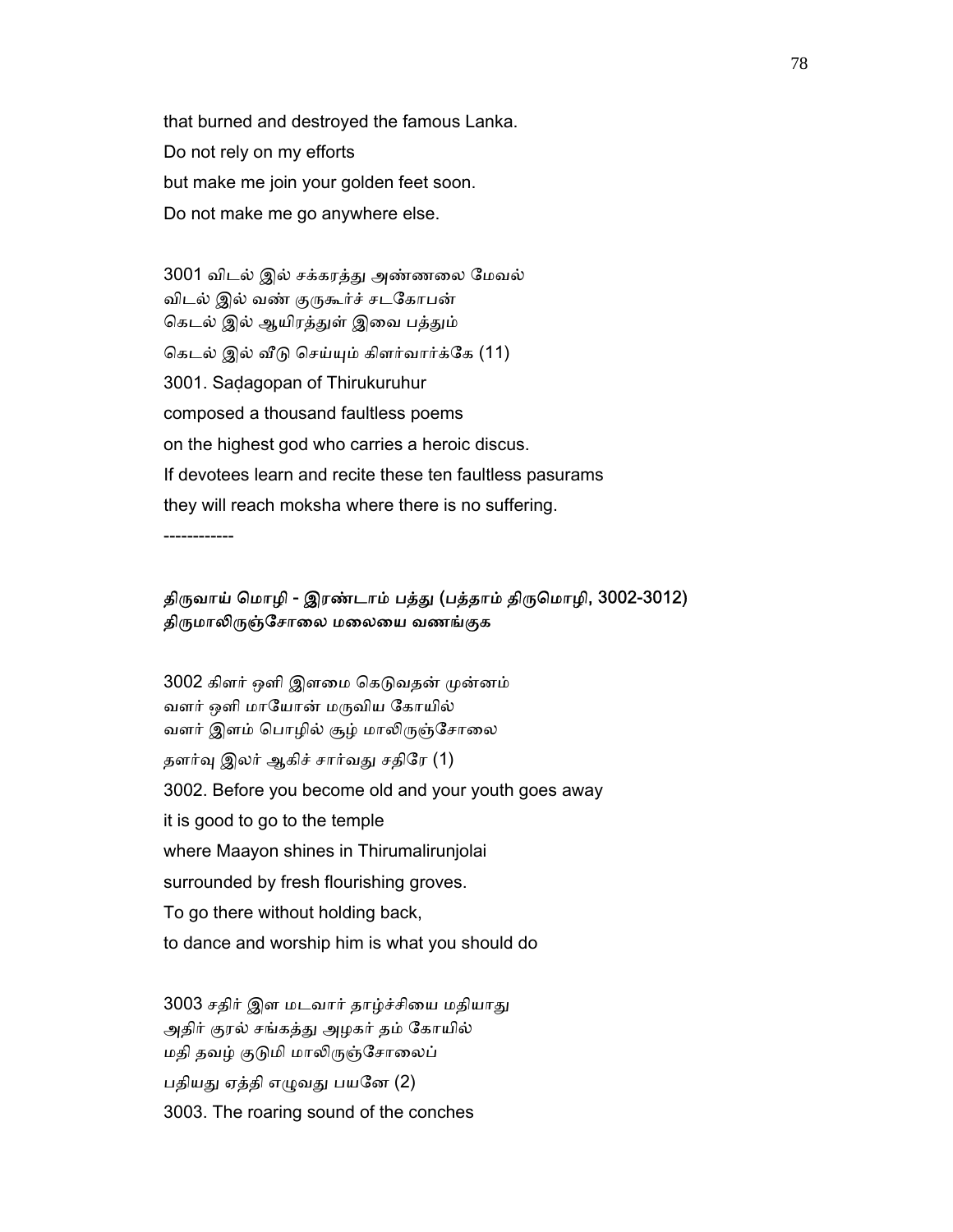that burned and destroyed the famous Lanka.
Do not rely on my efforts
but make me join your golden feet soon.
Do not make me go anywhere else.

3001 விடல் இல் சக்கரத்து அண்ணலை மேவல்
விடல் இல் வண் குருகூர்ச் சடகோபன்
கெடல் இல் ஆயிரத்துள் இவை பத்தும்
கெடல் இல் வீடு செய்யும் கிளர்வார்க்கே (11)
3001. Saḍagopan of Thirukuruhur
composed a thousand faultless poems
on the highest god who carries a heroic discus.
If devotees learn and recite these ten faultless pasurams
they will reach moksha where there is no suffering.

------------

### திருவாய் மொழி - இரண்டாம் பத்து (பத்தாம் திருமொழி, 3002-3012)
### திருமாலிருஞ்சோலை மலையை வணங்குக

3002 கிளர் ஒளி இளமை கெடுவதன் முன்னம்
வளர் ஒளி மாயோன் மருவிய கோயில்
வளர் இளம் பொழில் சூழ் மாலிருஞ்சோலை
தளர்வு இலர் ஆகிச் சார்வது சதிரே (1)
3002. Before you become old and your youth goes away
it is good to go to the temple
where Maayon shines in Thirumalirunjolai
surrounded by fresh flourishing groves.
To go there without holding back,
to dance and worship him is what you should do

3003 சதிர் இள மடவார் தாழ்ச்சியை மதியாது
அதிர் குரல் சங்கத்து அழகர் தம் கோயில்
மதி தவழ் குடுமி மாலிருஞ்சோலைப்
பதியது ஏத்தி எழுவது பயனே (2)
3003. The roaring sound of the conches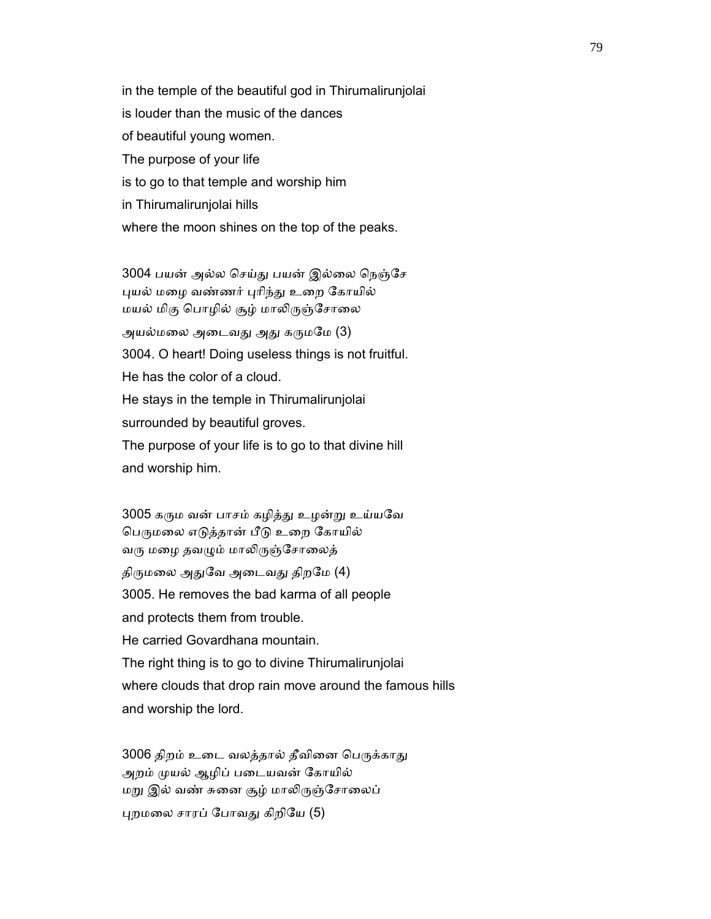in the temple of the beautiful god in Thirumalirunjolai
is louder than the music of the dances
of beautiful young women.
The purpose of your life
is to go to that temple and worship him
in Thirumalirunjolai hills
where the moon shines on the top of the peaks.

3004 பயன் அல்ல செய்து பயன் இல்லை நெஞ்சே
புயல் மழை வண்ணர் புரிந்து உறை கோயில்
மயல் மிகு பொழில் சூழ் மாலிருஞ்சோலை
அயல்மலை அடைவது அது கருமமே (3)

3004. O heart! Doing useless things is not fruitful.
He has the color of a cloud.
He stays in the temple in Thirumalirunjolai
surrounded by beautiful groves.
The purpose of your life is to go to that divine hill
and worship him.

3005 கரும வன் பாசம் கழித்து உழன்று உய்யவே
பெருமலை எடுத்தான் பீடு உறை கோயில்
வரு மழை தவழும் மாலிருஞ்சோலைத்
திருமலை அதுவே அடைவது திறமே (4)

3005. He removes the bad karma of all people
and protects them from trouble.
He carried Govardhana mountain.
The right thing is to go to divine Thirumalirunjolai
where clouds that drop rain move around the famous hills
and worship the lord.

3006 திறம் உடை வலத்தால் தீவினை பெருக்காது
அறம் முயல் ஆழிப் படையவன் கோயில்
மறு இல் வண் சுனை சூழ் மாலிருஞ்சோலைப்
புறமலை சாரப் போவது கிறியே (5)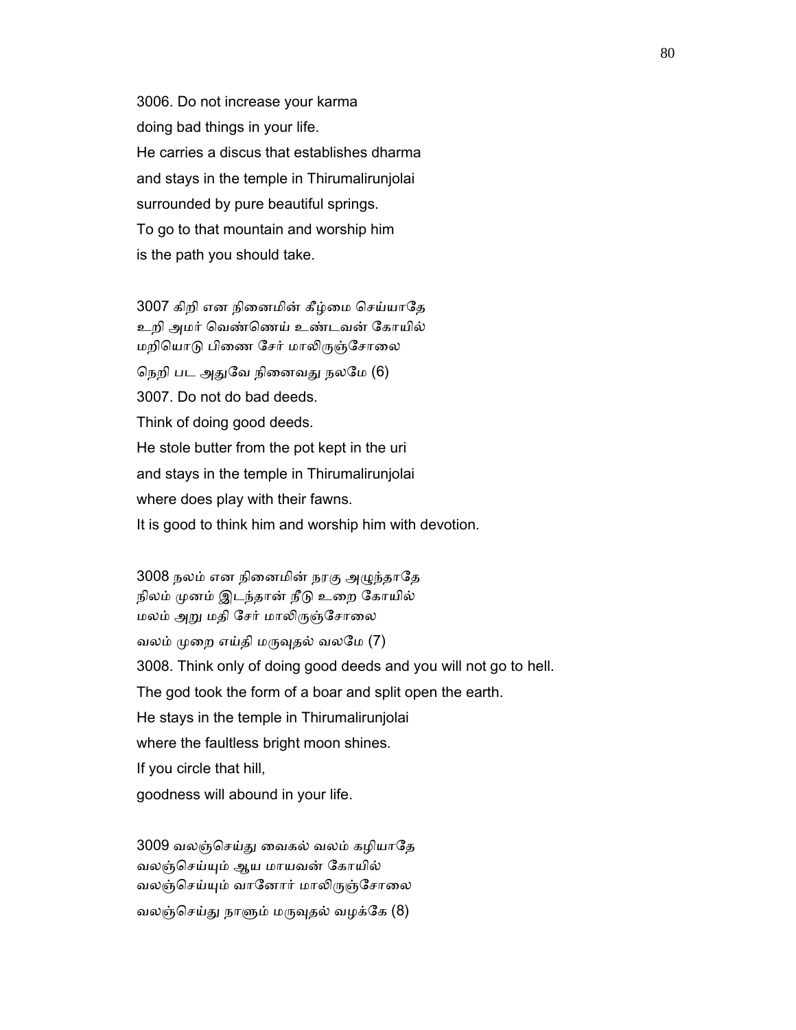3006. Do not increase your karma
doing bad things in your life.
He carries a discus that establishes dharma
and stays in the temple in Thirumalirunjolai
surrounded by pure beautiful springs.
To go to that mountain and worship him
is the path you should take.

3007 கிறி என நினைமின் கீழ்மை செய்யாதே
உறி அமர் வெண்ணெய் உண்டவன் கோயில்
மறியொடு பிணை சேர் மாலிருஞ்சோலை
நெறி பட அதுவே நினைவது நலமே (6)

3007. Do not do bad deeds.
Think of doing good deeds.
He stole butter from the pot kept in the uri
and stays in the temple in Thirumalirunjolai
where does play with their fawns.
It is good to think him and worship him with devotion.

3008 நலம் என நினைமின் நரகு அழுந்தாதே
நிலம் முனம் இடந்தான் நீடு உறை கோயில்
மலம் அறு மதி சேர் மாலிருஞ்சோலை
வலம் முறை எய்தி மருவுதல் வலமே (7)

3008. Think only of doing good deeds and you will not go to hell.
The god took the form of a boar and split open the earth.
He stays in the temple in Thirumalirunjolai
where the faultless bright moon shines.
If you circle that hill,
goodness will abound in your life.

3009 வலஞ்செய்து வைகல் வலம் கழியாதே
வலஞ்செய்யும் ஆய மாயவன் கோயில்
வலஞ்செய்யும் வானோர் மாலிருஞ்சோலை
வலஞ்செய்து நாளும் மருவுதல் வழக்கே (8)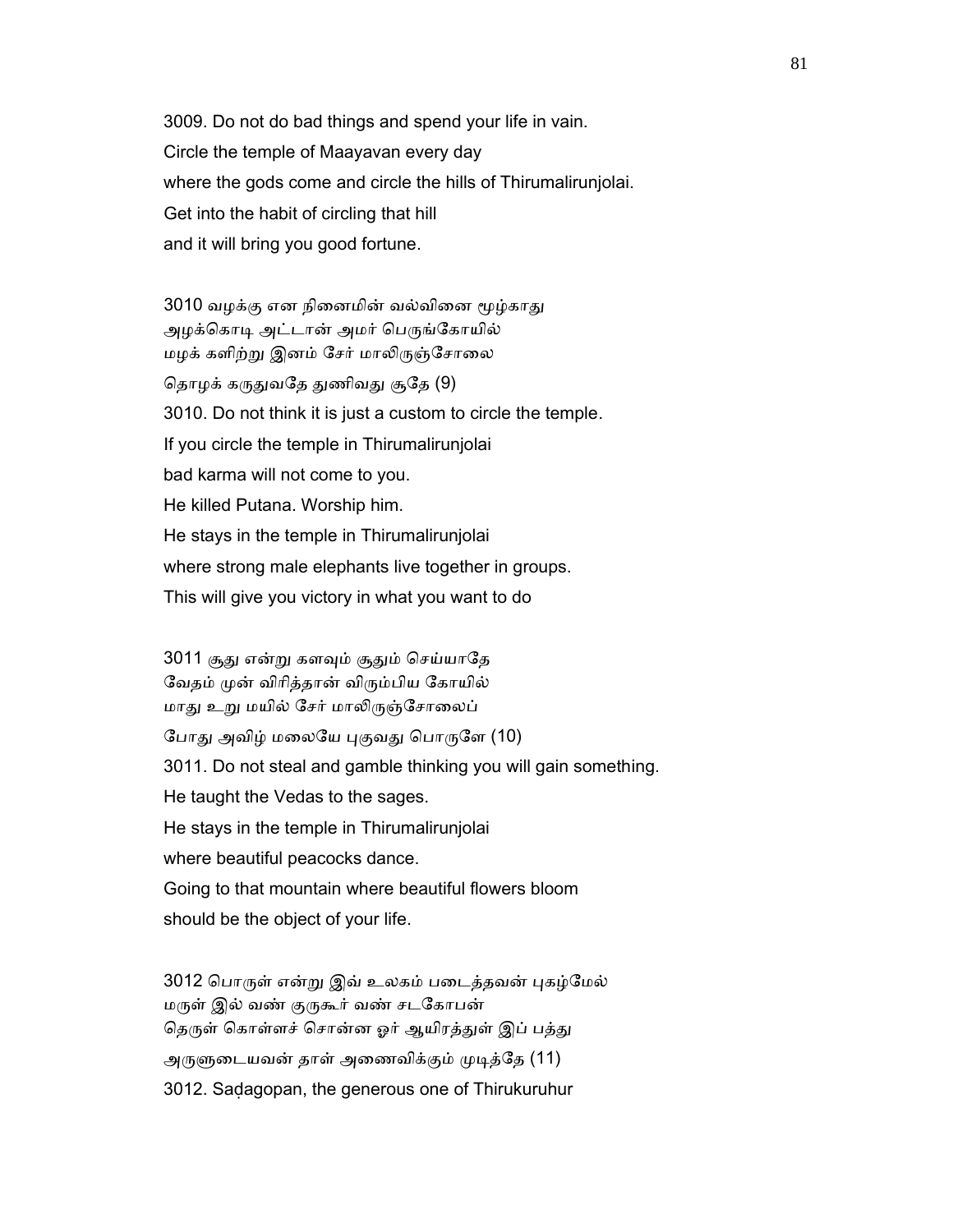3009. Do not do bad things and spend your life in vain.
Circle the temple of Maayavan every day
where the gods come and circle the hills of Thirumalirunjolai.
Get into the habit of circling that hill
and it will bring you good fortune.

3010 வழக்கு என நினைமின் வல்வினை மூழ்காது
அழக்கொடி அட்டான் அமர் பெருங்கோயில்
மழக் களிற்று இனம் சேர் மாலிருஞ்சோலை
தொழக் கருதுவதே துணிவது சூதே (9)

3010. Do not think it is just a custom to circle the temple.
If you circle the temple in Thirumalirunjolai
bad karma will not come to you.
He killed Putana. Worship him.
He stays in the temple in Thirumalirunjolai
where strong male elephants live together in groups.
This will give you victory in what you want to do

3011 சூது என்று களவும் சூதும் செய்யாதே
வேதம் முன் விரித்தான் விரும்பிய கோயில்
மாது உறு மயில் சேர் மாலிருஞ்சோலைப்
போது அவிழ் மலையே புகுவது பொருளே (10)

3011. Do not steal and gamble thinking you will gain something.
He taught the Vedas to the sages.
He stays in the temple in Thirumalirunjolai
where beautiful peacocks dance.
Going to that mountain where beautiful flowers bloom
should be the object of your life.

3012 பொருள் என்று இவ் உலகம் படைத்தவன் புகழ்மேல்
மருள் இல் வண் குருகூர் வண் சடகோபன்
தெருள் கொள்ளச் சொன்ன ஓர் ஆயிரத்துள் இப் பத்து
அருளுடையவன் தாள் அணைவிக்கும் முடித்தே (11)

3012. Saḍagopan, the generous one of Thirukuruhur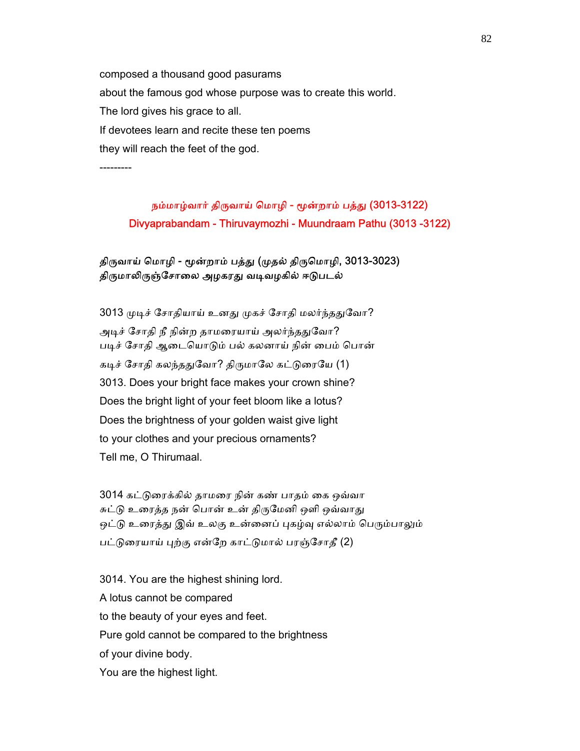composed a thousand good pasurams

about the famous god whose purpose was to create this world.

The lord gives his grace to all.

If devotees learn and recite these ten poems

they will reach the feet of the god.

---------

## நம்மாழ்வார் திருவாய் மொழி - மூன்றாம் பத்து (3013-3122)
## Divyaprabandam - Thiruvaymozhi - Muundraam Pathu (3013 -3122)

### திருவாய் மொழி - மூன்றாம் பத்து (முதல் திருமொழி, 3013-3023)
### திருமாலிருஞ்சோலை அழகரது வடிவழகில் ஈடுபடல்

3013 முடிச் சோதியாய் உனது முகச் சோதி மலர்ந்ததுவோ?
அடிச் சோதி நீ நின்ற தாமரையாய் அலர்ந்ததுவோ?
படிச் சோதி ஆடையொடும் பல் கலனாய் நின் பைம் பொன்
கடிச் சோதி கலந்ததுவோ? திருமாலே கட்டுரையே (1)

3013. Does your bright face makes your crown shine?
Does the bright light of your feet bloom like a lotus?
Does the brightness of your golden waist give light
to your clothes and your precious ornaments?
Tell me, O Thirumaal.

3014 கட்டுரைக்கில் தாமரை நின் கண் பாதம் கை ஒவ்வா
சுட்டு உரைத்த நன் பொன் உன் திருமேனி ஒளி ஒவ்வாது
ஒட்டு உரைத்து இவ் உலகு உன்னைப் புகழ்வு எல்லாம் பெரும்பாலும்
பட்டுரையாய் புற்கு என்றே காட்டுமால் பரஞ்சோதீ (2)

3014. You are the highest shining lord.
A lotus cannot be compared
to the beauty of your eyes and feet.
Pure gold cannot be compared to the brightness
of your divine body.
You are the highest light.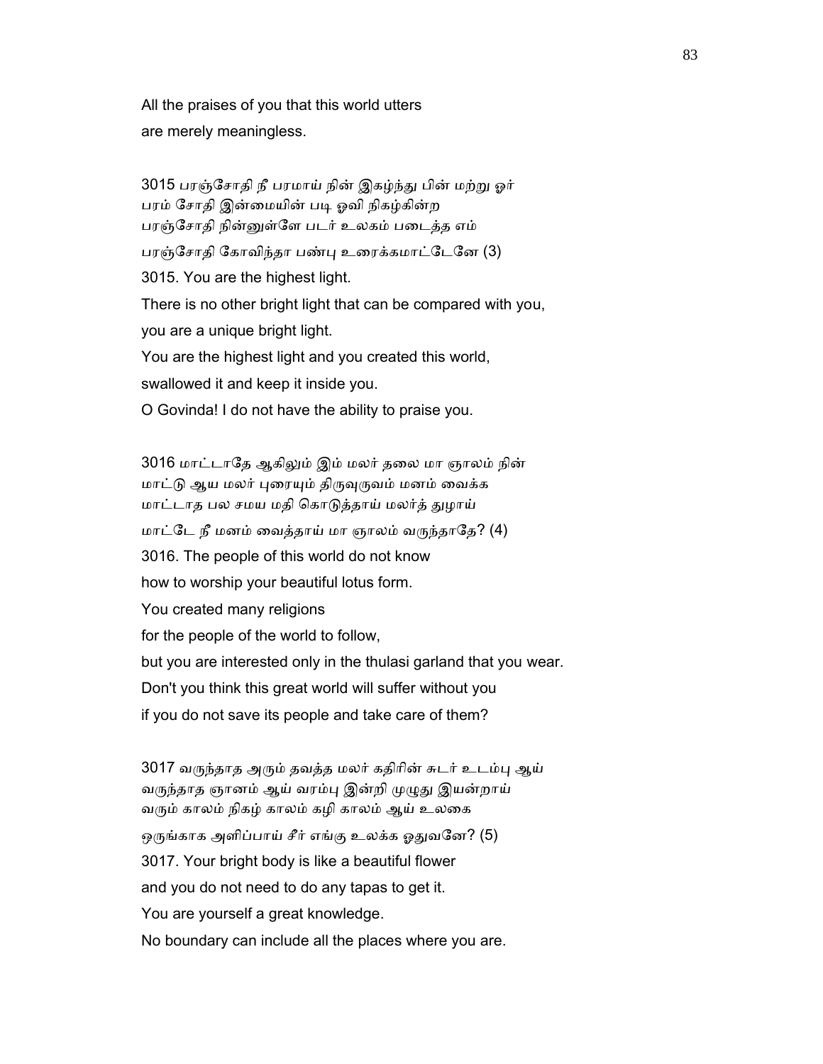All the praises of you that this world utters
are merely meaningless.

3015 பரஞ்சோதி நீ பரமாய் நின் இகழ்ந்து பின் மற்று ஓர்
பரம் சோதி இன்மையின் படி ஓவி நிகழ்கின்ற
பரஞ்சோதி நின்னுள்ளே படர் உலகம் படைத்த எம்
பரஞ்சோதி கோவிந்தா பண்பு உரைக்கமாட்டேனே (3)

3015. You are the highest light.
There is no other bright light that can be compared with you,
you are a unique bright light.
You are the highest light and you created this world,
swallowed it and keep it inside you.
O Govinda! I do not have the ability to praise you.

3016 மாட்டாதே ஆகிலும் இம் மலர் தலை மா ஞாலம் நின்
மாட்டு ஆய மலர் புரையும் திருவுருவம் மனம் வைக்க
மாட்டாத பல சமய மதி கொடுத்தாய் மலர்த் துழாய்
மாட்டே நீ மனம் வைத்தாய் மா ஞாலம் வருந்தாதே? (4)

3016. The people of this world do not know
how to worship your beautiful lotus form.
You created many religions
for the people of the world to follow,
but you are interested only in the thulasi garland that you wear.
Don't you think this great world will suffer without you
if you do not save its people and take care of them?

3017 வருந்தாத அரும் தவத்த மலர் கதிரின் சுடர் உடம்பு ஆய்
வருந்தாத ஞானம் ஆய் வரம்பு இன்றி முழுது இயன்றாய்
வரும் காலம் நிகழ் காலம் கழி காலம் ஆய் உலகை
ஒருங்காக அளிப்பாய் சீர் எங்கு உலக்க ஓதுவனே? (5)

3017. Your bright body is like a beautiful flower
and you do not need to do any tapas to get it.
You are yourself a great knowledge.
No boundary can include all the places where you are.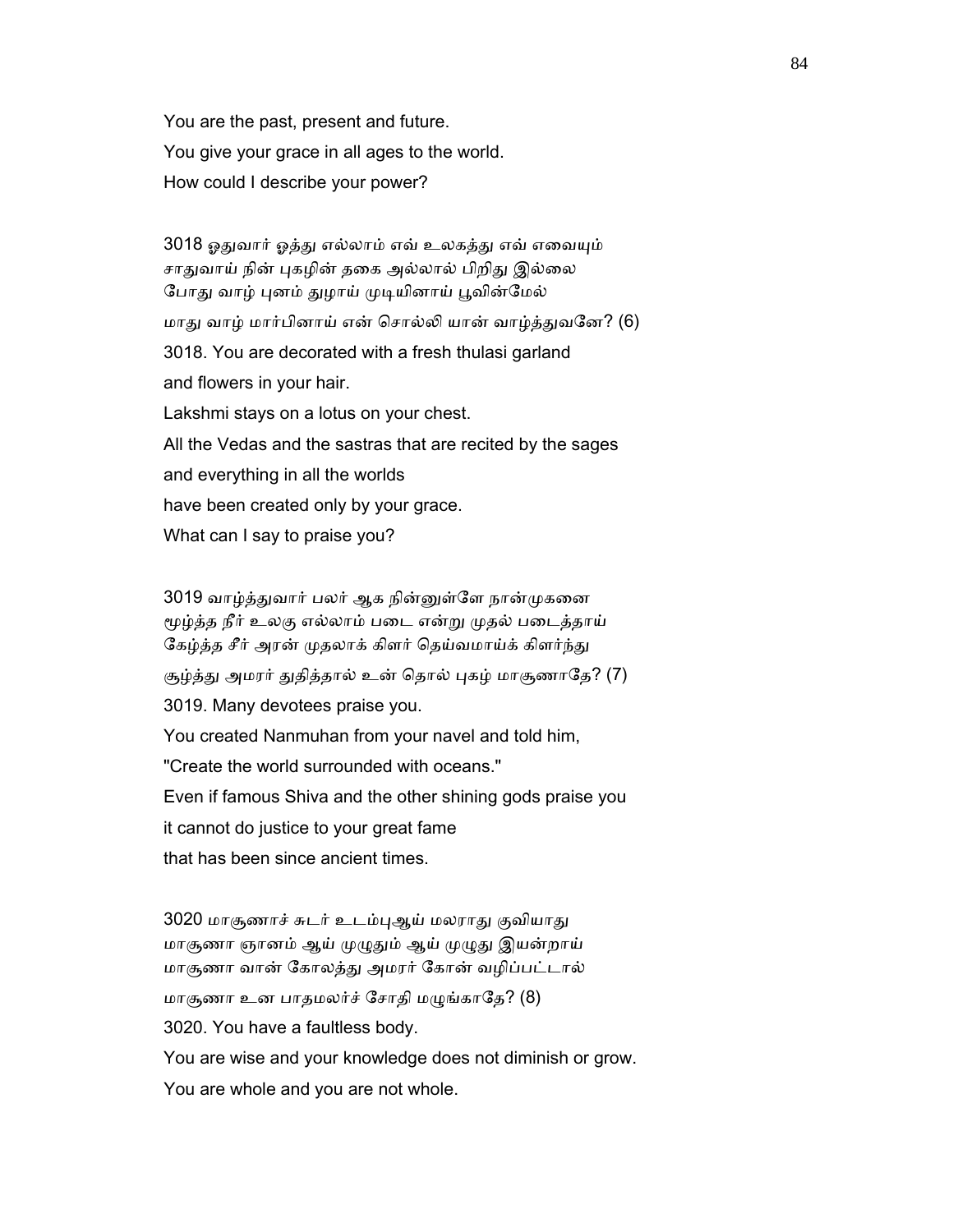You are the past, present and future.
You give your grace in all ages to the world.
How could I describe your power?

3018 ஓதுவார் ஓத்து எல்லாம் எவ் உலகத்து எவ் எவையும்
சாதுவாய் நின் புகழின் தகை அல்லால் பிறிது இல்லை
போது வாழ் புனம் துழாய் முடியினாய் பூவின்மேல்
மாது வாழ் மார்பினாய் என் சொல்லி யான் வாழ்த்துவனே? (6)

3018. You are decorated with a fresh thulasi garland
and flowers in your hair.
Lakshmi stays on a lotus on your chest.
All the Vedas and the sastras that are recited by the sages
and everything in all the worlds
have been created only by your grace.
What can I say to praise you?

3019 வாழ்த்துவார் பலர் ஆக நின்னுள்ளே நான்முகனை
மூழ்த்த நீர் உலகு எல்லாம் படை என்று முதல் படைத்தாய்
கேழ்த்த சீர் அரன் முதலாக் கிளர் தெய்வமாய்க் கிளர்ந்து
சூழ்த்து அமரர் துதித்தால் உன் தொல் புகழ் மாசூணாதே? (7)

3019. Many devotees praise you.
You created Nanmuhan from your navel and told him,
"Create the world surrounded with oceans."
Even if famous Shiva and the other shining gods praise you
it cannot do justice to your great fame
that has been since ancient times.

3020 மாசூணாச் சுடர் உடம்புஆய் மலராது குவியாது
மாசூணா ஞானம் ஆய் முழுதும் ஆய் முழுது இயன்றாய்
மாசூணா வான் கோலத்து அமரர் கோன் வழிப்பட்டால்
மாசூணா உன பாதமலர்ச் சோதி மழுங்காதே? (8)

3020. You have a faultless body.
You are wise and your knowledge does not diminish or grow.
You are whole and you are not whole.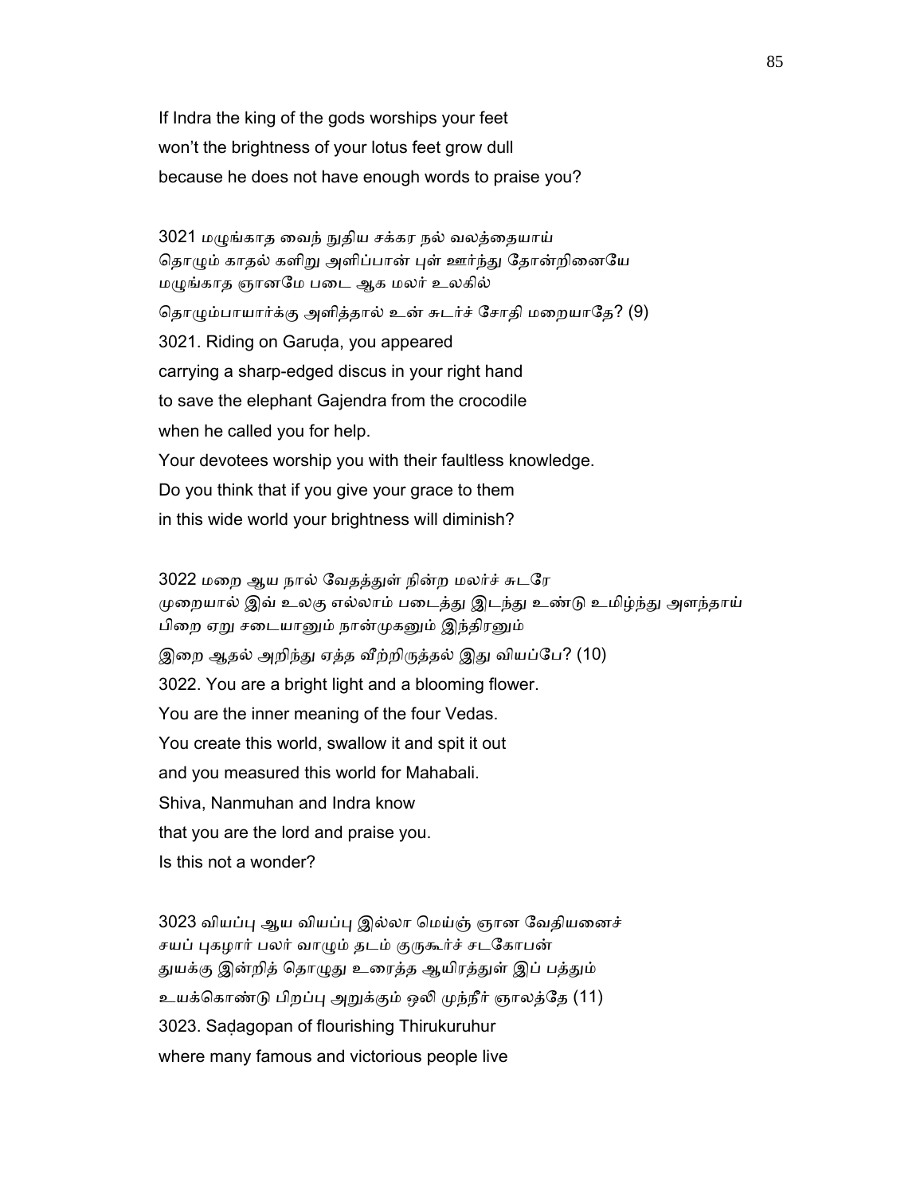If Indra the king of the gods worships your feet
won't the brightness of your lotus feet grow dull
because he does not have enough words to praise you?

3021 மழுங்காத வைந் நுதிய சக்கர நல் வலத்தையாய்
தொழும் காதல் களிறு அளிப்பான் புள் ஊர்ந்து தோன்றினையே
மழுங்காத ஞானமே படை ஆக மலர் உலகில்
தொழும்பாயார்க்கு அளித்தால் உன் சுடர்ச் சோதி மறையாதே? (9)

3021. Riding on Garuḍa, you appeared
carrying a sharp-edged discus in your right hand
to save the elephant Gajendra from the crocodile
when he called you for help.
Your devotees worship you with their faultless knowledge.
Do you think that if you give your grace to them
in this wide world your brightness will diminish?

3022 மறை ஆய நால் வேதத்துள் நின்ற மலர்ச் சுடரே
முறையால் இவ் உலகு எல்லாம் படைத்து இடந்து உண்டு உமிழ்ந்து அளந்தாய்
பிறை ஏறு சடையானும் நான்முகனும் இந்திரனும்
இறை ஆதல் அறிந்து ஏத்த வீற்றிருத்தல் இது வியப்பே? (10)

3022. You are a bright light and a blooming flower.
You are the inner meaning of the four Vedas.
You create this world, swallow it and spit it out
and you measured this world for Mahabali.
Shiva, Nanmuhan and Indra know
that you are the lord and praise you.
Is this not a wonder?

3023 வியப்பு ஆய வியப்பு இல்லா மெய்ஞ் ஞான வேதியனைச்
சயப் புகழார் பலர் வாழும் தடம் குருகூர்ச் சடகோபன்
துயக்கு இன்றித் தொழுது உரைத்த ஆயிரத்துள் இப் பத்தும்
உயக்கொண்டு பிறப்பு அறுக்கும் ஒலி முந்நீர் ஞாலத்தே (11)

3023. Saḍagopan of flourishing Thirukuruhur
where many famous and victorious people live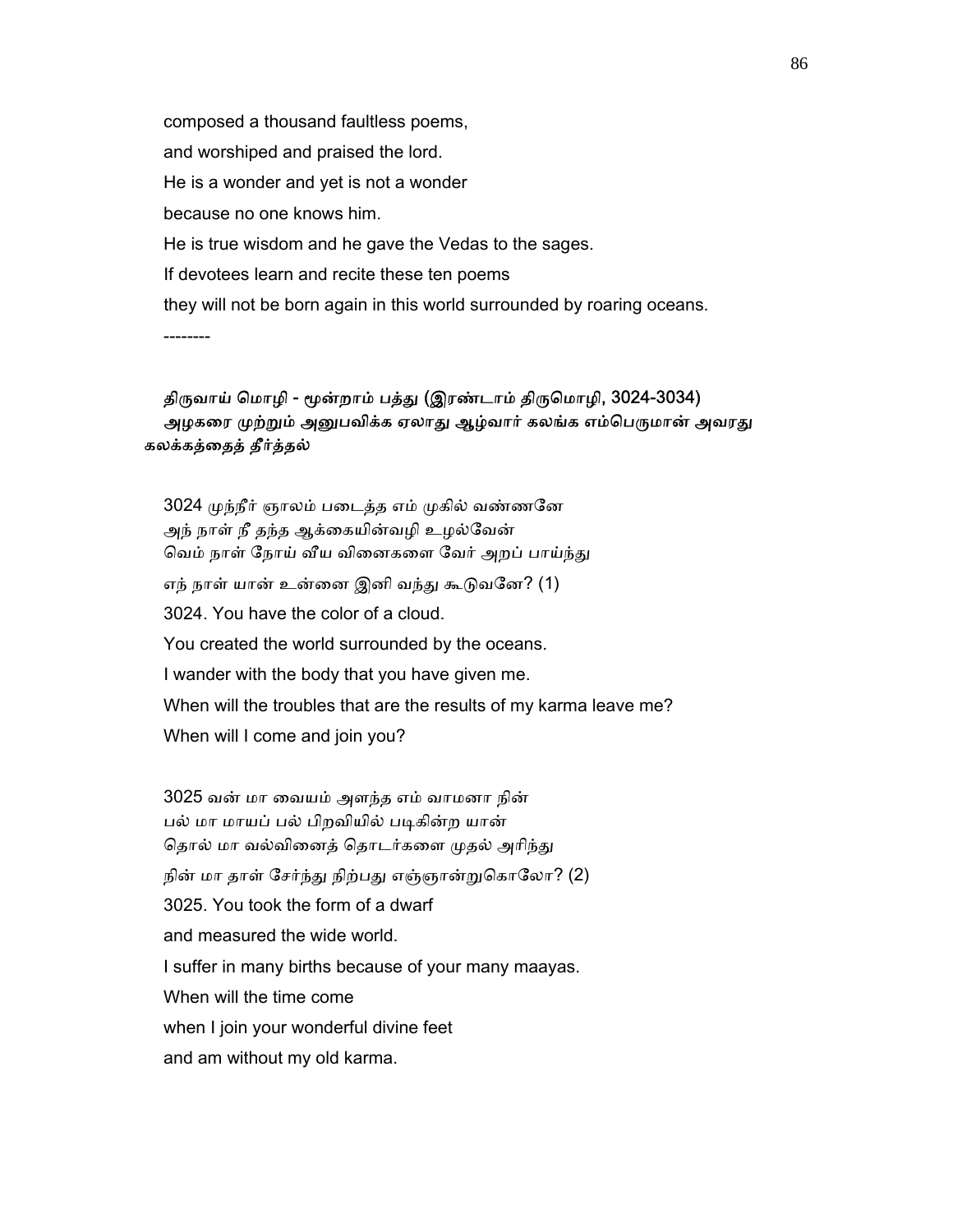composed a thousand faultless poems,

and worshiped and praised the lord.

He is a wonder and yet is not a wonder

because no one knows him.

He is true wisdom and he gave the Vedas to the sages.

If devotees learn and recite these ten poems

they will not be born again in this world surrounded by roaring oceans.

--------

### திருவாய் மொழி - மூன்றாம் பத்து (இரண்டாம் திருமொழி, 3024-3034)
### அழகரை முற்றும் அனுபவிக்க ஏலாது ஆழ்வார் கலங்க எம்பெருமான் அவரது கலக்கத்தைத் தீர்த்தல்

3024 முந்நீர் ஞாலம் படைத்த எம் முகில் வண்ணனே
அந் நாள் நீ தந்த ஆக்கையின்வழி உழல்வேன்
வெம் நாள் நோய் வீய வினைகளை வேர் அறப் பாய்ந்து
எந் நாள் யான் உன்னை இனி வந்து கூடுவனே? (1)

3024. You have the color of a cloud.

You created the world surrounded by the oceans.

I wander with the body that you have given me.

When will the troubles that are the results of my karma leave me?

When will I come and join you?

3025 வன் மா வையம் அளந்த எம் வாமனா நின்
பல் மா மாயப் பல் பிறவியில் படிகின்ற யான்
தொல் மா வல்வினைத் தொடர்களை முதல் அரிந்து
நின் மா தாள் சேர்ந்து நிற்பது எஞ்ஞான்றுகொலோ? (2)

3025. You took the form of a dwarf

and measured the wide world.

I suffer in many births because of your many maayas.

When will the time come

when I join your wonderful divine feet

and am without my old karma.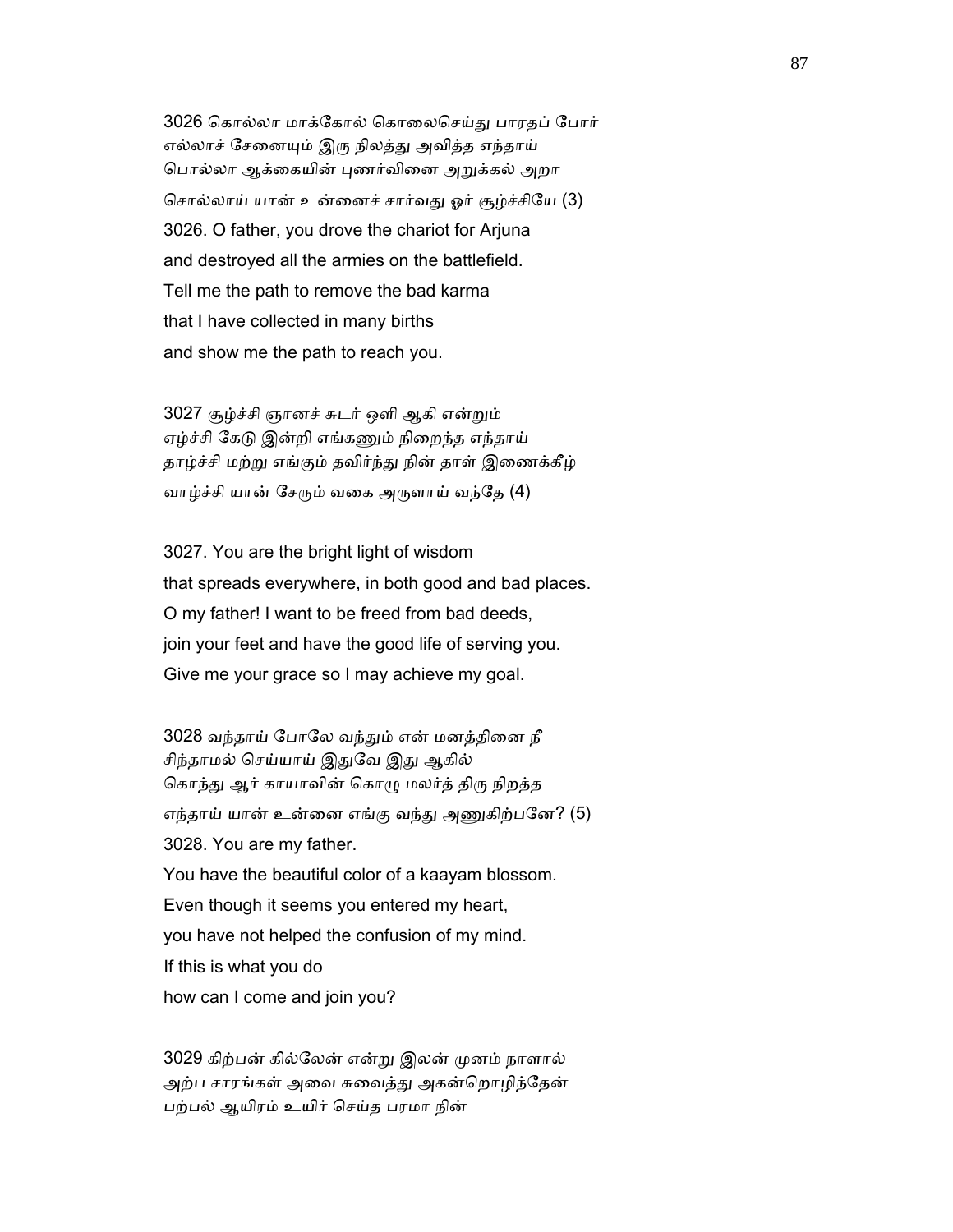3026 கொல்லா மாக்கோல் கொலைசெய்து பாரதப் போர்
எல்லாச் சேனையும் இரு நிலத்து அவித்த எந்தாய்
பொல்லா ஆக்கையின் புணர்வினை அறுக்கல் அறா
சொல்லாய் யான் உன்னைச் சார்வது ஓர் சூழ்ச்சியே (3)

3026. O father, you drove the chariot for Arjuna
and destroyed all the armies on the battlefield.
Tell me the path to remove the bad karma
that I have collected in many births
and show me the path to reach you.

3027 சூழ்ச்சி ஞானச் சுடர் ஒளி ஆகி என்றும்
ஏழ்ச்சி கேடு இன்றி எங்கணும் நிறைந்த எந்தாய்
தாழ்ச்சி மற்று எங்கும் தவிர்ந்து நின் தாள் இணைக்கீழ்
வாழ்ச்சி யான் சேரும் வகை அருளாய் வந்தே (4)

3027. You are the bright light of wisdom
that spreads everywhere, in both good and bad places.
O my father! I want to be freed from bad deeds,
join your feet and have the good life of serving you.
Give me your grace so I may achieve my goal.

3028 வந்தாய் போலே வந்தும் என் மனத்தினை நீ
சிந்தாமல் செய்யாய் இதுவே இது ஆகில்
கொந்து ஆர் காயாவின் கொழு மலர்த் திரு நிறத்த
எந்தாய் யான் உன்னை எங்கு வந்து அணுகிற்பனே? (5)

3028. You are my father.
You have the beautiful color of a kaayam blossom.
Even though it seems you entered my heart,
you have not helped the confusion of my mind.
If this is what you do
how can I come and join you?

3029 கிற்பன் கில்லேன் என்று இலன் முனம் நாளால்
அற்ப சாரங்கள் அவை சுவைத்து அகன்றொழிந்தேன்
பற்பல் ஆயிரம் உயிர் செய்த பரமா நின்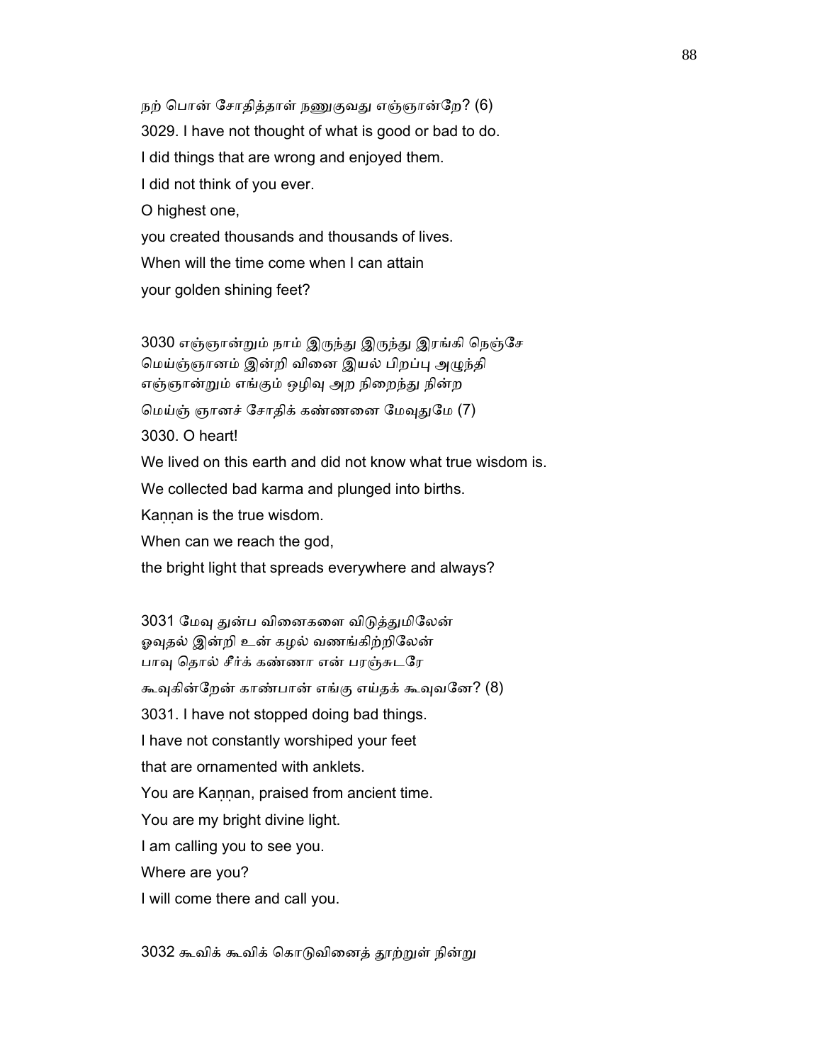நற் பொன் சோதித்தாள் நணுகுவது எஞ்ஞான்றே? (6)

3029. I have not thought of what is good or bad to do.

I did things that are wrong and enjoyed them.

I did not think of you ever.

O highest one,

you created thousands and thousands of lives.

When will the time come when I can attain

your golden shining feet?

3030 எஞ்ஞான்றும் நாம் இருந்து இருந்து இரங்கி நெஞ்சே
மெய்ஞ்ஞானம் இன்றி வினை இயல் பிறப்பு அழுந்தி
எஞ்ஞான்றும் எங்கும் ஒழிவு அற நிறைந்து நின்ற
மெய்ஞ் ஞானச் சோதிக் கண்ணனை மேவுதுமே (7)

3030. O heart!

We lived on this earth and did not know what true wisdom is.

We collected bad karma and plunged into births.

Kaṇṇan is the true wisdom.

When can we reach the god,

the bright light that spreads everywhere and always?

3031 மேவு துன்ப வினைகளை விடுத்துமிலேன்
ஓவுதல் இன்றி உன் கழல் வணங்கிற்றிலேன்
பாவு தொல் சீர்க் கண்ணா என் பரஞ்சுடரே
கூவுகின்றேன் காண்பான் எங்கு எய்தக் கூவுவனே? (8)

3031. I have not stopped doing bad things.

I have not constantly worshiped your feet

that are ornamented with anklets.

You are Kaṇṇan, praised from ancient time.

You are my bright divine light.

I am calling you to see you.

Where are you?

I will come there and call you.

3032 கூவிக் கூவிக் கொடுவினைத் தூற்றுள் நின்று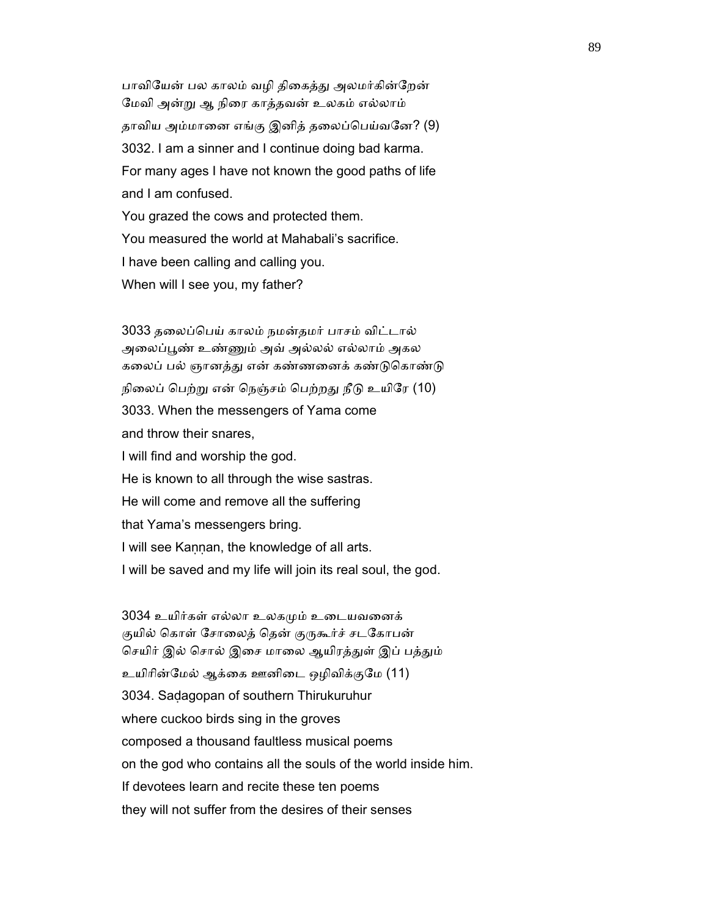பாவியேன் பல காலம் வழி திகைத்து அலமர்கின்றேன்
மேவி அன்று ஆ நிரை காத்தவன் உலகம் எல்லாம்
தாவிய அம்மானை எங்கு இனித் தலைப்பெய்வனே? (9)

3032. I am a sinner and I continue doing bad karma.
For many ages I have not known the good paths of life
and I am confused.
You grazed the cows and protected them.
You measured the world at Mahabali's sacrifice.
I have been calling and calling you.
When will I see you, my father?

3033 தலைப்பெய் காலம் நமன்தமர் பாசம் விட்டால்
அலைப்பூண் உண்ணும் அவ் அல்லல் எல்லாம் அகல
கலைப் பல் ஞானத்து என் கண்ணனைக் கண்டுகொண்டு
நிலைப் பெற்று என் நெஞ்சம் பெற்றது நீடு உயிரே (10)

3033. When the messengers of Yama come
and throw their snares,
I will find and worship the god.
He is known to all through the wise sastras.
He will come and remove all the suffering
that Yama's messengers bring.
I will see Kaṇṇan, the knowledge of all arts.
I will be saved and my life will join its real soul, the god.

3034 உயிர்கள் எல்லா உலகமும் உடையவனைக்
குயில் கொள் சோலைத் தென் குருகூர்ச் சடகோபன்
செயிர் இல் சொல் இசை மாலை ஆயிரத்துள் இப் பத்தும்
உயிரின்மேல் ஆக்கை ஊனிடை ஒழிவிக்குமே (11)

3034. Saḍagopan of southern Thirukuruhur
where cuckoo birds sing in the groves
composed a thousand faultless musical poems
on the god who contains all the souls of the world inside him.
If devotees learn and recite these ten poems
they will not suffer from the desires of their senses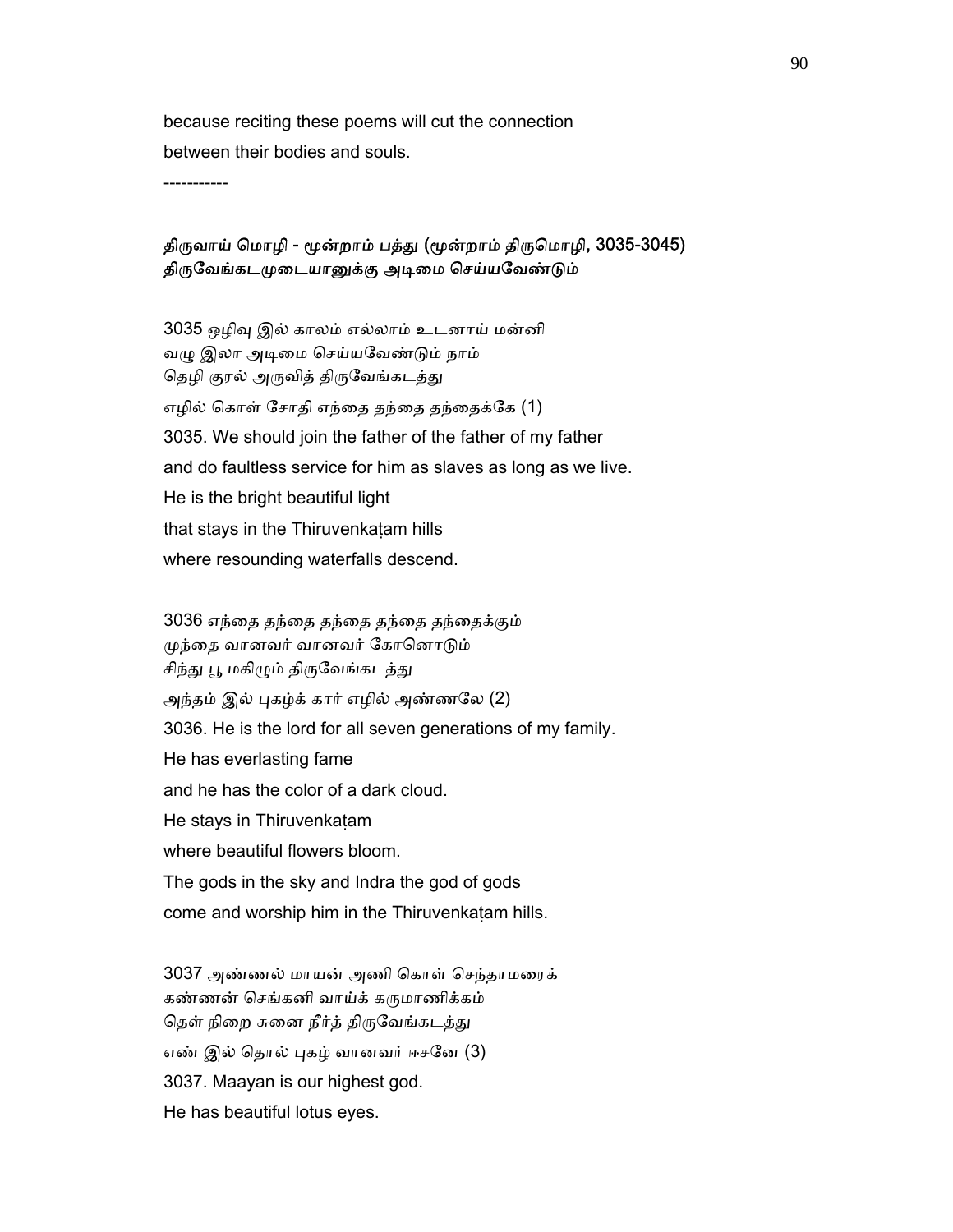because reciting these poems will cut the connection
between their bodies and souls.

-----------

### திருவாய் மொழி - மூன்றாம் பத்து (மூன்றாம் திருமொழி, 3035-3045)
### திருவேங்கடமுடையானுக்கு அடிமை செய்யவேண்டும்

3035 ஒழிவு இல் காலம் எல்லாம் உடனாய் மன்னி
வழு இலா அடிமை செய்யவேண்டும் நாம்
தெழி குரல் அருவித் திருவேங்கடத்து
எழில் கொள் சோதி எந்தை தந்தை தந்தைக்கே (1)
3035. We should join the father of the father of my father
and do faultless service for him as slaves as long as we live.
He is the bright beautiful light
that stays in the Thiruvenkaṭam hills
where resounding waterfalls descend.

3036 எந்தை தந்தை தந்தை தந்தை தந்தைக்கும்
முந்தை வானவர் வானவர் கோனொடும்
சிந்து பூ மகிழும் திருவேங்கடத்து
அந்தம் இல் புகழ்க் கார் எழில் அண்ணலே (2)
3036. He is the lord for all seven generations of my family.
He has everlasting fame
and he has the color of a dark cloud.
He stays in Thiruvenkaṭam
where beautiful flowers bloom.
The gods in the sky and Indra the god of gods
come and worship him in the Thiruvenkaṭam hills.

3037 அண்ணல் மாயன் அணி கொள் செந்தாமரைக்
கண்ணன் செங்கனி வாய்க் கருமாணிக்கம்
தெள் நிறை சுனை நீர்த் திருவேங்கடத்து
எண் இல் தொல் புகழ் வானவர் ஈசனே (3)
3037. Maayan is our highest god.
He has beautiful lotus eyes.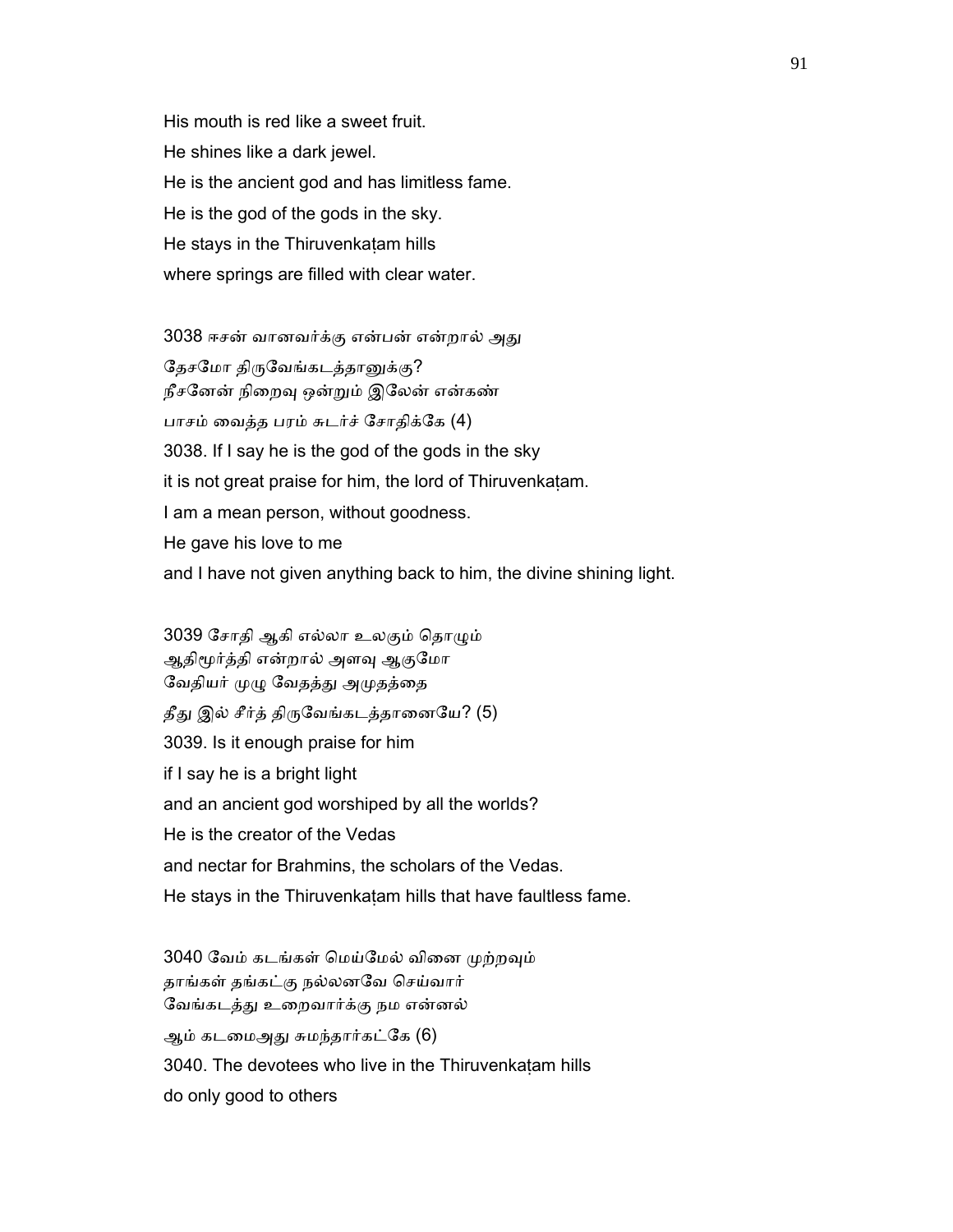His mouth is red like a sweet fruit.

He shines like a dark jewel.

He is the ancient god and has limitless fame.

He is the god of the gods in the sky.

He stays in the Thiruvenkaṭam hills

where springs are filled with clear water.

3038 ஈசன் வானவர்க்கு என்பன் என்றால் அது
தேசமோ திருவேங்கடத்தானுக்கு?
நீசனேன் நிறைவு ஒன்றும் இலேன் என்கண்
பாசம் வைத்த பரம் சுடர்ச் சோதிக்கே (4)

3038. If I say he is the god of the gods in the sky

it is not great praise for him, the lord of Thiruvenkaṭam.

I am a mean person, without goodness.

He gave his love to me

and I have not given anything back to him, the divine shining light.

3039 சோதி ஆகி எல்லா உலகும் தொழும்
ஆதிமூர்த்தி என்றால் அளவு ஆகுமோ
வேதியர் முழு வேதத்து அமுதத்தை
தீது இல் சீர்த் திருவேங்கடத்தானையே? (5)

3039. Is it enough praise for him

if I say he is a bright light

and an ancient god worshiped by all the worlds?

He is the creator of the Vedas

and nectar for Brahmins, the scholars of the Vedas.

He stays in the Thiruvenkaṭam hills that have faultless fame.

3040 வேம் கடங்கள் மெய்மேல் வினை முற்றவும்
தாங்கள் தங்கட்கு நல்லனவே செய்வார்
வேங்கடத்து உறைவார்க்கு நம என்னல்
ஆம் கடமைஅது சுமந்தார்கட்கே (6)

3040. The devotees who live in the Thiruvenkaṭam hills

do only good to others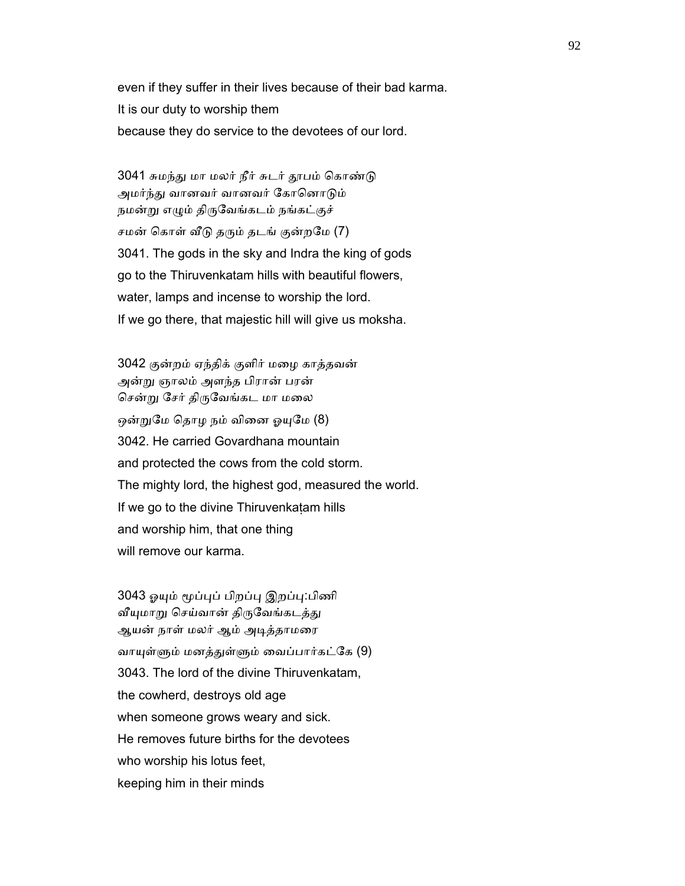even if they suffer in their lives because of their bad karma.
It is our duty to worship them
because they do service to the devotees of our lord.

3041 சுமந்து மா மலர் நீர் சுடர் தூபம் கொண்டு
அமர்ந்து வானவர் வானவர் கோனொடும்
நமன்று எழும் திருவேங்கடம் நங்கட்குச்
சமன் கொள் வீடு தரும் தடங் குன்றமே (7)
3041. The gods in the sky and Indra the king of gods
go to the Thiruvenkatam hills with beautiful flowers,
water, lamps and incense to worship the lord.
If we go there, that majestic hill will give us moksha.

3042 குன்றம் ஏந்திக் குளிர் மழை காத்தவன்
அன்று ஞாலம் அளந்த பிரான் பரன்
சென்று சேர் திருவேங்கட மா மலை
ஒன்றுமே தொழ நம் வினை ஓயுமே (8)
3042. He carried Govardhana mountain
and protected the cows from the cold storm.
The mighty lord, the highest god, measured the world.
If we go to the divine Thiruvenkaṭam hills
and worship him, that one thing
will remove our karma.

3043 ஓயும் மூப்புப் பிறப்பு இறப்பு:பிணி
வீயுமாறு செய்வான் திருவேங்கடத்து
ஆயன் நாள் மலர் ஆம் அடித்தாமரை
வாயுள்ளும் மனத்துள்ளும் வைப்பார்கட்கே (9)
3043. The lord of the divine Thiruvenkatam,
the cowherd, destroys old age
when someone grows weary and sick.
He removes future births for the devotees
who worship his lotus feet,
keeping him in their minds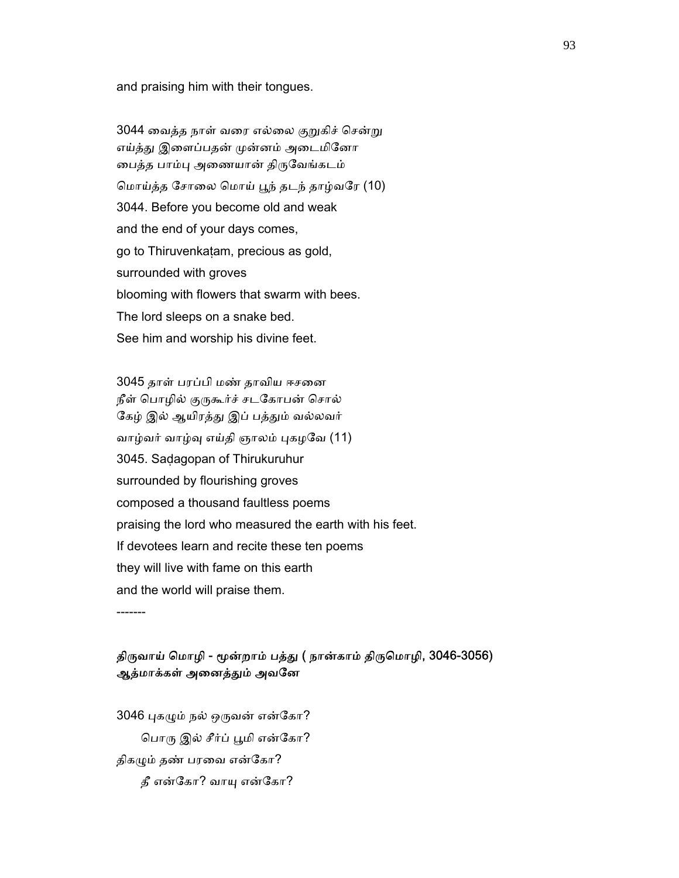and praising him with their tongues.

3044 வைத்த நாள் வரை எல்லை குறுகிச் சென்று
எய்த்து இளைப்பதன் முன்னம் அடைமினோ
பைத்த பாம்பு அணையான் திருவேங்கடம்
மொய்த்த சோலை மொய் பூந் தடந் தாழ்வரே (10)

3044. Before you become old and weak
and the end of your days comes,
go to Thiruvenkaṭam, precious as gold,
surrounded with groves
blooming with flowers that swarm with bees.
The lord sleeps on a snake bed.
See him and worship his divine feet.

3045 தாள் பரப்பி மண் தாவிய ஈசனை
நீள் பொழில் குருகூர்ச் சடகோபன் சொல்
கேழ் இல் ஆயிரத்து இப் பத்தும் வல்லவர்
வாழ்வர் வாழ்வு எய்தி ஞாலம் புகழவே (11)

3045. Saḍagopan of Thirukuruhur
surrounded by flourishing groves
composed a thousand faultless poems
praising the lord who measured the earth with his feet.
If devotees learn and recite these ten poems
they will live with fame on this earth
and the world will praise them.

-------

**திருவாய் மொழி - மூன்றாம் பத்து ( நான்காம் திருமொழி, 3046-3056)**
**ஆத்மாக்கள் அனைத்தும் அவனே**

3046 புகழும் நல் ஒருவன் என்கோ?
பொரு இல் சீர்ப் பூமி என்கோ?
திகழும் தண் பரவை என்கோ?
தீ என்கோ? வாயு என்கோ?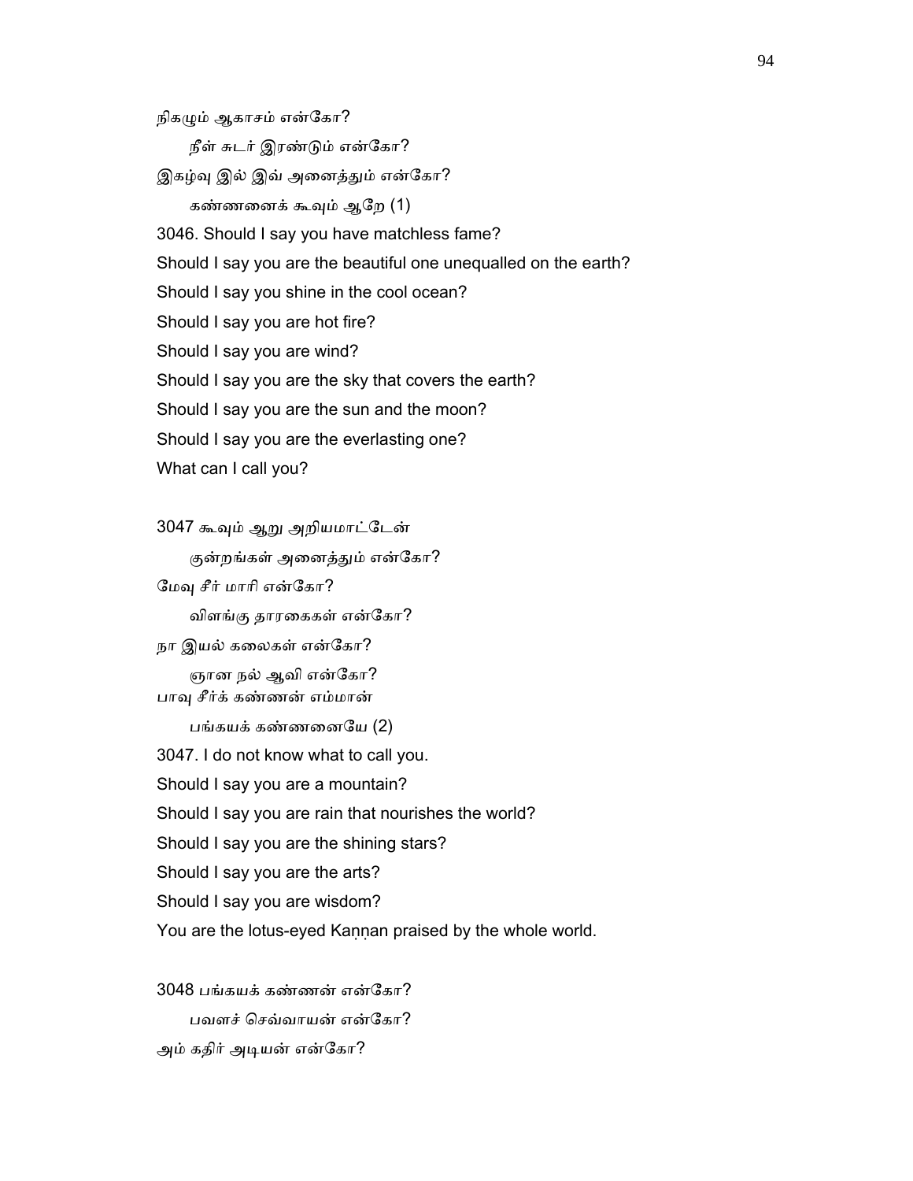நிகழும் ஆகாசம் என்கோ?

நீள் சுடர் இரண்டும் என்கோ?

இகழ்வு இல் இவ் அனைத்தும் என்கோ?

கண்ணனைக் கூவும் ஆறே (1)

3046. Should I say you have matchless fame?

Should I say you are the beautiful one unequalled on the earth?

Should I say you shine in the cool ocean?

Should I say you are hot fire?

Should I say you are wind?

Should I say you are the sky that covers the earth?

Should I say you are the sun and the moon?

Should I say you are the everlasting one?

What can I call you?

3047 கூவும் ஆறு அறியமாட்டேன்

குன்றங்கள் அனைத்தும் என்கோ?

மேவு சீர் மாரி என்கோ?

விளங்கு தாரகைகள் என்கோ?

நா இயல் கலைகள் என்கோ?

ஞான நல் ஆவி என்கோ?

பாவு சீர்க் கண்ணன் எம்மான்

பங்கயக் கண்ணனையே (2)

3047. I do not know what to call you.

Should I say you are a mountain?

Should I say you are rain that nourishes the world?

Should I say you are the shining stars?

Should I say you are the arts?

Should I say you are wisdom?

You are the lotus-eyed Kaṇṇan praised by the whole world.

3048 பங்கயக் கண்ணன் என்கோ?

பவளச் செவ்வாயன் என்கோ?

அம் கதிர் அடியன் என்கோ?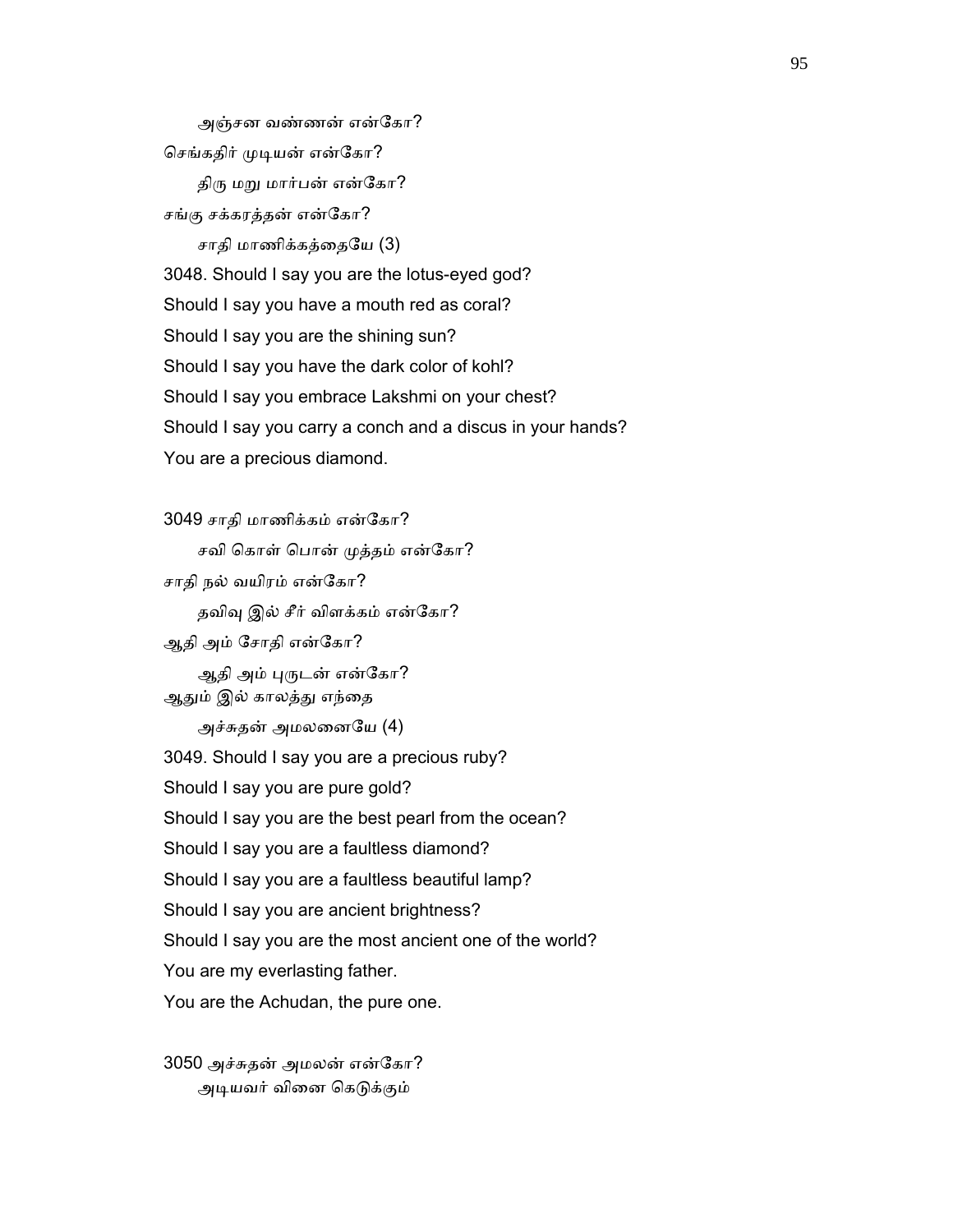அஞ்சன வண்ணன் என்கோ?

செங்கதிர் முடியன் என்கோ?

திரு மறு மார்பன் என்கோ?

சங்கு சக்கரத்தன் என்கோ?

சாதி மாணிக்கத்தையே (3)

3048. Should I say you are the lotus-eyed god?
Should I say you have a mouth red as coral?
Should I say you are the shining sun?
Should I say you have the dark color of kohl?
Should I say you embrace Lakshmi on your chest?
Should I say you carry a conch and a discus in your hands?
You are a precious diamond.

3049 சாதி மாணிக்கம் என்கோ?

சவி கொள் பொன் முத்தம் என்கோ?

சாதி நல் வயிரம் என்கோ?

தவிவு இல் சீர் விளக்கம் என்கோ?

ஆதி அம் சோதி என்கோ?

ஆதி அம் புருடன் என்கோ?

ஆதும் இல் காலத்து எந்தை

அச்சுதன் அமலனையே (4)

3049. Should I say you are a precious ruby?
Should I say you are pure gold?
Should I say you are the best pearl from the ocean?
Should I say you are a faultless diamond?
Should I say you are a faultless beautiful lamp?
Should I say you are ancient brightness?
Should I say you are the most ancient one of the world?
You are my everlasting father.
You are the Achudan, the pure one.

3050 அச்சுதன் அமலன் என்கோ?

அடியவர் வினை கெடுக்கும்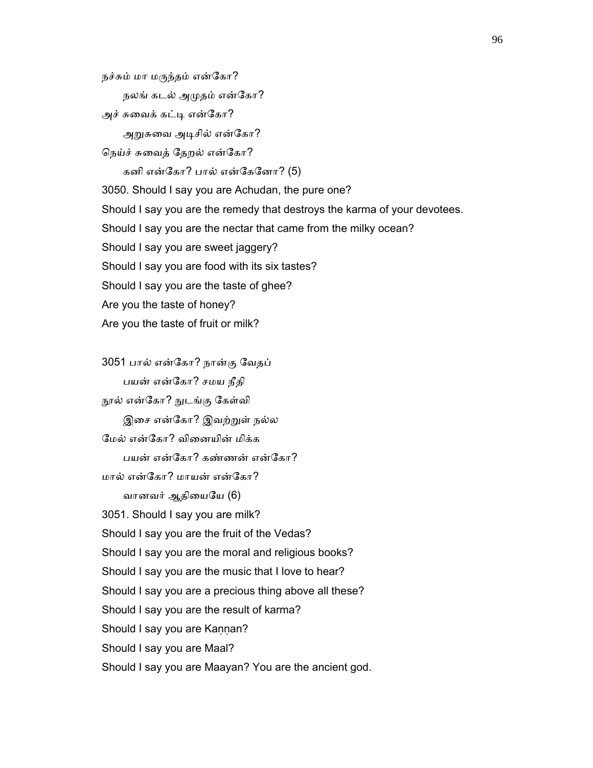நச்சும் மா மருந்தம் என்கோ?

நலங் கடல் அமுதம் என்கோ?

அச் சுவைக் கட்டி என்கோ?

அறுசுவை அடிசில் என்கோ?

நெய்ச் சுவைத் தேறல் என்கோ?

கனி என்கோ? பால் என்கேனோ? (5)

3050. Should I say you are Achudan, the pure one?

Should I say you are the remedy that destroys the karma of your devotees.

Should I say you are the nectar that came from the milky ocean?

Should I say you are sweet jaggery?

Should I say you are food with its six tastes?

Should I say you are the taste of ghee?

Are you the taste of honey?

Are you the taste of fruit or milk?

3051 பால் என்கோ? நான்கு வேதப்

பயன் என்கோ? சமய நீதி

நூல் என்கோ? நுடங்கு கேள்வி

இசை என்கோ? இவற்றுள் நல்ல

மேல் என்கோ? வினையின் மிக்க

பயன் என்கோ? கண்ணன் என்கோ?

மால் என்கோ? மாயன் என்கோ?

வானவர் ஆதியையே (6)

3051. Should I say you are milk?

Should I say you are the fruit of the Vedas?

Should I say you are the moral and religious books?

Should I say you are the music that I love to hear?

Should I say you are a precious thing above all these?

Should I say you are the result of karma?

Should I say you are Kaṇṇan?

Should I say you are Maal?

Should I say you are Maayan? You are the ancient god.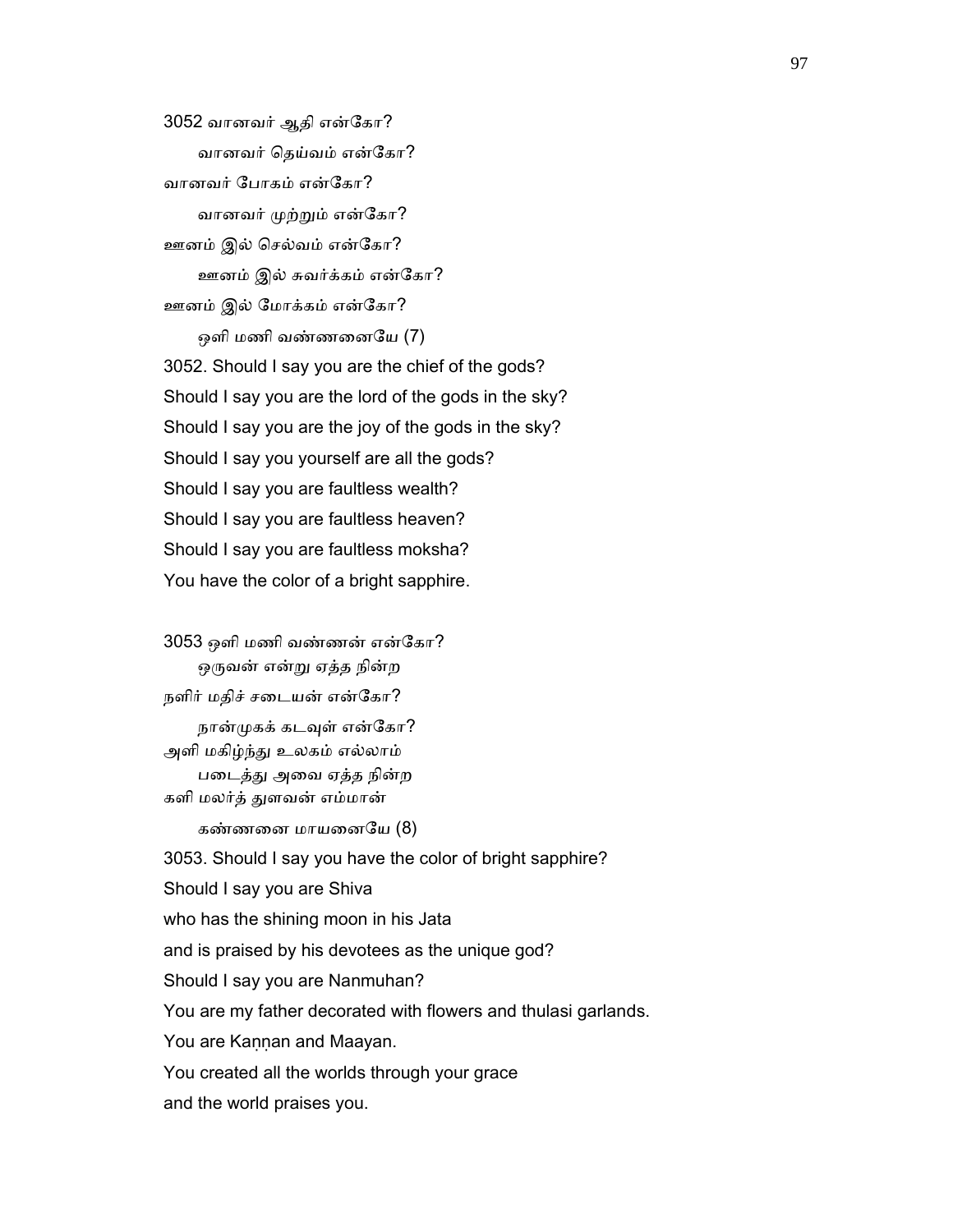3052 வானவர் ஆதி என்கோ?
 வானவர் தெய்வம் என்கோ?
வானவர் போகம் என்கோ?
 வானவர் முற்றும் என்கோ?
ஊனம் இல் செல்வம் என்கோ?
 ஊனம் இல் சுவர்க்கம் என்கோ?
ஊனம் இல் மோக்கம் என்கோ?
 ஒளி மணி வண்ணனையே (7)

3052. Should I say you are the chief of the gods?
Should I say you are the lord of the gods in the sky?
Should I say you are the joy of the gods in the sky?
Should I say you yourself are all the gods?
Should I say you are faultless wealth?
Should I say you are faultless heaven?
Should I say you are faultless moksha?
You have the color of a bright sapphire.

3053 ஒளி மணி வண்ணன் என்கோ?
 ஒருவன் என்று ஏத்த நின்ற
நளிர் மதிச் சடையன் என்கோ?
 நான்முகக் கடவுள் என்கோ?
அளி மகிழ்ந்து உலகம் எல்லாம்
 படைத்து அவை ஏத்த நின்ற
களி மலர்த் துளவன் எம்மான்
 கண்ணனை மாயனையே (8)

3053. Should I say you have the color of bright sapphire?
Should I say you are Shiva
who has the shining moon in his Jata
and is praised by his devotees as the unique god?
Should I say you are Nanmuhan?
You are my father decorated with flowers and thulasi garlands.
You are Kaṇṇan and Maayan.
You created all the worlds through your grace
and the world praises you.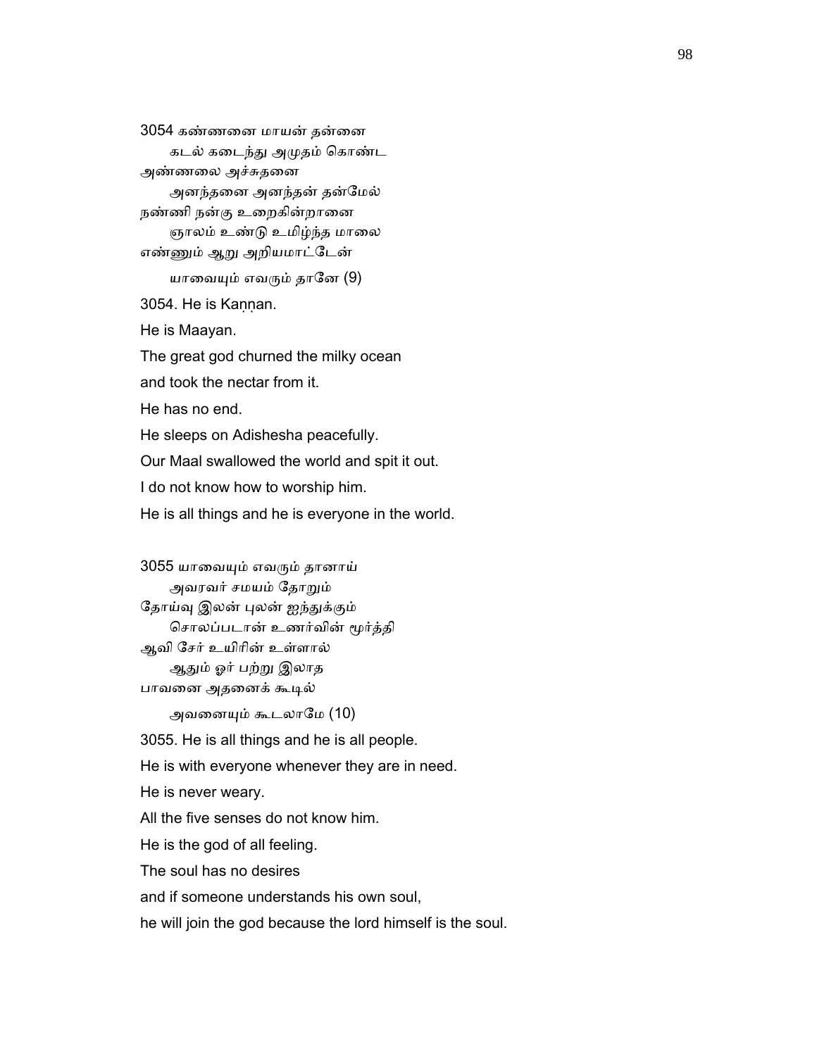3054 கண்ணனை மாயன் தன்னை
    கடல் கடைந்து அமுதம் கொண்ட
அண்ணலை அச்சுதனை
    அனந்தனை அனந்தன் தன்மேல்
நண்ணி நன்கு உறைகின்றானை
    ஞாலம் உண்டு உமிழ்ந்த மாலை
எண்ணும் ஆறு அறியமாட்டேன்
    யாவையும் எவரும் தானே (9)

3054. He is Kaṇṇan.

He is Maayan.

The great god churned the milky ocean

and took the nectar from it.

He has no end.

He sleeps on Adishesha peacefully.

Our Maal swallowed the world and spit it out.

I do not know how to worship him.

He is all things and he is everyone in the world.

3055 யாவையும் எவரும் தானாய்
    அவரவர் சமயம் தோறும்
தோய்வு இலன் புலன் ஐந்துக்கும்
    சொலப்படான் உணர்வின் மூர்த்தி
ஆவி சேர் உயிரின் உள்ளால்
    ஆதும் ஓர் பற்று இலாத
பாவனை அதனைக் கூடில்
    அவனையும் கூடலாமே (10)

3055. He is all things and he is all people.

He is with everyone whenever they are in need.

He is never weary.

All the five senses do not know him.

He is the god of all feeling.

The soul has no desires

and if someone understands his own soul,

he will join the god because the lord himself is the soul.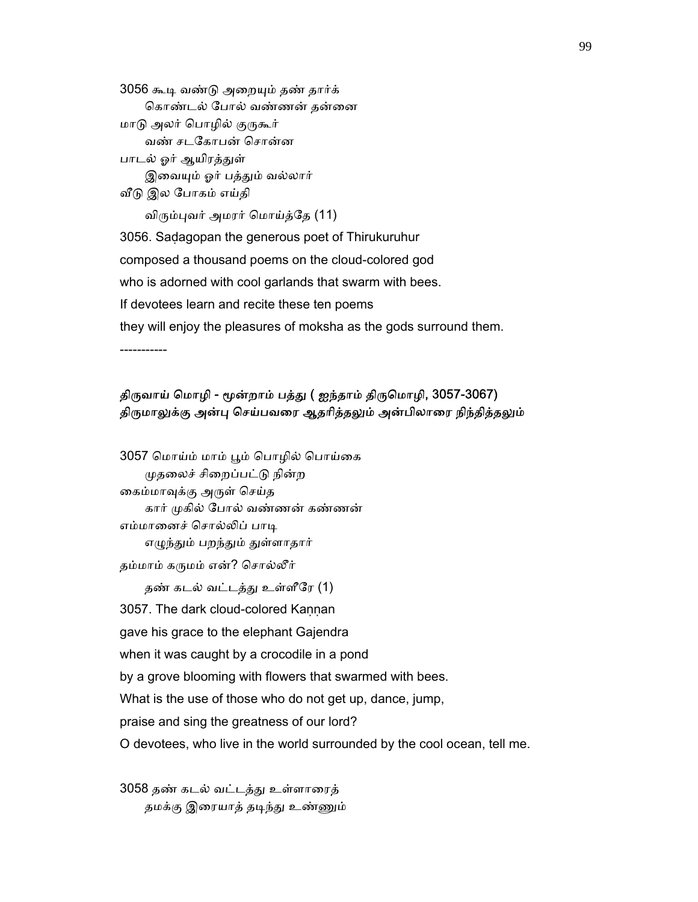3056 கூடி வண்டு அறையும் தண் தார்க்
     கொண்டல் போல் வண்ணன் தன்னை
மாடு அலர் பொழில் குருகூர்
     வண் சடகோபன் சொன்ன
பாடல் ஓர் ஆயிரத்துள்
     இவையும் ஓர் பத்தும் வல்லார்
வீடு இல போகம் எய்தி
     விரும்புவர் அமரர் மொய்த்தே (11)

3056. Saḍagopan the generous poet of Thirukuruhur
composed a thousand poems on the cloud-colored god
who is adorned with cool garlands that swarm with bees.
If devotees learn and recite these ten poems
they will enjoy the pleasures of moksha as the gods surround them.

-----------

**திருவாய் மொழி - மூன்றாம் பத்து ( ஐந்தாம் திருமொழி, 3057-3067)**
**திருமாலுக்கு அன்பு செய்பவரை ஆதரித்தலும் அன்பிலாரை நிந்தித்தலும்**

3057 மொய்ம் மாம் பூம் பொழில் பொய்கை
     முதலைச் சிறைப்பட்டு நின்ற
கைம்மாவுக்கு அருள் செய்த
     கார் முகில் போல் வண்ணன் கண்ணன்
எம்மானைச் சொல்லிப் பாடி
     எழுந்தும் பறந்தும் துள்ளாதார்
தம்மாம் கருமம் என்? சொல்லீர்
     தண் கடல் வட்டத்து உள்ளீரே (1)

3057. The dark cloud-colored Kaṇṇan
gave his grace to the elephant Gajendra
when it was caught by a crocodile in a pond
by a grove blooming with flowers that swarmed with bees.
What is the use of those who do not get up, dance, jump,
praise and sing the greatness of our lord?
O devotees, who live in the world surrounded by the cool ocean, tell me.

3058 தண் கடல் வட்டத்து உள்ளாரைத்
     தமக்கு இரையாத் தடிந்து உண்ணும்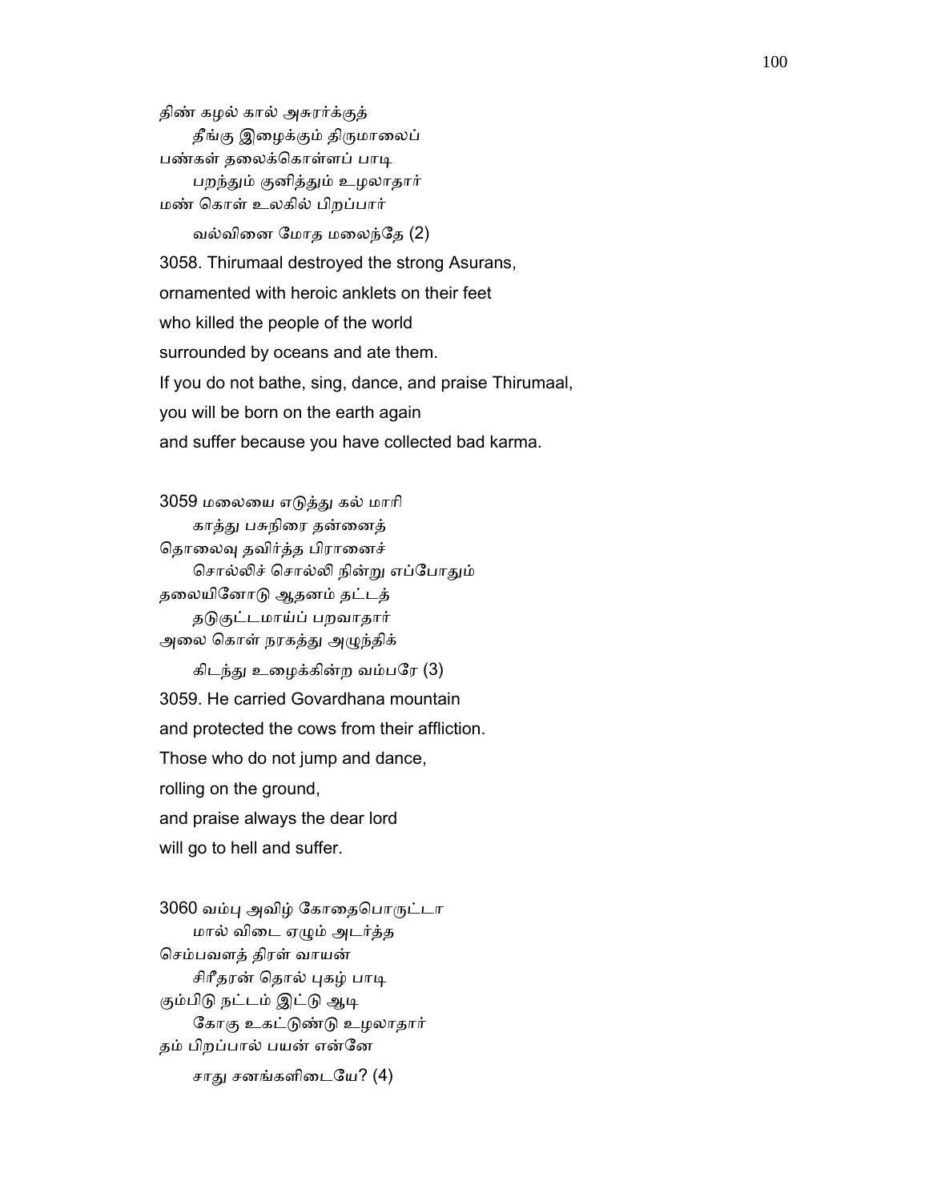திண் கழல் கால் அசுரர்க்குத்
 தீங்கு இழைக்கும் திருமாலைப்
பண்கள் தலைக்கொள்ளப் பாடி
 பறந்தும் குனித்தும் உழலாதார்
மண் கொள் உலகில் பிறப்பார்
 வல்வினை மோத மலைந்தே (2)

3058. Thirumaal destroyed the strong Asurans,
ornamented with heroic anklets on their feet
who killed the people of the world
surrounded by oceans and ate them.
If you do not bathe, sing, dance, and praise Thirumaal,
you will be born on the earth again
and suffer because you have collected bad karma.

3059 மலையை எடுத்து கல் மாரி
 காத்து பசுநிரை தன்னைத்
தொலைவு தவிர்த்த பிரானைச்
 சொல்லிச் சொல்லி நின்று எப்போதும்
தலையினோடு ஆதனம் தட்டத்
 தடுகுட்டமாய்ப் பறவாதார்
அலை கொள் நரகத்து அழுந்திக்
 கிடந்து உழைக்கின்ற வம்பரே (3)

3059. He carried Govardhana mountain
and protected the cows from their affliction.
Those who do not jump and dance,
rolling on the ground,
and praise always the dear lord
will go to hell and suffer.

3060 வம்பு அவிழ் கோதைபொருட்டா
 மால் விடை ஏழும் அடர்த்த
செம்பவளத் திரள் வாயன்
 சிரீதரன் தொல் புகழ் பாடி
கும்பிடு நட்டம் இட்டு ஆடி
 கோகு உகட்டுண்டு உழலாதார்
தம் பிறப்பால் பயன் என்னே
 சாது சனங்களிடையே? (4)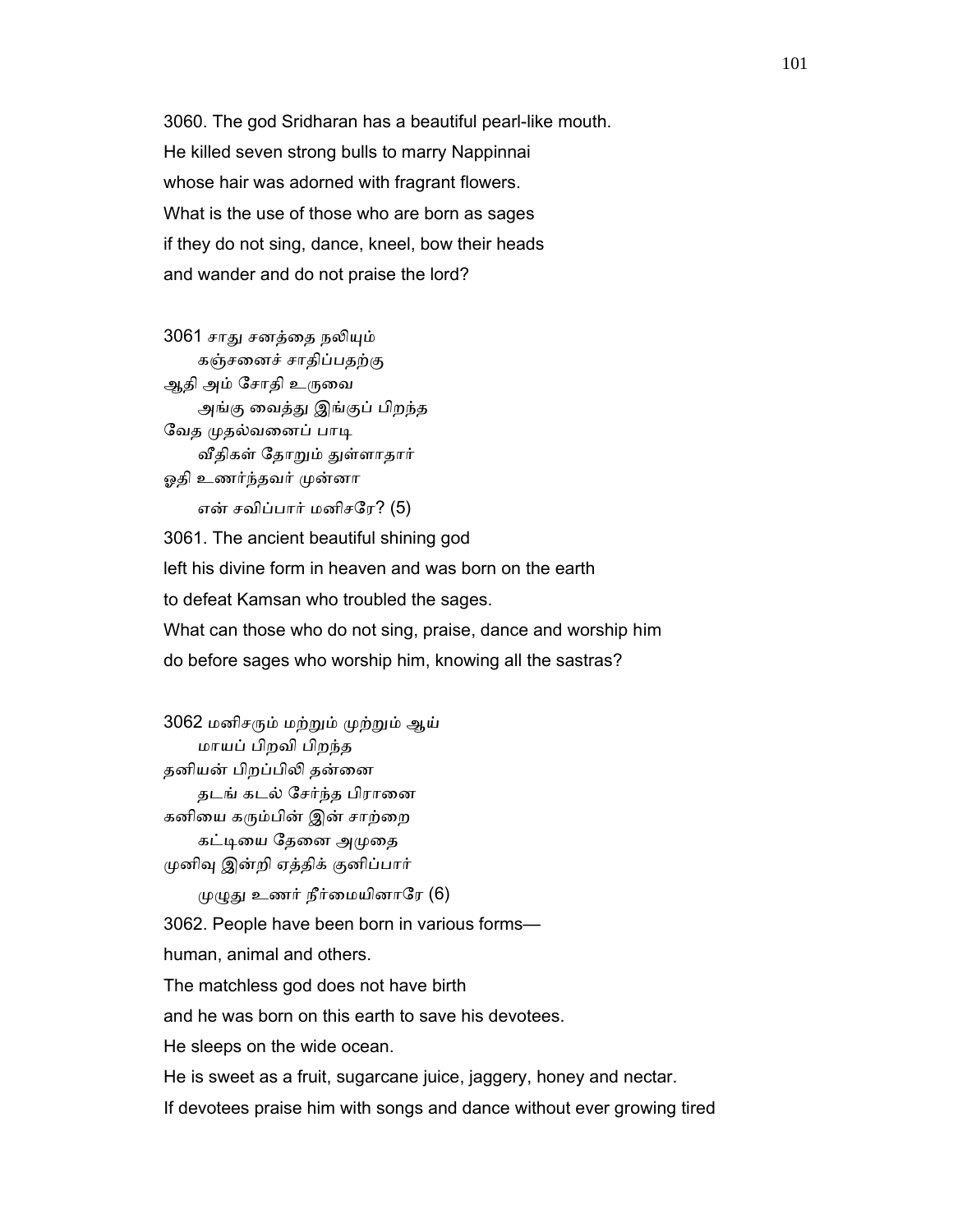3060. The god Sridharan has a beautiful pearl-like mouth.
He killed seven strong bulls to marry Nappinnai
whose hair was adorned with fragrant flowers.
What is the use of those who are born as sages
if they do not sing, dance, kneel, bow their heads
and wander and do not praise the lord?

3061 சாது சனத்தை நலியும்
 கஞ்சனைச் சாதிப்பதற்கு
ஆதி அம் சோதி உருவை
 அங்கு வைத்து இங்குப் பிறந்த
வேத முதல்வனைப் பாடி
 வீதிகள் தோறும் துள்ளாதார்
ஓதி உணர்ந்தவர் முன்னா
 என் சவிப்பார் மனிசரே? (5)

3061. The ancient beautiful shining god
left his divine form in heaven and was born on the earth
to defeat Kamsan who troubled the sages.
What can those who do not sing, praise, dance and worship him
do before sages who worship him, knowing all the sastras?

3062 மனிசரும் மற்றும் முற்றும் ஆய்
 மாயப் பிறவி பிறந்த
தனியன் பிறப்பிலி தன்னை
 தடங் கடல் சேர்ந்த பிரானை
கனியை கரும்பின் இன் சாற்றை
 கட்டியை தேனை அமுதை
முனிவு இன்றி ஏத்திக் குனிப்பார்
 முழுது உணர் நீர்மையினாரே (6)

3062. People have been born in various forms—
human, animal and others.
The matchless god does not have birth
and he was born on this earth to save his devotees.
He sleeps on the wide ocean.
He is sweet as a fruit, sugarcane juice, jaggery, honey and nectar.
If devotees praise him with songs and dance without ever growing tired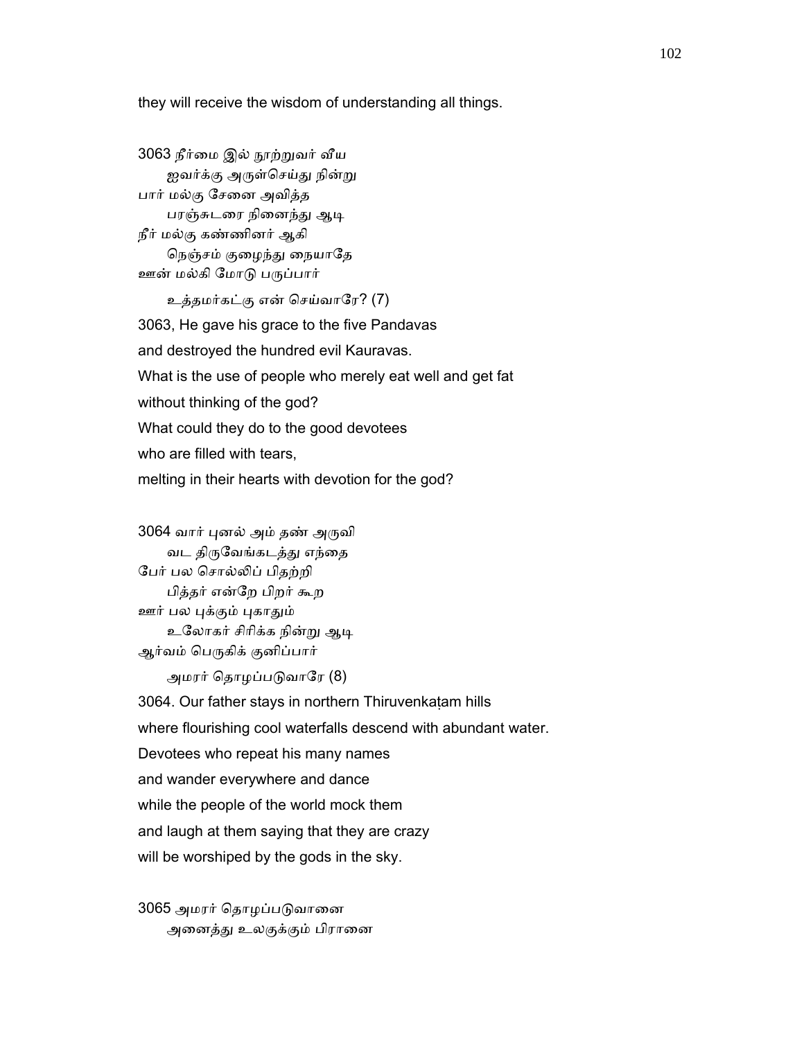they will receive the wisdom of understanding all things.

3063 நீர்மை இல் நூற்றுவர் வீய
ஐவர்க்கு அருள்செய்து நின்று
பார் மல்கு சேனை அவித்த
பரஞ்சுடரை நினைந்து ஆடி
நீர் மல்கு கண்ணினர் ஆகி
நெஞ்சம் குழைந்து நையாதே
ஊன் மல்கி மோடு பருப்பார்
உத்தமர்கட்கு என் செய்வாரே? (7)

3063, He gave his grace to the five Pandavas
and destroyed the hundred evil Kauravas.
What is the use of people who merely eat well and get fat
without thinking of the god?
What could they do to the good devotees
who are filled with tears,
melting in their hearts with devotion for the god?

3064 வார் புனல் அம் தண் அருவி
வட திருவேங்கடத்து எந்தை
பேர் பல சொல்லிப் பிதற்றி
பித்தர் என்றே பிறர் கூற
ஊர் பல புக்கும் புகாதும்
உலோகர் சிரிக்க நின்று ஆடி
ஆர்வம் பெருகிக் குனிப்பார்
அமரர் தொழப்படுவாரே (8)

3064. Our father stays in northern Thiruvenkaṭam hills
where flourishing cool waterfalls descend with abundant water.
Devotees who repeat his many names
and wander everywhere and dance
while the people of the world mock them
and laugh at them saying that they are crazy
will be worshiped by the gods in the sky.

3065 அமரர் தொழப்படுவானை
அனைத்து உலகுக்கும் பிரானை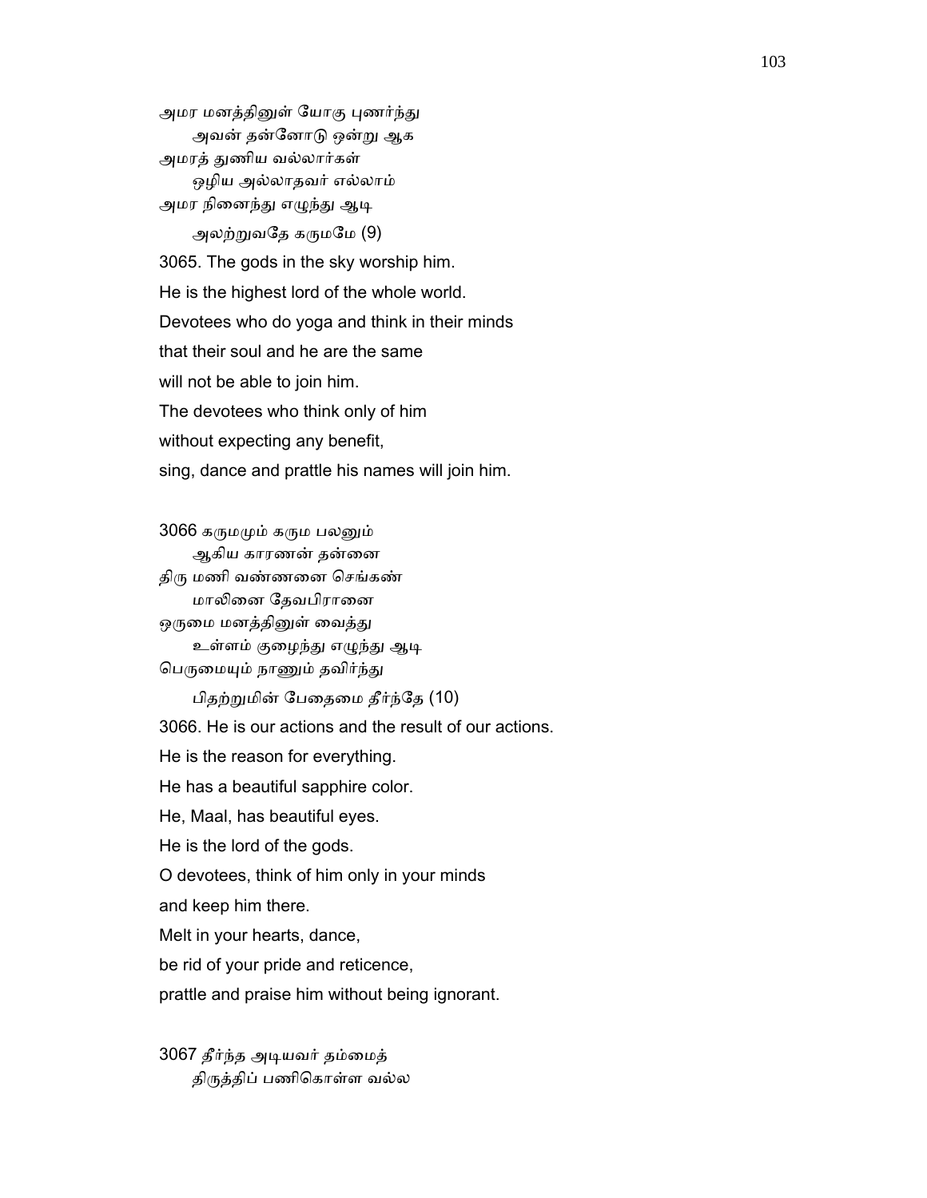அமர மனத்தினுள் யோகு புணர்ந்து
அவன் தன்னோடு ஒன்று ஆக
அமரத் துணிய வல்லார்கள்
ஒழிய அல்லாதவர் எல்லாம்
அமர நினைந்து எழுந்து ஆடி
அலற்றுவதே கருமமே (9)

3065. The gods in the sky worship him.
He is the highest lord of the whole world.
Devotees who do yoga and think in their minds
that their soul and he are the same
will not be able to join him.
The devotees who think only of him
without expecting any benefit,
sing, dance and prattle his names will join him.

3066 கருமமும் கரும பலனும்
ஆகிய காரணன் தன்னை
திரு மணி வண்ணனை செங்கண்
மாலினை தேவபிரானை
ஒருமை மனத்தினுள் வைத்து
உள்ளம் குழைந்து எழுந்து ஆடி
பெருமையும் நாணும் தவிர்ந்து
பிதற்றுமின் பேதைமை தீர்ந்தே (10)

3066. He is our actions and the result of our actions.
He is the reason for everything.
He has a beautiful sapphire color.
He, Maal, has beautiful eyes.
He is the lord of the gods.
O devotees, think of him only in your minds
and keep him there.
Melt in your hearts, dance,
be rid of your pride and reticence,
prattle and praise him without being ignorant.

3067 தீர்ந்த அடியவர் தம்மைத்
திருத்திப் பணிகொள்ள வல்ல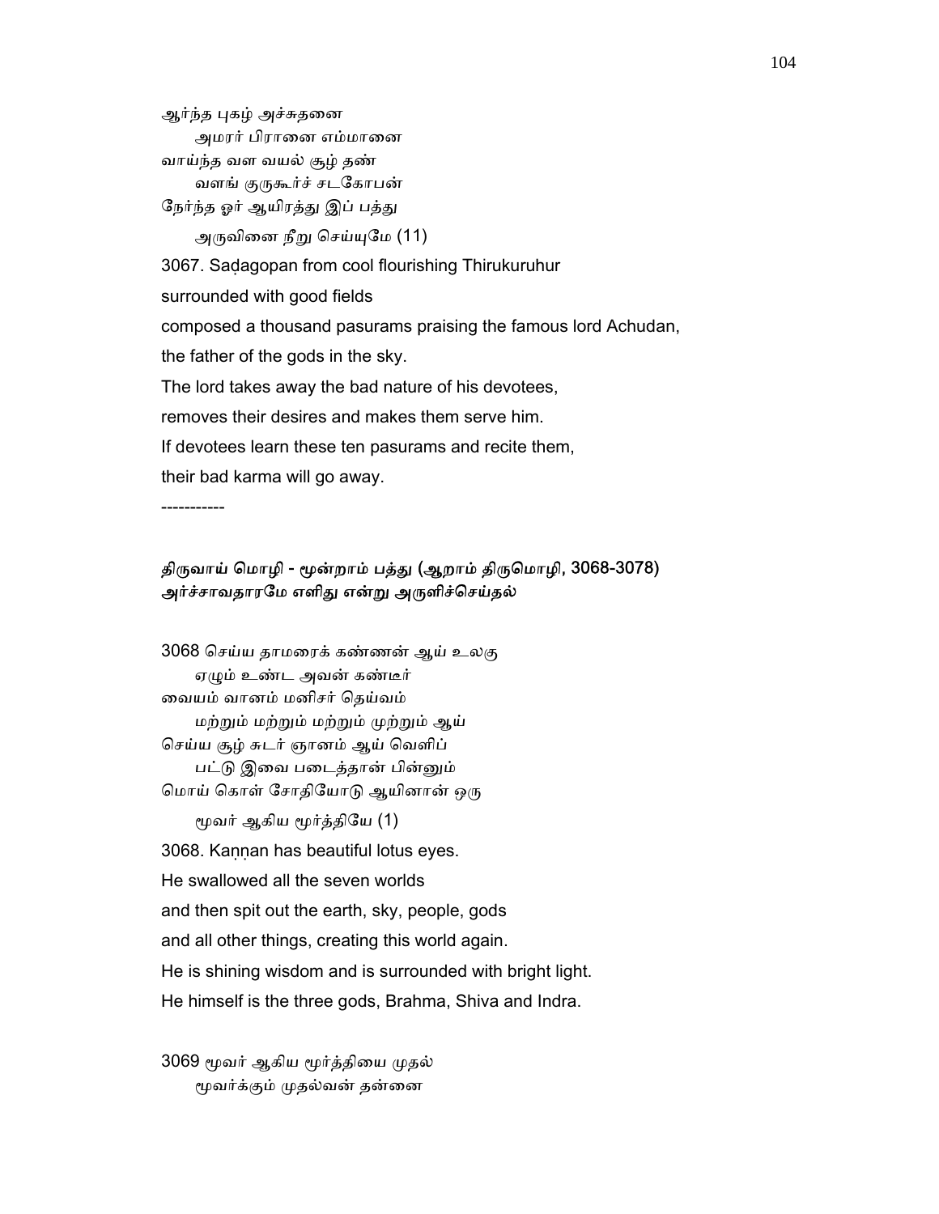ஆர்ந்த புகழ் அச்சுதனை
    அமரர் பிரானை எம்மானை
வாய்ந்த வள வயல் சூழ் தண்
    வளங் குருகூர்ச் சடகோபன்
நேர்ந்த ஓர் ஆயிரத்து இப் பத்து
    அருவினை நீறு செய்யுமே (11)

3067. Saḍagopan from cool flourishing Thirukuruhur
surrounded with good fields
composed a thousand pasurams praising the famous lord Achudan,
the father of the gods in the sky.
The lord takes away the bad nature of his devotees,
removes their desires and makes them serve him.
If devotees learn these ten pasurams and recite them,
their bad karma will go away.

-----------

### திருவாய் மொழி - மூன்றாம் பத்து (ஆறாம் திருமொழி, 3068-3078)
### அர்ச்சாவதாரமே எளிது என்று அருளிச்செய்தல்

3068 செய்ய தாமரைக் கண்ணன் ஆய் உலகு
    ஏழும் உண்ட அவன் கண்டீர்
வையம் வானம் மனிசர் தெய்வம்
    மற்றும் மற்றும் மற்றும் முற்றும் ஆய்
செய்ய சூழ் சுடர் ஞானம் ஆய் வெளிப்
    பட்டு இவை படைத்தான் பின்னும்
மொய் கொள் சோதியோடு ஆயினான் ஒரு
    மூவர் ஆகிய மூர்த்தியே (1)

3068. Kaṇṇan has beautiful lotus eyes.
He swallowed all the seven worlds
and then spit out the earth, sky, people, gods
and all other things, creating this world again.
He is shining wisdom and is surrounded with bright light.
He himself is the three gods, Brahma, Shiva and Indra.

3069 மூவர் ஆகிய மூர்த்தியை முதல்
    மூவர்க்கும் முதல்வன் தன்னை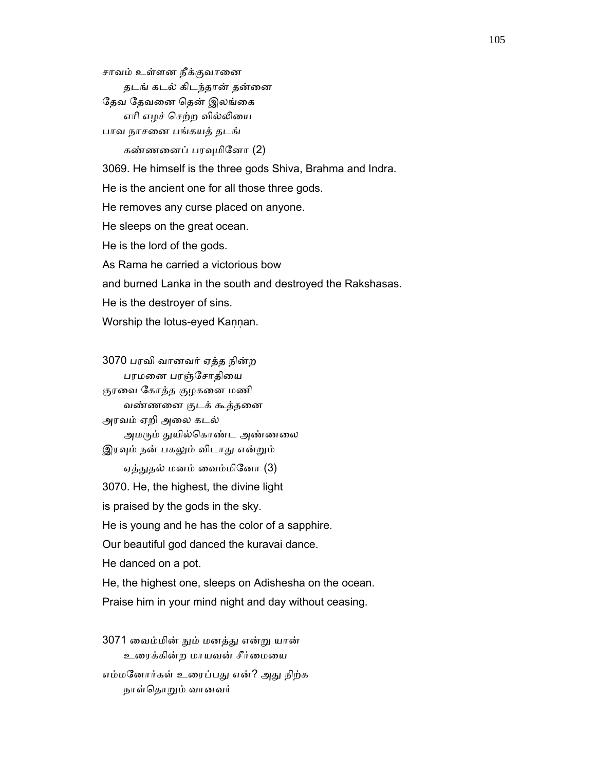சாவம் உள்ளன நீக்குவானை
　　தடங் கடல் கிடந்தான் தன்னை
தேவ தேவனை தென் இலங்கை
　　எரி எழச் செற்ற வில்லியை
பாவ நாசனை பங்கயத் தடங்
　　கண்ணனைப் பரவுமினோ (2)

3069. He himself is the three gods Shiva, Brahma and Indra.
He is the ancient one for all those three gods.
He removes any curse placed on anyone.
He sleeps on the great ocean.
He is the lord of the gods.
As Rama he carried a victorious bow
and burned Lanka in the south and destroyed the Rakshasas.
He is the destroyer of sins.
Worship the lotus-eyed Kaṇṇan.

3070 பரவி வானவர் ஏத்த நின்ற
　　பரமனை பரஞ்சோதியை
குரவை கோத்த குழகனை மணி
　　வண்ணனை குடக் கூத்தனை
அரவம் ஏறி அலை கடல்
　　அமரும் துயில்கொண்ட அண்ணலை
இரவும் நன் பகலும் விடாது என்றும்
　　ஏத்துதல் மனம் வைம்மினோ (3)

3070. He, the highest, the divine light
is praised by the gods in the sky.
He is young and he has the color of a sapphire.
Our beautiful god danced the kuravai dance.
He danced on a pot.
He, the highest one, sleeps on Adishesha on the ocean.
Praise him in your mind night and day without ceasing.

3071 வைம்மின் நும் மனத்து என்று யான்
　　உரைக்கின்ற மாயவன் சீர்மையை
எம்மனோர்கள் உரைப்பது என்? அது நிற்க
　　நாள்தொறும் வானவர்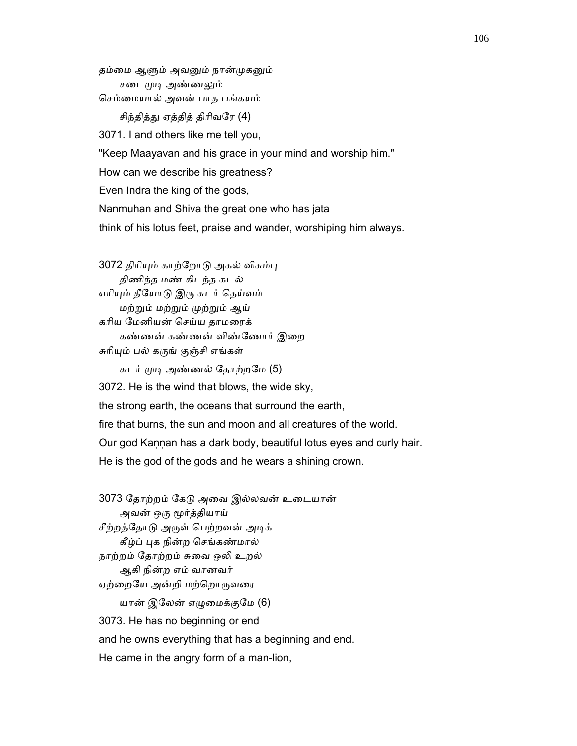தம்மை ஆளும் அவனும் நான்முகனும்
 சடைமுடி அண்ணலும்
செம்மையால் அவன் பாத பங்கயம்
 சிந்தித்து ஏத்தித் திரிவரே (4)

3071. I and others like me tell you,
"Keep Maayavan and his grace in your mind and worship him."
How can we describe his greatness?
Even Indra the king of the gods,
Nanmuhan and Shiva the great one who has jata
think of his lotus feet, praise and wander, worshiping him always.

3072 திரியும் காற்றோடு அகல் விசும்பு
 திணிந்த மண் கிடந்த கடல்
எரியும் தீயோடு இரு சுடர் தெய்வம்
 மற்றும் மற்றும் முற்றும் ஆய்
கரிய மேனியன் செய்ய தாமரைக்
 கண்ணன் கண்ணன் விண்ணோர் இறை
சுரியும் பல் கருங் குஞ்சி எங்கள்
 சுடர் முடி அண்ணல் தோற்றமே (5)

3072. He is the wind that blows, the wide sky,
the strong earth, the oceans that surround the earth,
fire that burns, the sun and moon and all creatures of the world.
Our god Kaṇṇan has a dark body, beautiful lotus eyes and curly hair.
He is the god of the gods and he wears a shining crown.

3073 தோற்றம் கேடு அவை இல்லவன் உடையான்
 அவன் ஒரு மூர்த்தியாய்
சீற்றத்தோடு அருள் பெற்றவன் அடிக்
 கீழ்ப் புக நின்ற செங்கண்மால்
நாற்றம் தோற்றம் சுவை ஒலி உறல்
 ஆகி நின்ற எம் வானவர்
ஏற்றையே அன்றி மற்றொருவரை
 யான் இலேன் எழுமைக்குமே (6)

3073. He has no beginning or end
and he owns everything that has a beginning and end.
He came in the angry form of a man-lion,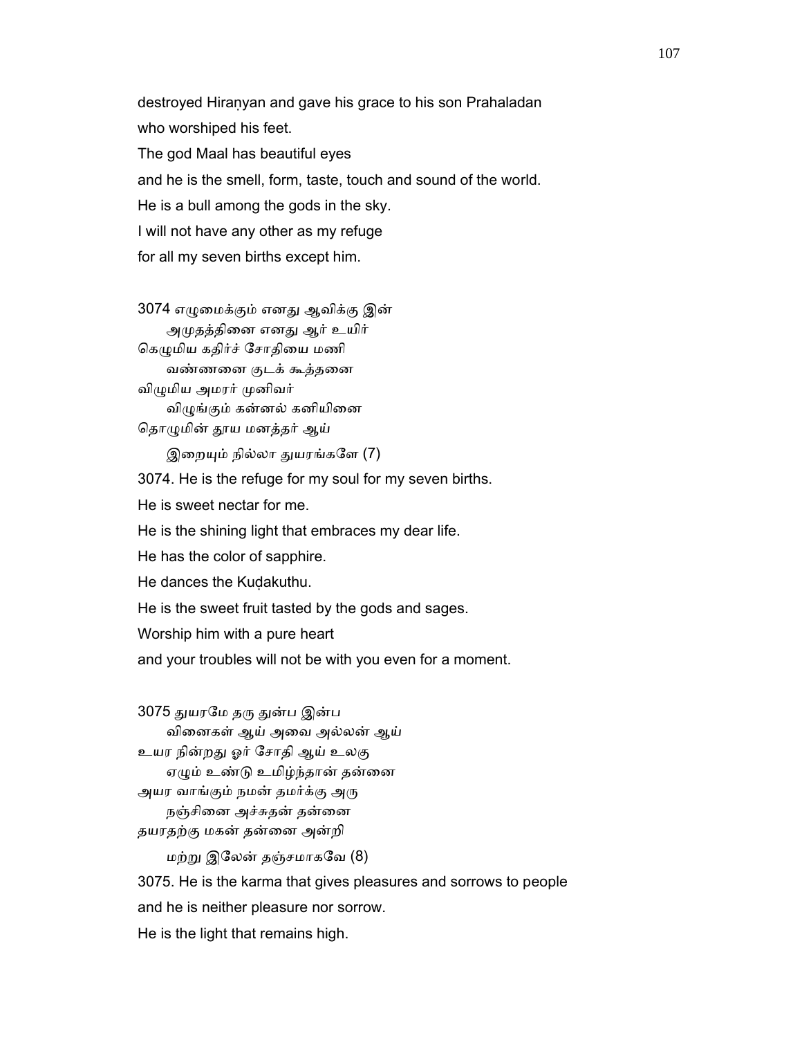destroyed Hiraṇyan and gave his grace to his son Prahaladan
who worshiped his feet.
The god Maal has beautiful eyes
and he is the smell, form, taste, touch and sound of the world.
He is a bull among the gods in the sky.
I will not have any other as my refuge
for all my seven births except him.

3074 எழுமைக்கும் எனது ஆவிக்கு இன்
அமுதத்தினை எனது ஆர் உயிர்
கெழுமிய கதிர்ச் சோதியை மணி
வண்ணனை குடக் கூத்தனை
விழுமிய அமரர் முனிவர்
விழுங்கும் கன்னல் கனியினை
தொழுமின் தூய மனத்தர் ஆய்
இறையும் நில்லா துயரங்களே (7)

3074. He is the refuge for my soul for my seven births.
He is sweet nectar for me.
He is the shining light that embraces my dear life.
He has the color of sapphire.
He dances the Kuḍakuthu.
He is the sweet fruit tasted by the gods and sages.
Worship him with a pure heart
and your troubles will not be with you even for a moment.

3075 துயரமே தரு துன்ப இன்ப
வினைகள் ஆய் அவை அல்லன் ஆய்
உயர நின்றது ஓர் சோதி ஆய் உலகு
ஏழும் உண்டு உமிழ்ந்தான் தன்னை
அயர வாங்கும் நமன் தமர்க்கு அரு
நஞ்சினை அச்சுதன் தன்னை
தயரதற்கு மகன் தன்னை அன்றி
மற்று இலேன் தஞ்சமாகவே (8)

3075. He is the karma that gives pleasures and sorrows to people
and he is neither pleasure nor sorrow.
He is the light that remains high.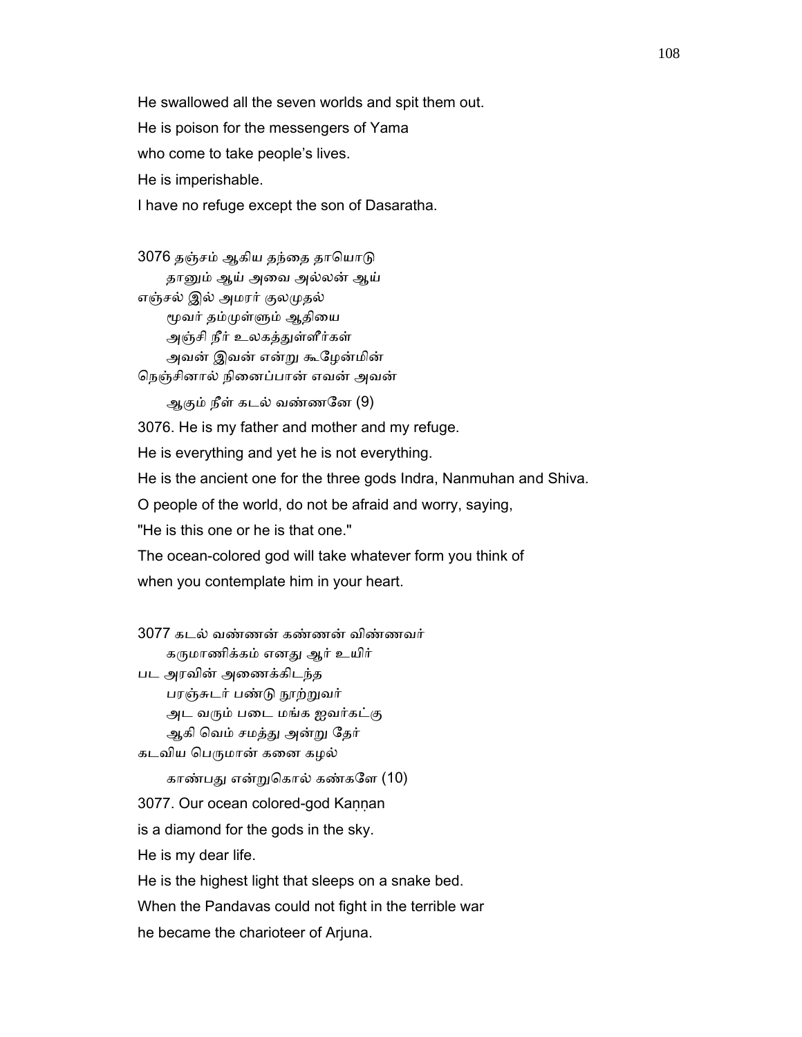He swallowed all the seven worlds and spit them out.

He is poison for the messengers of Yama

who come to take people's lives.

He is imperishable.

I have no refuge except the son of Dasaratha.

3076 தஞ்சம் ஆகிய தந்தை தாயொடு
தானும் ஆய் அவை அல்லன் ஆய்
எஞ்சல் இல் அமரர் குலமுதல்
மூவர் தம்முள்ளும் ஆதியை
அஞ்சி நீர் உலகத்துள்ளீர்கள்
அவன் இவன் என்று கூழேன்மின்
நெஞ்சினால் நினைப்பான் எவன் அவன்
ஆகும் நீள் கடல் வண்ணனே (9)

3076. He is my father and mother and my refuge.

He is everything and yet he is not everything.

He is the ancient one for the three gods Indra, Nanmuhan and Shiva.

O people of the world, do not be afraid and worry, saying,

"He is this one or he is that one."

The ocean-colored god will take whatever form you think of

when you contemplate him in your heart.

3077 கடல் வண்ணன் கண்ணன் விண்ணவர்
கருமாணிக்கம் எனது ஆர் உயிர்
பட அரவின் அணைக்கிடந்த
பரஞ்சுடர் பண்டு நூற்றுவர்
அட வரும் படை மங்க ஐவர்கட்கு
ஆகி வெம் சமத்து அன்று தேர்
கடவிய பெருமான் கனை கழல்
காண்பது என்றுகொல் கண்களே (10)

3077. Our ocean colored-god Kaṇṇan

is a diamond for the gods in the sky.

He is my dear life.

He is the highest light that sleeps on a snake bed.

When the Pandavas could not fight in the terrible war

he became the charioteer of Arjuna.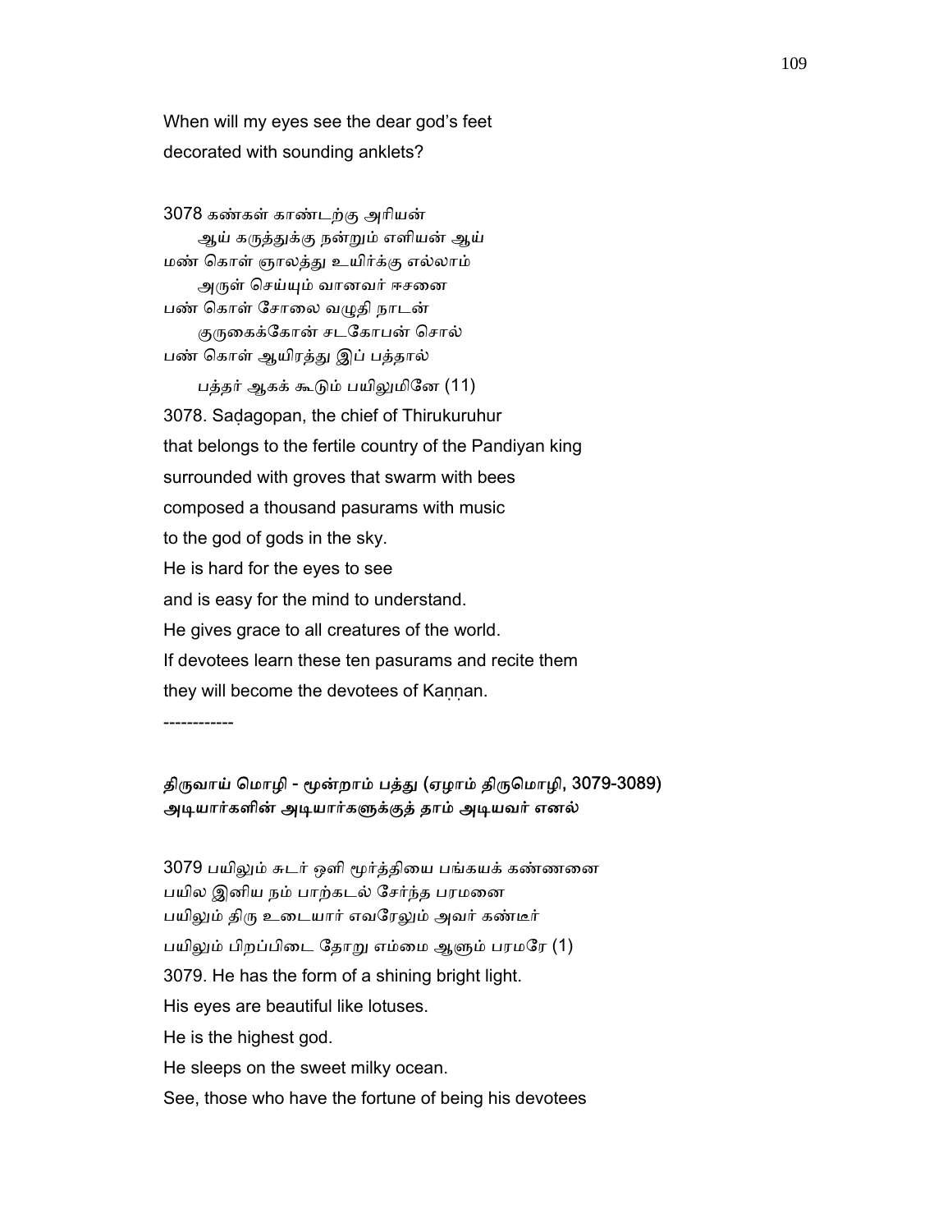When will my eyes see the dear god's feet
decorated with sounding anklets?

3078 கண்கள் காண்டற்கு அரியன்
 ஆய் கருத்துக்கு நன்றும் எளியன் ஆய்
மண் கொள் ஞாலத்து உயிர்க்கு எல்லாம்
 அருள் செய்யும் வானவர் ஈசனை
பண் கொள் சோலை வழுதி நாடன்
 குருகைக்கோன் சடகோபன் சொல்
பண் கொள் ஆயிரத்து இப் பத்தால்
 பத்தர் ஆகக் கூடும் பயிலுமினே (11)

3078. Saḍagopan, the chief of Thirukuruhur
that belongs to the fertile country of the Pandiyan king
surrounded with groves that swarm with bees
composed a thousand pasurams with music
to the god of gods in the sky.
He is hard for the eyes to see
and is easy for the mind to understand.
He gives grace to all creatures of the world.
If devotees learn these ten pasurams and recite them
they will become the devotees of Kaṇṇan.

------------

**திருவாய் மொழி - மூன்றாம் பத்து (ஏழாம் திருமொழி, 3079-3089)**
**அடியார்களின் அடியார்களுக்குத் தாம் அடியவர் எனல்**

3079 பயிலும் சுடர் ஒளி மூர்த்தியை பங்கயக் கண்ணனை
பயில இனிய நம் பாற்கடல் சேர்ந்த பரமனை
பயிலும் திரு உடையார் எவரேலும் அவர் கண்டீர்
பயிலும் பிறப்பிடை தோறு எம்மை ஆளும் பரமரே (1)

3079. He has the form of a shining bright light.
His eyes are beautiful like lotuses.
He is the highest god.
He sleeps on the sweet milky ocean.
See, those who have the fortune of being his devotees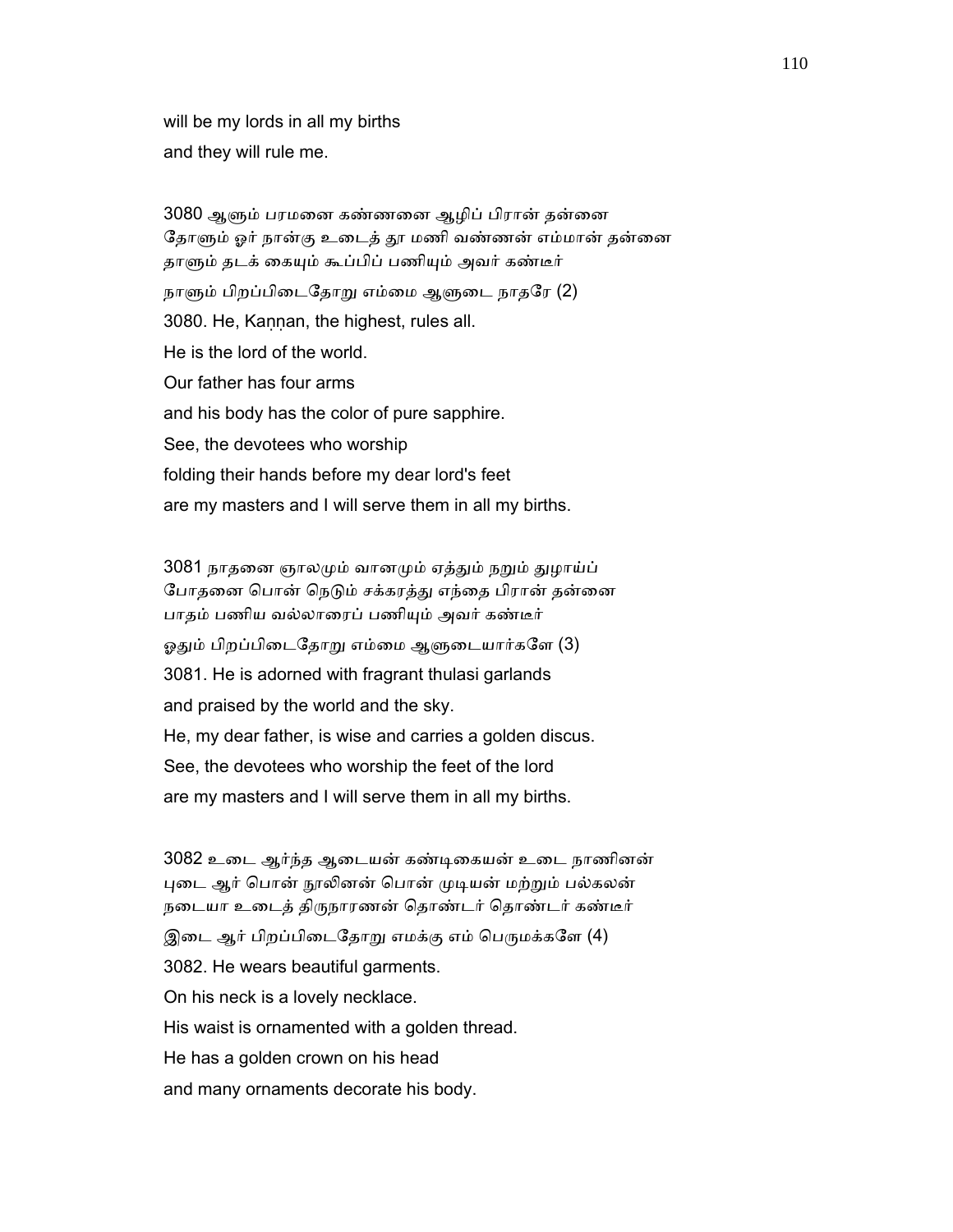will be my lords in all my births
and they will rule me.

3080 ஆளும் பரமனை கண்ணனை ஆழிப் பிரான் தன்னை
தோளும் ஓர் நான்கு உடைத் தூ மணி வண்ணன் எம்மான் தன்னை
தாளும் தடக் கையும் கூப்பிப் பணியும் அவர் கண்டீர்
நாளும் பிறப்பிடைதோறு எம்மை ஆளுடை நாதரே (2)

3080. He, Kaṇṇan, the highest, rules all.
He is the lord of the world.
Our father has four arms
and his body has the color of pure sapphire.
See, the devotees who worship
folding their hands before my dear lord's feet
are my masters and I will serve them in all my births.

3081 நாதனை ஞாலமும் வானமும் ஏத்தும் நறும் துழாய்ப்
போதனை பொன் நெடும் சக்கரத்து எந்தை பிரான் தன்னை
பாதம் பணிய வல்லாரைப் பணியும் அவர் கண்டீர்
ஓதும் பிறப்பிடைதோறு எம்மை ஆளுடையார்களே (3)

3081. He is adorned with fragrant thulasi garlands
and praised by the world and the sky.
He, my dear father, is wise and carries a golden discus.
See, the devotees who worship the feet of the lord
are my masters and I will serve them in all my births.

3082 உடை ஆர்ந்த ஆடையன் கண்டிகையன் உடை நாணினன்
புடை ஆர் பொன் நூலினன் பொன் முடியன் மற்றும் பல்கலன்
நடையா உடைத் திருநாரணன் தொண்டர் தொண்டர் கண்டீர்
இடை ஆர் பிறப்பிடைதோறு எமக்கு எம் பெருமக்களே (4)

3082. He wears beautiful garments.
On his neck is a lovely necklace.
His waist is ornamented with a golden thread.
He has a golden crown on his head
and many ornaments decorate his body.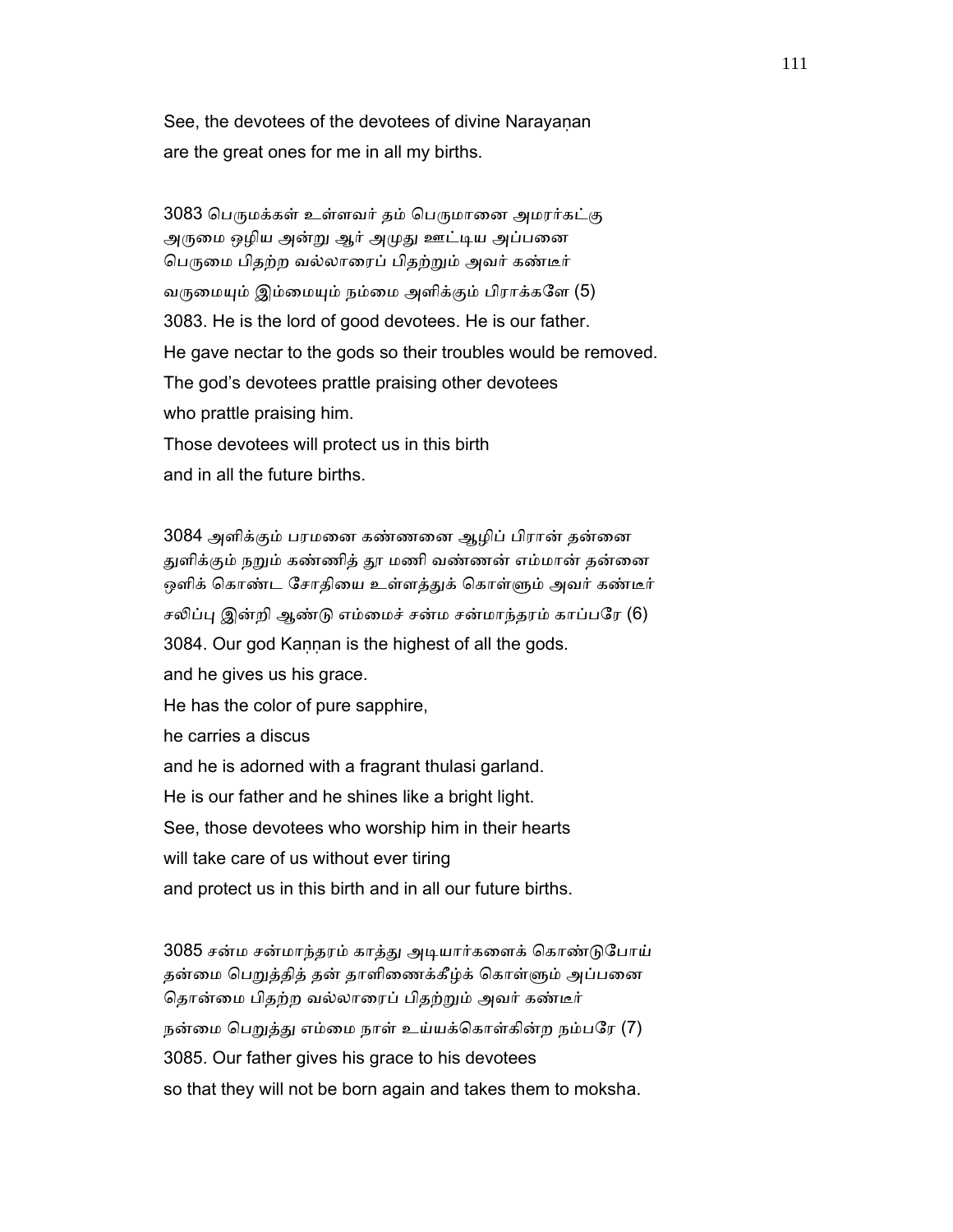See, the devotees of the devotees of divine Narayaṇan
are the great ones for me in all my births.

3083 பெருமக்கள் உள்ளவர் தம் பெருமானை அமரர்கட்கு
அருமை ஒழிய அன்று ஆர் அமுது ஊட்டிய அப்பனை
பெருமை பிதற்ற வல்லாரைப் பிதற்றும் அவர் கண்டீர்
வருமையும் இம்மையும் நம்மை அளிக்கும் பிராக்களே (5)
3083. He is the lord of good devotees. He is our father.
He gave nectar to the gods so their troubles would be removed.
The god's devotees prattle praising other devotees
who prattle praising him.
Those devotees will protect us in this birth
and in all the future births.

3084 அளிக்கும் பரமனை கண்ணனை ஆழிப் பிரான் தன்னை
துளிக்கும் நறும் கண்ணித் தூ மணி வண்ணன் எம்மான் தன்னை
ஒளிக் கொண்ட சோதியை உள்ளத்துக் கொள்ளும் அவர் கண்டீர்
சலிப்பு இன்றி ஆண்டு எம்மைச் சன்ம சன்மாந்தரம் காப்பரே (6)
3084. Our god Kaṇṇan is the highest of all the gods.
and he gives us his grace.
He has the color of pure sapphire,
he carries a discus
and he is adorned with a fragrant thulasi garland.
He is our father and he shines like a bright light.
See, those devotees who worship him in their hearts
will take care of us without ever tiring
and protect us in this birth and in all our future births.

3085 சன்ம சன்மாந்தரம் காத்து அடியார்களைக் கொண்டுபோய்
தன்மை பெறுத்தித் தன் தாளிணைக்கீழ்க் கொள்ளும் அப்பனை
தொன்மை பிதற்ற வல்லாரைப் பிதற்றும் அவர் கண்டீர்
நன்மை பெறுத்து எம்மை நாள் உய்யக்கொள்கின்ற நம்பரே (7)
3085. Our father gives his grace to his devotees
so that they will not be born again and takes them to moksha.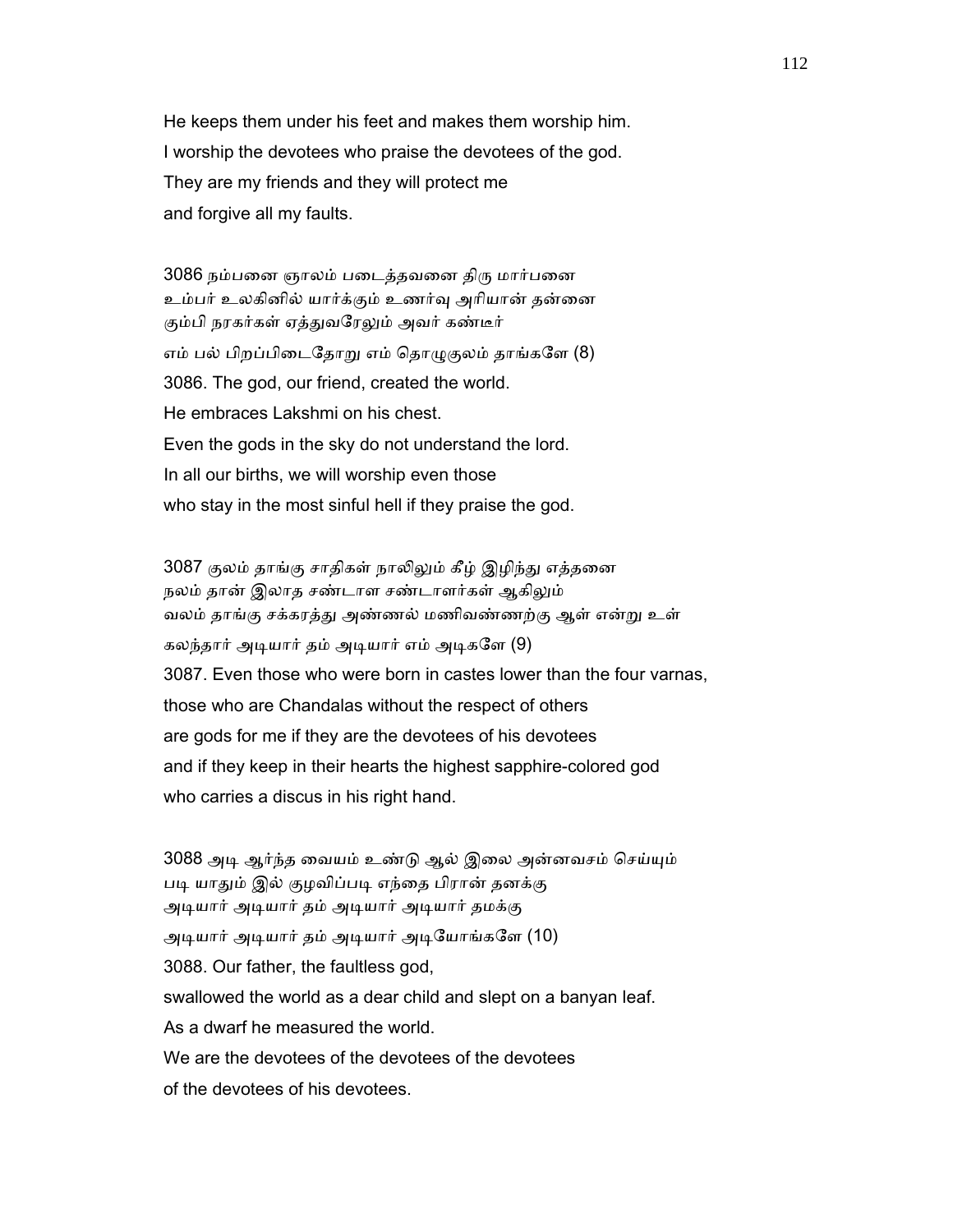He keeps them under his feet and makes them worship him.
I worship the devotees who praise the devotees of the god.
They are my friends and they will protect me
and forgive all my faults.

3086 நம்பனை ஞாலம் படைத்தவனை திரு மார்பனை
உம்பர் உலகினில் யார்க்கும் உணர்வு அரியான் தன்னை
கும்பி நரகர்கள் ஏத்துவரேலும் அவர் கண்டீர்
எம் பல் பிறப்பிடைதோறு எம் தொழுகுலம் தாங்களே (8)
3086. The god, our friend, created the world.
He embraces Lakshmi on his chest.
Even the gods in the sky do not understand the lord.
In all our births, we will worship even those
who stay in the most sinful hell if they praise the god.

3087 குலம் தாங்கு சாதிகள் நாலிலும் கீழ் இழிந்து எத்தனை
நலம் தான் இலாத சண்டாள சண்டாளர்கள் ஆகிலும்
வலம் தாங்கு சக்கரத்து அண்ணல் மணிவண்ணற்கு ஆள் என்று உள்
கலந்தார் அடியார் தம் அடியார் எம் அடிகளே (9)
3087. Even those who were born in castes lower than the four varnas,
those who are Chandalas without the respect of others
are gods for me if they are the devotees of his devotees
and if they keep in their hearts the highest sapphire-colored god
who carries a discus in his right hand.

3088 அடி ஆர்ந்த வையம் உண்டு ஆல் இலை அன்னவசம் செய்யும்
படி யாதும் இல் குழவிப்படி எந்தை பிரான் தனக்கு
அடியார் அடியார் தம் அடியார் அடியார் தமக்கு
அடியார் அடியார் தம் அடியார் அடியோங்களே (10)
3088. Our father, the faultless god,
swallowed the world as a dear child and slept on a banyan leaf.
As a dwarf he measured the world.
We are the devotees of the devotees of the devotees
of the devotees of his devotees.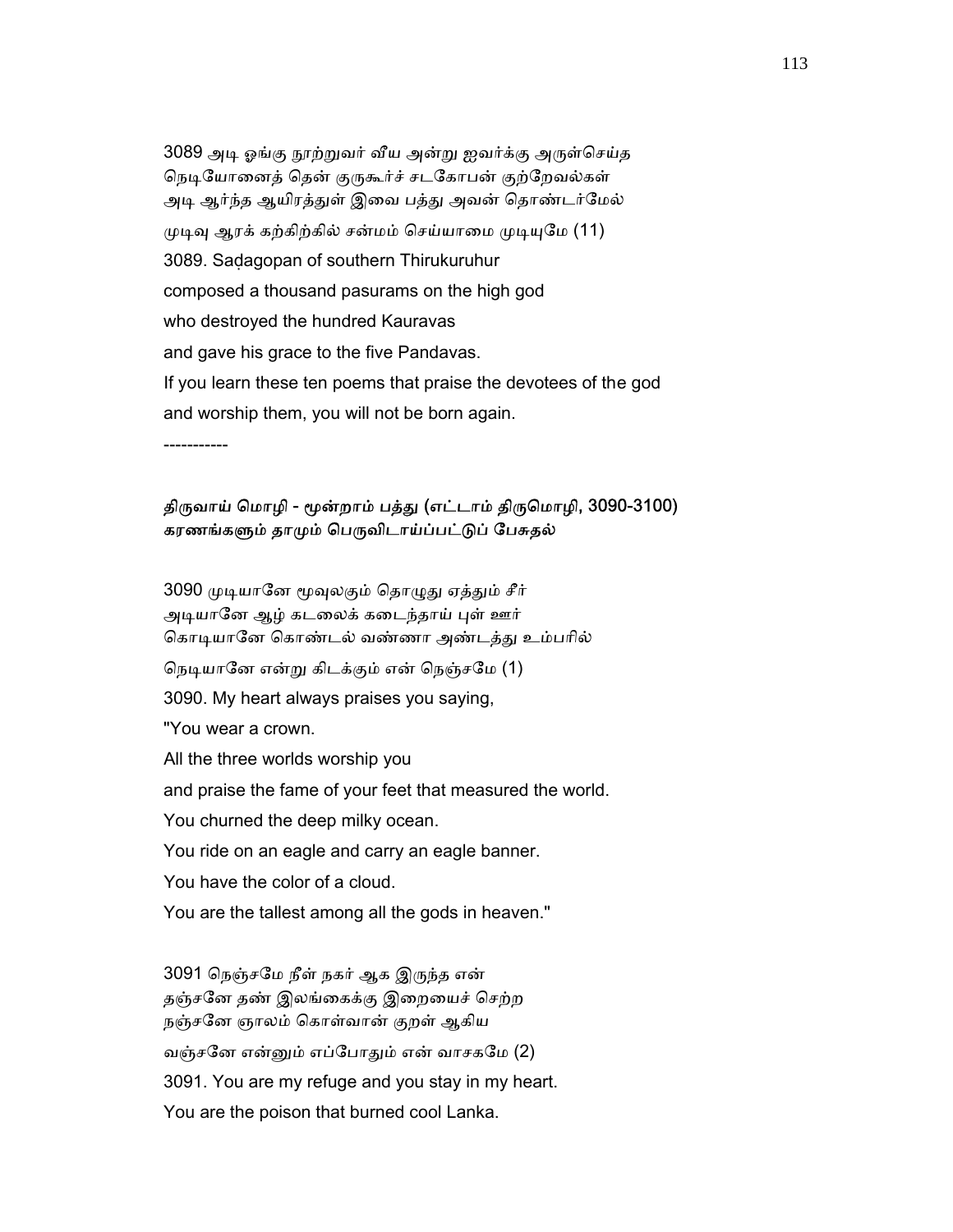3089 அடி ஓங்கு நூற்றுவர் வீய அன்று ஐவர்க்கு அருள்செய்த
நெடியோனைத் தென் குருகூர்ச் சடகோபன் குற்றேவல்கள்
அடி ஆர்ந்த ஆயிரத்துள் இவை பத்து அவன் தொண்டர்மேல்
முடிவு ஆரக் கற்கிற்கில் சன்மம் செய்யாமை முடியுமே (11)

3089. Saḍagopan of southern Thirukuruhur
composed a thousand pasurams on the high god
who destroyed the hundred Kauravas
and gave his grace to the five Pandavas.
If you learn these ten poems that praise the devotees of the god
and worship them, you will not be born again.

-----------

### திருவாய் மொழி - மூன்றாம் பத்து (எட்டாம் திருமொழி, 3090-3100)
### கரணங்களும் தாமும் பெருவிடாய்ப்பட்டுப் பேசுதல்

3090 முடியானே மூவுலகும் தொழுது ஏத்தும் சீர்
அடியானே ஆழ் கடலைக் கடைந்தாய் புள் ஊர்
கொடியானே கொண்டல் வண்ணா அண்டத்து உம்பரில்
நெடியானே என்று கிடக்கும் என் நெஞ்சமே (1)

3090. My heart always praises you saying,
"You wear a crown.
All the three worlds worship you
and praise the fame of your feet that measured the world.
You churned the deep milky ocean.
You ride on an eagle and carry an eagle banner.
You have the color of a cloud.
You are the tallest among all the gods in heaven."

3091 நெஞ்சமே நீள் நகர் ஆக இருந்த என்
தஞ்சனே தண் இலங்கைக்கு இறையைச் செற்ற
நஞ்சனே ஞாலம் கொள்வான் குறள் ஆகிய
வஞ்சனே என்னும் எப்போதும் என் வாசகமே (2)

3091. You are my refuge and you stay in my heart.
You are the poison that burned cool Lanka.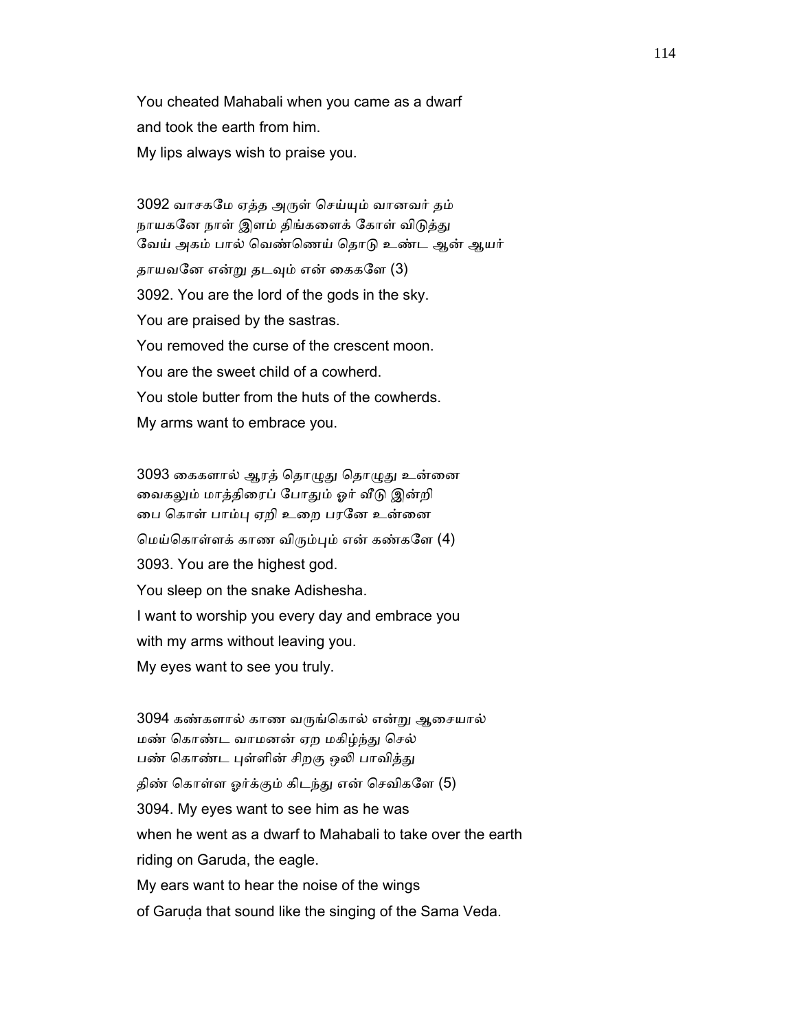You cheated Mahabali when you came as a dwarf
and took the earth from him.
My lips always wish to praise you.

3092 வாசகமே ஏத்த அருள் செய்யும் வானவர் தம்
நாயகனே நாள் இளம் திங்களைக் கோள் விடுத்து
வேய் அகம் பால் வெண்ணெய் தொடு உண்ட ஆன் ஆயர்
தாயவனே என்று தடவும் என் கைகளே (3)

3092. You are the lord of the gods in the sky.
You are praised by the sastras.
You removed the curse of the crescent moon.
You are the sweet child of a cowherd.
You stole butter from the huts of the cowherds.
My arms want to embrace you.

3093 கைகளால் ஆரத் தொழுது தொழுது உன்னை
வைகலும் மாத்திரைப் போதும் ஓர் வீடு இன்றி
பை கொள் பாம்பு ஏறி உறை பரனே உன்னை
மெய்கொள்ளக் காண விரும்பும் என் கண்களே (4)

3093. You are the highest god.
You sleep on the snake Adishesha.
I want to worship you every day and embrace you
with my arms without leaving you.
My eyes want to see you truly.

3094 கண்களால் காண வருங்கொல் என்று ஆசையால்
மண் கொண்ட வாமனன் ஏற மகிழ்ந்து செல்
பண் கொண்ட புள்ளின் சிறகு ஒலி பாவித்து
திண் கொள்ள ஓர்க்கும் கிடந்து என் செவிகளே (5)

3094. My eyes want to see him as he was
when he went as a dwarf to Mahabali to take over the earth
riding on Garuda, the eagle.
My ears want to hear the noise of the wings
of Garuḍa that sound like the singing of the Sama Veda.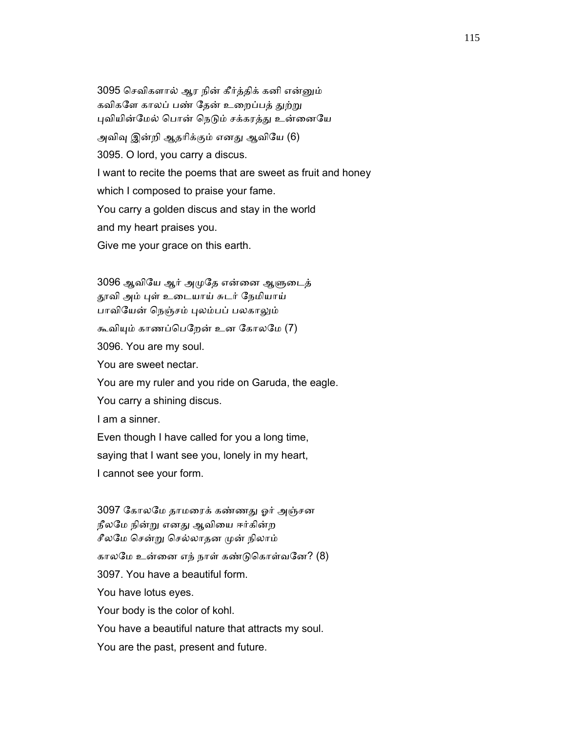3095 செவிகளால் ஆர நின் கீர்த்திக் கனி என்னும்
கவிகளே காலப் பண் தேன் உறைப்பத் துற்று
புவியின்மேல் பொன் நெடும் சக்கரத்து உன்னையே
அவிவு இன்றி ஆதரிக்கும் எனது ஆவியே (6)

3095. O lord, you carry a discus.

I want to recite the poems that are sweet as fruit and honey

which I composed to praise your fame.

You carry a golden discus and stay in the world

and my heart praises you.

Give me your grace on this earth.

3096 ஆவியே ஆர் அமுதே என்னை ஆளுடைத்
தூவி அம் புள் உடையாய் சுடர் நேமியாய்
பாவியேன் நெஞ்சம் புலம்பப் பலகாலும்
கூவியும் காணப்பெறேன் உன கோலமே (7)

3096. You are my soul.

You are sweet nectar.

You are my ruler and you ride on Garuda, the eagle.

You carry a shining discus.

I am a sinner.

Even though I have called for you a long time,

saying that I want see you, lonely in my heart,

I cannot see your form.

3097 கோலமே தாமரைக் கண்ணது ஓர் அஞ்சன
நீலமே நின்று எனது ஆவியை ஈர்கின்ற
சீலமே சென்று செல்லாதன முன் நிலாம்
காலமே உன்னை எந் நாள் கண்டுகொள்வனே? (8)

3097. You have a beautiful form.

You have lotus eyes.

Your body is the color of kohl.

You have a beautiful nature that attracts my soul.

You are the past, present and future.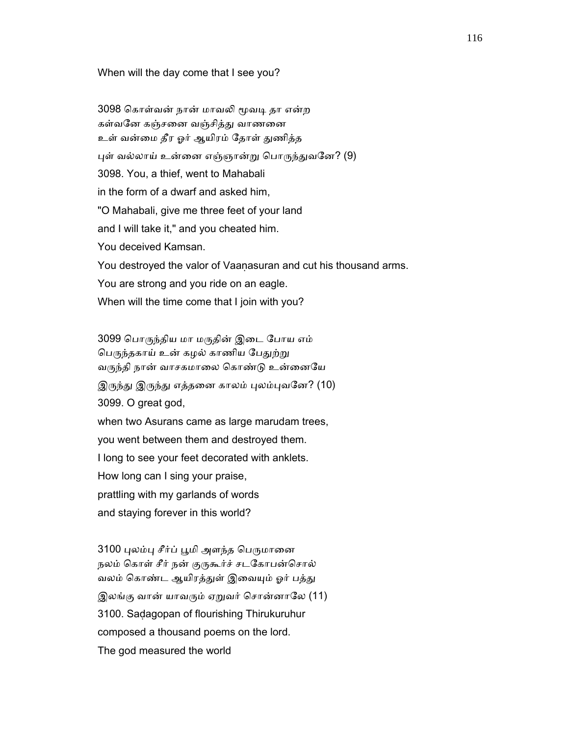When will the day come that I see you?

3098 கொள்வன் நான் மாவலி மூவடி தா என்ற
கள்வனே கஞ்சனை வஞ்சித்து வாணனை
உள் வன்மை தீர ஓர் ஆயிரம் தோள் துணித்த
புள் வல்லாய் உன்னை எஞ்ஞான்று பொருந்துவனே? (9)

3098. You, a thief, went to Mahabali
in the form of a dwarf and asked him,
"O Mahabali, give me three feet of your land
and I will take it," and you cheated him.
You deceived Kamsan.
You destroyed the valor of Vaaṇasuran and cut his thousand arms.
You are strong and you ride on an eagle.
When will the time come that I join with you?

3099 பொருந்திய மா மருதின் இடை போய எம்
பெருந்தகாய் உன் கழல் காணிய பேதுற்று
வருந்தி நான் வாசகமாலை கொண்டு உன்னையே
இருந்து இருந்து எத்தனை காலம் புலம்புவனே? (10)

3099. O great god,
when two Asurans came as large marudam trees,
you went between them and destroyed them.
I long to see your feet decorated with anklets.
How long can I sing your praise,
prattling with my garlands of words
and staying forever in this world?

3100 புலம்பு சீர்ப் பூமி அளந்த பெருமானை
நலம் கொள் சீர் நன் குருகூர்ச் சடகோபன்சொல்
வலம் கொண்ட ஆயிரத்துள் இவையும் ஓர் பத்து
இலங்கு வான் யாவரும் ஏறுவர் சொன்னாலே (11)

3100. Saḍagopan of flourishing Thirukuruhur
composed a thousand poems on the lord.
The god measured the world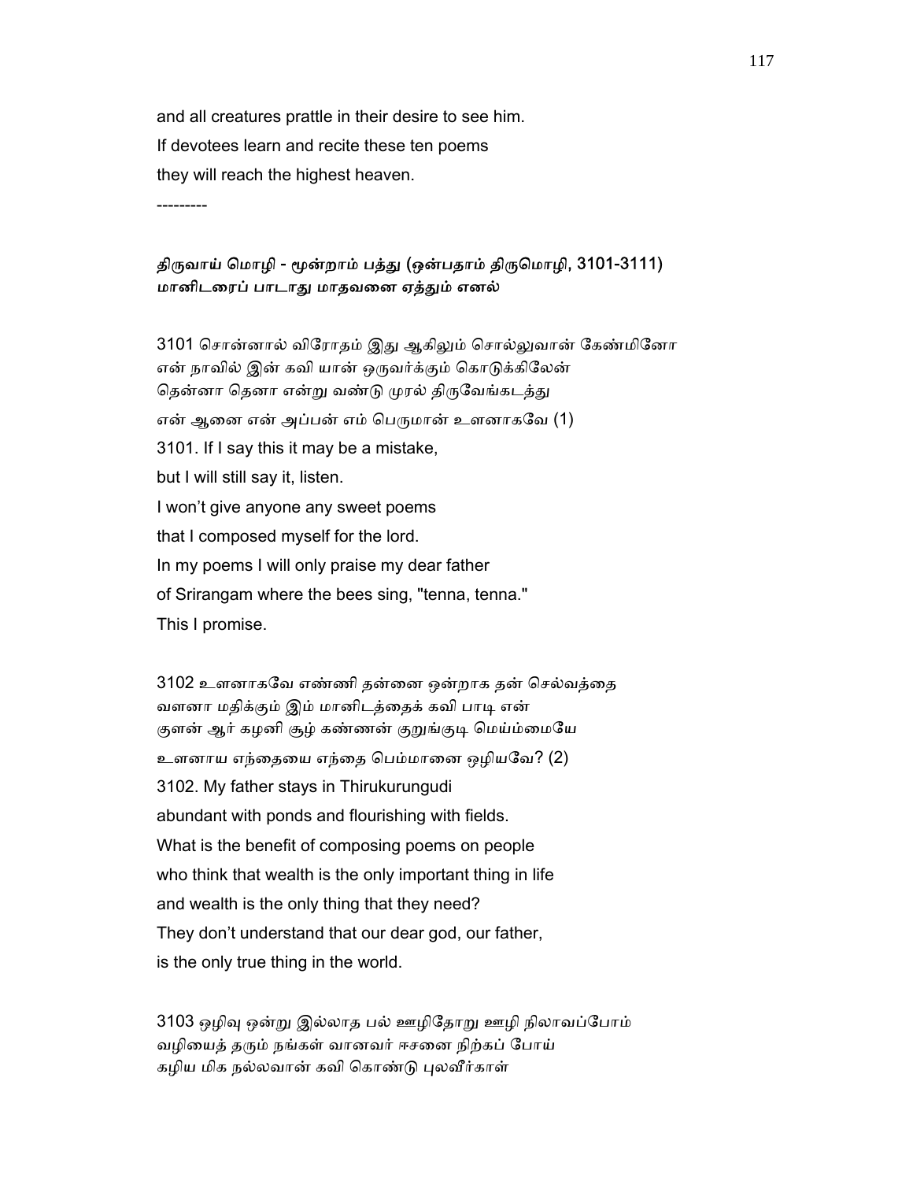and all creatures prattle in their desire to see him.
If devotees learn and recite these ten poems
they will reach the highest heaven.

---------

### திருவாய் மொழி - மூன்றாம் பத்து (ஒன்பதாம் திருமொழி, 3101-3111)
### மானிடரைப் பாடாது மாதவனை ஏத்தும் எனல்

3101 சொன்னால் விரோதம் இது ஆகிலும் சொல்லுவான் கேண்மினோ
என் நாவில் இன் கவி யான் ஒருவர்க்கும் கொடுக்கிலேன்
தென்னா தெனா என்று வண்டு முரல் திருவேங்கடத்து
என் ஆனை என் அப்பன் எம் பெருமான் உளனாகவே (1)
3101. If I say this it may be a mistake,
but I will still say it, listen.
I won't give anyone any sweet poems
that I composed myself for the lord.
In my poems I will only praise my dear father
of Srirangam where the bees sing, "tenna, tenna."
This I promise.

3102 உளனாகவே எண்ணி தன்னை ஒன்றாக தன் செல்வத்தை
வளனா மதிக்கும் இம் மானிடத்தைக் கவி பாடி என்
குளன் ஆர் கழனி சூழ் கண்ணன் குறுங்குடி மெய்ம்மையே
உளனாய எந்தையை எந்தை பெம்மானை ஒழியவே? (2)
3102. My father stays in Thirukurungudi
abundant with ponds and flourishing with fields.
What is the benefit of composing poems on people
who think that wealth is the only important thing in life
and wealth is the only thing that they need?
They don't understand that our dear god, our father,
is the only true thing in the world.

3103 ஒழிவு ஒன்று இல்லாத பல் ஊழிதோறு ஊழி நிலாவப்போம்
வழியைத் தரும் நங்கள் வானவர் ஈசனை நிற்கப் போய்
கழிய மிக நல்லவான் கவி கொண்டு புலவீர்காள்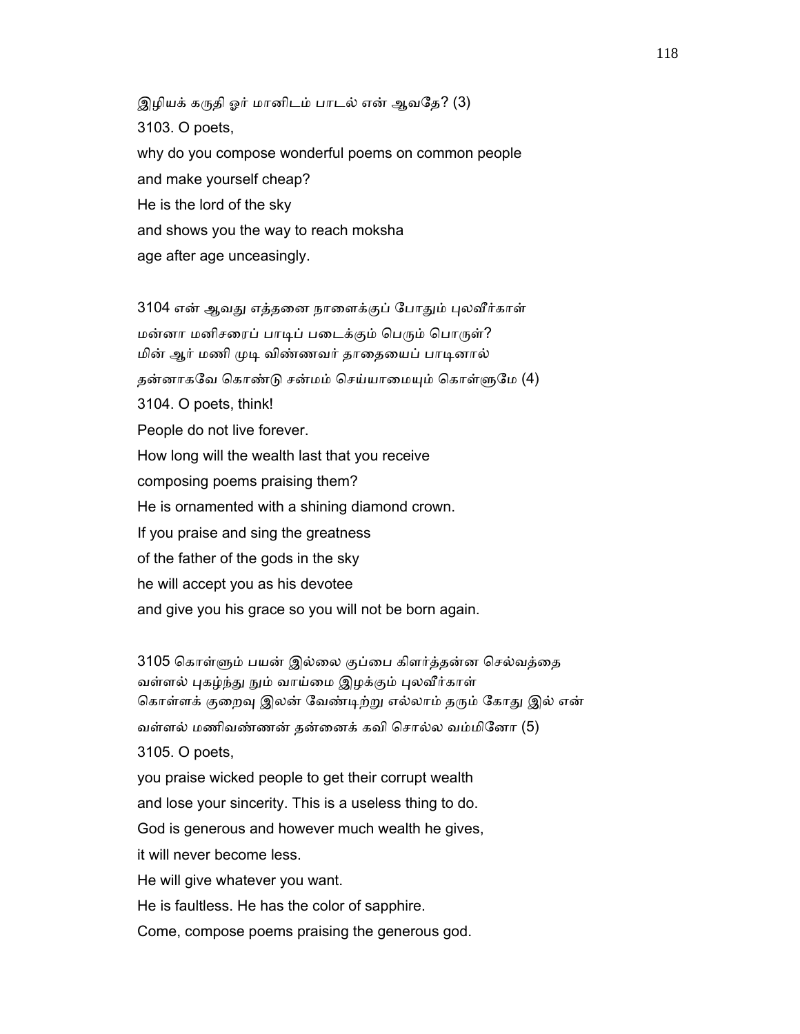இழியக் கருதி ஓர் மானிடம் பாடல் என் ஆவதே? (3)

3103. O poets,
why do you compose wonderful poems on common people
and make yourself cheap?
He is the lord of the sky
and shows you the way to reach moksha
age after age unceasingly.

3104 என் ஆவது எத்தனை நாளைக்குப் போதும் புலவீர்காள்
மன்னா மனிசரைப் பாடிப் படைக்கும் பெரும் பொருள்?
மின் ஆர் மணி முடி விண்ணவர் தாதையைப் பாடினால்
தன்னாகவே கொண்டு சன்மம் செய்யாமையும் கொள்ளுமே (4)

3104. O poets, think!
People do not live forever.
How long will the wealth last that you receive
composing poems praising them?
He is ornamented with a shining diamond crown.
If you praise and sing the greatness
of the father of the gods in the sky
he will accept you as his devotee
and give you his grace so you will not be born again.

3105 கொள்ளும் பயன் இல்லை குப்பை கிளர்த்தன்ன செல்வத்தை
வள்ளல் புகழ்ந்து நும் வாய்மை இழக்கும் புலவீர்காள்
கொள்ளக் குறைவு இலன் வேண்டிற்று எல்லாம் தரும் கோது இல் என்
வள்ளல் மணிவண்ணன் தன்னைக் கவி சொல்ல வம்மினோ (5)

3105. O poets,
you praise wicked people to get their corrupt wealth
and lose your sincerity. This is a useless thing to do.
God is generous and however much wealth he gives,
it will never become less.
He will give whatever you want.
He is faultless. He has the color of sapphire.
Come, compose poems praising the generous god.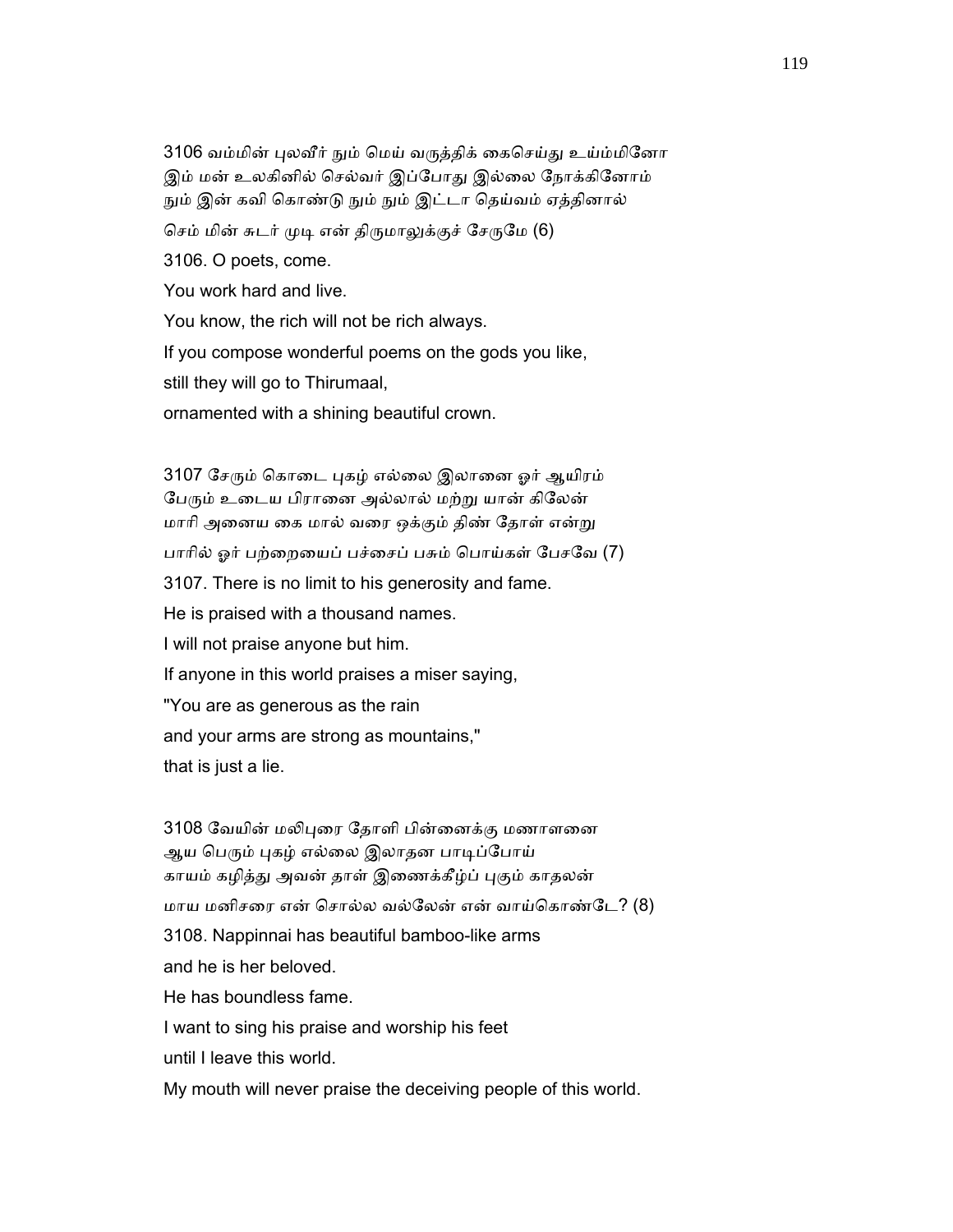3106 வம்மின் புலவீர் நும் மெய் வருத்திக் கைசெய்து உய்ம்மினோ
இம் மன் உலகினில் செல்வர் இப்போது இல்லை நோக்கினோம்
நும் இன் கவி கொண்டு நும் நும் இட்டா தெய்வம் ஏத்தினால்
செம் மின் சுடர் முடி என் திருமாலுக்குச் சேருமே (6)

3106. O poets, come.
You work hard and live.
You know, the rich will not be rich always.
If you compose wonderful poems on the gods you like,
still they will go to Thirumaal,
ornamented with a shining beautiful crown.

3107 சேரும் கொடை புகழ் எல்லை இலானை ஓர் ஆயிரம்
பேரும் உடைய பிரானை அல்லால் மற்று யான் கிலேன்
மாரி அனைய கை மால் வரை ஒக்கும் திண் தோள் என்று
பாரில் ஓர் பற்றையைப் பச்சைப் பசும் பொய்கள் பேசவே (7)

3107. There is no limit to his generosity and fame.
He is praised with a thousand names.
I will not praise anyone but him.
If anyone in this world praises a miser saying,
"You are as generous as the rain
and your arms are strong as mountains,"
that is just a lie.

3108 வேயின் மலிபுரை தோளி பின்னைக்கு மணாளனை
ஆய பெரும் புகழ் எல்லை இலாதன பாடிப்போய்
காயம் கழித்து அவன் தாள் இணைக்கீழ்ப் புகும் காதலன்
மாய மனிசரை என் சொல்ல வல்லேன் என் வாய்கொண்டே? (8)

3108. Nappinnai has beautiful bamboo-like arms
and he is her beloved.
He has boundless fame.
I want to sing his praise and worship his feet
until I leave this world.
My mouth will never praise the deceiving people of this world.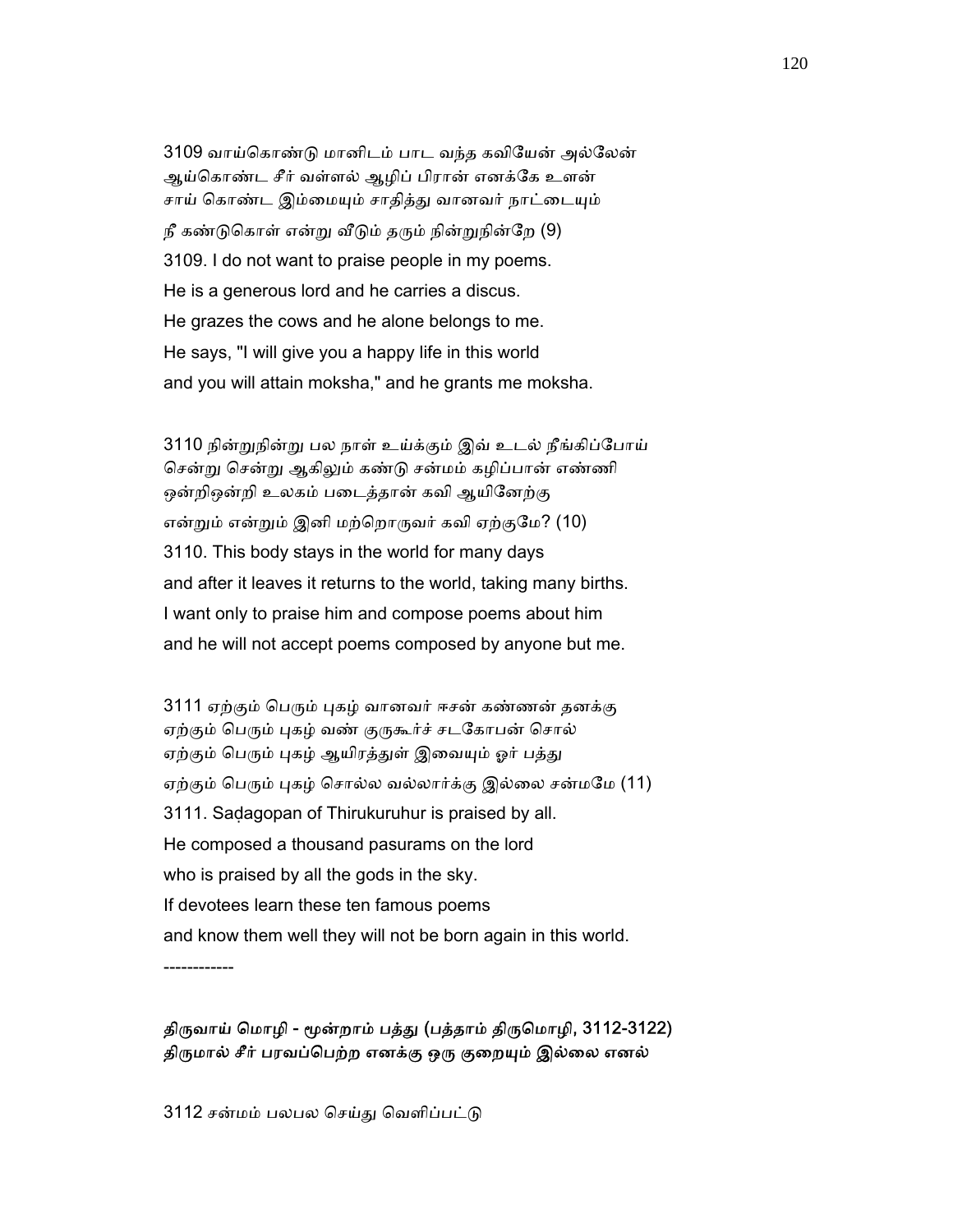3109 வாய்கொண்டு மானிடம் பாட வந்த கவியேன் அல்லேன்
ஆய்கொண்ட சீர் வள்ளல் ஆழிப் பிரான் எனக்கே உளன்
சாய் கொண்ட இம்மையும் சாதித்து வானவர் நாட்டையும்
நீ கண்டுகொள் என்று வீடும் தரும் நின்றுநின்றே (9)

3109. I do not want to praise people in my poems.
He is a generous lord and he carries a discus.
He grazes the cows and he alone belongs to me.
He says, "I will give you a happy life in this world
and you will attain moksha," and he grants me moksha.

3110 நின்றுநின்று பல நாள் உய்க்கும் இவ் உடல் நீங்கிப்போய்
சென்று சென்று ஆகிலும் கண்டு சன்மம் கழிப்பான் எண்ணி
ஒன்றிஒன்றி உலகம் படைத்தான் கவி ஆயினேற்கு
என்றும் என்றும் இனி மற்றொருவர் கவி ஏற்குமே? (10)

3110. This body stays in the world for many days
and after it leaves it returns to the world, taking many births.
I want only to praise him and compose poems about him
and he will not accept poems composed by anyone but me.

3111 ஏற்கும் பெரும் புகழ் வானவர் ஈசன் கண்ணன் தனக்கு
ஏற்கும் பெரும் புகழ் வண் குருகூர்ச் சடகோபன் சொல்
ஏற்கும் பெரும் புகழ் ஆயிரத்துள் இவையும் ஓர் பத்து
ஏற்கும் பெரும் புகழ் சொல்ல வல்லார்க்கு இல்லை சன்மமே (11)

3111. Saḍagopan of Thirukuruhur is praised by all.
He composed a thousand pasurams on the lord
who is praised by all the gods in the sky.
If devotees learn these ten famous poems
and know them well they will not be born again in this world.

------------

**திருவாய் மொழி - மூன்றாம் பத்து (பத்தாம் திருமொழி, 3112-3122)**
**திருமால் சீர் பரவப்பெற்ற எனக்கு ஒரு குறையும் இல்லை எனல்**

3112 சன்மம் பலபல செய்து வெளிப்பட்டு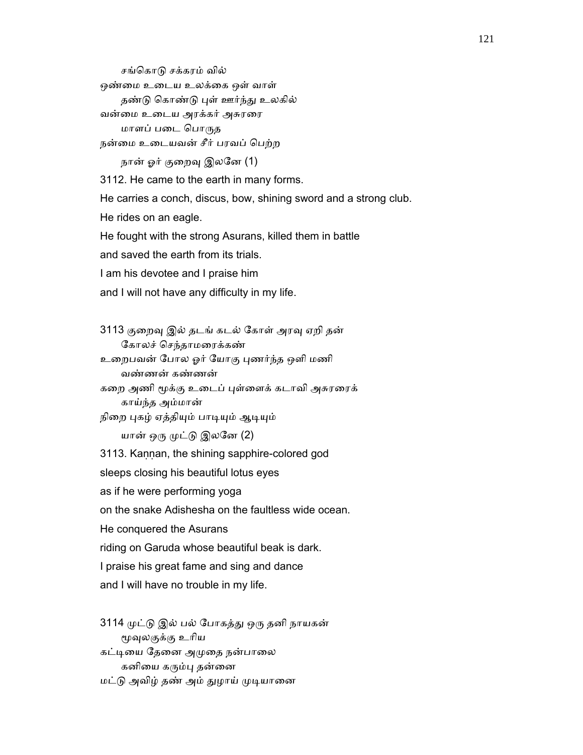சங்கொடு சக்கரம் வில்
ஒண்மை உடைய உலக்கை ஒள் வாள்
தண்டு கொண்டு புள் ஊர்ந்து உலகில்
வன்மை உடைய அரக்கர் அசுரரை
மாளப் படை பொருத
நன்மை உடையவன் சீர் பரவப் பெற்ற
நான் ஓர் குறைவு இலனே (1)

3112. He came to the earth in many forms.
He carries a conch, discus, bow, shining sword and a strong club.
He rides on an eagle.
He fought with the strong Asurans, killed them in battle
and saved the earth from its trials.
I am his devotee and I praise him
and I will not have any difficulty in my life.

3113 குறைவு இல் தடங் கடல் கோள் அரவு ஏறி தன்
கோலச் செந்தாமரைக்கண்
உறைபவன் போல ஓர் யோகு புணர்ந்த ஒளி மணி
வண்ணன் கண்ணன்
கறை அணி மூக்கு உடைப் புள்ளைக் கடாவி அசுரரைக்
காய்ந்த அம்மான்
நிறை புகழ் ஏத்தியும் பாடியும் ஆடியும்
யான் ஒரு முட்டு இலனே (2)

3113. Kaṇṇan, the shining sapphire-colored god
sleeps closing his beautiful lotus eyes
as if he were performing yoga
on the snake Adishesha on the faultless wide ocean.
He conquered the Asurans
riding on Garuda whose beautiful beak is dark.
I praise his great fame and sing and dance
and I will have no trouble in my life.

3114 முட்டு இல் பல் போகத்து ஒரு தனி நாயகன்
மூவுலகுக்கு உரிய
கட்டியை தேனை அமுதை நன்பாலை
கனியை கரும்பு தன்னை
மட்டு அவிழ் தண் அம் துழாய் முடியானை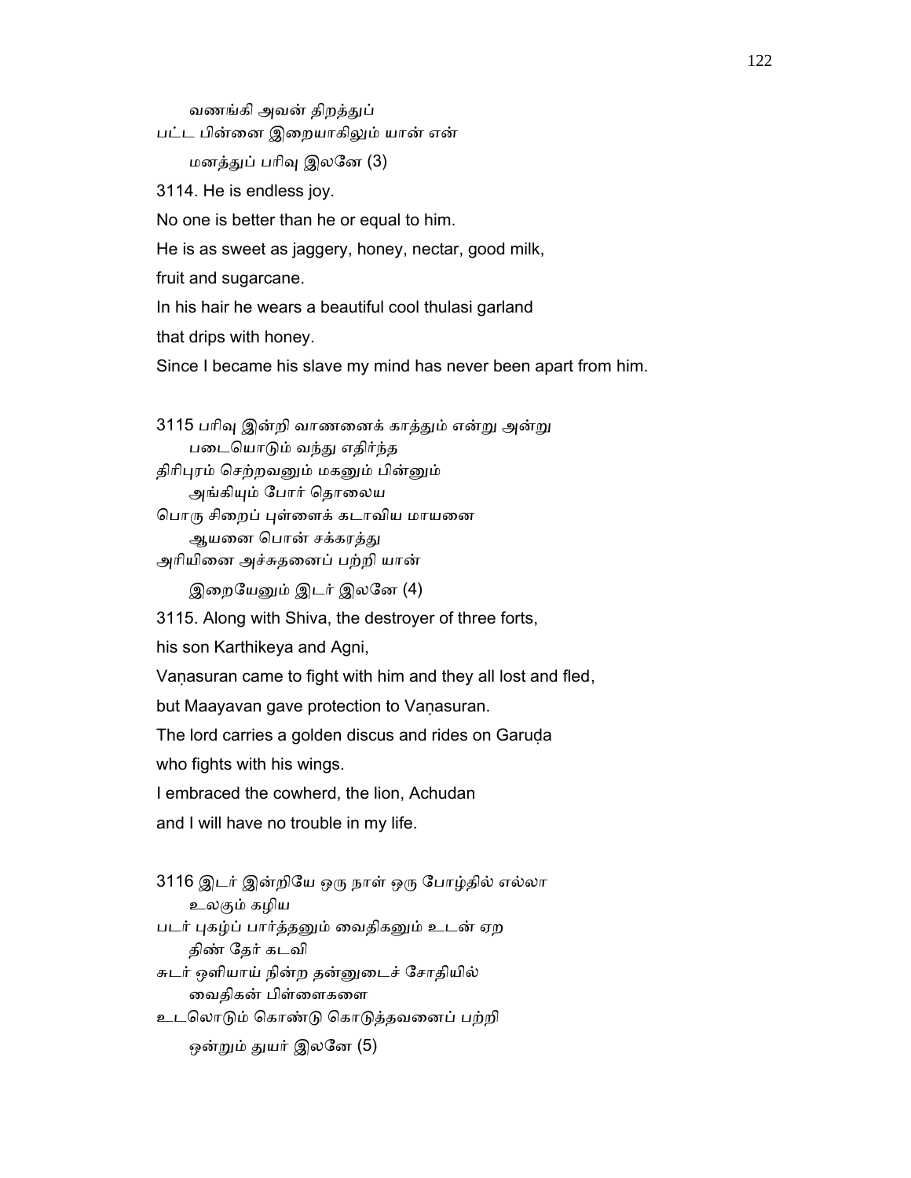வணங்கி அவன் திறத்துப்
பட்ட பின்னை இறையாகிலும் யான் என்
மனத்துப் பரிவு இலனே (3)

3114. He is endless joy.
No one is better than he or equal to him.
He is as sweet as jaggery, honey, nectar, good milk,
fruit and sugarcane.
In his hair he wears a beautiful cool thulasi garland
that drips with honey.
Since I became his slave my mind has never been apart from him.

3115 பரிவு இன்றி வாணனைக் காத்தும் என்று அன்று
படையொடும் வந்து எதிர்ந்த
திரிபுரம் செற்றவனும் மகனும் பின்னும்
அங்கியும் போர் தொலைய
பொரு சிறைப் புள்ளைக் கடாவிய மாயனை
ஆயனை பொன் சக்கரத்து
அரியினை அச்சுதனைப் பற்றி யான்
இறையேனும் இடர் இலனே (4)

3115. Along with Shiva, the destroyer of three forts,
his son Karthikeya and Agni,
Vaṇasuran came to fight with him and they all lost and fled,
but Maayavan gave protection to Vaṇasuran.
The lord carries a golden discus and rides on Garuḍa
who fights with his wings.
I embraced the cowherd, the lion, Achudan
and I will have no trouble in my life.

3116 இடர் இன்றியே ஒரு நாள் ஒரு போழ்தில் எல்லா
உலகும் கழிய
படர் புகழ்ப் பார்த்தனும் வைதிகனும் உடன் ஏற
திண் தேர் கடவி
சுடர் ஒளியாய் நின்ற தன்னுடைச் சோதியில்
வைதிகன் பிள்ளைகளை
உடலொடும் கொண்டு கொடுத்தவனைப் பற்றி
ஒன்றும் துயர் இலனே (5)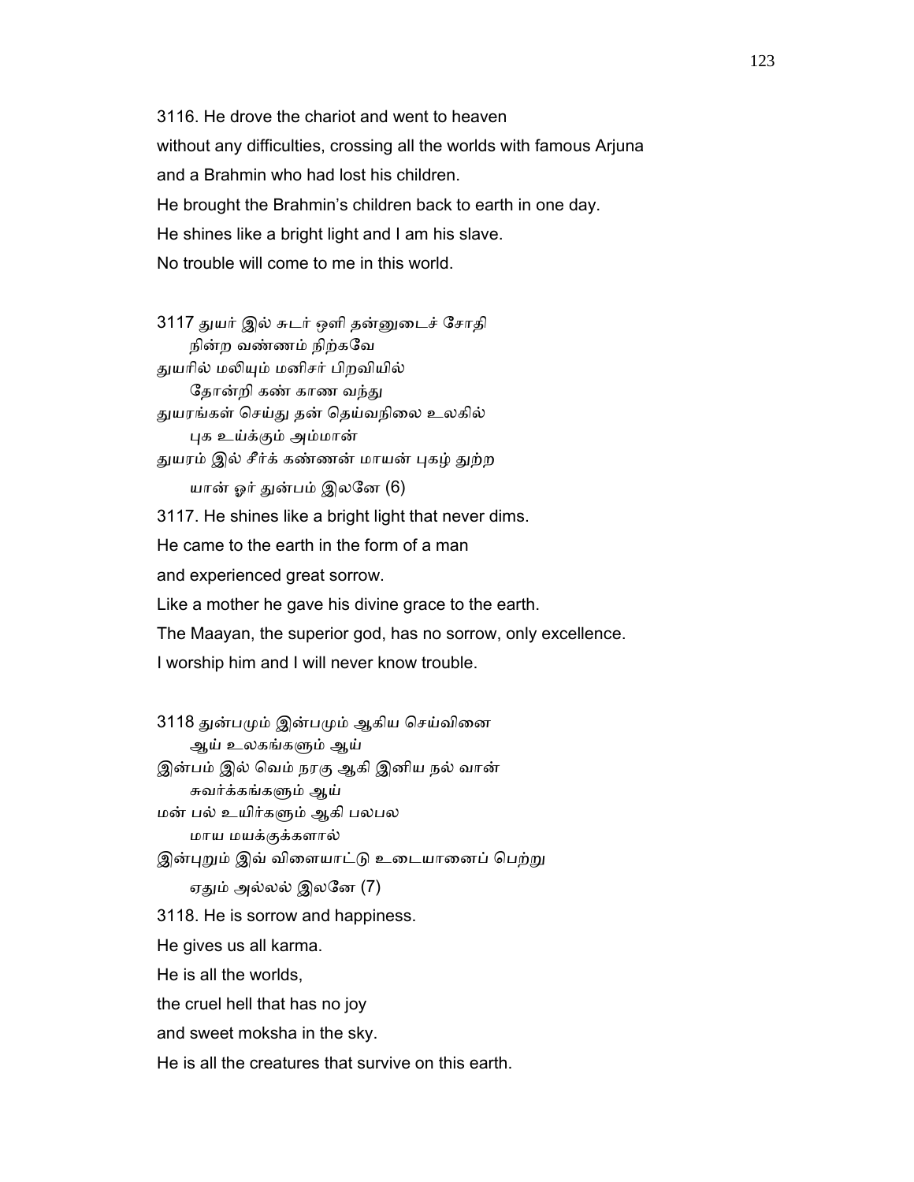3116. He drove the chariot and went to heaven
without any difficulties, crossing all the worlds with famous Arjuna
and a Brahmin who had lost his children.
He brought the Brahmin's children back to earth in one day.
He shines like a bright light and I am his slave.
No trouble will come to me in this world.

3117 துயர் இல் சுடர் ஒளி தன்னுடைச் சோதி
நின்ற வண்ணம் நிற்கவே
துயரில் மலியும் மனிசர் பிறவியில்
தோன்றி கண் காண வந்து
துயரங்கள் செய்து தன் தெய்வநிலை உலகில்
புக உய்க்கும் அம்மான்
துயரம் இல் சீர்க் கண்ணன் மாயன் புகழ் துற்ற
யான் ஓர் துன்பம் இலனே (6)

3117. He shines like a bright light that never dims.
He came to the earth in the form of a man
and experienced great sorrow.
Like a mother he gave his divine grace to the earth.
The Maayan, the superior god, has no sorrow, only excellence.
I worship him and I will never know trouble.

3118 துன்பமும் இன்பமும் ஆகிய செய்வினை
ஆய் உலகங்களும் ஆய்
இன்பம் இல் வெம் நரகு ஆகி இனிய நல் வான்
சுவர்க்கங்களும் ஆய்
மன் பல் உயிர்களும் ஆகி பலபல
மாய மயக்குக்களால்
இன்புறும் இவ் விளையாட்டு உடையானைப் பெற்று
ஏதும் அல்லல் இலனே (7)

3118. He is sorrow and happiness.
He gives us all karma.
He is all the worlds,
the cruel hell that has no joy
and sweet moksha in the sky.
He is all the creatures that survive on this earth.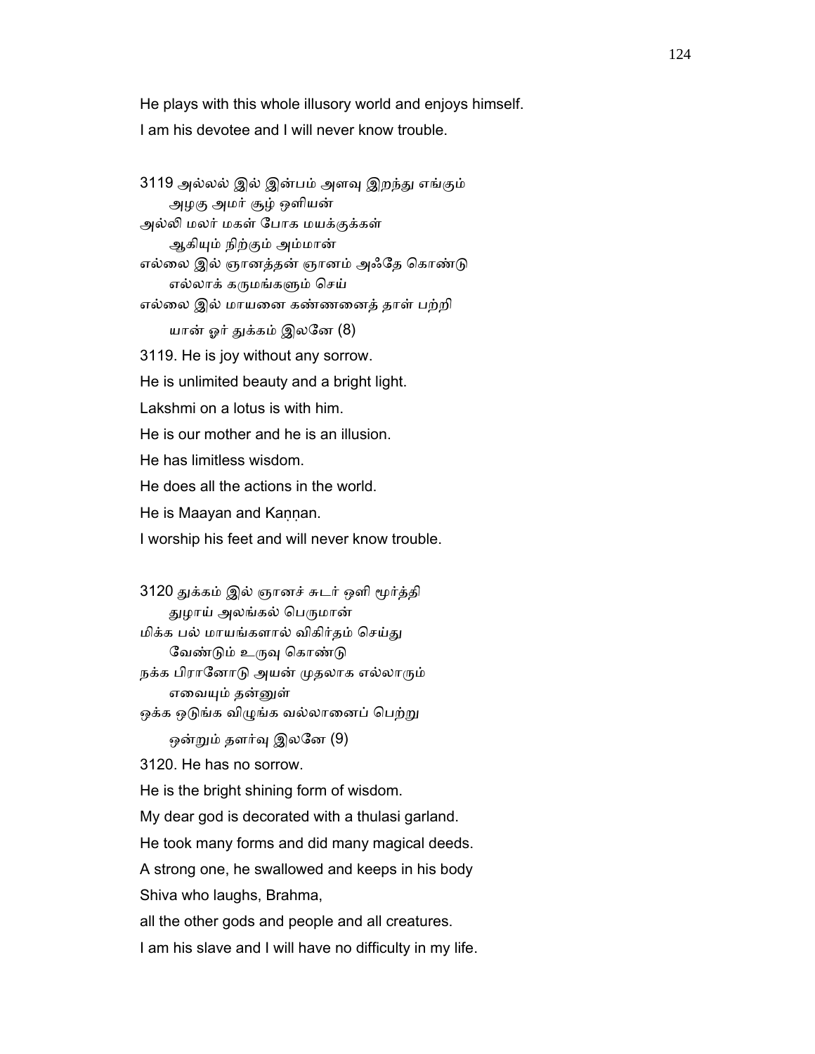He plays with this whole illusory world and enjoys himself.

I am his devotee and I will never know trouble.

3119 அல்லல் இல் இன்பம் அளவு இறந்து எங்கும்
      அழகு அமர் சூழ் ஒளியன்
அல்லி மலர் மகள் போக மயக்குக்கள்
      ஆகியும் நிற்கும் அம்மான்
எல்லை இல் ஞானத்தன் ஞானம் அஃதே கொண்டு
      எல்லாக் கருமங்களும் செய்
எல்லை இல் மாயனை கண்ணனைத் தாள் பற்றி
      யான் ஓர் துக்கம் இலனே (8)

3119. He is joy without any sorrow.

He is unlimited beauty and a bright light.

Lakshmi on a lotus is with him.

He is our mother and he is an illusion.

He has limitless wisdom.

He does all the actions in the world.

He is Maayan and Kaṇṇan.

I worship his feet and will never know trouble.

3120 துக்கம் இல் ஞானச் சுடர் ஒளி மூர்த்தி
      துழாய் அலங்கல் பெருமான்
மிக்க பல் மாயங்களால் விகிர்தம் செய்து
      வேண்டும் உருவு கொண்டு
நக்க பிரானோடு அயன் முதலாக எல்லாரும்
      எவையும் தன்னுள்
ஒக்க ஒடுங்க விழுங்க வல்லானைப் பெற்று
      ஒன்றும் தளர்வு இலனே (9)

3120. He has no sorrow.

He is the bright shining form of wisdom.

My dear god is decorated with a thulasi garland.

He took many forms and did many magical deeds.

A strong one, he swallowed and keeps in his body

Shiva who laughs, Brahma,

all the other gods and people and all creatures.

I am his slave and I will have no difficulty in my life.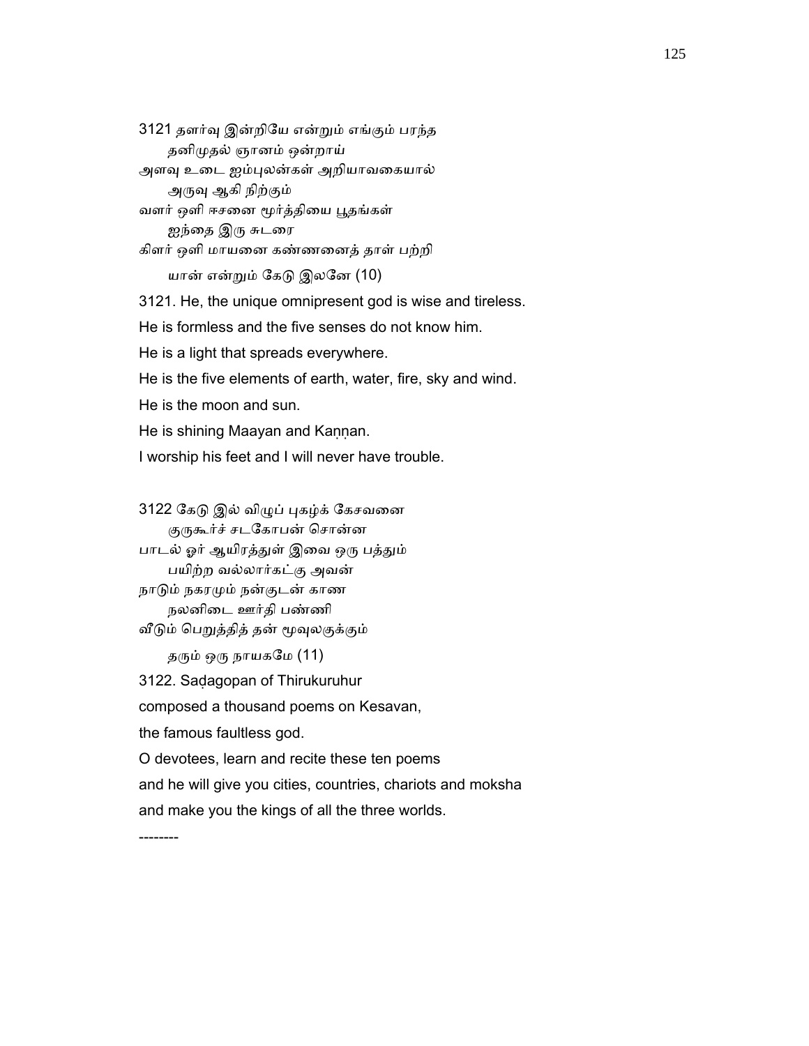3121 தளர்வு இன்றியே என்றும் எங்கும் பரந்த
    தனிமுதல் ஞானம் ஒன்றாய்
அளவு உடை ஐம்புலன்கள் அறியாவகையால்
    அருவு ஆகி நிற்கும்
வளர் ஒளி ஈசனை மூர்த்தியை பூதங்கள்
    ஐந்தை இரு சுடரை
கிளர் ஒளி மாயனை கண்ணனைத் தாள் பற்றி
    யான் என்றும் கேடு இலனே (10)

3121. He, the unique omnipresent god is wise and tireless.
He is formless and the five senses do not know him.
He is a light that spreads everywhere.
He is the five elements of earth, water, fire, sky and wind.
He is the moon and sun.
He is shining Maayan and Kaṇṇan.
I worship his feet and I will never have trouble.

3122 கேடு இல் விழுப் புகழ்க் கேசவனை
    குருகூர்ச் சடகோபன் சொன்ன
பாடல் ஓர் ஆயிரத்துள் இவை ஒரு பத்தும்
    பயிற்ற வல்லார்கட்கு அவன்
நாடும் நகரமும் நன்குடன் காண
    நலனிடை ஊர்தி பண்ணி
வீடும் பெறுத்தித் தன் மூவுலகுக்கும்
    தரும் ஒரு நாயகமே (11)

3122. Saḍagopan of Thirukuruhur
composed a thousand poems on Kesavan,
the famous faultless god.
O devotees, learn and recite these ten poems
and he will give you cities, countries, chariots and moksha
and make you the kings of all the three worlds.

--------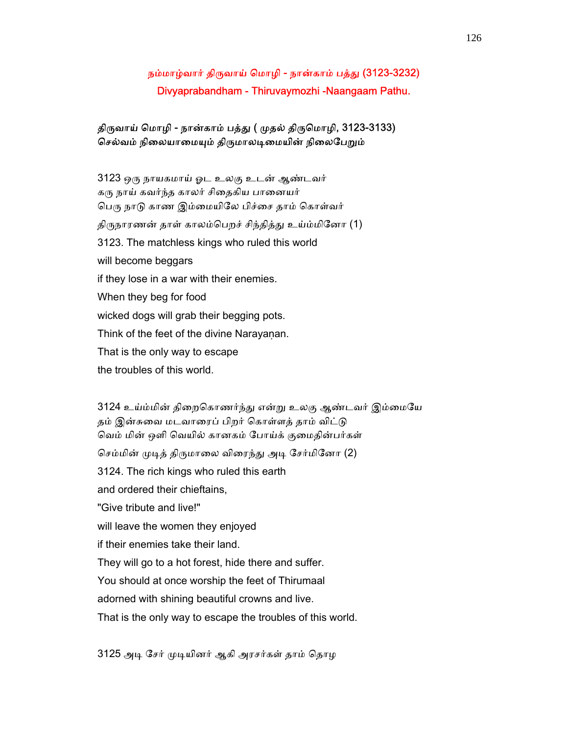## நம்மாழ்வார் திருவாய் மொழி - நான்காம் பத்து (3123-3232)
## Divyaprabandham - Thiruvaymozhi -Naangaam Pathu.

### திருவாய் மொழி - நான்காம் பத்து ( முதல் திருமொழி, 3123-3133)
### செல்வம் நிலையாமையும் திருமாலடிமையின் நிலைபேறும்

3123 ஒரு நாயகமாய் ஓட உலகு உடன் ஆண்டவர்
கரு நாய் கவர்ந்த காலர் சிதைகிய பானையர்
பெரு நாடு காண இம்மையிலே பிச்சை தாம் கொள்வர்
திருநாரணன் தாள் காலம்பெறச் சிந்தித்து உய்ம்மினோ (1)

3123. The matchless kings who ruled this world
will become beggars
if they lose in a war with their enemies.
When they beg for food
wicked dogs will grab their begging pots.
Think of the feet of the divine Narayaṇan.
That is the only way to escape
the troubles of this world.

3124 உய்ம்மின் திறைகொணர்ந்து என்று உலகு ஆண்டவர் இம்மையே
தம் இன்சுவை மடவாரைப் பிறர் கொள்ளத் தாம் விட்டு
வெம் மின் ஒளி வெயில் கானகம் போய்க் குமைதின்பர்கள்
செம்மின் முடித் திருமாலை விரைந்து அடி சேர்மினோ (2)

3124. The rich kings who ruled this earth
and ordered their chieftains,
"Give tribute and live!"
will leave the women they enjoyed
if their enemies take their land.
They will go to a hot forest, hide there and suffer.
You should at once worship the feet of Thirumaal
adorned with shining beautiful crowns and live.
That is the only way to escape the troubles of this world.

3125 அடி சேர் முடியினர் ஆகி அரசர்கள் தாம் தொழ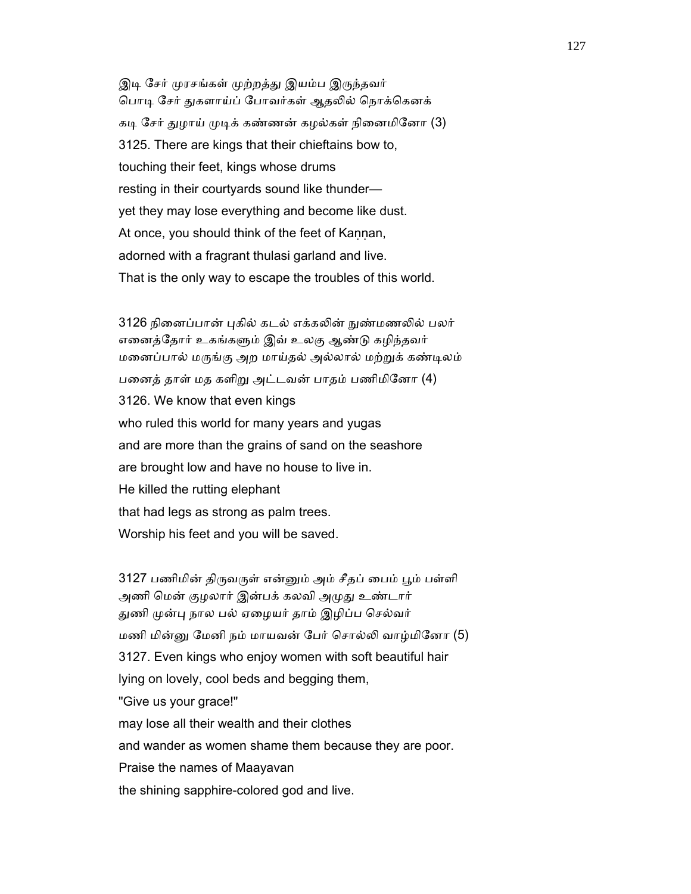இடி சேர் முரசங்கள் முற்றத்து இயம்ப இருந்தவர்
பொடி சேர் துகளாய்ப் போவர்கள் ஆதலில் நொக்கெனக்
கடி சேர் துழாய் முடிக் கண்ணன் கழல்கள் நினைமினோ (3)

3125. There are kings that their chieftains bow to,
touching their feet, kings whose drums
resting in their courtyards sound like thunder—
yet they may lose everything and become like dust.
At once, you should think of the feet of Kaṇṇan,
adorned with a fragrant thulasi garland and live.
That is the only way to escape the troubles of this world.

3126 நினைப்பான் புகில் கடல் எக்கலின் நுண்மணலில் பலர்
எனைத்தோர் உகங்களும் இவ் உலகு ஆண்டு கழிந்தவர்
மனைப்பால் மருங்கு அற மாய்தல் அல்லால் மற்றுக் கண்டிலம்
பனைத் தாள் மத களிறு அட்டவன் பாதம் பணிமினோ (4)

3126. We know that even kings
who ruled this world for many years and yugas
and are more than the grains of sand on the seashore
are brought low and have no house to live in.
He killed the rutting elephant
that had legs as strong as palm trees.
Worship his feet and you will be saved.

3127 பணிமின் திருவருள் என்னும் அம் சீதப் பைம் பூம் பள்ளி
அணி மென் குழலார் இன்பக் கலவி அமுது உண்டார்
துணி முன்பு நால பல் ஏழையர் தாம் இழிப்ப செல்வர்
மணி மின்னு மேனி நம் மாயவன் பேர் சொல்லி வாழ்மினோ (5)

3127. Even kings who enjoy women with soft beautiful hair
lying on lovely, cool beds and begging them,
"Give us your grace!"
may lose all their wealth and their clothes
and wander as women shame them because they are poor.
Praise the names of Maayavan
the shining sapphire-colored god and live.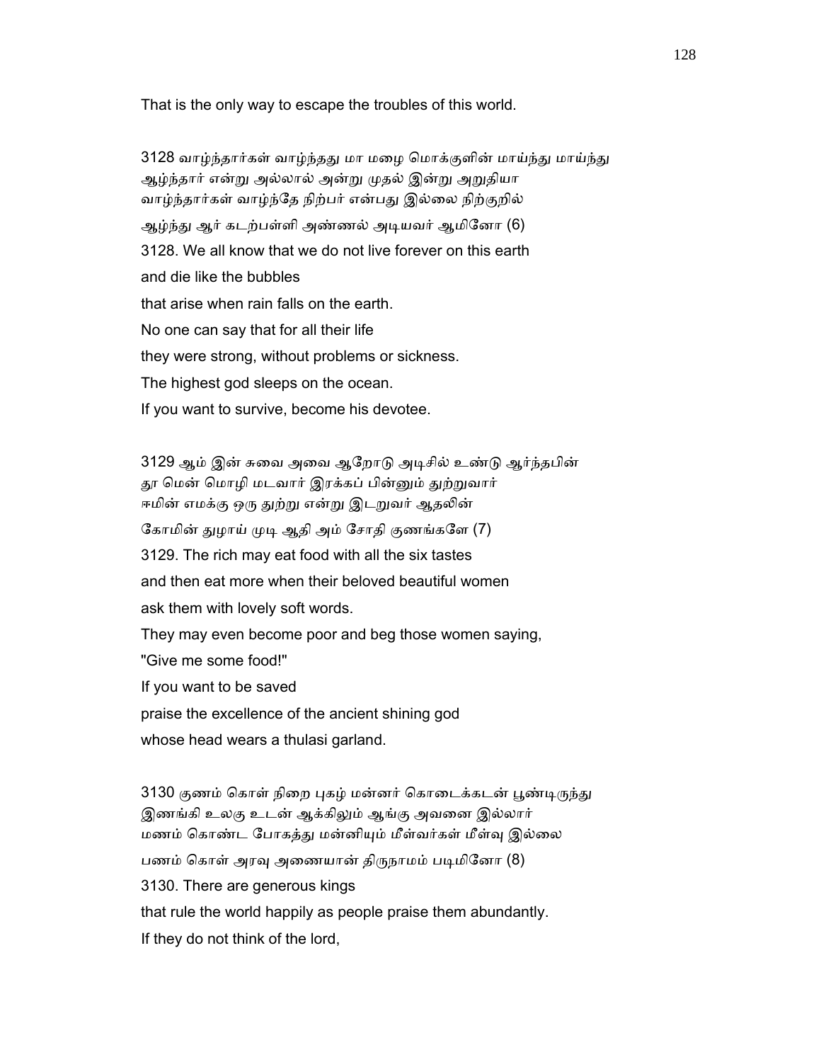That is the only way to escape the troubles of this world.

3128 வாழ்ந்தார்கள் வாழ்ந்தது மா மழை மொக்குளின் மாய்ந்து மாய்ந்து
ஆழ்ந்தார் என்று அல்லால் அன்று முதல் இன்று அறுதியா
வாழ்ந்தார்கள் வாழ்ந்தே நிற்பர் என்பது இல்லை நிற்குறில்
ஆழ்ந்து ஆர் கடற்பள்ளி அண்ணல் அடியவர் ஆமினோ (6)

3128. We all know that we do not live forever on this earth
and die like the bubbles
that arise when rain falls on the earth.
No one can say that for all their life
they were strong, without problems or sickness.
The highest god sleeps on the ocean.
If you want to survive, become his devotee.

3129 ஆம் இன் சுவை அவை ஆறோடு அடிசில் உண்டு ஆர்ந்தபின்
தூ மென் மொழி மடவார் இரக்கப் பின்னும் துற்றுவார்
ஈமின் எமக்கு ஒரு துற்று என்று இடறுவர் ஆதலின்
கோமின் துழாய் முடி ஆதி அம் சோதி குணங்களே (7)

3129. The rich may eat food with all the six tastes
and then eat more when their beloved beautiful women
ask them with lovely soft words.
They may even become poor and beg those women saying,
"Give me some food!"
If you want to be saved
praise the excellence of the ancient shining god
whose head wears a thulasi garland.

3130 குணம் கொள் நிறை புகழ் மன்னர் கொடைக்கடன் பூண்டிருந்து
இணங்கி உலகு உடன் ஆக்கிலும் ஆங்கு அவனை இல்லார்
மணம் கொண்ட போகத்து மன்னியும் மீள்வர்கள் மீள்வு இல்லை
பணம் கொள் அரவு அணையான் திருநாமம் படிமினோ (8)

3130. There are generous kings
that rule the world happily as people praise them abundantly.
If they do not think of the lord,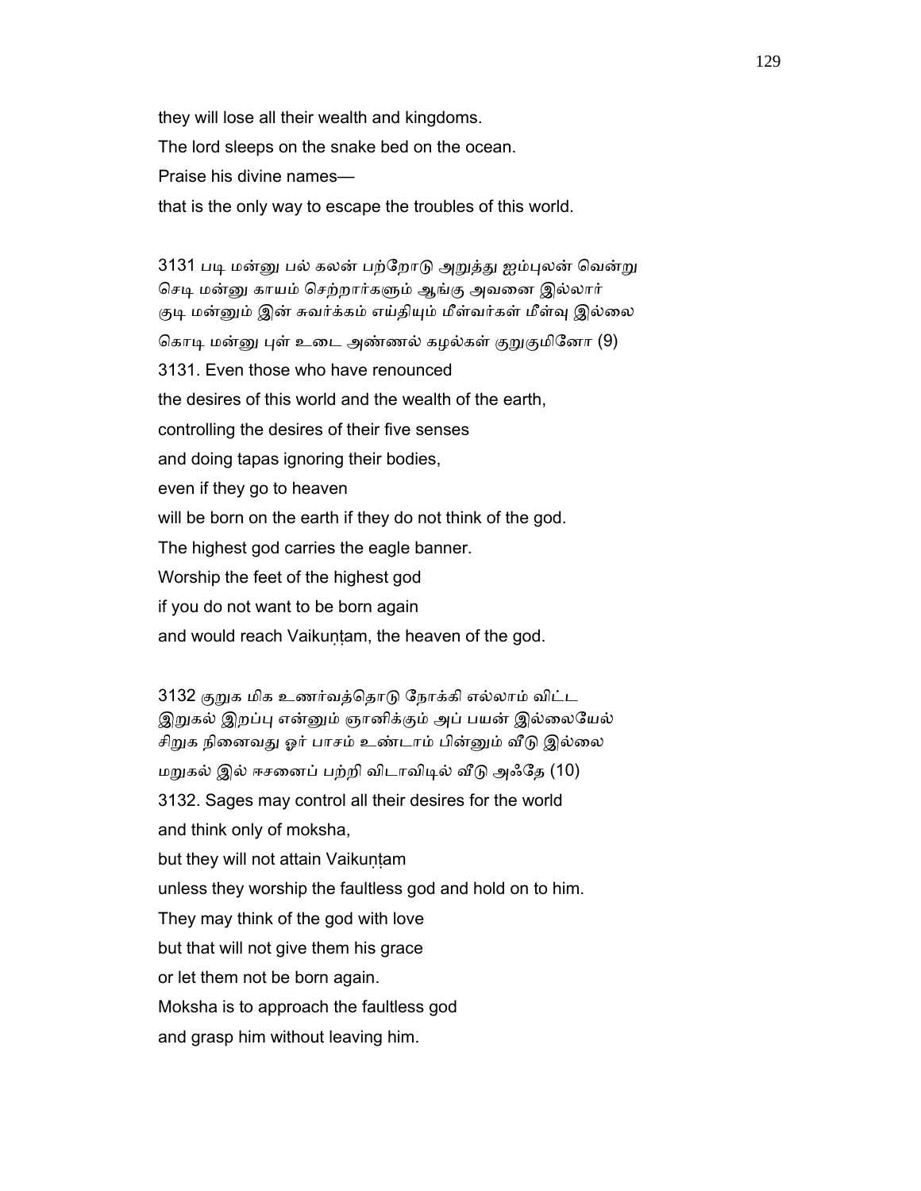they will lose all their wealth and kingdoms.

The lord sleeps on the snake bed on the ocean.

Praise his divine names—

that is the only way to escape the troubles of this world.

3131 படி மன்னு பல் கலன் பற்றோடு அறுத்து ஐம்புலன் வென்று
செடி மன்னு காயம் செற்றார்களும் ஆங்கு அவனை இல்லார்
குடி மன்னும் இன் சுவர்க்கம் எய்தியும் மீள்வர்கள் மீள்வு இல்லை
கொடி மன்னு புள் உடை அண்ணல் கழல்கள் குறுகுமினோ (9)

3131. Even those who have renounced

the desires of this world and the wealth of the earth,

controlling the desires of their five senses

and doing tapas ignoring their bodies,

even if they go to heaven

will be born on the earth if they do not think of the god.

The highest god carries the eagle banner.

Worship the feet of the highest god

if you do not want to be born again

and would reach Vaikuṇṭam, the heaven of the god.

3132 குறுக மிக உணர்வத்தொடு நோக்கி எல்லாம் விட்ட
இறுகல் இறப்பு என்னும் ஞானிக்கும் அப் பயன் இல்லையேல்
சிறுக நினைவது ஓர் பாசம் உண்டாம் பின்னும் வீடு இல்லை
மறுகல் இல் ஈசனைப் பற்றி விடாவிடில் வீடு அஃதே (10)

3132. Sages may control all their desires for the world

and think only of moksha,

but they will not attain Vaikuṇṭam

unless they worship the faultless god and hold on to him.

They may think of the god with love

but that will not give them his grace

or let them not be born again.

Moksha is to approach the faultless god

and grasp him without leaving him.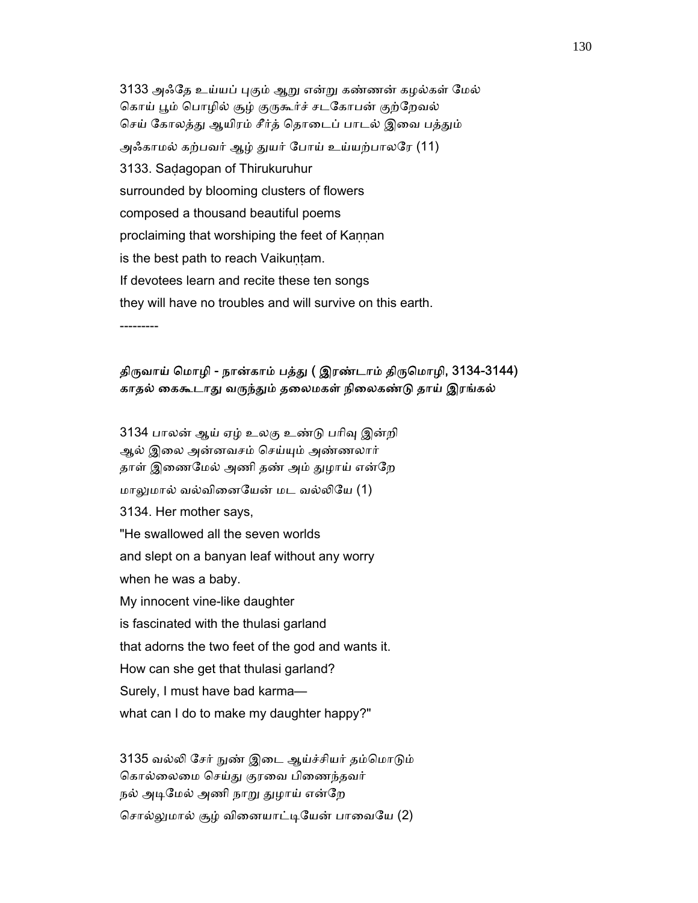3133 அஃதே உய்யப் புகும் ஆறு என்று கண்ணன் கழல்கள் மேல்
கொய் பூம் பொழில் சூழ் குருகூர்ச் சடகோபன் குற்றேவல்
செய் கோலத்து ஆயிரம் சீர்த் தொடைப் பாடல் இவை பத்தும்
அஃகாமல் கற்பவர் ஆழ் துயர் போய் உய்யற்பாலரே (11)

3133. Saḍagopan of Thirukuruhur
surrounded by blooming clusters of flowers
composed a thousand beautiful poems
proclaiming that worshiping the feet of Kaṇṇan
is the best path to reach Vaikuṇṭam.
If devotees learn and recite these ten songs
they will have no troubles and will survive on this earth.

---------

**திருவாய் மொழி - நான்காம் பத்து ( இரண்டாம் திருமொழி, 3134-3144)**
**காதல் கைகூடாது வருந்தும் தலைமகள் நிலைகண்டு தாய் இரங்கல்**

3134 பாலன் ஆய் ஏழ் உலகு உண்டு பரிவு இன்றி
ஆல் இலை அன்னவசம் செய்யும் அண்ணலார்
தாள் இணைமேல் அணி தண் அம் துழாய் என்றே
மாலுமால் வல்வினையேன் மட வல்லியே (1)

3134. Her mother says,
"He swallowed all the seven worlds
and slept on a banyan leaf without any worry
when he was a baby.
My innocent vine-like daughter
is fascinated with the thulasi garland
that adorns the two feet of the god and wants it.
How can she get that thulasi garland?
Surely, I must have bad karma—
what can I do to make my daughter happy?"

3135 வல்லி சேர் நுண் இடை ஆய்ச்சியர் தம்மொடும்
கொல்லைமை செய்து குரவை பிணைந்தவர்
நல் அடிமேல் அணி நாறு துழாய் என்றே
சொல்லுமால் சூழ் வினையாட்டியேன் பாவையே (2)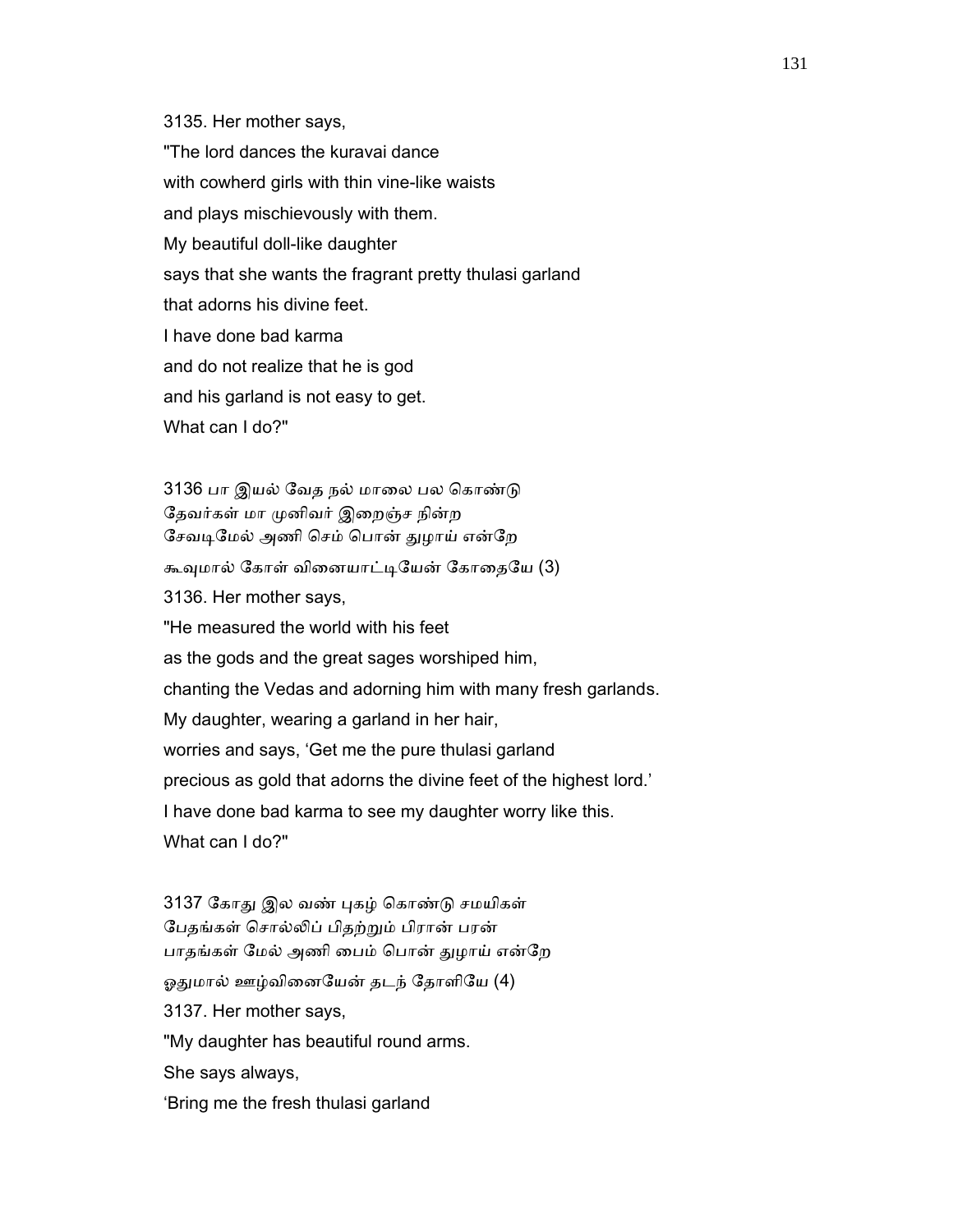3135. Her mother says,

"The lord dances the kuravai dance

with cowherd girls with thin vine-like waists

and plays mischievously with them.

My beautiful doll-like daughter

says that she wants the fragrant pretty thulasi garland

that adorns his divine feet.

I have done bad karma

and do not realize that he is god

and his garland is not easy to get.

What can I do?"

3136 பா இயல் வேத நல் மாலை பல கொண்டு
தேவர்கள் மா முனிவர் இறைஞ்ச நின்ற
சேவடிமேல் அணி செம் பொன் துழாய் என்றே
கூவுமால் கோள் வினையாட்டியேன் கோதையே (3)

3136. Her mother says,

"He measured the world with his feet

as the gods and the great sages worshiped him,

chanting the Vedas and adorning him with many fresh garlands.

My daughter, wearing a garland in her hair,

worries and says, 'Get me the pure thulasi garland

precious as gold that adorns the divine feet of the highest lord.'

I have done bad karma to see my daughter worry like this.

What can I do?"

3137 கோது இல வண் புகழ் கொண்டு சமயிகள்
பேதங்கள் சொல்லிப் பிதற்றும் பிரான் பரன்
பாதங்கள் மேல் அணி பைம் பொன் துழாய் என்றே
ஓதுமால் ஊழ்வினையேன் தடந் தோளியே (4)

3137. Her mother says,

"My daughter has beautiful round arms.

She says always,

'Bring me the fresh thulasi garland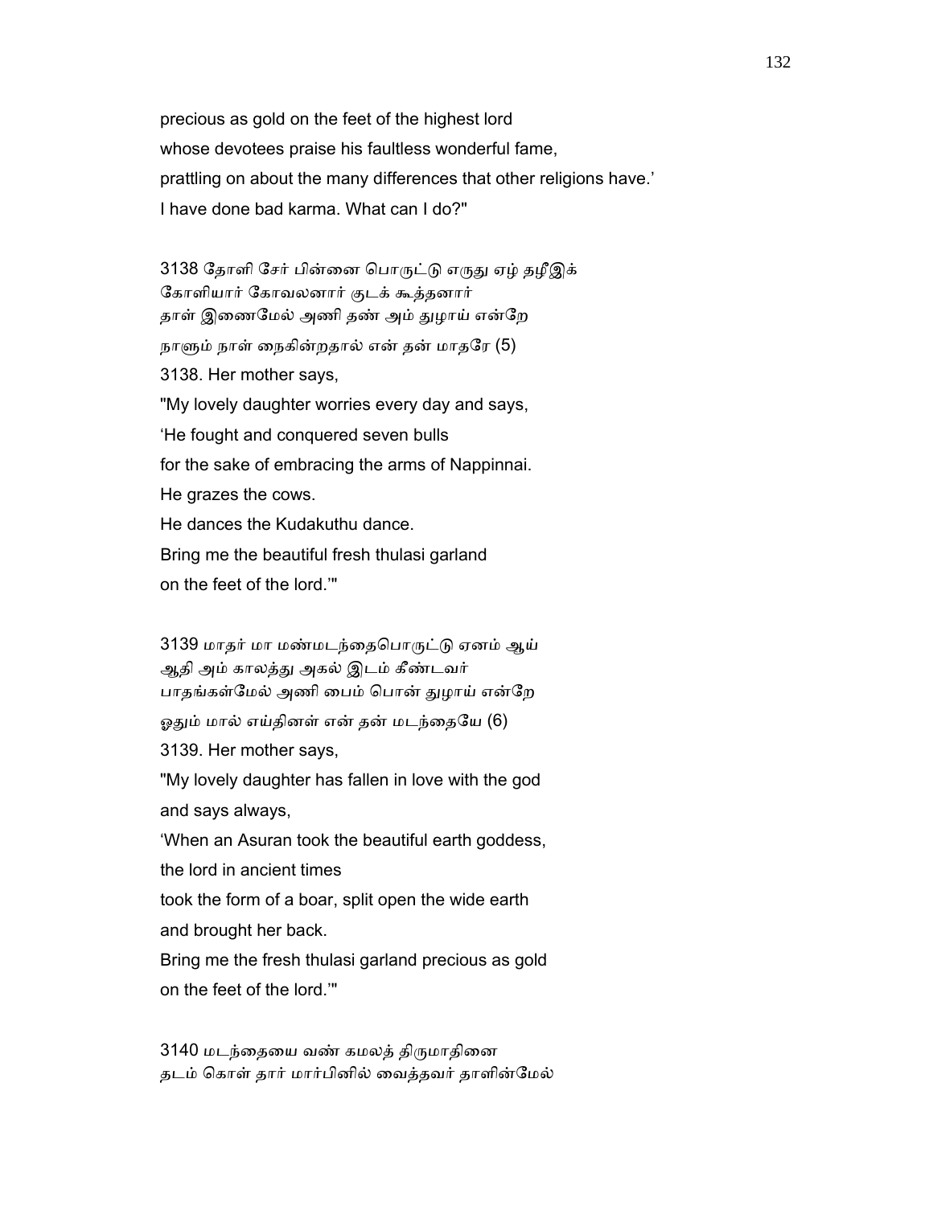precious as gold on the feet of the highest lord
whose devotees praise his faultless wonderful fame,
prattling on about the many differences that other religions have.'
I have done bad karma. What can I do?"

3138 தோளி சேர் பின்னை பொருட்டு எருது ஏழ் தழீஇக்
கோளியார் கோவலனார் குடக் கூத்தனார்
தாள் இணைமேல் அணி தண் அம் துழாய் என்றே
நாளும் நாள் நைகின்றதால் என் தன் மாதரே (5)

3138. Her mother says,
"My lovely daughter worries every day and says,
'He fought and conquered seven bulls
for the sake of embracing the arms of Nappinnai.
He grazes the cows.
He dances the Kudakuthu dance.
Bring me the beautiful fresh thulasi garland
on the feet of the lord.'"

3139 மாதர் மா மண்மடந்தைபொருட்டு ஏனம் ஆய்
ஆதி அம் காலத்து அகல் இடம் கீண்டவர்
பாதங்கள்மேல் அணி பைம் பொன் துழாய் என்றே
ஓதும் மால் எய்தினள் என் தன் மடந்தையே (6)

3139. Her mother says,
"My lovely daughter has fallen in love with the god
and says always,
'When an Asuran took the beautiful earth goddess,
the lord in ancient times
took the form of a boar, split open the wide earth
and brought her back.
Bring me the fresh thulasi garland precious as gold
on the feet of the lord.'"

3140 மடந்தையை வண் கமலத் திருமாதினை
தடம் கொள் தார் மார்பினில் வைத்தவர் தாளின்மேல்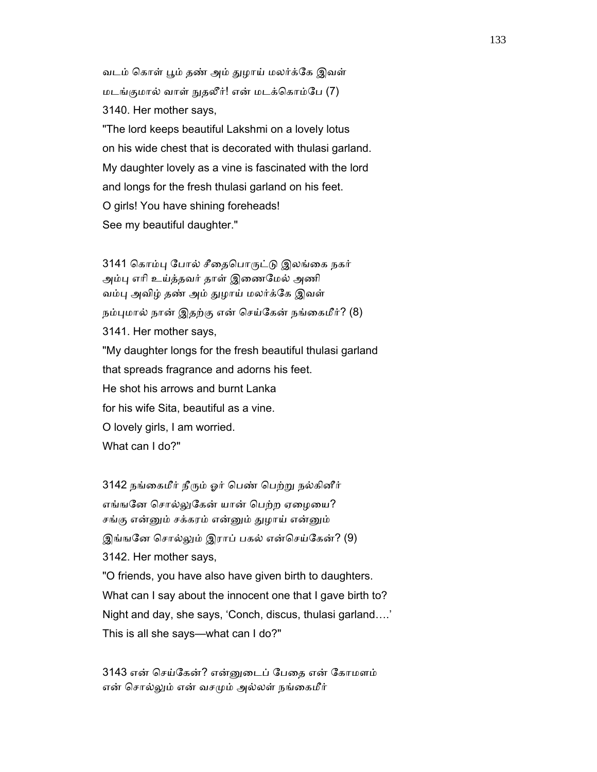வடம் கொள் பூம் தண் அம் துழாய் மலர்க்கே இவள்
மடங்குமால் வாள் நுதலீர்! என் மடக்கொம்பே (7)

3140. Her mother says,
"The lord keeps beautiful Lakshmi on a lovely lotus
on his wide chest that is decorated with thulasi garland.
My daughter lovely as a vine is fascinated with the lord
and longs for the fresh thulasi garland on his feet.
O girls! You have shining foreheads!
See my beautiful daughter."

3141 கொம்பு போல் சீதைபொருட்டு இலங்கை நகர்
அம்பு எரி உய்த்தவர் தாள் இணைமேல் அணி
வம்பு அவிழ் தண் அம் துழாய் மலர்க்கே இவள்
நம்புமால் நான் இதற்கு என் செய்கேன் நங்கைமீர்? (8)

3141. Her mother says,
"My daughter longs for the fresh beautiful thulasi garland
that spreads fragrance and adorns his feet.
He shot his arrows and burnt Lanka
for his wife Sita, beautiful as a vine.
O lovely girls, I am worried.
What can I do?"

3142 நங்கைமீர் நீரும் ஓர் பெண் பெற்று நல்கினீர்
எங்ஙனே சொல்லுகேன் யான் பெற்ற ஏழையை?
சங்கு என்னும் சக்கரம் என்னும் துழாய் என்னும்
இங்ஙனே சொல்லும் இராப் பகல் என்செய்கேன்? (9)

3142. Her mother says,
"O friends, you have also have given birth to daughters.
What can I say about the innocent one that I gave birth to?
Night and day, she says, 'Conch, discus, thulasi garland….'
This is all she says—what can I do?"

3143 என் செய்கேன்? என்னுடைப் பேதை என் கோமளம்
என் சொல்லும் என் வசமும் அல்லள் நங்கைமீர்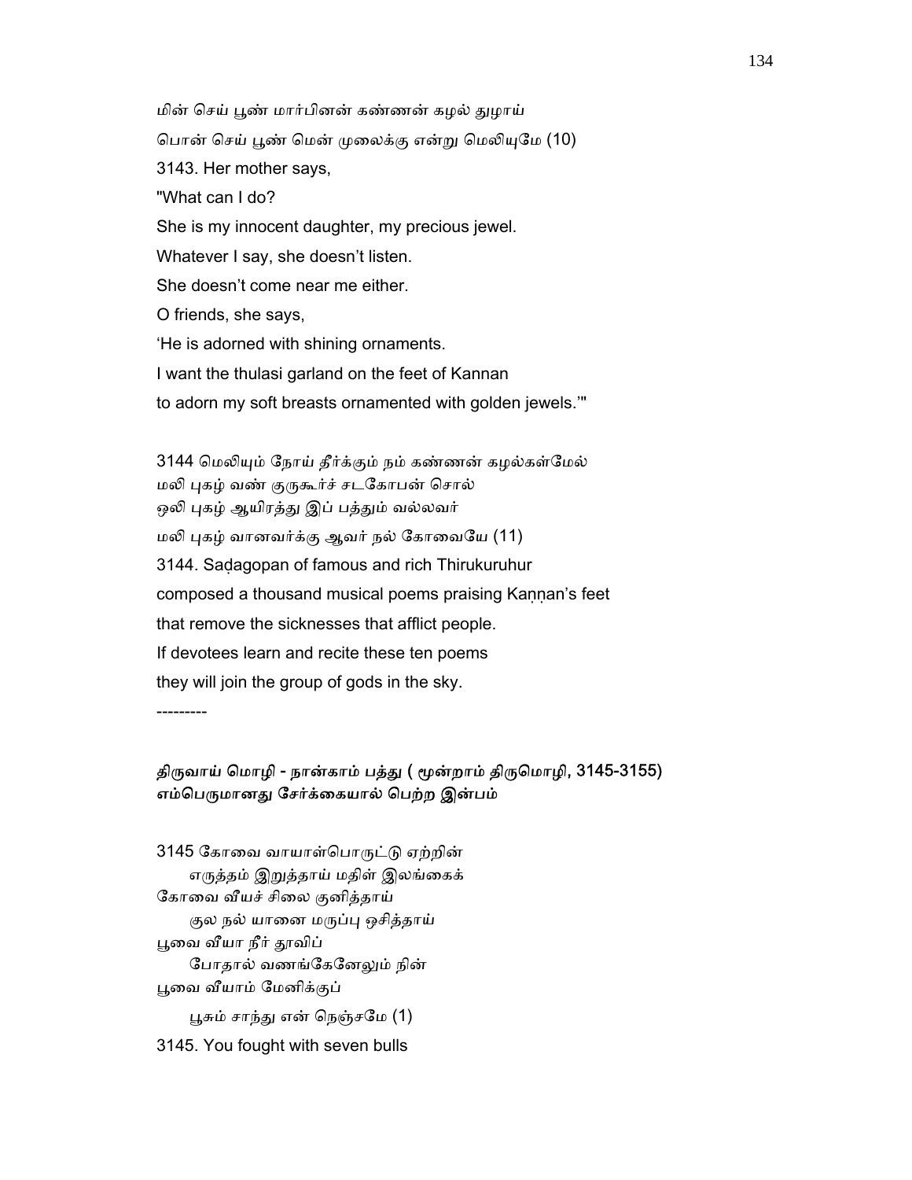மின் செய் பூண் மார்பினன் கண்ணன் கழல் துழாய்
பொன் செய் பூண் மென் முலைக்கு என்று மெலியுமே (10)

3143. Her mother says,
"What can I do?
She is my innocent daughter, my precious jewel.
Whatever I say, she doesn't listen.
She doesn't come near me either.
O friends, she says,
'He is adorned with shining ornaments.
I want the thulasi garland on the feet of Kannan
to adorn my soft breasts ornamented with golden jewels.'"

3144 மெலியும் நோய் தீர்க்கும் நம் கண்ணன் கழல்கள்மேல்
மலி புகழ் வண் குருகூர்ச் சடகோபன் சொல்
ஒலி புகழ் ஆயிரத்து இப் பத்தும் வல்லவர்
மலி புகழ் வானவர்க்கு ஆவர் நல் கோவையே (11)

3144. Saḍagopan of famous and rich Thirukuruhur
composed a thousand musical poems praising Kaṇṇan's feet
that remove the sicknesses that afflict people.
If devotees learn and recite these ten poems
they will join the group of gods in the sky.

---------

## திருவாய் மொழி - நான்காம் பத்து ( மூன்றாம் திருமொழி, 3145-3155)
## எம்பெருமானது சேர்க்கையால் பெற்ற இன்பம்

3145 கோவை வாயாள்பொருட்டு ஏற்றின்
எருத்தம் இறுத்தாய் மதிள் இலங்கைக்
கோவை வீயச் சிலை குனித்தாய்
குல நல் யானை மருப்பு ஒசித்தாய்
பூவை வீயா நீர் தூவிப்
போதால் வணங்கேனேலும் நின்
பூவை வீயாம் மேனிக்குப்
பூசும் சாந்து என் நெஞ்சமே (1)

3145. You fought with seven bulls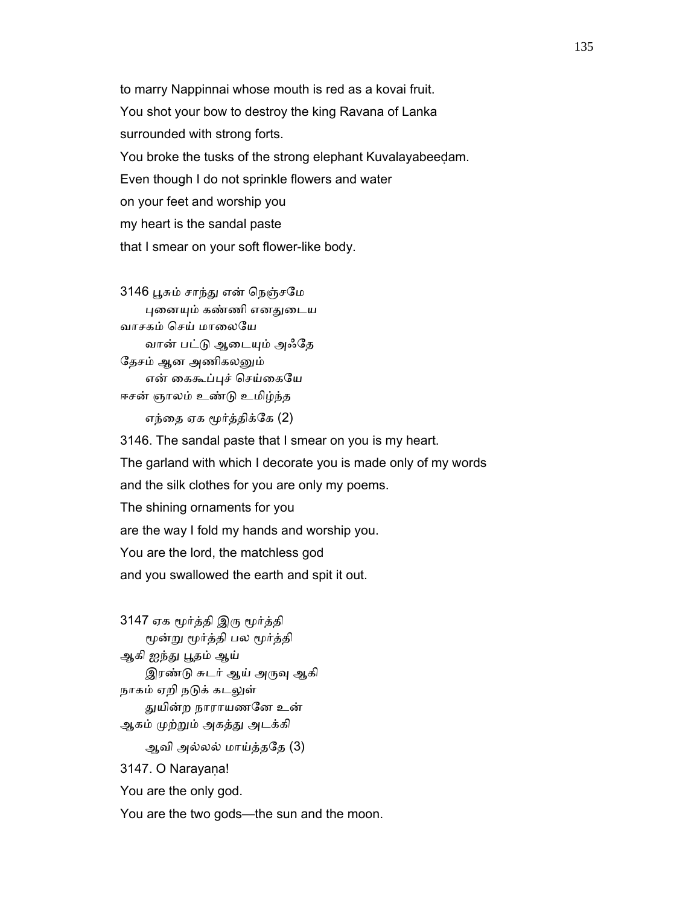to marry Nappinnai whose mouth is red as a kovai fruit.
You shot your bow to destroy the king Ravana of Lanka
surrounded with strong forts.
You broke the tusks of the strong elephant Kuvalayabeeḍam.
Even though I do not sprinkle flowers and water
on your feet and worship you
my heart is the sandal paste
that I smear on your soft flower-like body.

3146 பூசும் சாந்து என் நெஞ்சமே
    புனையும் கண்ணி எனதுடைய
வாசகம் செய் மாலையே
    வான் பட்டு ஆடையும் அஃதே
தேசம் ஆன அணிகலனும்
    என் கைகூப்புச் செய்கையே
ஈசன் ஞாலம் உண்டு உமிழ்ந்த
    எந்தை ஏக மூர்த்திக்கே (2)

3146. The sandal paste that I smear on you is my heart.
The garland with which I decorate you is made only of my words
and the silk clothes for you are only my poems.
The shining ornaments for you
are the way I fold my hands and worship you.
You are the lord, the matchless god
and you swallowed the earth and spit it out.

3147 ஏக மூர்த்தி இரு மூர்த்தி
    மூன்று மூர்த்தி பல மூர்த்தி
ஆகி ஐந்து பூதம் ஆய்
    இரண்டு சுடர் ஆய் அருவு ஆகி
நாகம் ஏறி நடுக் கடலுள்
    துயின்ற நாராயணனே உன்
ஆகம் முற்றும் அகத்து அடக்கி
    ஆவி அல்லல் மாய்த்ததே (3)

3147. O Narayaṇa!
You are the only god.
You are the two gods—the sun and the moon.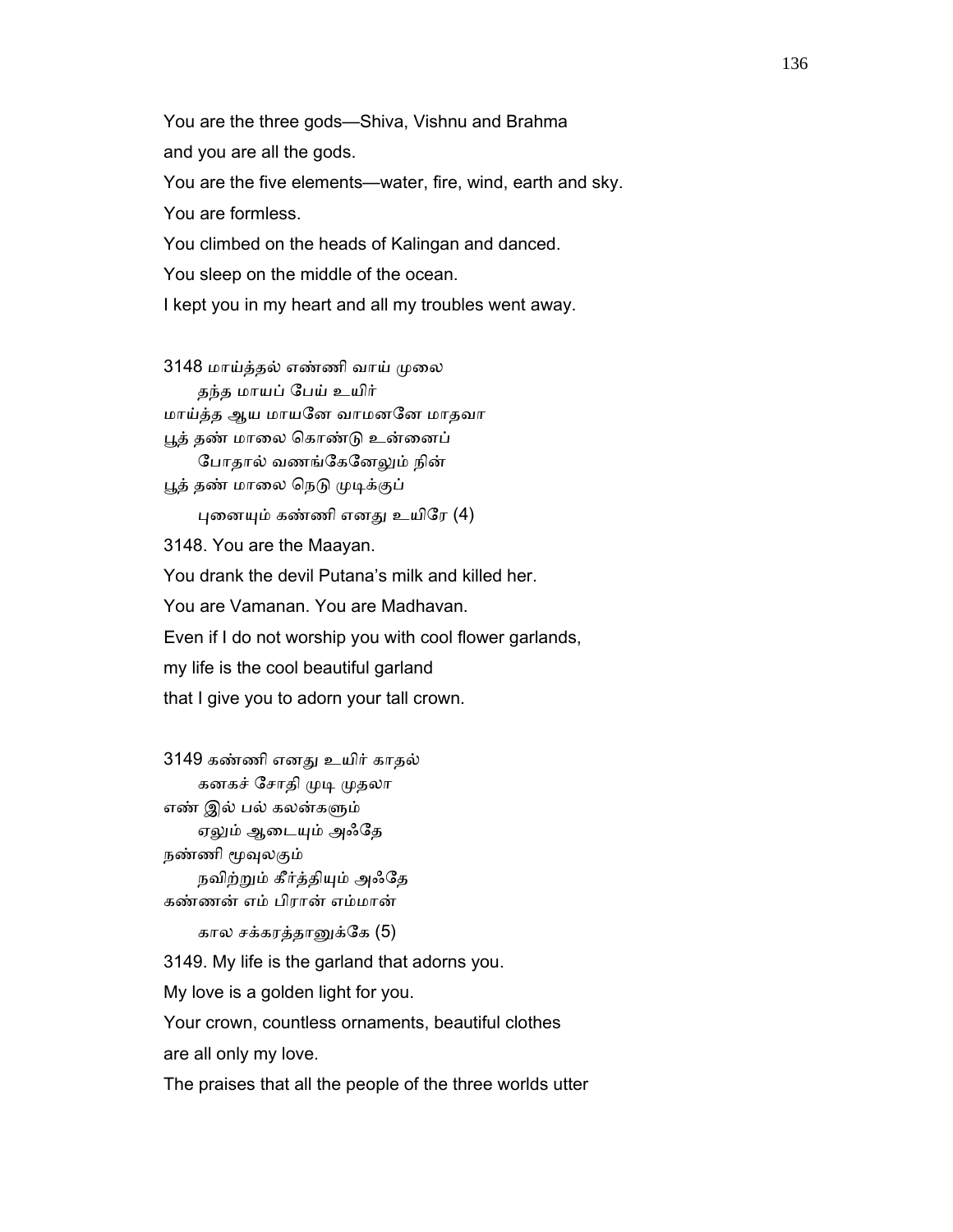You are the three gods—Shiva, Vishnu and Brahma
and you are all the gods.
You are the five elements—water, fire, wind, earth and sky.
You are formless.
You climbed on the heads of Kalingan and danced.
You sleep on the middle of the ocean.
I kept you in my heart and all my troubles went away.

3148 மாய்த்தல் எண்ணி வாய் முலை
    தந்த மாயப் பேய் உயிர்
மாய்த்த ஆய மாயனே வாமனனே மாதவா
பூத் தண் மாலை கொண்டு உன்னைப்
    போதால் வணங்கேனேலும் நின்
பூத் தண் மாலை நெடு முடிக்குப்
    புனையும் கண்ணி எனது உயிரே (4)

3148. You are the Maayan.
You drank the devil Putana's milk and killed her.
You are Vamanan. You are Madhavan.
Even if I do not worship you with cool flower garlands,
my life is the cool beautiful garland
that I give you to adorn your tall crown.

3149 கண்ணி எனது உயிர் காதல்
    கனகச் சோதி முடி முதலா
எண் இல் பல் கலன்களும்
    ஏலும் ஆடையும் அஃதே
நண்ணி மூவுலகும்
    நவிற்றும் கீர்த்தியும் அஃதே
கண்ணன் எம் பிரான் எம்மான்
    கால சக்கரத்தானுக்கே (5)

3149. My life is the garland that adorns you.
My love is a golden light for you.
Your crown, countless ornaments, beautiful clothes
are all only my love.
The praises that all the people of the three worlds utter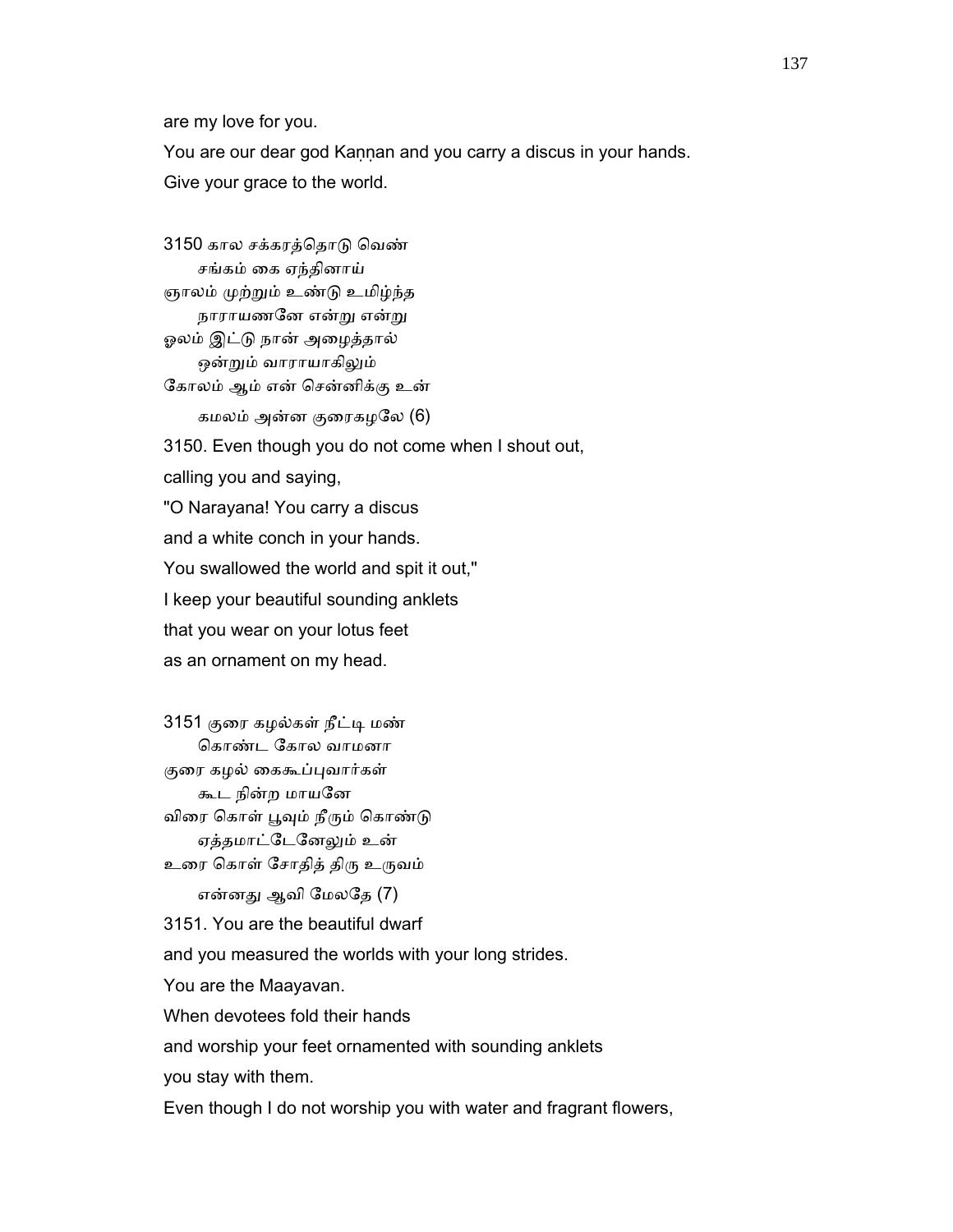are my love for you.

You are our dear god Kaṇṇan and you carry a discus in your hands.

Give your grace to the world.

3150 கால சக்கரத்தொடு வெண்
சங்கம் கை ஏந்தினாய்
ஞாலம் முற்றும் உண்டு உமிழ்ந்த
நாராயணனே என்று என்று
ஓலம் இட்டு நான் அழைத்தால்
ஒன்றும் வாராயாகிலும்
கோலம் ஆம் என் சென்னிக்கு உன்
கமலம் அன்ன குரைகழலே (6)

3150. Even though you do not come when I shout out,
calling you and saying,
"O Narayana! You carry a discus
and a white conch in your hands.
You swallowed the world and spit it out,"
I keep your beautiful sounding anklets
that you wear on your lotus feet
as an ornament on my head.

3151 குரை கழல்கள் நீட்டி மண்
கொண்ட கோல வாமனா
குரை கழல் கைகூப்புவார்கள்
கூட நின்ற மாயனே
விரை கொள் பூவும் நீரும் கொண்டு
ஏத்தமாட்டேனேலும் உன்
உரை கொள் சோதித் திரு உருவம்
என்னது ஆவி மேலதே (7)

3151. You are the beautiful dwarf
and you measured the worlds with your long strides.
You are the Maayavan.
When devotees fold their hands
and worship your feet ornamented with sounding anklets
you stay with them.
Even though I do not worship you with water and fragrant flowers,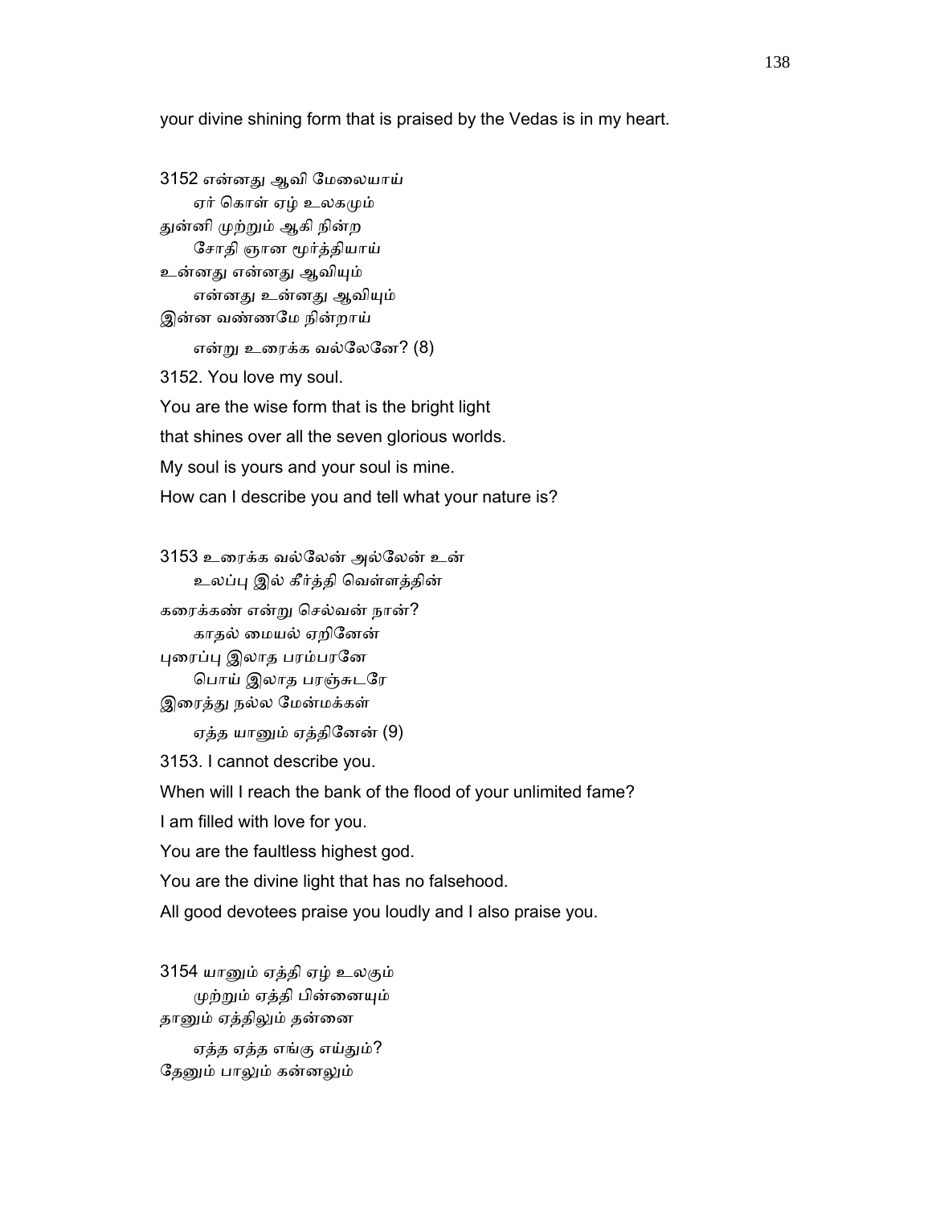your divine shining form that is praised by the Vedas is in my heart.

3152 என்னது ஆவி மேலையாய்
ஏர் கொள் ஏழ் உலகமும்
துன்னி முற்றும் ஆகி நின்ற
சோதி ஞான மூர்த்தியாய்
உன்னது என்னது ஆவியும்
என்னது உன்னது ஆவியும்
இன்ன வண்ணமே நின்றாய்
என்று உரைக்க வல்லேனே? (8)

3152. You love my soul.
You are the wise form that is the bright light
that shines over all the seven glorious worlds.
My soul is yours and your soul is mine.
How can I describe you and tell what your nature is?

3153 உரைக்க வல்லேன் அல்லேன் உன்
உலப்பு இல் கீர்த்தி வெள்ளத்தின்
கரைக்கண் என்று செல்வன் நான்?
காதல் மையல் ஏறினேன்
புரைப்பு இலாத பரம்பரனே
பொய் இலாத பரஞ்சுடரே
இரைத்து நல்ல மேன்மக்கள்
ஏத்த யானும் ஏத்தினேன் (9)

3153. I cannot describe you.
When will I reach the bank of the flood of your unlimited fame?
I am filled with love for you.
You are the faultless highest god.
You are the divine light that has no falsehood.
All good devotees praise you loudly and I also praise you.

3154 யானும் ஏத்தி ஏழ் உலகும்
முற்றும் ஏத்தி பின்னையும்
தானும் ஏத்திலும் தன்னை
ஏத்த ஏத்த எங்கு எய்தும்?
தேனும் பாலும் கன்னலும்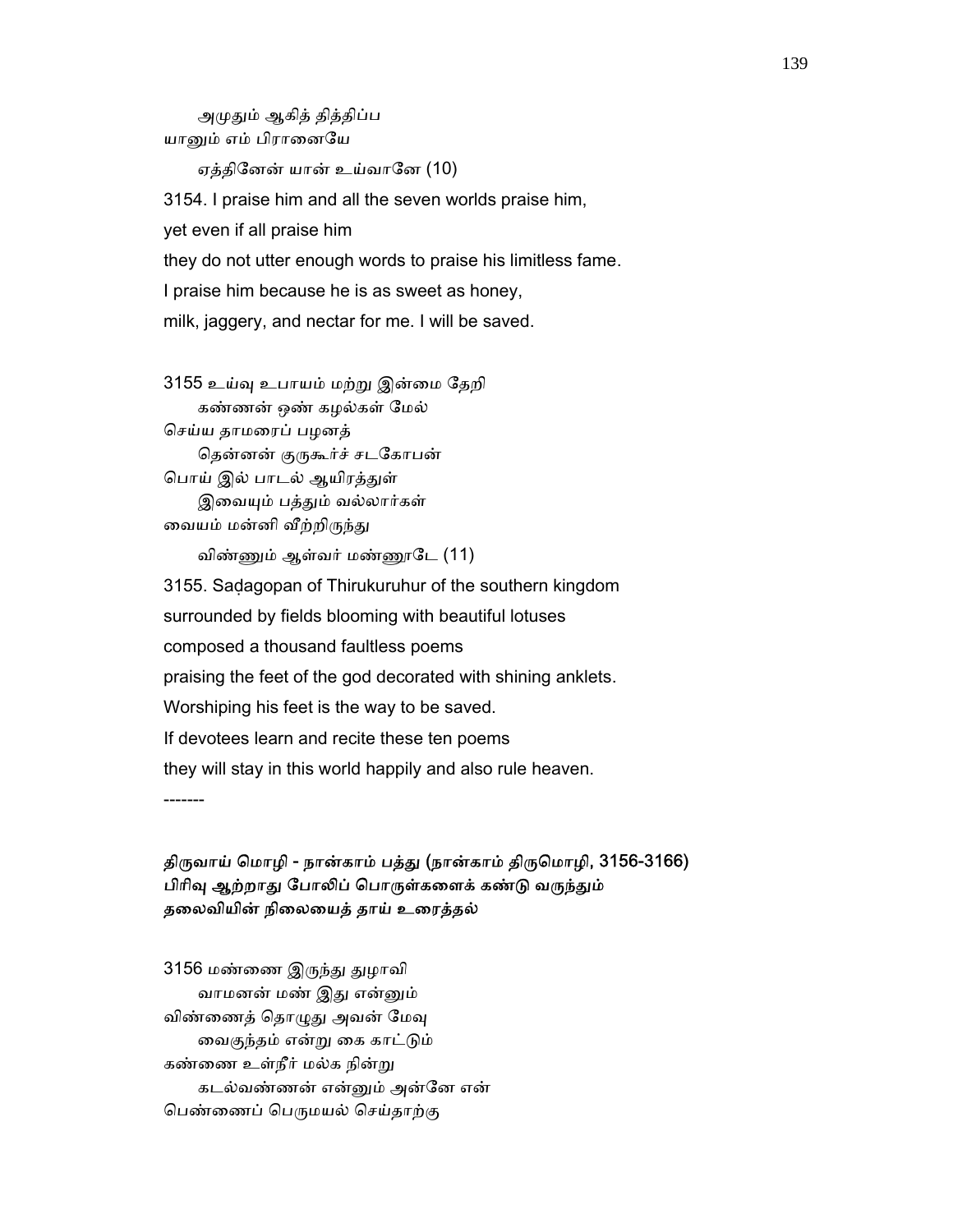அமுதும் ஆகித் தித்திப்ப
யானும் எம் பிரானையே

ஏத்தினேன் யான் உய்வானே (10)

3154. I praise him and all the seven worlds praise him,
yet even if all praise him
they do not utter enough words to praise his limitless fame.
I praise him because he is as sweet as honey,
milk, jaggery, and nectar for me. I will be saved.

3155 உய்வு உபாயம் மற்று இன்மை தேறி
கண்ணன் ஒண் கழல்கள் மேல்
செய்ய தாமரைப் பழனத்
தென்னன் குருகூர்ச் சடகோபன்
பொய் இல் பாடல் ஆயிரத்துள்
இவையும் பத்தும் வல்லார்கள்
வையம் மன்னி வீற்றிருந்து

விண்ணும் ஆள்வர் மண்ணூடே (11)

3155. Saḍagopan of Thirukuruhur of the southern kingdom
surrounded by fields blooming with beautiful lotuses
composed a thousand faultless poems
praising the feet of the god decorated with shining anklets.
Worshiping his feet is the way to be saved.
If devotees learn and recite these ten poems
they will stay in this world happily and also rule heaven.

-------

**திருவாய் மொழி - நான்காம் பத்து (நான்காம் திருமொழி, 3156-3166)**
**பிரிவு ஆற்றாது போலிப் பொருள்களைக் கண்டு வருந்தும்**
**தலைவியின் நிலையைத் தாய் உரைத்தல்**

3156 மண்ணை இருந்து துழாவி
வாமனன் மண் இது என்னும்
விண்ணைத் தொழுது அவன் மேவு
வைகுந்தம் என்று கை காட்டும்
கண்ணை உள்நீர் மல்க நின்று
கடல்வண்ணன் என்னும் அன்னே என்
பெண்ணைப் பெருமயல் செய்தாற்கு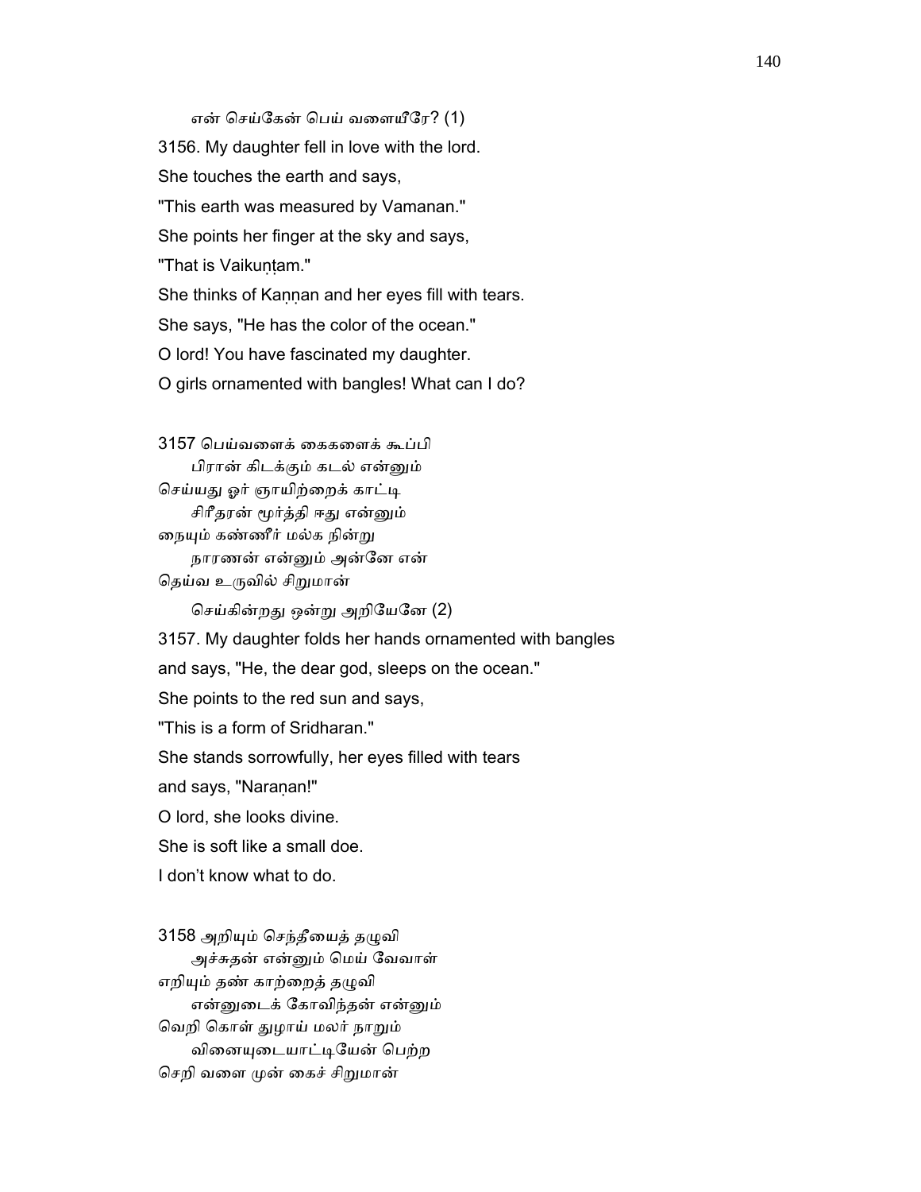என் செய்கேன் பெய் வளையீரே? (1)

3156. My daughter fell in love with the lord.
She touches the earth and says,
"This earth was measured by Vamanan."
She points her finger at the sky and says,
"That is Vaikuṇṭam."
She thinks of Kaṇṇan and her eyes fill with tears.
She says, "He has the color of the ocean."
O lord! You have fascinated my daughter.
O girls ornamented with bangles! What can I do?

3157 பெய்வளைக் கைகளைக் கூப்பி
பிரான் கிடக்கும் கடல் என்னும்
செய்யது ஓர் ஞாயிற்றைக் காட்டி
சிரீதரன் மூர்த்தி ஈது என்னும்
நையும் கண்ணீர் மல்க நின்று
நாரணன் என்னும் அன்னே என்
தெய்வ உருவில் சிறுமான்
செய்கின்றது ஒன்று அறியேனே (2)

3157. My daughter folds her hands ornamented with bangles
and says, "He, the dear god, sleeps on the ocean."
She points to the red sun and says,
"This is a form of Sridharan."
She stands sorrowfully, her eyes filled with tears
and says, "Naraṇan!"
O lord, she looks divine.
She is soft like a small doe.
I don't know what to do.

3158 அறியும் செந்தீயைத் தழுவி
அச்சுதன் என்னும் மெய் வேவாள்
எறியும் தண் காற்றைத் தழுவி
என்னுடைக் கோவிந்தன் என்னும்
வெறி கொள் துழாய் மலர் நாறும்
வினையுடையாட்டியேன் பெற்ற
செறி வளை முன் கைச் சிறுமான்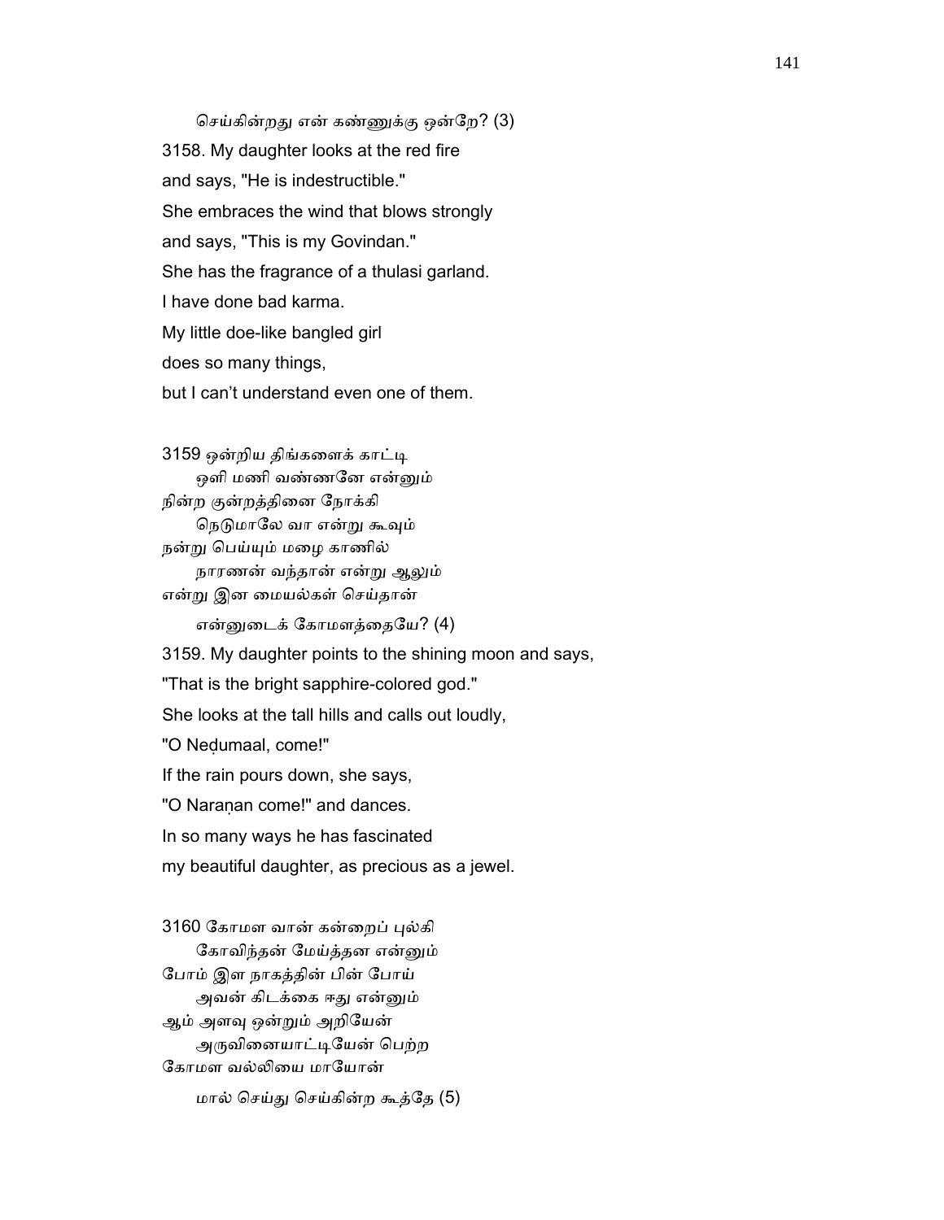செய்கின்றது என் கண்ணுக்கு ஒன்றே? (3)

3158. My daughter looks at the red fire
and says, "He is indestructible."
She embraces the wind that blows strongly
and says, "This is my Govindan."
She has the fragrance of a thulasi garland.
I have done bad karma.
My little doe-like bangled girl
does so many things,
but I can't understand even one of them.

3159 ஒன்றிய திங்களைக் காட்டி
ஒளி மணி வண்ணனே என்னும்
நின்ற குன்றத்தினை நோக்கி
நெடுமாலே வா என்று கூவும்
நன்று பெய்யும் மழை காணில்
நாரணன் வந்தான் என்று ஆலும்
என்று இன மையல்கள் செய்தான்
என்னுடைக் கோமளத்தையே? (4)

3159. My daughter points to the shining moon and says,
"That is the bright sapphire-colored god."
She looks at the tall hills and calls out loudly,
"O Neḍumaal, come!"
If the rain pours down, she says,
"O Naraṇan come!" and dances.
In so many ways he has fascinated
my beautiful daughter, as precious as a jewel.

3160 கோமள வான் கன்றைப் புல்கி
கோவிந்தன் மேய்த்தன என்னும்
போம் இள நாகத்தின் பின் போய்
அவன் கிடக்கை ஈது என்னும்
ஆம் அளவு ஒன்றும் அறியேன்
அருவினையாட்டியேன் பெற்ற
கோமள வல்லியை மாயோன்
மால் செய்து செய்கின்ற கூத்தே (5)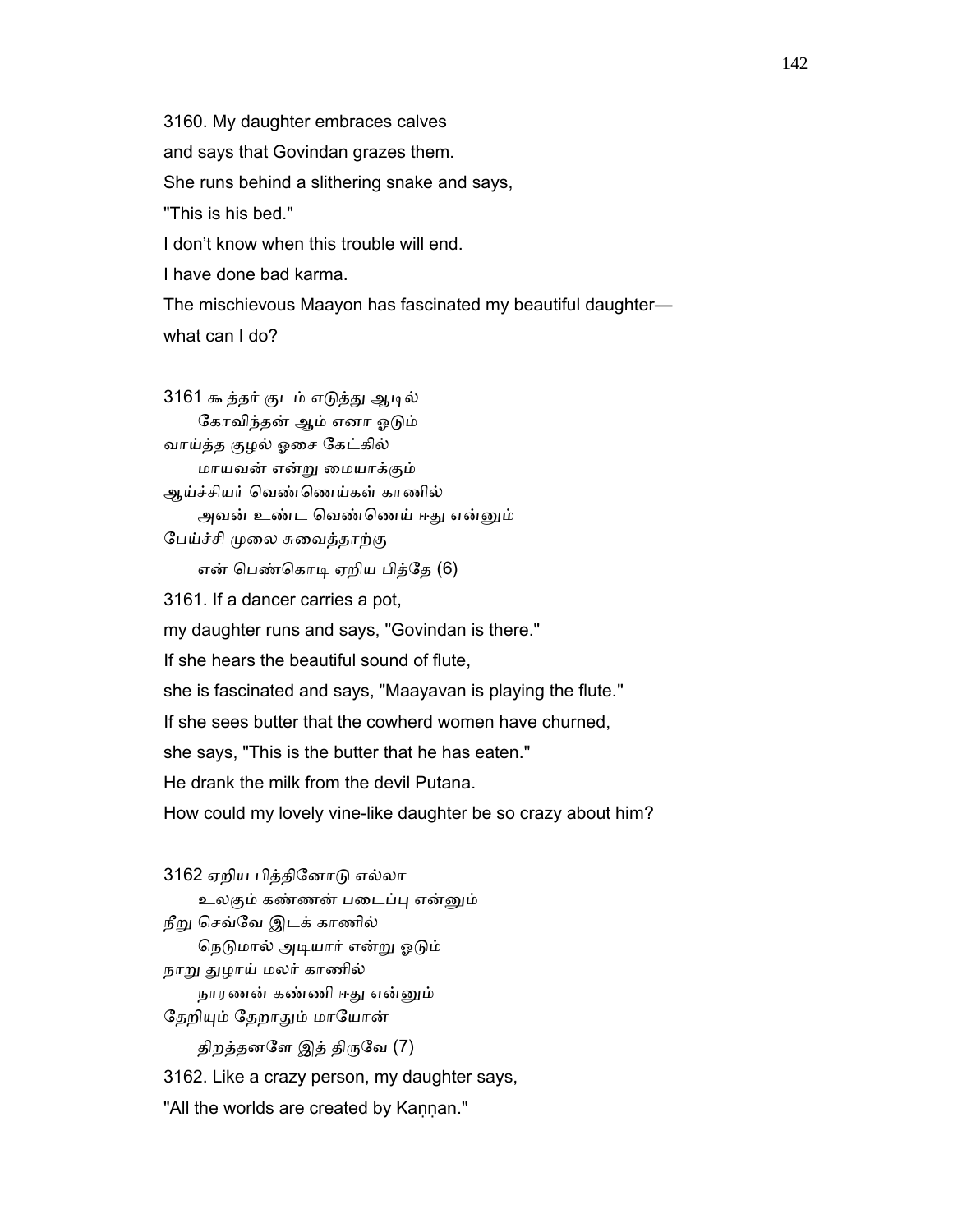3160. My daughter embraces calves

and says that Govindan grazes them.

She runs behind a slithering snake and says,

"This is his bed."

I don't know when this trouble will end.

I have done bad karma.

The mischievous Maayon has fascinated my beautiful daughter—

what can I do?

3161 கூத்தர் குடம் எடுத்து ஆடில்
 கோவிந்தன் ஆம் எனா ஓடும்
வாய்த்த குழல் ஓசை கேட்கில்
 மாயவன் என்று மையாக்கும்
ஆய்ச்சியர் வெண்ணெய்கள் காணில்
 அவன் உண்ட வெண்ணெய் ஈது என்னும்
பேய்ச்சி முலை சுவைத்தாற்கு
 என் பெண்கொடி ஏறிய பித்தே (6)

3161. If a dancer carries a pot,

my daughter runs and says, "Govindan is there."

If she hears the beautiful sound of flute,

she is fascinated and says, "Maayavan is playing the flute."

If she sees butter that the cowherd women have churned,

she says, "This is the butter that he has eaten."

He drank the milk from the devil Putana.

How could my lovely vine-like daughter be so crazy about him?

3162 ஏறிய பித்தினோடு எல்லா
 உலகும் கண்ணன் படைப்பு என்னும்
நீறு செவ்வே இடக் காணில்
 நெடுமால் அடியார் என்று ஓடும்
நாறு துழாய் மலர் காணில்
 நாரணன் கண்ணி ஈது என்னும்
தேறியும் தேறாதும் மாயோன்
 திறத்தனளே இத் திருவே (7)

3162. Like a crazy person, my daughter says,

"All the worlds are created by Kaṇṇan."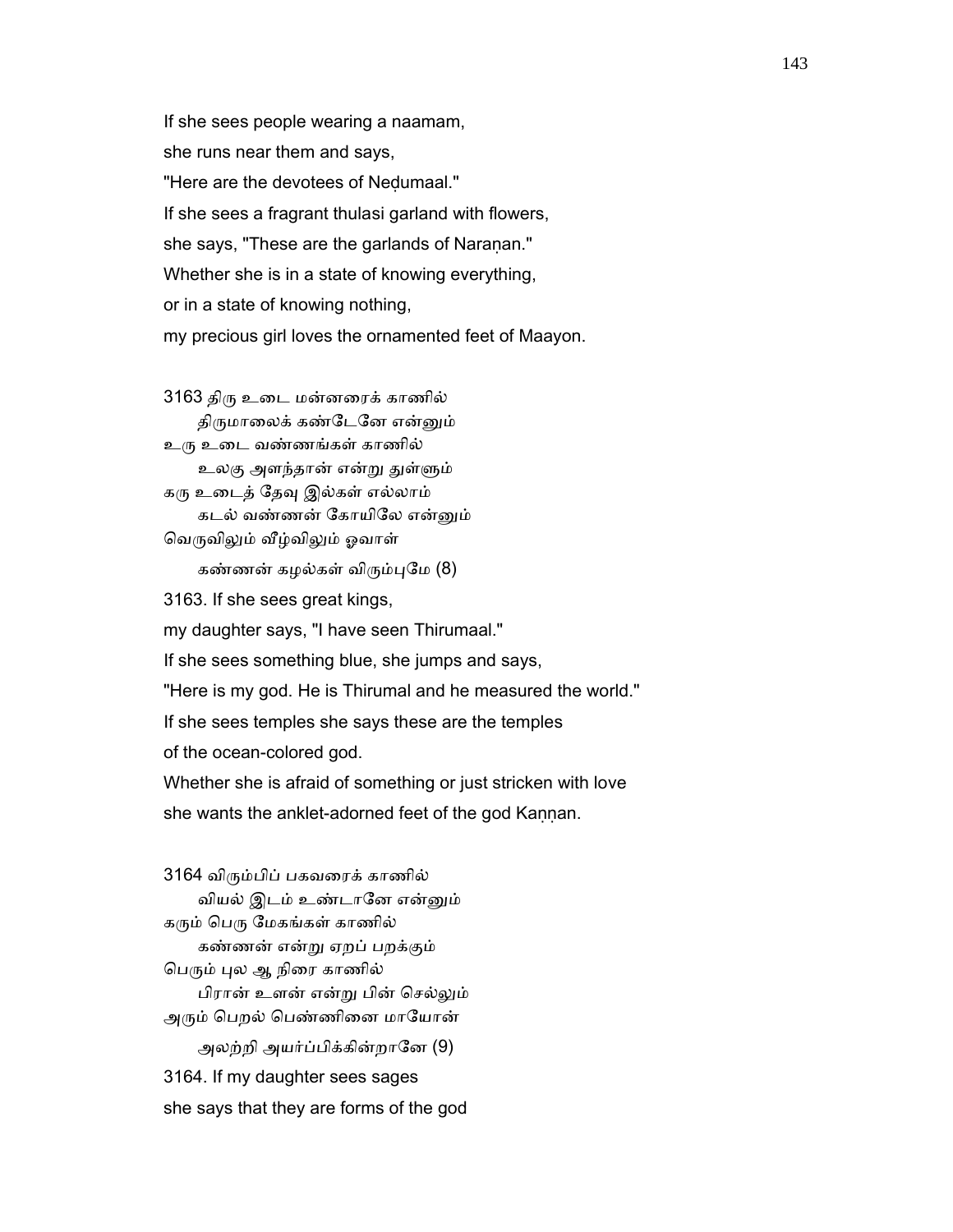If she sees people wearing a naamam,
she runs near them and says,
"Here are the devotees of Neḍumaal."
If she sees a fragrant thulasi garland with flowers,
she says, "These are the garlands of Naraṇan."
Whether she is in a state of knowing everything,
or in a state of knowing nothing,
my precious girl loves the ornamented feet of Maayon.

3163 திரு உடை மன்னரைக் காணில்
    திருமாலைக் கண்டேனே என்னும்
உரு உடை வண்ணங்கள் காணில்
    உலகு அளந்தான் என்று துள்ளும்
கரு உடைத் தேவு இல்கள் எல்லாம்
    கடல் வண்ணன் கோயிலே என்னும்
வெருவிலும் வீழ்விலும் ஓவாள்
    கண்ணன் கழல்கள் விரும்புமே (8)

3163. If she sees great kings,
my daughter says, "I have seen Thirumaal."
If she sees something blue, she jumps and says,
"Here is my god. He is Thirumal and he measured the world."
If she sees temples she says these are the temples
of the ocean-colored god.
Whether she is afraid of something or just stricken with love
she wants the anklet-adorned feet of the god Kaṇṇan.

3164 விரும்பிப் பகவரைக் காணில்
    வியல் இடம் உண்டானே என்னும்
கரும் பெரு மேகங்கள் காணில்
    கண்ணன் என்று ஏறப் பறக்கும்
பெரும் புல ஆ நிரை காணில்
    பிரான் உளன் என்று பின் செல்லும்
அரும் பெறல் பெண்ணினை மாயோன்
    அலற்றி அயர்ப்பிக்கின்றானே (9)

3164. If my daughter sees sages
she says that they are forms of the god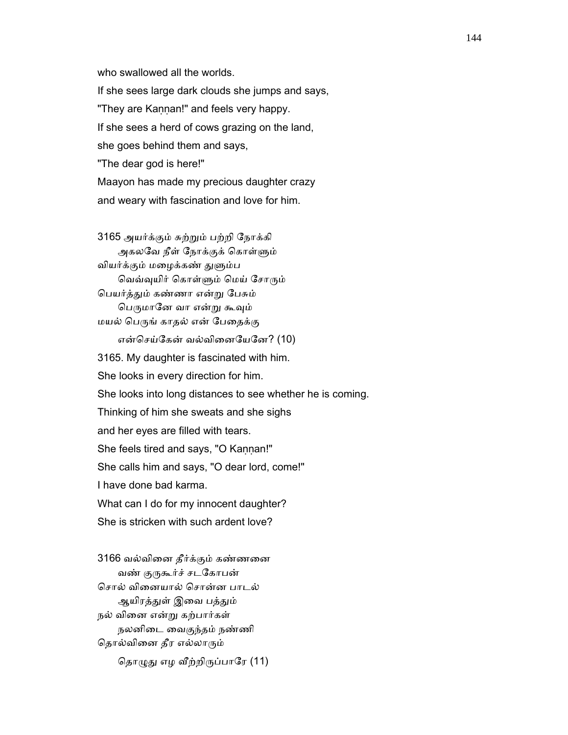who swallowed all the worlds.

If she sees large dark clouds she jumps and says,

"They are Kaṇṇan!" and feels very happy.

If she sees a herd of cows grazing on the land,

she goes behind them and says,

"The dear god is here!"

Maayon has made my precious daughter crazy

and weary with fascination and love for him.

3165 அயர்க்கும் சுற்றும் பற்றி நோக்கி
 அகலவே நீள் நோக்குக் கொள்ளும்
வியர்க்கும் மழைக்கண் துளும்ப
 வெவ்வுயிர் கொள்ளும் மெய் சோரும்
பெயர்த்தும் கண்ணா என்று பேசும்
 பெருமானே வா என்று கூவும்
மயல் பெருங் காதல் என் பேதைக்கு
 என்செய்கேன் வல்வினையேனே? (10)

3165. My daughter is fascinated with him.

She looks in every direction for him.

She looks into long distances to see whether he is coming.

Thinking of him she sweats and she sighs

and her eyes are filled with tears.

She feels tired and says, "O Kaṇṇan!"

She calls him and says, "O dear lord, come!"

I have done bad karma.

What can I do for my innocent daughter?

She is stricken with such ardent love?

3166 வல்வினை தீர்க்கும் கண்ணனை
 வண் குருகூர்ச் சடகோபன்
சொல் வினையால் சொன்ன பாடல்
 ஆயிரத்துள் இவை பத்தும்
நல் வினை என்று கற்பார்கள்
 நலனிடை வைகுந்தம் நண்ணி
தொல்வினை தீர எல்லாரும்
 தொழுது எழ வீற்றிருப்பாரே (11)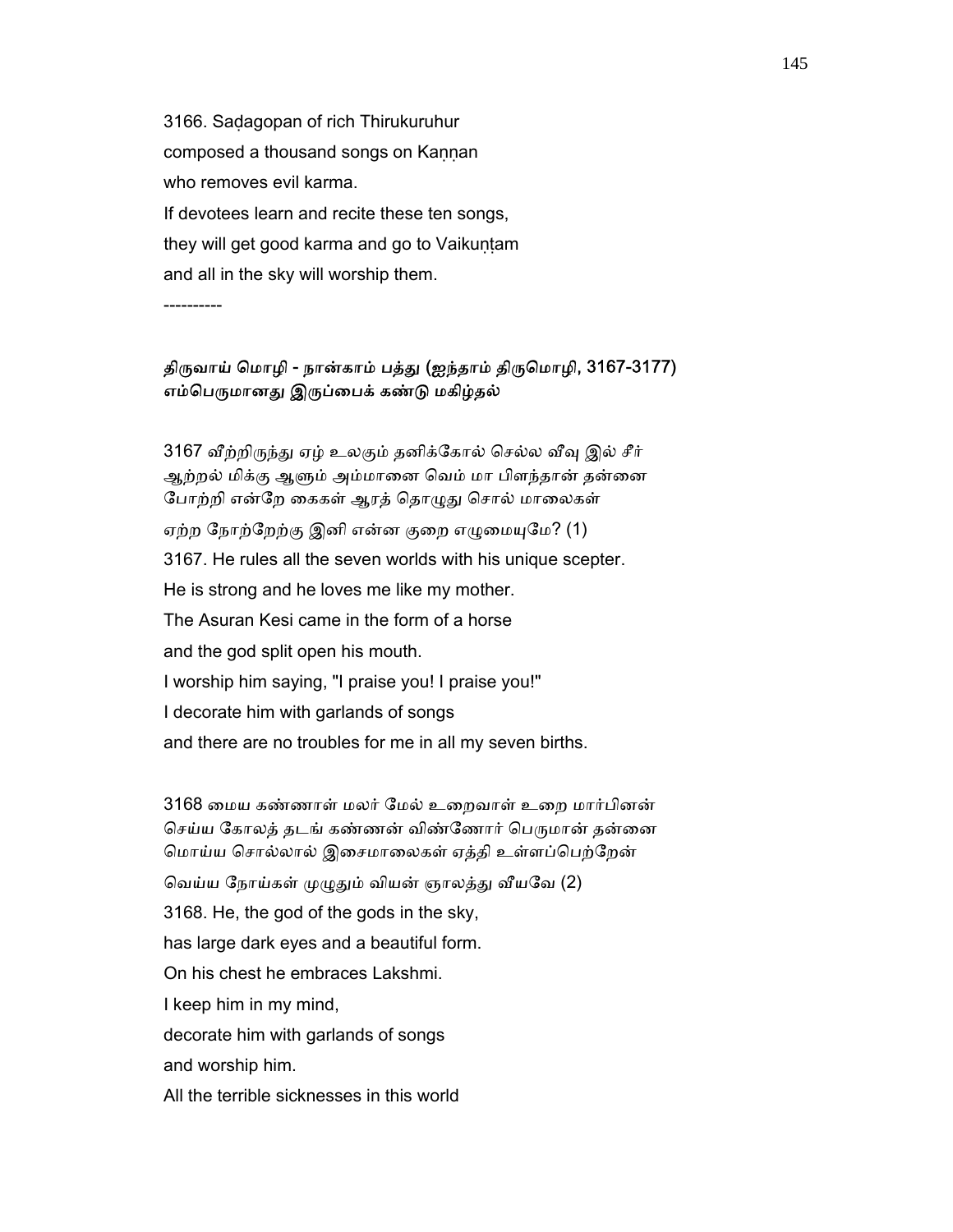3166. Saḍagopan of rich Thirukuruhur
composed a thousand songs on Kaṇṇan
who removes evil karma.
If devotees learn and recite these ten songs,
they will get good karma and go to Vaikuṇṭam
and all in the sky will worship them.

----------

### திருவாய் மொழி - நான்காம் பத்து (ஐந்தாம் திருமொழி, 3167-3177)
### எம்பெருமானது இருப்பைக் கண்டு மகிழ்தல்

3167 வீற்றிருந்து ஏழ் உலகும் தனிக்கோல் செல்ல வீவு இல் சீர்
ஆற்றல் மிக்கு ஆளும் அம்மானை வெம் மா பிளந்தான் தன்னை
போற்றி என்றே கைகள் ஆரத் தொழுது சொல் மாலைகள்
ஏற்ற நோற்றேற்கு இனி என்ன குறை எழுமையுமே? (1)

3167. He rules all the seven worlds with his unique scepter.
He is strong and he loves me like my mother.
The Asuran Kesi came in the form of a horse
and the god split open his mouth.
I worship him saying, "I praise you! I praise you!"
I decorate him with garlands of songs
and there are no troubles for me in all my seven births.

3168 மைய கண்ணாள் மலர் மேல் உறைவாள் உறை மார்பினன்
செய்ய கோலத் தடங் கண்ணன் விண்ணோர் பெருமான் தன்னை
மொய்ய சொல்லால் இசைமாலைகள் ஏத்தி உள்ளப்பெற்றேன்
வெய்ய நோய்கள் முழுதும் வியன் ஞாலத்து வீயவே (2)

3168. He, the god of the gods in the sky,
has large dark eyes and a beautiful form.
On his chest he embraces Lakshmi.
I keep him in my mind,
decorate him with garlands of songs
and worship him.
All the terrible sicknesses in this world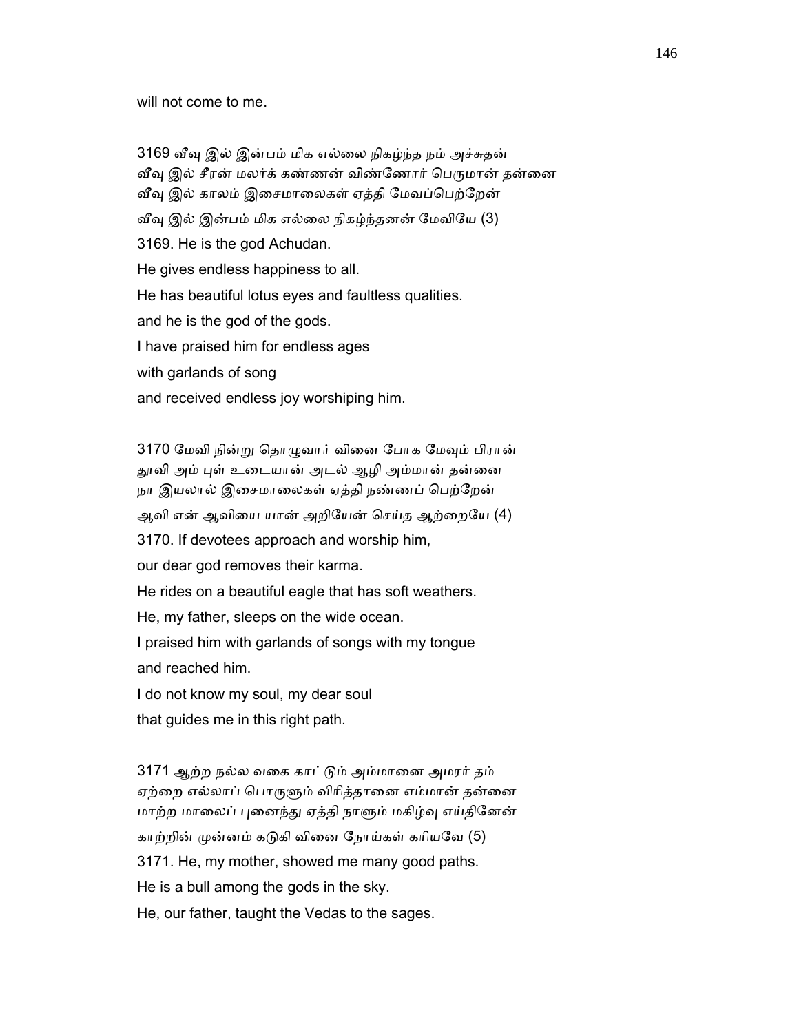will not come to me.

3169 வீவு இல் இன்பம் மிக எல்லை நிகழ்ந்த நம் அச்சுதன்
வீவு இல் சீரன் மலர்க் கண்ணன் விண்ணோர் பெருமான் தன்னை
வீவு இல் காலம் இசைமாலைகள் ஏத்தி மேவப்பெற்றேன்
வீவு இல் இன்பம் மிக எல்லை நிகழ்ந்தனன் மேவியே (3)

3169. He is the god Achudan.
He gives endless happiness to all.
He has beautiful lotus eyes and faultless qualities.
and he is the god of the gods.
I have praised him for endless ages
with garlands of song
and received endless joy worshiping him.

3170 மேவி நின்று தொழுவார் வினை போக மேவும் பிரான்
தூவி அம் புள் உடையான் அடல் ஆழி அம்மான் தன்னை
நா இயலால் இசைமாலைகள் ஏத்தி நண்ணப் பெற்றேன்
ஆவி என் ஆவியை யான் அறியேன் செய்த ஆற்றையே (4)

3170. If devotees approach and worship him,
our dear god removes their karma.
He rides on a beautiful eagle that has soft weathers.
He, my father, sleeps on the wide ocean.
I praised him with garlands of songs with my tongue
and reached him.
I do not know my soul, my dear soul
that guides me in this right path.

3171 ஆற்ற நல்ல வகை காட்டும் அம்மானை அமரர் தம்
ஏற்றை எல்லாப் பொருளும் விரித்தானை எம்மான் தன்னை
மாற்ற மாலைப் புனைந்து ஏத்தி நாளும் மகிழ்வு எய்தினேன்
காற்றின் முன்னம் கடுகி வினை நோய்கள் கரியவே (5)

3171. He, my mother, showed me many good paths.
He is a bull among the gods in the sky.
He, our father, taught the Vedas to the sages.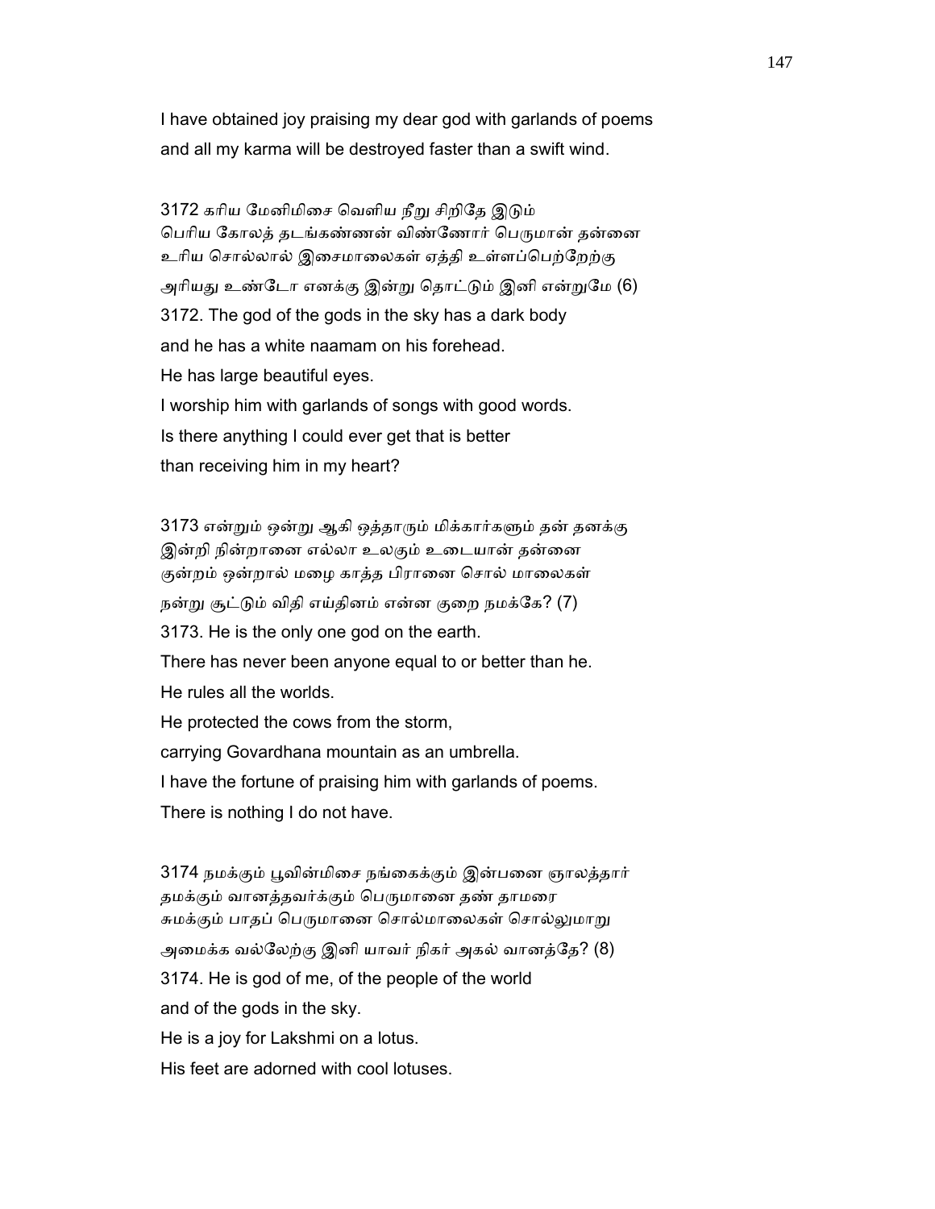I have obtained joy praising my dear god with garlands of poems
and all my karma will be destroyed faster than a swift wind.

3172 கரிய மேனிமிசை வெளிய நீறு சிறிதே இடும்
பெரிய கோலத் தடங்கண்ணன் விண்ணோர் பெருமான் தன்னை
உரிய சொல்லால் இசைமாலைகள் ஏத்தி உள்ளப்பெற்றேற்கு
அரியது உண்டோ எனக்கு இன்று தொட்டும் இனி என்றுமே (6)
3172. The god of the gods in the sky has a dark body
and he has a white naamam on his forehead.
He has large beautiful eyes.
I worship him with garlands of songs with good words.
Is there anything I could ever get that is better
than receiving him in my heart?

3173 என்றும் ஒன்று ஆகி ஒத்தாரும் மிக்கார்களும் தன் தனக்கு
இன்றி நின்றானை எல்லா உலகும் உடையான் தன்னை
குன்றம் ஒன்றால் மழை காத்த பிரானை சொல் மாலைகள்
நன்று சூட்டும் விதி எய்தினம் என்ன குறை நமக்கே? (7)
3173. He is the only one god on the earth.
There has never been anyone equal to or better than he.
He rules all the worlds.
He protected the cows from the storm,
carrying Govardhana mountain as an umbrella.
I have the fortune of praising him with garlands of poems.
There is nothing I do not have.

3174 நமக்கும் பூவின்மிசை நங்கைக்கும் இன்பனை ஞாலத்தார்
தமக்கும் வானத்தவர்க்கும் பெருமானை தண் தாமரை
சுமக்கும் பாதப் பெருமானை சொல்மாலைகள் சொல்லுமாறு
அமைக்க வல்லேற்கு இனி யாவர் நிகர் அகல் வானத்தே? (8)
3174. He is god of me, of the people of the world
and of the gods in the sky.
He is a joy for Lakshmi on a lotus.
His feet are adorned with cool lotuses.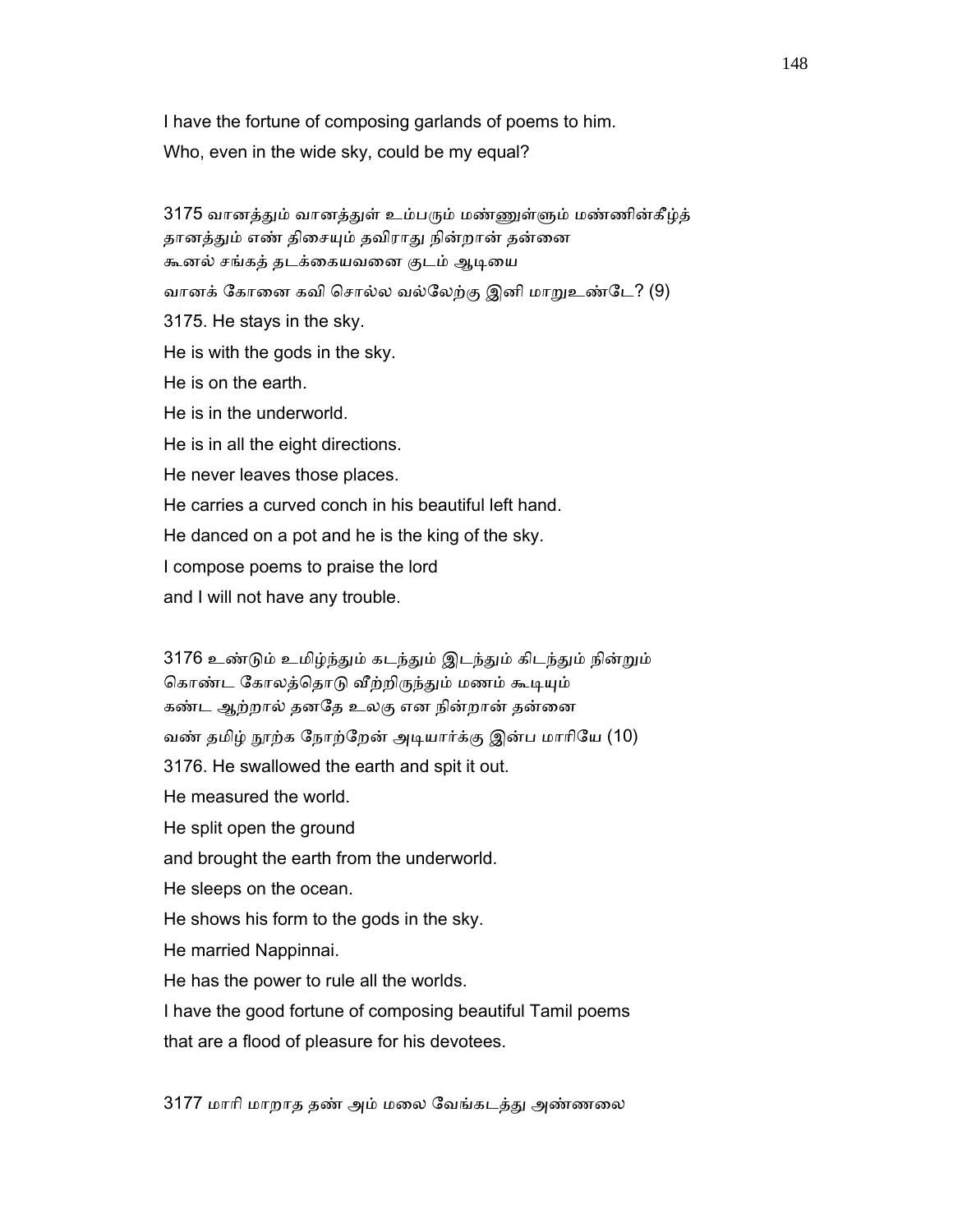I have the fortune of composing garlands of poems to him.
Who, even in the wide sky, could be my equal?

3175 வானத்தும் வானத்துள் உம்பரும் மண்ணுள்ளும் மண்ணின்கீழ்த்
தானத்தும் எண் திசையும் தவிராது நின்றான் தன்னை
கூனல் சங்கத் தடக்கையவனை குடம் ஆடியை
வானக் கோனை கவி சொல்ல வல்லேற்கு இனி மாறுஉண்டே? (9)

3175. He stays in the sky.
He is with the gods in the sky.
He is on the earth.
He is in the underworld.
He is in all the eight directions.
He never leaves those places.
He carries a curved conch in his beautiful left hand.
He danced on a pot and he is the king of the sky.
I compose poems to praise the lord
and I will not have any trouble.

3176 உண்டும் உமிழ்ந்தும் கடந்தும் இடந்தும் கிடந்தும் நின்றும்
கொண்ட கோலத்தொடு வீற்றிருந்தும் மணம் கூடியும்
கண்ட ஆற்றால் தனதே உலகு என நின்றான் தன்னை
வண் தமிழ் நூற்க நோற்றேன் அடியார்க்கு இன்ப மாரியே (10)

3176. He swallowed the earth and spit it out.
He measured the world.
He split open the ground
and brought the earth from the underworld.
He sleeps on the ocean.
He shows his form to the gods in the sky.
He married Nappinnai.
He has the power to rule all the worlds.
I have the good fortune of composing beautiful Tamil poems
that are a flood of pleasure for his devotees.

3177 மாரி மாறாத தண் அம் மலை வேங்கடத்து அண்ணலை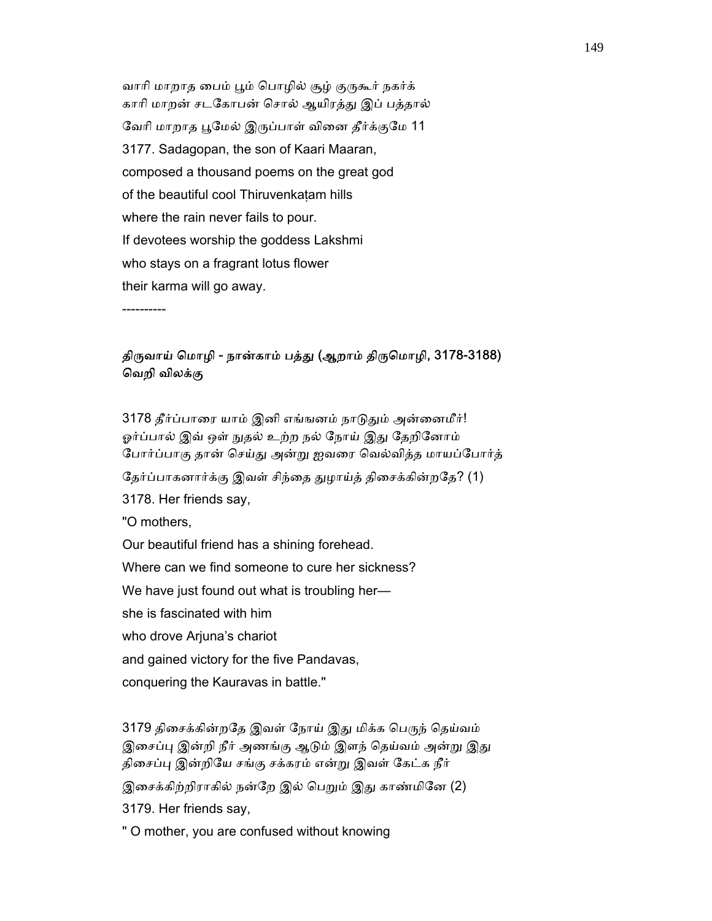வாரி மாறாத பைம் பூம் பொழில் சூழ் குருகூர் நகர்க்
காரி மாறன் சடகோபன் சொல் ஆயிரத்து இப் பத்தால்
வேரி மாறாத பூமேல் இருப்பாள் வினை தீர்க்குமே 11

3177. Sadagopan, the son of Kaari Maaran,
composed a thousand poems on the great god
of the beautiful cool Thiruvenkaṭam hills
where the rain never fails to pour.
If devotees worship the goddess Lakshmi
who stays on a fragrant lotus flower
their karma will go away.

----------

### திருவாய் மொழி - நான்காம் பத்து (ஆறாம் திருமொழி, 3178-3188)
### வெறி விலக்கு

3178 தீர்ப்பாரை யாம் இனி எங்ஙனம் நாடுதும் அன்னைமீர்!
ஓர்ப்பால் இவ் ஒள் நுதல் உற்ற நல் நோய் இது தேறினோம்
போர்ப்பாகு தான் செய்து அன்று ஐவரை வெல்வித்த மாயப்போர்த்
தேர்ப்பாகனார்க்கு இவள் சிந்தை துழாய்த் திசைக்கின்றதே? (1)

3178. Her friends say,
"O mothers,
Our beautiful friend has a shining forehead.
Where can we find someone to cure her sickness?
We have just found out what is troubling her—
she is fascinated with him
who drove Arjuna's chariot
and gained victory for the five Pandavas,
conquering the Kauravas in battle."

3179 திசைக்கின்றதே இவள் நோய் இது மிக்க பெருந் தெய்வம்
இசைப்பு இன்றி நீர் அணங்கு ஆடும் இளந் தெய்வம் அன்று இது
திசைப்பு இன்றியே சங்கு சக்கரம் என்று இவள் கேட்க நீர்
இசைக்கிற்றிராகில் நன்றே இல் பெறும் இது காண்மினே (2)

3179. Her friends say,
" O mother, you are confused without knowing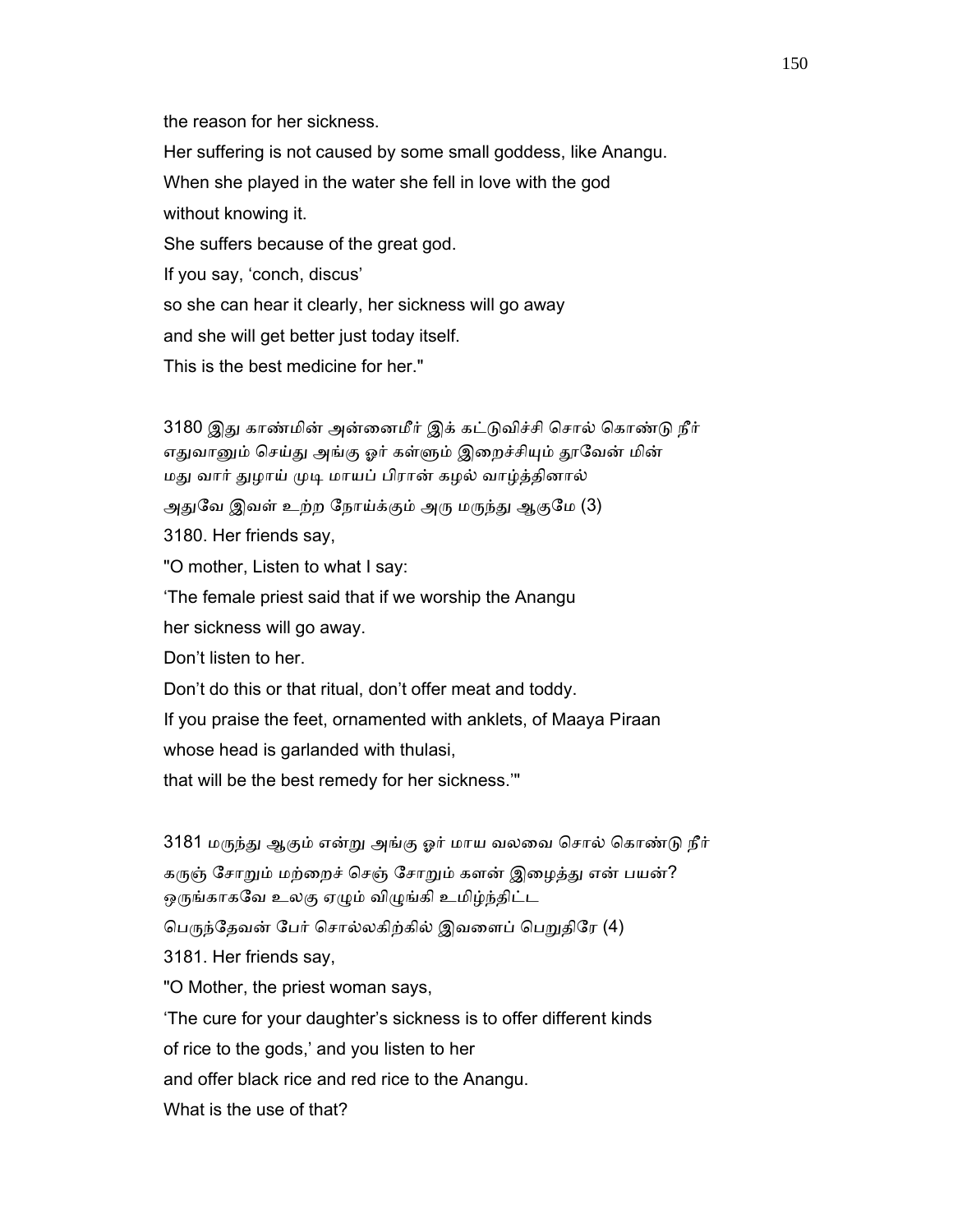the reason for her sickness.

Her suffering is not caused by some small goddess, like Anangu.

When she played in the water she fell in love with the god

without knowing it.

She suffers because of the great god.

If you say, 'conch, discus'

so she can hear it clearly, her sickness will go away

and she will get better just today itself.

This is the best medicine for her."

3180 இது காண்மின் அன்னைமீர் இக் கட்டுவிச்சி சொல் கொண்டு நீர்
எதுவானும் செய்து அங்கு ஓர் கள்ளும் இறைச்சியும் தூவேன் மின்
மது வார் துழாய் முடி மாயப் பிரான் கழல் வாழ்த்தினால்
அதுவே இவள் உற்ற நோய்க்கும் அரு மருந்து ஆகுமே (3)

3180. Her friends say,

"O mother, Listen to what I say:

'The female priest said that if we worship the Anangu

her sickness will go away.

Don't listen to her.

Don't do this or that ritual, don't offer meat and toddy.

If you praise the feet, ornamented with anklets, of Maaya Piraan

whose head is garlanded with thulasi,

that will be the best remedy for her sickness.'"

3181 மருந்து ஆகும் என்று அங்கு ஓர் மாய வலவை சொல் கொண்டு நீர்
கருஞ் சோறும் மற்றைச் செஞ் சோறும் களன் இழைத்து என் பயன்?
ஒருங்காகவே உலகு ஏழும் விழுங்கி உமிழ்ந்திட்ட
பெருந்தேவன் பேர் சொல்லகிற்கில் இவளைப் பெறுதிரே (4)

3181. Her friends say,

"O Mother, the priest woman says,

'The cure for your daughter's sickness is to offer different kinds

of rice to the gods,' and you listen to her

and offer black rice and red rice to the Anangu.

What is the use of that?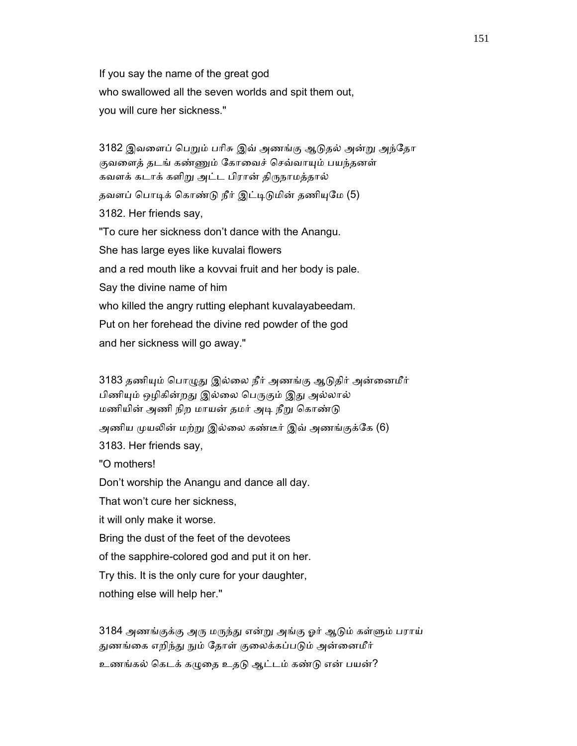If you say the name of the great god

who swallowed all the seven worlds and spit them out,

you will cure her sickness."

3182 இவளைப் பெறும் பரிசு இவ் அணங்கு ஆடுதல் அன்று அந்தோ
குவளைத் தடங் கண்ணும் கோவைச் செவ்வாயும் பயந்தனள்
கவளக் கடாக் களிறு அட்ட பிரான் திருநாமத்தால்
தவளப் பொடிக் கொண்டு நீர் இட்டிடுமின் தணியுமே (5)

3182. Her friends say,

"To cure her sickness don't dance with the Anangu.

She has large eyes like kuvalai flowers

and a red mouth like a kovvai fruit and her body is pale.

Say the divine name of him

who killed the angry rutting elephant kuvalayabeedam.

Put on her forehead the divine red powder of the god

and her sickness will go away."

3183 தணியும் பொழுது இல்லை நீர் அணங்கு ஆடுதிர் அன்னைமீர்
பிணியும் ஒழிகின்றது இல்லை பெருகும் இது அல்லால்
மணியின் அணி நிற மாயன் தமர் அடி நீறு கொண்டு
அணிய முயலின் மற்று இல்லை கண்டீர் இவ் அணங்குக்கே (6)

3183. Her friends say,

"O mothers!

Don't worship the Anangu and dance all day.

That won't cure her sickness,

it will only make it worse.

Bring the dust of the feet of the devotees

of the sapphire-colored god and put it on her.

Try this. It is the only cure for your daughter,

nothing else will help her."

3184 அணங்குக்கு அரு மருந்து என்று அங்கு ஓர் ஆடும் கள்ளும் பராய்
துணங்கை எறிந்து நும் தோள் குலைக்கப்படும் அன்னைமீர்
உணங்கல் கெடக் கழுதை உதடு ஆட்டம் கண்டு என் பயன்?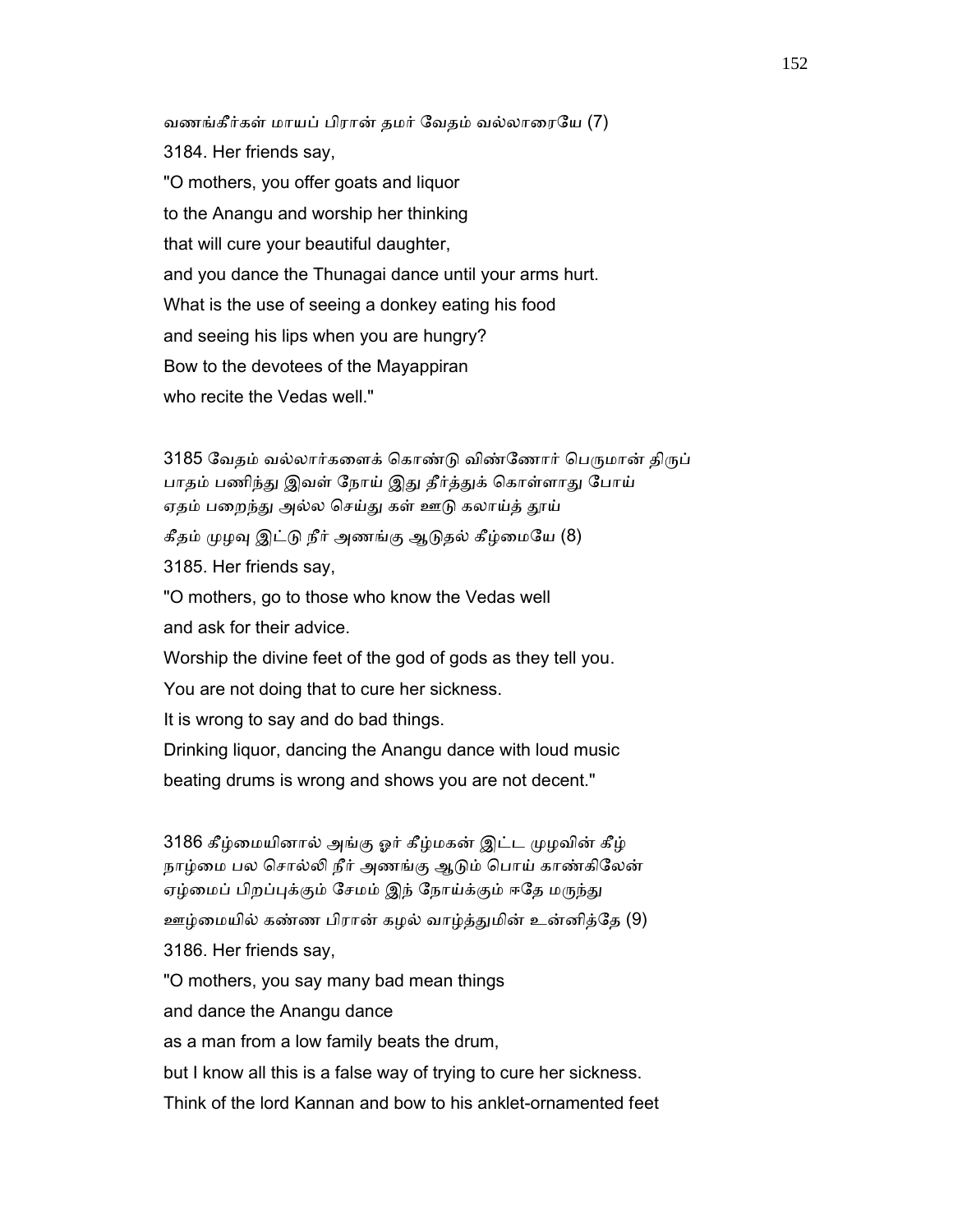வணங்கீர்கள் மாயப் பிரான் தமர் வேதம் வல்லாரையே (7)

3184. Her friends say,

"O mothers, you offer goats and liquor
to the Anangu and worship her thinking
that will cure your beautiful daughter,
and you dance the Thunagai dance until your arms hurt.
What is the use of seeing a donkey eating his food
and seeing his lips when you are hungry?
Bow to the devotees of the Mayappiran
who recite the Vedas well."

3185 வேதம் வல்லார்களைக் கொண்டு விண்ணோர் பெருமான் திருப்
பாதம் பணிந்து இவள் நோய் இது தீர்த்துக் கொள்ளாது போய்
ஏதம் பறைந்து அல்ல செய்து கள் ஊடு கலாய்த் தூய்
கீதம் முழவு இட்டு நீர் அணங்கு ஆடுதல் கீழ்மையே (8)

3185. Her friends say,

"O mothers, go to those who know the Vedas well
and ask for their advice.
Worship the divine feet of the god of gods as they tell you.
You are not doing that to cure her sickness.
It is wrong to say and do bad things.
Drinking liquor, dancing the Anangu dance with loud music
beating drums is wrong and shows you are not decent."

3186 கீழ்மையினால் அங்கு ஓர் கீழ்மகன் இட்ட முழவின் கீழ்
நாழ்மை பல சொல்லி நீர் அணங்கு ஆடும் பொய் காண்கிலேன்
ஏழ்மைப் பிறப்புக்கும் சேமம் இந் நோய்க்கும் ஈதே மருந்து
ஊழ்மையில் கண்ண பிரான் கழல் வாழ்த்துமின் உன்னித்தே (9)

3186. Her friends say,

"O mothers, you say many bad mean things
and dance the Anangu dance
as a man from a low family beats the drum,
but I know all this is a false way of trying to cure her sickness.
Think of the lord Kannan and bow to his anklet-ornamented feet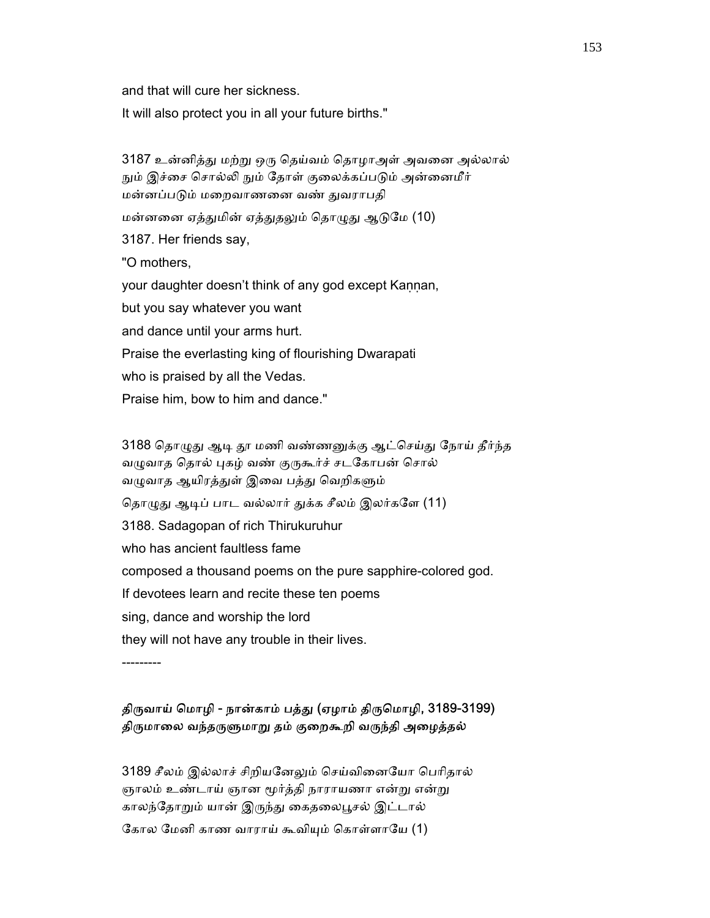and that will cure her sickness.

It will also protect you in all your future births."

3187 உன்னித்து மற்று ஒரு தெய்வம் தொழாஅள் அவனை அல்லால்
நும் இச்சை சொல்லி நும் தோள் குலைக்கப்படும் அன்னைமீர்
மன்னப்படும் மறைவாணனை வண் துவராபதி
மன்னனை ஏத்துமின் ஏத்துதலும் தொழுது ஆடுமே (10)

3187. Her friends say,

"O mothers,

your daughter doesn't think of any god except Kaṇṇan,

but you say whatever you want

and dance until your arms hurt.

Praise the everlasting king of flourishing Dwarapati

who is praised by all the Vedas.

Praise him, bow to him and dance."

3188 தொழுது ஆடி தூ மணி வண்ணனுக்கு ஆட்செய்து நோய் தீர்ந்த
வழுவாத தொல் புகழ் வண் குருகூர்ச் சடகோபன் சொல்
வழுவாத ஆயிரத்துள் இவை பத்து வெறிகளும்
தொழுது ஆடிப் பாட வல்லார் துக்க சீலம் இலர்களே (11)

3188. Sadagopan of rich Thirukuruhur

who has ancient faultless fame

composed a thousand poems on the pure sapphire-colored god.

If devotees learn and recite these ten poems

sing, dance and worship the lord

they will not have any trouble in their lives.

---------

**திருவாய் மொழி - நான்காம் பத்து (ஏழாம் திருமொழி, 3189-3199)**
**திருமாலை வந்தருளுமாறு தம் குறைகூறி வருந்தி அழைத்தல்**

3189 சீலம் இல்லாச் சிறியனேலும் செய்வினையோ பெரிதால்
ஞாலம் உண்டாய் ஞான மூர்த்தி நாராயணா என்று என்று
காலந்தோறும் யான் இருந்து கைதலைபூசல் இட்டால்
கோல மேனி காண வாராய் கூவியும் கொள்ளாயே (1)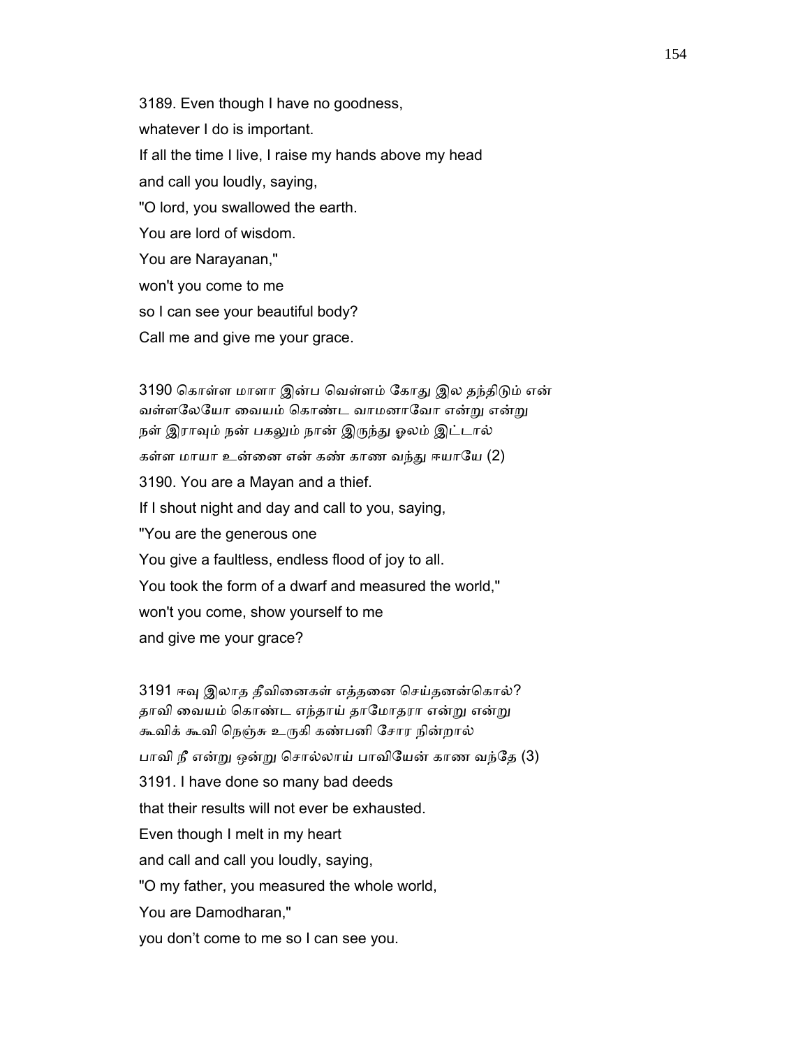3189. Even though I have no goodness,

whatever I do is important.

If all the time I live, I raise my hands above my head

and call you loudly, saying,

"O lord, you swallowed the earth.

You are lord of wisdom.

You are Narayanan,"

won't you come to me

so I can see your beautiful body?

Call me and give me your grace.

3190 கொள்ள மாளா இன்ப வெள்ளம் கோது இல தந்திடும் என்
வள்ளலேயோ வையம் கொண்ட வாமனாவோ என்று என்று
நள் இராவும் நன் பகலும் நான் இருந்து ஓலம் இட்டால்
கள்ள மாயா உன்னை என் கண் காண வந்து ஈயாயே (2)

3190. You are a Mayan and a thief.

If I shout night and day and call to you, saying,

"You are the generous one

You give a faultless, endless flood of joy to all.

You took the form of a dwarf and measured the world,"

won't you come, show yourself to me

and give me your grace?

3191 ஈவு இலாத தீவினைகள் எத்தனை செய்தனன்கொல்?
தாவி வையம் கொண்ட எந்தாய் தாமோதரா என்று என்று
கூவிக் கூவி நெஞ்சு உருகி கண்பனி சோர நின்றால்
பாவி நீ என்று ஒன்று சொல்லாய் பாவியேன் காண வந்தே (3)

3191. I have done so many bad deeds

that their results will not ever be exhausted.

Even though I melt in my heart

and call and call you loudly, saying,

"O my father, you measured the whole world,

You are Damodharan,"

you don't come to me so I can see you.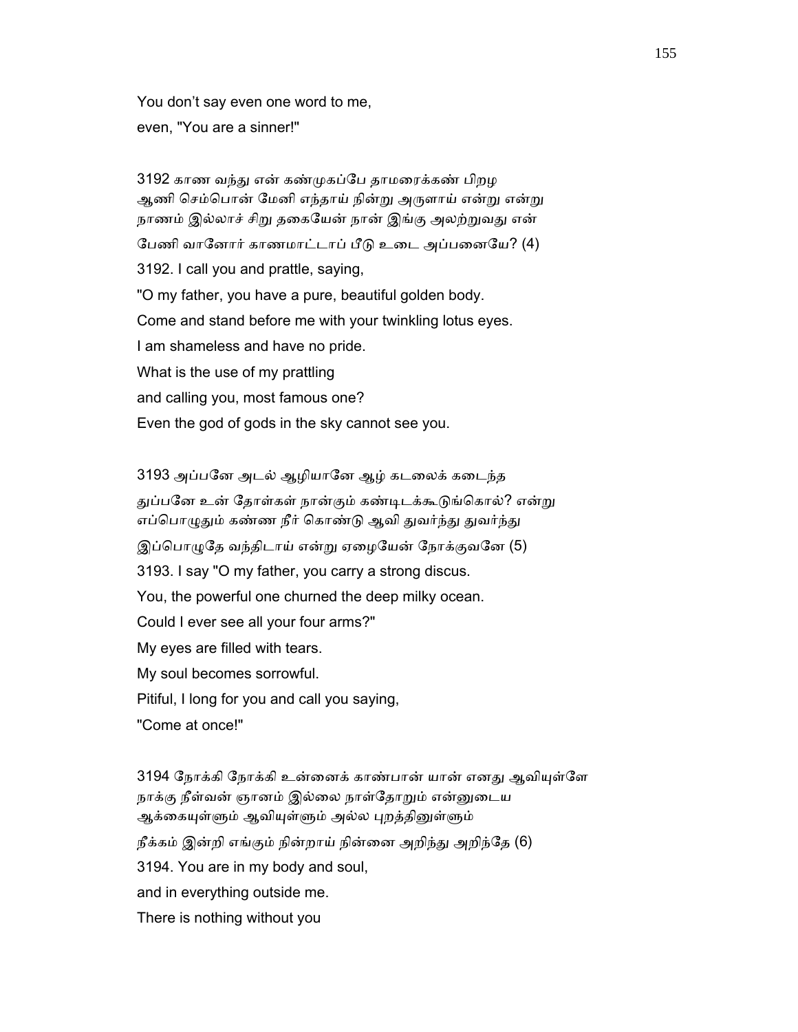You don't say even one word to me,
even, "You are a sinner!"

3192 காண வந்து என் கண்முகப்பே தாமரைக்கண் பிறழ
ஆணி செம்பொன் மேனி எந்தாய் நின்று அருளாய் என்று என்று
நாணம் இல்லாச் சிறு தகையேன் நான் இங்கு அலற்றுவது என்
பேணி வானோர் காணமாட்டாப் பீடு உடை அப்பனையே? (4)

3192. I call you and prattle, saying,
"O my father, you have a pure, beautiful golden body.
Come and stand before me with your twinkling lotus eyes.
I am shameless and have no pride.
What is the use of my prattling
and calling you, most famous one?
Even the god of gods in the sky cannot see you.

3193 அப்பனே அடல் ஆழியானே ஆழ் கடலைக் கடைந்த
துப்பனே உன் தோள்கள் நான்கும் கண்டிடக்கூடுங்கொல்? என்று
எப்பொழுதும் கண்ண நீர் கொண்டு ஆவி துவர்ந்து துவர்ந்து
இப்பொழுதே வந்திடாய் என்று ஏழையேன் நோக்குவனே (5)

3193. I say "O my father, you carry a strong discus.
You, the powerful one churned the deep milky ocean.
Could I ever see all your four arms?"
My eyes are filled with tears.
My soul becomes sorrowful.
Pitiful, I long for you and call you saying,
"Come at once!"

3194 நோக்கி நோக்கி உன்னைக் காண்பான் யான் எனது ஆவியுள்ளே
நாக்கு நீள்வன் ஞானம் இல்லை நாள்தோறும் என்னுடைய
ஆக்கையுள்ளும் ஆவியுள்ளும் அல்ல புறத்தினுள்ளும்
நீக்கம் இன்றி எங்கும் நின்றாய் நின்னை அறிந்து அறிந்தே (6)

3194. You are in my body and soul,
and in everything outside me.
There is nothing without you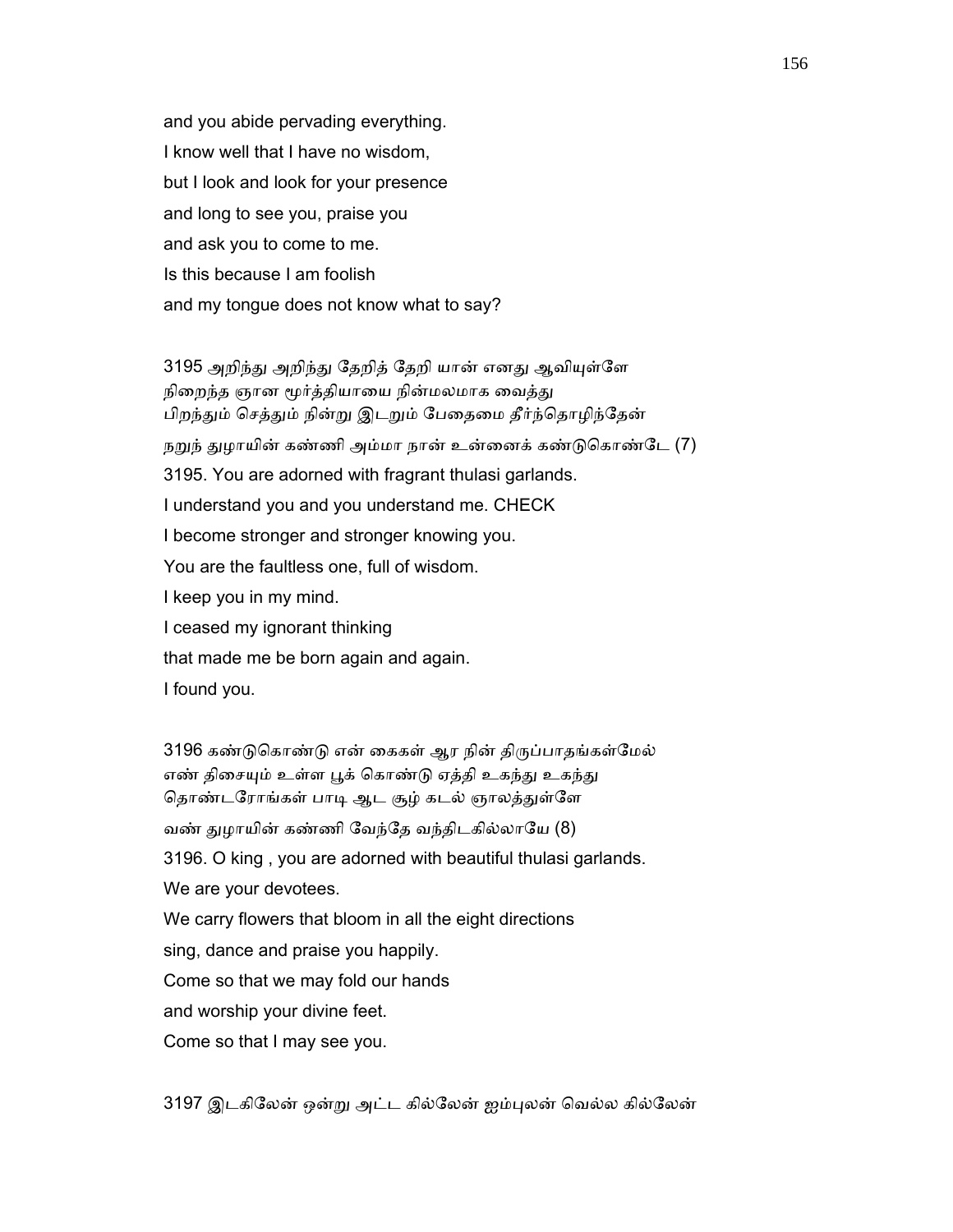and you abide pervading everything.
I know well that I have no wisdom,
but I look and look for your presence
and long to see you, praise you
and ask you to come to me.
Is this because I am foolish
and my tongue does not know what to say?

3195 அறிந்து அறிந்து தேறித் தேறி யான் எனது ஆவியுள்ளே
நிறைந்த ஞான மூர்த்தியாயை நின்மலமாக வைத்து
பிறந்தும் செத்தும் நின்று இடறும் பேதைமை தீர்ந்தொழிந்தேன்
நறுந் துழாயின் கண்ணி அம்மா நான் உன்னைக் கண்டுகொண்டே (7)
3195. You are adorned with fragrant thulasi garlands.
I understand you and you understand me. CHECK
I become stronger and stronger knowing you.
You are the faultless one, full of wisdom.
I keep you in my mind.
I ceased my ignorant thinking
that made me be born again and again.
I found you.

3196 கண்டுகொண்டு என் கைகள் ஆர நின் திருப்பாதங்கள்மேல்
எண் திசையும் உள்ள பூக் கொண்டு ஏத்தி உகந்து உகந்து
தொண்டரோங்கள் பாடி ஆட சூழ் கடல் ஞாலத்துள்ளே
வண் துழாயின் கண்ணி வேந்தே வந்திடகில்லாயே (8)
3196. O king , you are adorned with beautiful thulasi garlands.
We are your devotees.
We carry flowers that bloom in all the eight directions
sing, dance and praise you happily.
Come so that we may fold our hands
and worship your divine feet.
Come so that I may see you.

3197 இடகிலேன் ஒன்று அட்ட கில்லேன் ஐம்புலன் வெல்ல கில்லேன்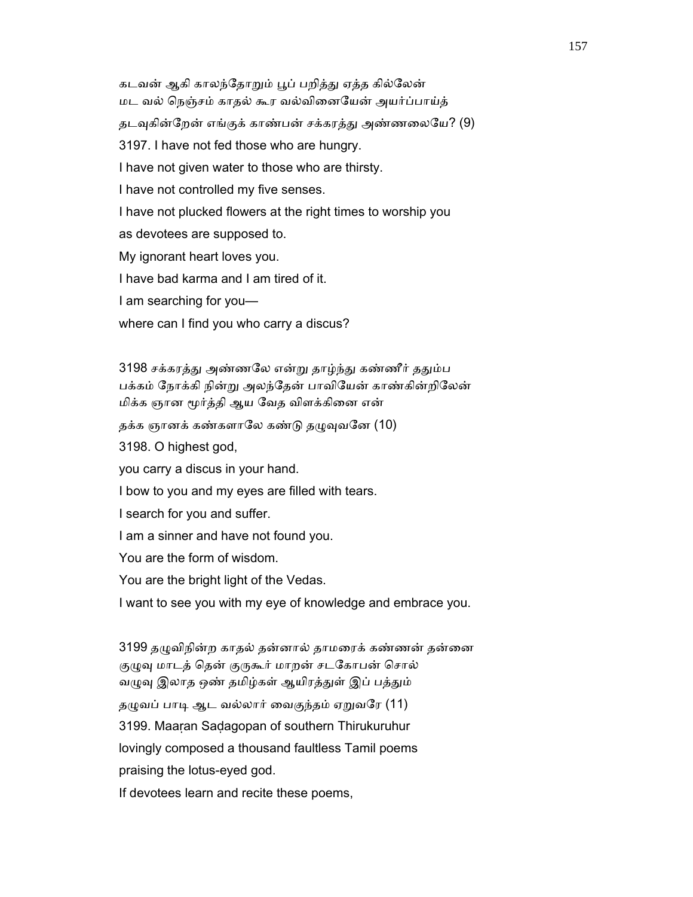கடவன் ஆகி காலந்தோறும் பூப் பறித்து ஏத்த கில்லேன்
மட வல் நெஞ்சம் காதல் கூர வல்வினையேன் அயர்ப்பாய்த்
தடவுகின்றேன் எங்குக் காண்பன் சக்கரத்து அண்ணலையே? (9)

3197. I have not fed those who are hungry.

I have not given water to those who are thirsty.

I have not controlled my five senses.

I have not plucked flowers at the right times to worship you

as devotees are supposed to.

My ignorant heart loves you.

I have bad karma and I am tired of it.

I am searching for you—

where can I find you who carry a discus?

3198 சக்கரத்து அண்ணலே என்று தாழ்ந்து கண்ணீர் ததும்ப
பக்கம் நோக்கி நின்று அலந்தேன் பாவியேன் காண்கின்றிலேன்
மிக்க ஞான மூர்த்தி ஆய வேத விளக்கினை என்
தக்க ஞானக் கண்களாலே கண்டு தழுவுவனே (10)

3198. O highest god,

you carry a discus in your hand.

I bow to you and my eyes are filled with tears.

I search for you and suffer.

I am a sinner and have not found you.

You are the form of wisdom.

You are the bright light of the Vedas.

I want to see you with my eye of knowledge and embrace you.

3199 தழுவிநின்ற காதல் தன்னால் தாமரைக் கண்ணன் தன்னை
குழுவு மாடத் தென் குருகூர் மாறன் சடகோபன் சொல்
வழுவு இலாத ஒண் தமிழ்கள் ஆயிரத்துள் இப் பத்தும்
தழுவப் பாடி ஆட வல்லார் வைகுந்தம் ஏறுவரே (11)

3199. Maaṛan Saḍagopan of southern Thirukuruhur

lovingly composed a thousand faultless Tamil poems

praising the lotus-eyed god.

If devotees learn and recite these poems,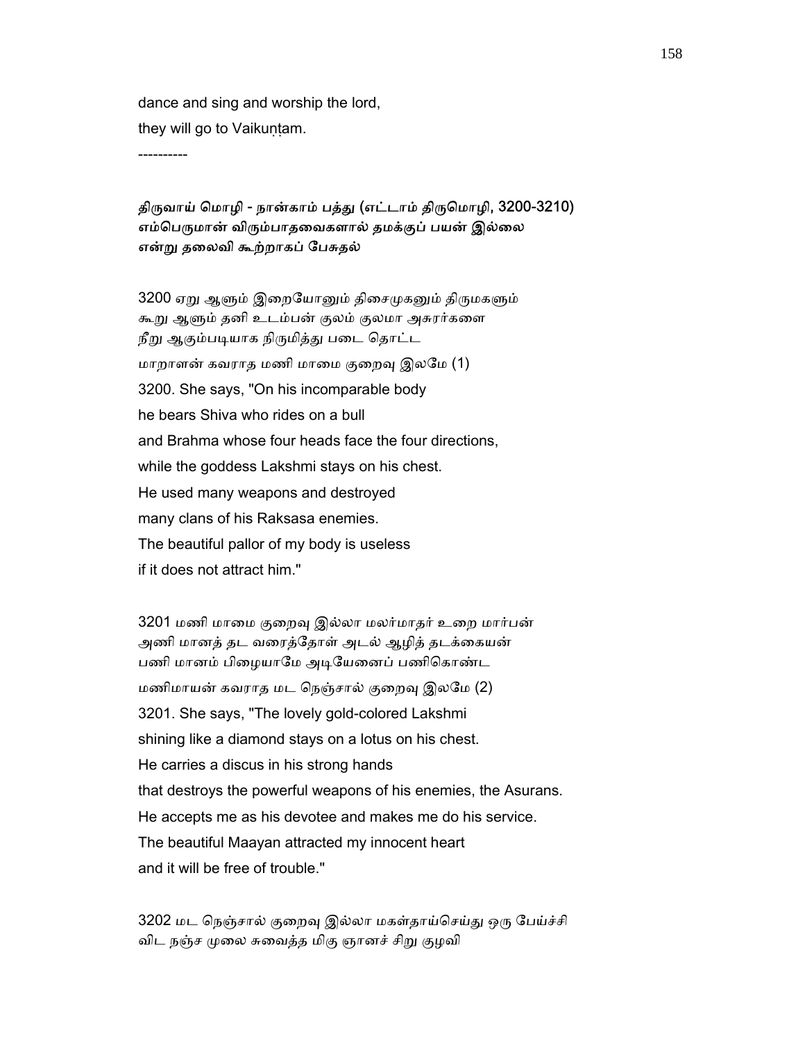dance and sing and worship the lord,
they will go to Vaikuṇṭam.

----------

**திருவாய் மொழி - நான்காம் பத்து (எட்டாம் திருமொழி, 3200-3210)**
**எம்பெருமான் விரும்பாதவைகளால் தமக்குப் பயன் இல்லை**
**என்று தலைவி கூற்றாகப் பேசுதல்**

3200 ஏறு ஆளும் இறையோனும் திசைமுகனும் திருமகளும்
கூறு ஆளும் தனி உடம்பன் குலம் குலமா அசுரர்களை
நீறு ஆகும்படியாக நிருமித்து படை தொட்ட
மாறாளன் கவராத மணி மாமை குறைவு இலமே (1)

3200. She says, "On his incomparable body
he bears Shiva who rides on a bull
and Brahma whose four heads face the four directions,
while the goddess Lakshmi stays on his chest.
He used many weapons and destroyed
many clans of his Raksasa enemies.
The beautiful pallor of my body is useless
if it does not attract him."

3201 மணி மாமை குறைவு இல்லா மலர்மாதர் உறை மார்பன்
அணி மானத் தட வரைத்தோள் அடல் ஆழித் தடக்கையன்
பணி மானம் பிழையாமே அடியேனைப் பணிகொண்ட
மணிமாயன் கவராத மட நெஞ்சால் குறைவு இலமே (2)

3201. She says, "The lovely gold-colored Lakshmi
shining like a diamond stays on a lotus on his chest.
He carries a discus in his strong hands
that destroys the powerful weapons of his enemies, the Asurans.
He accepts me as his devotee and makes me do his service.
The beautiful Maayan attracted my innocent heart
and it will be free of trouble."

3202 மட நெஞ்சால் குறைவு இல்லா மகள்தாய்செய்து ஒரு பேய்ச்சி
விட நஞ்ச முலை சுவைத்த மிகு ஞானச் சிறு குழவி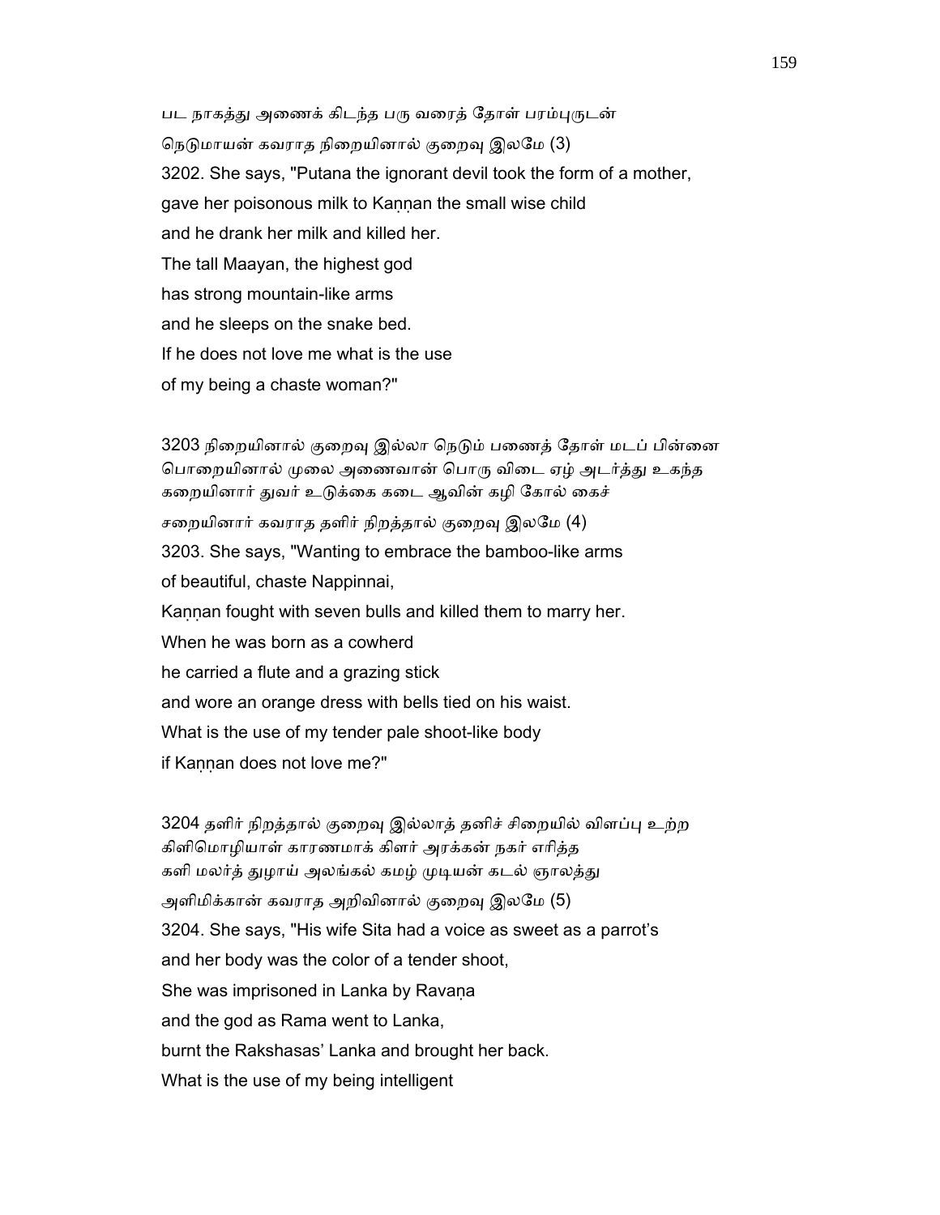பட நாகத்து அணைக் கிடந்த பரு வரைத் தோள் பரம்புருடன்
நெடுமாயன் கவராத நிறையினால் குறைவு இலமே (3)

3202. She says, "Putana the ignorant devil took the form of a mother,
gave her poisonous milk to Kaṇṇan the small wise child
and he drank her milk and killed her.
The tall Maayan, the highest god
has strong mountain-like arms
and he sleeps on the snake bed.
If he does not love me what is the use
of my being a chaste woman?"

3203 நிறையினால் குறைவு இல்லா நெடும் பணைத் தோள் மடப் பின்னை
பொறையினால் முலை அணைவான் பொரு விடை ஏழ் அடர்த்து உகந்த
கறையினார் துவர் உடுக்கை கடை ஆவின் கழி கோல் கைச்
சறையினார் கவராத தளிர் நிறத்தால் குறைவு இலமே (4)

3203. She says, "Wanting to embrace the bamboo-like arms
of beautiful, chaste Nappinnai,
Kaṇṇan fought with seven bulls and killed them to marry her.
When he was born as a cowherd
he carried a flute and a grazing stick
and wore an orange dress with bells tied on his waist.
What is the use of my tender pale shoot-like body
if Kaṇṇan does not love me?"

3204 தளிர் நிறத்தால் குறைவு இல்லாத் தனிச் சிறையில் விளப்பு உற்ற
கிளிமொழியாள் காரணமாக் கிளர் அரக்கன் நகர் எரித்த
களி மலர்த் துழாய் அலங்கல் கமழ் முடியன் கடல் ஞாலத்து
அளிமிக்கான் கவராத அறிவினால் குறைவு இலமே (5)

3204. She says, "His wife Sita had a voice as sweet as a parrot's
and her body was the color of a tender shoot,
She was imprisoned in Lanka by Ravaṇa
and the god as Rama went to Lanka,
burnt the Rakshasas' Lanka and brought her back.
What is the use of my being intelligent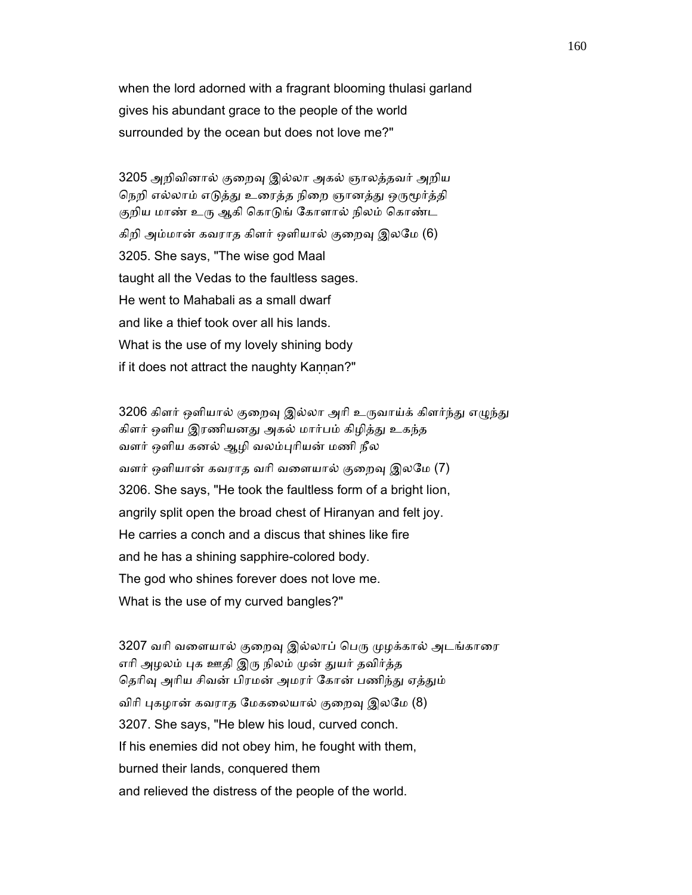when the lord adorned with a fragrant blooming thulasi garland
gives his abundant grace to the people of the world
surrounded by the ocean but does not love me?"

3205 அறிவினால் குறைவு இல்லா அகல் ஞாலத்தவர் அறிய
நெறி எல்லாம் எடுத்து உரைத்த நிறை ஞானத்து ஒருமூர்த்தி
குறிய மாண் உரு ஆகி கொடுங் கோளால் நிலம் கொண்ட
கிறி அம்மான் கவராத கிளர் ஒளியால் குறைவு இலமே (6)

3205. She says, "The wise god Maal
taught all the Vedas to the faultless sages.
He went to Mahabali as a small dwarf
and like a thief took over all his lands.
What is the use of my lovely shining body
if it does not attract the naughty Kaṇṇan?"

3206 கிளர் ஒளியால் குறைவு இல்லா அரி உருவாய்க் கிளர்ந்து எழுந்து
கிளர் ஒளிய இரணியனது அகல் மார்பம் கிழித்து உகந்த
வளர் ஒளிய கனல் ஆழி வலம்புரியன் மணி நீல
வளர் ஒளியான் கவராத வரி வளையால் குறைவு இலமே (7)

3206. She says, "He took the faultless form of a bright lion,
angrily split open the broad chest of Hiranyan and felt joy.
He carries a conch and a discus that shines like fire
and he has a shining sapphire-colored body.
The god who shines forever does not love me.
What is the use of my curved bangles?"

3207 வரி வளையால் குறைவு இல்லாப் பெரு முழக்கால் அடங்காரை
எரி அழலம் புக ஊதி இரு நிலம் முன் துயர் தவிர்த்த
தெரிவு அரிய சிவன் பிரமன் அமரர் கோன் பணிந்து ஏத்தும்
விரி புகழான் கவராத மேகலையால் குறைவு இலமே (8)

3207. She says, "He blew his loud, curved conch.
If his enemies did not obey him, he fought with them,
burned their lands, conquered them
and relieved the distress of the people of the world.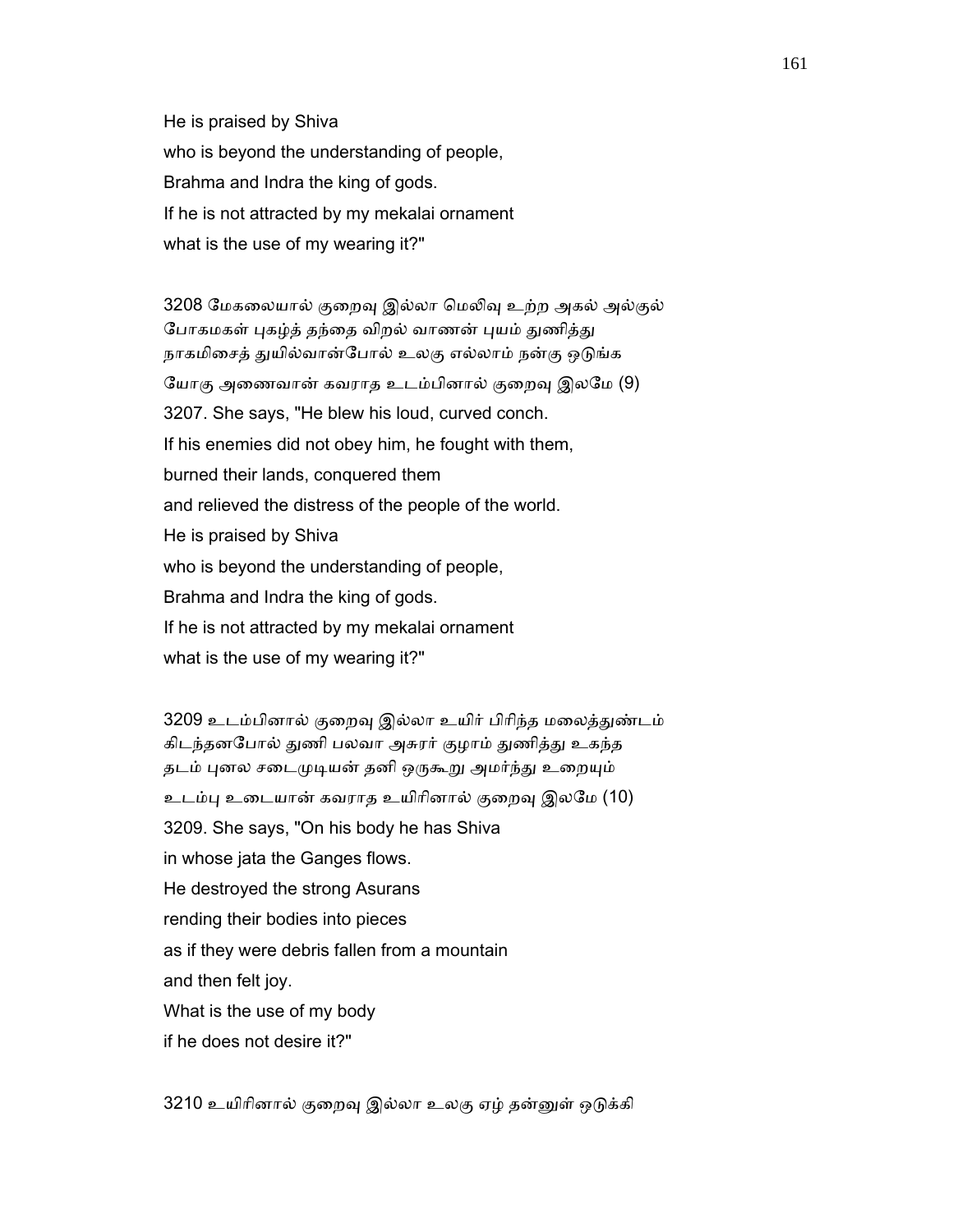He is praised by Shiva
who is beyond the understanding of people,
Brahma and Indra the king of gods.
If he is not attracted by my mekalai ornament
what is the use of my wearing it?"

3208 மேகலையால் குறைவு இல்லா மெலிவு உற்ற அகல் அல்குல்
போகமகள் புகழ்த் தந்தை விறல் வாணன் புயம் துணித்து
நாகமிசைத் துயில்வான்போல் உலகு எல்லாம் நன்கு ஒடுங்க
யோகு அணைவான் கவராத உடம்பினால் குறைவு இலமே (9)
3207. She says, "He blew his loud, curved conch.
If his enemies did not obey him, he fought with them,
burned their lands, conquered them
and relieved the distress of the people of the world.
He is praised by Shiva
who is beyond the understanding of people,
Brahma and Indra the king of gods.
If he is not attracted by my mekalai ornament
what is the use of my wearing it?"

3209 உடம்பினால் குறைவு இல்லா உயிர் பிரிந்த மலைத்துண்டம்
கிடந்தனபோல் துணி பலவா அசுரர் குழாம் துணித்து உகந்த
தடம் புனல சடைமுடியன் தனி ஒருகூறு அமர்ந்து உறையும்
உடம்பு உடையான் கவராத உயிரினால் குறைவு இலமே (10)
3209. She says, "On his body he has Shiva
in whose jata the Ganges flows.
He destroyed the strong Asurans
rending their bodies into pieces
as if they were debris fallen from a mountain
and then felt joy.
What is the use of my body
if he does not desire it?"

3210 உயிரினால் குறைவு இல்லா உலகு ஏழ் தன்னுள் ஒடுக்கி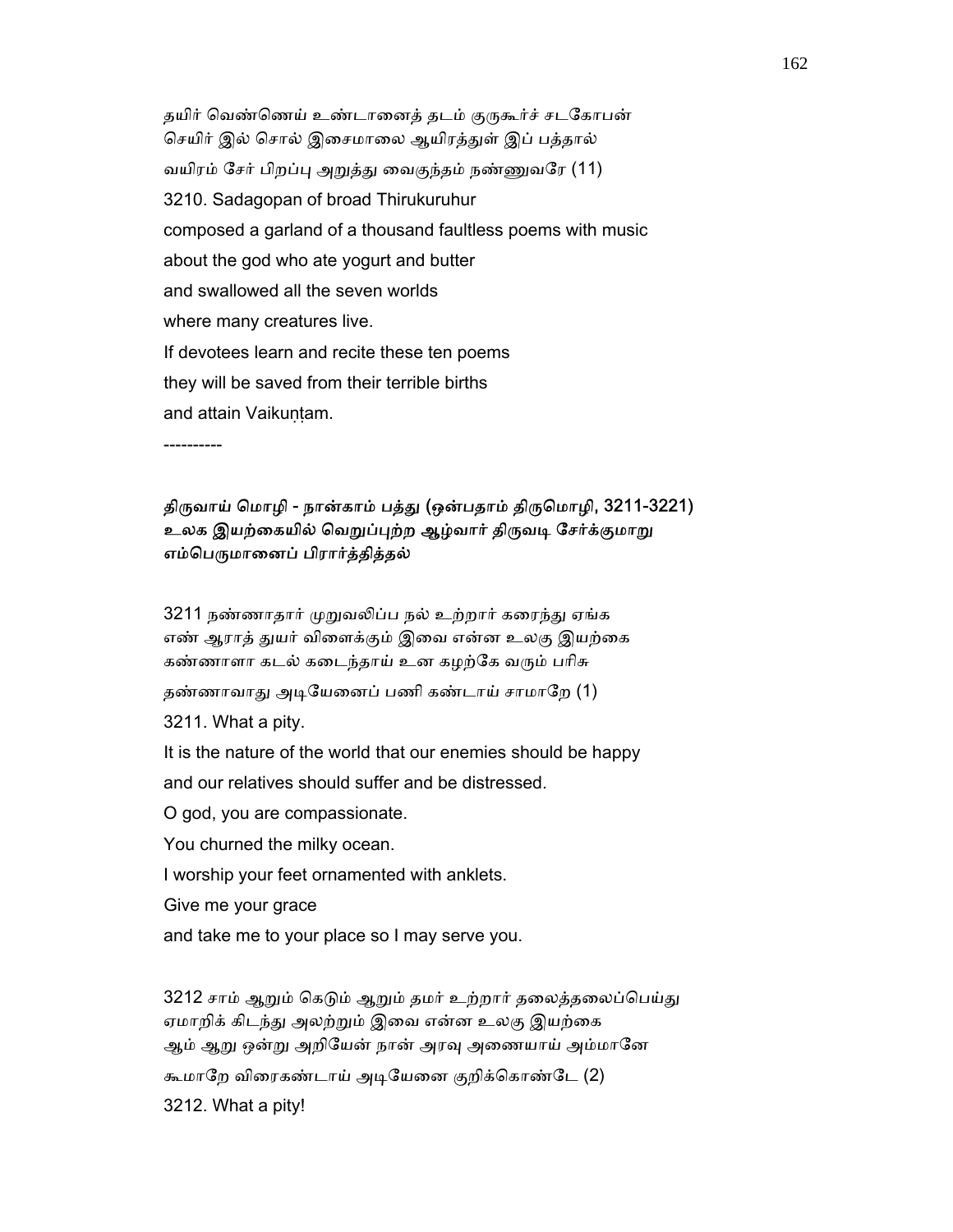தயிர் வெண்ணெய் உண்டானைத் தடம் குருகூர்ச் சடகோபன்
செயிர் இல் சொல் இசைமாலை ஆயிரத்துள் இப் பத்தால்
வயிரம் சேர் பிறப்பு அறுத்து வைகுந்தம் நண்ணுவரே (11)

3210. Sadagopan of broad Thirukuruhur
composed a garland of a thousand faultless poems with music
about the god who ate yogurt and butter
and swallowed all the seven worlds
where many creatures live.
If devotees learn and recite these ten poems
they will be saved from their terrible births
and attain Vaikuṇṭam.

----------

**திருவாய் மொழி - நான்காம் பத்து (ஒன்பதாம் திருமொழி, 3211-3221)**
**உலக இயற்கையில் வெறுப்புற்ற ஆழ்வார் திருவடி சேர்க்குமாறு எம்பெருமானைப் பிரார்த்தித்தல்**

3211 நண்ணாதார் முறுவலிப்ப நல் உற்றார் கரைந்து ஏங்க
எண் ஆராத் துயர் விளைக்கும் இவை என்ன உலகு இயற்கை
கண்ணாளா கடல் கடைந்தாய் உன கழற்கே வரும் பரிசு
தண்ணாவாது அடியேனைப் பணி கண்டாய் சாமாறே (1)

3211. What a pity.
It is the nature of the world that our enemies should be happy
and our relatives should suffer and be distressed.
O god, you are compassionate.
You churned the milky ocean.
I worship your feet ornamented with anklets.
Give me your grace
and take me to your place so I may serve you.

3212 சாம் ஆறும் கெடும் ஆறும் தமர் உற்றார் தலைத்தலைப்பெய்து
ஏமாறிக் கிடந்து அலற்றும் இவை என்ன உலகு இயற்கை
ஆம் ஆறு ஒன்று அறியேன் நான் அரவு அணையாய் அம்மானே
கூமாறே விரைகண்டாய் அடியேனை குறிக்கொண்டே (2)

3212. What a pity!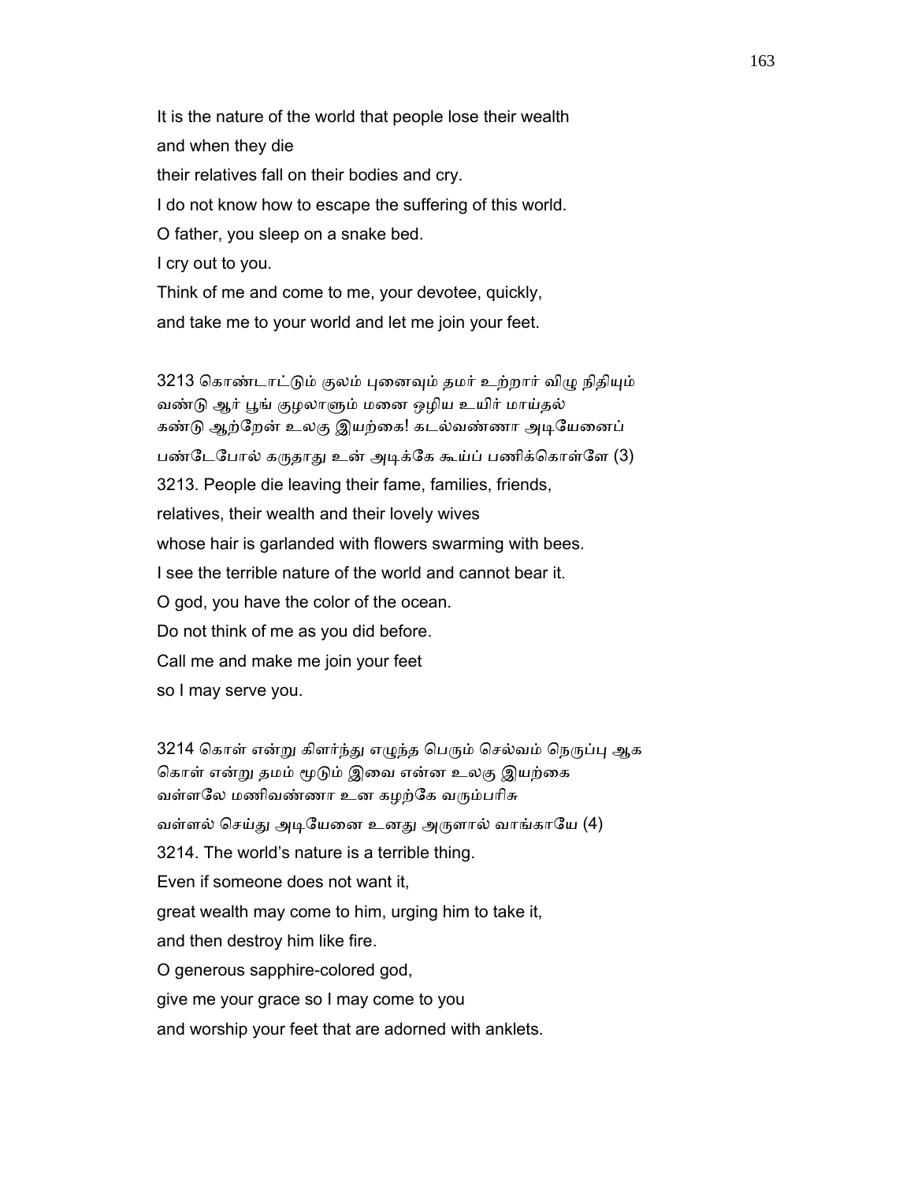It is the nature of the world that people lose their wealth

and when they die

their relatives fall on their bodies and cry.

I do not know how to escape the suffering of this world.

O father, you sleep on a snake bed.

I cry out to you.

Think of me and come to me, your devotee, quickly,

and take me to your world and let me join your feet.

3213 கொண்டாட்டும் குலம் புனைவும் தமர் உற்றார் விழு நிதியும்
வண்டு ஆர் பூங் குழலாளும் மனை ஒழிய உயிர் மாய்தல்
கண்டு ஆற்றேன் உலகு இயற்கை! கடல்வண்ணா அடியேனைப்
பண்டேபோல் கருதாது உன் அடிக்கே கூய்ப் பணிக்கொள்ளே (3)

3213. People die leaving their fame, families, friends,

relatives, their wealth and their lovely wives

whose hair is garlanded with flowers swarming with bees.

I see the terrible nature of the world and cannot bear it.

O god, you have the color of the ocean.

Do not think of me as you did before.

Call me and make me join your feet

so I may serve you.

3214 கொள் என்று கிளர்ந்து எழுந்த பெரும் செல்வம் நெருப்பு ஆக
கொள் என்று தமம் மூடும் இவை என்ன உலகு இயற்கை
வள்ளலே மணிவண்ணா உன கழற்கே வரும்பரிசு
வள்ளல் செய்து அடியேனை உனது அருளால் வாங்காயே (4)

3214. The world's nature is a terrible thing.

Even if someone does not want it,

great wealth may come to him, urging him to take it,

and then destroy him like fire.

O generous sapphire-colored god,

give me your grace so I may come to you

and worship your feet that are adorned with anklets.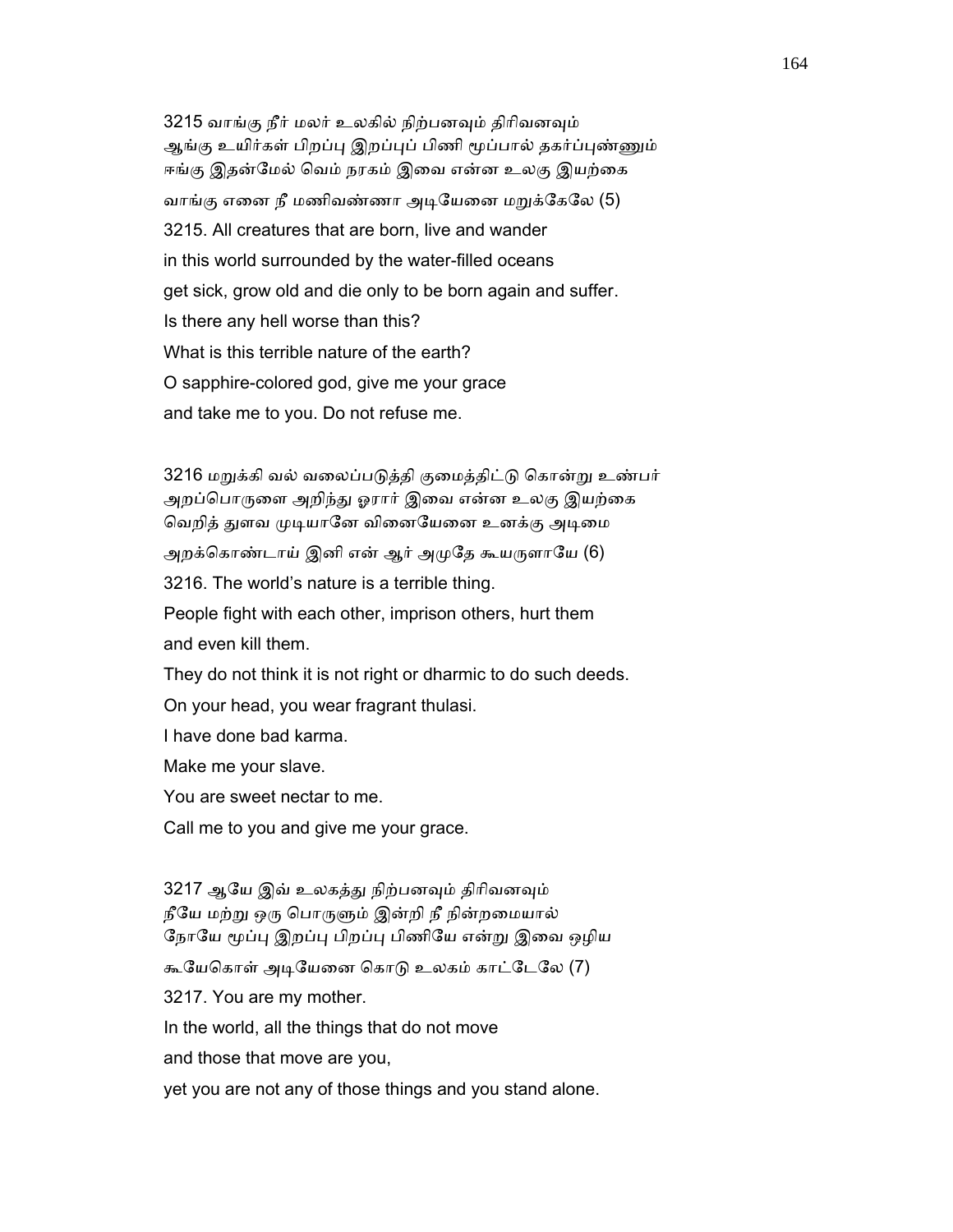3215 வாங்கு நீர் மலர் உலகில் நிற்பனவும் திரிவனவும்
ஆங்கு உயிர்கள் பிறப்பு இறப்புப் பிணி மூப்பால் தகர்ப்புண்ணும்
ஈங்கு இதன்மேல் வெம் நரகம் இவை என்ன உலகு இயற்கை
வாங்கு எனை நீ மணிவண்ணா அடியேனை மறுக்கேலே (5)

3215. All creatures that are born, live and wander
in this world surrounded by the water-filled oceans
get sick, grow old and die only to be born again and suffer.
Is there any hell worse than this?
What is this terrible nature of the earth?
O sapphire-colored god, give me your grace
and take me to you. Do not refuse me.

3216 மறுக்கி வல் வலைப்படுத்தி குமைத்திட்டு கொன்று உண்பர்
அறப்பொருளை அறிந்து ஓரார் இவை என்ன உலகு இயற்கை
வெறித் துளவ முடியானே வினையேனை உனக்கு அடிமை
அறக்கொண்டாய் இனி என் ஆர் அமுதே கூயருளாயே (6)

3216. The world's nature is a terrible thing.
People fight with each other, imprison others, hurt them
and even kill them.
They do not think it is not right or dharmic to do such deeds.
On your head, you wear fragrant thulasi.
I have done bad karma.
Make me your slave.
You are sweet nectar to me.
Call me to you and give me your grace.

3217 ஆயே இவ் உலகத்து நிற்பனவும் திரிவனவும்
நீயே மற்று ஒரு பொருளும் இன்றி நீ நின்றமையால்
நோயே மூப்பு இறப்பு பிறப்பு பிணியே என்று இவை ஒழிய
கூயேகொள் அடியேனை கொடு உலகம் காட்டேலே (7)

3217. You are my mother.
In the world, all the things that do not move
and those that move are you,
yet you are not any of those things and you stand alone.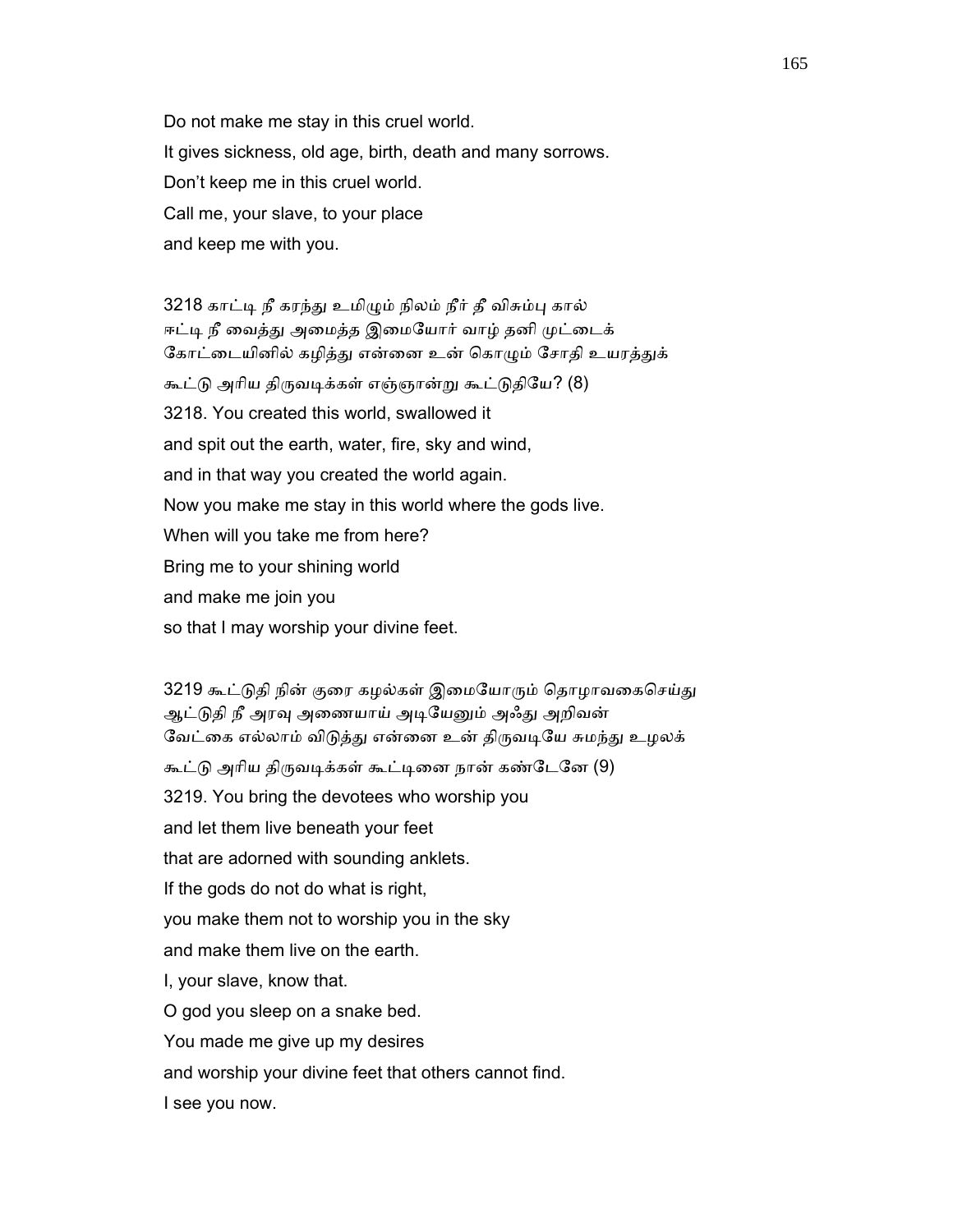Do not make me stay in this cruel world.
It gives sickness, old age, birth, death and many sorrows.
Don't keep me in this cruel world.
Call me, your slave, to your place
and keep me with you.

3218 காட்டி நீ கரந்து உமிழும் நிலம் நீர் தீ விசும்பு கால்
ஈட்டி நீ வைத்து அமைத்த இமையோர் வாழ் தனி முட்டைக்
கோட்டையினில் கழித்து என்னை உன் கொழும் சோதி உயரத்துக்
கூட்டு அரிய திருவடிக்கள் எஞ்ஞான்று கூட்டுதியே? (8)
3218. You created this world, swallowed it
and spit out the earth, water, fire, sky and wind,
and in that way you created the world again.
Now you make me stay in this world where the gods live.
When will you take me from here?
Bring me to your shining world
and make me join you
so that I may worship your divine feet.

3219 கூட்டுதி நின் குரை கழல்கள் இமையோரும் தொழாவகைசெய்து
ஆட்டுதி நீ அரவு அணையாய் அடியேனும் அஃது அறிவன்
வேட்கை எல்லாம் விடுத்து என்னை உன் திருவடியே சுமந்து உழலக்
கூட்டு அரிய திருவடிக்கள் கூட்டினை நான் கண்டேனே (9)
3219. You bring the devotees who worship you
and let them live beneath your feet
that are adorned with sounding anklets.
If the gods do not do what is right,
you make them not to worship you in the sky
and make them live on the earth.
I, your slave, know that.
O god you sleep on a snake bed.
You made me give up my desires
and worship your divine feet that others cannot find.
I see you now.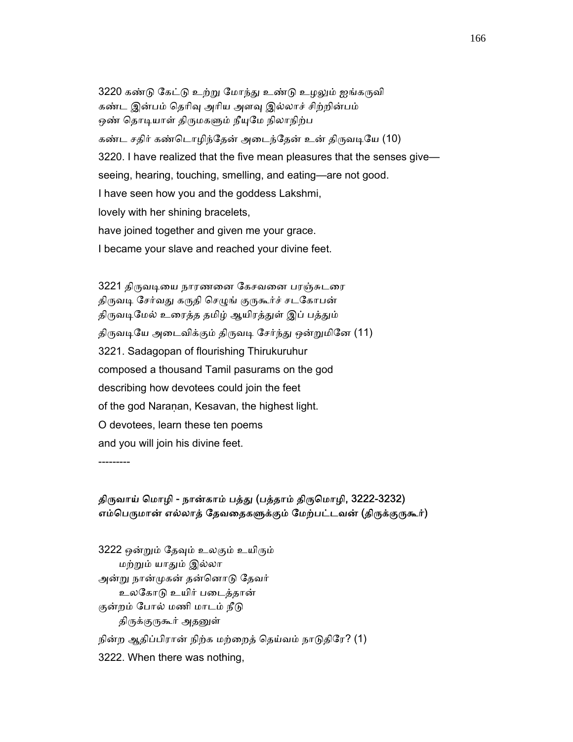3220 கண்டு கேட்டு உற்று மோந்து உண்டு உழலும் ஐங்கருவி
கண்ட இன்பம் தெரிவு அரிய அளவு இல்லாச் சிற்றின்பம்
ஒண் தொடியாள் திருமகளும் நீயுமே நிலாநிற்ப
கண்ட சதிர் கண்டொழிந்தேன் அடைந்தேன் உன் திருவடியே (10)

3220. I have realized that the five mean pleasures that the senses give—
seeing, hearing, touching, smelling, and eating—are not good.
I have seen how you and the goddess Lakshmi,
lovely with her shining bracelets,
have joined together and given me your grace.
I became your slave and reached your divine feet.

3221 திருவடியை நாரணனை கேசவனை பரஞ்சுடரை
திருவடி சேர்வது கருதி செழுங் குருகூர்ச் சடகோபன்
திருவடிமேல் உரைத்த தமிழ் ஆயிரத்துள் இப் பத்தும்
திருவடியே அடைவிக்கும் திருவடி சேர்ந்து ஒன்றுமினே (11)

3221. Sadagopan of flourishing Thirukuruhur
composed a thousand Tamil pasurams on the god
describing how devotees could join the feet
of the god Naraṇan, Kesavan, the highest light.
O devotees, learn these ten poems
and you will join his divine feet.

---------

**திருவாய் மொழி - நான்காம் பத்து (பத்தாம் திருமொழி, 3222-3232)**
**எம்பெருமான் எல்லாத் தேவதைகளுக்கும் மேற்பட்டவன் (திருக்குருகூர்)**

3222 ஒன்றும் தேவும் உலகும் உயிரும்
மற்றும் யாதும் இல்லா
அன்று நான்முகன் தன்னொடு தேவர்
உலகோடு உயிர் படைத்தான்
குன்றம் போல் மணி மாடம் நீடு
திருக்குருகூர் அதனுள்
நின்ற ஆதிப்பிரான் நிற்க மற்றைத் தெய்வம் நாடுதிரே? (1)

3222. When there was nothing,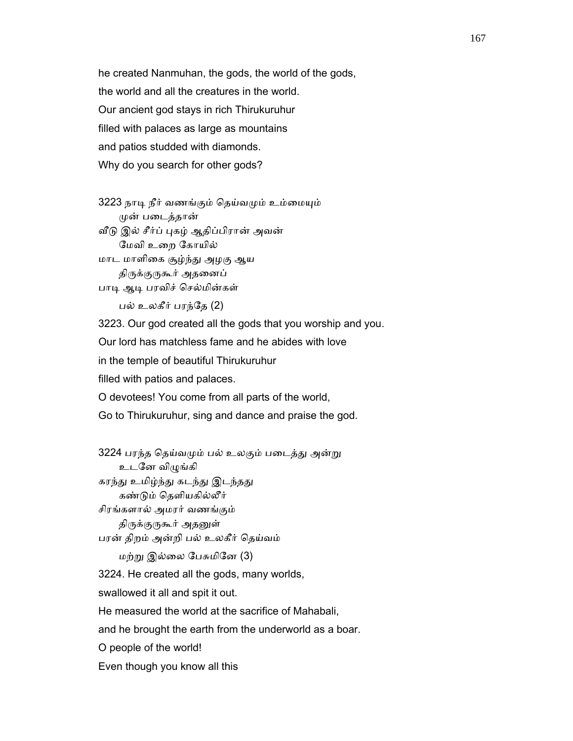he created Nanmuhan, the gods, the world of the gods,

the world and all the creatures in the world.

Our ancient god stays in rich Thirukuruhur

filled with palaces as large as mountains

and patios studded with diamonds.

Why do you search for other gods?

3223 நாடி நீர் வணங்கும் தெய்வமும் உம்மையும்
      முன் படைத்தான்
வீடு இல் சீர்ப் புகழ் ஆதிப்பிரான் அவன்
      மேவி உறை கோயில்
மாட மாளிகை சூழ்ந்து அழகு ஆய
      திருக்குருகூர் அதனைப்
பாடி ஆடி பரவிச் செல்மின்கள்
      பல் உலகீர் பரந்தே (2)

3223. Our god created all the gods that you worship and you.

Our lord has matchless fame and he abides with love

in the temple of beautiful Thirukuruhur

filled with patios and palaces.

O devotees! You come from all parts of the world,

Go to Thirukuruhur, sing and dance and praise the god.

3224 பரந்த தெய்வமும் பல் உலகும் படைத்து அன்று
      உடனே விழுங்கி
கரந்து உமிழ்ந்து கடந்து இடந்தது
      கண்டும் தெளியகில்லீர்
சிரங்களால் அமரர் வணங்கும்
      திருக்குருகூர் அதனுள்
பரன் திறம் அன்றி பல் உலகீர் தெய்வம்
      மற்று இல்லை பேசுமினே (3)

3224. He created all the gods, many worlds,

swallowed it all and spit it out.

He measured the world at the sacrifice of Mahabali,

and he brought the earth from the underworld as a boar.

O people of the world!

Even though you know all this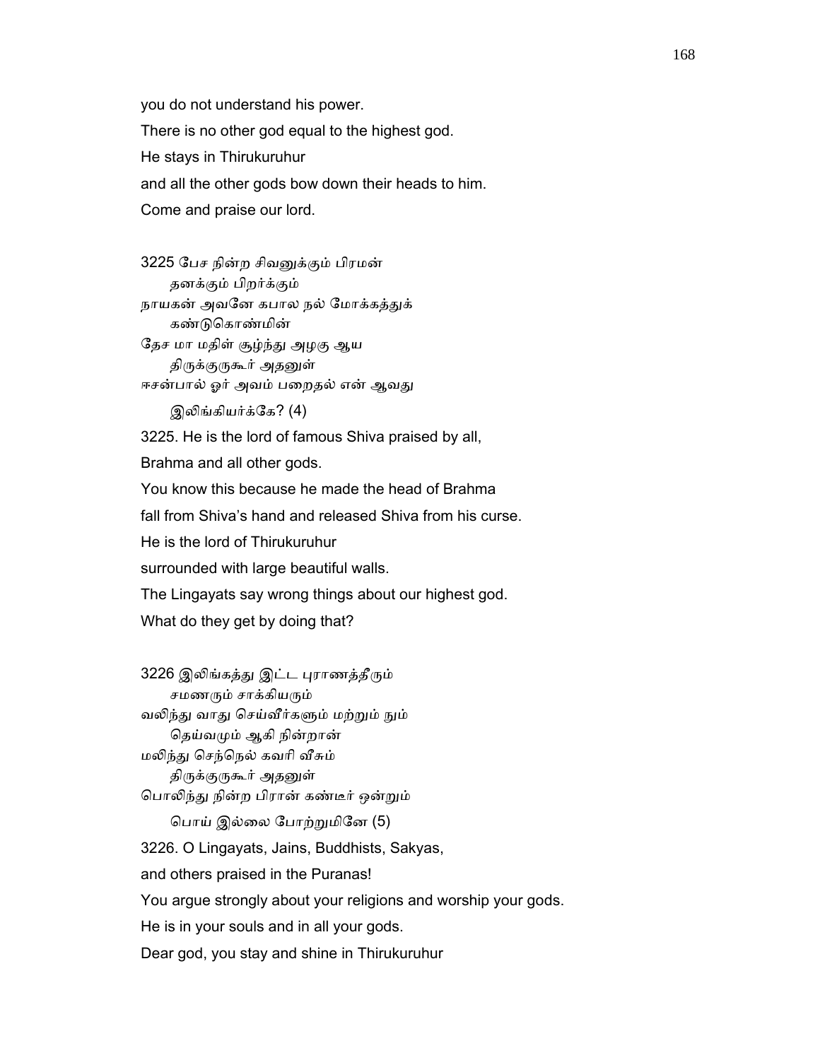you do not understand his power.

There is no other god equal to the highest god.

He stays in Thirukuruhur

and all the other gods bow down their heads to him.

Come and praise our lord.

3225 பேச நின்ற சிவனுக்கும் பிரமன்
  தனக்கும் பிறர்க்கும்
நாயகன் அவனே கபால நல் மோக்கத்துக்
  கண்டுகொண்மின்
தேச மா மதிள் சூழ்ந்து அழகு ஆய
  திருக்குருகூர் அதனுள்
ஈசன்பால் ஓர் அவம் பறைதல் என் ஆவது
  இலிங்கியர்க்கே? (4)

3225. He is the lord of famous Shiva praised by all,

Brahma and all other gods.

You know this because he made the head of Brahma

fall from Shiva's hand and released Shiva from his curse.

He is the lord of Thirukuruhur

surrounded with large beautiful walls.

The Lingayats say wrong things about our highest god.

What do they get by doing that?

3226 இலிங்கத்து இட்ட புராணத்தீரும்
  சமணரும் சாக்கியரும்
வலிந்து வாது செய்வீர்களும் மற்றும் நும்
  தெய்வமும் ஆகி நின்றான்
மலிந்து செந்நெல் கவரி வீசும்
  திருக்குருகூர் அதனுள்
பொலிந்து நின்ற பிரான் கண்டீர் ஒன்றும்
  பொய் இல்லை போற்றுமினே (5)

3226. O Lingayats, Jains, Buddhists, Sakyas,

and others praised in the Puranas!

You argue strongly about your religions and worship your gods.

He is in your souls and in all your gods.

Dear god, you stay and shine in Thirukuruhur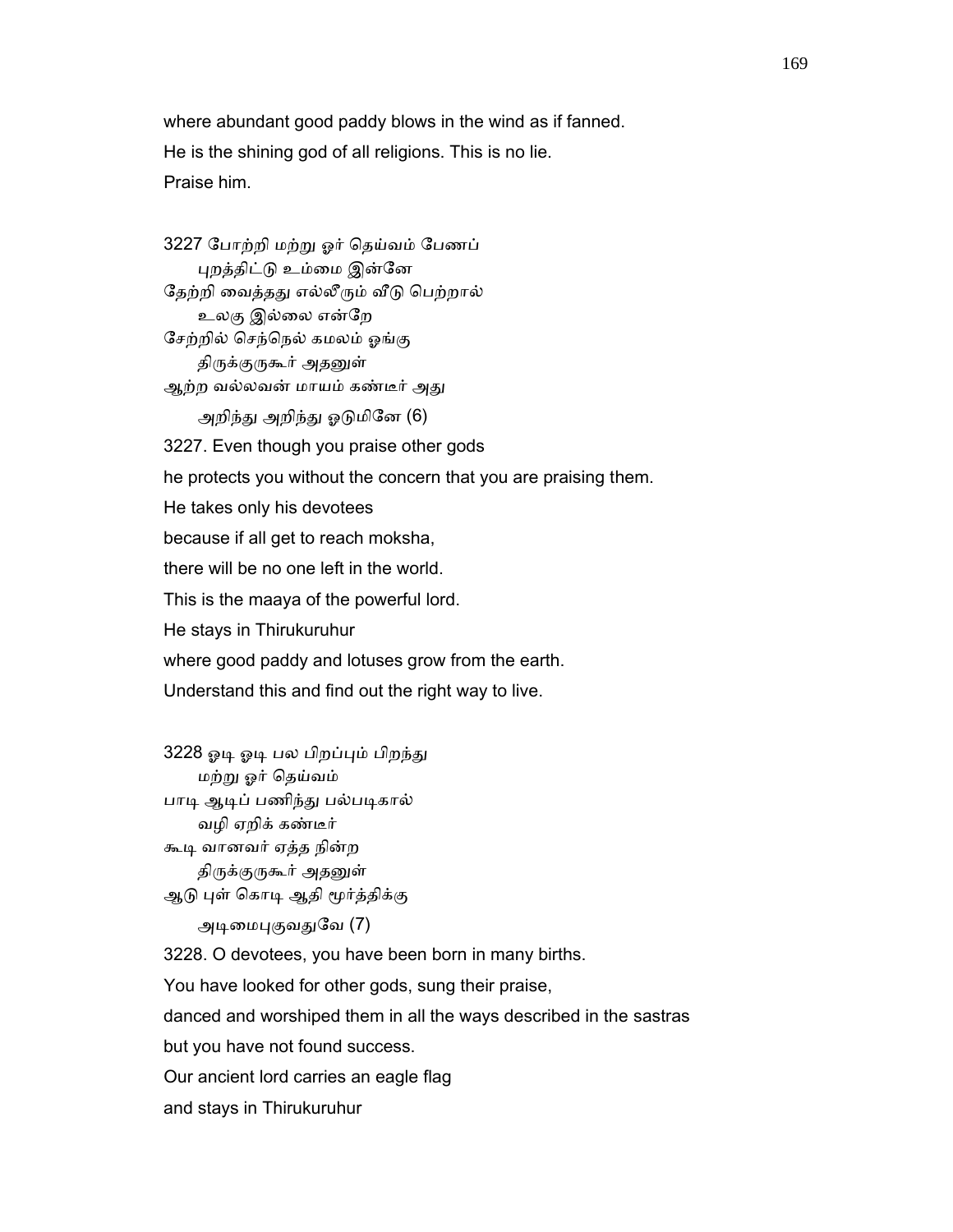where abundant good paddy blows in the wind as if fanned.
He is the shining god of all religions. This is no lie.
Praise him.

3227 போற்றி மற்று ஓர் தெய்வம் பேணப்
    புறத்திட்டு உம்மை இன்னே
தேற்றி வைத்தது எல்லீரும் வீடு பெற்றால்
    உலகு இல்லை என்றே
சேற்றில் செந்நெல் கமலம் ஓங்கு
    திருக்குருகூர் அதனுள்
ஆற்ற வல்லவன் மாயம் கண்டீர் அது
    அறிந்து அறிந்து ஓடுமினே (6)

3227. Even though you praise other gods
he protects you without the concern that you are praising them.
He takes only his devotees
because if all get to reach moksha,
there will be no one left in the world.
This is the maaya of the powerful lord.
He stays in Thirukuruhur
where good paddy and lotuses grow from the earth.
Understand this and find out the right way to live.

3228 ஓடி ஓடி பல பிறப்பும் பிறந்து
    மற்று ஓர் தெய்வம்
பாடி ஆடிப் பணிந்து பல்படிகால்
    வழி ஏறிக் கண்டீர்
கூடி வானவர் ஏத்த நின்ற
    திருக்குருகூர் அதனுள்
ஆடு புள் கொடி ஆதி மூர்த்திக்கு
    அடிமைபுகுவதுவே (7)

3228. O devotees, you have been born in many births.
You have looked for other gods, sung their praise,
danced and worshiped them in all the ways described in the sastras
but you have not found success.
Our ancient lord carries an eagle flag
and stays in Thirukuruhur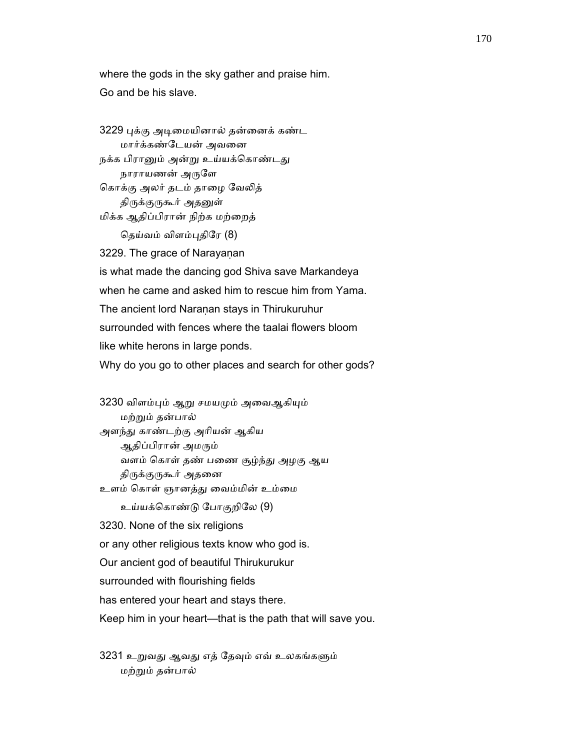where the gods in the sky gather and praise him.
Go and be his slave.

3229 புக்கு அடிமையினால் தன்னைக் கண்ட
    மார்க்கண்டேயன் அவனை
நக்க பிரானும் அன்று உய்யக்கொண்டது
    நாராயணன் அருளே
கொக்கு அலர் தடம் தாழை வேலித்
    திருக்குருகூர் அதனுள்
மிக்க ஆதிப்பிரான் நிற்க மற்றைத்
    தெய்வம் விளம்புதிரே (8)

3229. The grace of Narayaṇan
is what made the dancing god Shiva save Markandeya
when he came and asked him to rescue him from Yama.
The ancient lord Naraṇan stays in Thirukuruhur
surrounded with fences where the taalai flowers bloom
like white herons in large ponds.
Why do you go to other places and search for other gods?

3230 விளம்பும் ஆறு சமயமும் அவைஆகியும்
    மற்றும் தன்பால்
அளந்து காண்டற்கு அரியன் ஆகிய
    ஆதிப்பிரான் அமரும்
    வளம் கொள் தண் பணை சூழ்ந்து அழகு ஆய
    திருக்குருகூர் அதனை
உளம் கொள் ஞானத்து வைம்மின் உம்மை
    உய்யக்கொண்டு போகுறிலே (9)

3230. None of the six religions
or any other religious texts know who god is.
Our ancient god of beautiful Thirukurukur
surrounded with flourishing fields
has entered your heart and stays there.
Keep him in your heart—that is the path that will save you.

3231 உறுவது ஆவது எத் தேவும் எவ் உலகங்களும்
    மற்றும் தன்பால்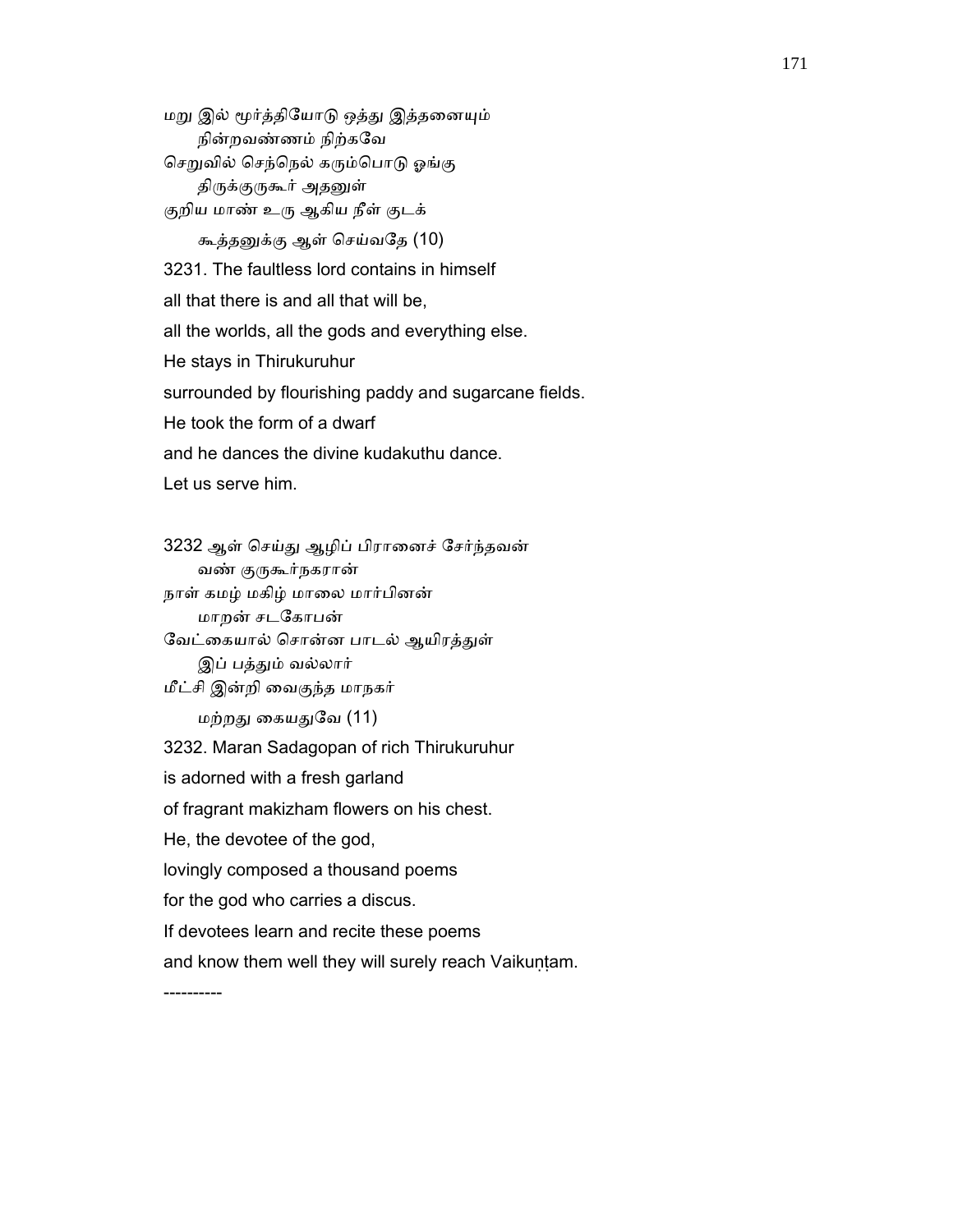மறு இல் மூர்த்தியோடு ஒத்து இத்தனையும்
      நின்றவண்ணம் நிற்கவே
செறுவில் செந்நெல் கரும்பொடு ஓங்கு
      திருக்குருகூர் அதனுள்
குறிய மாண் உரு ஆகிய நீள் குடக்
      கூத்தனுக்கு ஆள் செய்வதே (10)

3231. The faultless lord contains in himself
all that there is and all that will be,
all the worlds, all the gods and everything else.
He stays in Thirukuruhur
surrounded by flourishing paddy and sugarcane fields.
He took the form of a dwarf
and he dances the divine kudakuthu dance.
Let us serve him.

3232 ஆள் செய்து ஆழிப் பிரானைச் சேர்ந்தவன்
      வண் குருகூர்நகரான்
நாள் கமழ் மகிழ் மாலை மார்பினன்
      மாறன் சடகோபன்
வேட்கையால் சொன்ன பாடல் ஆயிரத்துள்
      இப் பத்தும் வல்லார்
மீட்சி இன்றி வைகுந்த மாநகர்
      மற்றது கையதுவே (11)

3232. Maran Sadagopan of rich Thirukuruhur
is adorned with a fresh garland
of fragrant makizham flowers on his chest.
He, the devotee of the god,
lovingly composed a thousand poems
for the god who carries a discus.
If devotees learn and recite these poems
and know them well they will surely reach Vaikuṇṭam.

----------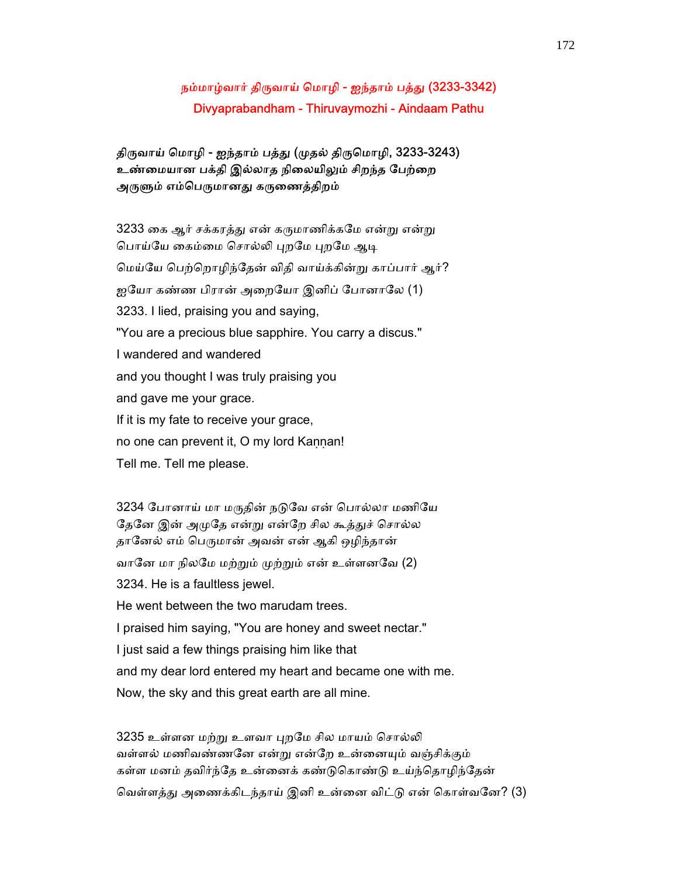## நம்மாழ்வார் திருவாய் மொழி - ஐந்தாம் பத்து (3233-3342)
## Divyaprabandham - Thiruvaymozhi - Aindaam Pathu

**திருவாய் மொழி - ஐந்தாம் பத்து (முதல் திருமொழி, 3233-3243)**
**உண்மையான பக்தி இல்லாத நிலையிலும் சிறந்த பேற்றை அருளும் எம்பெருமானது கருணைத்திறம்**

3233 கை ஆர் சக்கரத்து என் கருமாணிக்கமே என்று என்று
பொய்யே கைம்மை சொல்லி புறமே புறமே ஆடி
மெய்யே பெற்றொழிந்தேன் விதி வாய்க்கின்று காப்பார் ஆர்?
ஐயோ கண்ண பிரான் அறையோ இனிப் போனாலே (1)

3233. I lied, praising you and saying,
"You are a precious blue sapphire. You carry a discus."
I wandered and wandered
and you thought I was truly praising you
and gave me your grace.
If it is my fate to receive your grace,
no one can prevent it, O my lord Kaṇṇan!
Tell me. Tell me please.

3234 போனாய் மா மருதின் நடுவே என் பொல்லா மணியே
தேனே இன் அமுதே என்று என்றே சில கூத்துச் சொல்ல
தானேல் எம் பெருமான் அவன் என் ஆகி ஒழிந்தான்
வானே மா நிலமே மற்றும் முற்றும் என் உள்ளனவே (2)

3234. He is a faultless jewel.
He went between the two marudam trees.
I praised him saying, "You are honey and sweet nectar."
I just said a few things praising him like that
and my dear lord entered my heart and became one with me.
Now, the sky and this great earth are all mine.

3235 உள்ளன மற்று உளவா புறமே சில மாயம் சொல்லி
வள்ளல் மணிவண்ணனே என்று என்றே உன்னையும் வஞ்சிக்கும்
கள்ள மனம் தவிர்ந்தே உன்னைக் கண்டுகொண்டு உய்ந்தொழிந்தேன்
வெள்ளத்து அணைக்கிடந்தாய் இனி உன்னை விட்டு என் கொள்வனே? (3)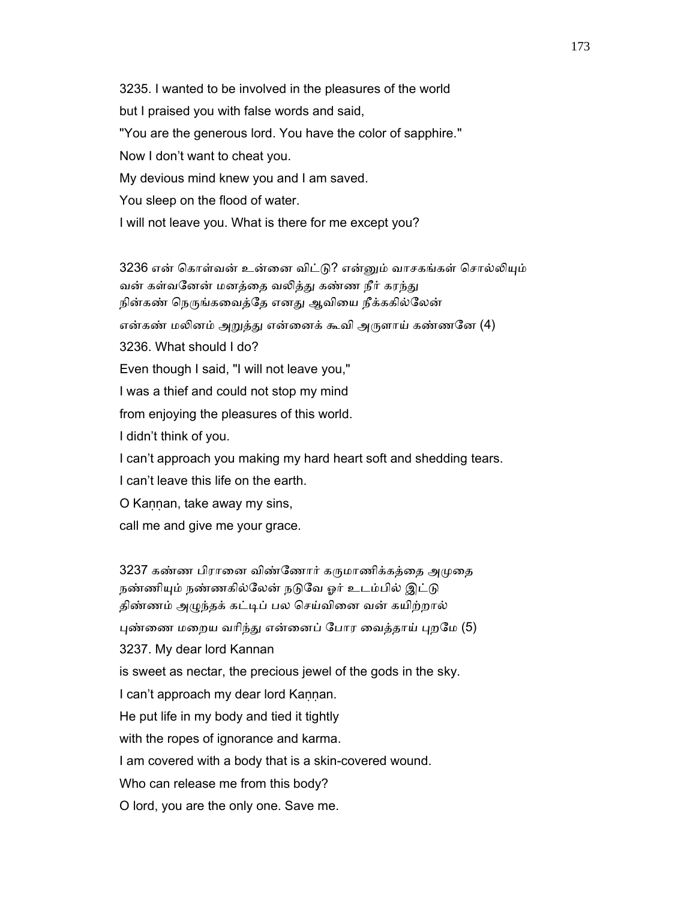3235. I wanted to be involved in the pleasures of the world

but I praised you with false words and said,

"You are the generous lord. You have the color of sapphire."

Now I don't want to cheat you.

My devious mind knew you and I am saved.

You sleep on the flood of water.

I will not leave you. What is there for me except you?

3236 என் கொள்வன் உன்னை விட்டு? என்னும் வாசகங்கள் சொல்லியும்
வன் கள்வனேன் மனத்தை வலித்து கண்ண நீர் கரந்து
நின்கண் நெருங்கவைத்தே எனது ஆவியை நீக்ககில்லேன்
என்கண் மலினம் அறுத்து என்னைக் கூவி அருளாய் கண்ணனே (4)

3236. What should I do?

Even though I said, "I will not leave you,"

I was a thief and could not stop my mind

from enjoying the pleasures of this world.

I didn't think of you.

I can't approach you making my hard heart soft and shedding tears.

I can't leave this life on the earth.

O Kaṇṇan, take away my sins,

call me and give me your grace.

3237 கண்ண பிரானை விண்ணோர் கருமாணிக்கத்தை அமுதை
நண்ணியும் நண்ணகில்லேன் நடுவே ஓர் உடம்பில் இட்டு
திண்ணம் அழுந்தக் கட்டிப் பல செய்வினை வன் கயிற்றால்
புண்ணை மறைய வரிந்து என்னைப் போர வைத்தாய் புறமே (5)

3237. My dear lord Kannan

is sweet as nectar, the precious jewel of the gods in the sky.

I can't approach my dear lord Kaṇṇan.

He put life in my body and tied it tightly

with the ropes of ignorance and karma.

I am covered with a body that is a skin-covered wound.

Who can release me from this body?

O lord, you are the only one. Save me.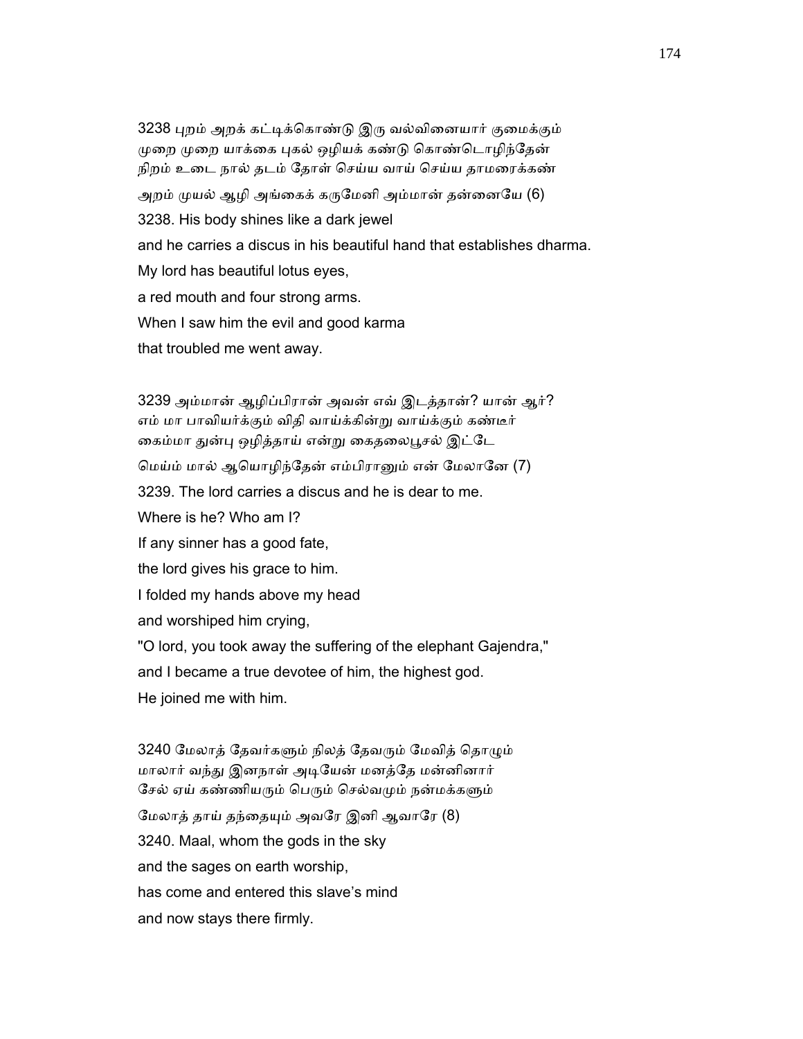3238 புறம் அறக் கட்டிக்கொண்டு இரு வல்வினையார் குமைக்கும்
முறை முறை யாக்கை புகல் ஒழியக் கண்டு கொண்டொழிந்தேன்
நிறம் உடை நால் தடம் தோள் செய்ய வாய் செய்ய தாமரைக்கண்
அறம் முயல் ஆழி அங்கைக் கருமேனி அம்மான் தன்னையே (6)

3238. His body shines like a dark jewel
and he carries a discus in his beautiful hand that establishes dharma.
My lord has beautiful lotus eyes,
a red mouth and four strong arms.
When I saw him the evil and good karma
that troubled me went away.

3239 அம்மான் ஆழிப்பிரான் அவன் எவ் இடத்தான்? யான் ஆர்?
எம் மா பாவியர்க்கும் விதி வாய்க்கின்று வாய்க்கும் கண்டீர்
கைம்மா துன்பு ஒழித்தாய் என்று கைதலைபூசல் இட்டே
மெய்ம் மால் ஆயொழிந்தேன் எம்பிரானும் என் மேலானே (7)

3239. The lord carries a discus and he is dear to me.
Where is he? Who am I?
If any sinner has a good fate,
the lord gives his grace to him.
I folded my hands above my head
and worshiped him crying,
"O lord, you took away the suffering of the elephant Gajendra,"
and I became a true devotee of him, the highest god.
He joined me with him.

3240 மேலாத் தேவர்களும் நிலத் தேவரும் மேவித் தொழும்
மாலார் வந்து இனநாள் அடியேன் மனத்தே மன்னினார்
சேல் ஏய் கண்ணியரும் பெரும் செல்வமும் நன்மக்களும்
மேலாத் தாய் தந்தையும் அவரே இனி ஆவாரே (8)

3240. Maal, whom the gods in the sky
and the sages on earth worship,
has come and entered this slave's mind
and now stays there firmly.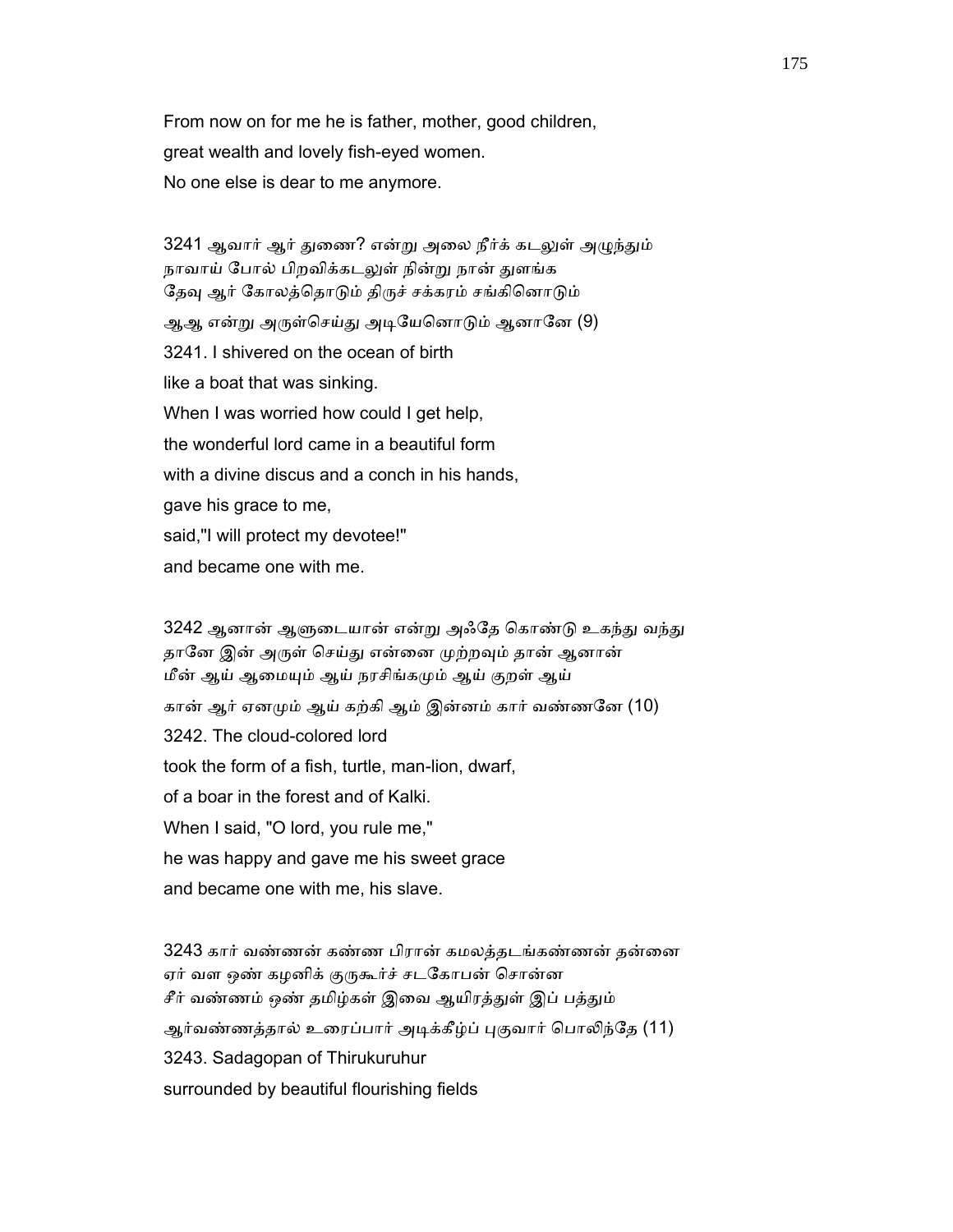From now on for me he is father, mother, good children,
great wealth and lovely fish-eyed women.
No one else is dear to me anymore.

3241 ஆவார் ஆர் துணை? என்று அலை நீர்க் கடலுள் அழுந்தும்
நாவாய் போல் பிறவிக்கடலுள் நின்று நான் துளங்க
தேவு ஆர் கோலத்தொடும் திருச் சக்கரம் சங்கினொடும்
ஆஆ என்று அருள்செய்து அடியேனொடும் ஆனானே (9)

3241. I shivered on the ocean of birth
like a boat that was sinking.
When I was worried how could I get help,
the wonderful lord came in a beautiful form
with a divine discus and a conch in his hands,
gave his grace to me,
said,"I will protect my devotee!"
and became one with me.

3242 ஆனான் ஆளுடையான் என்று அஃதே கொண்டு உகந்து வந்து
தானே இன் அருள் செய்து என்னை முற்றவும் தான் ஆனான்
மீன் ஆய் ஆமையும் ஆய் நரசிங்கமும் ஆய் குறள் ஆய்
கான் ஆர் ஏனமும் ஆய் கற்கி ஆம் இன்னம் கார் வண்ணனே (10)

3242. The cloud-colored lord
took the form of a fish, turtle, man-lion, dwarf,
of a boar in the forest and of Kalki.
When I said, "O lord, you rule me,"
he was happy and gave me his sweet grace
and became one with me, his slave.

3243 கார் வண்ணன் கண்ண பிரான் கமலத்தடங்கண்ணன் தன்னை
ஏர் வள ஒண் கழனிக் குருகூர்ச் சடகோபன் சொன்ன
சீர் வண்ணம் ஒண் தமிழ்கள் இவை ஆயிரத்துள் இப் பத்தும்
ஆர்வண்ணத்தால் உரைப்பார் அடிக்கீழ்ப் புகுவார் பொலிந்தே (11)

3243. Sadagopan of Thirukuruhur
surrounded by beautiful flourishing fields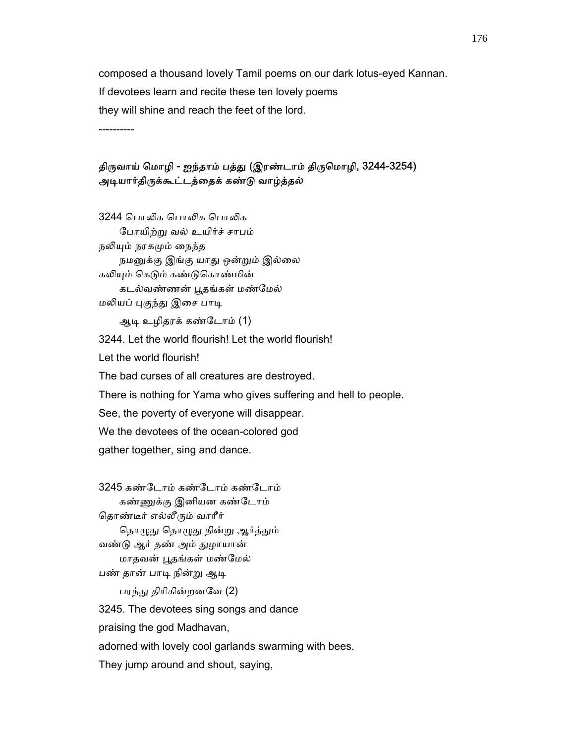composed a thousand lovely Tamil poems on our dark lotus-eyed Kannan.

If devotees learn and recite these ten lovely poems

they will shine and reach the feet of the lord.

----------

### திருவாய் மொழி - ஐந்தாம் பத்து (இரண்டாம் திருமொழி, 3244-3254)
### அடியார்திருக்கூட்டத்தைக் கண்டு வாழ்த்தல்

3244 பொலிக பொலிக பொலிக
  போயிற்று வல் உயிர்ச் சாபம்
நலியும் நரகமும் நைந்த
  நமனுக்கு இங்கு யாது ஒன்றும் இல்லை
கலியும் கெடும் கண்டுகொண்மின்
  கடல்வண்ணன் பூதங்கள் மண்மேல்
மலியப் புகுந்து இசை பாடி
  ஆடி உழிதரக் கண்டோம் (1)

3244. Let the world flourish! Let the world flourish!

Let the world flourish!

The bad curses of all creatures are destroyed.

There is nothing for Yama who gives suffering and hell to people.

See, the poverty of everyone will disappear.

We the devotees of the ocean-colored god

gather together, sing and dance.

3245 கண்டோம் கண்டோம் கண்டோம்
  கண்ணுக்கு இனியன கண்டோம்
தொண்டீர் எல்லீரும் வாரீர்
  தொழுது தொழுது நின்று ஆர்த்தும்
வண்டு ஆர் தண் அம் துழாயான்
  மாதவன் பூதங்கள் மண்மேல்
பண் தான் பாடி நின்று ஆடி
  பரந்து திரிகின்றனவே (2)

3245. The devotees sing songs and dance

praising the god Madhavan,

adorned with lovely cool garlands swarming with bees.

They jump around and shout, saying,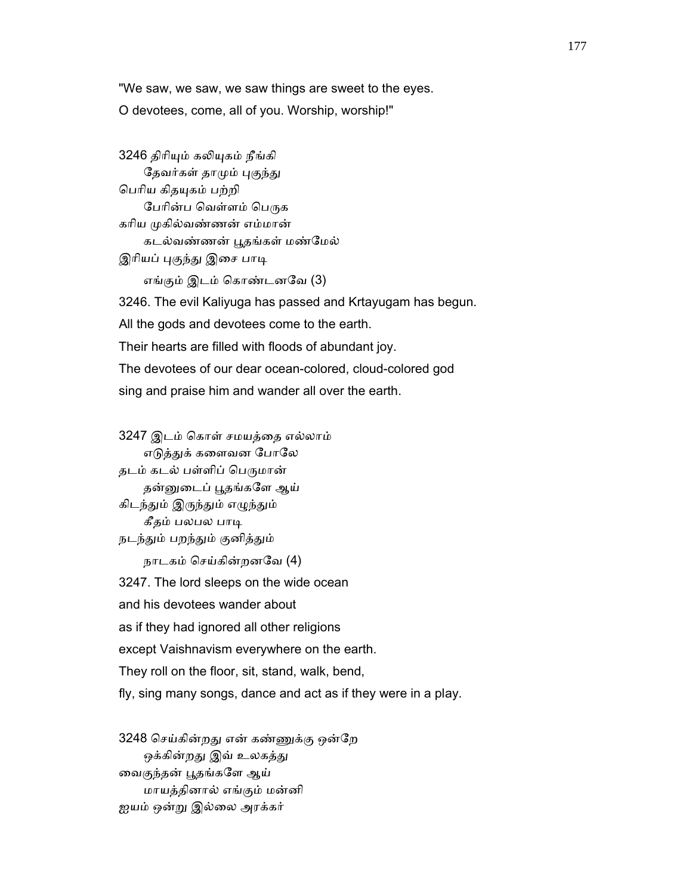"We saw, we saw, we saw things are sweet to the eyes.
O devotees, come, all of you. Worship, worship!"

3246 திரியும் கலியுகம் நீங்கி
தேவர்கள் தாமும் புகுந்து
பெரிய கிதயுகம் பற்றி
பேரின்ப வெள்ளம் பெருக
கரிய முகில்வண்ணன் எம்மான்
கடல்வண்ணன் பூதங்கள் மண்மேல்
இரியப் புகுந்து இசை பாடி
எங்கும் இடம் கொண்டனவே (3)

3246. The evil Kaliyuga has passed and Krtayugam has begun.
All the gods and devotees come to the earth.
Their hearts are filled with floods of abundant joy.
The devotees of our dear ocean-colored, cloud-colored god
sing and praise him and wander all over the earth.

3247 இடம் கொள் சமயத்தை எல்லாம்
எடுத்துக் களைவன போலே
தடம் கடல் பள்ளிப் பெருமான்
தன்னுடைப் பூதங்களே ஆய்
கிடந்தும் இருந்தும் எழுந்தும்
கீதம் பலபல பாடி
நடந்தும் பறந்தும் குனித்தும்
நாடகம் செய்கின்றனவே (4)

3247. The lord sleeps on the wide ocean
and his devotees wander about
as if they had ignored all other religions
except Vaishnavism everywhere on the earth.
They roll on the floor, sit, stand, walk, bend,
fly, sing many songs, dance and act as if they were in a play.

3248 செய்கின்றது என் கண்ணுக்கு ஒன்றே
ஒக்கின்றது இவ் உலகத்து
வைகுந்தன் பூதங்களே ஆய்
மாயத்தினால் எங்கும் மன்னி
ஐயம் ஒன்று இல்லை அரக்கர்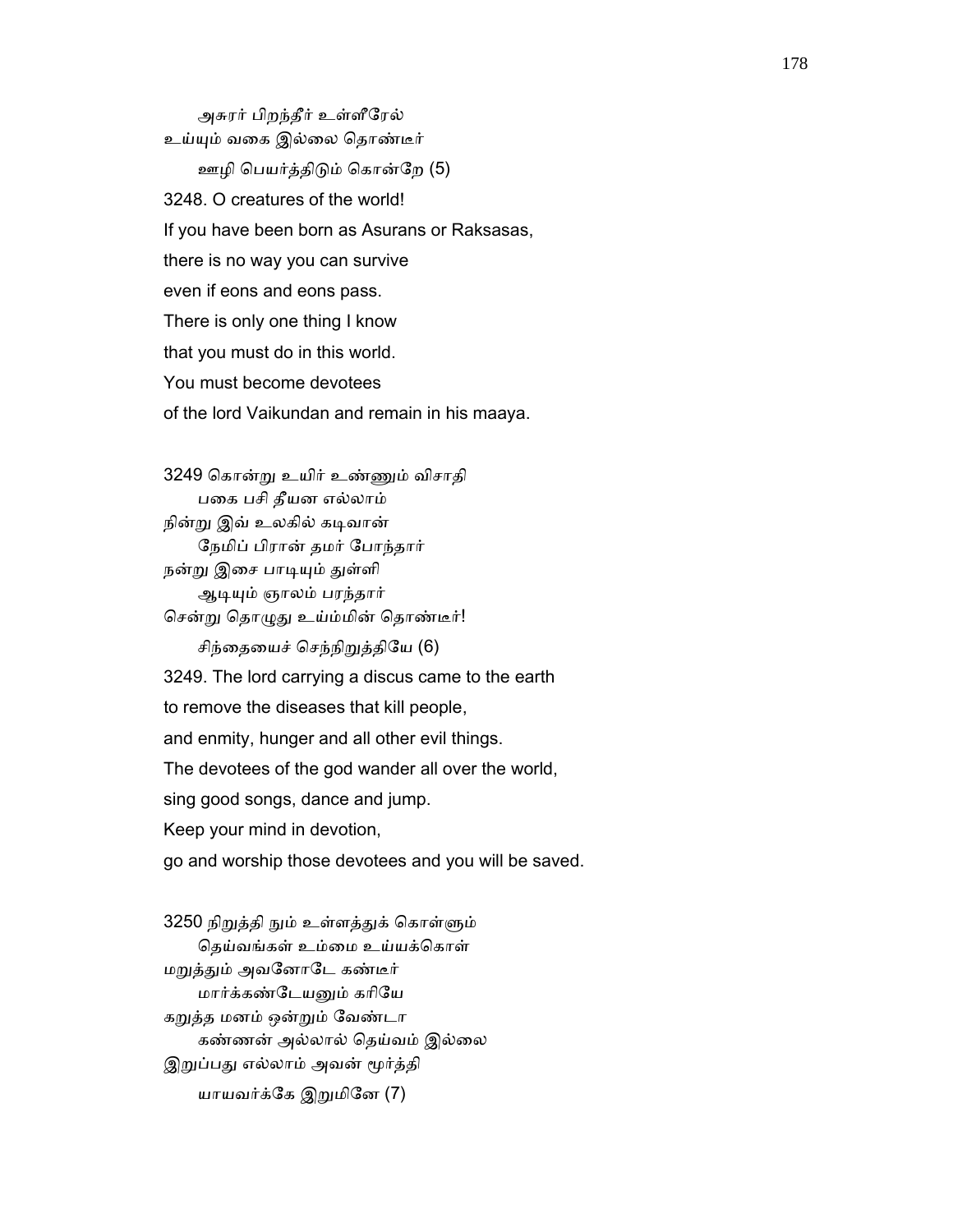அசுரர் பிறந்தீர் உள்ளீரேல்
உய்யும் வகை இல்லை தொண்டீர்
ஊழி பெயர்த்திடும் கொன்றே (5)

3248. O creatures of the world!
If you have been born as Asurans or Raksasas,
there is no way you can survive
even if eons and eons pass.
There is only one thing I know
that you must do in this world.
You must become devotees
of the lord Vaikundan and remain in his maaya.

3249 கொன்று உயிர் உண்ணும் விசாதி
பகை பசி தீயன எல்லாம்
நின்று இவ் உலகில் கடிவான்
நேமிப் பிரான் தமர் போந்தார்
நன்று இசை பாடியும் துள்ளி
ஆடியும் ஞாலம் பரந்தார்
சென்று தொழுது உய்ம்மின் தொண்டீர்!
சிந்தையைச் செந்நிறுத்தியே (6)

3249. The lord carrying a discus came to the earth
to remove the diseases that kill people,
and enmity, hunger and all other evil things.
The devotees of the god wander all over the world,
sing good songs, dance and jump.
Keep your mind in devotion,
go and worship those devotees and you will be saved.

3250 நிறுத்தி நும் உள்ளத்துக் கொள்ளும்
தெய்வங்கள் உம்மை உய்யக்கொள்
மறுத்தும் அவனோடே கண்டீர்
மார்க்கண்டேயனும் கரியே
கறுத்த மனம் ஒன்றும் வேண்டா
கண்ணன் அல்லால் தெய்வம் இல்லை
இறுப்பது எல்லாம் அவன் மூர்த்தி
யாயவர்க்கே இறுமினே (7)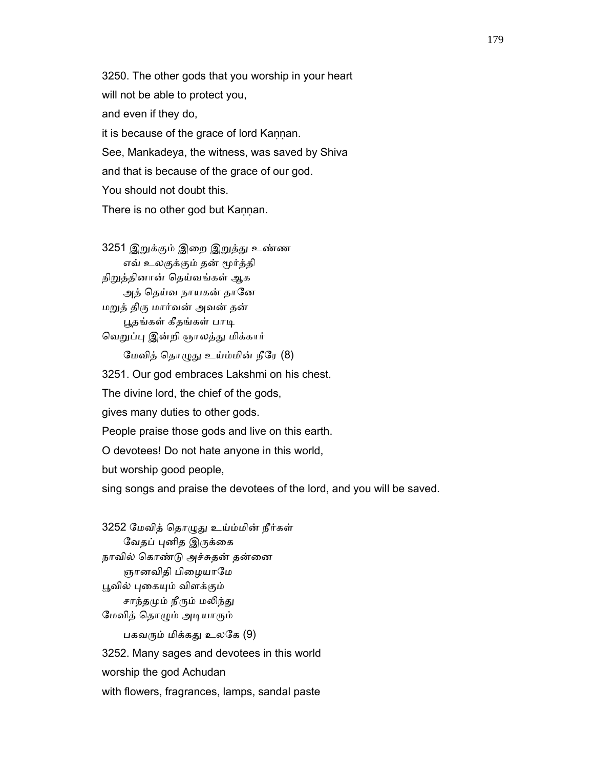3250. The other gods that you worship in your heart
will not be able to protect you,
and even if they do,
it is because of the grace of lord Kaṇṇan.
See, Mankadeya, the witness, was saved by Shiva
and that is because of the grace of our god.
You should not doubt this.
There is no other god but Kaṇṇan.

3251 இறுக்கும் இறை இறுத்து உண்ண
எவ் உலகுக்கும் தன் மூர்த்தி
நிறுத்தினான் தெய்வங்கள் ஆக
அத் தெய்வ நாயகன் தானே
மறுத் திரு மார்வன் அவன் தன்
பூதங்கள் கீதங்கள் பாடி
வெறுப்பு இன்றி ஞாலத்து மிக்கார்
மேவித் தொழுது உய்ம்மின் நீரே (8)

3251. Our god embraces Lakshmi on his chest.
The divine lord, the chief of the gods,
gives many duties to other gods.
People praise those gods and live on this earth.
O devotees! Do not hate anyone in this world,
but worship good people,
sing songs and praise the devotees of the lord, and you will be saved.

3252 மேவித் தொழுது உய்ம்மின் நீர்கள்
வேதப் புனித இருக்கை
நாவில் கொண்டு அச்சுதன் தன்னை
ஞானவிதி பிழையாமே
பூவில் புகையும் விளக்கும்
சாந்தமும் நீரும் மலிந்து
மேவித் தொழும் அடியாரும்
பகவரும் மிக்கது உலகே (9)

3252. Many sages and devotees in this world
worship the god Achudan
with flowers, fragrances, lamps, sandal paste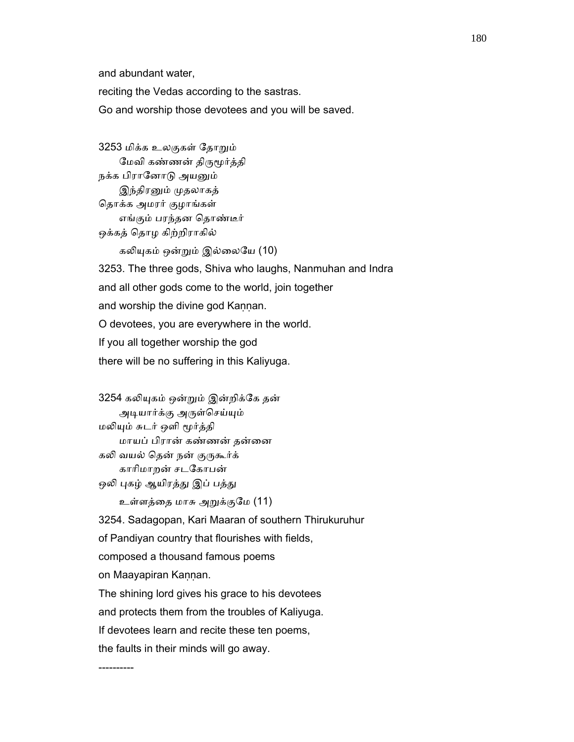and abundant water,

reciting the Vedas according to the sastras.

Go and worship those devotees and you will be saved.

3253 மிக்க உலகுகள் தோறும்
　　மேவி கண்ணன் திருமூர்த்தி
நக்க பிரானோடு அயனும்
　　இந்திரனும் முதலாகத்
தொக்க அமரர் குழாங்கள்
　　எங்கும் பரந்தன தொண்டீர்
ஒக்கத் தொழ கிற்றிராகில்
　　கலியுகம் ஒன்றும் இல்லையே (10)

3253. The three gods, Shiva who laughs, Nanmuhan and Indra

and all other gods come to the world, join together

and worship the divine god Kaṇṇan.

O devotees, you are everywhere in the world.

If you all together worship the god

there will be no suffering in this Kaliyuga.

3254 கலியுகம் ஒன்றும் இன்றிக்கே தன்
　　அடியார்க்கு அருள்செய்யும்
மலியும் சுடர் ஒளி மூர்த்தி
　　மாயப் பிரான் கண்ணன் தன்னை
கலி வயல் தென் நன் குருகூர்க்
　　காரிமாறன் சடகோபன்
ஒலி புகழ் ஆயிரத்து இப் பத்து
　　உள்ளத்தை மாசு அறுக்குமே (11)

3254. Sadagopan, Kari Maaran of southern Thirukuruhur

of Pandiyan country that flourishes with fields,

composed a thousand famous poems

on Maayapiran Kaṇṇan.

The shining lord gives his grace to his devotees

and protects them from the troubles of Kaliyuga.

If devotees learn and recite these ten poems,

the faults in their minds will go away.

----------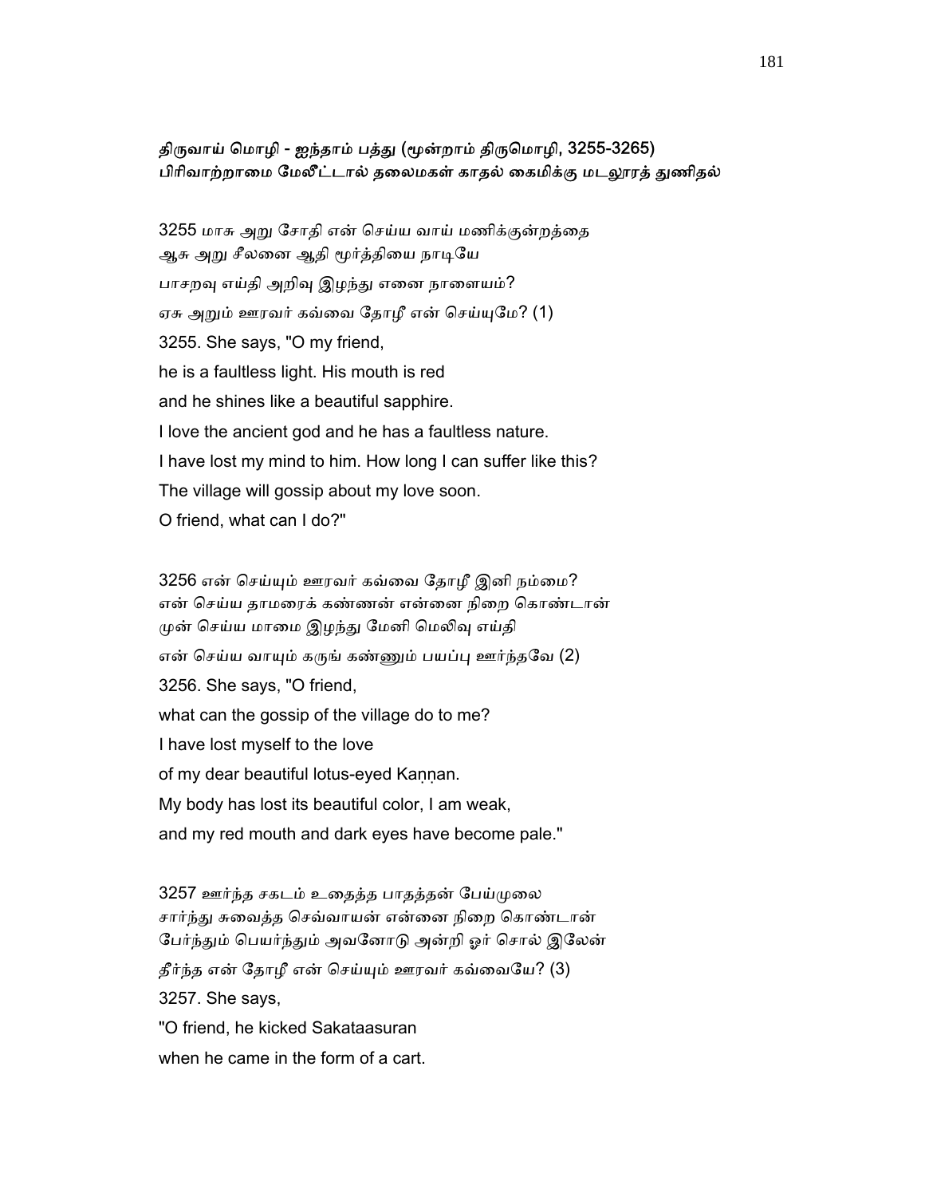திருவாய் மொழி - ஐந்தாம் பத்து (மூன்றாம் திருமொழி, 3255-3265)
பிரிவாற்றாமை மேலீட்டால் தலைமகள் காதல் கைமிக்கு மடலூரத் துணிதல்

3255 மாசு அறு சோதி என் செய்ய வாய் மணிக்குன்றத்தை
ஆசு அறு சீலனை ஆதி மூர்த்தியை நாடியே
பாசறவு எய்தி அறிவு இழந்து எனை நாளையம்?
ஏசு அறும் ஊரவர் கவ்வை தோழீ என் செய்யுமே? (1)

3255. She says, "O my friend,
he is a faultless light. His mouth is red
and he shines like a beautiful sapphire.
I love the ancient god and he has a faultless nature.
I have lost my mind to him. How long I can suffer like this?
The village will gossip about my love soon.
O friend, what can I do?"

3256 என் செய்யும் ஊரவர் கவ்வை தோழீ இனி நம்மை?
என் செய்ய தாமரைக் கண்ணன் என்னை நிறை கொண்டான்
முன் செய்ய மாமை இழந்து மேனி மெலிவு எய்தி
என் செய்ய வாயும் கருங் கண்ணும் பயப்பு ஊர்ந்தவே (2)

3256. She says, "O friend,
what can the gossip of the village do to me?
I have lost myself to the love
of my dear beautiful lotus-eyed Kaṇṇan.
My body has lost its beautiful color, I am weak,
and my red mouth and dark eyes have become pale."

3257 ஊர்ந்த சகடம் உதைத்த பாதத்தன் பேய்முலை
சார்ந்து சுவைத்த செவ்வாயன் என்னை நிறை கொண்டான்
பேர்ந்தும் பெயர்ந்தும் அவனோடு அன்றி ஓர் சொல் இலேன்
தீர்ந்த என் தோழீ என் செய்யும் ஊரவர் கவ்வையே? (3)

3257. She says,
"O friend, he kicked Sakataasuran
when he came in the form of a cart.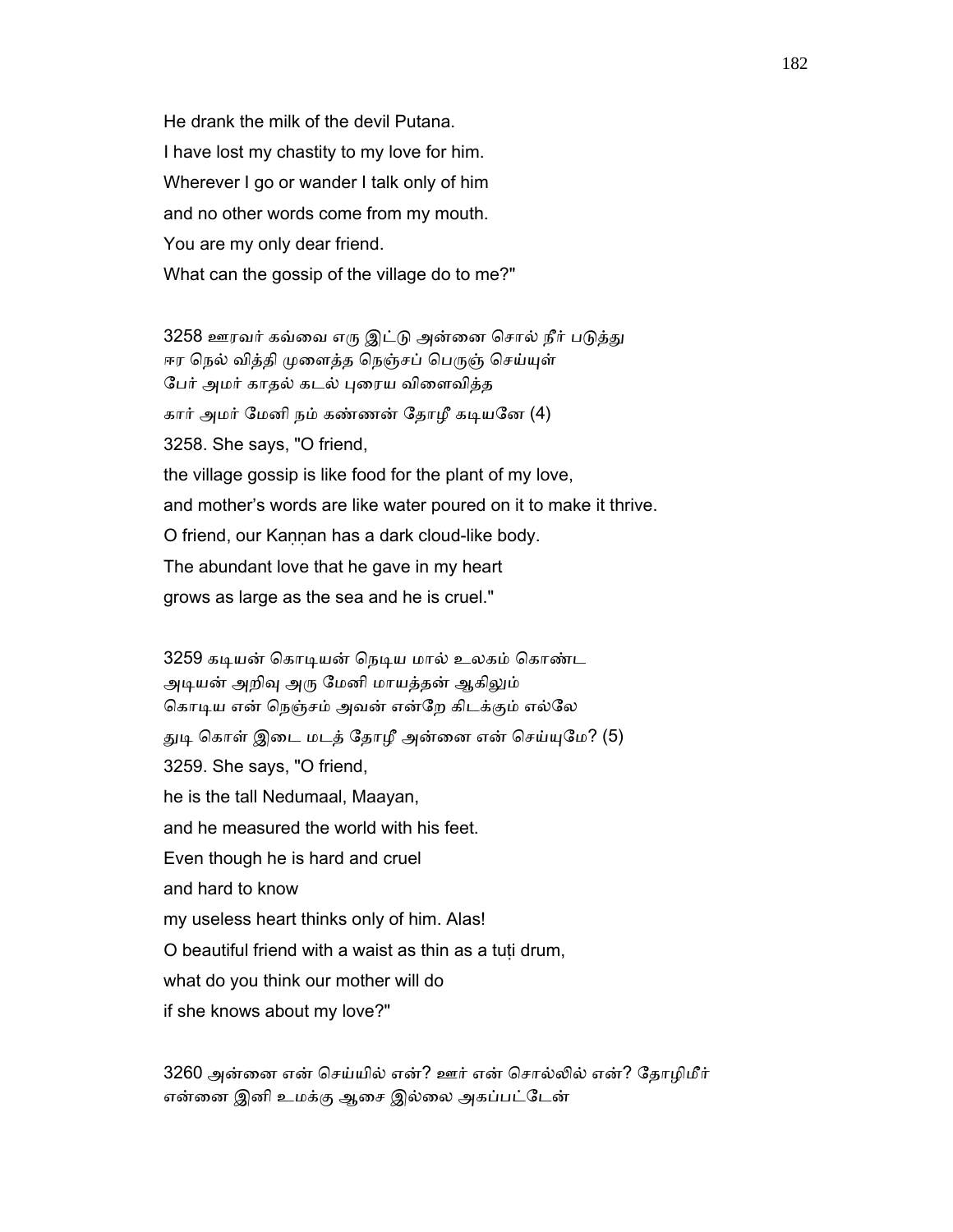He drank the milk of the devil Putana.
I have lost my chastity to my love for him.
Wherever I go or wander I talk only of him
and no other words come from my mouth.
You are my only dear friend.
What can the gossip of the village do to me?"

3258 ஊரவர் கவ்வை எரு இட்டு அன்னை சொல் நீர் படுத்து
ஈர நெல் வித்தி முளைத்த நெஞ்சப் பெருஞ் செய்யுள்
பேர் அமர் காதல் கடல் புரைய விளைவித்த
கார் அமர் மேனி நம் கண்ணன் தோழீ கடியனே (4)

3258. She says, "O friend,
the village gossip is like food for the plant of my love,
and mother's words are like water poured on it to make it thrive.
O friend, our Kaṇṇan has a dark cloud-like body.
The abundant love that he gave in my heart
grows as large as the sea and he is cruel."

3259 கடியன் கொடியன் நெடிய மால் உலகம் கொண்ட
அடியன் அறிவு அரு மேனி மாயத்தன் ஆகிலும்
கொடிய என் நெஞ்சம் அவன் என்றே கிடக்கும் எல்லே
துடி கொள் இடை மடத் தோழீ அன்னை என் செய்யுமே? (5)

3259. She says, "O friend,
he is the tall Nedumaal, Maayan,
and he measured the world with his feet.
Even though he is hard and cruel
and hard to know
my useless heart thinks only of him. Alas!
O beautiful friend with a waist as thin as a tuṭi drum,
what do you think our mother will do
if she knows about my love?"

3260 அன்னை என் செய்யில் என்? ஊர் என் சொல்லில் என்? தோழிமீர்
என்னை இனி உமக்கு ஆசை இல்லை அகப்பட்டேன்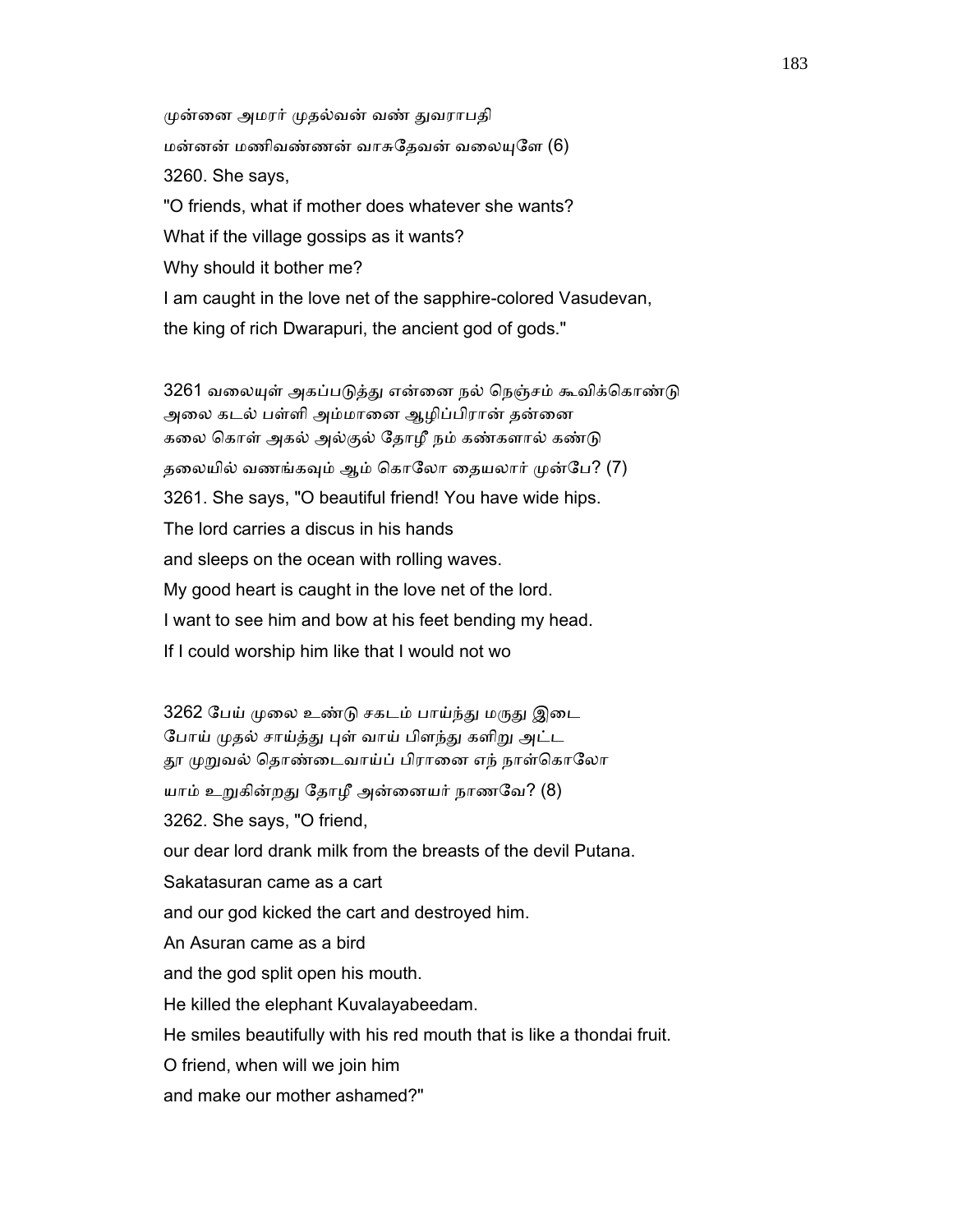முன்னை அமரர் முதல்வன் வண் துவராபதி
மன்னன் மணிவண்ணன் வாசுதேவன் வலையுளே (6)

3260. She says,

"O friends, what if mother does whatever she wants?
What if the village gossips as it wants?
Why should it bother me?
I am caught in the love net of the sapphire-colored Vasudevan,
the king of rich Dwarapuri, the ancient god of gods."

3261 வலையுள் அகப்படுத்து என்னை நல் நெஞ்சம் கூவிக்கொண்டு
அலை கடல் பள்ளி அம்மானை ஆழிப்பிரான் தன்னை
கலை கொள் அகல் அல்குல் தோழீ நம் கண்களால் கண்டு
தலையில் வணங்கவும் ஆம் கொலோ தையலார் முன்பே? (7)

3261. She says, "O beautiful friend! You have wide hips.
The lord carries a discus in his hands
and sleeps on the ocean with rolling waves.
My good heart is caught in the love net of the lord.
I want to see him and bow at his feet bending my head.
If I could worship him like that I would not wo

3262 பேய் முலை உண்டு சகடம் பாய்ந்து மருது இடை
போய் முதல் சாய்த்து புள் வாய் பிளந்து களிறு அட்ட
தூ முறுவல் தொண்டைவாய்ப் பிரானை எந் நாள்கொலோ
யாம் உறுகின்றது தோழீ அன்னையர் நாணவே? (8)

3262. She says, "O friend,
our dear lord drank milk from the breasts of the devil Putana.
Sakatasuran came as a cart
and our god kicked the cart and destroyed him.
An Asuran came as a bird
and the god split open his mouth.
He killed the elephant Kuvalayabeedam.
He smiles beautifully with his red mouth that is like a thondai fruit.
O friend, when will we join him
and make our mother ashamed?"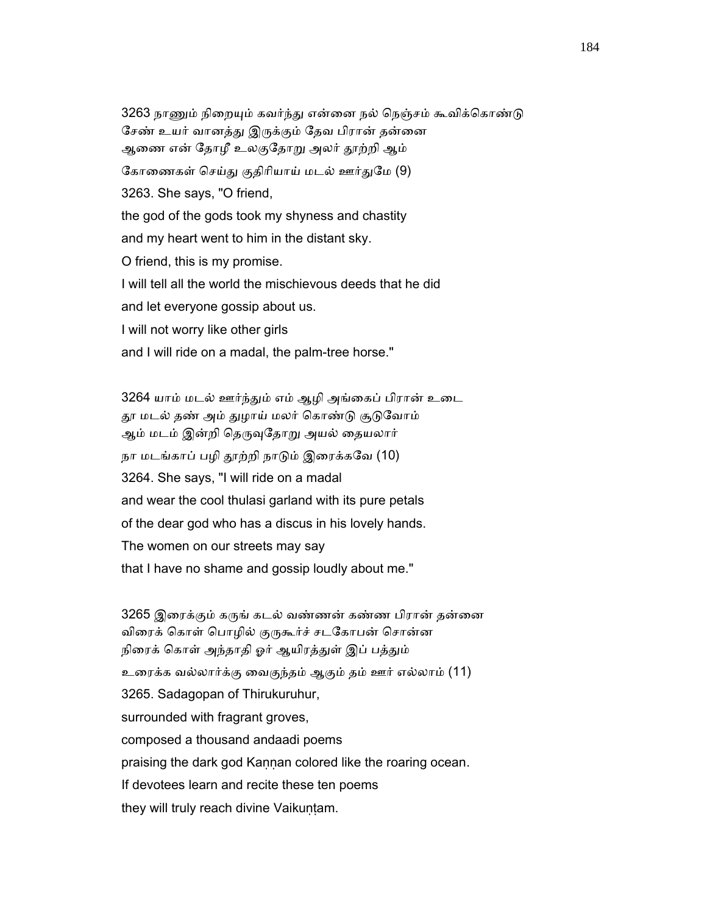3263 நாணும் நிறையும் கவர்ந்து என்னை நல் நெஞ்சம் கூவிக்கொண்டு
சேண் உயர் வானத்து இருக்கும் தேவ பிரான் தன்னை
ஆணை என் தோழீ உலகுதோறு அலர் தூற்றி ஆம்
கோணைகள் செய்து குதிரியாய் மடல் ஊர்துமே (9)

3263. She says, "O friend,
the god of the gods took my shyness and chastity
and my heart went to him in the distant sky.
O friend, this is my promise.
I will tell all the world the mischievous deeds that he did
and let everyone gossip about us.
I will not worry like other girls
and I will ride on a madal, the palm-tree horse."

3264 யாம் மடல் ஊர்ந்தும் எம் ஆழி அங்கைப் பிரான் உடை
தூ மடல் தண் அம் துழாய் மலர் கொண்டு சூடுவோம்
ஆம் மடம் இன்றி தெருவுதோறு அயல் தையலார்
நா மடங்காப் பழி தூற்றி நாடும் இரைக்கவே (10)

3264. She says, "I will ride on a madal
and wear the cool thulasi garland with its pure petals
of the dear god who has a discus in his lovely hands.
The women on our streets may say
that I have no shame and gossip loudly about me."

3265 இரைக்கும் கருங் கடல் வண்ணன் கண்ண பிரான் தன்னை
விரைக் கொள் பொழில் குருகூர்ச் சடகோபன் சொன்ன
நிரைக் கொள் அந்தாதி ஓர் ஆயிரத்துள் இப் பத்தும்
உரைக்க வல்லார்க்கு வைகுந்தம் ஆகும் தம் ஊர் எல்லாம் (11)

3265. Sadagopan of Thirukuruhur,
surrounded with fragrant groves,
composed a thousand andaadi poems
praising the dark god Kaṇṇan colored like the roaring ocean.
If devotees learn and recite these ten poems
they will truly reach divine Vaikuṇṭam.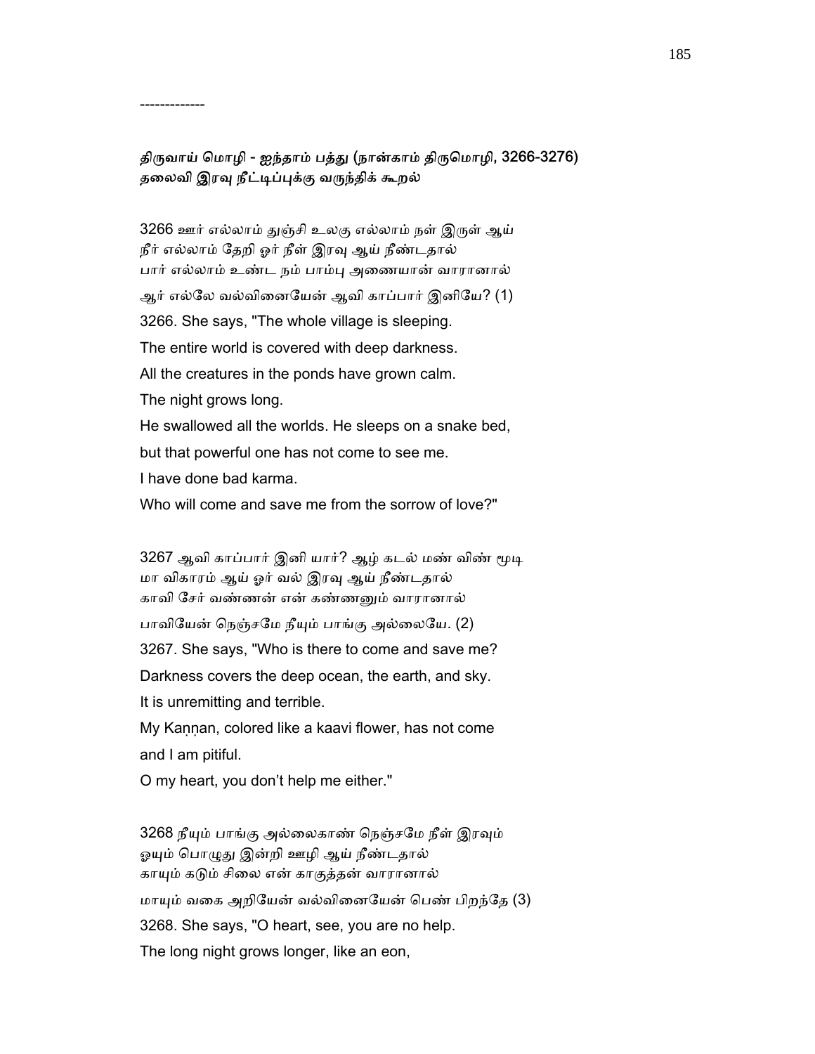-------------

### திருவாய் மொழி - ஐந்தாம் பத்து (நான்காம் திருமொழி, 3266-3276)
### தலைவி இரவு நீட்டிப்புக்கு வருந்திக் கூறல்

3266 ஊர் எல்லாம் துஞ்சி உலகு எல்லாம் நள் இருள் ஆய்
நீர் எல்லாம் தேறி ஓர் நீள் இரவு ஆய் நீண்டதால்
பார் எல்லாம் உண்ட நம் பாம்பு அணையான் வாரானால்
ஆர் எல்லே வல்வினையேன் ஆவி காப்பார் இனியே? (1)

3266. She says, "The whole village is sleeping.
The entire world is covered with deep darkness.
All the creatures in the ponds have grown calm.
The night grows long.
He swallowed all the worlds. He sleeps on a snake bed,
but that powerful one has not come to see me.
I have done bad karma.
Who will come and save me from the sorrow of love?"

3267 ஆவி காப்பார் இனி யார்? ஆழ் கடல் மண் விண் மூடி
மா விகாரம் ஆய் ஓர் வல் இரவு ஆய் நீண்டதால்
காவி சேர் வண்ணன் என் கண்ணனும் வாரானால்
பாவியேன் நெஞ்சமே நீயும் பாங்கு அல்லையே. (2)

3267. She says, "Who is there to come and save me?
Darkness covers the deep ocean, the earth, and sky.
It is unremitting and terrible.
My Kaṇṇan, colored like a kaavi flower, has not come
and I am pitiful.
O my heart, you don't help me either."

3268 நீயும் பாங்கு அல்லைகாண் நெஞ்சமே நீள் இரவும்
ஓயும் பொழுது இன்றி ஊழி ஆய் நீண்டதால்
காயும் கடும் சிலை என் காகுத்தன் வாரானால்
மாயும் வகை அறியேன் வல்வினையேன் பெண் பிறந்தே (3)

3268. She says, "O heart, see, you are no help.
The long night grows longer, like an eon,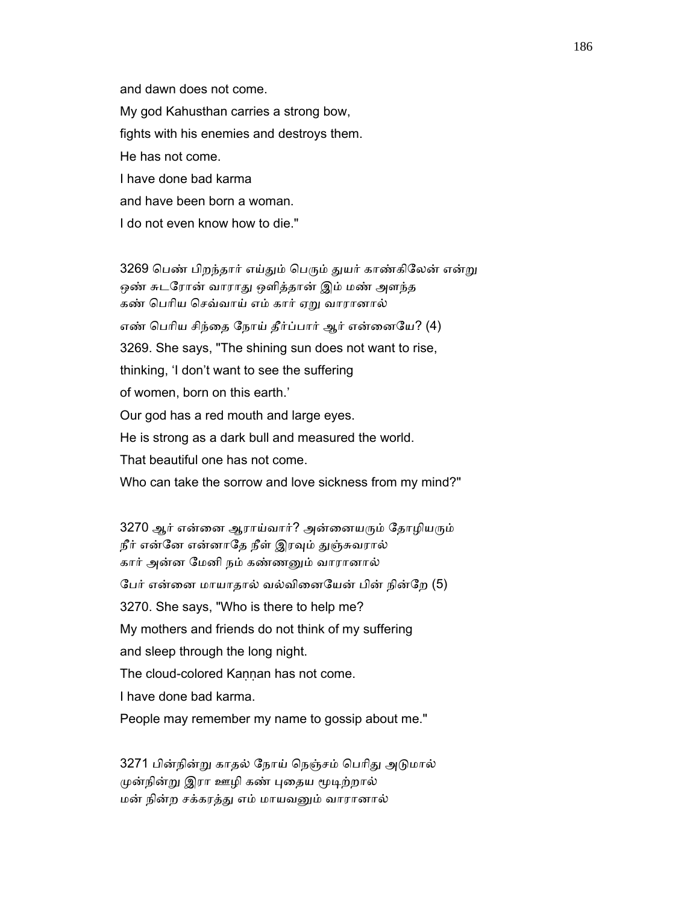and dawn does not come.

My god Kahusthan carries a strong bow,

fights with his enemies and destroys them.

He has not come.

I have done bad karma

and have been born a woman.

I do not even know how to die."

3269 பெண் பிறந்தார் எய்தும் பெரும் துயர் காண்கிலேன் என்று
ஒண் சுடரோன் வாராது ஒளித்தான் இம் மண் அளந்த
கண் பெரிய செவ்வாய் எம் கார் ஏறு வாரானால்
எண் பெரிய சிந்தை நோய் தீர்ப்பார் ஆர் என்னையே? (4)

3269. She says, "The shining sun does not want to rise,

thinking, 'I don't want to see the suffering

of women, born on this earth.'

Our god has a red mouth and large eyes.

He is strong as a dark bull and measured the world.

That beautiful one has not come.

Who can take the sorrow and love sickness from my mind?"

3270 ஆர் என்னை ஆராய்வார்? அன்னையரும் தோழியரும்
நீர் என்னே என்னாதே நீள் இரவும் துஞ்சுவரால்
கார் அன்ன மேனி நம் கண்ணனும் வாரானால்
பேர் என்னை மாயாதால் வல்வினையேன் பின் நின்றே (5)

3270. She says, "Who is there to help me?

My mothers and friends do not think of my suffering

and sleep through the long night.

The cloud-colored Kaṇṇan has not come.

I have done bad karma.

People may remember my name to gossip about me."

3271 பின்நின்று காதல் நோய் நெஞ்சம் பெரிது அடுமால்
முன்நின்று இரா ஊழி கண் புதைய மூடிற்றால்
மன் நின்ற சக்கரத்து எம் மாயவனும் வாரானால்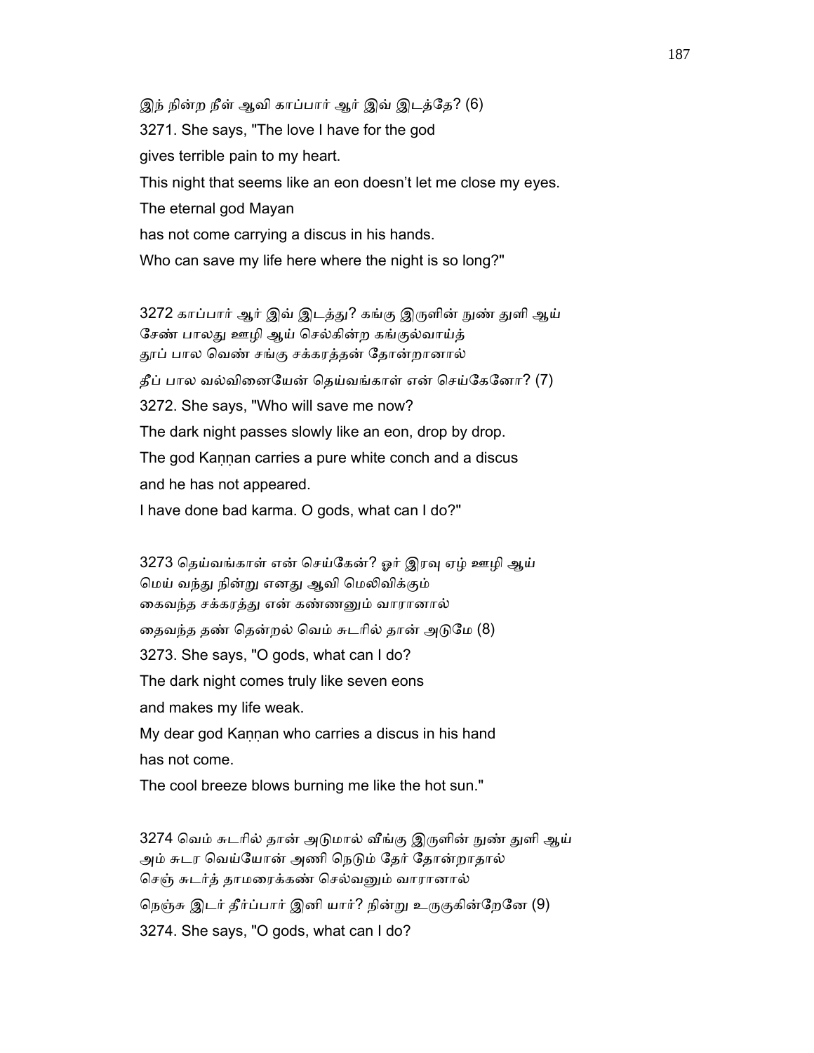இந் நின்ற நீள் ஆவி காப்பார் ஆர் இவ் இடத்தே? (6)

3271. She says, "The love I have for the god
gives terrible pain to my heart.
This night that seems like an eon doesn't let me close my eyes.
The eternal god Mayan
has not come carrying a discus in his hands.
Who can save my life here where the night is so long?"

3272 காப்பார் ஆர் இவ் இடத்து? கங்கு இருளின் நுண் துளி ஆய்
சேண் பாலது ஊழி ஆய் செல்கின்ற கங்குல்வாய்த்
தூப் பால வெண் சங்கு சக்கரத்தன் தோன்றானால்
தீப் பால வல்வினையேன் தெய்வங்காள் என் செய்கேனோ? (7)

3272. She says, "Who will save me now?
The dark night passes slowly like an eon, drop by drop.
The god Kaṇṇan carries a pure white conch and a discus
and he has not appeared.
I have done bad karma. O gods, what can I do?"

3273 தெய்வங்காள் என் செய்கேன்? ஓர் இரவு ஏழ் ஊழி ஆய்
மெய் வந்து நின்று எனது ஆவி மெலிவிக்கும்
கைவந்த சக்கரத்து என் கண்ணனும் வாரானால்
தைவந்த தண் தென்றல் வெம் சுடரில் தான் அடுமே (8)

3273. She says, "O gods, what can I do?
The dark night comes truly like seven eons
and makes my life weak.
My dear god Kaṇṇan who carries a discus in his hand
has not come.
The cool breeze blows burning me like the hot sun."

3274 வெம் சுடரில் தான் அடுமால் வீங்கு இருளின் நுண் துளி ஆய்
அம் சுடர வெய்யோன் அணி நெடும் தேர் தோன்றாதால்
செஞ் சுடர்த் தாமரைக்கண் செல்வனும் வாரானால்
நெஞ்சு இடர் தீர்ப்பார் இனி யார்? நின்று உருகுகின்றேனே (9)

3274. She says, "O gods, what can I do?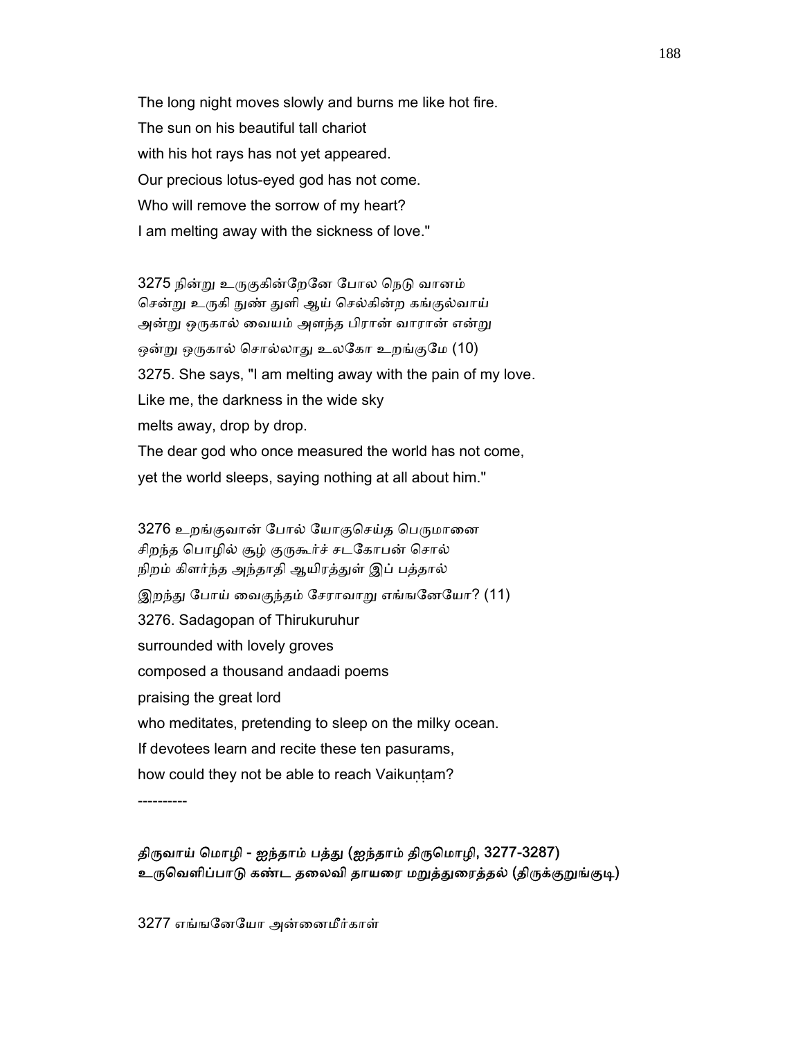The long night moves slowly and burns me like hot fire.
The sun on his beautiful tall chariot
with his hot rays has not yet appeared.
Our precious lotus-eyed god has not come.
Who will remove the sorrow of my heart?
I am melting away with the sickness of love."

3275 நின்று உருகுகின்றேனே போல நெடு வானம்
சென்று உருகி நுண் துளி ஆய் செல்கின்ற கங்குல்வாய்
அன்று ஒருகால் வையம் அளந்த பிரான் வாரான் என்று
ஒன்று ஒருகால் சொல்லாது உலகோ உறங்குமே (10)
3275. She says, "I am melting away with the pain of my love.
Like me, the darkness in the wide sky
melts away, drop by drop.
The dear god who once measured the world has not come,
yet the world sleeps, saying nothing at all about him."

3276 உறங்குவான் போல் யோகுசெய்த பெருமானை
சிறந்த பொழில் சூழ் குருகூர்ச் சடகோபன் சொல்
நிறம் கிளர்ந்த அந்தாதி ஆயிரத்துள் இப் பத்தால்
இறந்து போய் வைகுந்தம் சேராவாறு எங்ஙனேயோ? (11)
3276. Sadagopan of Thirukuruhur
surrounded with lovely groves
composed a thousand andaadi poems
praising the great lord
who meditates, pretending to sleep on the milky ocean.
If devotees learn and recite these ten pasurams,
how could they not be able to reach Vaikuṇṭam?

----------

**திருவாய் மொழி - ஐந்தாம் பத்து (ஐந்தாம் திருமொழி, 3277-3287)**
**உருவெளிப்பாடு கண்ட தலைவி தாயரை மறுத்துரைத்தல் (திருக்குறுங்குடி)**

3277 எங்ஙனேயோ அன்னைமீர்காள்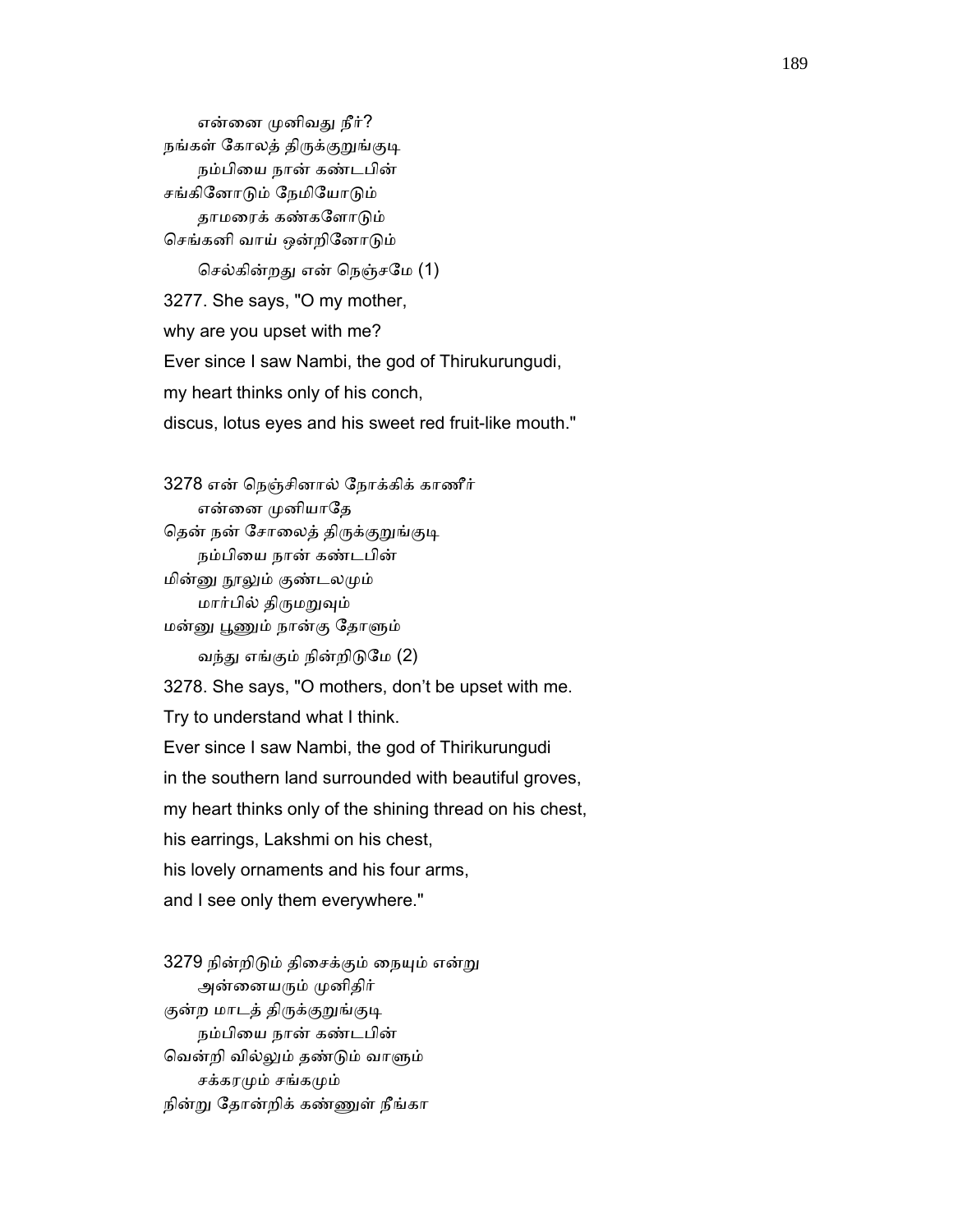என்னை முனிவது நீர்?
நங்கள் கோலத் திருக்குறுங்குடி
நம்பியை நான் கண்டபின்
சங்கினோடும் நேமியோடும்
தாமரைக் கண்களோடும்
செங்கனி வாய் ஒன்றினோடும்
செல்கின்றது என் நெஞ்சமே (1)

3277. She says, "O my mother,
why are you upset with me?
Ever since I saw Nambi, the god of Thirukurungudi,
my heart thinks only of his conch,
discus, lotus eyes and his sweet red fruit-like mouth."

3278 என் நெஞ்சினால் நோக்கிக் காணீர்
என்னை முனியாதே
தென் நன் சோலைத் திருக்குறுங்குடி
நம்பியை நான் கண்டபின்
மின்னு நூலும் குண்டலமும்
மார்பில் திருமறுவும்
மன்னு பூணும் நான்கு தோளும்
வந்து எங்கும் நின்றிடுமே (2)

3278. She says, "O mothers, don't be upset with me.
Try to understand what I think.
Ever since I saw Nambi, the god of Thirikurungudi
in the southern land surrounded with beautiful groves,
my heart thinks only of the shining thread on his chest,
his earrings, Lakshmi on his chest,
his lovely ornaments and his four arms,
and I see only them everywhere."

3279 நின்றிடும் திசைக்கும் நையும் என்று
அன்னையரும் முனிதிர்
குன்ற மாடத் திருக்குறுங்குடி
நம்பியை நான் கண்டபின்
வென்றி வில்லும் தண்டும் வாளும்
சக்கரமும் சங்கமும்
நின்று தோன்றிக் கண்ணுள் நீங்கா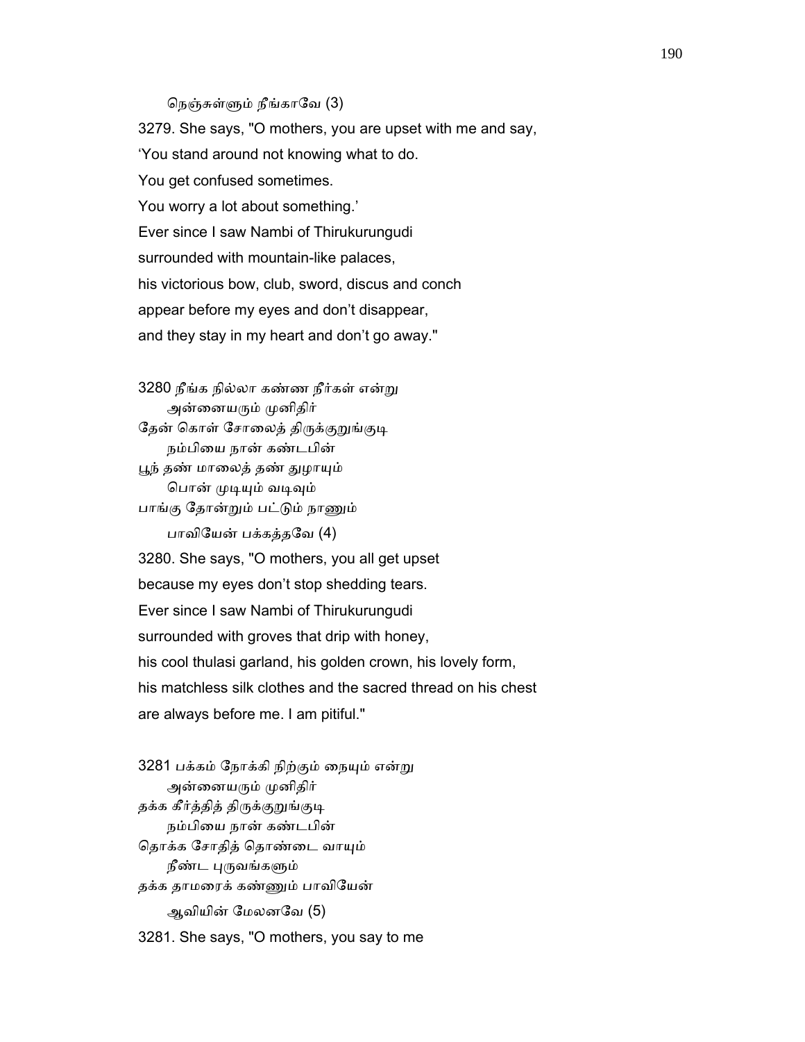நெஞ்சுள்ளும் நீங்காவே (3)

3279. She says, "O mothers, you are upset with me and say,
'You stand around not knowing what to do.
You get confused sometimes.
You worry a lot about something.'
Ever since I saw Nambi of Thirukurungudi
surrounded with mountain-like palaces,
his victorious bow, club, sword, discus and conch
appear before my eyes and don't disappear,
and they stay in my heart and don't go away."

3280 நீங்க நில்லா கண்ண நீர்கள் என்று
அன்னையரும் முனிதிர்
தேன் கொள் சோலைத் திருக்குறுங்குடி
நம்பியை நான் கண்டபின்
பூந் தண் மாலைத் தண் துழாயும்
பொன் முடியும் வடிவும்
பாங்கு தோன்றும் பட்டும் நாணும்
பாவியேன் பக்கத்தவே (4)

3280. She says, "O mothers, you all get upset
because my eyes don't stop shedding tears.
Ever since I saw Nambi of Thirukurungudi
surrounded with groves that drip with honey,
his cool thulasi garland, his golden crown, his lovely form,
his matchless silk clothes and the sacred thread on his chest
are always before me. I am pitiful."

3281 பக்கம் நோக்கி நிற்கும் நையும் என்று
அன்னையரும் முனிதிர்
தக்க கீர்த்தித் திருக்குறுங்குடி
நம்பியை நான் கண்டபின்
தொக்க சோதித் தொண்டை வாயும்
நீண்ட புருவங்களும்
தக்க தாமரைக் கண்ணும் பாவியேன்
ஆவியின் மேலனவே (5)

3281. She says, "O mothers, you say to me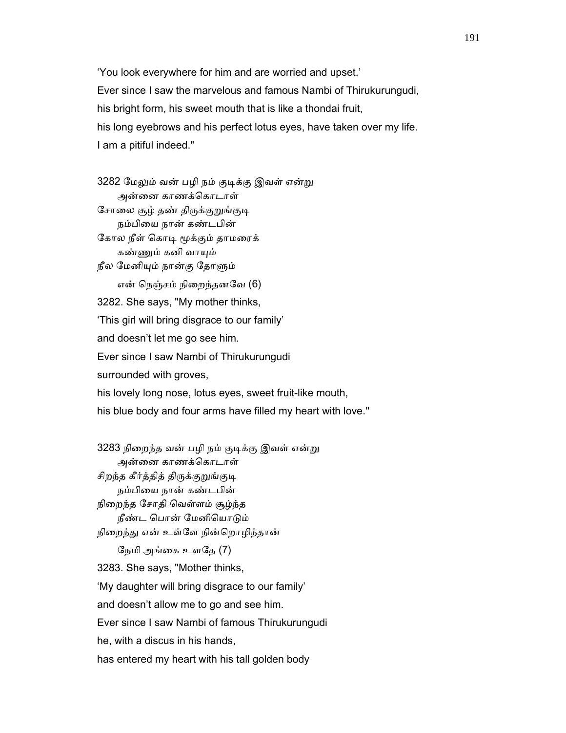'You look everywhere for him and are worried and upset.'
Ever since I saw the marvelous and famous Nambi of Thirukurungudi,
his bright form, his sweet mouth that is like a thondai fruit,
his long eyebrows and his perfect lotus eyes, have taken over my life.
I am a pitiful indeed."

3282 மேலும் வன் பழி நம் குடிக்கு இவள் என்று
அன்னை காணக்கொடாள்
சோலை சூழ் தண் திருக்குறுங்குடி
நம்பியை நான் கண்டபின்
கோல நீள் கொடி மூக்கும் தாமரைக்
கண்ணும் கனி வாயும்
நீல மேனியும் நான்கு தோளும்
என் நெஞ்சம் நிறைந்தனவே (6)

3282. She says, "My mother thinks,
'This girl will bring disgrace to our family'
and doesn't let me go see him.
Ever since I saw Nambi of Thirukurungudi
surrounded with groves,
his lovely long nose, lotus eyes, sweet fruit-like mouth,
his blue body and four arms have filled my heart with love."

3283 நிறைந்த வன் பழி நம் குடிக்கு இவள் என்று
அன்னை காணக்கொடாள்
சிறந்த கீர்த்தித் திருக்குறுங்குடி
நம்பியை நான் கண்டபின்
நிறைந்த சோதி வெள்ளம் சூழ்ந்த
நீண்ட பொன் மேனியொடும்
நிறைந்து என் உள்ளே நின்றொழிந்தான்
நேமி அங்கை உளதே (7)

3283. She says, "Mother thinks,
'My daughter will bring disgrace to our family'
and doesn't allow me to go and see him.
Ever since I saw Nambi of famous Thirukurungudi
he, with a discus in his hands,
has entered my heart with his tall golden body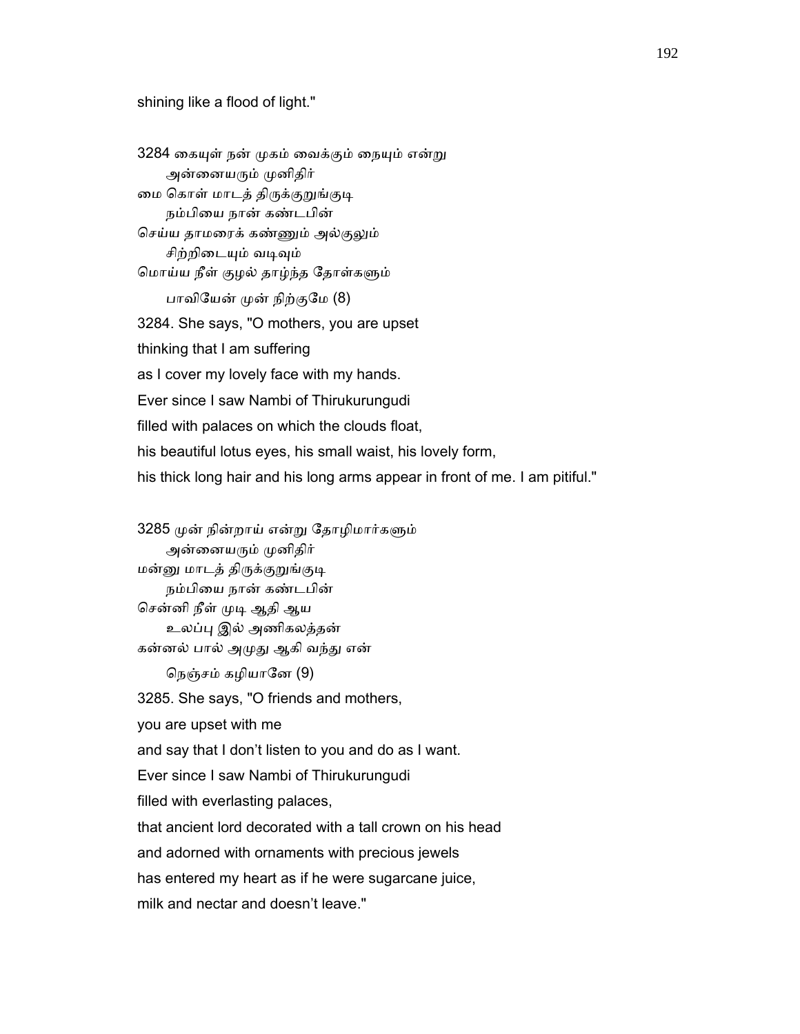shining like a flood of light."

3284 கையுள் நன் முகம் வைக்கும் நையும் என்று
 அன்னையரும் முனிதிர்
மை கொள் மாடத் திருக்குறுங்குடி
 நம்பியை நான் கண்டபின்
செய்ய தாமரைக் கண்ணும் அல்குலும்
 சிற்றிடையும் வடிவும்
மொய்ய நீள் குழல் தாழ்ந்த தோள்களும்
 பாவியேன் முன் நிற்குமே (8)

3284. She says, "O mothers, you are upset
thinking that I am suffering
as I cover my lovely face with my hands.
Ever since I saw Nambi of Thirukurungudi
filled with palaces on which the clouds float,
his beautiful lotus eyes, his small waist, his lovely form,
his thick long hair and his long arms appear in front of me. I am pitiful."

3285 முன் நின்றாய் என்று தோழிமார்களும்
 அன்னையரும் முனிதிர்
மன்னு மாடத் திருக்குறுங்குடி
 நம்பியை நான் கண்டபின்
சென்னி நீள் முடி ஆதி ஆய
 உலப்பு இல் அணிகலத்தன்
கன்னல் பால் அமுது ஆகி வந்து என்
 நெஞ்சம் கழியானே (9)

3285. She says, "O friends and mothers,
you are upset with me
and say that I don't listen to you and do as I want.
Ever since I saw Nambi of Thirukurungudi
filled with everlasting palaces,
that ancient lord decorated with a tall crown on his head
and adorned with ornaments with precious jewels
has entered my heart as if he were sugarcane juice,
milk and nectar and doesn't leave."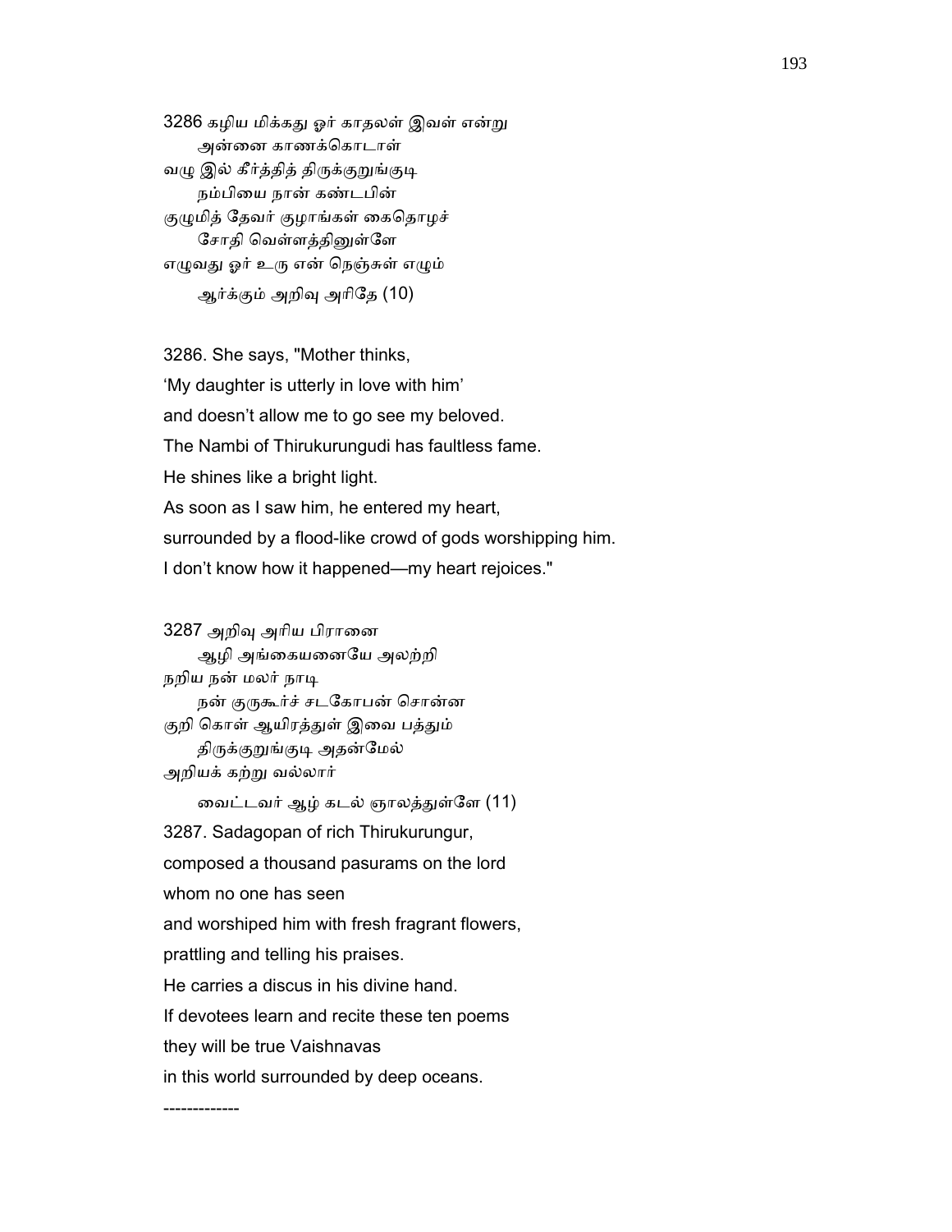3286 கழிய மிக்கது ஓர் காதலள் இவள் என்று
அன்னை காணக்கொடாள்
வழு இல் கீர்த்தித் திருக்குறுங்குடி
நம்பியை நான் கண்டபின்
குழுமித் தேவர் குழாங்கள் கைதொழச்
சோதி வெள்ளத்தினுள்ளே
எழுவது ஓர் உரு என் நெஞ்சுள் எழும்
ஆர்க்கும் அறிவு அரிதே (10)

3286. She says, "Mother thinks,
'My daughter is utterly in love with him'
and doesn't allow me to go see my beloved.
The Nambi of Thirukurungudi has faultless fame.
He shines like a bright light.
As soon as I saw him, he entered my heart,
surrounded by a flood-like crowd of gods worshipping him.
I don't know how it happened—my heart rejoices."

3287 அறிவு அரிய பிரானை
ஆழி அங்கையனையே அலற்றி
நறிய நன் மலர் நாடி
நன் குருகூர்ச் சடகோபன் சொன்ன
குறி கொள் ஆயிரத்துள் இவை பத்தும்
திருக்குறுங்குடி அதன்மேல்
அறியக் கற்று வல்லார்
வைட்டவர் ஆழ் கடல் ஞாலத்துள்ளே (11)

3287. Sadagopan of rich Thirukurungur,
composed a thousand pasurams on the lord
whom no one has seen
and worshiped him with fresh fragrant flowers,
prattling and telling his praises.
He carries a discus in his divine hand.
If devotees learn and recite these ten poems
they will be true Vaishnavas
in this world surrounded by deep oceans.

-------------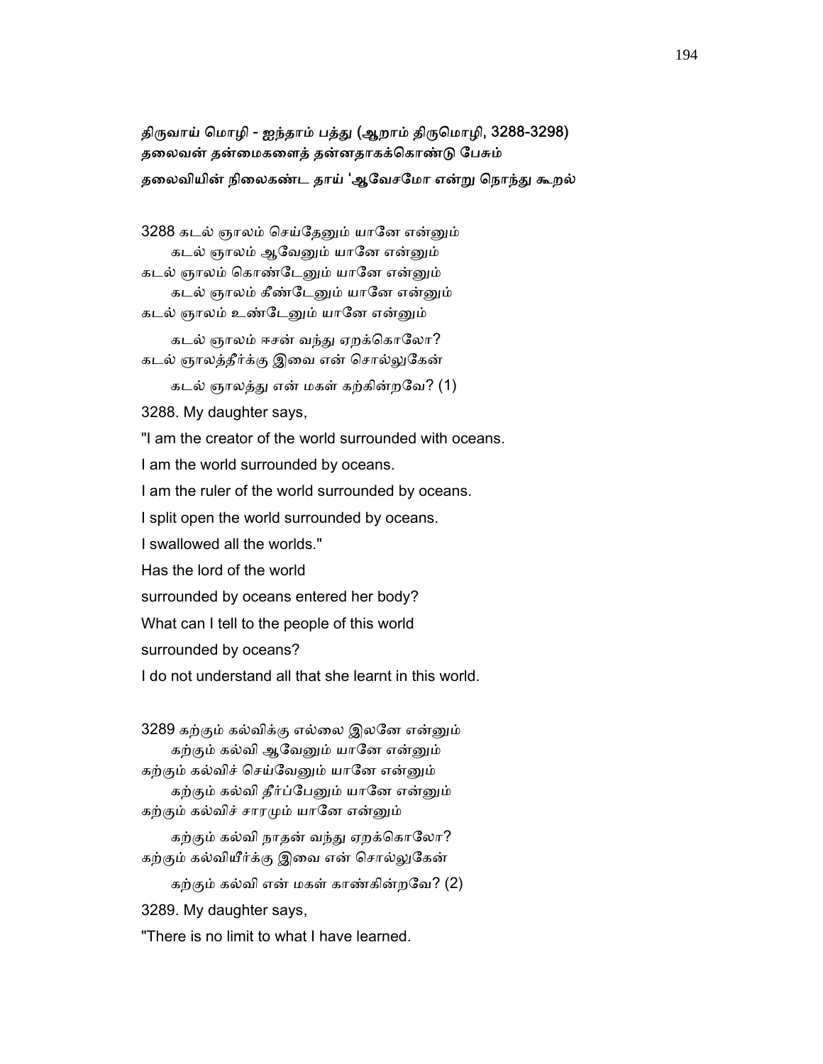**திருவாய் மொழி - ஐந்தாம் பத்து (ஆறாம் திருமொழி, 3288-3298)**
**தலைவன் தன்மைகளைத் தன்னதாகக்கொண்டு பேசும்**
**தலைவியின் நிலைகண்ட தாய் 'ஆவேசமோ என்று நொந்து கூறல்**

3288 கடல் ஞாலம் செய்தேனும் யானே என்னும்
  கடல் ஞாலம் ஆவேனும் யானே என்னும்
கடல் ஞாலம் கொண்டேனும் யானே என்னும்
  கடல் ஞாலம் கீண்டேனும் யானே என்னும்
கடல் ஞாலம் உண்டேனும் யானே என்னும்
  கடல் ஞாலம் ஈசன் வந்து ஏறக்கொலோ?
கடல் ஞாலத்தீர்க்கு இவை என் சொல்லுகேன்
  கடல் ஞாலத்து என் மகள் கற்கின்றவே? (1)

3288. My daughter says,

"I am the creator of the world surrounded with oceans.

I am the world surrounded by oceans.

I am the ruler of the world surrounded by oceans.

I split open the world surrounded by oceans.

I swallowed all the worlds."

Has the lord of the world

surrounded by oceans entered her body?

What can I tell to the people of this world

surrounded by oceans?

I do not understand all that she learnt in this world.

3289 கற்கும் கல்விக்கு எல்லை இலனே என்னும்
  கற்கும் கல்வி ஆவேனும் யானே என்னும்
கற்கும் கல்விச் செய்வேனும் யானே என்னும்
  கற்கும் கல்வி தீர்ப்பேனும் யானே என்னும்
கற்கும் கல்விச் சாரமும் யானே என்னும்
  கற்கும் கல்வி நாதன் வந்து ஏறக்கொலோ?
கற்கும் கல்வியீர்க்கு இவை என் சொல்லுகேன்
  கற்கும் கல்வி என் மகள் காண்கின்றவே? (2)

3289. My daughter says,

"There is no limit to what I have learned.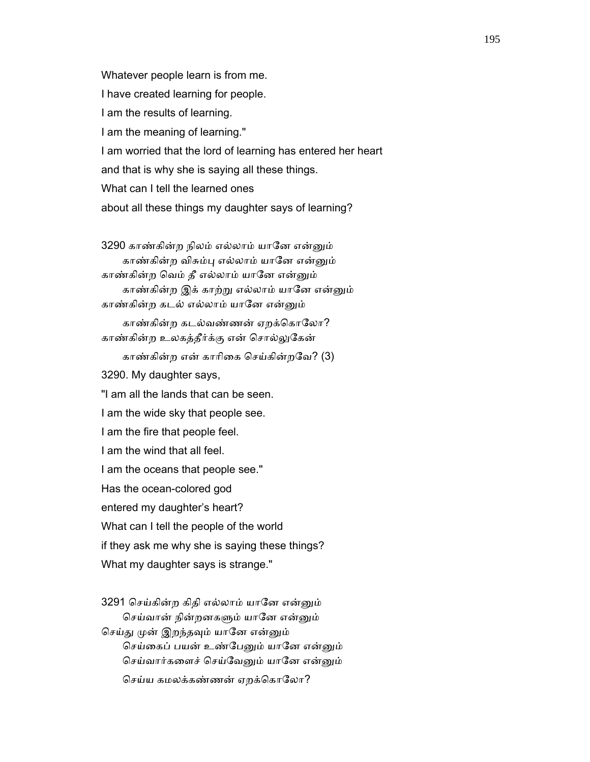Whatever people learn is from me.

I have created learning for people.

I am the results of learning.

I am the meaning of learning."

I am worried that the lord of learning has entered her heart

and that is why she is saying all these things.

What can I tell the learned ones

about all these things my daughter says of learning?

3290 காண்கின்ற நிலம் எல்லாம் யானே என்னும்
 காண்கின்ற விசும்பு எல்லாம் யானே என்னும்
காண்கின்ற வெம் தீ எல்லாம் யானே என்னும்
 காண்கின்ற இக் காற்று எல்லாம் யானே என்னும்
காண்கின்ற கடல் எல்லாம் யானே என்னும்
 காண்கின்ற கடல்வண்ணன் ஏறக்கொலோ?
காண்கின்ற உலகத்தீர்க்கு என் சொல்லுகேன்
 காண்கின்ற என் காரிகை செய்கின்றவே? (3)

3290. My daughter says,

"I am all the lands that can be seen.

I am the wide sky that people see.

I am the fire that people feel.

I am the wind that all feel.

I am the oceans that people see."

Has the ocean-colored god

entered my daughter's heart?

What can I tell the people of the world

if they ask me why she is saying these things?

What my daughter says is strange."

3291 செய்கின்ற கிதி எல்லாம் யானே என்னும்
 செய்வான் நின்றனகளும் யானே என்னும்
செய்து முன் இறந்தவும் யானே என்னும்
 செய்கைப் பயன் உண்பேனும் யானே என்னும்
 செய்வார்களைச் செய்வேனும் யானே என்னும்
 செய்ய கமலக்கண்ணன் ஏறக்கொலோ?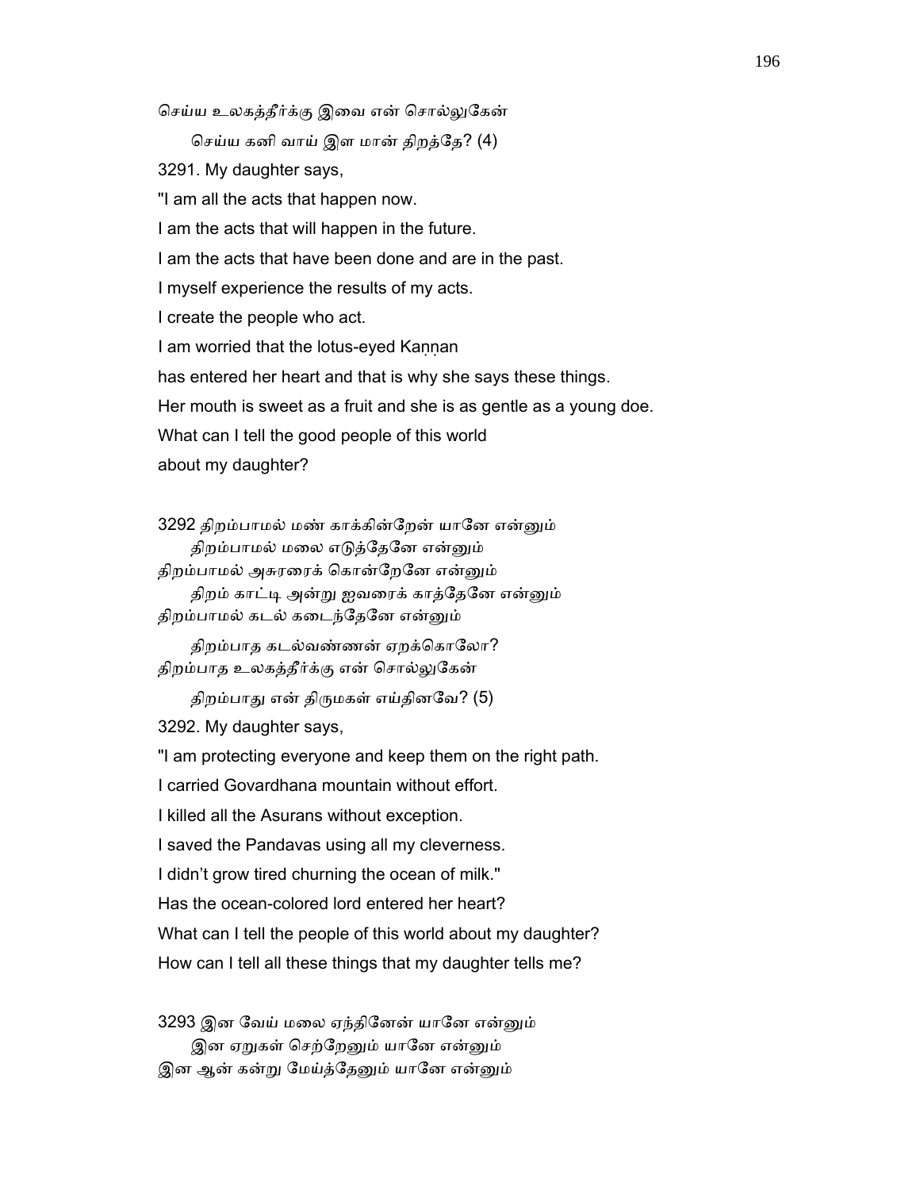செய்ய உலகத்தீர்க்கு இவை என் சொல்லுகேன்

செய்ய கனி வாய் இள மான் திறத்தே? (4)

3291. My daughter says,

"I am all the acts that happen now.

I am the acts that will happen in the future.

I am the acts that have been done and are in the past.

I myself experience the results of my acts.

I create the people who act.

I am worried that the lotus-eyed Kaṇṇan

has entered her heart and that is why she says these things.

Her mouth is sweet as a fruit and she is as gentle as a young doe.

What can I tell the good people of this world

about my daughter?

3292 திறம்பாமல் மண் காக்கின்றேன் யானே என்னும்

திறம்பாமல் மலை எடுத்தேனே என்னும்

திறம்பாமல் அசுரரைக் கொன்றேனே என்னும்

திறம் காட்டி அன்று ஐவரைக் காத்தேனே என்னும்

திறம்பாமல் கடல் கடைந்தேனே என்னும்

திறம்பாத கடல்வண்ணன் ஏறக்கொலோ?

திறம்பாத உலகத்தீர்க்கு என் சொல்லுகேன்

திறம்பாது என் திருமகள் எய்தினவே? (5)

3292. My daughter says,

"I am protecting everyone and keep them on the right path.

I carried Govardhana mountain without effort.

I killed all the Asurans without exception.

I saved the Pandavas using all my cleverness.

I didn't grow tired churning the ocean of milk."

Has the ocean-colored lord entered her heart?

What can I tell the people of this world about my daughter?

How can I tell all these things that my daughter tells me?

3293 இன வேய் மலை ஏந்தினேன் யானே என்னும்

இன ஏறுகள் செற்றேனும் யானே என்னும்

இன ஆன் கன்று மேய்த்தேனும் யானே என்னும்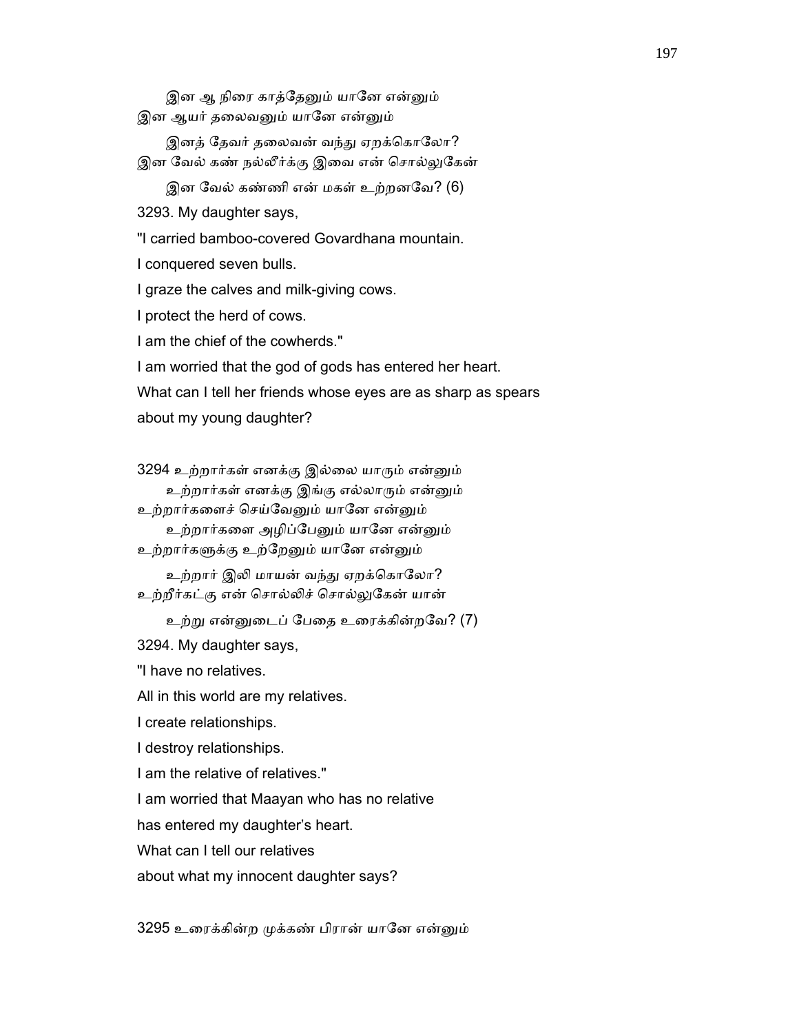இன ஆ நிரை காத்தேனும் யானே என்னும்
இன ஆயர் தலைவனும் யானே என்னும்

இனத் தேவர் தலைவன் வந்து ஏறக்கொலோ?
இன வேல் கண் நல்லீர்க்கு இவை என் சொல்லுகேன்

இன வேல் கண்ணி என் மகள் உற்றனவே? (6)

3293. My daughter says,

"I carried bamboo-covered Govardhana mountain.

I conquered seven bulls.

I graze the calves and milk-giving cows.

I protect the herd of cows.

I am the chief of the cowherds."

I am worried that the god of gods has entered her heart.

What can I tell her friends whose eyes are as sharp as spears

about my young daughter?

3294 உற்றார்கள் எனக்கு இல்லை யாரும் என்னும்
உற்றார்கள் எனக்கு இங்கு எல்லாரும் என்னும்
உற்றார்களைச் செய்வேனும் யானே என்னும்
உற்றார்களை அழிப்பேனும் யானே என்னும்
உற்றார்களுக்கு உற்றேனும் யானே என்னும்

உற்றார் இலி மாயன் வந்து ஏறக்கொலோ?
உற்றீர்கட்கு என் சொல்லிச் சொல்லுகேன் யான்

உற்று என்னுடைப் பேதை உரைக்கின்றவே? (7)

3294. My daughter says,

"I have no relatives.

All in this world are my relatives.

I create relationships.

I destroy relationships.

I am the relative of relatives."

I am worried that Maayan who has no relative

has entered my daughter's heart.

What can I tell our relatives

about what my innocent daughter says?

3295 உரைக்கின்ற முக்கண் பிரான் யானே என்னும்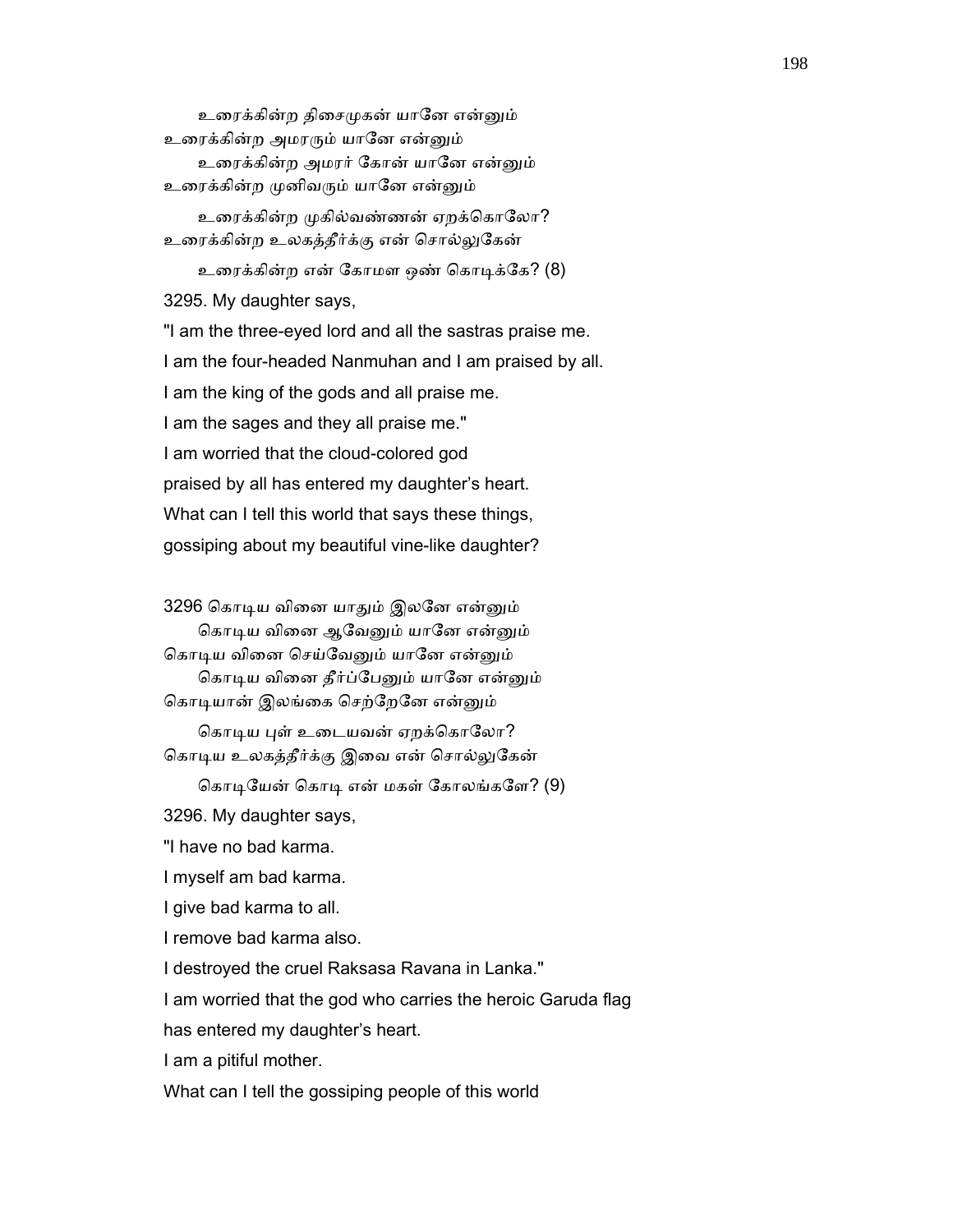உரைக்கின்ற திசைமுகன் யானே என்னும்
உரைக்கின்ற அமரரும் யானே என்னும்
உரைக்கின்ற அமரர் கோன் யானே என்னும்
உரைக்கின்ற முனிவரும் யானே என்னும்
உரைக்கின்ற முகில்வண்ணன் ஏறக்கொலோ?
உரைக்கின்ற உலகத்தீர்க்கு என் சொல்லுகேன்
உரைக்கின்ற என் கோமள ஒண் கொடிக்கே? (8)

3295. My daughter says,
"I am the three-eyed lord and all the sastras praise me.
I am the four-headed Nanmuhan and I am praised by all.
I am the king of the gods and all praise me.
I am the sages and they all praise me."
I am worried that the cloud-colored god
praised by all has entered my daughter's heart.
What can I tell this world that says these things,
gossiping about my beautiful vine-like daughter?

3296 கொடிய வினை யாதும் இலனே என்னும்
கொடிய வினை ஆவேனும் யானே என்னும்
கொடிய வினை செய்வேனும் யானே என்னும்
கொடிய வினை தீர்ப்பேனும் யானே என்னும்
கொடியான் இலங்கை செற்றேனே என்னும்
கொடிய புள் உடையவன் ஏறக்கொலோ?
கொடிய உலகத்தீர்க்கு இவை என் சொல்லுகேன்
கொடியேன் கொடி என் மகள் கோலங்களே? (9)

3296. My daughter says,
"I have no bad karma.
I myself am bad karma.
I give bad karma to all.
I remove bad karma also.
I destroyed the cruel Raksasa Ravana in Lanka."
I am worried that the god who carries the heroic Garuda flag
has entered my daughter's heart.
I am a pitiful mother.
What can I tell the gossiping people of this world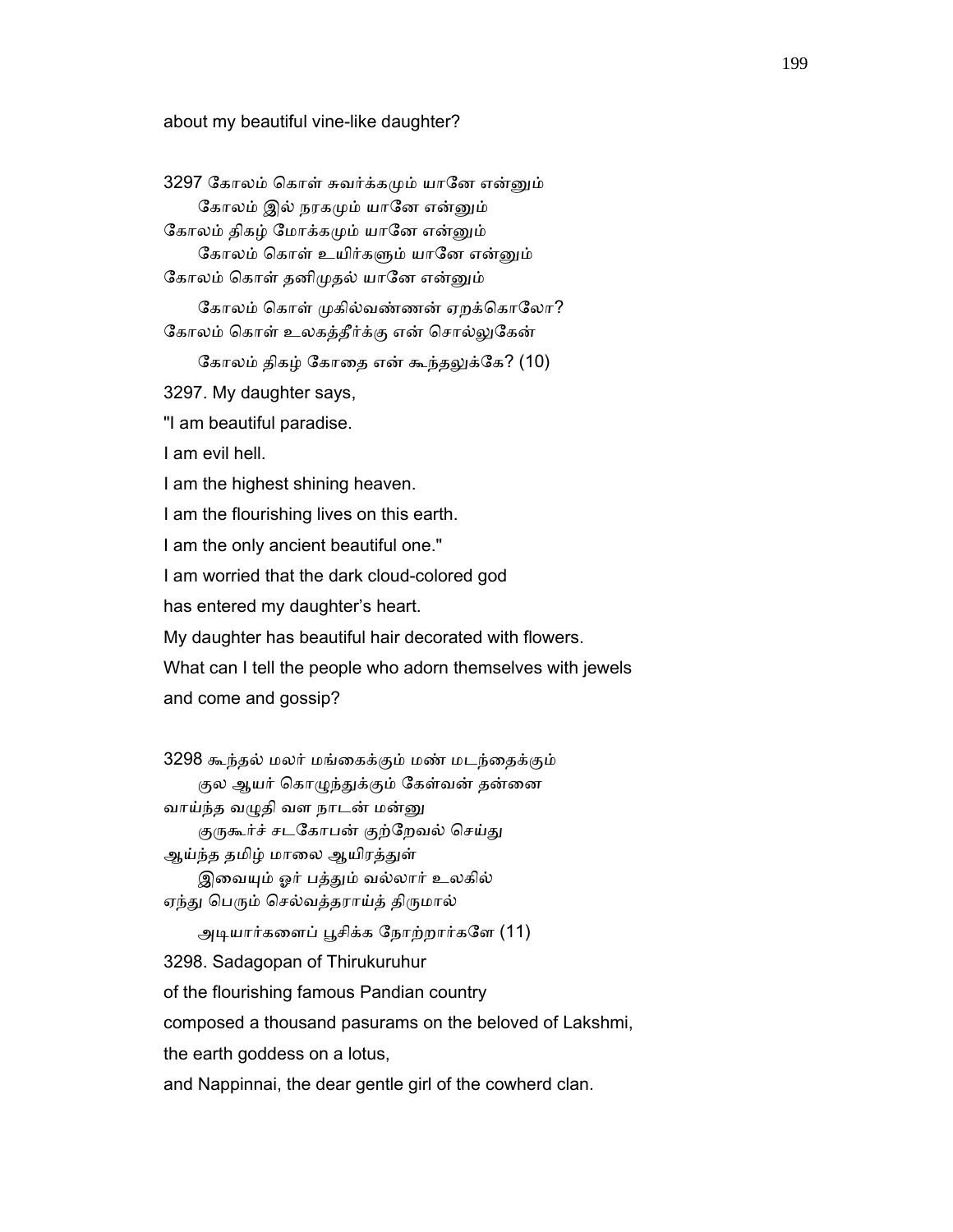about my beautiful vine-like daughter?

3297 கோலம் கொள் சுவர்க்கமும் யானே என்னும்
 கோலம் இல் நரகமும் யானே என்னும்
கோலம் திகழ் மோக்கமும் யானே என்னும்
 கோலம் கொள் உயிர்களும் யானே என்னும்
கோலம் கொள் தனிமுதல் யானே என்னும்
 கோலம் கொள் முகில்வண்ணன் ஏறக்கொலோ?
கோலம் கொள் உலகத்தீர்க்கு என் சொல்லுகேன்
 கோலம் திகழ் கோதை என் கூந்தலுக்கே? (10)

3297. My daughter says,
"I am beautiful paradise.
I am evil hell.
I am the highest shining heaven.
I am the flourishing lives on this earth.
I am the only ancient beautiful one."
I am worried that the dark cloud-colored god
has entered my daughter's heart.
My daughter has beautiful hair decorated with flowers.
What can I tell the people who adorn themselves with jewels
and come and gossip?

3298 கூந்தல் மலர் மங்கைக்கும் மண் மடந்தைக்கும்
 குல ஆயர் கொழுந்துக்கும் கேள்வன் தன்னை
வாய்ந்த வழுதி வள நாடன் மன்னு
 குருகூர்ச் சடகோபன் குற்றேவல் செய்து
ஆய்ந்த தமிழ் மாலை ஆயிரத்துள்
 இவையும் ஓர் பத்தும் வல்லார் உலகில்
ஏந்து பெரும் செல்வத்தராய்த் திருமால்
 அடியார்களைப் பூசிக்க நோற்றார்களே (11)

3298. Sadagopan of Thirukuruhur
of the flourishing famous Pandian country
composed a thousand pasurams on the beloved of Lakshmi,
the earth goddess on a lotus,
and Nappinnai, the dear gentle girl of the cowherd clan.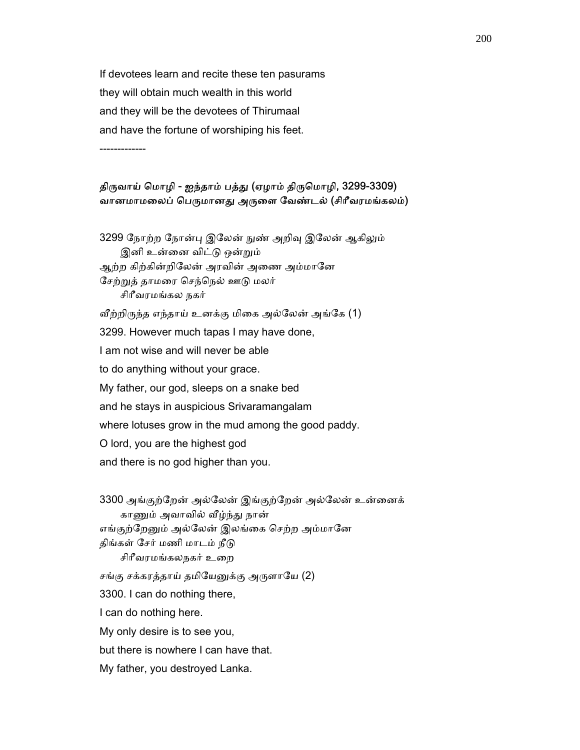If devotees learn and recite these ten pasurams
they will obtain much wealth in this world
and they will be the devotees of Thirumaal
and have the fortune of worshiping his feet.

-------------

**திருவாய் மொழி - ஐந்தாம் பத்து (ஏழாம் திருமொழி, 3299-3309)**
**வானமாமலைப் பெருமானது அருளை வேண்டல் (சிரீவரமங்கலம்)**

3299 நோற்ற நோன்பு இலேன் நுண் அறிவு இலேன் ஆகிலும்
 இனி உன்னை விட்டு ஒன்றும்
ஆற்ற கிற்கின்றிலேன் அரவின் அணை அம்மானே
சேற்றுத் தாமரை செந்நெல் ஊடு மலர்
 சிரீவரமங்கல நகர்
வீற்றிருந்த எந்தாய் உனக்கு மிகை அல்லேன் அங்கே (1)

3299. However much tapas I may have done,
I am not wise and will never be able
to do anything without your grace.
My father, our god, sleeps on a snake bed
and he stays in auspicious Srivaramangalam
where lotuses grow in the mud among the good paddy.
O lord, you are the highest god
and there is no god higher than you.

3300 அங்குற்றேன் அல்லேன் இங்குற்றேன் அல்லேன் உன்னைக்
 காணும் அவாவில் வீழ்ந்து நான்
எங்குற்றேனும் அல்லேன் இலங்கை செற்ற அம்மானே
திங்கள் சேர் மணி மாடம் நீடு
 சிரீவரமங்கலநகர் உறை
சங்கு சக்கரத்தாய் தமியேனுக்கு அருளாயே (2)

3300. I can do nothing there,
I can do nothing here.
My only desire is to see you,
but there is nowhere I can have that.
My father, you destroyed Lanka.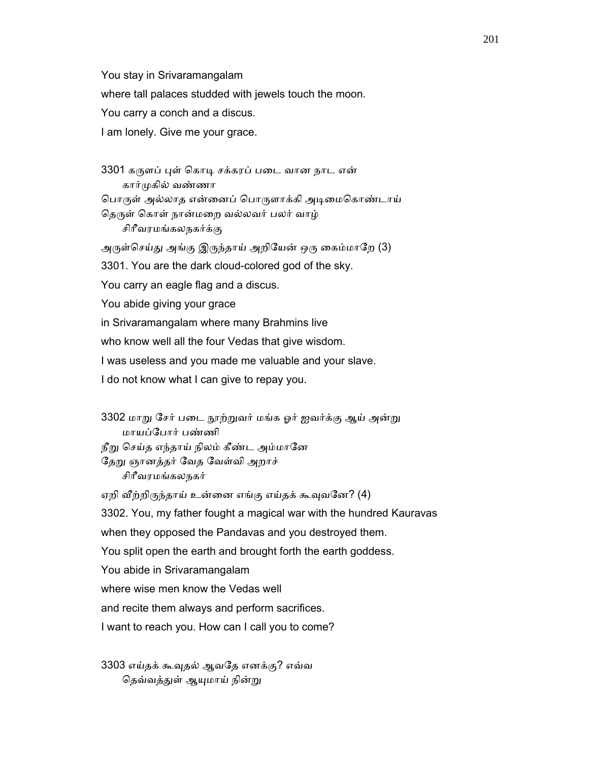You stay in Srivaramangalam

where tall palaces studded with jewels touch the moon.

You carry a conch and a discus.

I am lonely. Give me your grace.

3301 கருளப் புள் கொடி சக்கரப் படை வான நாட என்
      கார்முகில் வண்ணா
பொருள் அல்லாத என்னைப் பொருளாக்கி அடிமைகொண்டாய்
தெருள் கொள் நான்மறை வல்லவர் பலர் வாழ்
      சிரீவரமங்கலநகர்க்கு
அருள்செய்து அங்கு இருந்தாய் அறியேன் ஒரு கைம்மாறே (3)

3301. You are the dark cloud-colored god of the sky.

You carry an eagle flag and a discus.

You abide giving your grace

in Srivaramangalam where many Brahmins live

who know well all the four Vedas that give wisdom.

I was useless and you made me valuable and your slave.

I do not know what I can give to repay you.

3302 மாறு சேர் படை நூற்றுவர் மங்க ஓர் ஐவர்க்கு ஆய் அன்று
      மாயப்போர் பண்ணி
நீறு செய்த எந்தாய் நிலம் கீண்ட அம்மானே
தேறு ஞானத்தர் வேத வேள்வி அறாச்
      சிரீவரமங்கலநகர்
ஏறி வீற்றிருந்தாய் உன்னை எங்கு எய்தக் கூவுவனே? (4)

3302. You, my father fought a magical war with the hundred Kauravas

when they opposed the Pandavas and you destroyed them.

You split open the earth and brought forth the earth goddess.

You abide in Srivaramangalam

where wise men know the Vedas well

and recite them always and perform sacrifices.

I want to reach you. How can I call you to come?

3303 எய்தக் கூவுதல் ஆவதே எனக்கு? எவ்வ
      தெவ்வத்துள் ஆயுமாய் நின்று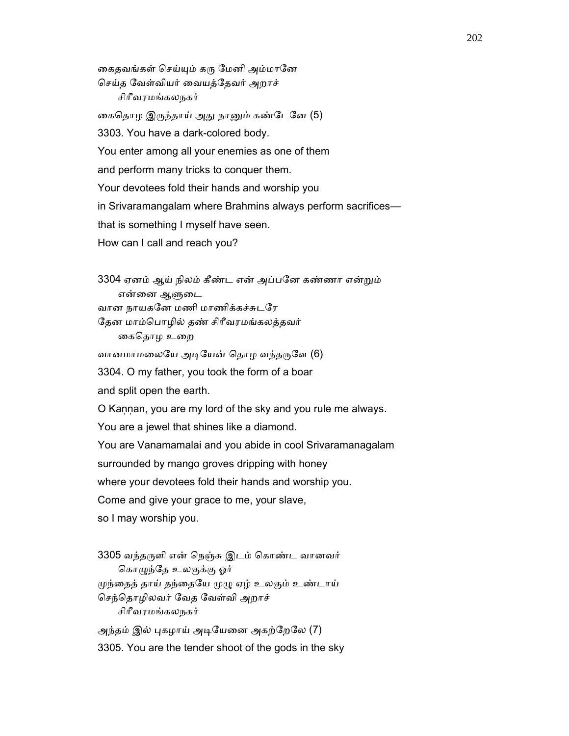கைதவங்கள் செய்யும் கரு மேனி அம்மானே
செய்த வேள்வியர் வையத்தேவர் அறாச்
சிரீவரமங்கலநகர்
கைதொழ இருந்தாய் அது நானும் கண்டேனே (5)

3303. You have a dark-colored body.
You enter among all your enemies as one of them
and perform many tricks to conquer them.
Your devotees fold their hands and worship you
in Srivaramangalam where Brahmins always perform sacrifices—
that is something I myself have seen.
How can I call and reach you?

3304 ஏனம் ஆய் நிலம் கீண்ட என் அப்பனே கண்ணா என்றும்
என்னை ஆளுடை
வான நாயகனே மணி மாணிக்கச்சுடரே
தேன மாம்பொழில் தண் சிரீவரமங்கலத்தவர்
கைதொழ உறை
வானமாமலையே அடியேன் தொழ வந்தருளே (6)

3304. O my father, you took the form of a boar
and split open the earth.
O Kaṇṇan, you are my lord of the sky and you rule me always.
You are a jewel that shines like a diamond.
You are Vanamamalai and you abide in cool Srivaramanagalam
surrounded by mango groves dripping with honey
where your devotees fold their hands and worship you.
Come and give your grace to me, your slave,
so I may worship you.

3305 வந்தருளி என் நெஞ்சு இடம் கொண்ட வானவர்
கொழுந்தே உலகுக்கு ஓர்
முந்தைத் தாய் தந்தையே முழு ஏழ் உலகும் உண்டாய்
செந்தொழிலவர் வேத வேள்வி அறாச்
சிரீவரமங்கலநகர்
அந்தம் இல் புகழாய் அடியேனை அகற்றேலே (7)

3305. You are the tender shoot of the gods in the sky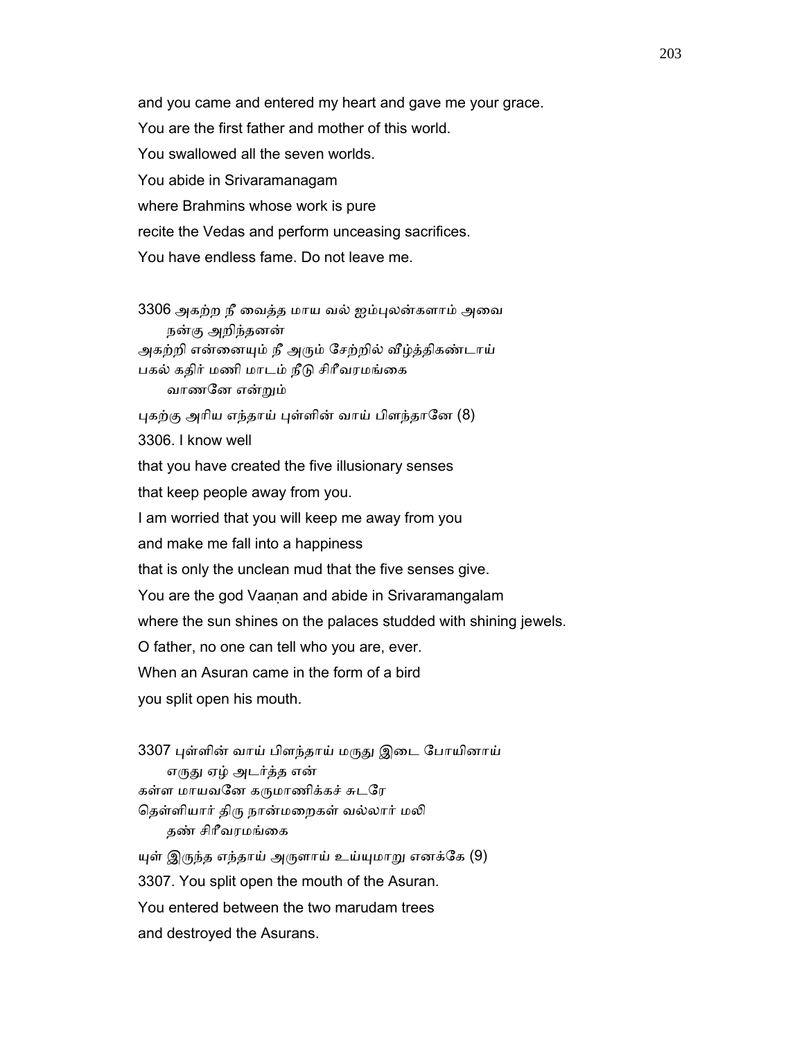and you came and entered my heart and gave me your grace.
You are the first father and mother of this world.
You swallowed all the seven worlds.
You abide in Srivaramanagam
where Brahmins whose work is pure
recite the Vedas and perform unceasing sacrifices.
You have endless fame. Do not leave me.

3306 அகற்ற நீ வைத்த மாய வல் ஐம்புலன்களாம் அவை
 நன்கு அறிந்தனன்
அகற்றி என்னையும் நீ அரும் சேற்றில் வீழ்த்திகண்டாய்
பகல் கதிர் மணி மாடம் நீடு சிரீவரமங்கை
 வாணனே என்றும்
புகற்கு அரிய எந்தாய் புள்ளின் வாய் பிளந்தானே (8)
3306. I know well
that you have created the five illusionary senses
that keep people away from you.
I am worried that you will keep me away from you
and make me fall into a happiness
that is only the unclean mud that the five senses give.
You are the god Vaaṇan and abide in Srivaramangalam
where the sun shines on the palaces studded with shining jewels.
O father, no one can tell who you are, ever.
When an Asuran came in the form of a bird
you split open his mouth.

3307 புள்ளின் வாய் பிளந்தாய் மருது இடை போயினாய்
 எருது ஏழ் அடர்த்த என்
கள்ள மாயவனே கருமாணிக்கச் சுடரே
தெள்ளியார் திரு நான்மறைகள் வல்லார் மலி
 தண் சிரீவரமங்கை
யுள் இருந்த எந்தாய் அருளாய் உய்யுமாறு எனக்கே (9)
3307. You split open the mouth of the Asuran.
You entered between the two marudam trees
and destroyed the Asurans.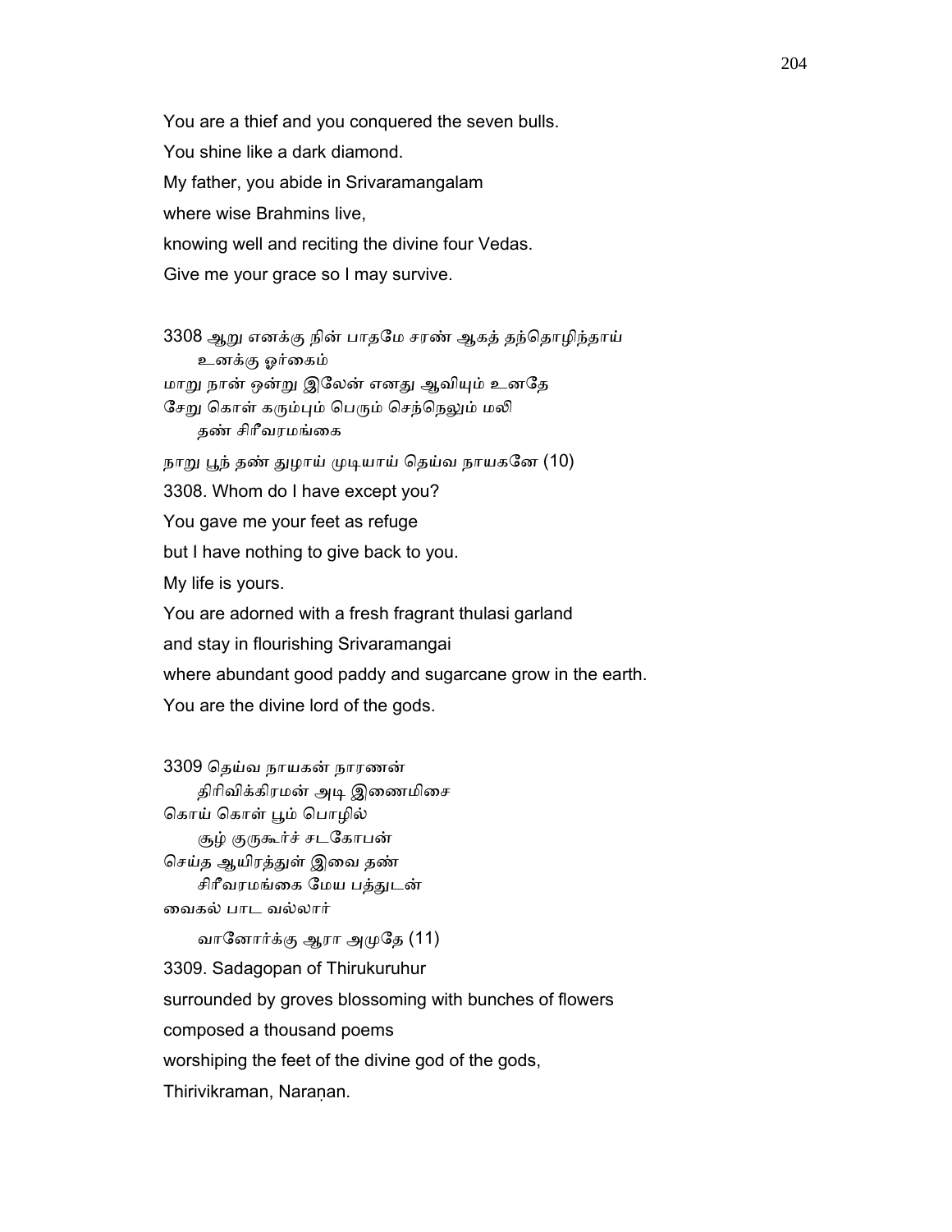You are a thief and you conquered the seven bulls.

You shine like a dark diamond.

My father, you abide in Srivaramangalam

where wise Brahmins live,

knowing well and reciting the divine four Vedas.

Give me your grace so I may survive.

3308 ஆறு எனக்கு நின் பாதமே சரண் ஆகத் தந்தொழிந்தாய்
    உனக்கு ஓர்கைம்
மாறு நான் ஒன்று இலேன் எனது ஆவியும் உனதே
சேறு கொள் கரும்பும் பெரும் செந்நெலும் மலி
    தண் சிரீவரமங்கை
நாறு பூந் தண் துழாய் முடியாய் தெய்வ நாயகனே (10)

3308. Whom do I have except you?

You gave me your feet as refuge

but I have nothing to give back to you.

My life is yours.

You are adorned with a fresh fragrant thulasi garland

and stay in flourishing Srivaramangai

where abundant good paddy and sugarcane grow in the earth.

You are the divine lord of the gods.

3309 தெய்வ நாயகன் நாரணன்
    திரிவிக்கிரமன் அடி இணைமிசை
கொய் கொள் பூம் பொழில்
    சூழ் குருகூர்ச் சடகோபன்
செய்த ஆயிரத்துள் இவை தண்
    சிரீவரமங்கை மேய பத்துடன்
வைகல் பாட வல்லார்
    வானோர்க்கு ஆரா அமுதே (11)

3309. Sadagopan of Thirukuruhur

surrounded by groves blossoming with bunches of flowers

composed a thousand poems

worshiping the feet of the divine god of the gods,

Thirivikraman, Naraṇan.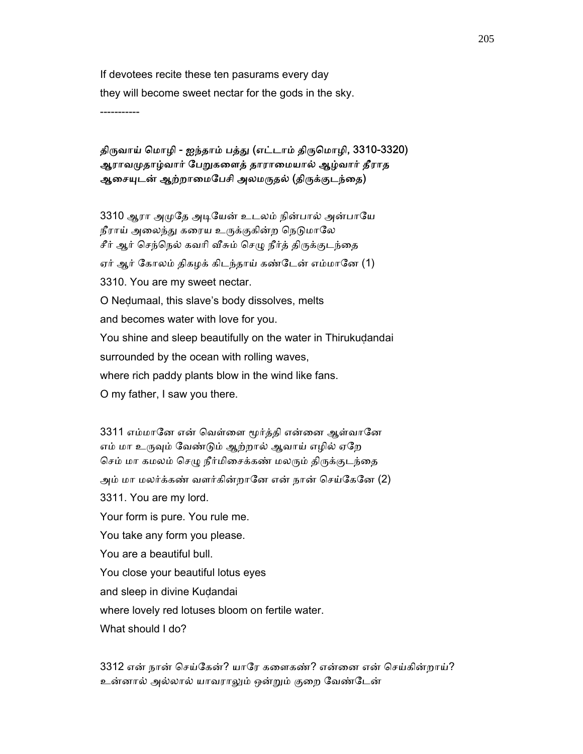If devotees recite these ten pasurams every day
they will become sweet nectar for the gods in the sky.

-----------

**திருவாய் மொழி - ஐந்தாம் பத்து (எட்டாம் திருமொழி, 3310-3320)**
**ஆராவமுதாழ்வார் பேறுகளைத் தாராமையால் ஆழ்வார் தீராத ஆசையுடன் ஆற்றாமைபேசி அலமருதல் (திருக்குடந்தை)**

3310 ஆரா அமுதே அடியேன் உடலம் நின்பால் அன்பாயே
நீராய் அலைந்து கரைய உருக்குகின்ற நெடுமாலே
சீர் ஆர் செந்நெல் கவரி வீசும் செழு நீர்த் திருக்குடந்தை
ஏர் ஆர் கோலம் திகழக் கிடந்தாய் கண்டேன் எம்மானே (1)

3310. You are my sweet nectar.
O Neḍumaal, this slave's body dissolves, melts
and becomes water with love for you.
You shine and sleep beautifully on the water in Thirukuḍandai
surrounded by the ocean with rolling waves,
where rich paddy plants blow in the wind like fans.
O my father, I saw you there.

3311 எம்மானே என் வெள்ளை மூர்த்தி என்னை ஆள்வானே
எம் மா உருவும் வேண்டும் ஆற்றால் ஆவாய் எழில் ஏறே
செம் மா கமலம் செழு நீர்மிசைக்கண் மலரும் திருக்குடந்தை
அம் மா மலர்க்கண் வளர்கின்றானே என் நான் செய்கேனே (2)

3311. You are my lord.
Your form is pure. You rule me.
You take any form you please.
You are a beautiful bull.
You close your beautiful lotus eyes
and sleep in divine Kuḍandai
where lovely red lotuses bloom on fertile water.
What should I do?

3312 என் நான் செய்கேன்? யாரே களைகண்? என்னை என் செய்கின்றாய்?
உன்னால் அல்லால் யாவராலும் ஒன்றும் குறை வேண்டேன்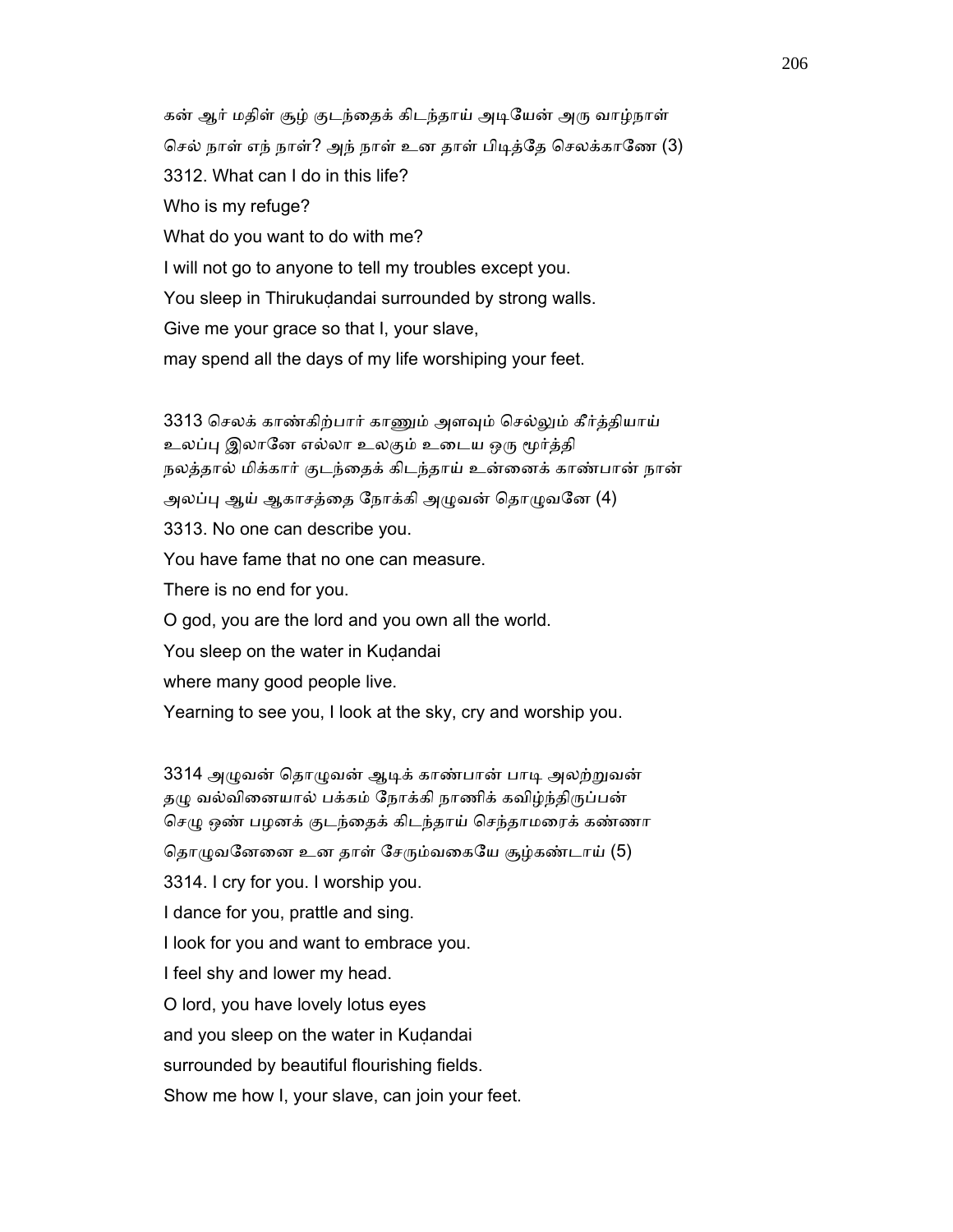கன் ஆர் மதிள் சூழ் குடந்தைக் கிடந்தாய் அடியேன் அரு வாழ்நாள்
செல் நாள் எந் நாள்? அந் நாள் உன தாள் பிடித்தே செலக்காணே (3)

3312. What can I do in this life?
Who is my refuge?
What do you want to do with me?
I will not go to anyone to tell my troubles except you.
You sleep in Thirukuḍandai surrounded by strong walls.
Give me your grace so that I, your slave,
may spend all the days of my life worshiping your feet.

3313 செலக் காண்கிற்பார் காணும் அளவும் செல்லும் கீர்த்தியாய்
உலப்பு இலானே எல்லா உலகும் உடைய ஒரு மூர்த்தி
நலத்தால் மிக்கார் குடந்தைக் கிடந்தாய் உன்னைக் காண்பான் நான்
அலப்பு ஆய் ஆகாசத்தை நோக்கி அழுவன் தொழுவனே (4)

3313. No one can describe you.
You have fame that no one can measure.
There is no end for you.
O god, you are the lord and you own all the world.
You sleep on the water in Kuḍandai
where many good people live.
Yearning to see you, I look at the sky, cry and worship you.

3314 அழுவன் தொழுவன் ஆடிக் காண்பான் பாடி அலற்றுவன்
தழு வல்வினையால் பக்கம் நோக்கி நாணிக் கவிழ்ந்திருப்பன்
செழு ஒண் பழனக் குடந்தைக் கிடந்தாய் செந்தாமரைக் கண்ணா
தொழுவனேனை உன தாள் சேரும்வகையே சூழ்கண்டாய் (5)

3314. I cry for you. I worship you.
I dance for you, prattle and sing.
I look for you and want to embrace you.
I feel shy and lower my head.
O lord, you have lovely lotus eyes
and you sleep on the water in Kuḍandai
surrounded by beautiful flourishing fields.
Show me how I, your slave, can join your feet.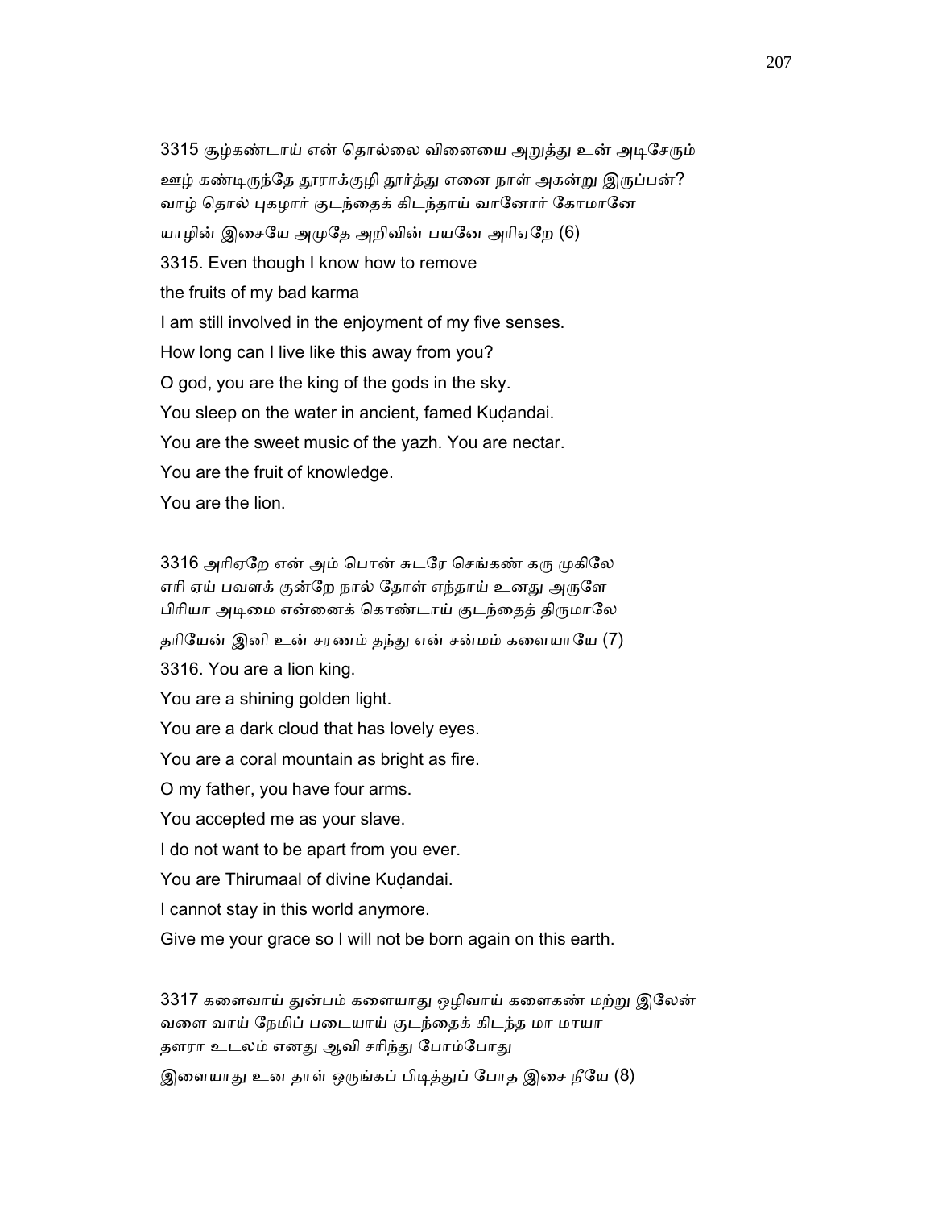3315 சூழ்கண்டாய் என் தொல்லை வினையை அறுத்து உன் அடிசேரும்
ஊழ் கண்டிருந்தே தூராக்குழி தூர்த்து எனை நாள் அகன்று இருப்பன்?
வாழ் தொல் புகழார் குடந்தைக் கிடந்தாய் வானோர் கோமானே
யாழின் இசையே அமுதே அறிவின் பயனே அரிஏறே (6)

3315. Even though I know how to remove
the fruits of my bad karma
I am still involved in the enjoyment of my five senses.
How long can I live like this away from you?
O god, you are the king of the gods in the sky.
You sleep on the water in ancient, famed Kuḍandai.
You are the sweet music of the yazh. You are nectar.
You are the fruit of knowledge.
You are the lion.

3316 அரிஏறே என் அம் பொன் சுடரே செங்கண் கரு முகிலே
எரி ஏய் பவளக் குன்றே நால் தோள் எந்தாய் உனது அருளே
பிரியா அடிமை என்னைக் கொண்டாய் குடந்தைத் திருமாலே
தரியேன் இனி உன் சரணம் தந்து என் சன்மம் களையாயே (7)

3316. You are a lion king.
You are a shining golden light.
You are a dark cloud that has lovely eyes.
You are a coral mountain as bright as fire.
O my father, you have four arms.
You accepted me as your slave.
I do not want to be apart from you ever.
You are Thirumaal of divine Kuḍandai.
I cannot stay in this world anymore.
Give me your grace so I will not be born again on this earth.

3317 களைவாய் துன்பம் களையாது ஒழிவாய் களைகண் மற்று இலேன்
வளை வாய் நேமிப் படையாய் குடந்தைக் கிடந்த மா மாயா
தளரா உடலம் எனது ஆவி சரிந்து போம்போது
இளையாது உன தாள் ஒருங்கப் பிடித்துப் போத இசை நீயே (8)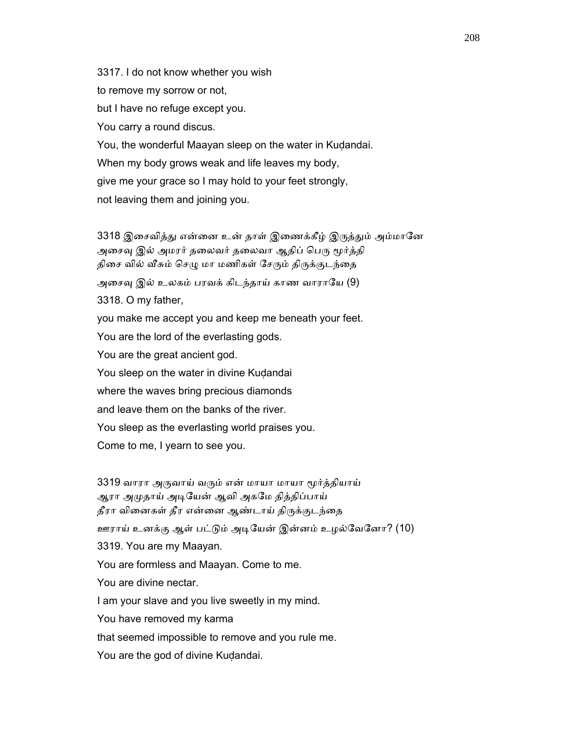3317. I do not know whether you wish
to remove my sorrow or not,
but I have no refuge except you.
You carry a round discus.
You, the wonderful Maayan sleep on the water in Kuḍandai.
When my body grows weak and life leaves my body,
give me your grace so I may hold to your feet strongly,
not leaving them and joining you.

3318 இசைவித்து என்னை உன் தாள் இணைக்கீழ் இருத்தும் அம்மானே
அசைவு இல் அமரர் தலைவர் தலைவா ஆதிப் பெரு மூர்த்தி
திசை வில் வீசும் செழு மா மணிகள் சேரும் திருக்குடந்தை
அசைவு இல் உலகம் பரவக் கிடந்தாய் காண வாராயே (9)

3318. O my father,
you make me accept you and keep me beneath your feet.
You are the lord of the everlasting gods.
You are the great ancient god.
You sleep on the water in divine Kuḍandai
where the waves bring precious diamonds
and leave them on the banks of the river.
You sleep as the everlasting world praises you.
Come to me, I yearn to see you.

3319 வாரா அருவாய் வரும் என் மாயா மாயா மூர்த்தியாய்
ஆரா அமுதாய் அடியேன் ஆவி அகமே தித்திப்பாய்
தீரா வினைகள் தீர என்னை ஆண்டாய் திருக்குடந்தை
ஊராய் உனக்கு ஆள் பட்டும் அடியேன் இன்னம் உழல்வேனோ? (10)

3319. You are my Maayan.
You are formless and Maayan. Come to me.
You are divine nectar.
I am your slave and you live sweetly in my mind.
You have removed my karma
that seemed impossible to remove and you rule me.
You are the god of divine Kuḍandai.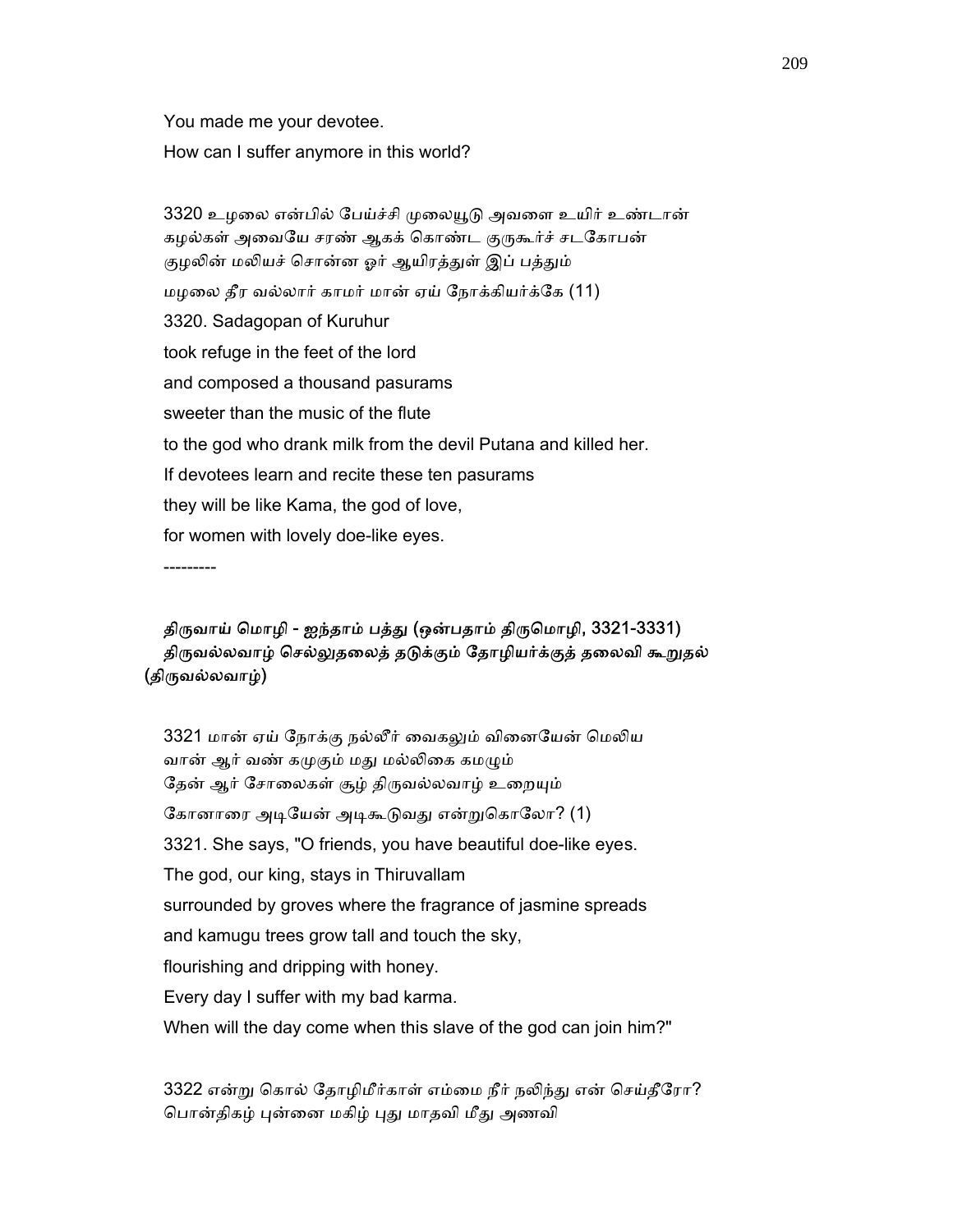You made me your devotee.

How can I suffer anymore in this world?

3320 உழலை என்பில் பேய்ச்சி முலையூடு அவளை உயிர் உண்டான்
கழல்கள் அவையே சரண் ஆகக் கொண்ட குருகூர்ச் சடகோபன்
குழலின் மலியச் சொன்ன ஓர் ஆயிரத்துள் இப் பத்தும்
மழலை தீர வல்லார் காமர் மான் ஏய் நோக்கியர்க்கே (11)

3320. Sadagopan of Kuruhur
took refuge in the feet of the lord
and composed a thousand pasurams
sweeter than the music of the flute
to the god who drank milk from the devil Putana and killed her.
If devotees learn and recite these ten pasurams
they will be like Kama, the god of love,
for women with lovely doe-like eyes.

---------

## திருவாய் மொழி - ஐந்தாம் பத்து (ஒன்பதாம் திருமொழி, 3321-3331)
## திருவல்லவாழ் செல்லுதலைத் தடுக்கும் தோழியர்க்குத் தலைவி கூறுதல் (திருவல்லவாழ்)

3321 மான் ஏய் நோக்கு நல்லீர் வைகலும் வினையேன் மெலிய
வான் ஆர் வண் கமுகும் மது மல்லிகை கமழும்
தேன் ஆர் சோலைகள் சூழ் திருவல்லவாழ் உறையும்
கோனாரை அடியேன் அடிகூடுவது என்றுகொலோ? (1)

3321. She says, "O friends, you have beautiful doe-like eyes.
The god, our king, stays in Thiruvallam
surrounded by groves where the fragrance of jasmine spreads
and kamugu trees grow tall and touch the sky,
flourishing and dripping with honey.
Every day I suffer with my bad karma.
When will the day come when this slave of the god can join him?"

3322 என்று கொல் தோழிமீர்காள் எம்மை நீர் நலிந்து என் செய்தீரோ?
பொன்திகழ் புன்னை மகிழ் புது மாதவி மீது அணவி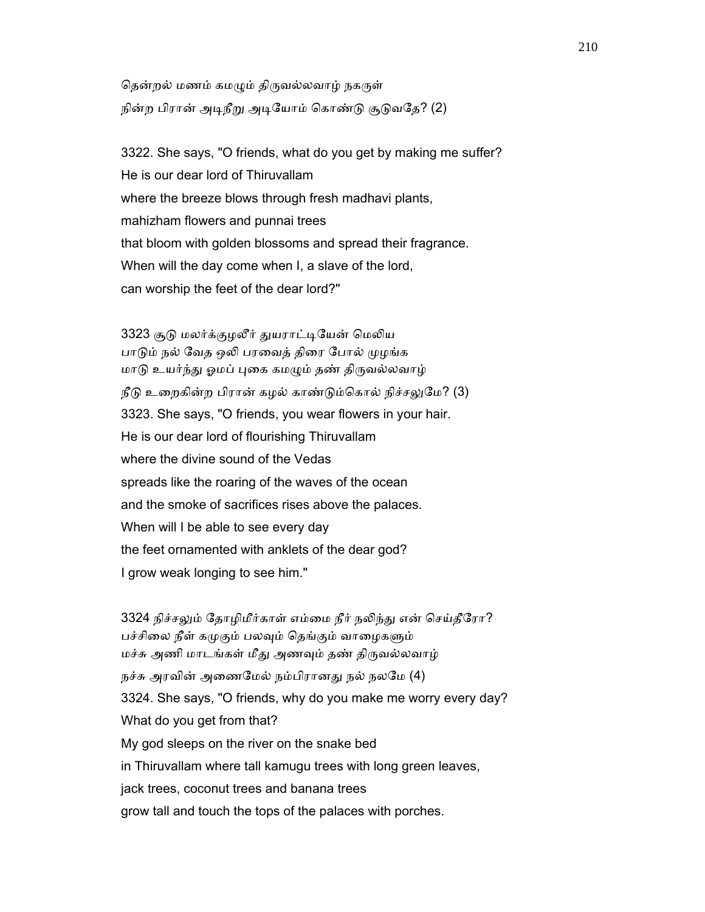தென்றல் மணம் கமழும் திருவல்லவாழ் நகருள்
நின்ற பிரான் அடிநீறு அடியோம் கொண்டு சூடுவதே? (2)

3322. She says, "O friends, what do you get by making me suffer?
He is our dear lord of Thiruvallam
where the breeze blows through fresh madhavi plants,
mahizham flowers and punnai trees
that bloom with golden blossoms and spread their fragrance.
When will the day come when I, a slave of the lord,
can worship the feet of the dear lord?"

3323 சூடு மலர்க்குழலீர் துயராட்டியேன் மெலிய
பாடும் நல் வேத ஒலி பரவைத் திரை போல் முழங்க
மாடு உயர்ந்து ஓமப் புகை கமழும் தண் திருவல்லவாழ்
நீடு உறைகின்ற பிரான் கழல் காண்டும்கொல் நிச்சலுமே? (3)
3323. She says, "O friends, you wear flowers in your hair.
He is our dear lord of flourishing Thiruvallam
where the divine sound of the Vedas
spreads like the roaring of the waves of the ocean
and the smoke of sacrifices rises above the palaces.
When will I be able to see every day
the feet ornamented with anklets of the dear god?
I grow weak longing to see him."

3324 நிச்சலும் தோழிமீர்காள் எம்மை நீர் நலிந்து என் செய்தீரோ?
பச்சிலை நீள் கமுகும் பலவும் தெங்கும் வாழைகளும்
மச்சு அணி மாடங்கள் மீது அணவும் தண் திருவல்லவாழ்
நச்சு அரவின் அணைமேல் நம்பிரானது நல் நலமே (4)
3324. She says, "O friends, why do you make me worry every day?
What do you get from that?
My god sleeps on the river on the snake bed
in Thiruvallam where tall kamugu trees with long green leaves,
jack trees, coconut trees and banana trees
grow tall and touch the tops of the palaces with porches.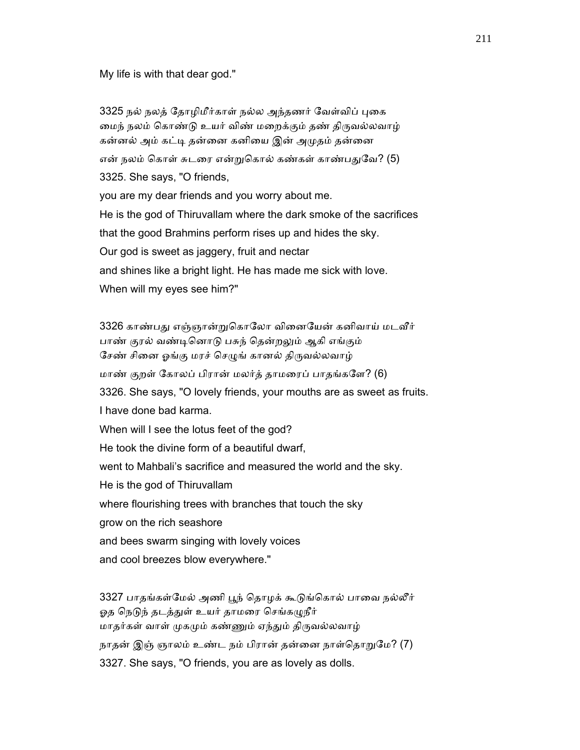My life is with that dear god."

3325 நல் நலத் தோழிமீர்காள் நல்ல அந்தணர் வேள்விப் புகை
மைந் நலம் கொண்டு உயர் விண் மறைக்கும் தண் திருவல்லவாழ்
கன்னல் அம் கட்டி தன்னை கனியை இன் அமுதம் தன்னை
என் நலம் கொள் சுடரை என்றுகொல் கண்கள் காண்பதுவே? (5)

3325. She says, "O friends,
you are my dear friends and you worry about me.
He is the god of Thiruvallam where the dark smoke of the sacrifices
that the good Brahmins perform rises up and hides the sky.
Our god is sweet as jaggery, fruit and nectar
and shines like a bright light. He has made me sick with love.
When will my eyes see him?"

3326 காண்பது எஞ்ஞான்றுகொலோ வினையேன் கனிவாய் மடவீர்
பாண் குரல் வண்டினொடு பசுந் தென்றலும் ஆகி எங்கும்
சேண் சினை ஓங்கு மரச் செழுங் கானல் திருவல்லவாழ்
மாண் குறள் கோலப் பிரான் மலர்த் தாமரைப் பாதங்களே? (6)

3326. She says, "O lovely friends, your mouths are as sweet as fruits.
I have done bad karma.
When will I see the lotus feet of the god?
He took the divine form of a beautiful dwarf,
went to Mahbali's sacrifice and measured the world and the sky.
He is the god of Thiruvallam
where flourishing trees with branches that touch the sky
grow on the rich seashore
and bees swarm singing with lovely voices
and cool breezes blow everywhere."

3327 பாதங்கள்மேல் அணி பூந் தொழக் கூடுங்கொல் பாவை நல்லீர்
ஓத நெடுந் தடத்துள் உயர் தாமரை செங்கழுநீர்
மாதர்கள் வாள் முகமும் கண்ணும் ஏந்தும் திருவல்லவாழ்
நாதன் இஞ் ஞாலம் உண்ட நம் பிரான் தன்னை நாள்தொறுமே? (7)

3327. She says, "O friends, you are as lovely as dolls.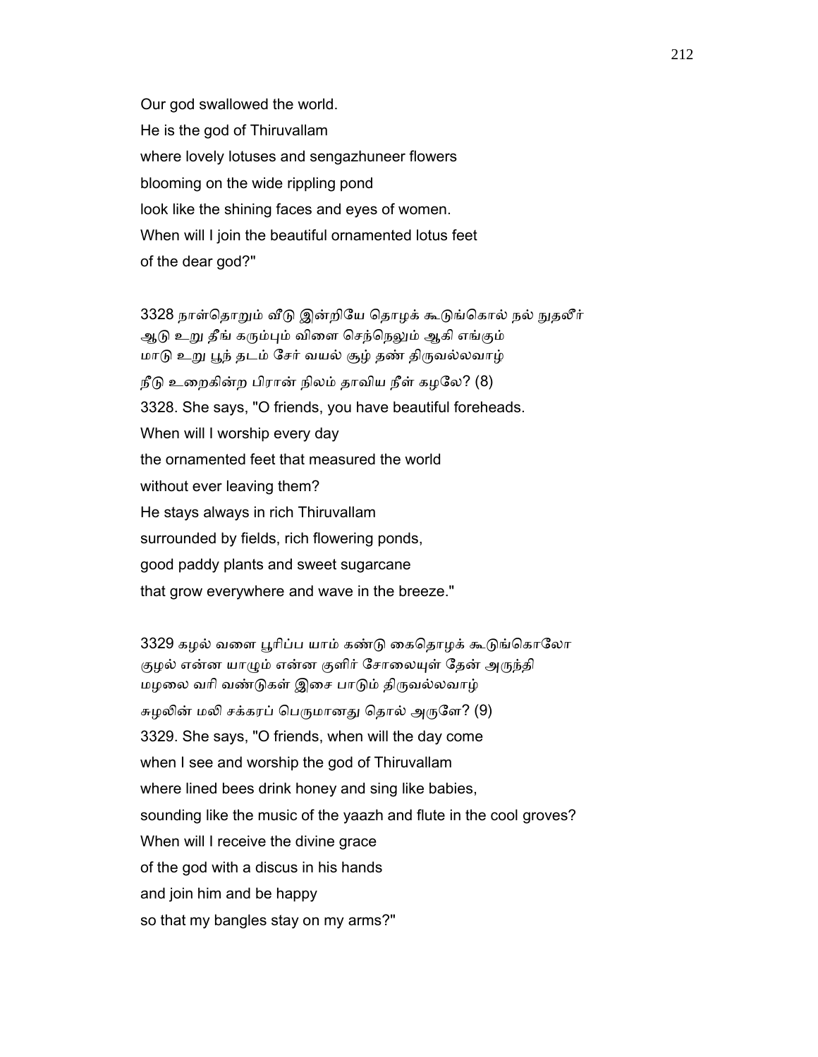Our god swallowed the world.
He is the god of Thiruvallam
where lovely lotuses and sengazhuneer flowers
blooming on the wide rippling pond
look like the shining faces and eyes of women.
When will I join the beautiful ornamented lotus feet
of the dear god?"

3328 நாள்தொறும் வீடு இன்றியே தொழக் கூடுங்கொல் நல் நுதலீர்
ஆடு உறு தீங் கரும்பும் விளை செந்நெலும் ஆகி எங்கும்
மாடு உறு பூந் தடம் சேர் வயல் சூழ் தண் திருவல்லவாழ்
நீடு உறைகின்ற பிரான் நிலம் தாவிய நீள் கழலே? (8)

3328. She says, "O friends, you have beautiful foreheads.
When will I worship every day
the ornamented feet that measured the world
without ever leaving them?
He stays always in rich Thiruvallam
surrounded by fields, rich flowering ponds,
good paddy plants and sweet sugarcane
that grow everywhere and wave in the breeze."

3329 கழல் வளை பூரிப்ப யாம் கண்டு கைதொழக் கூடுங்கொலோ
குழல் என்ன யாழும் என்ன குளிர் சோலையுள் தேன் அருந்தி
மழலை வரி வண்டுகள் இசை பாடும் திருவல்லவாழ்
சுழலின் மலி சக்கரப் பெருமானது தொல் அருளே? (9)

3329. She says, "O friends, when will the day come
when I see and worship the god of Thiruvallam
where lined bees drink honey and sing like babies,
sounding like the music of the yaazh and flute in the cool groves?
When will I receive the divine grace
of the god with a discus in his hands
and join him and be happy
so that my bangles stay on my arms?"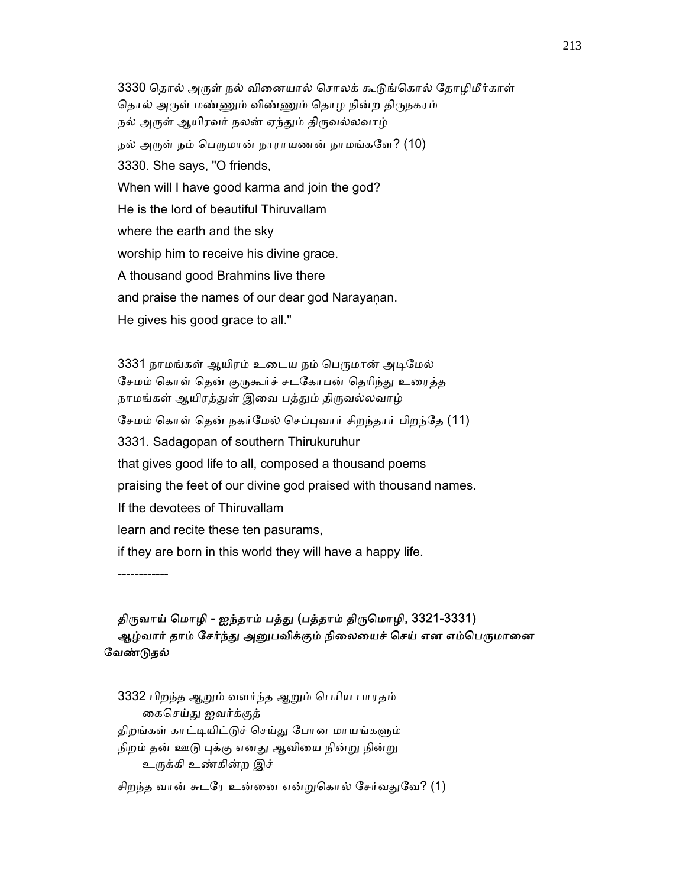3330 தொல் அருள் நல் வினையால் சொலக் கூடுங்கொல் தோழிமீர்காள்
தொல் அருள் மண்ணும் விண்ணும் தொழ நின்ற திருநகரம்
நல் அருள் ஆயிரவர் நலன் ஏந்தும் திருவல்லவாழ்
நல் அருள் நம் பெருமான் நாராயணன் நாமங்களே? (10)

3330. She says, "O friends,
When will I have good karma and join the god?
He is the lord of beautiful Thiruvallam
where the earth and the sky
worship him to receive his divine grace.
A thousand good Brahmins live there
and praise the names of our dear god Narayaṇan.
He gives his good grace to all."

3331 நாமங்கள் ஆயிரம் உடைய நம் பெருமான் அடிமேல்
சேமம் கொள் தென் குருகூர்ச் சடகோபன் தெரிந்து உரைத்த
நாமங்கள் ஆயிரத்துள் இவை பத்தும் திருவல்லவாழ்
சேமம் கொள் தென் நகர்மேல் செப்புவார் சிறந்தார் பிறந்தே (11)

3331. Sadagopan of southern Thirukuruhur
that gives good life to all, composed a thousand poems
praising the feet of our divine god praised with thousand names.
If the devotees of Thiruvallam
learn and recite these ten pasurams,
if they are born in this world they will have a happy life.

------------

**திருவாய் மொழி - ஐந்தாம் பத்து (பத்தாம் திருமொழி, 3321-3331)**
**ஆழ்வார் தாம் சேர்ந்து அனுபவிக்கும் நிலையைச் செய் என எம்பெருமானை வேண்டுதல்**

3332 பிறந்த ஆறும் வளர்ந்த ஆறும் பெரிய பாரதம்
கைசெய்து ஐவர்க்குத்
திறங்கள் காட்டியிட்டுச் செய்து போன மாயங்களும்
நிறம் தன் ஊடு புக்கு எனது ஆவியை நின்று நின்று
உருக்கி உண்கின்ற இச்
சிறந்த வான் சுடரே உன்னை என்றுகொல் சேர்வதுவே? (1)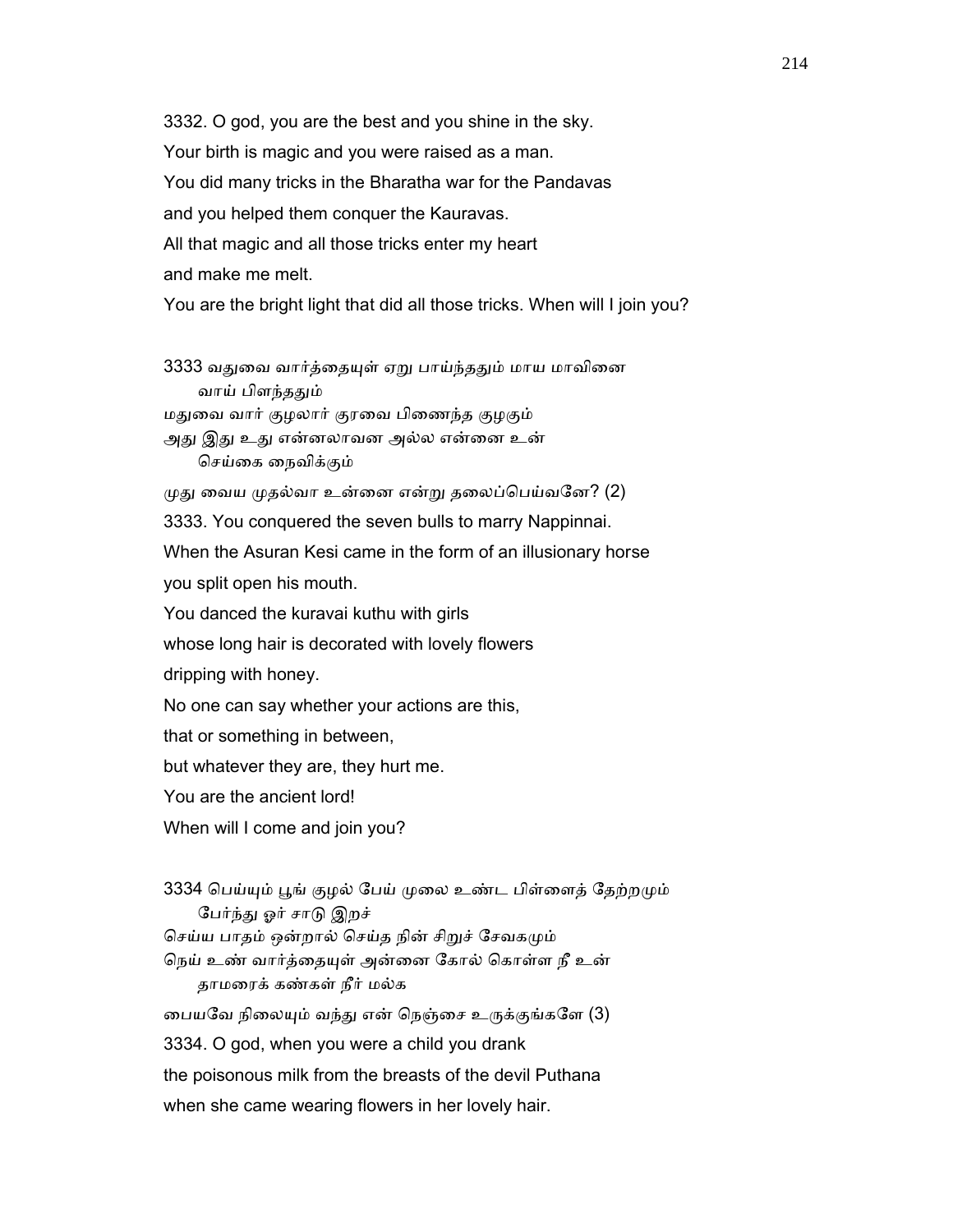3332. O god, you are the best and you shine in the sky.

Your birth is magic and you were raised as a man.

You did many tricks in the Bharatha war for the Pandavas

and you helped them conquer the Kauravas.

All that magic and all those tricks enter my heart

and make me melt.

You are the bright light that did all those tricks. When will I join you?

3333 வதுவை வார்த்தையுள் ஏறு பாய்ந்ததும் மாய மாவினை
    வாய் பிளந்ததும்
மதுவை வார் குழலார் குரவை பிணைந்த குழகும்
அது இது உது என்னலாவன அல்ல என்னை உன்
    செய்கை நைவிக்கும்
முது வைய முதல்வா உன்னை என்று தலைப்பெய்வனே? (2)

3333. You conquered the seven bulls to marry Nappinnai.

When the Asuran Kesi came in the form of an illusionary horse

you split open his mouth.

You danced the kuravai kuthu with girls

whose long hair is decorated with lovely flowers

dripping with honey.

No one can say whether your actions are this,

that or something in between,

but whatever they are, they hurt me.

You are the ancient lord!

When will I come and join you?

3334 பெய்யும் பூங் குழல் பேய் முலை உண்ட பிள்ளைத் தேற்றமும்
    பேர்ந்து ஓர் சாடு இறச்
செய்ய பாதம் ஒன்றால் செய்த நின் சிறுச் சேவகமும்
நெய் உண் வார்த்தையுள் அன்னை கோல் கொள்ள நீ உன்
    தாமரைக் கண்கள் நீர் மல்க
பையவே நிலையும் வந்து என் நெஞ்சை உருக்குங்களே (3)

3334. O god, when you were a child you drank

the poisonous milk from the breasts of the devil Puthana

when she came wearing flowers in her lovely hair.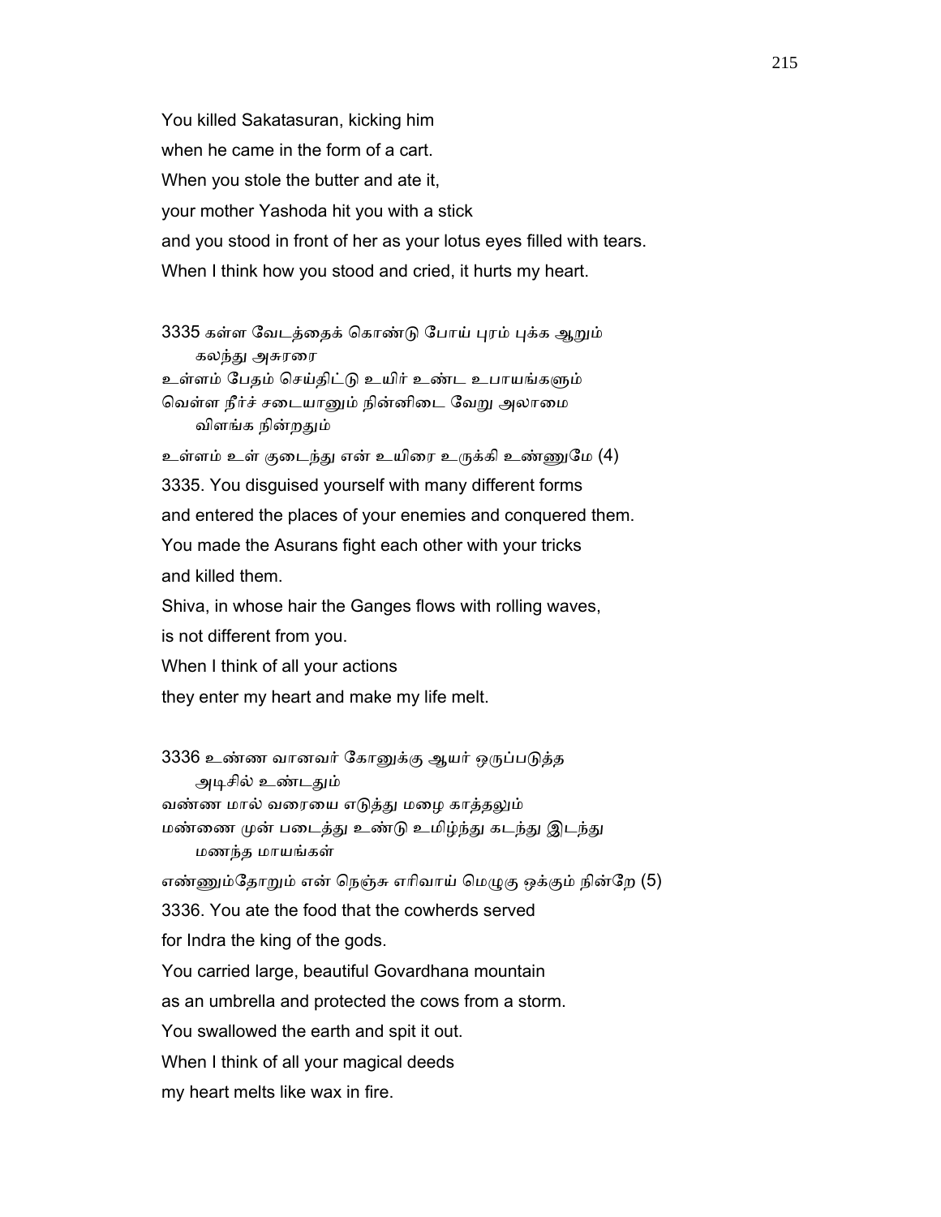You killed Sakatasuran, kicking him
when he came in the form of a cart.
When you stole the butter and ate it,
your mother Yashoda hit you with a stick
and you stood in front of her as your lotus eyes filled with tears.
When I think how you stood and cried, it hurts my heart.

3335 கள்ள வேடத்தைக் கொண்டு போய் புரம் புக்க ஆறும்
   கலந்து அசுரரை
உள்ளம் பேதம் செய்திட்டு உயிர் உண்ட உபாயங்களும்
வெள்ள நீர்ச் சடையானும் நின்னிடை வேறு அலாமை
   விளங்க நின்றதும்
உள்ளம் உள் குடைந்து என் உயிரை உருக்கி உண்ணுமே (4)

3335. You disguised yourself with many different forms
and entered the places of your enemies and conquered them.
You made the Asurans fight each other with your tricks
and killed them.
Shiva, in whose hair the Ganges flows with rolling waves,
is not different from you.
When I think of all your actions
they enter my heart and make my life melt.

3336 உண்ண வானவர் கோனுக்கு ஆயர் ஒருப்படுத்த
   அடிசில் உண்டதும்
வண்ண மால் வரையை எடுத்து மழை காத்தலும்
மண்ணை முன் படைத்து உண்டு உமிழ்ந்து கடந்து இடந்து
   மணந்த மாயங்கள்
எண்ணும்தோறும் என் நெஞ்சு எரிவாய் மெழுகு ஒக்கும் நின்றே (5)

3336. You ate the food that the cowherds served
for Indra the king of the gods.
You carried large, beautiful Govardhana mountain
as an umbrella and protected the cows from a storm.
You swallowed the earth and spit it out.
When I think of all your magical deeds
my heart melts like wax in fire.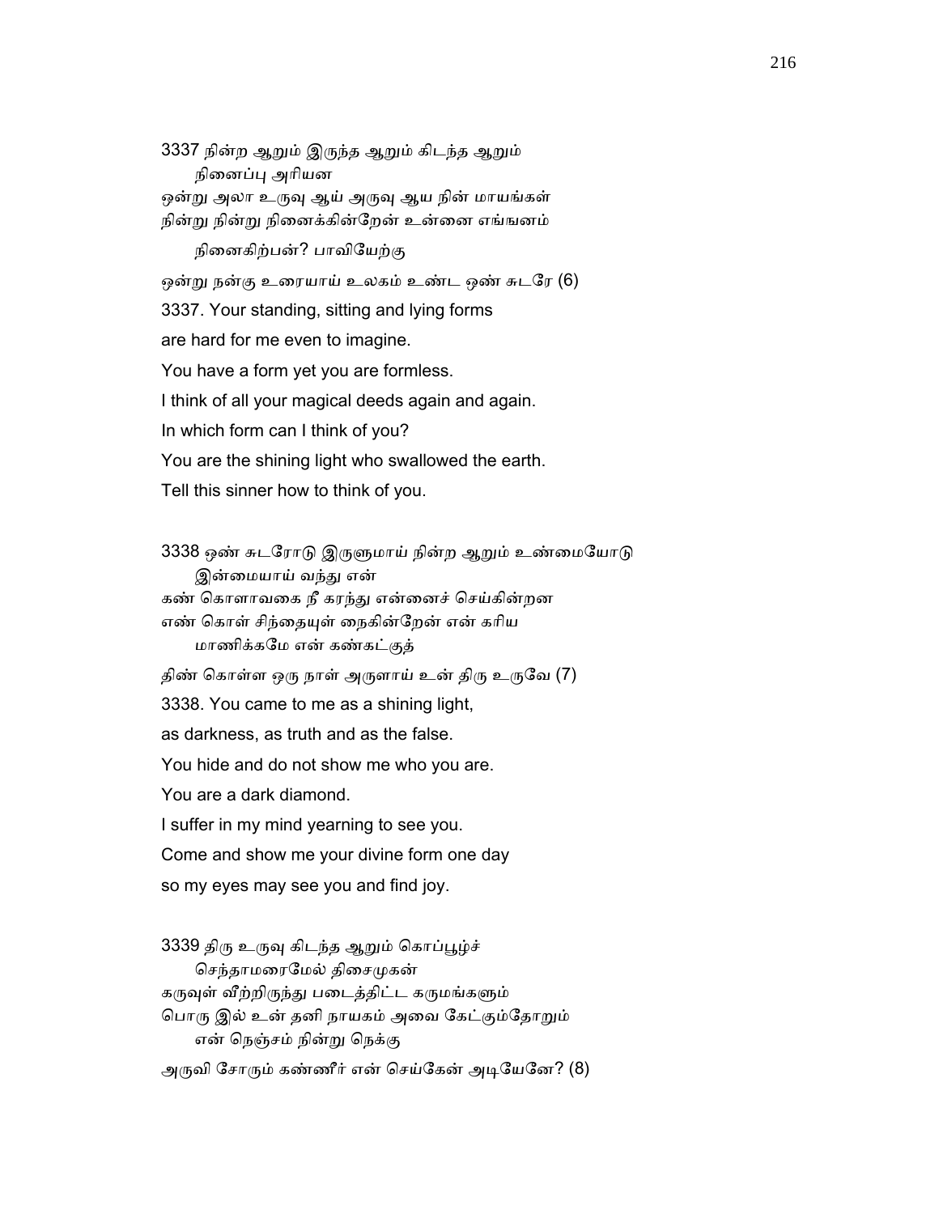3337 நின்ற ஆறும் இருந்த ஆறும் கிடந்த ஆறும்
    நினைப்பு அரியன
ஒன்று அலா உருவு ஆய் அருவு ஆய நின் மாயங்கள்
நின்று நின்று நினைக்கின்றேன் உன்னை எங்ஙனம்
    நினைகிற்பன்? பாவியேற்கு
ஒன்று நன்கு உரையாய் உலகம் உண்ட ஒண் சுடரே (6)

3337. Your standing, sitting and lying forms
are hard for me even to imagine.
You have a form yet you are formless.
I think of all your magical deeds again and again.
In which form can I think of you?
You are the shining light who swallowed the earth.
Tell this sinner how to think of you.

3338 ஒண் சுடரோடு இருளுமாய் நின்ற ஆறும் உண்மையோடு
    இன்மையாய் வந்து என்
கண் கொளாவகை நீ கரந்து என்னைச் செய்கின்றன
எண் கொள் சிந்தையுள் நைகின்றேன் என் கரிய
    மாணிக்கமே என் கண்கட்குத்
திண் கொள்ள ஒரு நாள் அருளாய் உன் திரு உருவே (7)

3338. You came to me as a shining light,
as darkness, as truth and as the false.
You hide and do not show me who you are.
You are a dark diamond.
I suffer in my mind yearning to see you.
Come and show me your divine form one day
so my eyes may see you and find joy.

3339 திரு உருவு கிடந்த ஆறும் கொப்பூழ்ச்
    செந்தாமரைமேல் திசைமுகன்
கருவுள் வீற்றிருந்து படைத்திட்ட கருமங்களும்
பொரு இல் உன் தனி நாயகம் அவை கேட்கும்தோறும்
    என் நெஞ்சம் நின்று நெக்கு
அருவி சோரும் கண்ணீர் என் செய்கேன் அடியேனே? (8)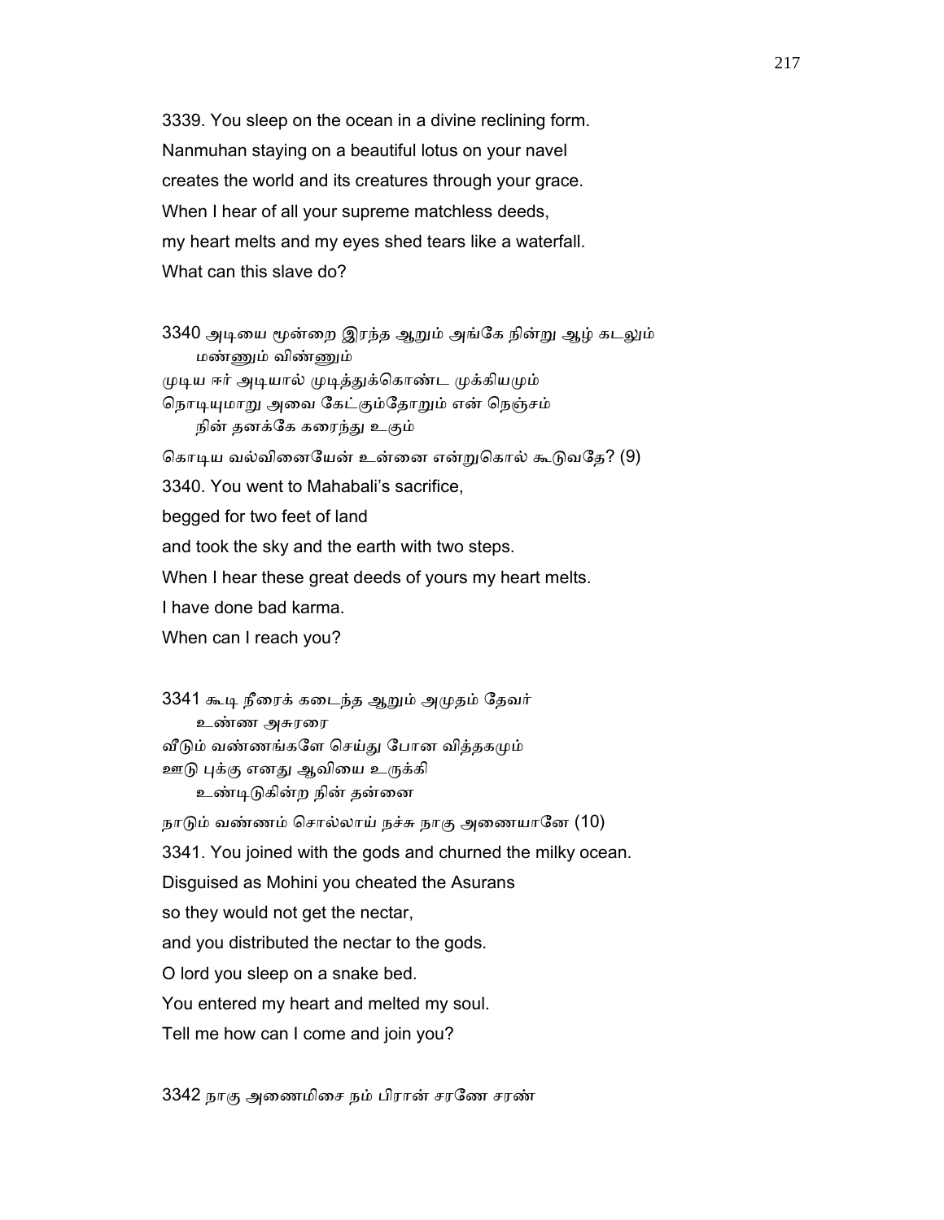3339. You sleep on the ocean in a divine reclining form.
Nanmuhan staying on a beautiful lotus on your navel
creates the world and its creatures through your grace.
When I hear of all your supreme matchless deeds,
my heart melts and my eyes shed tears like a waterfall.
What can this slave do?

3340 அடியை மூன்றை இரந்த ஆறும் அங்கே நின்று ஆழ் கடலும்
     மண்ணும் விண்ணும்
முடிய ஈர் அடியால் முடித்துக்கொண்ட முக்கியமும்
நொடியுமாறு அவை கேட்கும்தோறும் என் நெஞ்சம்
     நின் தனக்கே கரைந்து உகும்
கொடிய வல்வினையேன் உன்னை என்றுகொல் கூடுவதே? (9)

3340. You went to Mahabali's sacrifice,
begged for two feet of land
and took the sky and the earth with two steps.
When I hear these great deeds of yours my heart melts.
I have done bad karma.
When can I reach you?

3341 கூடி நீரைக் கடைந்த ஆறும் அமுதம் தேவர்
     உண்ண அசுரரை
வீடும் வண்ணங்களே செய்து போன வித்தகமும்
ஊடு புக்கு எனது ஆவியை உருக்கி
     உண்டிடுகின்ற நின் தன்னை
நாடும் வண்ணம் சொல்லாய் நச்சு நாகு அணையானே (10)

3341. You joined with the gods and churned the milky ocean.
Disguised as Mohini you cheated the Asurans
so they would not get the nectar,
and you distributed the nectar to the gods.
O lord you sleep on a snake bed.
You entered my heart and melted my soul.
Tell me how can I come and join you?

3342 நாகு அணைமிசை நம் பிரான் சரணே சரண்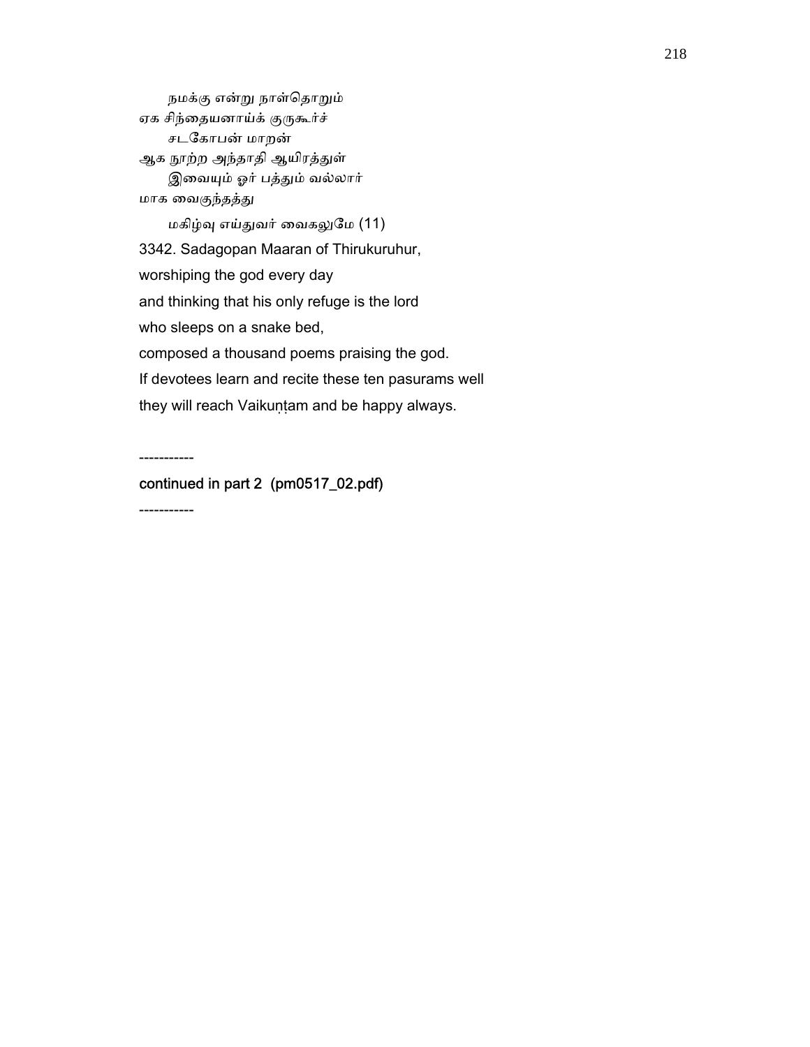நமக்கு என்று நாள்தொறும்
ஏக சிந்தையனாய்க் குருகூர்ச்
சடகோபன் மாறன்
ஆக நூற்ற அந்தாதி ஆயிரத்துள்
இவையும் ஓர் பத்தும் வல்லார்
மாக வைகுந்தத்து
மகிழ்வு எய்துவர் வைகலுமே (11)

3342. Sadagopan Maaran of Thirukuruhur,
worshiping the god every day
and thinking that his only refuge is the lord
who sleeps on a snake bed,
composed a thousand poems praising the god.
If devotees learn and recite these ten pasurams well
they will reach Vaikuṇṭam and be happy always.

-----------

**continued in part 2 (pm0517_02.pdf)**

-----------